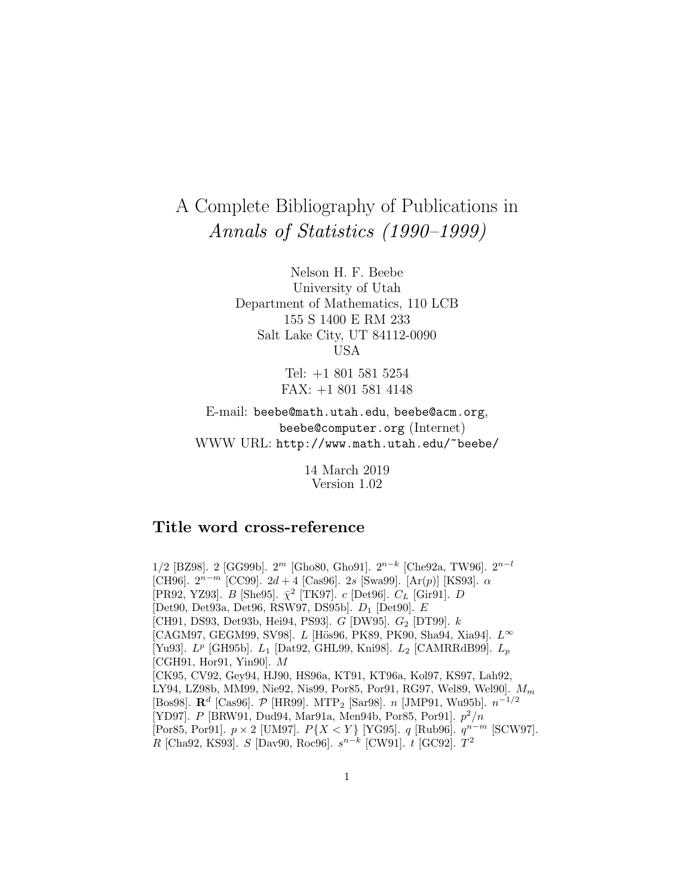# A Complete Bibliography of Publications in *Annals of Statistics (1990–1999)*

Nelson H. F. Beebe
University of Utah
Department of Mathematics, 110 LCB
155 S 1400 E RM 233
Salt Lake City, UT 84112-0090
USA

Tel: +1 801 581 5254
FAX: +1 801 581 4148

E-mail: `beebe@math.utah.edu`, `beebe@acm.org`, `beebe@computer.org` (Internet)
WWW URL: `http://www.math.utah.edu/~beebe/`

14 March 2019
Version 1.02

## Title word cross-reference

1/2 [BZ98]. 2 [GG99b]. $2^m$ [Gho80, Gho91]. $2^{n-k}$ [Che92a, TW96]. $2^{n-l}$ [CH96]. $2^{n-m}$ [CC99]. $2d+4$ [Cas96]. $2s$ [Swa99]. $[\mathrm{Ar}(p)]$ [KS93]. $\alpha$ [PR92, YZ93]. $B$ [She95]. $\bar{\chi}^2$ [TK97]. $c$ [Det96]. $C_L$ [Gir91]. $D$ [Det90, Det93a, Det96, RSW97, DS95b]. $D_1$ [Det90]. $E$ [CH91, DS93, Det93b, Hei94, PS93]. $G$ [DW95]. $G_2$ [DT99]. $k$ [CAGM97, GEGM99, SV98]. $L$ [Hös96, PK89, PK90, Sha94, Xia94]. $L^\infty$ [Yu93]. $L^p$ [GH95b]. $L_1$ [Dat92, GHL99, Kni98]. $L_2$ [CAMRRdB99]. $L_p$ [CGH91, Hor91, Yin90]. $M$ [CK95, CV92, Gey94, HJ90, HS96a, KT91, KT96a, Kol97, KS97, Lah92, LY94, LZ98b, MM99, Nie92, Nis99, Por85, Por91, RG97, Wel89, Wel90]. $M_m$ [Bos98]. $\mathbf{R}^d$ [Cas96]. $\mathcal{P}$ [HR99]. $\mathrm{MTP}_2$ [Sar98]. $n$ [JMP91, Wu95b]. $n^{-1/2}$ [YD97]. $P$ [BRW91, Dud94, Mar91a, Men94b, Por85, Por91]. $p^2/n$ [Por85, Por91]. $p \times 2$ [UM97]. $P\{X<Y\}$ [YG95]. $q$ [Rub96]. $q^{n-m}$ [SCW97]. $R$ [Cha92, KS93]. $S$ [Dav90, Roc96]. $s^{n-k}$ [CW91]. $t$ [GC92]. $T^2$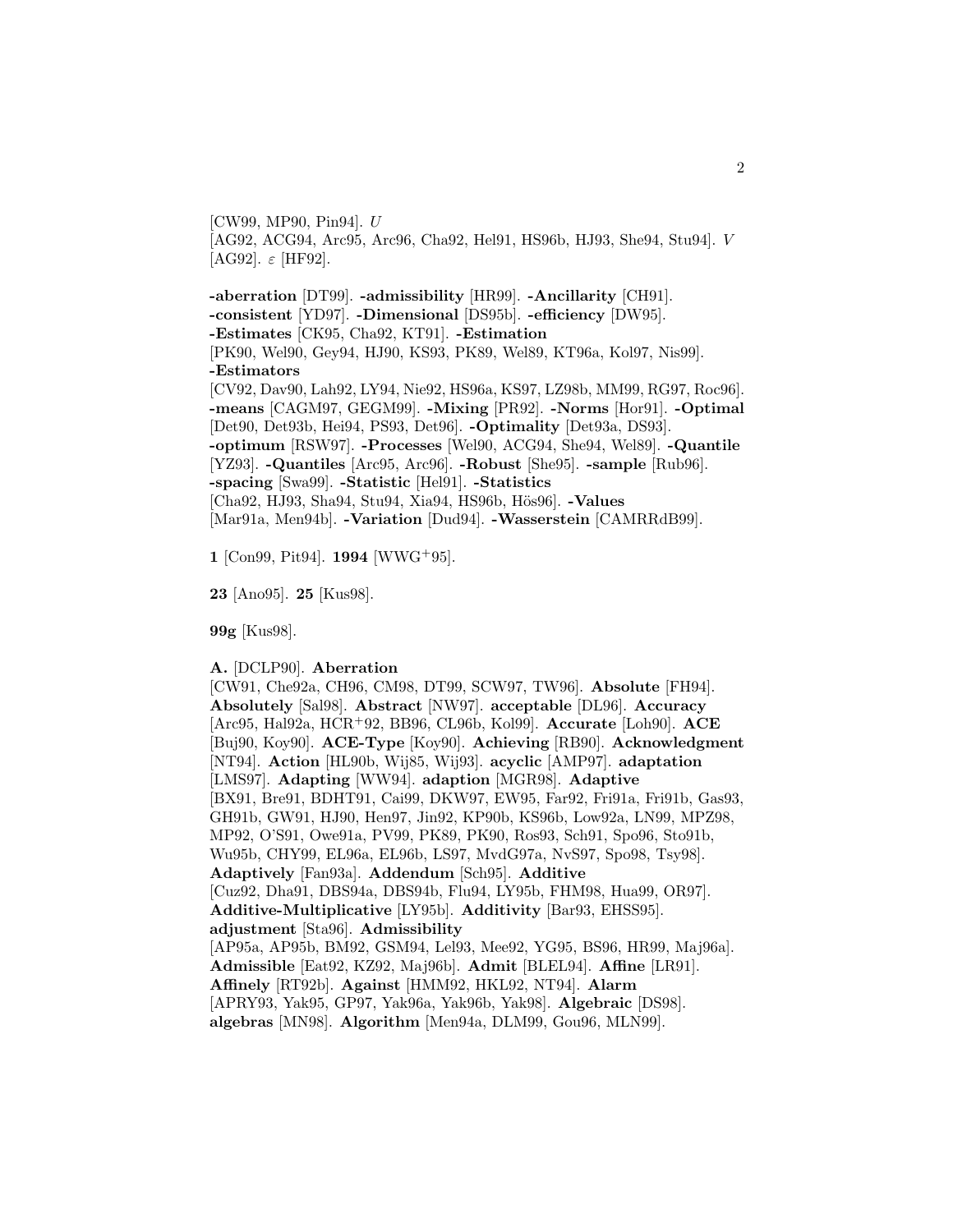[CW99, MP90, Pin94]. $U$ [AG92, ACG94, Arc95, Arc96, Cha92, Hel91, HS96b, HJ93, She94, Stu94]. $V$ [AG92]. $\varepsilon$ [HF92].

**-aberration** [DT99]. **-admissibility** [HR99]. **-Ancillarity** [CH91]. **-consistent** [YD97]. **-Dimensional** [DS95b]. **-efficiency** [DW95]. **-Estimates** [CK95, Cha92, KT91]. **-Estimation** [PK90, Wel90, Gey94, HJ90, KS93, PK89, Wel89, KT96a, Kol97, Nis99]. **-Estimators** [CV92, Dav90, Lah92, LY94, Nie92, HS96a, KS97, LZ98b, MM99, RG97, Roc96]. **-means** [CAGM97, GEGM99]. **-Mixing** [PR92]. **-Norms** [Hor91]. **-Optimal** [Det90, Det93b, Hei94, PS93, Det96]. **-Optimality** [Det93a, DS93]. **-optimum** [RSW97]. **-Processes** [Wel90, ACG94, She94, Wel89]. **-Quantile** [YZ93]. **-Quantiles** [Arc95, Arc96]. **-Robust** [She95]. **-sample** [Rub96]. **-spacing** [Swa99]. **-Statistic** [Hel91]. **-Statistics** [Cha92, HJ93, Sha94, Stu94, Xia94, HS96b, Hös96]. **-Values** [Mar91a, Men94b]. **-Variation** [Dud94]. **-Wasserstein** [CAMRRdB99].

**1** [Con99, Pit94]. **1994** [WWG+95].

**23** [Ano95]. **25** [Kus98].

**99g** [Kus98].

**A.** [DCLP90]. **Aberration** [CW91, Che92a, CH96, CM98, DT99, SCW97, TW96]. **Absolute** [FH94]. **Absolutely** [Sal98]. **Abstract** [NW97]. **acceptable** [DL96]. **Accuracy** [Arc95, Hal92a, HCR+92, BB96, CL96b, Kol99]. **Accurate** [Loh90]. **ACE** [Buj90, Koy90]. **ACE-Type** [Koy90]. **Achieving** [RB90]. **Acknowledgment** [NT94]. **Action** [HL90b, Wij85, Wij93]. **acyclic** [AMP97]. **adaptation** [LMS97]. **Adapting** [WW94]. **adaption** [MGR98]. **Adaptive** [BX91, Bre91, BDHT91, Cai99, DKW97, EW95, Far92, Fri91a, Fri91b, Gas93, GH91b, GW91, HJ90, Hen97, Jin92, KP90b, KS96b, Low92a, LN99, MPZ98, MP92, O'S91, Owe91a, PV99, PK89, PK90, Ros93, Sch91, Spo96, Sto91b, Wu95b, CHY99, EL96a, EL96b, LS97, MvdG97a, NvS97, Spo98, Tsy98]. **Adaptively** [Fan93a]. **Addendum** [Sch95]. **Additive** [Cuz92, Dha91, DBS94a, DBS94b, Flu94, LY95b, FHM98, Hua99, OR97]. **Additive-Multiplicative** [LY95b]. **Additivity** [Bar93, EHSS95]. **adjustment** [Sta96]. **Admissibility** [AP95a, AP95b, BM92, GSM94, Lel93, Mee92, YG95, BS96, HR99, Maj96a]. **Admissible** [Eat92, KZ92, Maj96b]. **Admit** [BLEL94]. **Affine** [LR91]. **Affinely** [RT92b]. **Against** [HMM92, HKL92, NT94]. **Alarm** [APRY93, Yak95, GP97, Yak96a, Yak96b, Yak98]. **Algebraic** [DS98]. **algebras** [MN98]. **Algorithm** [Men94a, DLM99, Gou96, MLN99].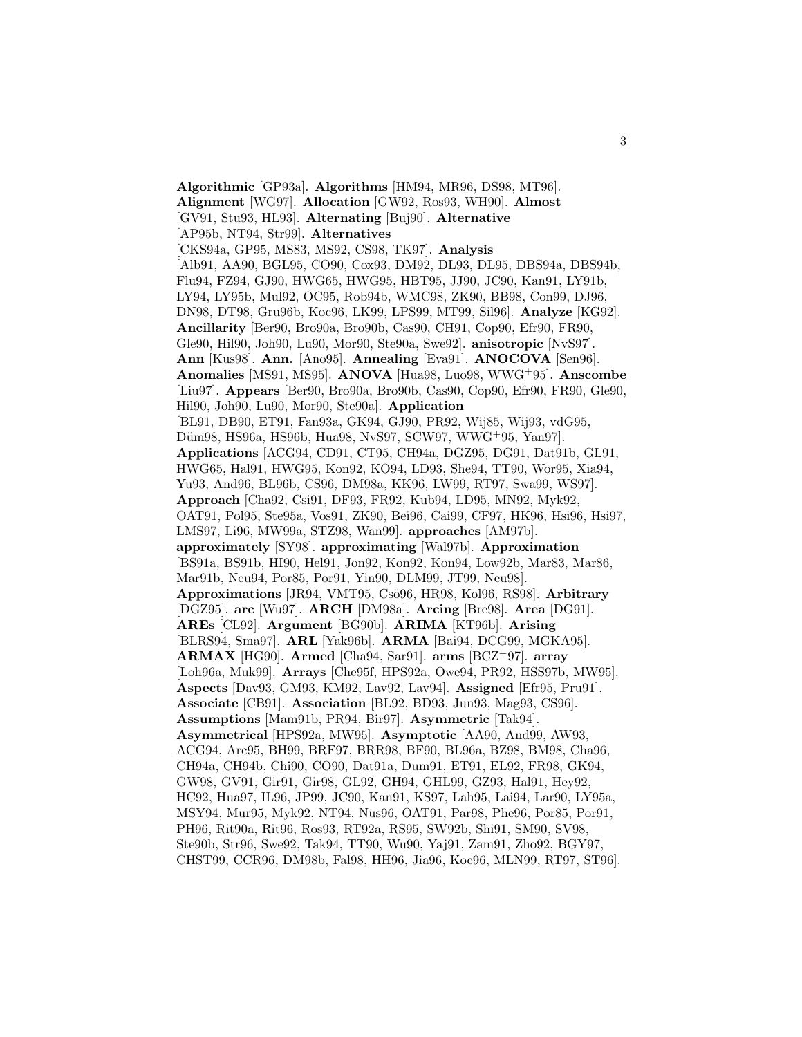**Algorithmic** [GP93a]. **Algorithms** [HM94, MR96, DS98, MT96]. **Alignment** [WG97]. **Allocation** [GW92, Ros93, WH90]. **Almost** [GV91, Stu93, HL93]. **Alternating** [Buj90]. **Alternative** [AP95b, NT94, Str99]. **Alternatives** [CKS94a, GP95, MS83, MS92, CS98, TK97]. **Analysis** [Alb91, AA90, BGL95, CO90, Cox93, DM92, DL93, DL95, DBS94a, DBS94b, Flu94, FZ94, GJ90, HWG65, HWG95, HBT95, JJ90, JC90, Kan91, LY91b, LY94, LY95b, Mul92, OC95, Rob94b, WMC98, ZK90, BB98, Con99, DJ96, DN98, DT98, Gru96b, Koc96, LK99, LPS99, MT99, Sil96]. **Analyze** [KG92]. **Ancillarity** [Ber90, Bro90a, Bro90b, Cas90, CH91, Cop90, Efr90, FR90, Gle90, Hil90, Joh90, Lu90, Mor90, Ste90a, Swe92]. **anisotropic** [NvS97]. **Ann** [Kus98]. **Ann.** [Ano95]. **Annealing** [Eva91]. **ANOCOVA** [Sen96]. **Anomalies** [MS91, MS95]. **ANOVA** [Hua98, Luo98, WWG+95]. **Anscombe** [Liu97]. **Appears** [Ber90, Bro90a, Bro90b, Cas90, Cop90, Efr90, FR90, Gle90, Hil90, Joh90, Lu90, Mor90, Ste90a]. **Application** [BL91, DB90, ET91, Fan93a, GK94, GJ90, PR92, Wij85, Wij93, vdG95, Düm98, HS96a, HS96b, Hua98, NvS97, SCW97, WWG+95, Yan97]. **Applications** [ACG94, CD91, CT95, CH94a, DGZ95, DG91, Dat91b, GL91, HWG65, Hal91, HWG95, Kon92, KO94, LD93, She94, TT90, Wor95, Xia94, Yu93, And96, BL96b, CS96, DM98a, KK96, LW99, RT97, Swa99, WS97]. **Approach** [Cha92, Csi91, DF93, FR92, Kub94, LD95, MN92, Myk92, OAT91, Pol95, Ste95a, Vos91, ZK90, Bei96, Cai99, CF97, HK96, Hsi96, Hsi97, LMS97, Li96, MW99a, STZ98, Wan99]. **approaches** [AM97b]. **approximately** [SY98]. **approximating** [Wal97b]. **Approximation** [BS91a, BS91b, HI90, Hel91, Jon92, Kon92, Kon94, Low92b, Mar83, Mar86, Mar91b, Neu94, Por85, Por91, Yin90, DLM99, JT99, Neu98]. **Approximations** [JR94, VMT95, Csö96, HR98, Kol96, RS98]. **Arbitrary** [DGZ95]. **arc** [Wu97]. **ARCH** [DM98a]. **Arcing** [Bre98]. **Area** [DG91]. **AREs** [CL92]. **Argument** [BG90b]. **ARIMA** [KT96b]. **Arising** [BLRS94, Sma97]. **ARL** [Yak96b]. **ARMA** [Bai94, DCG99, MGKA95]. **ARMAX** [HG90]. **Armed** [Cha94, Sar91]. **arms** [BCZ+97]. **array** [Loh96a, Muk99]. **Arrays** [Che95f, HPS92a, Owe94, PR92, HSS97b, MW95]. **Aspects** [Dav93, GM93, KM92, Lav92, Lav94]. **Assigned** [Efr95, Pru91]. **Associate** [CB91]. **Association** [BL92, BD93, Jun93, Mag93, CS96]. **Assumptions** [Mam91b, PR94, Bir97]. **Asymmetric** [Tak94]. **Asymmetrical** [HPS92a, MW95]. **Asymptotic** [AA90, And99, AW93, ACG94, Arc95, BH99, BRF97, BRR98, BF90, BL96a, BZ98, BM98, Cha96, CH94a, CH94b, Chi90, CO90, Dat91a, Dum91, ET91, EL92, FR98, GK94, GW98, GV91, Gir91, Gir98, GL92, GH94, GHL99, GZ93, Hal91, Hey92, HC92, Hua97, IL96, JP99, JC90, Kan91, KS97, Lah95, Lai94, Lar90, LY95a, MSY94, Mur95, Myk92, NT94, Nus96, OAT91, Par98, Phe96, Por85, Por91, PH96, Rit90a, Rit96, Ros93, RT92a, RS95, SW92b, Shi91, SM90, SV98, Ste90b, Str96, Swe92, Tak94, TT90, Wu90, Yaj91, Zam91, Zho92, BGY97, CHST99, CCR96, DM98b, Fal98, HH96, Jia96, Koc96, MLN99, RT97, ST96].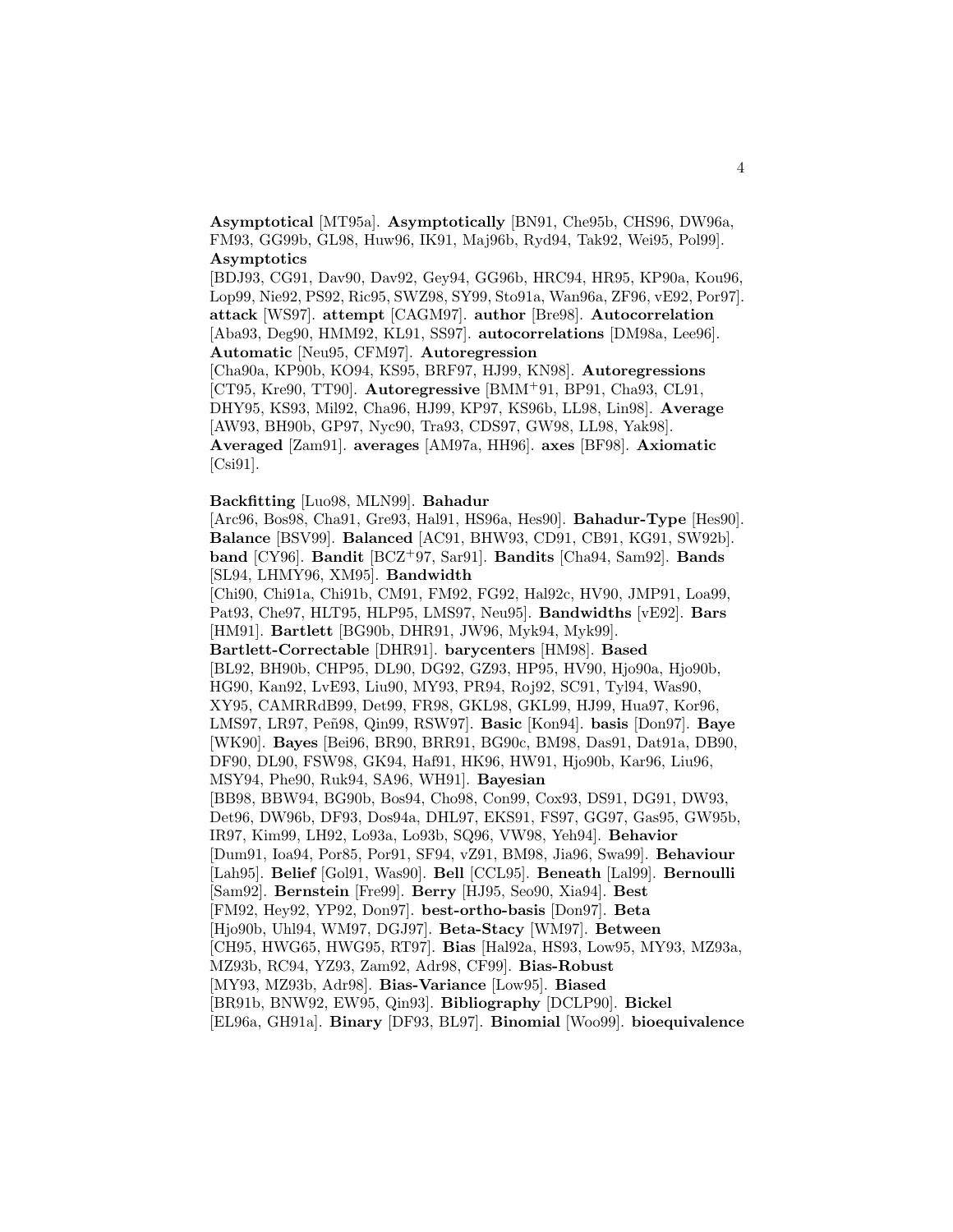**Asymptotical** [MT95a]. **Asymptotically** [BN91, Che95b, CHS96, DW96a, FM93, GG99b, GL98, Huw96, IK91, Maj96b, Ryd94, Tak92, Wei95, Pol99]. **Asymptotics** [BDJ93, CG91, Dav90, Dav92, Gey94, GG96b, HRC94, HR95, KP90a, Kou96, Lop99, Nie92, PS92, Ric95, SWZ98, SY99, Sto91a, Wan96a, ZF96, vE92, Por97]. **attack** [WS97]. **attempt** [CAGM97]. **author** [Bre98]. **Autocorrelation** [Aba93, Deg90, HMM92, KL91, SS97]. **autocorrelations** [DM98a, Lee96]. **Automatic** [Neu95, CFM97]. **Autoregression** [Cha90a, KP90b, KO94, KS95, BRF97, HJ99, KN98]. **Autoregressions** [CT95, Kre90, TT90]. **Autoregressive** [BMM+91, BP91, Cha93, CL91, DHY95, KS93, Mil92, Cha96, HJ99, KP97, KS96b, LL98, Lin98]. **Average** [AW93, BH90b, GP97, Nyc90, Tra93, CDS97, GW98, LL98, Yak98]. **Averaged** [Zam91]. **averages** [AM97a, HH96]. **axes** [BF98]. **Axiomatic** [Csi91].

**Backfitting** [Luo98, MLN99]. **Bahadur** [Arc96, Bos98, Cha91, Gre93, Hal91, HS96a, Hes90]. **Bahadur-Type** [Hes90]. **Balance** [BSV99]. **Balanced** [AC91, BHW93, CD91, CB91, KG91, SW92b]. **band** [CY96]. **Bandit** [BCZ+97, Sar91]. **Bandits** [Cha94, Sam92]. **Bands** [SL94, LHMY96, XM95]. **Bandwidth** [Chi90, Chi91a, Chi91b, CM91, FM92, FG92, Hal92c, HV90, JMP91, Loa99, Pat93, Che97, HLT95, HLP95, LMS97, Neu95]. **Bandwidths** [vE92]. **Bars** [HM91]. **Bartlett** [BG90b, DHR91, JW96, Myk94, Myk99]. **Bartlett-Correctable** [DHR91]. **barycenters** [HM98]. **Based** [BL92, BH90b, CHP95, DL90, DG92, GZ93, HP95, HV90, Hjo90a, Hjo90b, HG90, Kan92, LvE93, Liu90, MY93, PR94, Roj92, SC91, Tyl94, Was90, XY95, CAMRRdB99, Det99, FR98, GKL98, GKL99, HJ99, Hua97, Kor96, LMS97, LR97, Peñ98, Qin99, RSW97]. **Basic** [Kon94]. **basis** [Don97]. **Baye** [WK90]. **Bayes** [Bei96, BR90, BRR91, BG90c, BM98, Das91, Dat91a, DB90, DF90, DL90, FSW98, GK94, Haf91, HK96, HW91, Hjo90b, Kar96, Liu96, MSY94, Phe90, Ruk94, SA96, WH91]. **Bayesian** [BB98, BBW94, BG90b, Bos94, Cho98, Con99, Cox93, DS91, DG91, DW93, Det96, DW96b, DF93, Dos94a, DHL97, EKS91, FS97, GG97, Gas95, GW95b, IR97, Kim99, LH92, Lo93a, Lo93b, SQ96, VW98, Yeh94]. **Behavior** [Dum91, Ioa94, Por85, Por91, SF94, vZ91, BM98, Jia96, Swa99]. **Behaviour** [Lah95]. **Belief** [Gol91, Was90]. **Bell** [CCL95]. **Beneath** [Lal99]. **Bernoulli** [Sam92]. **Bernstein** [Fre99]. **Berry** [HJ95, Seo90, Xia94]. **Best** [FM92, Hey92, YP92, Don97]. **best-ortho-basis** [Don97]. **Beta** [Hjo90b, Uhl94, WM97, DGJ97]. **Beta-Stacy** [WM97]. **Between** [CH95, HWG65, HWG95, RT97]. **Bias** [Hal92a, HS93, Low95, MY93, MZ93a, MZ93b, RC94, YZ93, Zam92, Adr98, CF99]. **Bias-Robust** [MY93, MZ93b, Adr98]. **Bias-Variance** [Low95]. **Biased** [BR91b, BNW92, EW95, Qin93]. **Bibliography** [DCLP90]. **Bickel** [EL96a, GH91a]. **Binary** [DF93, BL97]. **Binomial** [Woo99]. **bioequivalence**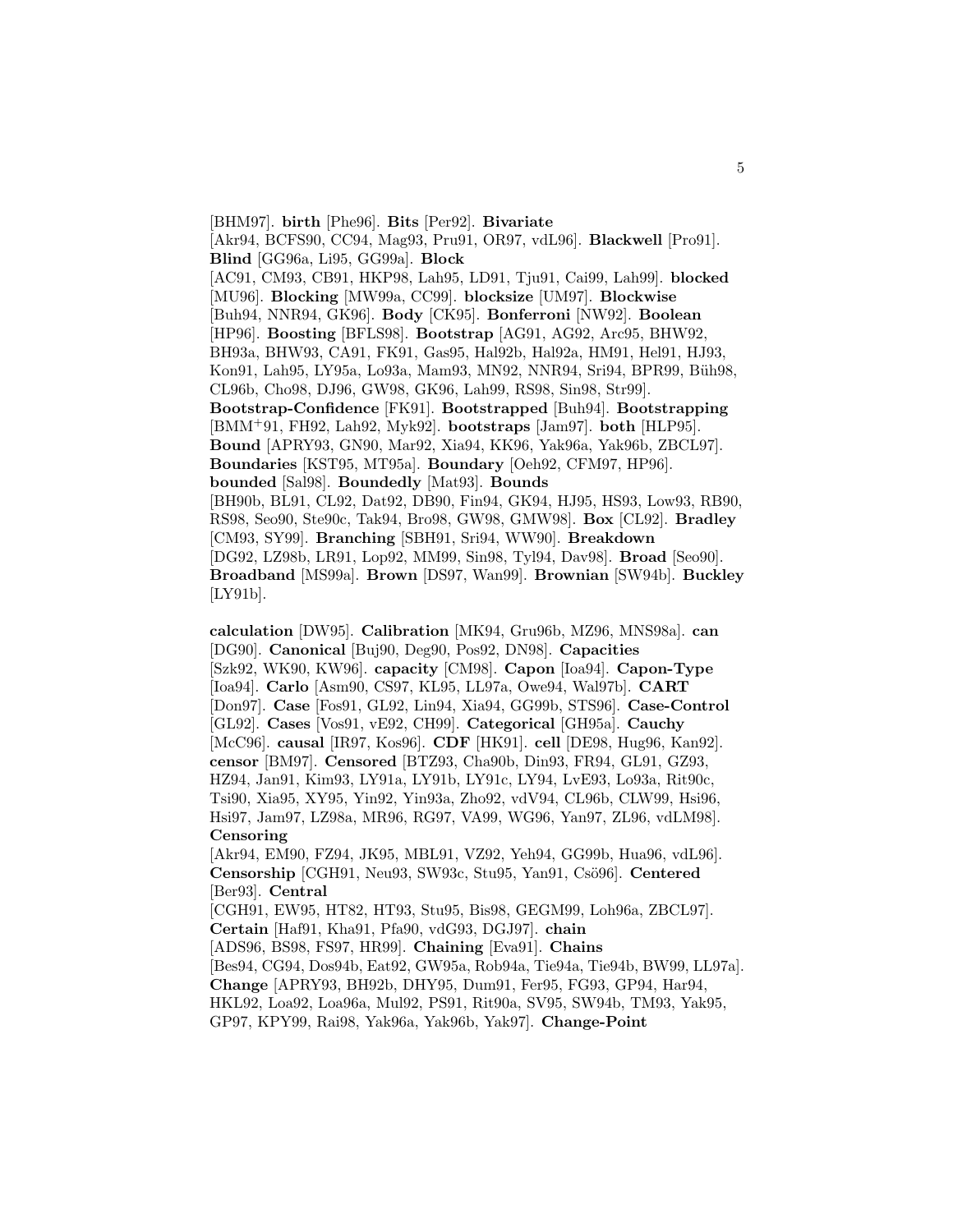[BHM97]. **birth** [Phe96]. **Bits** [Per92]. **Bivariate** [Akr94, BCFS90, CC94, Mag93, Pru91, OR97, vdL96]. **Blackwell** [Pro91]. **Blind** [GG96a, Li95, GG99a]. **Block** [AC91, CM93, CB91, HKP98, Lah95, LD91, Tju91, Cai99, Lah99]. **blocked** [MU96]. **Blocking** [MW99a, CC99]. **blocksize** [UM97]. **Blockwise** [Buh94, NNR94, GK96]. **Body** [CK95]. **Bonferroni** [NW92]. **Boolean** [HP96]. **Boosting** [BFLS98]. **Bootstrap** [AG91, AG92, Arc95, BHW92, BH93a, BHW93, CA91, FK91, Gas95, Hal92b, Hal92a, HM91, Hel91, HJ93, Kon91, Lah95, LY95a, Lo93a, Mam93, MN92, NNR94, Sri94, BPR99, Büh98, CL96b, Cho98, DJ96, GW98, GK96, Lah99, RS98, Sin98, Str99]. **Bootstrap-Confidence** [FK91]. **Bootstrapped** [Buh94]. **Bootstrapping** [BMM+91, FH92, Lah92, Myk92]. **bootstraps** [Jam97]. **both** [HLP95]. **Bound** [APRY93, GN90, Mar92, Xia94, KK96, Yak96a, Yak96b, ZBCL97]. **Boundaries** [KST95, MT95a]. **Boundary** [Oeh92, CFM97, HP96]. **bounded** [Sal98]. **Boundedly** [Mat93]. **Bounds** [BH90b, BL91, CL92, Dat92, DB90, Fin94, GK94, HJ95, HS93, Low93, RB90, RS98, Seo90, Ste90c, Tak94, Bro98, GW98, GMW98]. **Box** [CL92]. **Bradley** [CM93, SY99]. **Branching** [SBH91, Sri94, WW90]. **Breakdown** [DG92, LZ98b, LR91, Lop92, MM99, Sin98, Tyl94, Dav98]. **Broad** [Seo90]. **Broadband** [MS99a]. **Brown** [DS97, Wan99]. **Brownian** [SW94b]. **Buckley** [LY91b].

**calculation** [DW95]. **Calibration** [MK94, Gru96b, MZ96, MNS98a]. **can** [DG90]. **Canonical** [Buj90, Deg90, Pos92, DN98]. **Capacities** [Szk92, WK90, KW96]. **capacity** [CM98]. **Capon** [Ioa94]. **Capon-Type** [Ioa94]. **Carlo** [Asm90, CS97, KL95, LL97a, Owe94, Wal97b]. **CART** [Don97]. **Case** [Fos91, GL92, Lin94, Xia94, GG99b, STS96]. **Case-Control** [GL92]. **Cases** [Vos91, vE92, CH99]. **Categorical** [GH95a]. **Cauchy** [McC96]. **causal** [IR97, Kos96]. **CDF** [HK91]. **cell** [DE98, Hug96, Kan92]. **censor** [BM97]. **Censored** [BTZ93, Cha90b, Din93, FR94, GL91, GZ93, HZ94, Jan91, Kim93, LY91a, LY91b, LY91c, LY94, LvE93, Lo93a, Rit90c, Tsi90, Xia95, XY95, Yin92, Yin93a, Zho92, vdV94, CL96b, CLW99, Hsi96, Hsi97, Jam97, LZ98a, MR96, RG97, VA99, WG96, Yan97, ZL96, vdLM98]. **Censoring** [Akr94, EM90, FZ94, JK95, MBL91, VZ92, Yeh94, GG99b, Hua96, vdL96]. **Censorship** [CGH91, Neu93, SW93c, Stu95, Yan91, Csö96]. **Centered** [Ber93]. **Central** [CGH91, EW95, HT82, HT93, Stu95, Bis98, GEGM99, Loh96a, ZBCL97]. **Certain** [Haf91, Kha91, Pfa90, vdG93, DGJ97]. **chain** [ADS96, BS98, FS97, HR99]. **Chaining** [Eva91]. **Chains** [Bes94, CG94, Dos94b, Eat92, GW95a, Rob94a, Tie94a, Tie94b, BW99, LL97a]. **Change** [APRY93, BH92b, DHY95, Dum91, Fer95, FG93, GP94, Har94, HKL92, Loa92, Loa96a, Mul92, PS91, Rit90a, SV95, SW94b, TM93, Yak95, GP97, KPY99, Rai98, Yak96a, Yak96b, Yak97]. **Change-Point**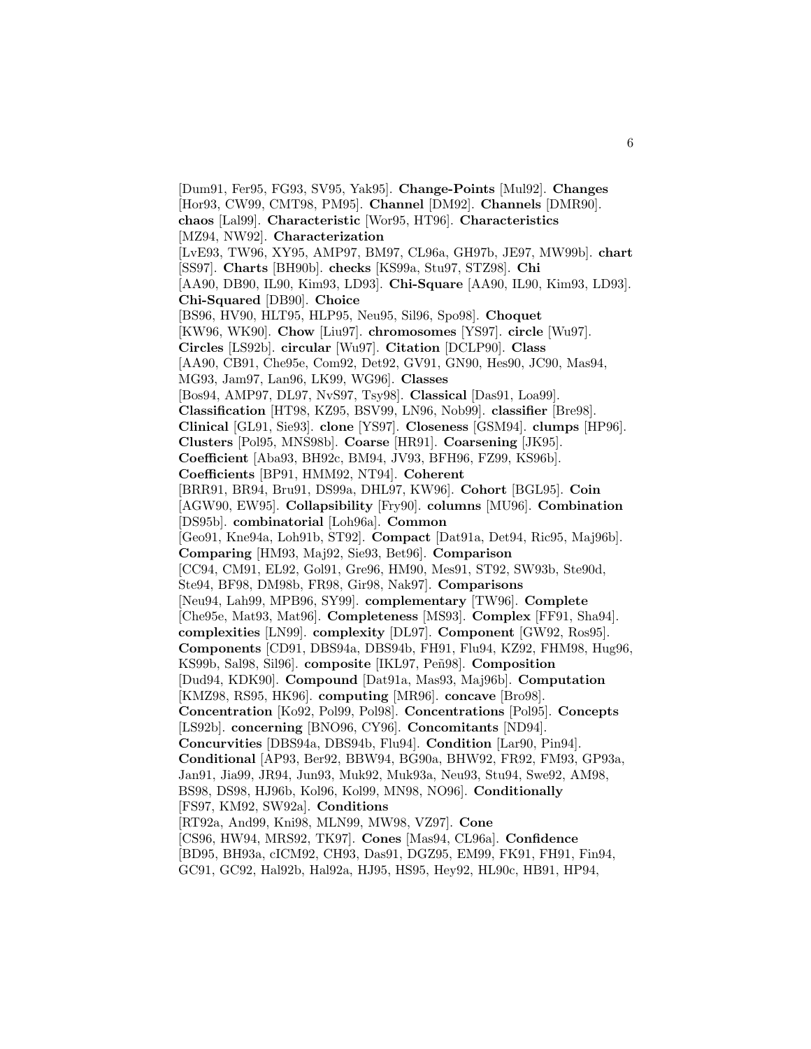[Dum91, Fer95, FG93, SV95, Yak95]. **Change-Points** [Mul92]. **Changes** [Hor93, CW99, CMT98, PM95]. **Channel** [DM92]. **Channels** [DMR90]. **chaos** [Lal99]. **Characteristic** [Wor95, HT96]. **Characteristics** [MZ94, NW92]. **Characterization** [LvE93, TW96, XY95, AMP97, BM97, CL96a, GH97b, JE97, MW99b]. **chart** [SS97]. **Charts** [BH90b]. **checks** [KS99a, Stu97, STZ98]. **Chi** [AA90, DB90, IL90, Kim93, LD93]. **Chi-Square** [AA90, IL90, Kim93, LD93]. **Chi-Squared** [DB90]. **Choice** [BS96, HV90, HLT95, HLP95, Neu95, Sil96, Spo98]. **Choquet** [KW96, WK90]. **Chow** [Liu97]. **chromosomes** [YS97]. **circle** [Wu97]. **Circles** [LS92b]. **circular** [Wu97]. **Citation** [DCLP90]. **Class** [AA90, CB91, Che95e, Com92, Det92, GV91, GN90, Hes90, JC90, Mas94, MG93, Jam97, Lan96, LK99, WG96]. **Classes** [Bos94, AMP97, DL97, NvS97, Tsy98]. **Classical** [Das91, Loa99]. **Classification** [HT98, KZ95, BSV99, LN96, Nob99]. **classifier** [Bre98]. **Clinical** [GL91, Sie93]. **clone** [YS97]. **Closeness** [GSM94]. **clumps** [HP96]. **Clusters** [Pol95, MNS98b]. **Coarse** [HR91]. **Coarsening** [JK95]. **Coefficient** [Aba93, BH92c, BM94, JV93, BFH96, FZ99, KS96b]. **Coefficients** [BP91, HMM92, NT94]. **Coherent** [BRR91, BR94, Bru91, DS99a, DHL97, KW96]. **Cohort** [BGL95]. **Coin** [AGW90, EW95]. **Collapsibility** [Fry90]. **columns** [MU96]. **Combination** [DS95b]. **combinatorial** [Loh96a]. **Common** [Geo91, Kne94a, Loh91b, ST92]. **Compact** [Dat91a, Det94, Ric95, Maj96b]. **Comparing** [HM93, Maj92, Sie93, Bet96]. **Comparison** [CC94, CM91, EL92, Gol91, Gre96, HM90, Mes91, ST92, SW93b, Ste90d, Ste94, BF98, DM98b, FR98, Gir98, Nak97]. **Comparisons** [Neu94, Lah99, MPB96, SY99]. **complementary** [TW96]. **Complete** [Che95e, Mat93, Mat96]. **Completeness** [MS93]. **Complex** [FF91, Sha94]. **complexities** [LN99]. **complexity** [DL97]. **Component** [GW92, Ros95]. **Components** [CD91, DBS94a, DBS94b, FH91, Flu94, KZ92, FHM98, Hug96, KS99b, Sal98, Sil96]. **composite** [IKL97, Peñ98]. **Composition** [Dud94, KDK90]. **Compound** [Dat91a, Mas93, Maj96b]. **Computation** [KMZ98, RS95, HK96]. **computing** [MR96]. **concave** [Bro98]. **Concentration** [Ko92, Pol99, Pol98]. **Concentrations** [Pol95]. **Concepts** [LS92b]. **concerning** [BNO96, CY96]. **Concomitants** [ND94]. **Concurvities** [DBS94a, DBS94b, Flu94]. **Condition** [Lar90, Pin94]. **Conditional** [AP93, Ber92, BBW94, BG90a, BHW92, FR92, FM93, GP93a, Jan91, Jia99, JR94, Jun93, Muk92, Muk93a, Neu93, Stu94, Swe92, AM98, BS98, DS98, HJ96b, Kol96, Kol99, MN98, NO96]. **Conditionally** [FS97, KM92, SW92a]. **Conditions** [RT92a, And99, Kni98, MLN99, MW98, VZ97]. **Cone** [CS96, HW94, MRS92, TK97]. **Cones** [Mas94, CL96a]. **Confidence** [BD95, BH93a, cICM92, CH93, Das91, DGZ95, EM99, FK91, FH91, Fin94, GC91, GC92, Hal92b, Hal92a, HJ95, HS95, Hey92, HL90c, HB91, HP94,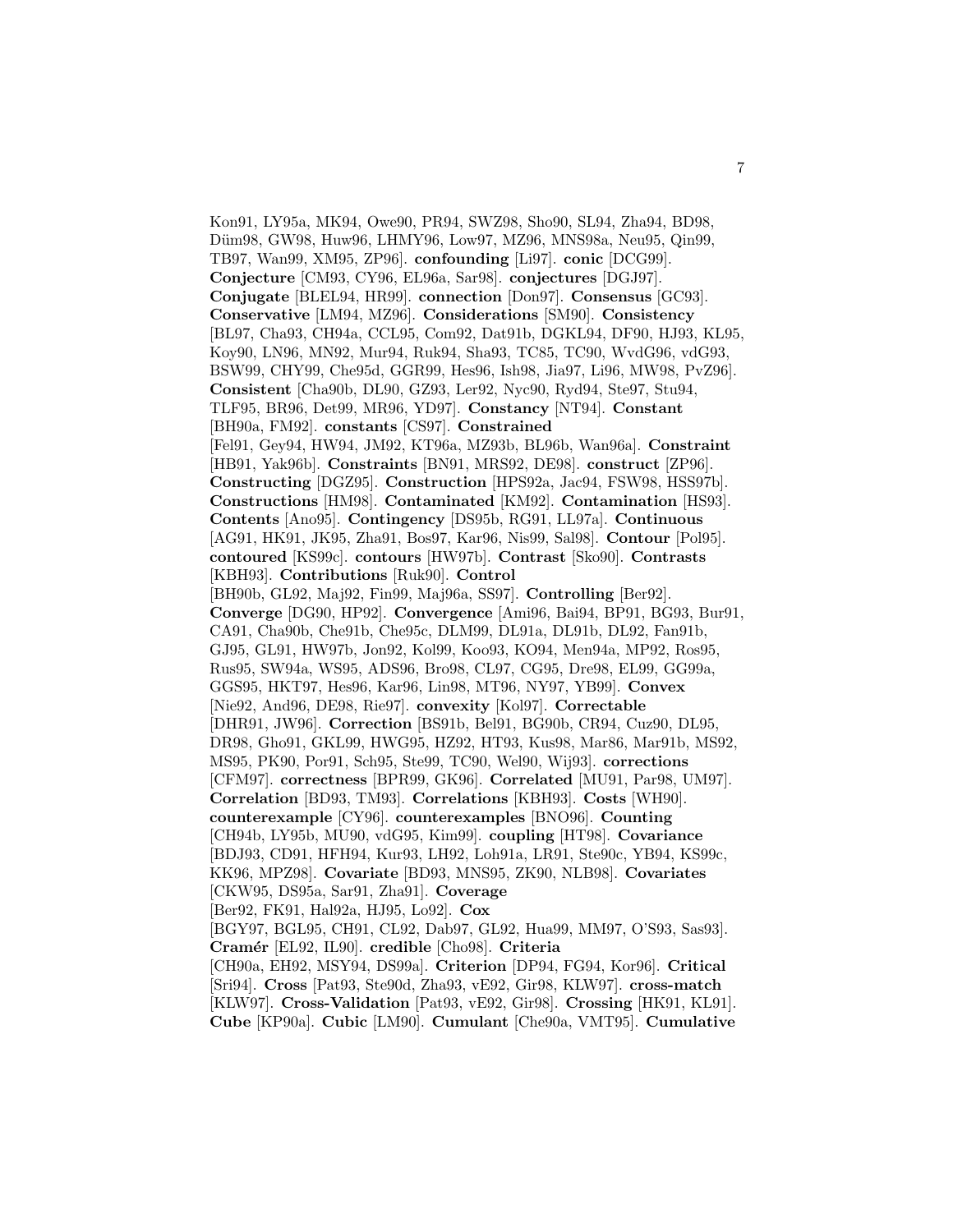Kon91, LY95a, MK94, Owe90, PR94, SWZ98, Sho90, SL94, Zha94, BD98, Düm98, GW98, Huw96, LHMY96, Low97, MZ96, MNS98a, Neu95, Qin99, TB97, Wan99, XM95, ZP96]. **confounding** [Li97]. **conic** [DCG99]. **Conjecture** [CM93, CY96, EL96a, Sar98]. **conjectures** [DGJ97]. **Conjugate** [BLEL94, HR99]. **connection** [Don97]. **Consensus** [GC93]. **Conservative** [LM94, MZ96]. **Considerations** [SM90]. **Consistency** [BL97, Cha93, CH94a, CCL95, Com92, Dat91b, DGKL94, DF90, HJ93, KL95, Koy90, LN96, MN92, Mur94, Ruk94, Sha93, TC85, TC90, WvdG96, vdG93, BSW99, CHY99, Che95d, GGR99, Hes96, Ish98, Jia97, Li96, MW98, PvZ96]. **Consistent** [Cha90b, DL90, GZ93, Ler92, Nyc90, Ryd94, Ste97, Stu94, TLF95, BR96, Det99, MR96, YD97]. **Constancy** [NT94]. **Constant** [BH90a, FM92]. **constants** [CS97]. **Constrained** [Fel91, Gey94, HW94, JM92, KT96a, MZ93b, BL96b, Wan96a]. **Constraint** [HB91, Yak96b]. **Constraints** [BN91, MRS92, DE98]. **construct** [ZP96]. **Constructing** [DGZ95]. **Construction** [HPS92a, Jac94, FSW98, HSS97b]. **Constructions** [HM98]. **Contaminated** [KM92]. **Contamination** [HS93]. **Contents** [Ano95]. **Contingency** [DS95b, RG91, LL97a]. **Continuous** [AG91, HK91, JK95, Zha91, Bos97, Kar96, Nis99, Sal98]. **Contour** [Pol95]. **contoured** [KS99c]. **contours** [HW97b]. **Contrast** [Sko90]. **Contrasts** [KBH93]. **Contributions** [Ruk90]. **Control** [BH90b, GL92, Maj92, Fin99, Maj96a, SS97]. **Controlling** [Ber92]. **Converge** [DG90, HP92]. **Convergence** [Ami96, Bai94, BP91, BG93, Bur91, CA91, Cha90b, Che91b, Che95c, DLM99, DL91a, DL91b, DL92, Fan91b, GJ95, GL91, HW97b, Jon92, Kol99, Koo93, KO94, Men94a, MP92, Ros95, Rus95, SW94a, WS95, ADS96, Bro98, CL97, CG95, Dre98, EL99, GG99a, GGS95, HKT97, Hes96, Kar96, Lin98, MT96, NY97, YB99]. **Convex** [Nie92, And96, DE98, Rie97]. **convexity** [Kol97]. **Correctable** [DHR91, JW96]. **Correction** [BS91b, Bel91, BG90b, CR94, Cuz90, DL95, DR98, Gho91, GKL99, HWG95, HZ92, HT93, Kus98, Mar86, Mar91b, MS92, MS95, PK90, Por91, Sch95, Ste99, TC90, Wel90, Wij93]. **corrections** [CFM97]. **correctness** [BPR99, GK96]. **Correlated** [MU91, Par98, UM97]. **Correlation** [BD93, TM93]. **Correlations** [KBH93]. **Costs** [WH90]. **counterexample** [CY96]. **counterexamples** [BNO96]. **Counting** [CH94b, LY95b, MU90, vdG95, Kim99]. **coupling** [HT98]. **Covariance** [BDJ93, CD91, HFH94, Kur93, LH92, Loh91a, LR91, Ste90c, YB94, KS99c, KK96, MPZ98]. **Covariate** [BD93, MNS95, ZK90, NLB98]. **Covariates** [CKW95, DS95a, Sar91, Zha91]. **Coverage** [Ber92, FK91, Hal92a, HJ95, Lo92]. **Cox** [BGY97, BGL95, CH91, CL92, Dab97, GL92, Hua99, MM97, O'S93, Sas93]. **Cramér** [EL92, IL90]. **credible** [Cho98]. **Criteria** [CH90a, EH92, MSY94, DS99a]. **Criterion** [DP94, FG94, Kor96]. **Critical** [Sri94]. **Cross** [Pat93, Ste90d, Zha93, vE92, Gir98, KLW97]. **cross-match** [KLW97]. **Cross-Validation** [Pat93, vE92, Gir98]. **Crossing** [HK91, KL91]. **Cube** [KP90a]. **Cubic** [LM90]. **Cumulant** [Che90a, VMT95]. **Cumulative**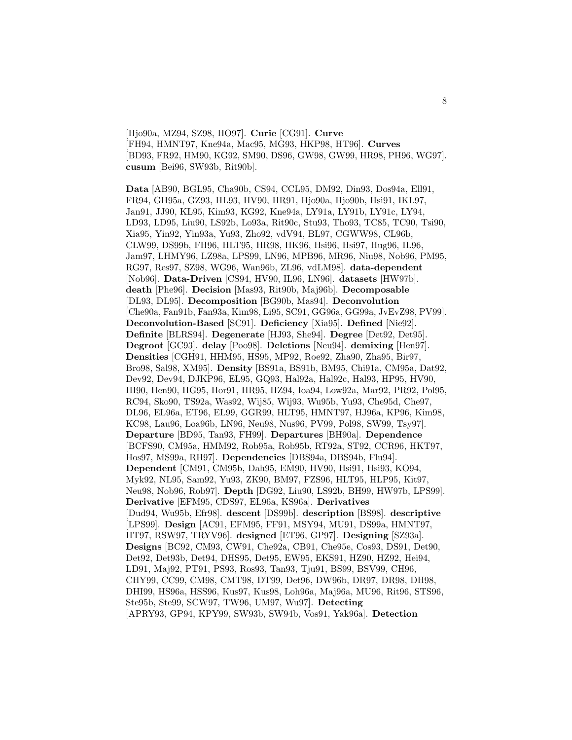[Hjo90a, MZ94, SZ98, HO97]. **Curie** [CG91]. **Curve** [FH94, HMNT97, Kne94a, Mac95, MG93, HKP98, HT96]. **Curves** [BD93, FR92, HM90, KG92, SM90, DS96, GW98, GW99, HR98, PH96, WG97]. **cusum** [Bei96, SW93b, Rit90b].

**Data** [AB90, BGL95, Cha90b, CS94, CCL95, DM92, Din93, Dos94a, Ell91, FR94, GH95a, GZ93, HL93, HV90, HR91, Hjo90a, Hjo90b, Hsi91, IKL97, Jan91, JJ90, KL95, Kim93, KG92, Kne94a, LY91a, LY91b, LY91c, LY94, LD93, LD95, Liu90, LS92b, Lo93a, Rit90c, Stu93, Tho93, TC85, TC90, Tsi90, Xia95, Yin92, Yin93a, Yu93, Zho92, vdV94, BL97, CGWW98, CL96b, CLW99, DS99b, FH96, HLT95, HR98, HK96, Hsi96, Hsi97, Hug96, IL96, Jam97, LHMY96, LZ98a, LPS99, LN96, MPB96, MR96, Niu98, Nob96, PM95, RG97, Res97, SZ98, WG96, Wan96b, ZL96, vdLM98]. **data-dependent** [Nob96]. **Data-Driven** [CS94, HV90, IL96, LN96]. **datasets** [HW97b]. **death** [Phe96]. **Decision** [Mas93, Rit90b, Maj96b]. **Decomposable** [DL93, DL95]. **Decomposition** [BG90b, Mas94]. **Deconvolution** [Che90a, Fan91b, Fan93a, Kim98, Li95, SC91, GG96a, GG99a, JvEvZ98, PV99]. **Deconvolution-Based** [SC91]. **Deficiency** [Xia95]. **Defined** [Nie92]. **Definite** [BLRS94]. **Degenerate** [HJ93, She94]. **Degree** [Det92, Det95]. **Degroot** [GC93]. **delay** [Poo98]. **Deletions** [Neu94]. **demixing** [Hen97]. **Densities** [CGH91, HHM95, HS95, MP92, Roe92, Zha90, Zha95, Bir97, Bro98, Sal98, XM95]. **Density** [BS91a, BS91b, BM95, Chi91a, CM95a, Dat92, Dev92, Dev94, DJKP96, EL95, GQ93, Hal92a, Hal92c, Hal93, HP95, HV90, HI90, Hen90, HG95, Hor91, HR95, HZ94, Ioa94, Low92a, Mar92, PR92, Pol95, RC94, Sko90, TS92a, Was92, Wij85, Wij93, Wu95b, Yu93, Che95d, Che97, DL96, EL96a, ET96, EL99, GGR99, HLT95, HMNT97, HJ96a, KP96, Kim98, KC98, Lau96, Loa96b, LN96, Neu98, Nus96, PV99, Pol98, SW99, Tsy97]. **Departure** [BD95, Tan93, FH99]. **Departures** [BH90a]. **Dependence** [BCFS90, CM95a, HMM92, Rob95a, Rob95b, RT92a, ST92, CCR96, HKT97, Hos97, MS99a, RH97]. **Dependencies** [DBS94a, DBS94b, Flu94]. **Dependent** [CM91, CM95b, Dah95, EM90, HV90, Hsi91, Hsi93, KO94, Myk92, NL95, Sam92, Yu93, ZK90, BM97, FZS96, HLT95, HLP95, Kit97, Neu98, Nob96, Rob97]. **Depth** [DG92, Liu90, LS92b, BH99, HW97b, LPS99]. **Derivative** [EFM95, CDS97, EL96a, KS96a]. **Derivatives** [Dud94, Wu95b, Efr98]. **descent** [DS99b]. **description** [BS98]. **descriptive** [LPS99]. **Design** [AC91, EFM95, FF91, MSY94, MU91, DS99a, HMNT97, HT97, RSW97, TRYV96]. **designed** [ET96, GP97]. **Designing** [SZ93a]. **Designs** [BC92, CM93, CW91, Che92a, CB91, Che95e, Cos93, DS91, Det90, Det92, Det93b, Det94, DHS95, Det95, EW95, EKS91, HZ90, HZ92, Hei94, LD91, Maj92, PT91, PS93, Ros93, Tan93, Tju91, BS99, BSV99, CH96, CHY99, CC99, CM98, CMT98, DT99, Det96, DW96b, DR97, DR98, DH98, DHI99, HS96a, HSS96, Kus97, Kus98, Loh96a, Maj96a, MU96, Rit96, STS96, Ste95b, Ste99, SCW97, TW96, UM97, Wu97]. **Detecting** [APRY93, GP94, KPY99, SW93b, SW94b, Vos91, Yak96a]. **Detection**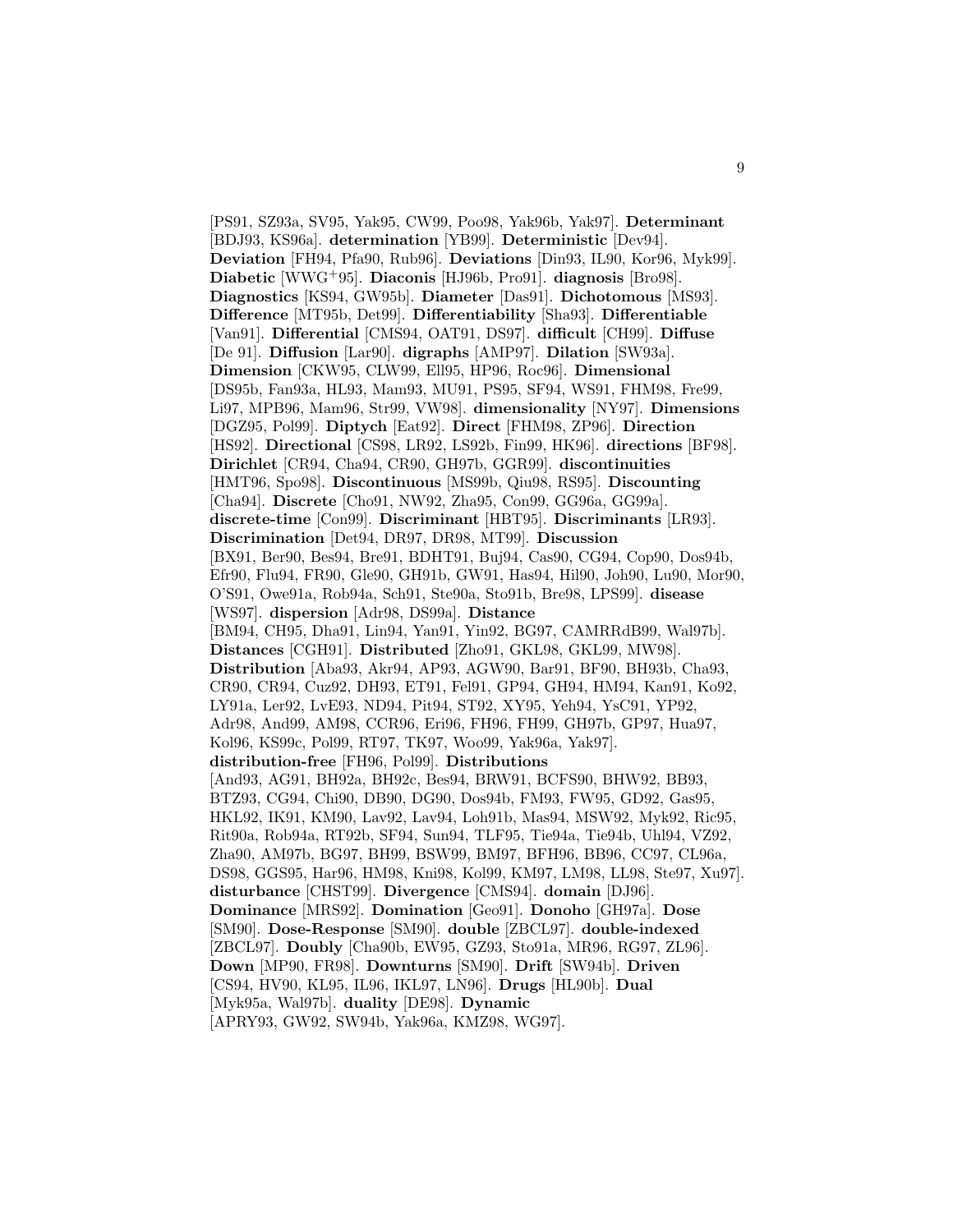[PS91, SZ93a, SV95, Yak95, CW99, Poo98, Yak96b, Yak97]. **Determinant** [BDJ93, KS96a]. **determination** [YB99]. **Deterministic** [Dev94]. **Deviation** [FH94, Pfa90, Rub96]. **Deviations** [Din93, IL90, Kor96, Myk99]. **Diabetic** [WWG+95]. **Diaconis** [HJ96b, Pro91]. **diagnosis** [Bro98]. **Diagnostics** [KS94, GW95b]. **Diameter** [Das91]. **Dichotomous** [MS93]. **Difference** [MT95b, Det99]. **Differentiability** [Sha93]. **Differentiable** [Van91]. **Differential** [CMS94, OAT91, DS97]. **difficult** [CH99]. **Diffuse** [De 91]. **Diffusion** [Lar90]. **digraphs** [AMP97]. **Dilation** [SW93a]. **Dimension** [CKW95, CLW99, Ell95, HP96, Roc96]. **Dimensional** [DS95b, Fan93a, HL93, Mam93, MU91, PS95, SF94, WS91, FHM98, Fre99, Li97, MPB96, Mam96, Str99, VW98]. **dimensionality** [NY97]. **Dimensions** [DGZ95, Pol99]. **Diptych** [Eat92]. **Direct** [FHM98, ZP96]. **Direction** [HS92]. **Directional** [CS98, LR92, LS92b, Fin99, HK96]. **directions** [BF98]. **Dirichlet** [CR94, Cha94, CR90, GH97b, GGR99]. **discontinuities** [HMT96, Spo98]. **Discontinuous** [MS99b, Qiu98, RS95]. **Discounting** [Cha94]. **Discrete** [Cho91, NW92, Zha95, Con99, GG96a, GG99a]. **discrete-time** [Con99]. **Discriminant** [HBT95]. **Discriminants** [LR93]. **Discrimination** [Det94, DR97, DR98, MT99]. **Discussion** [BX91, Ber90, Bes94, Bre91, BDHT91, Buj94, Cas90, CG94, Cop90, Dos94b, Efr90, Flu94, FR90, Gle90, GH91b, GW91, Has94, Hil90, Joh90, Lu90, Mor90, O'S91, Owe91a, Rob94a, Sch91, Ste90a, Sto91b, Bre98, LPS99]. **disease** [WS97]. **dispersion** [Adr98, DS99a]. **Distance** [BM94, CH95, Dha91, Lin94, Yan91, Yin92, BG97, CAMRRdB99, Wal97b]. **Distances** [CGH91]. **Distributed** [Zho91, GKL98, GKL99, MW98]. **Distribution** [Aba93, Akr94, AP93, AGW90, Bar91, BF90, BH93b, Cha93, CR90, CR94, Cuz92, DH93, ET91, Fel91, GP94, GH94, HM94, Kan91, Ko92, LY91a, Ler92, LvE93, ND94, Pit94, ST92, XY95, Yeh94, YsC91, YP92, Adr98, And99, AM98, CCR96, Eri96, FH96, FH99, GH97b, GP97, Hua97, Kol96, KS99c, Pol99, RT97, TK97, Woo99, Yak96a, Yak97]. **distribution-free** [FH96, Pol99]. **Distributions** [And93, AG91, BH92a, BH92c, Bes94, BRW91, BCFS90, BHW92, BB93, BTZ93, CG94, Chi90, DB90, DG90, Dos94b, FM93, FW95, GD92, Gas95, HKL92, IK91, KM90, Lav92, Lav94, Loh91b, Mas94, MSW92, Myk92, Ric95, Rit90a, Rob94a, RT92b, SF94, Sun94, TLF95, Tie94a, Tie94b, Uhl94, VZ92, Zha90, AM97b, BG97, BH99, BSW99, BM97, BFH96, BB96, CC97, CL96a, DS98, GGS95, Har96, HM98, Kni98, Kol99, KM97, LM98, LL98, Ste97, Xu97]. **disturbance** [CHST99]. **Divergence** [CMS94]. **domain** [DJ96]. **Dominance** [MRS92]. **Domination** [Geo91]. **Donoho** [GH97a]. **Dose** [SM90]. **Dose-Response** [SM90]. **double** [ZBCL97]. **double-indexed** [ZBCL97]. **Doubly** [Cha90b, EW95, GZ93, Sto91a, MR96, RG97, ZL96]. **Down** [MP90, FR98]. **Downturns** [SM90]. **Drift** [SW94b]. **Driven** [CS94, HV90, KL95, IL96, IKL97, LN96]. **Drugs** [HL90b]. **Dual** [Myk95a, Wal97b]. **duality** [DE98]. **Dynamic** [APRY93, GW92, SW94b, Yak96a, KMZ98, WG97].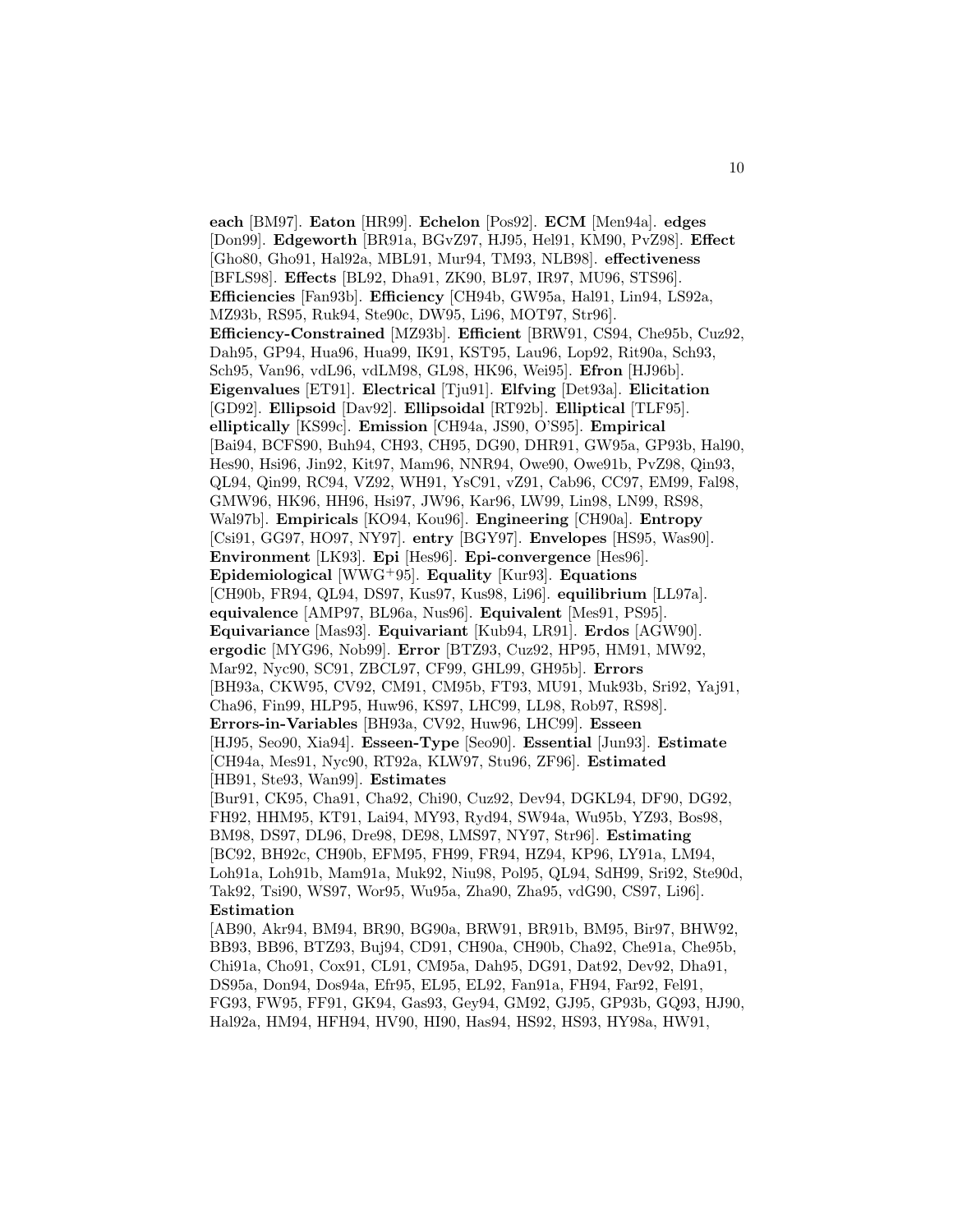**each** [BM97]. **Eaton** [HR99]. **Echelon** [Pos92]. **ECM** [Men94a]. **edges** [Don99]. **Edgeworth** [BR91a, BGvZ97, HJ95, Hel91, KM90, PvZ98]. **Effect** [Gho80, Gho91, Hal92a, MBL91, Mur94, TM93, NLB98]. **effectiveness** [BFLS98]. **Effects** [BL92, Dha91, ZK90, BL97, IR97, MU96, STS96]. **Efficiencies** [Fan93b]. **Efficiency** [CH94b, GW95a, Hal91, Lin94, LS92a, MZ93b, RS95, Ruk94, Ste90c, DW95, Li96, MOT97, Str96]. **Efficiency-Constrained** [MZ93b]. **Efficient** [BRW91, CS94, Che95b, Cuz92, Dah95, GP94, Hua96, Hua99, IK91, KST95, Lau96, Lop92, Rit90a, Sch93, Sch95, Van96, vdL96, vdLM98, GL98, HK96, Wei95]. **Efron** [HJ96b]. **Eigenvalues** [ET91]. **Electrical** [Tju91]. **Elfving** [Det93a]. **Elicitation** [GD92]. **Ellipsoid** [Dav92]. **Ellipsoidal** [RT92b]. **Elliptical** [TLF95]. **elliptically** [KS99c]. **Emission** [CH94a, JS90, O'S95]. **Empirical** [Bai94, BCFS90, Buh94, CH93, CH95, DG90, DHR91, GW95a, GP93b, Hal90, Hes90, Hsi96, Jin92, Kit97, Mam96, NNR94, Owe90, Owe91b, PvZ98, Qin93, QL94, Qin99, RC94, VZ92, WH91, YsC91, vZ91, Cab96, CC97, EM99, Fal98, GMW96, HK96, HH96, Hsi97, JW96, Kar96, LW99, Lin98, LN99, RS98, Wal97b]. **Empiricals** [KO94, Kou96]. **Engineering** [CH90a]. **Entropy** [Csi91, GG97, HO97, NY97]. **entry** [BGY97]. **Envelopes** [HS95, Was90]. **Environment** [LK93]. **Epi** [Hes96]. **Epi-convergence** [Hes96]. **Epidemiological** [WWG+95]. **Equality** [Kur93]. **Equations** [CH90b, FR94, QL94, DS97, Kus97, Kus98, Li96]. **equilibrium** [LL97a]. **equivalence** [AMP97, BL96a, Nus96]. **Equivalent** [Mes91, PS95]. **Equivariance** [Mas93]. **Equivariant** [Kub94, LR91]. **Erdos** [AGW90]. **ergodic** [MYG96, Nob99]. **Error** [BTZ93, Cuz92, HP95, HM91, MW92, Mar92, Nyc90, SC91, ZBCL97, CF99, GHL99, GH95b]. **Errors** [BH93a, CKW95, CV92, CM91, CM95b, FT93, MU91, Muk93b, Sri92, Yaj91, Cha96, Fin99, HLP95, Huw96, KS97, LHC99, LL98, Rob97, RS98]. **Errors-in-Variables** [BH93a, CV92, Huw96, LHC99]. **Esseen** [HJ95, Seo90, Xia94]. **Esseen-Type** [Seo90]. **Essential** [Jun93]. **Estimate** [CH94a, Mes91, Nyc90, RT92a, KLW97, Stu96, ZF96]. **Estimated** [HB91, Ste93, Wan99]. **Estimates** [Bur91, CK95, Cha91, Cha92, Chi90, Cuz92, Dev94, DGKL94, DF90, DG92, FH92, HHM95, KT91, Lai94, MY93, Ryd94, SW94a, Wu95b, YZ93, Bos98, BM98, DS97, DL96, Dre98, DE98, LMS97, NY97, Str96]. **Estimating** [BC92, BH92c, CH90b, EFM95, FH99, FR94, HZ94, KP96, LY91a, LM94, Loh91a, Loh91b, Mam91a, Muk92, Niu98, Pol95, QL94, SdH99, Sri92, Ste90d, Tak92, Tsi90, WS97, Wor95, Wu95a, Zha90, Zha95, vdG90, CS97, Li96]. **Estimation** [AB90, Akr94, BM94, BR90, BG90a, BRW91, BR91b, BM95, Bir97, BHW92, BB93, BB96, BTZ93, Buj94, CD91, CH90a, CH90b, Cha92, Che91a, Che95b, Chi91a, Cho91, Cox91, CL91, CM95a, Dah95, DG91, Dat92, Dev92, Dha91, DS95a, Don94, Dos94a, Efr95, EL95, EL92, Fan91a, FH94, Far92, Fel91, FG93, FW95, FF91, GK94, Gas93, Gey94, GM92, GJ95, GP93b, GQ93, HJ90, Hal92a, HM94, HFH94, HV90, HI90, Has94, HS92, HS93, HY98a, HW91,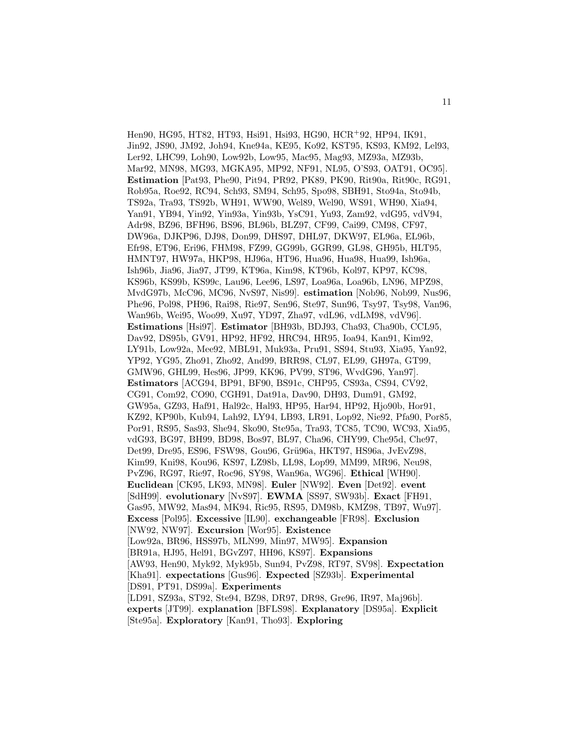Hen90, HG95, HT82, HT93, Hsi91, Hsi93, HG90, HCR+92, HP94, IK91, Jin92, JS90, JM92, Joh94, Kne94a, KE95, Ko92, KST95, KS93, KM92, Lel93, Ler92, LHC99, Loh90, Low92b, Low95, Mac95, Mag93, MZ93a, MZ93b, Mar92, MN98, MG93, MGKA95, MP92, NF91, NL95, O'S93, OAT91, OC95]. **Estimation** [Pat93, Phe90, Pit94, PR92, PK89, PK90, Rit90a, Rit90c, RG91, Rob95a, Roe92, RC94, Sch93, SM94, Sch95, Spo98, SBH91, Sto94a, Sto94b, TS92a, Tra93, TS92b, WH91, WW90, Wel89, Wel90, WS91, WH90, Xia94, Yan91, YB94, Yin92, Yin93a, Yin93b, YsC91, Yu93, Zam92, vdG95, vdV94, Adr98, BZ96, BFH96, BS96, BL96b, BLZ97, CF99, Cai99, CM98, CF97, DW96a, DJKP96, DJ98, Don99, DHS97, DHL97, DKW97, EL96a, EL96b, Efr98, ET96, Eri96, FHM98, FZ99, GG99b, GGR99, GL98, GH95b, HLT95, HMNT97, HW97a, HKP98, HJ96a, HT96, Hua96, Hua98, Hua99, Ish96a, Ish96b, Jia96, Jia97, JT99, KT96a, Kim98, KT96b, Kol97, KP97, KC98, KS96b, KS99b, KS99c, Lau96, Lee96, LS97, Loa96a, Loa96b, LN96, MPZ98, MvdG97b, McC96, MC96, NvS97, Nis99]. **estimation** [Nob96, Nob99, Nus96, Phe96, Pol98, PH96, Rai98, Rie97, Sen96, Ste97, Sun96, Tsy97, Tsy98, Van96, Wan96b, Wei95, Woo99, Xu97, YD97, Zha97, vdL96, vdLM98, vdV96]. **Estimations** [Hsi97]. **Estimator** [BH93b, BDJ93, Cha93, Cha90b, CCL95, Dav92, DS95b, GV91, HP92, HF92, HRC94, HR95, Ioa94, Kan91, Kim92, LY91b, Low92a, Mee92, MBL91, Muk93a, Pru91, SS94, Stu93, Xia95, Yan92, YP92, YG95, Zho91, Zho92, And99, BRR98, CL97, EL99, GH97a, GT99, GMW96, GHL99, Hes96, JP99, KK96, PV99, ST96, WvdG96, Yan97]. **Estimators** [ACG94, BP91, BF90, BS91c, CHP95, CS93a, CS94, CV92, CG91, Com92, CO90, CGH91, Dat91a, Dav90, DH93, Dum91, GM92, GW95a, GZ93, Haf91, Hal92c, Hal93, HP95, Har94, HP92, Hjo90b, Hor91, KZ92, KP90b, Kub94, Lah92, LY94, LB93, LR91, Lop92, Nie92, Pfa90, Por85, Por91, RS95, Sas93, She94, Sko90, Ste95a, Tra93, TC85, TC90, WC93, Xia95, vdG93, BG97, BH99, BD98, Bos97, BL97, Cha96, CHY99, Che95d, Che97, Det99, Dre95, ES96, FSW98, Gou96, Grü96a, HKT97, HS96a, JvEvZ98, Kim99, Kni98, Kou96, KS97, LZ98b, LL98, Lop99, MM99, MR96, Neu98, PvZ96, RG97, Rie97, Roc96, SY98, Wan96a, WG96]. **Ethical** [WH90]. **Euclidean** [CK95, LK93, MN98]. **Euler** [NW92]. **Even** [Det92]. **event** [SdH99]. **evolutionary** [NvS97]. **EWMA** [SS97, SW93b]. **Exact** [FH91, Gas95, MW92, Mas94, MK94, Ric95, RS95, DM98b, KMZ98, TB97, Wu97]. **Excess** [Pol95]. **Excessive** [IL90]. **exchangeable** [FR98]. **Exclusion** [NW92, NW97]. **Excursion** [Wor95]. **Existence** [Low92a, BR96, HSS97b, MLN99, Min97, MW95]. **Expansion** [BR91a, HJ95, Hel91, BGvZ97, HH96, KS97]. **Expansions** [AW93, Hen90, Myk92, Myk95b, Sun94, PvZ98, RT97, SV98]. **Expectation** [Kha91]. **expectations** [Gus96]. **Expected** [SZ93b]. **Experimental** [DS91, PT91, DS99a]. **Experiments** [LD91, SZ93a, ST92, Ste94, BZ98, DR97, DR98, Gre96, IR97, Maj96b]. **experts** [JT99]. **explanation** [BFLS98]. **Explanatory** [DS95a]. **Explicit** [Ste95a]. **Exploratory** [Kan91, Tho93]. **Exploring**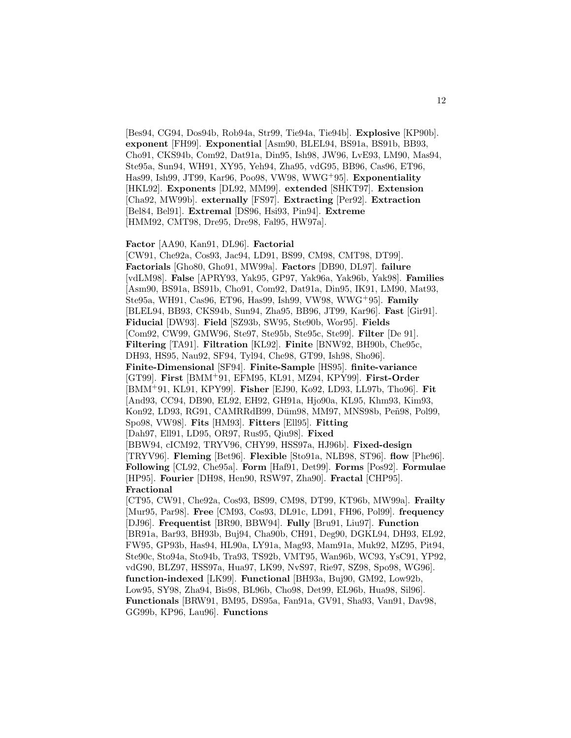[Bes94, CG94, Dos94b, Rob94a, Str99, Tie94a, Tie94b]. **Explosive** [KP90b]. **exponent** [FH99]. **Exponential** [Asm90, BLEL94, BS91a, BS91b, BB93, Cho91, CKS94b, Com92, Dat91a, Din95, Ish98, JW96, LvE93, LM90, Mas94, Ste95a, Sun94, WH91, XY95, Yeh94, Zha95, vdG95, BB96, Cas96, ET96, Has99, Ish99, JT99, Kar96, Poo98, VW98, WWG+95]. **Exponentiality** [HKL92]. **Exponents** [DL92, MM99]. **extended** [SHKT97]. **Extension** [Cha92, MW99b]. **externally** [FS97]. **Extracting** [Per92]. **Extraction** [Bel84, Bel91]. **Extremal** [DS96, Hsi93, Pin94]. **Extreme** [HMM92, CMT98, Dre95, Dre98, Fal95, HW97a].

**Factor** [AA90, Kan91, DL96]. **Factorial** [CW91, Che92a, Cos93, Jac94, LD91, BS99, CM98, CMT98, DT99]. **Factorials** [Gho80, Gho91, MW99a]. **Factors** [DB90, DL97]. **failure** [vdLM98]. **False** [APRY93, Yak95, GP97, Yak96a, Yak96b, Yak98]. **Families** [Asm90, BS91a, BS91b, Cho91, Com92, Dat91a, Din95, IK91, LM90, Mat93, Ste95a, WH91, Cas96, ET96, Has99, Ish99, VW98, WWG+95]. **Family** [BLEL94, BB93, CKS94b, Sun94, Zha95, BB96, JT99, Kar96]. **Fast** [Gir91]. **Fiducial** [DW93]. **Field** [SZ93b, SW95, Ste90b, Wor95]. **Fields** [Com92, CW99, GMW96, Ste97, Ste95b, Ste95c, Ste99]. **Filter** [De 91]. **Filtering** [TA91]. **Filtration** [KL92]. **Finite** [BNW92, BH90b, Che95c, DH93, HS95, Nau92, SF94, Tyl94, Che98, GT99, Ish98, Sho96]. **Finite-Dimensional** [SF94]. **Finite-Sample** [HS95]. **finite-variance** [GT99]. **First** [BMM+91, EFM95, KL91, MZ94, KPY99]. **First-Order** [BMM+91, KL91, KPY99]. **Fisher** [EJ90, Ko92, LD93, LL97b, Tho96]. **Fit** [And93, CC94, DB90, EL92, EH92, GH91a, Hjo90a, KL95, Khm93, Kim93, Kon92, LD93, RG91, CAMRRdB99, Düm98, MM97, MNS98b, Peñ98, Pol99, Spo98, VW98]. **Fits** [HM93]. **Fitters** [Ell95]. **Fitting** [Dah97, Ell91, LD95, OR97, Rus95, Qiu98]. **Fixed** [BBW94, cICM92, TRYV96, CHY99, HSS97a, HJ96b]. **Fixed-design** [TRYV96]. **Fleming** [Bet96]. **Flexible** [Sto91a, NLB98, ST96]. **flow** [Phe96]. **Following** [CL92, Che95a]. **Form** [Haf91, Det99]. **Forms** [Pos92]. **Formulae** [HP95]. **Fourier** [DH98, Hen90, RSW97, Zha90]. **Fractal** [CHP95]. **Fractional** [CT95, CW91, Che92a, Cos93, BS99, CM98, DT99, KT96b, MW99a]. **Frailty** [Mur95, Par98]. **Free** [CM93, Cos93, DL91c, LD91, FH96, Pol99]. **frequency** [DJ96]. **Frequentist** [BR90, BBW94]. **Fully** [Bru91, Liu97]. **Function** [BR91a, Bar93, BH93b, Buj94, Cha90b, CH91, Deg90, DGKL94, DH93, EL92, FW95, GP93b, Has94, HL90a, LY91a, Mag93, Mam91a, Muk92, MZ95, Pit94, Ste90c, Sto94a, Sto94b, Tra93, TS92b, VMT95, Wan96b, WC93, YsC91, YP92, vdG90, BLZ97, HSS97a, Hua97, LK99, NvS97, Rie97, SZ98, Spo98, WG96]. **function-indexed** [LK99]. **Functional** [BH93a, Buj90, GM92, Low92b, Low95, SY98, Zha94, Bis98, BL96b, Cho98, Det99, EL96b, Hua98, Sil96]. **Functionals** [BRW91, BM95, DS95a, Fan91a, GV91, Sha93, Van91, Dav98, GG99b, KP96, Lau96]. **Functions**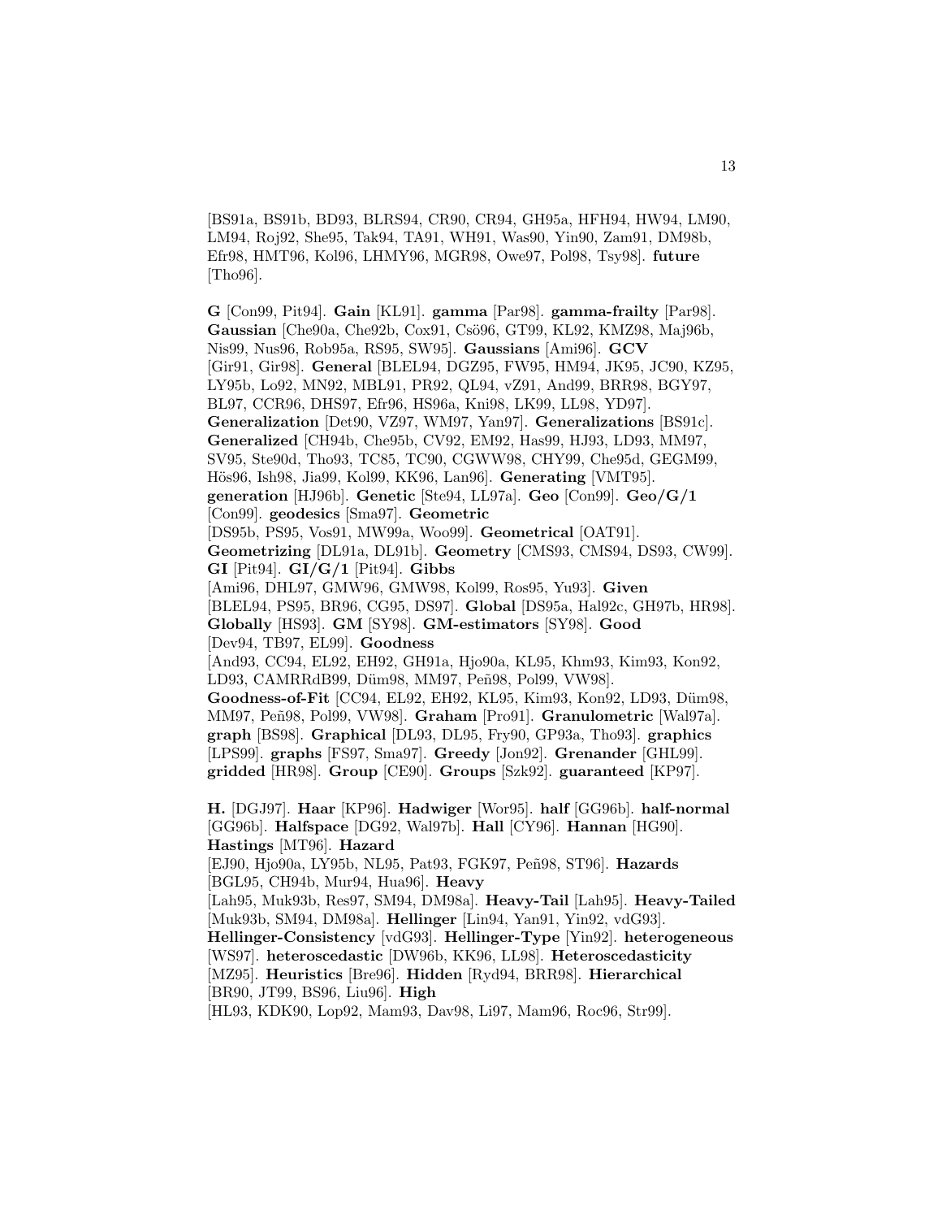[BS91a, BS91b, BD93, BLRS94, CR90, CR94, GH95a, HFH94, HW94, LM90, LM94, Roj92, She95, Tak94, TA91, WH91, Was90, Yin90, Zam91, DM98b, Efr98, HMT96, Kol96, LHMY96, MGR98, Owe97, Pol98, Tsy98]. **future** [Tho96].

**G** [Con99, Pit94]. **Gain** [KL91]. **gamma** [Par98]. **gamma-frailty** [Par98]. **Gaussian** [Che90a, Che92b, Cox91, Csö96, GT99, KL92, KMZ98, Maj96b, Nis99, Nus96, Rob95a, RS95, SW95]. **Gaussians** [Ami96]. **GCV** [Gir91, Gir98]. **General** [BLEL94, DGZ95, FW95, HM94, JK95, JC90, KZ95, LY95b, Lo92, MN92, MBL91, PR92, QL94, vZ91, And99, BRR98, BGY97, BL97, CCR96, DHS97, Efr96, HS96a, Kni98, LK99, LL98, YD97]. **Generalization** [Det90, VZ97, WM97, Yan97]. **Generalizations** [BS91c]. **Generalized** [CH94b, Che95b, CV92, EM92, Has99, HJ93, LD93, MM97, SV95, Ste90d, Tho93, TC85, TC90, CGWW98, CHY99, Che95d, GEGM99, Hös96, Ish98, Jia99, Kol99, KK96, Lan96]. **Generating** [VMT95]. **generation** [HJ96b]. **Genetic** [Ste94, LL97a]. **Geo** [Con99]. **Geo/G/1** [Con99]. **geodesics** [Sma97]. **Geometric** [DS95b, PS95, Vos91, MW99a, Woo99]. **Geometrical** [OAT91]. **Geometrizing** [DL91a, DL91b]. **Geometry** [CMS93, CMS94, DS93, CW99]. **GI** [Pit94]. **GI/G/1** [Pit94]. **Gibbs** [Ami96, DHL97, GMW96, GMW98, Kol99, Ros95, Yu93]. **Given** [BLEL94, PS95, BR96, CG95, DS97]. **Global** [DS95a, Hal92c, GH97b, HR98]. **Globally** [HS93]. **GM** [SY98]. **GM-estimators** [SY98]. **Good** [Dev94, TB97, EL99]. **Goodness** [And93, CC94, EL92, EH92, GH91a, Hjo90a, KL95, Khm93, Kim93, Kon92, LD93, CAMRRdB99, Düm98, MM97, Peñ98, Pol99, VW98]. **Goodness-of-Fit** [CC94, EL92, EH92, KL95, Kim93, Kon92, LD93, Düm98, MM97, Peñ98, Pol99, VW98]. **Graham** [Pro91]. **Granulometric** [Wal97a]. **graph** [BS98]. **Graphical** [DL93, DL95, Fry90, GP93a, Tho93]. **graphics** [LPS99]. **graphs** [FS97, Sma97]. **Greedy** [Jon92]. **Grenander** [GHL99]. **gridded** [HR98]. **Group** [CE90]. **Groups** [Szk92]. **guaranteed** [KP97].

**H.** [DGJ97]. **Haar** [KP96]. **Hadwiger** [Wor95]. **half** [GG96b]. **half-normal** [GG96b]. **Halfspace** [DG92, Wal97b]. **Hall** [CY96]. **Hannan** [HG90]. **Hastings** [MT96]. **Hazard** [EJ90, Hjo90a, LY95b, NL95, Pat93, FGK97, Peñ98, ST96]. **Hazards** [BGL95, CH94b, Mur94, Hua96]. **Heavy** [Lah95, Muk93b, Res97, SM94, DM98a]. **Heavy-Tail** [Lah95]. **Heavy-Tailed** [Muk93b, SM94, DM98a]. **Hellinger** [Lin94, Yan91, Yin92, vdG93]. **Hellinger-Consistency** [vdG93]. **Hellinger-Type** [Yin92]. **heterogeneous** [WS97]. **heteroscedastic** [DW96b, KK96, LL98]. **Heteroscedasticity** [MZ95]. **Heuristics** [Bre96]. **Hidden** [Ryd94, BRR98]. **Hierarchical** [BR90, JT99, BS96, Liu96]. **High** [HL93, KDK90, Lop92, Mam93, Dav98, Li97, Mam96, Roc96, Str99].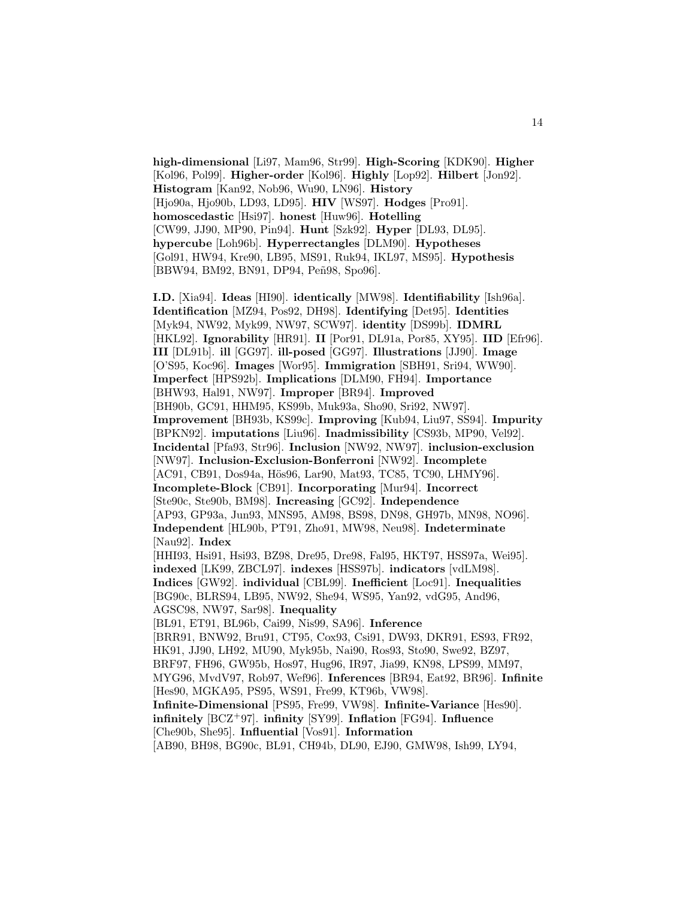**high-dimensional** [Li97, Mam96, Str99]. **High-Scoring** [KDK90]. **Higher** [Kol96, Pol99]. **Higher-order** [Kol96]. **Highly** [Lop92]. **Hilbert** [Jon92]. **Histogram** [Kan92, Nob96, Wu90, LN96]. **History** [Hjo90a, Hjo90b, LD93, LD95]. **HIV** [WS97]. **Hodges** [Pro91]. **homoscedastic** [Hsi97]. **honest** [Huw96]. **Hotelling** [CW99, JJ90, MP90, Pin94]. **Hunt** [Szk92]. **Hyper** [DL93, DL95]. **hypercube** [Loh96b]. **Hyperrectangles** [DLM90]. **Hypotheses** [Gol91, HW94, Kre90, LB95, MS91, Ruk94, IKL97, MS95]. **Hypothesis** [BBW94, BM92, BN91, DP94, Peñ98, Spo96].

**I.D.** [Xia94]. **Ideas** [HI90]. **identically** [MW98]. **Identifiability** [Ish96a]. **Identification** [MZ94, Pos92, DH98]. **Identifying** [Det95]. **Identities** [Myk94, NW92, Myk99, NW97, SCW97]. **identity** [DS99b]. **IDMRL** [HKL92]. **Ignorability** [HR91]. **II** [Por91, DL91a, Por85, XY95]. **IID** [Efr96]. **III** [DL91b]. **ill** [GG97]. **ill-posed** [GG97]. **Illustrations** [JJ90]. **Image** [O'S95, Koc96]. **Images** [Wor95]. **Immigration** [SBH91, Sri94, WW90]. **Imperfect** [HPS92b]. **Implications** [DLM90, FH94]. **Importance** [BHW93, Hal91, NW97]. **Improper** [BR94]. **Improved** [BH90b, GC91, HHM95, KS99b, Muk93a, Sho90, Sri92, NW97]. **Improvement** [BH93b, KS99c]. **Improving** [Kub94, Liu97, SS94]. **Impurity** [BPKN92]. **imputations** [Liu96]. **Inadmissibility** [CS93b, MP90, Vel92]. **Incidental** [Pfa93, Str96]. **Inclusion** [NW92, NW97]. **inclusion-exclusion** [NW97]. **Inclusion-Exclusion-Bonferroni** [NW92]. **Incomplete** [AC91, CB91, Dos94a, Hös96, Lar90, Mat93, TC85, TC90, LHMY96]. **Incomplete-Block** [CB91]. **Incorporating** [Mur94]. **Incorrect** [Ste90c, Ste90b, BM98]. **Increasing** [GC92]. **Independence** [AP93, GP93a, Jun93, MNS95, AM98, BS98, DN98, GH97b, MN98, NO96]. **Independent** [HL90b, PT91, Zho91, MW98, Neu98]. **Indeterminate** [Nau92]. **Index** [HHI93, Hsi91, Hsi93, BZ98, Dre95, Dre98, Fal95, HKT97, HSS97a, Wei95]. **indexed** [LK99, ZBCL97]. **indexes** [HSS97b]. **indicators** [vdLM98]. **Indices** [GW92]. **individual** [CBL99]. **Inefficient** [Loc91]. **Inequalities** [BG90c, BLRS94, LB95, NW92, She94, WS95, Yan92, vdG95, And96, AGSC98, NW97, Sar98]. **Inequality** [BL91, ET91, BL96b, Cai99, Nis99, SA96]. **Inference** [BRR91, BNW92, Bru91, CT95, Cox93, Csi91, DW93, DKR91, ES93, FR92, HK91, JJ90, LH92, MU90, Myk95b, Nai90, Ros93, Sto90, Swe92, BZ97, BRF97, FH96, GW95b, Hos97, Hug96, IR97, Jia99, KN98, LPS99, MM97, MYG96, MvdV97, Rob97, Wef96]. **Inferences** [BR94, Eat92, BR96]. **Infinite** [Hes90, MGKA95, PS95, WS91, Fre99, KT96b, VW98]. **Infinite-Dimensional** [PS95, Fre99, VW98]. **Infinite-Variance** [Hes90]. **infinitely** [BCZ$^+$97]. **infinity** [SY99]. **Inflation** [FG94]. **Influence** [Che90b, She95]. **Influential** [Vos91]. **Information** [AB90, BH98, BG90c, BL91, CH94b, DL90, EJ90, GMW98, Ish99, LY94,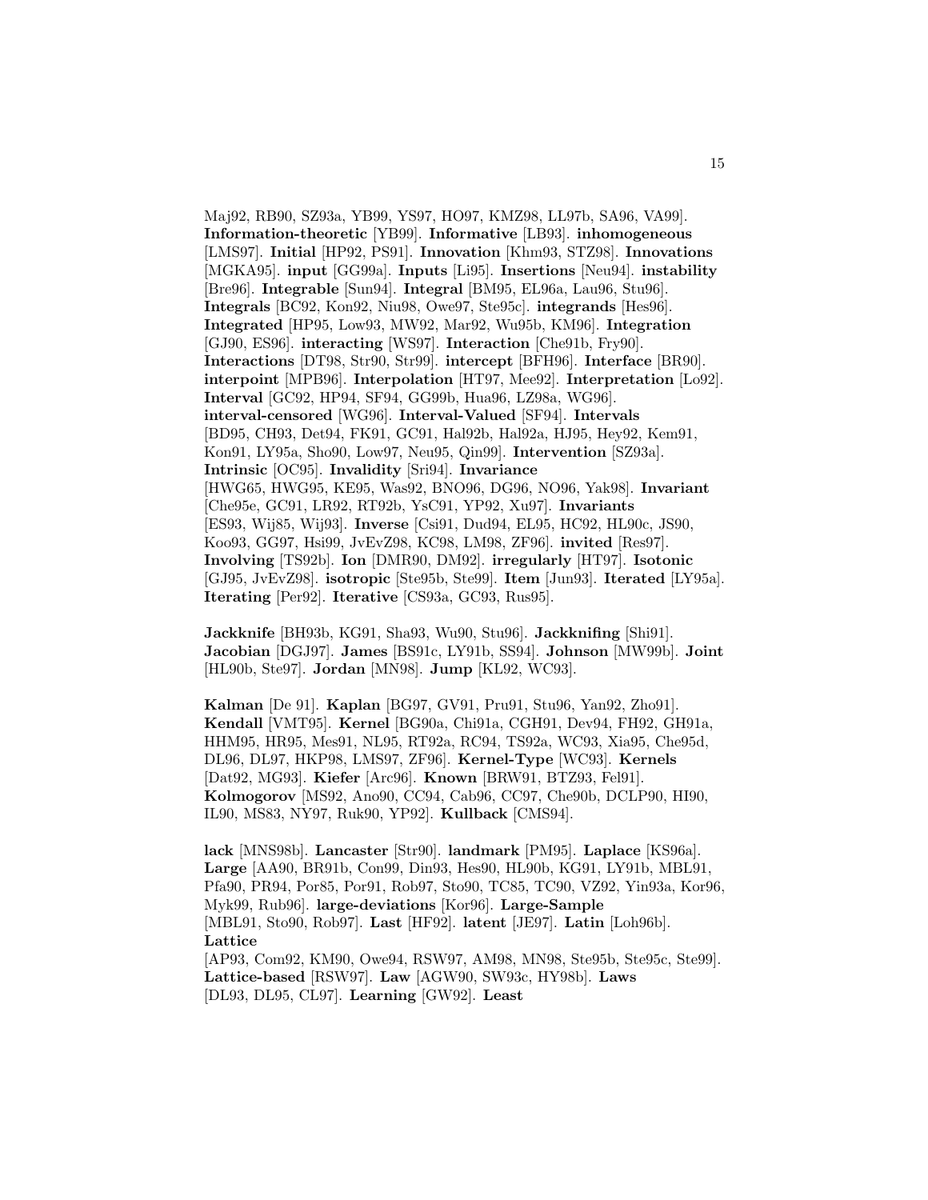Maj92, RB90, SZ93a, YB99, YS97, HO97, KMZ98, LL97b, SA96, VA99]. **Information-theoretic** [YB99]. **Informative** [LB93]. **inhomogeneous** [LMS97]. **Initial** [HP92, PS91]. **Innovation** [Khm93, STZ98]. **Innovations** [MGKA95]. **input** [GG99a]. **Inputs** [Li95]. **Insertions** [Neu94]. **instability** [Bre96]. **Integrable** [Sun94]. **Integral** [BM95, EL96a, Lau96, Stu96]. **Integrals** [BC92, Kon92, Niu98, Owe97, Ste95c]. **integrands** [Hes96]. **Integrated** [HP95, Low93, MW92, Mar92, Wu95b, KM96]. **Integration** [GJ90, ES96]. **interacting** [WS97]. **Interaction** [Che91b, Fry90]. **Interactions** [DT98, Str90, Str99]. **intercept** [BFH96]. **Interface** [BR90]. **interpoint** [MPB96]. **Interpolation** [HT97, Mee92]. **Interpretation** [Lo92]. **Interval** [GC92, HP94, SF94, GG99b, Hua96, LZ98a, WG96]. **interval-censored** [WG96]. **Interval-Valued** [SF94]. **Intervals** [BD95, CH93, Det94, FK91, GC91, Hal92b, Hal92a, HJ95, Hey92, Kem91, Kon91, LY95a, Sho90, Low97, Neu95, Qin99]. **Intervention** [SZ93a]. **Intrinsic** [OC95]. **Invalidity** [Sri94]. **Invariance** [HWG65, HWG95, KE95, Was92, BNO96, DG96, NO96, Yak98]. **Invariant** [Che95e, GC91, LR92, RT92b, YsC91, YP92, Xu97]. **Invariants** [ES93, Wij85, Wij93]. **Inverse** [Csi91, Dud94, EL95, HC92, HL90c, JS90, Koo93, GG97, Hsi99, JvEvZ98, KC98, LM98, ZF96]. **invited** [Res97]. **Involving** [TS92b]. **Ion** [DMR90, DM92]. **irregularly** [HT97]. **Isotonic** [GJ95, JvEvZ98]. **isotropic** [Ste95b, Ste99]. **Item** [Jun93]. **Iterated** [LY95a]. **Iterating** [Per92]. **Iterative** [CS93a, GC93, Rus95].

**Jackknife** [BH93b, KG91, Sha93, Wu90, Stu96]. **Jackknifing** [Shi91]. **Jacobian** [DGJ97]. **James** [BS91c, LY91b, SS94]. **Johnson** [MW99b]. **Joint** [HL90b, Ste97]. **Jordan** [MN98]. **Jump** [KL92, WC93].

**Kalman** [De 91]. **Kaplan** [BG97, GV91, Pru91, Stu96, Yan92, Zho91]. **Kendall** [VMT95]. **Kernel** [BG90a, Chi91a, CGH91, Dev94, FH92, GH91a, HHM95, HR95, Mes91, NL95, RT92a, RC94, TS92a, WC93, Xia95, Che95d, DL96, DL97, HKP98, LMS97, ZF96]. **Kernel-Type** [WC93]. **Kernels** [Dat92, MG93]. **Kiefer** [Arc96]. **Known** [BRW91, BTZ93, Fel91]. **Kolmogorov** [MS92, Ano90, CC94, Cab96, CC97, Che90b, DCLP90, HI90, IL90, MS83, NY97, Ruk90, YP92]. **Kullback** [CMS94].

**lack** [MNS98b]. **Lancaster** [Str90]. **landmark** [PM95]. **Laplace** [KS96a]. **Large** [AA90, BR91b, Con99, Din93, Hes90, HL90b, KG91, LY91b, MBL91, Pfa90, PR94, Por85, Por91, Rob97, Sto90, TC85, TC90, VZ92, Yin93a, Kor96, Myk99, Rub96]. **large-deviations** [Kor96]. **Large-Sample** [MBL91, Sto90, Rob97]. **Last** [HF92]. **latent** [JE97]. **Latin** [Loh96b]. **Lattice** [AP93, Com92, KM90, Owe94, RSW97, AM98, MN98, Ste95b, Ste95c, Ste99]. **Lattice-based** [RSW97]. **Law** [AGW90, SW93c, HY98b]. **Laws** [DL93, DL95, CL97]. **Learning** [GW92]. **Least**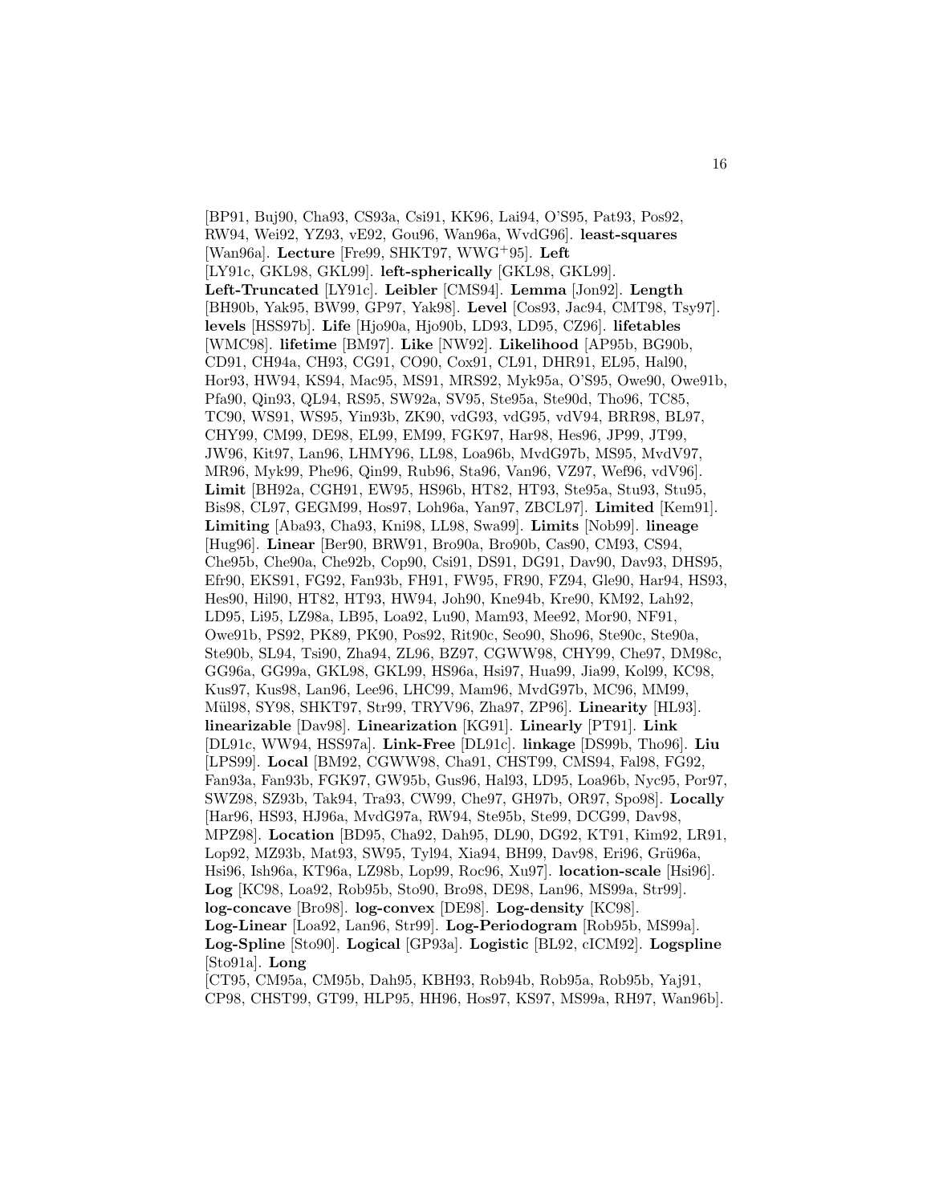[BP91, Buj90, Cha93, CS93a, Csi91, KK96, Lai94, O'S95, Pat93, Pos92, RW94, Wei92, YZ93, vE92, Gou96, Wan96a, WvdG96]. **least-squares** [Wan96a]. **Lecture** [Fre99, SHKT97, WWG+95]. **Left** [LY91c, GKL98, GKL99]. **left-spherically** [GKL98, GKL99]. **Left-Truncated** [LY91c]. **Leibler** [CMS94]. **Lemma** [Jon92]. **Length** [BH90b, Yak95, BW99, GP97, Yak98]. **Level** [Cos93, Jac94, CMT98, Tsy97]. **levels** [HSS97b]. **Life** [Hjo90a, Hjo90b, LD93, LD95, CZ96]. **lifetables** [WMC98]. **lifetime** [BM97]. **Like** [NW92]. **Likelihood** [AP95b, BG90b, CD91, CH94a, CH93, CG91, CO90, Cox91, CL91, DHR91, EL95, Hal90, Hor93, HW94, KS94, Mac95, MS91, MRS92, Myk95a, O'S95, Owe90, Owe91b, Pfa90, Qin93, QL94, RS95, SW92a, SV95, Ste95a, Ste90d, Tho96, TC85, TC90, WS91, WS95, Yin93b, ZK90, vdG93, vdG95, vdV94, BRR98, BL97, CHY99, CM99, DE98, EL99, EM99, FGK97, Har98, Hes96, JP99, JT99, JW96, Kit97, Lan96, LHMY96, LL98, Loa96b, MvdG97b, MS95, MvdV97, MR96, Myk99, Phe96, Qin99, Rub96, Sta96, Van96, VZ97, Wef96, vdV96]. **Limit** [BH92a, CGH91, EW95, HS96b, HT82, HT93, Ste95a, Stu93, Stu95, Bis98, CL97, GEGM99, Hos97, Loh96a, Yan97, ZBCL97]. **Limited** [Kem91]. **Limiting** [Aba93, Cha93, Kni98, LL98, Swa99]. **Limits** [Nob99]. **lineage** [Hug96]. **Linear** [Ber90, BRW91, Bro90a, Bro90b, Cas90, CM93, CS94, Che95b, Che90a, Che92b, Cop90, Csi91, DS91, DG91, Dav90, Dav93, DHS95, Efr90, EKS91, FG92, Fan93b, FH91, FW95, FR90, FZ94, Gle90, Har94, HS93, Hes90, Hil90, HT82, HT93, HW94, Joh90, Kne94b, Kre90, KM92, Lah92, LD95, Li95, LZ98a, LB95, Loa92, Lu90, Mam93, Mee92, Mor90, NF91, Owe91b, PS92, PK89, PK90, Pos92, Rit90c, Seo90, Sho96, Ste90c, Ste90a, Ste90b, SL94, Tsi90, Zha94, ZL96, BZ97, CGWW98, CHY99, Che97, DM98c, GG96a, GG99a, GKL98, GKL99, HS96a, Hsi97, Hua99, Jia99, Kol99, KC98, Kus97, Kus98, Lan96, Lee96, LHC99, Mam96, MvdG97b, MC96, MM99, Mül98, SY98, SHKT97, Str99, TRYV96, Zha97, ZP96]. **Linearity** [HL93]. **linearizable** [Dav98]. **Linearization** [KG91]. **Linearly** [PT91]. **Link** [DL91c, WW94, HSS97a]. **Link-Free** [DL91c]. **linkage** [DS99b, Tho96]. **Liu** [LPS99]. **Local** [BM92, CGWW98, Cha91, CHST99, CMS94, Fal98, FG92, Fan93a, Fan93b, FGK97, GW95b, Gus96, Hal93, LD95, Loa96b, Nyc95, Por97, SWZ98, SZ93b, Tak94, Tra93, CW99, Che97, GH97b, OR97, Spo98]. **Locally** [Har96, HS93, HJ96a, MvdG97a, RW94, Ste95b, Ste99, DCG99, Dav98, MPZ98]. **Location** [BD95, Cha92, Dah95, DL90, DG92, KT91, Kim92, LR91, Lop92, MZ93b, Mat93, SW95, Tyl94, Xia94, BH99, Dav98, Eri96, Grü96a, Hsi96, Ish96a, KT96a, LZ98b, Lop99, Roc96, Xu97]. **location-scale** [Hsi96]. **Log** [KC98, Loa92, Rob95b, Sto90, Bro98, DE98, Lan96, MS99a, Str99]. **log-concave** [Bro98]. **log-convex** [DE98]. **Log-density** [KC98]. **Log-Linear** [Loa92, Lan96, Str99]. **Log-Periodogram** [Rob95b, MS99a]. **Log-Spline** [Sto90]. **Logical** [GP93a]. **Logistic** [BL92, cICM92]. **Logspline** [Sto91a]. **Long** [CT95, CM95a, CM95b, Dah95, KBH93, Rob94b, Rob95a, Rob95b, Yaj91, CP98, CHST99, GT99, HLP95, HH96, Hos97, KS97, MS99a, RH97, Wan96b].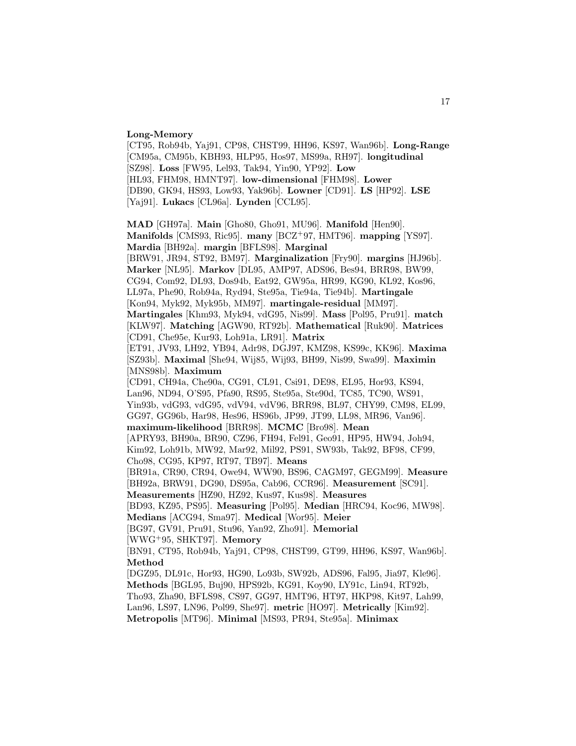**Long-Memory** [CT95, Rob94b, Yaj91, CP98, CHST99, HH96, KS97, Wan96b]. **Long-Range** [CM95a, CM95b, KBH93, HLP95, Hos97, MS99a, RH97]. **longitudinal** [SZ98]. **Loss** [FW95, Lel93, Tak94, Yin90, YP92]. **Low** [HL93, FHM98, HMNT97]. **low-dimensional** [FHM98]. **Lower** [DB90, GK94, HS93, Low93, Yak96b]. **Lowner** [CD91]. **LS** [HP92]. **LSE** [Yaj91]. **Lukacs** [CL96a]. **Lynden** [CCL95].

**MAD** [GH97a]. **Main** [Gho80, Gho91, MU96]. **Manifold** [Hen90]. **Manifolds** [CMS93, Ric95]. **many** [BCZ+97, HMT96]. **mapping** [YS97]. **Mardia** [BH92a]. **margin** [BFLS98]. **Marginal** [BRW91, JR94, ST92, BM97]. **Marginalization** [Fry90]. **margins** [HJ96b]. **Marker** [NL95]. **Markov** [DL95, AMP97, ADS96, Bes94, BRR98, BW99, CG94, Com92, DL93, Dos94b, Eat92, GW95a, HR99, KG90, KL92, Kos96, LL97a, Phe90, Rob94a, Ryd94, Ste95a, Tie94a, Tie94b]. **Martingale** [Kon94, Myk92, Myk95b, MM97]. **martingale-residual** [MM97]. **Martingales** [Khm93, Myk94, vdG95, Nis99]. **Mass** [Pol95, Pru91]. **match** [KLW97]. **Matching** [AGW90, RT92b]. **Mathematical** [Ruk90]. **Matrices** [CD91, Che95e, Kur93, Loh91a, LR91]. **Matrix** [ET91, JV93, LH92, YB94, Adr98, DGJ97, KMZ98, KS99c, KK96]. **Maxima** [SZ93b]. **Maximal** [She94, Wij85, Wij93, BH99, Nis99, Swa99]. **Maximin** [MNS98b]. **Maximum** [CD91, CH94a, Che90a, CG91, CL91, Csi91, DE98, EL95, Hor93, KS94, Lan96, ND94, O'S95, Pfa90, RS95, Ste95a, Ste90d, TC85, TC90, WS91, Yin93b, vdG93, vdG95, vdV94, vdV96, BRR98, BL97, CHY99, CM98, EL99, GG97, GG96b, Har98, Hes96, HS96b, JP99, JT99, LL98, MR96, Van96]. **maximum-likelihood** [BRR98]. **MCMC** [Bro98]. **Mean** [APRY93, BH90a, BR90, CZ96, FH94, Fel91, Geo91, HP95, HW94, Joh94, Kim92, Loh91b, MW92, Mar92, Mil92, PS91, SW93b, Tak92, BF98, CF99, Cho98, CG95, KP97, RT97, TB97]. **Means** [BR91a, CR90, CR94, Owe94, WW90, BS96, CAGM97, GEGM99]. **Measure** [BH92a, BRW91, DG90, DS95a, Cab96, CCR96]. **Measurement** [SC91]. **Measurements** [HZ90, HZ92, Kus97, Kus98]. **Measures** [BD93, KZ95, PS95]. **Measuring** [Pol95]. **Median** [HRC94, Koc96, MW98]. **Medians** [ACG94, Sma97]. **Medical** [Wor95]. **Meier** [BG97, GV91, Pru91, Stu96, Yan92, Zho91]. **Memorial** [WWG+95, SHKT97]. **Memory** [BN91, CT95, Rob94b, Yaj91, CP98, CHST99, GT99, HH96, KS97, Wan96b]. **Method** [DGZ95, DL91c, Hor93, HG90, Lo93b, SW92b, ADS96, Fal95, Jia97, Kle96]. **Methods** [BGL95, Buj90, HPS92b, KG91, Koy90, LY91c, Lin94, RT92b, Tho93, Zha90, BFLS98, CS97, GG97, HMT96, HT97, HKP98, Kit97, Lah99, Lan96, LS97, LN96, Pol99, She97]. **metric** [HO97]. **Metrically** [Kim92]. **Metropolis** [MT96]. **Minimal** [MS93, PR94, Ste95a]. **Minimax**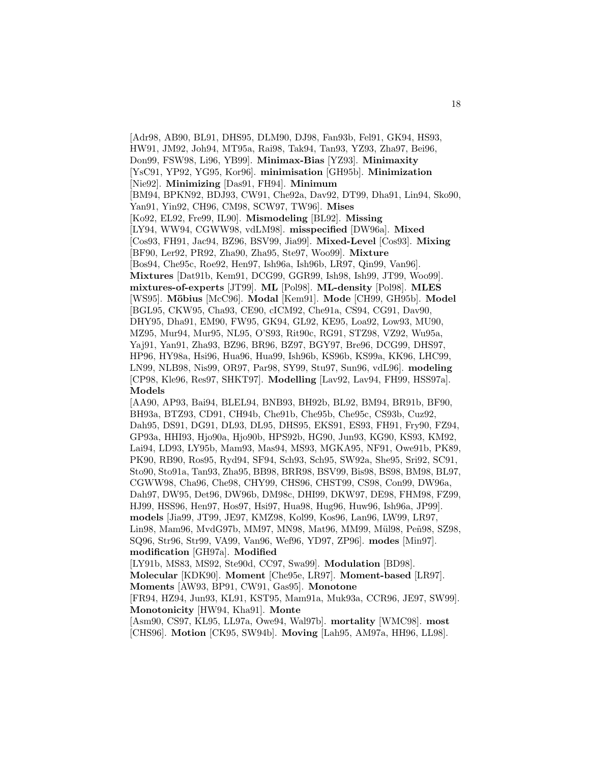[Adr98, AB90, BL91, DHS95, DLM90, DJ98, Fan93b, Fel91, GK94, HS93, HW91, JM92, Joh94, MT95a, Rai98, Tak94, Tan93, YZ93, Zha97, Bei96, Don99, FSW98, Li96, YB99]. **Minimax-Bias** [YZ93]. **Minimaxity** [YsC91, YP92, YG95, Kor96]. **minimisation** [GH95b]. **Minimization** [Nie92]. **Minimizing** [Das91, FH94]. **Minimum** [BM94, BPKN92, BDJ93, CW91, Che92a, Dav92, DT99, Dha91, Lin94, Sko90, Yan91, Yin92, CH96, CM98, SCW97, TW96]. **Mises** [Ko92, EL92, Fre99, IL90]. **Mismodeling** [BL92]. **Missing** [LY94, WW94, CGWW98, vdLM98]. **misspecified** [DW96a]. **Mixed** [Cos93, FH91, Jac94, BZ96, BSV99, Jia99]. **Mixed-Level** [Cos93]. **Mixing** [BF90, Ler92, PR92, Zha90, Zha95, Ste97, Woo99]. **Mixture** [Bos94, Che95c, Roe92, Hen97, Ish96a, Ish96b, LR97, Qin99, Van96]. **Mixtures** [Dat91b, Kem91, DCG99, GGR99, Ish98, Ish99, JT99, Woo99]. **mixtures-of-experts** [JT99]. **ML** [Pol98]. **ML-density** [Pol98]. **MLES** [WS95]. **Möbius** [McC96]. **Modal** [Kem91]. **Mode** [CH99, GH95b]. **Model** [BGL95, CKW95, Cha93, CE90, cICM92, Che91a, CS94, CG91, Dav90, DHY95, Dha91, EM90, FW95, GK94, GL92, KE95, Loa92, Low93, MU90, MZ95, Mur94, Mur95, NL95, O'S93, Rit90c, RG91, STZ98, VZ92, Wu95a, Yaj91, Yan91, Zha93, BZ96, BR96, BZ97, BGY97, Bre96, DCG99, DHS97, HP96, HY98a, Hsi96, Hua96, Hua99, Ish96b, KS96b, KS99a, KK96, LHC99, LN99, NLB98, Nis99, OR97, Par98, SY99, Stu97, Sun96, vdL96]. **modeling** [CP98, Kle96, Res97, SHKT97]. **Modelling** [Lav92, Lav94, FH99, HSS97a]. **Models** [AA90, AP93, Bai94, BLEL94, BNB93, BH92b, BL92, BM94, BR91b, BF90, BH93a, BTZ93, CD91, CH94b, Che91b, Che95b, Che95c, CS93b, Cuz92, Dah95, DS91, DG91, DL93, DL95, DHS95, EKS91, ES93, FH91, Fry90, FZ94, GP93a, HHI93, Hjo90a, Hjo90b, HPS92b, HG90, Jun93, KG90, KS93, KM92, Lai94, LD93, LY95b, Mam93, Mas94, MS93, MGKA95, NF91, Owe91b, PK89, PK90, RB90, Ros95, Ryd94, SF94, Sch93, Sch95, SW92a, She95, Sri92, SC91, Sto90, Sto91a, Tan93, Zha95, BB98, BRR98, BSV99, Bis98, BS98, BM98, BL97, CGWW98, Cha96, Che98, CHY99, CHS96, CHST99, CS98, Con99, DW96a, Dah97, DW95, Det96, DW96b, DM98c, DHI99, DKW97, DE98, FHM98, FZ99, HJ99, HSS96, Hen97, Hos97, Hsi97, Hua98, Hug96, Huw96, Ish96a, JP99]. **models** [Jia99, JT99, JE97, KMZ98, Kol99, Kos96, Lan96, LW99, LR97, Lin98, Mam96, MvdG97b, MM97, MN98, Mat96, MM99, Mül98, Peñ98, SZ98, SQ96, Str96, Str99, VA99, Van96, Wef96, YD97, ZP96]. **modes** [Min97]. **modification** [GH97a]. **Modified** [LY91b, MS83, MS92, Ste90d, CC97, Swa99]. **Modulation** [BD98]. **Molecular** [KDK90]. **Moment** [Che95e, LR97]. **Moment-based** [LR97]. **Moments** [AW93, BP91, CW91, Gas95]. **Monotone** [FR94, HZ94, Jun93, KL91, KST95, Mam91a, Muk93a, CCR96, JE97, SW99]. **Monotonicity** [HW94, Kha91]. **Monte** [Asm90, CS97, KL95, LL97a, Owe94, Wal97b]. **mortality** [WMC98]. **most** [CHS96]. **Motion** [CK95, SW94b]. **Moving** [Lah95, AM97a, HH96, LL98].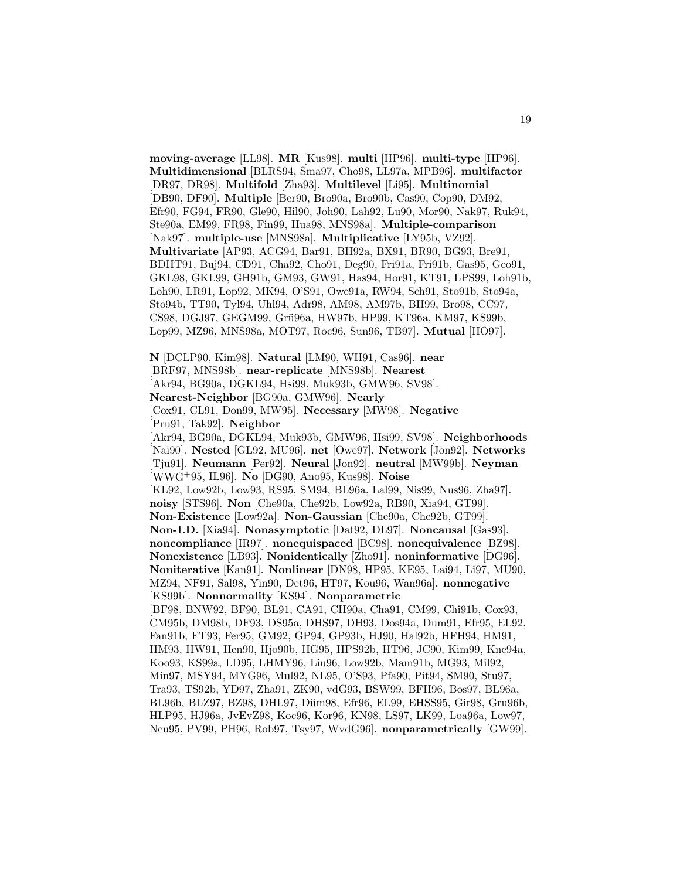**moving-average** [LL98]. **MR** [Kus98]. **multi** [HP96]. **multi-type** [HP96]. **Multidimensional** [BLRS94, Sma97, Cho98, LL97a, MPB96]. **multifactor** [DR97, DR98]. **Multifold** [Zha93]. **Multilevel** [Li95]. **Multinomial** [DB90, DF90]. **Multiple** [Ber90, Bro90a, Bro90b, Cas90, Cop90, DM92, Efr90, FG94, FR90, Gle90, Hil90, Joh90, Lah92, Lu90, Mor90, Nak97, Ruk94, Ste90a, EM99, FR98, Fin99, Hua98, MNS98a]. **Multiple-comparison** [Nak97]. **multiple-use** [MNS98a]. **Multiplicative** [LY95b, VZ92]. **Multivariate** [AP93, ACG94, Bar91, BH92a, BX91, BR90, BG93, Bre91, BDHT91, Buj94, CD91, Cha92, Cho91, Deg90, Fri91a, Fri91b, Gas95, Geo91, GKL98, GKL99, GH91b, GM93, GW91, Has94, Hor91, KT91, LPS99, Loh91b, Loh90, LR91, Lop92, MK94, O'S91, Owe91a, RW94, Sch91, Sto91b, Sto94a, Sto94b, TT90, Tyl94, Uhl94, Adr98, AM98, AM97b, BH99, Bro98, CC97, CS98, DGJ97, GEGM99, Grü96a, HW97b, HP99, KT96a, KM97, KS99b, Lop99, MZ96, MNS98a, MOT97, Roc96, Sun96, TB97]. **Mutual** [HO97].

**N** [DCLP90, Kim98]. **Natural** [LM90, WH91, Cas96]. **near** [BRF97, MNS98b]. **near-replicate** [MNS98b]. **Nearest** [Akr94, BG90a, DGKL94, Hsi99, Muk93b, GMW96, SV98]. **Nearest-Neighbor** [BG90a, GMW96]. **Nearly** [Cox91, CL91, Don99, MW95]. **Necessary** [MW98]. **Negative** [Pru91, Tak92]. **Neighbor** [Akr94, BG90a, DGKL94, Muk93b, GMW96, Hsi99, SV98]. **Neighborhoods** [Nai90]. **Nested** [GL92, MU96]. **net** [Owe97]. **Network** [Jon92]. **Networks** [Tju91]. **Neumann** [Per92]. **Neural** [Jon92]. **neutral** [MW99b]. **Neyman** [WWG+95, IL96]. **No** [DG90, Ano95, Kus98]. **Noise** [KL92, Low92b, Low93, RS95, SM94, BL96a, Lal99, Nis99, Nus96, Zha97]. **noisy** [STS96]. **Non** [Che90a, Che92b, Low92a, RB90, Xia94, GT99]. **Non-Existence** [Low92a]. **Non-Gaussian** [Che90a, Che92b, GT99]. **Non-I.D.** [Xia94]. **Nonasymptotic** [Dat92, DL97]. **Noncausal** [Gas93]. **noncompliance** [IR97]. **nonequispaced** [BC98]. **nonequivalence** [BZ98]. **Nonexistence** [LB93]. **Nonidentically** [Zho91]. **noninformative** [DG96]. **Noniterative** [Kan91]. **Nonlinear** [DN98, HP95, KE95, Lai94, Li97, MU90, MZ94, NF91, Sal98, Yin90, Det96, HT97, Kou96, Wan96a]. **nonnegative** [KS99b]. **Nonnormality** [KS94]. **Nonparametric** [BF98, BNW92, BF90, BL91, CA91, CH90a, Cha91, CM99, Chi91b, Cox93, CM95b, DM98b, DF93, DS95a, DHS97, DH93, Dos94a, Dum91, Efr95, EL92, Fan91b, FT93, Fer95, GM92, GP94, GP93b, HJ90, Hal92b, HFH94, HM91, HM93, HW91, Hen90, Hjo90b, HG95, HPS92b, HT96, JC90, Kim99, Kne94a, Koo93, KS99a, LD95, LHMY96, Liu96, Low92b, Mam91b, MG93, Mil92, Min97, MSY94, MYG96, Mul92, NL95, O'S93, Pfa90, Pit94, SM90, Stu97, Tra93, TS92b, YD97, Zha91, ZK90, vdG93, BSW99, BFH96, Bos97, BL96a, BL96b, BLZ97, BZ98, DHL97, Düm98, Efr96, EL99, EHSS95, Gir98, Gru96b, HLP95, HJ96a, JvEvZ98, Koc96, Kor96, KN98, LS97, LK99, Loa96a, Low97, Neu95, PV99, PH96, Rob97, Tsy97, WvdG96]. **nonparametrically** [GW99].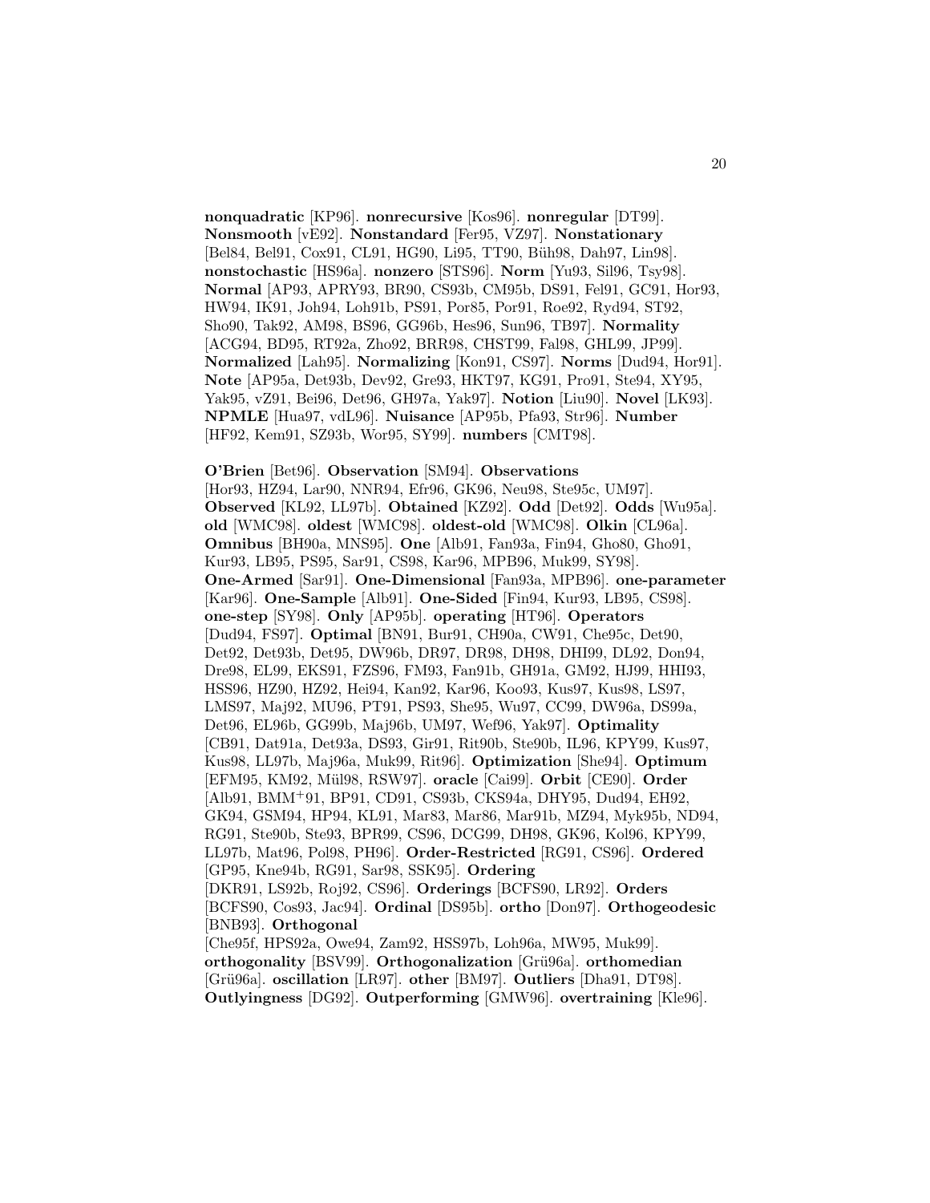**nonquadratic** [KP96]. **nonrecursive** [Kos96]. **nonregular** [DT99]. **Nonsmooth** [vE92]. **Nonstandard** [Fer95, VZ97]. **Nonstationary** [Bel84, Bel91, Cox91, CL91, HG90, Li95, TT90, Büh98, Dah97, Lin98]. **nonstochastic** [HS96a]. **nonzero** [STS96]. **Norm** [Yu93, Sil96, Tsy98]. **Normal** [AP93, APRY93, BR90, CS93b, CM95b, DS91, Fel91, GC91, Hor93, HW94, IK91, Joh94, Loh91b, PS91, Por85, Por91, Roe92, Ryd94, ST92, Sho90, Tak92, AM98, BS96, GG96b, Hes96, Sun96, TB97]. **Normality** [ACG94, BD95, RT92a, Zho92, BRR98, CHST99, Fal98, GHL99, JP99]. **Normalized** [Lah95]. **Normalizing** [Kon91, CS97]. **Norms** [Dud94, Hor91]. **Note** [AP95a, Det93b, Dev92, Gre93, HKT97, KG91, Pro91, Ste94, XY95, Yak95, vZ91, Bei96, Det96, GH97a, Yak97]. **Notion** [Liu90]. **Novel** [LK93]. **NPMLE** [Hua97, vdL96]. **Nuisance** [AP95b, Pfa93, Str96]. **Number** [HF92, Kem91, SZ93b, Wor95, SY99]. **numbers** [CMT98].

**O'Brien** [Bet96]. **Observation** [SM94]. **Observations** [Hor93, HZ94, Lar90, NNR94, Efr96, GK96, Neu98, Ste95c, UM97]. **Observed** [KL92, LL97b]. **Obtained** [KZ92]. **Odd** [Det92]. **Odds** [Wu95a]. **old** [WMC98]. **oldest** [WMC98]. **oldest-old** [WMC98]. **Olkin** [CL96a]. **Omnibus** [BH90a, MNS95]. **One** [Alb91, Fan93a, Fin94, Gho80, Gho91, Kur93, LB95, PS95, Sar91, CS98, Kar96, MPB96, Muk99, SY98]. **One-Armed** [Sar91]. **One-Dimensional** [Fan93a, MPB96]. **one-parameter** [Kar96]. **One-Sample** [Alb91]. **One-Sided** [Fin94, Kur93, LB95, CS98]. **one-step** [SY98]. **Only** [AP95b]. **operating** [HT96]. **Operators** [Dud94, FS97]. **Optimal** [BN91, Bur91, CH90a, CW91, Che95c, Det90, Det92, Det93b, Det95, DW96b, DR97, DR98, DH98, DHI99, DL92, Don94, Dre98, EL99, EKS91, FZS96, FM93, Fan91b, GH91a, GM92, HJ99, HHI93, HSS96, HZ90, HZ92, Hei94, Kan92, Kar96, Koo93, Kus97, Kus98, LS97, LMS97, Maj92, MU96, PT91, PS93, She95, Wu97, CC99, DW96a, DS99a, Det96, EL96b, GG99b, Maj96b, UM97, Wef96, Yak97]. **Optimality** [CB91, Dat91a, Det93a, DS93, Gir91, Rit90b, Ste90b, IL96, KPY99, Kus97, Kus98, LL97b, Maj96a, Muk99, Rit96]. **Optimization** [She94]. **Optimum** [EFM95, KM92, Mül98, RSW97]. **oracle** [Cai99]. **Orbit** [CE90]. **Order** [Alb91, BMM+91, BP91, CD91, CS93b, CKS94a, DHY95, Dud94, EH92, GK94, GSM94, HP94, KL91, Mar83, Mar86, Mar91b, MZ94, Myk95b, ND94, RG91, Ste90b, Ste93, BPR99, CS96, DCG99, DH98, GK96, Kol96, KPY99, LL97b, Mat96, Pol98, PH96]. **Order-Restricted** [RG91, CS96]. **Ordered** [GP95, Kne94b, RG91, Sar98, SSK95]. **Ordering** [DKR91, LS92b, Roj92, CS96]. **Orderings** [BCFS90, LR92]. **Orders** [BCFS90, Cos93, Jac94]. **Ordinal** [DS95b]. **ortho** [Don97]. **Orthogeodesic** [BNB93]. **Orthogonal** [Che95f, HPS92a, Owe94, Zam92, HSS97b, Loh96a, MW95, Muk99]. **orthogonality** [BSV99]. **Orthogonalization** [Grü96a]. **orthomedian** [Grü96a]. **oscillation** [LR97]. **other** [BM97]. **Outliers** [Dha91, DT98]. **Outlyingness** [DG92]. **Outperforming** [GMW96]. **overtraining** [Kle96].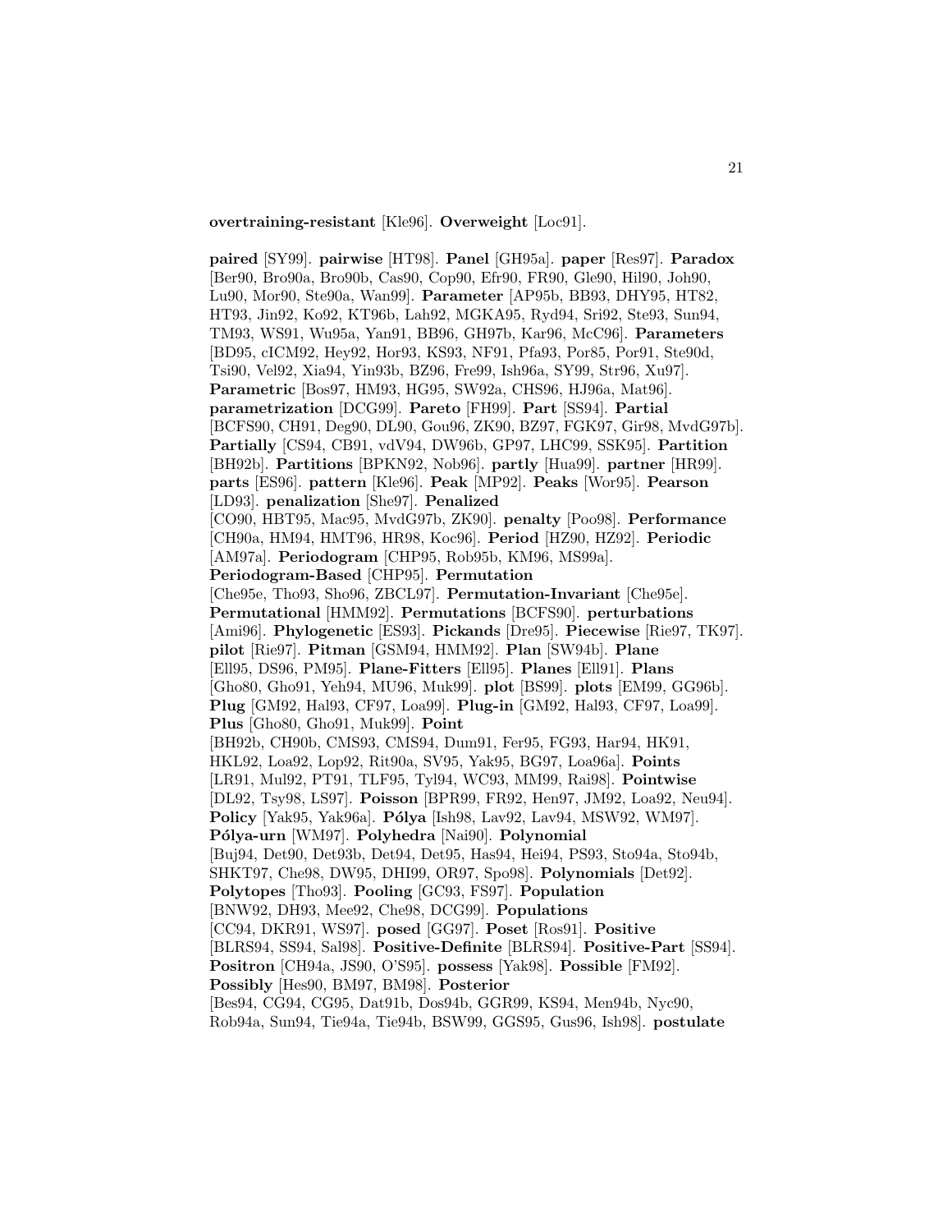**overtraining-resistant** [Kle96]. **Overweight** [Loc91].

**paired** [SY99]. **pairwise** [HT98]. **Panel** [GH95a]. **paper** [Res97]. **Paradox** [Ber90, Bro90a, Bro90b, Cas90, Cop90, Efr90, FR90, Gle90, Hil90, Joh90, Lu90, Mor90, Ste90a, Wan99]. **Parameter** [AP95b, BB93, DHY95, HT82, HT93, Jin92, Ko92, KT96b, Lah92, MGKA95, Ryd94, Sri92, Ste93, Sun94, TM93, WS91, Wu95a, Yan91, BB96, GH97b, Kar96, McC96]. **Parameters** [BD95, cICM92, Hey92, Hor93, KS93, NF91, Pfa93, Por85, Por91, Ste90d, Tsi90, Vel92, Xia94, Yin93b, BZ96, Fre99, Ish96a, SY99, Str96, Xu97]. **Parametric** [Bos97, HM93, HG95, SW92a, CHS96, HJ96a, Mat96]. **parametrization** [DCG99]. **Pareto** [FH99]. **Part** [SS94]. **Partial** [BCFS90, CH91, Deg90, DL90, Gou96, ZK90, BZ97, FGK97, Gir98, MvdG97b]. **Partially** [CS94, CB91, vdV94, DW96b, GP97, LHC99, SSK95]. **Partition** [BH92b]. **Partitions** [BPKN92, Nob96]. **partly** [Hua99]. **partner** [HR99]. **parts** [ES96]. **pattern** [Kle96]. **Peak** [MP92]. **Peaks** [Wor95]. **Pearson** [LD93]. **penalization** [She97]. **Penalized** [CO90, HBT95, Mac95, MvdG97b, ZK90]. **penalty** [Poo98]. **Performance** [CH90a, HM94, HMT96, HR98, Koc96]. **Period** [HZ90, HZ92]. **Periodic** [AM97a]. **Periodogram** [CHP95, Rob95b, KM96, MS99a]. **Periodogram-Based** [CHP95]. **Permutation** [Che95e, Tho93, Sho96, ZBCL97]. **Permutation-Invariant** [Che95e]. **Permutational** [HMM92]. **Permutations** [BCFS90]. **perturbations** [Ami96]. **Phylogenetic** [ES93]. **Pickands** [Dre95]. **Piecewise** [Rie97, TK97]. **pilot** [Rie97]. **Pitman** [GSM94, HMM92]. **Plan** [SW94b]. **Plane** [Ell95, DS96, PM95]. **Plane-Fitters** [Ell95]. **Planes** [Ell91]. **Plans** [Gho80, Gho91, Yeh94, MU96, Muk99]. **plot** [BS99]. **plots** [EM99, GG96b]. **Plug** [GM92, Hal93, CF97, Loa99]. **Plug-in** [GM92, Hal93, CF97, Loa99]. **Plus** [Gho80, Gho91, Muk99]. **Point** [BH92b, CH90b, CMS93, CMS94, Dum91, Fer95, FG93, Har94, HK91, HKL92, Loa92, Lop92, Rit90a, SV95, Yak95, BG97, Loa96a]. **Points** [LR91, Mul92, PT91, TLF95, Tyl94, WC93, MM99, Rai98]. **Pointwise** [DL92, Tsy98, LS97]. **Poisson** [BPR99, FR92, Hen97, JM92, Loa92, Neu94]. **Policy** [Yak95, Yak96a]. **Pólya** [Ish98, Lav92, Lav94, MSW92, WM97]. **Pólya-urn** [WM97]. **Polyhedra** [Nai90]. **Polynomial** [Buj94, Det90, Det93b, Det94, Det95, Has94, Hei94, PS93, Sto94a, Sto94b, SHKT97, Che98, DW95, DHI99, OR97, Spo98]. **Polynomials** [Det92]. **Polytopes** [Tho93]. **Pooling** [GC93, FS97]. **Population** [BNW92, DH93, Mee92, Che98, DCG99]. **Populations** [CC94, DKR91, WS97]. **posed** [GG97]. **Poset** [Ros91]. **Positive** [BLRS94, SS94, Sal98]. **Positive-Definite** [BLRS94]. **Positive-Part** [SS94]. **Positron** [CH94a, JS90, O'S95]. **possess** [Yak98]. **Possible** [FM92]. **Possibly** [Hes90, BM97, BM98]. **Posterior** [Bes94, CG94, CG95, Dat91b, Dos94b, GGR99, KS94, Men94b, Nyc90, Rob94a, Sun94, Tie94a, Tie94b, BSW99, GGS95, Gus96, Ish98]. **postulate**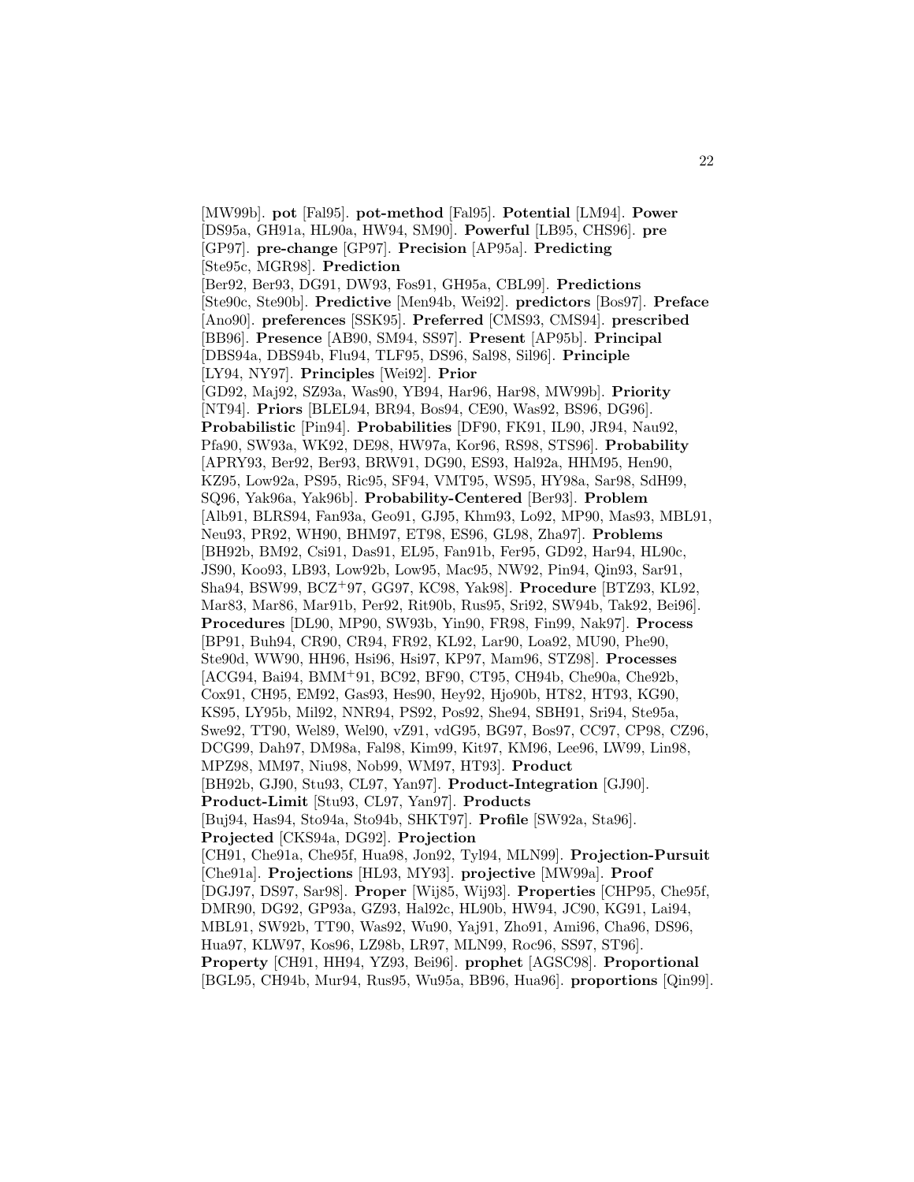[MW99b]. **pot** [Fal95]. **pot-method** [Fal95]. **Potential** [LM94]. **Power** [DS95a, GH91a, HL90a, HW94, SM90]. **Powerful** [LB95, CHS96]. **pre** [GP97]. **pre-change** [GP97]. **Precision** [AP95a]. **Predicting** [Ste95c, MGR98]. **Prediction** [Ber92, Ber93, DG91, DW93, Fos91, GH95a, CBL99]. **Predictions** [Ste90c, Ste90b]. **Predictive** [Men94b, Wei92]. **predictors** [Bos97]. **Preface** [Ano90]. **preferences** [SSK95]. **Preferred** [CMS93, CMS94]. **prescribed** [BB96]. **Presence** [AB90, SM94, SS97]. **Present** [AP95b]. **Principal** [DBS94a, DBS94b, Flu94, TLF95, DS96, Sal98, Sil96]. **Principle** [LY94, NY97]. **Principles** [Wei92]. **Prior** [GD92, Maj92, SZ93a, Was90, YB94, Har96, Har98, MW99b]. **Priority** [NT94]. **Priors** [BLEL94, BR94, Bos94, CE90, Was92, BS96, DG96]. **Probabilistic** [Pin94]. **Probabilities** [DF90, FK91, IL90, JR94, Nau92, Pfa90, SW93a, WK92, DE98, HW97a, Kor96, RS98, STS96]. **Probability** [APRY93, Ber92, Ber93, BRW91, DG90, ES93, Hal92a, HHM95, Hen90, KZ95, Low92a, PS95, Ric95, SF94, VMT95, WS95, HY98a, Sar98, SdH99, SQ96, Yak96a, Yak96b]. **Probability-Centered** [Ber93]. **Problem** [Alb91, BLRS94, Fan93a, Geo91, GJ95, Khm93, Lo92, MP90, Mas93, MBL91, Neu93, PR92, WH90, BHM97, ET98, ES96, GL98, Zha97]. **Problems** [BH92b, BM92, Csi91, Das91, EL95, Fan91b, Fer95, GD92, Har94, HL90c, JS90, Koo93, LB93, Low92b, Low95, Mac95, NW92, Pin94, Qin93, Sar91, Sha94, BSW99, BCZ+97, GG97, KC98, Yak98]. **Procedure** [BTZ93, KL92, Mar83, Mar86, Mar91b, Per92, Rit90b, Rus95, Sri92, SW94b, Tak92, Bei96]. **Procedures** [DL90, MP90, SW93b, Yin90, FR98, Fin99, Nak97]. **Process** [BP91, Buh94, CR90, CR94, FR92, KL92, Lar90, Loa92, MU90, Phe90, Ste90d, WW90, HH96, Hsi96, Hsi97, KP97, Mam96, STZ98]. **Processes** [ACG94, Bai94, BMM+91, BC92, BF90, CT95, CH94b, Che90a, Che92b, Cox91, CH95, EM92, Gas93, Hes90, Hey92, Hjo90b, HT82, HT93, KG90, KS95, LY95b, Mil92, NNR94, PS92, Pos92, She94, SBH91, Sri94, Ste95a, Swe92, TT90, Wel89, Wel90, vZ91, vdG95, BG97, Bos97, CC97, CP98, CZ96, DCG99, Dah97, DM98a, Fal98, Kim99, Kit97, KM96, Lee96, LW99, Lin98, MPZ98, MM97, Niu98, Nob99, WM97, HT93]. **Product** [BH92b, GJ90, Stu93, CL97, Yan97]. **Product-Integration** [GJ90]. **Product-Limit** [Stu93, CL97, Yan97]. **Products** [Buj94, Has94, Sto94a, Sto94b, SHKT97]. **Profile** [SW92a, Sta96]. **Projected** [CKS94a, DG92]. **Projection** [CH91, Che91a, Che95f, Hua98, Jon92, Tyl94, MLN99]. **Projection-Pursuit** [Che91a]. **Projections** [HL93, MY93]. **projective** [MW99a]. **Proof** [DGJ97, DS97, Sar98]. **Proper** [Wij85, Wij93]. **Properties** [CHP95, Che95f, DMR90, DG92, GP93a, GZ93, Hal92c, HL90b, HW94, JC90, KG91, Lai94, MBL91, SW92b, TT90, Was92, Wu90, Yaj91, Zho91, Ami96, Cha96, DS96, Hua97, KLW97, Kos96, LZ98b, LR97, MLN99, Roc96, SS97, ST96]. **Property** [CH91, HH94, YZ93, Bei96]. **prophet** [AGSC98]. **Proportional** [BGL95, CH94b, Mur94, Rus95, Wu95a, BB96, Hua96]. **proportions** [Qin99].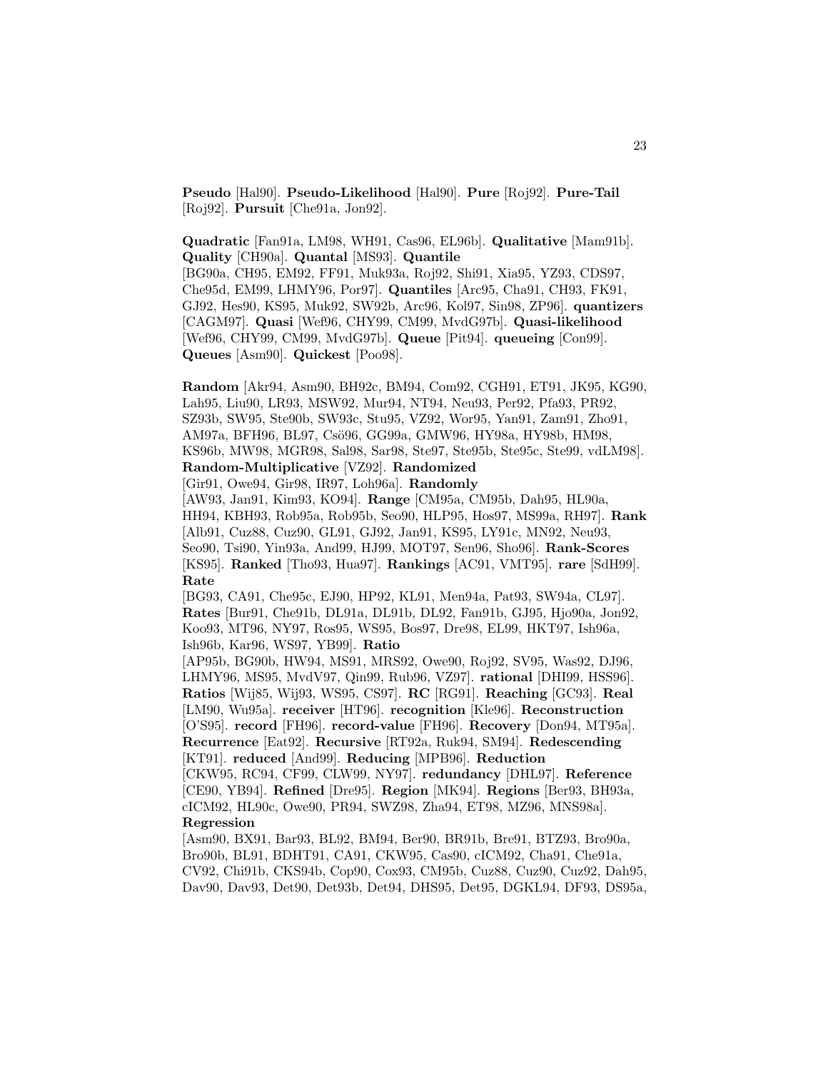**Pseudo** [Hal90]. **Pseudo-Likelihood** [Hal90]. **Pure** [Roj92]. **Pure-Tail** [Roj92]. **Pursuit** [Che91a, Jon92].

**Quadratic** [Fan91a, LM98, WH91, Cas96, EL96b]. **Qualitative** [Mam91b]. **Quality** [CH90a]. **Quantal** [MS93]. **Quantile** [BG90a, CH95, EM92, FF91, Muk93a, Roj92, Shi91, Xia95, YZ93, CDS97, Che95d, EM99, LHMY96, Por97]. **Quantiles** [Arc95, Cha91, CH93, FK91, GJ92, Hes90, KS95, Muk92, SW92b, Arc96, Kol97, Sin98, ZP96]. **quantizers** [CAGM97]. **Quasi** [Wef96, CHY99, CM99, MvdG97b]. **Quasi-likelihood** [Wef96, CHY99, CM99, MvdG97b]. **Queue** [Pit94]. **queueing** [Con99]. **Queues** [Asm90]. **Quickest** [Poo98].

**Random** [Akr94, Asm90, BH92c, BM94, Com92, CGH91, ET91, JK95, KG90, Lah95, Liu90, LR93, MSW92, Mur94, NT94, Neu93, Per92, Pfa93, PR92, SZ93b, SW95, Ste90b, SW93c, Stu95, VZ92, Wor95, Yan91, Zam91, Zho91, AM97a, BFH96, BL97, Csö96, GG99a, GMW96, HY98a, HY98b, HM98, KS96b, MW98, MGR98, Sal98, Sar98, Ste97, Ste95b, Ste95c, Ste99, vdLM98]. **Random-Multiplicative** [VZ92]. **Randomized** [Gir91, Owe94, Gir98, IR97, Loh96a]. **Randomly** [AW93, Jan91, Kim93, KO94]. **Range** [CM95a, CM95b, Dah95, HL90a, HH94, KBH93, Rob95a, Rob95b, Seo90, HLP95, Hos97, MS99a, RH97]. **Rank** [Alb91, Cuz88, Cuz90, GL91, GJ92, Jan91, KS95, LY91c, MN92, Neu93, Seo90, Tsi90, Yin93a, And99, HJ99, MOT97, Sen96, Sho96]. **Rank-Scores** [KS95]. **Ranked** [Tho93, Hua97]. **Rankings** [AC91, VMT95]. **rare** [SdH99]. **Rate** [BG93, CA91, Che95c, EJ90, HP92, KL91, Men94a, Pat93, SW94a, CL97]. **Rates** [Bur91, Che91b, DL91a, DL91b, DL92, Fan91b, GJ95, Hjo90a, Jon92, Koo93, MT96, NY97, Ros95, WS95, Bos97, Dre98, EL99, HKT97, Ish96a, Ish96b, Kar96, WS97, YB99]. **Ratio** [AP95b, BG90b, HW94, MS91, MRS92, Owe90, Roj92, SV95, Was92, DJ96, LHMY96, MS95, MvdV97, Qin99, Rub96, VZ97]. **rational** [DHI99, HSS96]. **Ratios** [Wij85, Wij93, WS95, CS97]. **RC** [RG91]. **Reaching** [GC93]. **Real** [LM90, Wu95a]. **receiver** [HT96]. **recognition** [Kle96]. **Reconstruction** [O'S95]. **record** [FH96]. **record-value** [FH96]. **Recovery** [Don94, MT95a]. **Recurrence** [Eat92]. **Recursive** [RT92a, Ruk94, SM94]. **Redescending** [KT91]. **reduced** [And99]. **Reducing** [MPB96]. **Reduction** [CKW95, RC94, CF99, CLW99, NY97]. **redundancy** [DHL97]. **Reference** [CE90, YB94]. **Refined** [Dre95]. **Region** [MK94]. **Regions** [Ber93, BH93a, cICM92, HL90c, Owe90, PR94, SWZ98, Zha94, ET98, MZ96, MNS98a]. **Regression** [Asm90, BX91, Bar93, BL92, BM94, Ber90, BR91b, Bre91, BTZ93, Bro90a, Bro90b, BL91, BDHT91, CA91, CKW95, Cas90, cICM92, Cha91, Che91a, CV92, Chi91b, CKS94b, Cop90, Cox93, CM95b, Cuz88, Cuz90, Cuz92, Dah95, Dav90, Dav93, Det90, Det93b, Det94, DHS95, Det95, DGKL94, DF93, DS95a,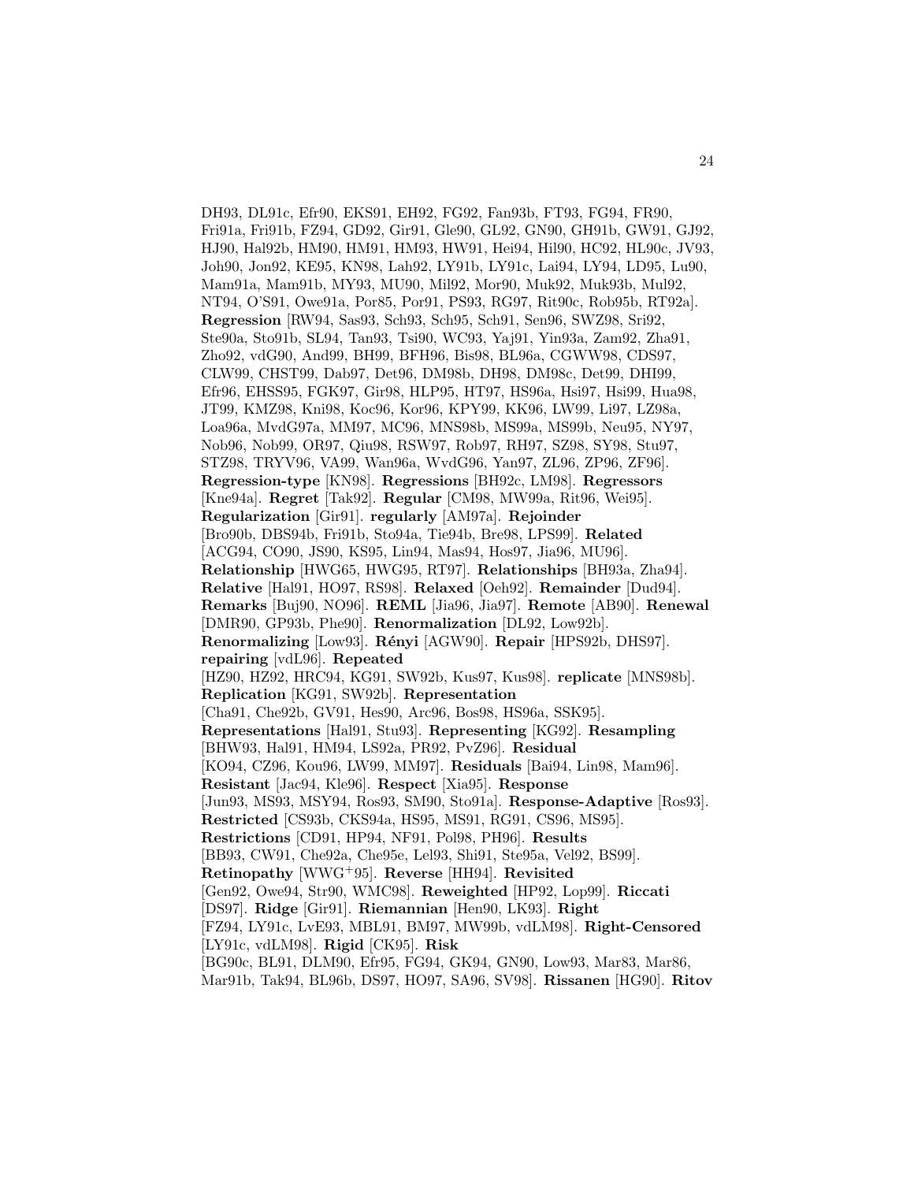DH93, DL91c, Efr90, EKS91, EH92, FG92, Fan93b, FT93, FG94, FR90, Fri91a, Fri91b, FZ94, GD92, Gir91, Gle90, GL92, GN90, GH91b, GW91, GJ92, HJ90, Hal92b, HM90, HM91, HM93, HW91, Hei94, Hil90, HC92, HL90c, JV93, Joh90, Jon92, KE95, KN98, Lah92, LY91b, LY91c, Lai94, LY94, LD95, Lu90, Mam91a, Mam91b, MY93, MU90, Mil92, Mor90, Muk92, Muk93b, Mul92, NT94, O'S91, Owe91a, Por85, Por91, PS93, RG97, Rit90c, Rob95b, RT92a]. **Regression** [RW94, Sas93, Sch93, Sch95, Sch91, Sen96, SWZ98, Sri92, Ste90a, Sto91b, SL94, Tan93, Tsi90, WC93, Yaj91, Yin93a, Zam92, Zha91, Zho92, vdG90, And99, BH99, BFH96, Bis98, BL96a, CGWW98, CDS97, CLW99, CHST99, Dab97, Det96, DM98b, DH98, DM98c, Det99, DHI99, Efr96, EHSS95, FGK97, Gir98, HLP95, HT97, HS96a, Hsi97, Hsi99, Hua98, JT99, KMZ98, Kni98, Koc96, Kor96, KPY99, KK96, LW99, Li97, LZ98a, Loa96a, MvdG97a, MM97, MC96, MNS98b, MS99a, MS99b, Neu95, NY97, Nob96, Nob99, OR97, Qiu98, RSW97, Rob97, RH97, SZ98, SY98, Stu97, STZ98, TRYV96, VA99, Wan96a, WvdG96, Yan97, ZL96, ZP96, ZF96]. **Regression-type** [KN98]. **Regressions** [BH92c, LM98]. **Regressors** [Kne94a]. **Regret** [Tak92]. **Regular** [CM98, MW99a, Rit96, Wei95]. **Regularization** [Gir91]. **regularly** [AM97a]. **Rejoinder** [Bro90b, DBS94b, Fri91b, Sto94a, Tie94b, Bre98, LPS99]. **Related** [ACG94, CO90, JS90, KS95, Lin94, Mas94, Hos97, Jia96, MU96]. **Relationship** [HWG65, HWG95, RT97]. **Relationships** [BH93a, Zha94]. **Relative** [Hal91, HO97, RS98]. **Relaxed** [Oeh92]. **Remainder** [Dud94]. **Remarks** [Buj90, NO96]. **REML** [Jia96, Jia97]. **Remote** [AB90]. **Renewal** [DMR90, GP93b, Phe90]. **Renormalization** [DL92, Low92b]. **Renormalizing** [Low93]. **Rényi** [AGW90]. **Repair** [HPS92b, DHS97]. **repairing** [vdL96]. **Repeated** [HZ90, HZ92, HRC94, KG91, SW92b, Kus97, Kus98]. **replicate** [MNS98b]. **Replication** [KG91, SW92b]. **Representation** [Cha91, Che92b, GV91, Hes90, Arc96, Bos98, HS96a, SSK95]. **Representations** [Hal91, Stu93]. **Representing** [KG92]. **Resampling** [BHW93, Hal91, HM94, LS92a, PR92, PvZ96]. **Residual** [KO94, CZ96, Kou96, LW99, MM97]. **Residuals** [Bai94, Lin98, Mam96]. **Resistant** [Jac94, Kle96]. **Respect** [Xia95]. **Response** [Jun93, MS93, MSY94, Ros93, SM90, Sto91a]. **Response-Adaptive** [Ros93]. **Restricted** [CS93b, CKS94a, HS95, MS91, RG91, CS96, MS95]. **Restrictions** [CD91, HP94, NF91, Pol98, PH96]. **Results** [BB93, CW91, Che92a, Che95e, Lel93, Shi91, Ste95a, Vel92, BS99]. **Retinopathy** [WWG+95]. **Reverse** [HH94]. **Revisited** [Gen92, Owe94, Str90, WMC98]. **Reweighted** [HP92, Lop99]. **Riccati** [DS97]. **Ridge** [Gir91]. **Riemannian** [Hen90, LK93]. **Right** [FZ94, LY91c, LvE93, MBL91, BM97, MW99b, vdLM98]. **Right-Censored** [LY91c, vdLM98]. **Rigid** [CK95]. **Risk** [BG90c, BL91, DLM90, Efr95, FG94, GK94, GN90, Low93, Mar83, Mar86, Mar91b, Tak94, BL96b, DS97, HO97, SA96, SV98]. **Rissanen** [HG90]. **Ritov**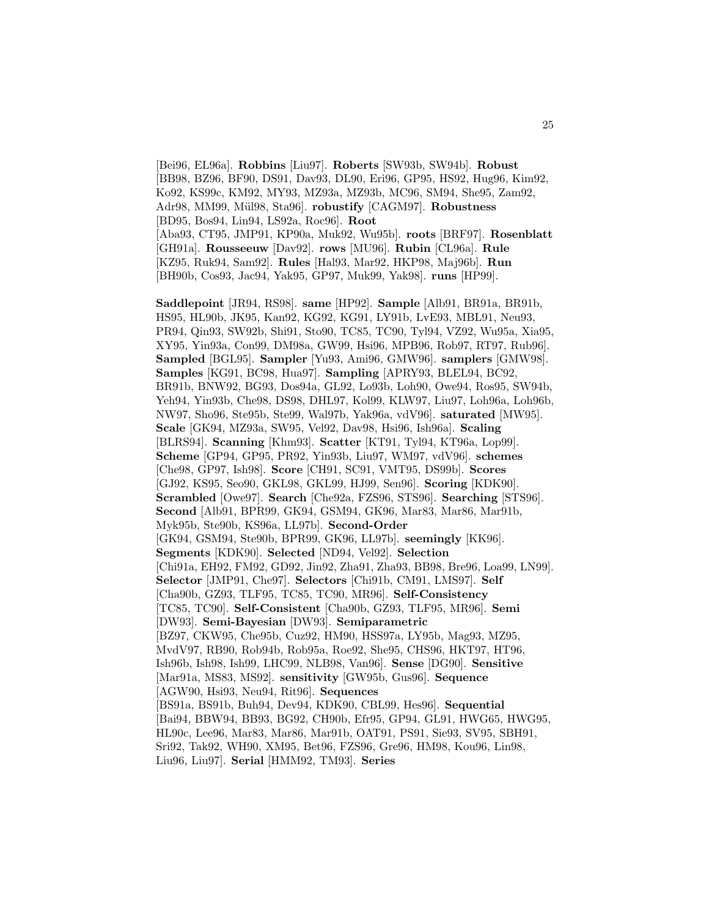[Bei96, EL96a]. **Robbins** [Liu97]. **Roberts** [SW93b, SW94b]. **Robust** [BB98, BZ96, BF90, DS91, Dav93, DL90, Eri96, GP95, HS92, Hug96, Kim92, Ko92, KS99c, KM92, MY93, MZ93a, MZ93b, MC96, SM94, She95, Zam92, Adr98, MM99, Mül98, Sta96]. **robustify** [CAGM97]. **Robustness** [BD95, Bos94, Lin94, LS92a, Roc96]. **Root** [Aba93, CT95, JMP91, KP90a, Muk92, Wu95b]. **roots** [BRF97]. **Rosenblatt** [GH91a]. **Rousseeuw** [Dav92]. **rows** [MU96]. **Rubin** [CL96a]. **Rule** [KZ95, Ruk94, Sam92]. **Rules** [Hal93, Mar92, HKP98, Maj96b]. **Run** [BH90b, Cos93, Jac94, Yak95, GP97, Muk99, Yak98]. **runs** [HP99].

**Saddlepoint** [JR94, RS98]. **same** [HP92]. **Sample** [Alb91, BR91a, BR91b, HS95, HL90b, JK95, Kan92, KG92, KG91, LY91b, LvE93, MBL91, Neu93, PR94, Qin93, SW92b, Shi91, Sto90, TC85, TC90, Tyl94, VZ92, Wu95a, Xia95, XY95, Yin93a, Con99, DM98a, GW99, Hsi96, MPB96, Rob97, RT97, Rub96]. **Sampled** [BGL95]. **Sampler** [Yu93, Ami96, GMW96]. **samplers** [GMW98]. **Samples** [KG91, BC98, Hua97]. **Sampling** [APRY93, BLEL94, BC92, BR91b, BNW92, BG93, Dos94a, GL92, Lo93b, Loh90, Owe94, Ros95, SW94b, Yeh94, Yin93b, Che98, DS98, DHL97, Kol99, KLW97, Liu97, Loh96a, Loh96b, NW97, Sho96, Ste95b, Ste99, Wal97b, Yak96a, vdV96]. **saturated** [MW95]. **Scale** [GK94, MZ93a, SW95, Vel92, Dav98, Hsi96, Ish96a]. **Scaling** [BLRS94]. **Scanning** [Khm93]. **Scatter** [KT91, Tyl94, KT96a, Lop99]. **Scheme** [GP94, GP95, PR92, Yin93b, Liu97, WM97, vdV96]. **schemes** [Che98, GP97, Ish98]. **Score** [CH91, SC91, VMT95, DS99b]. **Scores** [GJ92, KS95, Seo90, GKL98, GKL99, HJ99, Sen96]. **Scoring** [KDK90]. **Scrambled** [Owe97]. **Search** [Che92a, FZS96, STS96]. **Searching** [STS96]. **Second** [Alb91, BPR99, GK94, GSM94, GK96, Mar83, Mar86, Mar91b, Myk95b, Ste90b, KS96a, LL97b]. **Second-Order** [GK94, GSM94, Ste90b, BPR99, GK96, LL97b]. **seemingly** [KK96]. **Segments** [KDK90]. **Selected** [ND94, Vel92]. **Selection** [Chi91a, EH92, FM92, GD92, Jin92, Zha91, Zha93, BB98, Bre96, Loa99, LN99]. **Selector** [JMP91, Che97]. **Selectors** [Chi91b, CM91, LMS97]. **Self** [Cha90b, GZ93, TLF95, TC85, TC90, MR96]. **Self-Consistency** [TC85, TC90]. **Self-Consistent** [Cha90b, GZ93, TLF95, MR96]. **Semi** [DW93]. **Semi-Bayesian** [DW93]. **Semiparametric** [BZ97, CKW95, Che95b, Cuz92, HM90, HSS97a, LY95b, Mag93, MZ95, MvdV97, RB90, Rob94b, Rob95a, Roe92, She95, CHS96, HKT97, HT96, Ish96b, Ish98, Ish99, LHC99, NLB98, Van96]. **Sense** [DG90]. **Sensitive** [Mar91a, MS83, MS92]. **sensitivity** [GW95b, Gus96]. **Sequence** [AGW90, Hsi93, Neu94, Rit96]. **Sequences** [BS91a, BS91b, Buh94, Dev94, KDK90, CBL99, Hes96]. **Sequential** [Bai94, BBW94, BB93, BG92, CH90b, Efr95, GP94, GL91, HWG65, HWG95, HL90c, Lee96, Mar83, Mar86, Mar91b, OAT91, PS91, Sie93, SV95, SBH91, Sri92, Tak92, WH90, XM95, Bet96, FZS96, Gre96, HM98, Kou96, Lin98, Liu96, Liu97]. **Serial** [HMM92, TM93]. **Series**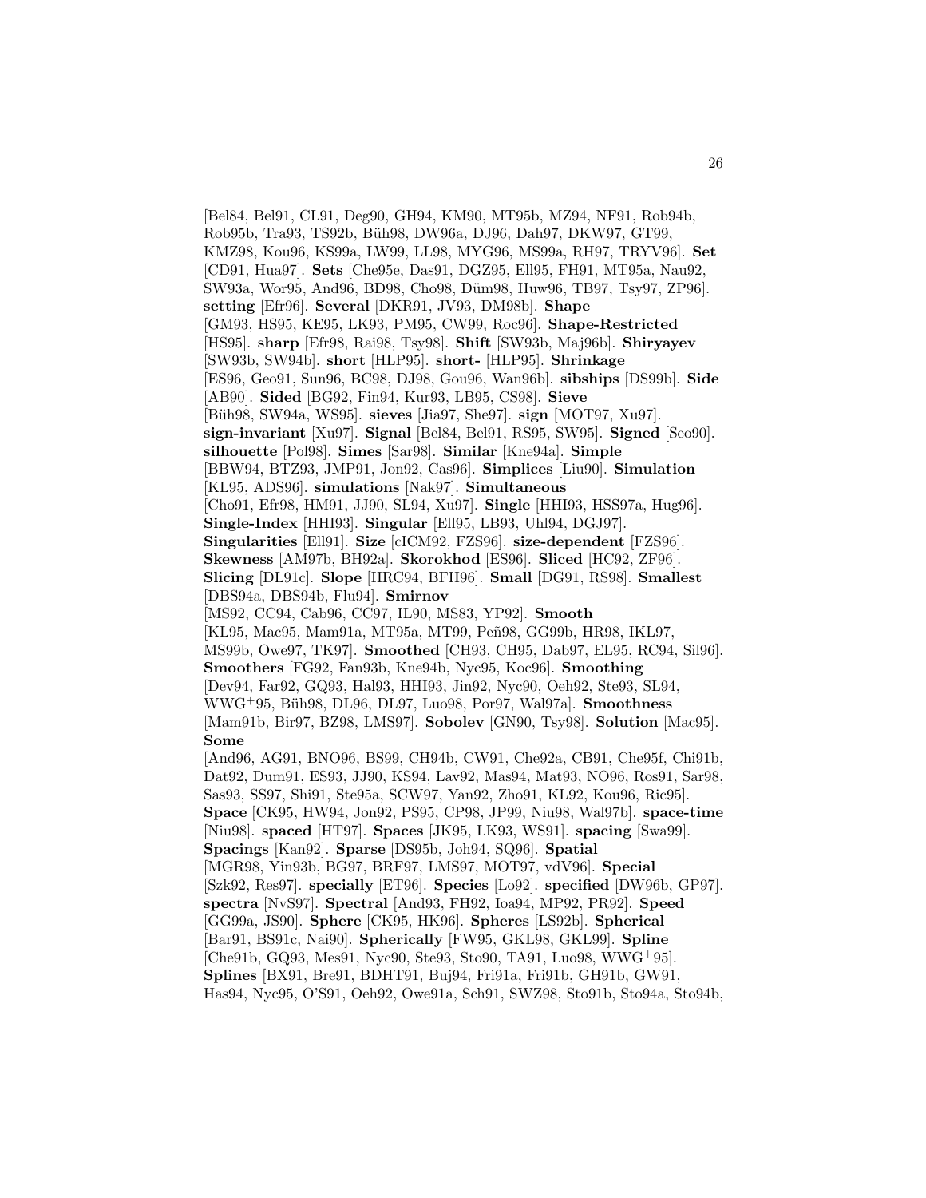[Bel84, Bel91, CL91, Deg90, GH94, KM90, MT95b, MZ94, NF91, Rob94b, Rob95b, Tra93, TS92b, Büh98, DW96a, DJ96, Dah97, DKW97, GT99, KMZ98, Kou96, KS99a, LW99, LL98, MYG96, MS99a, RH97, TRYV96]. **Set** [CD91, Hua97]. **Sets** [Che95e, Das91, DGZ95, Ell95, FH91, MT95a, Nau92, SW93a, Wor95, And96, BD98, Cho98, Düm98, Huw96, TB97, Tsy97, ZP96]. **setting** [Efr96]. **Several** [DKR91, JV93, DM98b]. **Shape** [GM93, HS95, KE95, LK93, PM95, CW99, Roc96]. **Shape-Restricted** [HS95]. **sharp** [Efr98, Rai98, Tsy98]. **Shift** [SW93b, Maj96b]. **Shiryayev** [SW93b, SW94b]. **short** [HLP95]. **short-** [HLP95]. **Shrinkage** [ES96, Geo91, Sun96, BC98, DJ98, Gou96, Wan96b]. **sibships** [DS99b]. **Side** [AB90]. **Sided** [BG92, Fin94, Kur93, LB95, CS98]. **Sieve** [Büh98, SW94a, WS95]. **sieves** [Jia97, She97]. **sign** [MOT97, Xu97]. **sign-invariant** [Xu97]. **Signal** [Bel84, Bel91, RS95, SW95]. **Signed** [Seo90]. **silhouette** [Pol98]. **Simes** [Sar98]. **Similar** [Kne94a]. **Simple** [BBW94, BTZ93, JMP91, Jon92, Cas96]. **Simplices** [Liu90]. **Simulation** [KL95, ADS96]. **simulations** [Nak97]. **Simultaneous** [Cho91, Efr98, HM91, JJ90, SL94, Xu97]. **Single** [HHI93, HSS97a, Hug96]. **Single-Index** [HHI93]. **Singular** [Ell95, LB93, Uhl94, DGJ97]. **Singularities** [Ell91]. **Size** [cICM92, FZS96]. **size-dependent** [FZS96]. **Skewness** [AM97b, BH92a]. **Skorokhod** [ES96]. **Sliced** [HC92, ZF96]. **Slicing** [DL91c]. **Slope** [HRC94, BFH96]. **Small** [DG91, RS98]. **Smallest** [DBS94a, DBS94b, Flu94]. **Smirnov** [MS92, CC94, Cab96, CC97, IL90, MS83, YP92]. **Smooth** [KL95, Mac95, Mam91a, MT95a, MT99, Peñ98, GG99b, HR98, IKL97, MS99b, Owe97, TK97]. **Smoothed** [CH93, CH95, Dab97, EL95, RC94, Sil96]. **Smoothers** [FG92, Fan93b, Kne94b, Nyc95, Koc96]. **Smoothing** [Dev94, Far92, GQ93, Hal93, HHI93, Jin92, Nyc90, Oeh92, Ste93, SL94, WWG+95, Büh98, DL96, DL97, Luo98, Por97, Wal97a]. **Smoothness** [Mam91b, Bir97, BZ98, LMS97]. **Sobolev** [GN90, Tsy98]. **Solution** [Mac95]. **Some** [And96, AG91, BNO96, BS99, CH94b, CW91, Che92a, CB91, Che95f, Chi91b, Dat92, Dum91, ES93, JJ90, KS94, Lav92, Mas94, Mat93, NO96, Ros91, Sar98, Sas93, SS97, Shi91, Ste95a, SCW97, Yan92, Zho91, KL92, Kou96, Ric95]. **Space** [CK95, HW94, Jon92, PS95, CP98, JP99, Niu98, Wal97b]. **space-time** [Niu98]. **spaced** [HT97]. **Spaces** [JK95, LK93, WS91]. **spacing** [Swa99]. **Spacings** [Kan92]. **Sparse** [DS95b, Joh94, SQ96]. **Spatial** [MGR98, Yin93b, BG97, BRF97, LMS97, MOT97, vdV96]. **Special** [Szk92, Res97]. **specially** [ET96]. **Species** [Lo92]. **specified** [DW96b, GP97]. **spectra** [NvS97]. **Spectral** [And93, FH92, Ioa94, MP92, PR92]. **Speed** [GG99a, JS90]. **Sphere** [CK95, HK96]. **Spheres** [LS92b]. **Spherical** [Bar91, BS91c, Nai90]. **Spherically** [FW95, GKL98, GKL99]. **Spline** [Che91b, GQ93, Mes91, Nyc90, Ste93, Sto90, TA91, Luo98, WWG+95]. **Splines** [BX91, Bre91, BDHT91, Buj94, Fri91a, Fri91b, GH91b, GW91, Has94, Nyc95, O'S91, Oeh92, Owe91a, Sch91, SWZ98, Sto91b, Sto94a, Sto94b,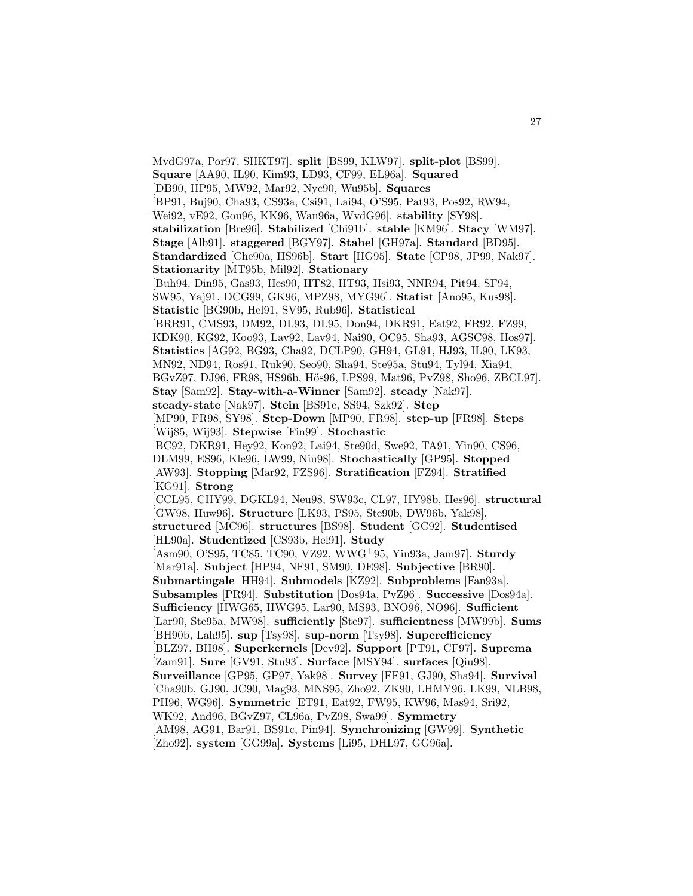MvdG97a, Por97, SHKT97]. **split** [BS99, KLW97]. **split-plot** [BS99]. **Square** [AA90, IL90, Kim93, LD93, CF99, EL96a]. **Squared** [DB90, HP95, MW92, Mar92, Nyc90, Wu95b]. **Squares** [BP91, Buj90, Cha93, CS93a, Csi91, Lai94, O'S95, Pat93, Pos92, RW94, Wei92, vE92, Gou96, KK96, Wan96a, WvdG96]. **stability** [SY98]. **stabilization** [Bre96]. **Stabilized** [Chi91b]. **stable** [KM96]. **Stacy** [WM97]. **Stage** [Alb91]. **staggered** [BGY97]. **Stahel** [GH97a]. **Standard** [BD95]. **Standardized** [Che90a, HS96b]. **Start** [HG95]. **State** [CP98, JP99, Nak97]. **Stationarity** [MT95b, Mil92]. **Stationary** [Buh94, Din95, Gas93, Hes90, HT82, HT93, Hsi93, NNR94, Pit94, SF94, SW95, Yaj91, DCG99, GK96, MPZ98, MYG96]. **Statist** [Ano95, Kus98]. **Statistic** [BG90b, Hel91, SV95, Rub96]. **Statistical** [BRR91, CMS93, DM92, DL93, DL95, Don94, DKR91, Eat92, FR92, FZ99, KDK90, KG92, Koo93, Lav92, Lav94, Nai90, OC95, Sha93, AGSC98, Hos97]. **Statistics** [AG92, BG93, Cha92, DCLP90, GH94, GL91, HJ93, IL90, LK93, MN92, ND94, Ros91, Ruk90, Seo90, Sha94, Ste95a, Stu94, Tyl94, Xia94, BGvZ97, DJ96, FR98, HS96b, Hös96, LPS99, Mat96, PvZ98, Sho96, ZBCL97]. **Stay** [Sam92]. **Stay-with-a-Winner** [Sam92]. **steady** [Nak97]. **steady-state** [Nak97]. **Stein** [BS91c, SS94, Szk92]. **Step** [MP90, FR98, SY98]. **Step-Down** [MP90, FR98]. **step-up** [FR98]. **Steps** [Wij85, Wij93]. **Stepwise** [Fin99]. **Stochastic** [BC92, DKR91, Hey92, Kon92, Lai94, Ste90d, Swe92, TA91, Yin90, CS96, DLM99, ES96, Kle96, LW99, Niu98]. **Stochastically** [GP95]. **Stopped** [AW93]. **Stopping** [Mar92, FZS96]. **Stratification** [FZ94]. **Stratified** [KG91]. **Strong** [CCL95, CHY99, DGKL94, Neu98, SW93c, CL97, HY98b, Hes96]. **structural** [GW98, Huw96]. **Structure** [LK93, PS95, Ste90b, DW96b, Yak98]. **structured** [MC96]. **structures** [BS98]. **Student** [GC92]. **Studentised** [HL90a]. **Studentized** [CS93b, Hel91]. **Study** [Asm90, O'S95, TC85, TC90, VZ92, WWG+95, Yin93a, Jam97]. **Sturdy** [Mar91a]. **Subject** [HP94, NF91, SM90, DE98]. **Subjective** [BR90]. **Submartingale** [HH94]. **Submodels** [KZ92]. **Subproblems** [Fan93a]. **Subsamples** [PR94]. **Substitution** [Dos94a, PvZ96]. **Successive** [Dos94a]. **Sufficiency** [HWG65, HWG95, Lar90, MS93, BNO96, NO96]. **Sufficient** [Lar90, Ste95a, MW98]. **sufficiently** [Ste97]. **sufficientness** [MW99b]. **Sums** [BH90b, Lah95]. **sup** [Tsy98]. **sup-norm** [Tsy98]. **Superefficiency** [BLZ97, BH98]. **Superkernels** [Dev92]. **Support** [PT91, CF97]. **Suprema** [Zam91]. **Sure** [GV91, Stu93]. **Surface** [MSY94]. **surfaces** [Qiu98]. **Surveillance** [GP95, GP97, Yak98]. **Survey** [FF91, GJ90, Sha94]. **Survival** [Cha90b, GJ90, JC90, Mag93, MNS95, Zho92, ZK90, LHMY96, LK99, NLB98, PH96, WG96]. **Symmetric** [ET91, Eat92, FW95, KW96, Mas94, Sri92, WK92, And96, BGvZ97, CL96a, PvZ98, Swa99]. **Symmetry** [AM98, AG91, Bar91, BS91c, Pin94]. **Synchronizing** [GW99]. **Synthetic** [Zho92]. **system** [GG99a]. **Systems** [Li95, DHL97, GG96a].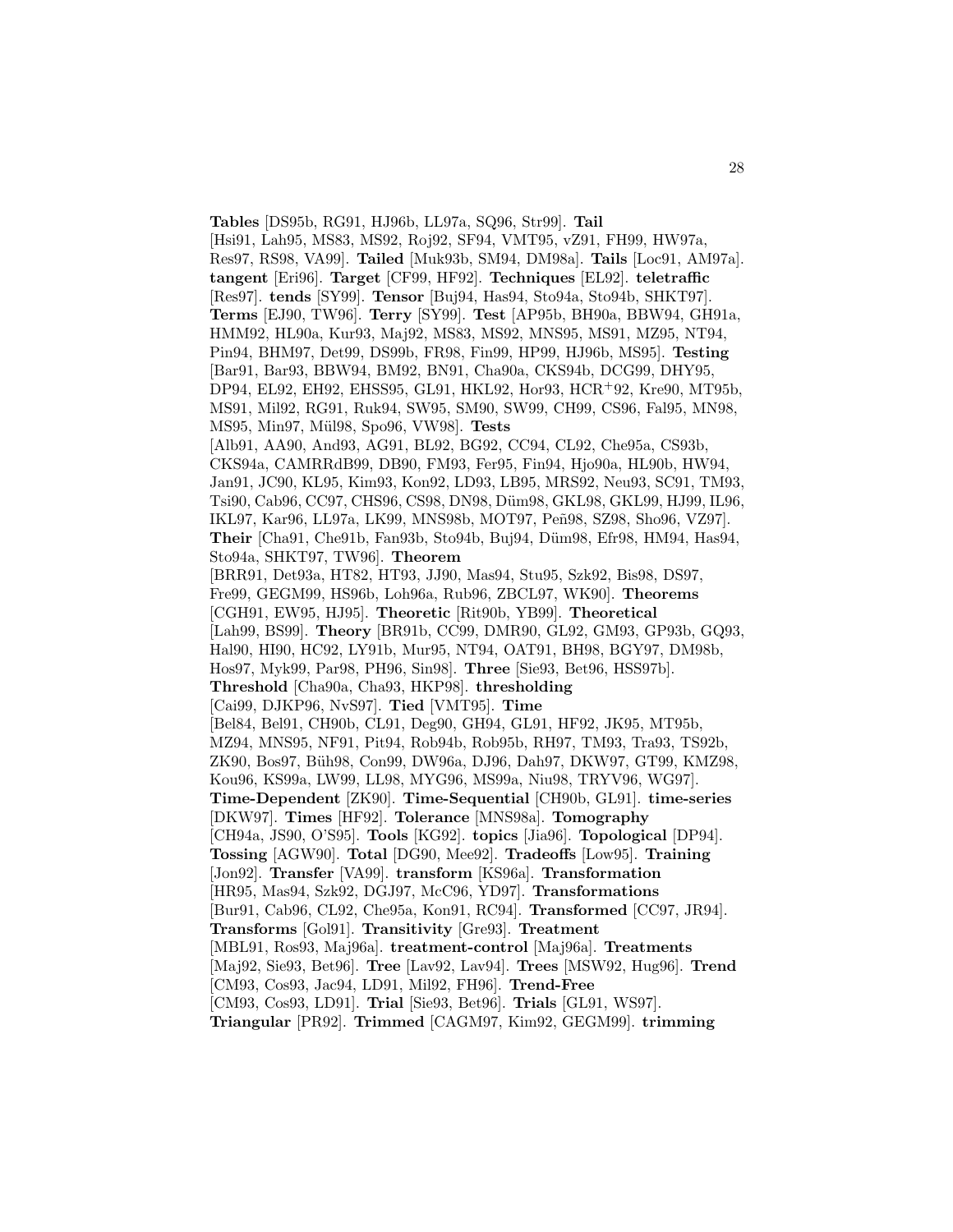**Tables** [DS95b, RG91, HJ96b, LL97a, SQ96, Str99]. **Tail** [Hsi91, Lah95, MS83, MS92, Roj92, SF94, VMT95, vZ91, FH99, HW97a, Res97, RS98, VA99]. **Tailed** [Muk93b, SM94, DM98a]. **Tails** [Loc91, AM97a]. **tangent** [Eri96]. **Target** [CF99, HF92]. **Techniques** [EL92]. **teletraffic** [Res97]. **tends** [SY99]. **Tensor** [Buj94, Has94, Sto94a, Sto94b, SHKT97]. **Terms** [EJ90, TW96]. **Terry** [SY99]. **Test** [AP95b, BH90a, BBW94, GH91a, HMM92, HL90a, Kur93, Maj92, MS83, MS92, MNS95, MS91, MZ95, NT94, Pin94, BHM97, Det99, DS99b, FR98, Fin99, HP99, HJ96b, MS95]. **Testing** [Bar91, Bar93, BBW94, BM92, BN91, Cha90a, CKS94b, DCG99, DHY95, DP94, EL92, EH92, EHSS95, GL91, HKL92, Hor93, HCR+92, Kre90, MT95b, MS91, Mil92, RG91, Ruk94, SW95, SM90, SW99, CH99, CS96, Fal95, MN98, MS95, Min97, Mül98, Spo96, VW98]. **Tests** [Alb91, AA90, And93, AG91, BL92, BG92, CC94, CL92, Che95a, CS93b, CKS94a, CAMRRdB99, DB90, FM93, Fer95, Fin94, Hjo90a, HL90b, HW94, Jan91, JC90, KL95, Kim93, Kon92, LD93, LB95, MRS92, Neu93, SC91, TM93, Tsi90, Cab96, CC97, CHS96, CS98, DN98, Düm98, GKL98, GKL99, HJ99, IL96, IKL97, Kar96, LL97a, LK99, MNS98b, MOT97, Peñ98, SZ98, Sho96, VZ97]. **Their** [Cha91, Che91b, Fan93b, Sto94b, Buj94, Düm98, Efr98, HM94, Has94, Sto94a, SHKT97, TW96]. **Theorem** [BRR91, Det93a, HT82, HT93, JJ90, Mas94, Stu95, Szk92, Bis98, DS97, Fre99, GEGM99, HS96b, Loh96a, Rub96, ZBCL97, WK90]. **Theorems** [CGH91, EW95, HJ95]. **Theoretic** [Rit90b, YB99]. **Theoretical** [Lah99, BS99]. **Theory** [BR91b, CC99, DMR90, GL92, GM93, GP93b, GQ93, Hal90, HI90, HC92, LY91b, Mur95, NT94, OAT91, BH98, BGY97, DM98b, Hos97, Myk99, Par98, PH96, Sin98]. **Three** [Sie93, Bet96, HSS97b]. **Threshold** [Cha90a, Cha93, HKP98]. **thresholding** [Cai99, DJKP96, NvS97]. **Tied** [VMT95]. **Time** [Bel84, Bel91, CH90b, CL91, Deg90, GH94, GL91, HF92, JK95, MT95b, MZ94, MNS95, NF91, Pit94, Rob94b, Rob95b, RH97, TM93, Tra93, TS92b, ZK90, Bos97, Büh98, Con99, DW96a, DJ96, Dah97, DKW97, GT99, KMZ98, Kou96, KS99a, LW99, LL98, MYG96, MS99a, Niu98, TRYV96, WG97]. **Time-Dependent** [ZK90]. **Time-Sequential** [CH90b, GL91]. **time-series** [DKW97]. **Times** [HF92]. **Tolerance** [MNS98a]. **Tomography** [CH94a, JS90, O'S95]. **Tools** [KG92]. **topics** [Jia96]. **Topological** [DP94]. **Tossing** [AGW90]. **Total** [DG90, Mee92]. **Tradeoffs** [Low95]. **Training** [Jon92]. **Transfer** [VA99]. **transform** [KS96a]. **Transformation** [HR95, Mas94, Szk92, DGJ97, McC96, YD97]. **Transformations** [Bur91, Cab96, CL92, Che95a, Kon91, RC94]. **Transformed** [CC97, JR94]. **Transforms** [Gol91]. **Transitivity** [Gre93]. **Treatment** [MBL91, Ros93, Maj96a]. **treatment-control** [Maj96a]. **Treatments** [Maj92, Sie93, Bet96]. **Tree** [Lav92, Lav94]. **Trees** [MSW92, Hug96]. **Trend** [CM93, Cos93, Jac94, LD91, Mil92, FH96]. **Trend-Free** [CM93, Cos93, LD91]. **Trial** [Sie93, Bet96]. **Trials** [GL91, WS97]. **Triangular** [PR92]. **Trimmed** [CAGM97, Kim92, GEGM99]. **trimming**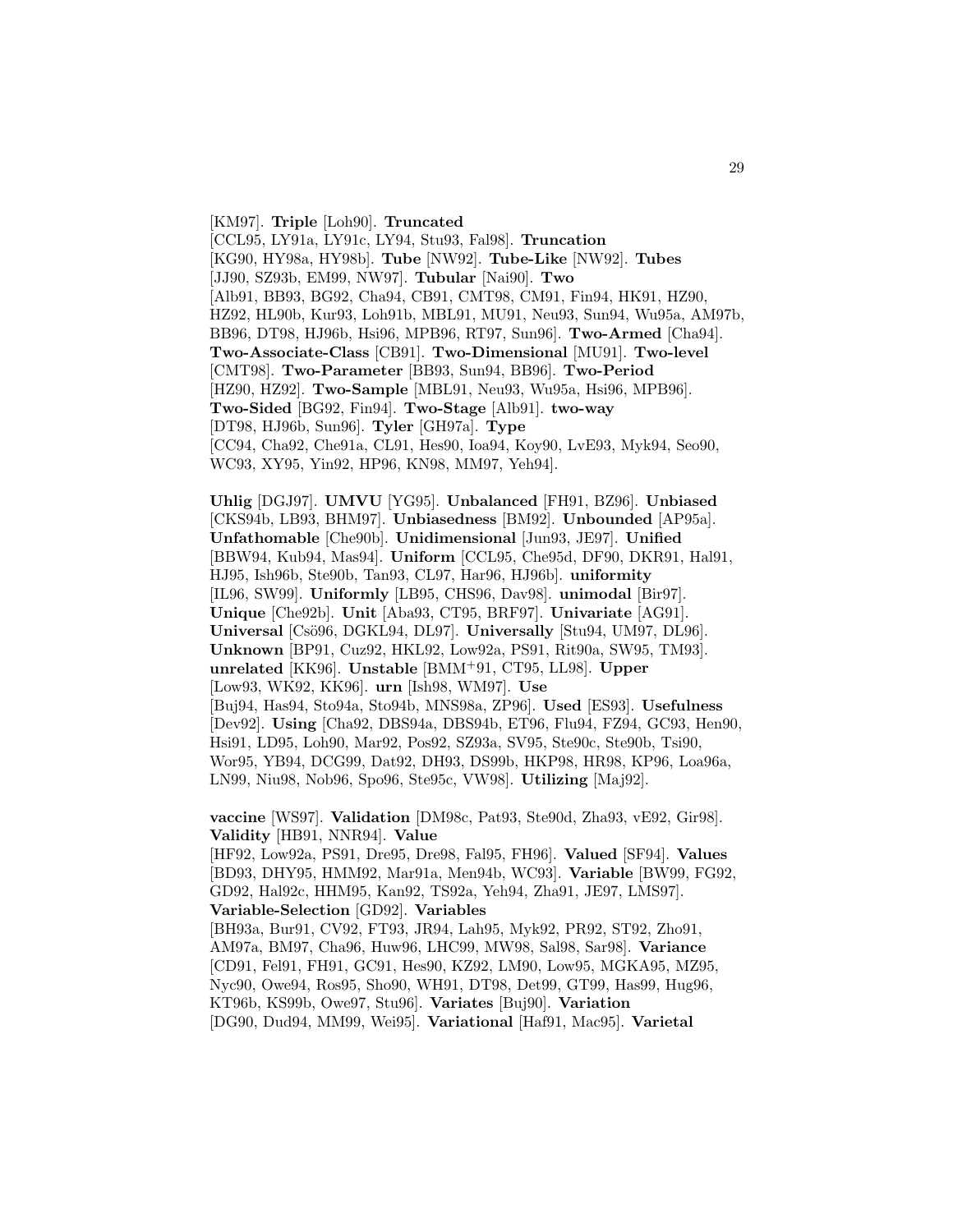[KM97]. **Triple** [Loh90]. **Truncated** [CCL95, LY91a, LY91c, LY94, Stu93, Fal98]. **Truncation** [KG90, HY98a, HY98b]. **Tube** [NW92]. **Tube-Like** [NW92]. **Tubes** [JJ90, SZ93b, EM99, NW97]. **Tubular** [Nai90]. **Two** [Alb91, BB93, BG92, Cha94, CB91, CMT98, CM91, Fin94, HK91, HZ90, HZ92, HL90b, Kur93, Loh91b, MBL91, MU91, Neu93, Sun94, Wu95a, AM97b, BB96, DT98, HJ96b, Hsi96, MPB96, RT97, Sun96]. **Two-Armed** [Cha94]. **Two-Associate-Class** [CB91]. **Two-Dimensional** [MU91]. **Two-level** [CMT98]. **Two-Parameter** [BB93, Sun94, BB96]. **Two-Period** [HZ90, HZ92]. **Two-Sample** [MBL91, Neu93, Wu95a, Hsi96, MPB96]. **Two-Sided** [BG92, Fin94]. **Two-Stage** [Alb91]. **two-way** [DT98, HJ96b, Sun96]. **Tyler** [GH97a]. **Type** [CC94, Cha92, Che91a, CL91, Hes90, Ioa94, Koy90, LvE93, Myk94, Seo90, WC93, XY95, Yin92, HP96, KN98, MM97, Yeh94].

**Uhlig** [DGJ97]. **UMVU** [YG95]. **Unbalanced** [FH91, BZ96]. **Unbiased** [CKS94b, LB93, BHM97]. **Unbiasedness** [BM92]. **Unbounded** [AP95a]. **Unfathomable** [Che90b]. **Unidimensional** [Jun93, JE97]. **Unified** [BBW94, Kub94, Mas94]. **Uniform** [CCL95, Che95d, DF90, DKR91, Hal91, HJ95, Ish96b, Ste90b, Tan93, CL97, Har96, HJ96b]. **uniformity** [IL96, SW99]. **Uniformly** [LB95, CHS96, Dav98]. **unimodal** [Bir97]. **Unique** [Che92b]. **Unit** [Aba93, CT95, BRF97]. **Univariate** [AG91]. **Universal** [Csö96, DGKL94, DL97]. **Universally** [Stu94, UM97, DL96]. **Unknown** [BP91, Cuz92, HKL92, Low92a, PS91, Rit90a, SW95, TM93]. **unrelated** [KK96]. **Unstable** [BMM+91, CT95, LL98]. **Upper** [Low93, WK92, KK96]. **urn** [Ish98, WM97]. **Use** [Buj94, Has94, Sto94a, Sto94b, MNS98a, ZP96]. **Used** [ES93]. **Usefulness** [Dev92]. **Using** [Cha92, DBS94a, DBS94b, ET96, Flu94, FZ94, GC93, Hen90, Hsi91, LD95, Loh90, Mar92, Pos92, SZ93a, SV95, Ste90c, Ste90b, Tsi90, Wor95, YB94, DCG99, Dat92, DH93, DS99b, HKP98, HR98, KP96, Loa96a, LN99, Niu98, Nob96, Spo96, Ste95c, VW98]. **Utilizing** [Maj92].

**vaccine** [WS97]. **Validation** [DM98c, Pat93, Ste90d, Zha93, vE92, Gir98]. **Validity** [HB91, NNR94]. **Value** [HF92, Low92a, PS91, Dre95, Dre98, Fal95, FH96]. **Valued** [SF94]. **Values** [BD93, DHY95, HMM92, Mar91a, Men94b, WC93]. **Variable** [BW99, FG92, GD92, Hal92c, HHM95, Kan92, TS92a, Yeh94, Zha91, JE97, LMS97]. **Variable-Selection** [GD92]. **Variables** [BH93a, Bur91, CV92, FT93, JR94, Lah95, Myk92, PR92, ST92, Zho91, AM97a, BM97, Cha96, Huw96, LHC99, MW98, Sal98, Sar98]. **Variance** [CD91, Fel91, FH91, GC91, Hes90, KZ92, LM90, Low95, MGKA95, MZ95, Nyc90, Owe94, Ros95, Sho90, WH91, DT98, Det99, GT99, Has99, Hug96, KT96b, KS99b, Owe97, Stu96]. **Variates** [Buj90]. **Variation** [DG90, Dud94, MM99, Wei95]. **Variational** [Haf91, Mac95]. **Varietal**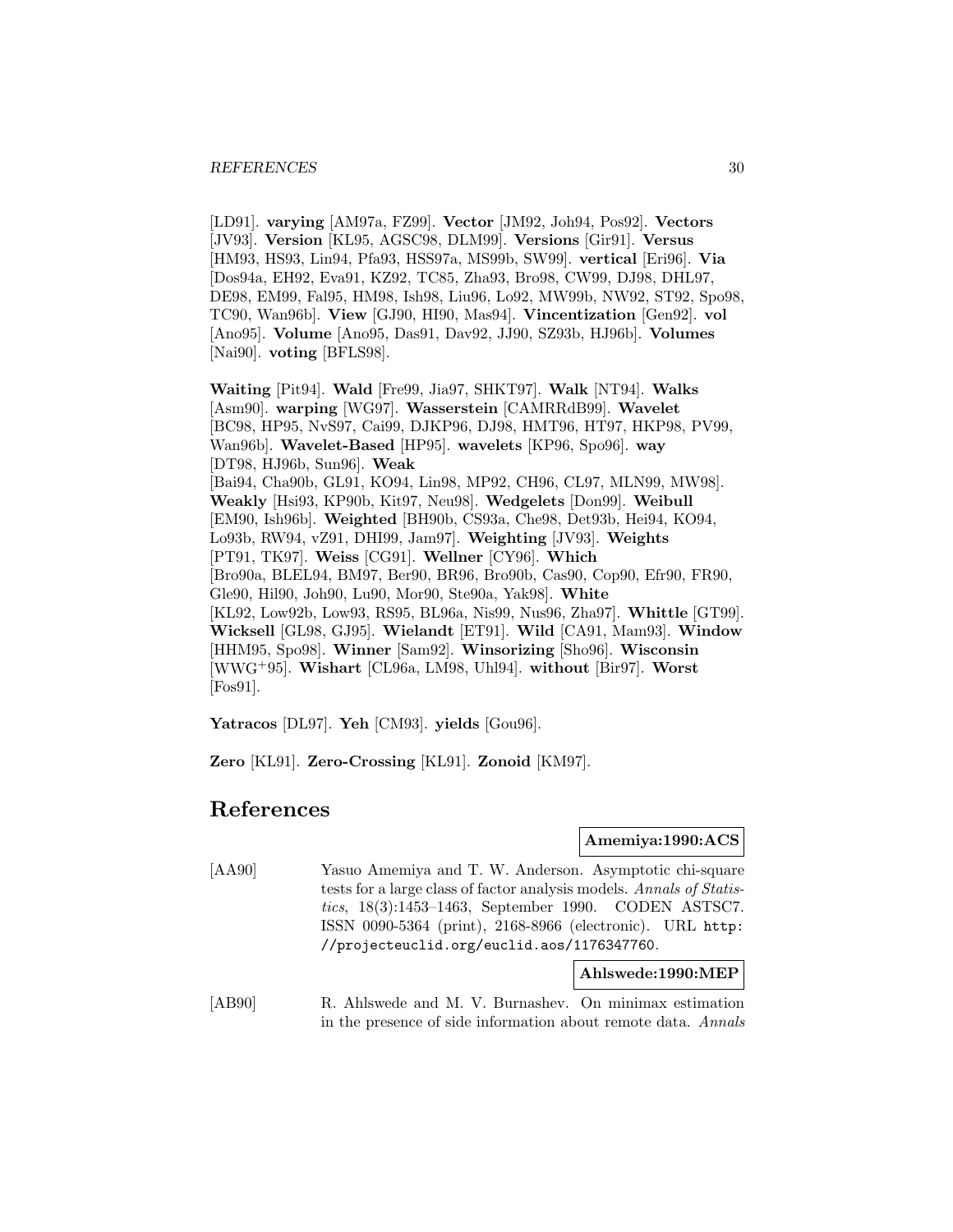[LD91]. **varying** [AM97a, FZ99]. **Vector** [JM92, Joh94, Pos92]. **Vectors** [JV93]. **Version** [KL95, AGSC98, DLM99]. **Versions** [Gir91]. **Versus** [HM93, HS93, Lin94, Pfa93, HSS97a, MS99b, SW99]. **vertical** [Eri96]. **Via** [Dos94a, EH92, Eva91, KZ92, TC85, Zha93, Bro98, CW99, DJ98, DHL97, DE98, EM99, Fal95, HM98, Ish98, Liu96, Lo92, MW99b, NW92, ST92, Spo98, TC90, Wan96b]. **View** [GJ90, HI90, Mas94]. **Vincentization** [Gen92]. **vol** [Ano95]. **Volume** [Ano95, Das91, Dav92, JJ90, SZ93b, HJ96b]. **Volumes** [Nai90]. **voting** [BFLS98].

**Waiting** [Pit94]. **Wald** [Fre99, Jia97, SHKT97]. **Walk** [NT94]. **Walks** [Asm90]. **warping** [WG97]. **Wasserstein** [CAMRRdB99]. **Wavelet** [BC98, HP95, NvS97, Cai99, DJKP96, DJ98, HMT96, HT97, HKP98, PV99, Wan96b]. **Wavelet-Based** [HP95]. **wavelets** [KP96, Spo96]. **way** [DT98, HJ96b, Sun96]. **Weak** [Bai94, Cha90b, GL91, KO94, Lin98, MP92, CH96, CL97, MLN99, MW98]. **Weakly** [Hsi93, KP90b, Kit97, Neu98]. **Wedgelets** [Don99]. **Weibull** [EM90, Ish96b]. **Weighted** [BH90b, CS93a, Che98, Det93b, Hei94, KO94, Lo93b, RW94, vZ91, DHI99, Jam97]. **Weighting** [JV93]. **Weights** [PT91, TK97]. **Weiss** [CG91]. **Wellner** [CY96]. **Which** [Bro90a, BLEL94, BM97, Ber90, BR96, Bro90b, Cas90, Cop90, Efr90, FR90, Gle90, Hil90, Joh90, Lu90, Mor90, Ste90a, Yak98]. **White** [KL92, Low92b, Low93, RS95, BL96a, Nis99, Nus96, Zha97]. **Whittle** [GT99]. **Wicksell** [GL98, GJ95]. **Wielandt** [ET91]. **Wild** [CA91, Mam93]. **Window** [HHM95, Spo98]. **Winner** [Sam92]. **Winsorizing** [Sho96]. **Wisconsin** [WWG+95]. **Wishart** [CL96a, LM98, Uhl94]. **without** [Bir97]. **Worst** [Fos91].

**Yatracos** [DL97]. **Yeh** [CM93]. **yields** [Gou96].

**Zero** [KL91]. **Zero-Crossing** [KL91]. **Zonoid** [KM97].

# References

**Amemiya:1990:ACS**

[AA90] Yasuo Amemiya and T. W. Anderson. Asymptotic chi-square tests for a large class of factor analysis models. *Annals of Statistics*, 18(3):1453–1463, September 1990. CODEN ASTSC7. ISSN 0090-5364 (print), 2168-8966 (electronic). URL http://projecteuclid.org/euclid.aos/1176347760.

**Ahlswede:1990:MEP**

[AB90] R. Ahlswede and M. V. Burnashev. On minimax estimation in the presence of side information about remote data. *Annals*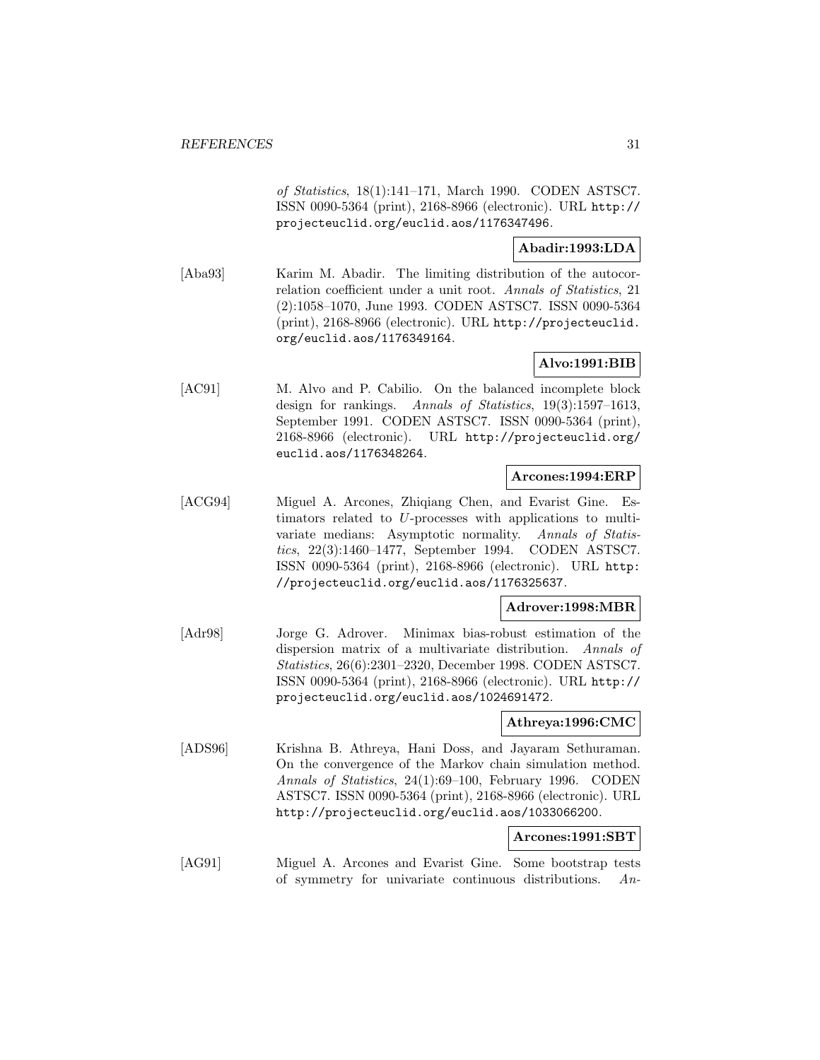*of Statistics*, 18(1):141–171, March 1990. CODEN ASTSC7. ISSN 0090-5364 (print), 2168-8966 (electronic). URL `http://projecteuclid.org/euclid.aos/1176347496`.

**Abadir:1993:LDA**

[Aba93] Karim M. Abadir. The limiting distribution of the autocorrelation coefficient under a unit root. *Annals of Statistics*, 21 (2):1058–1070, June 1993. CODEN ASTSC7. ISSN 0090-5364 (print), 2168-8966 (electronic). URL `http://projecteuclid.org/euclid.aos/1176349164`.

**Alvo:1991:BIB**

[AC91] M. Alvo and P. Cabilio. On the balanced incomplete block design for rankings. *Annals of Statistics*, 19(3):1597–1613, September 1991. CODEN ASTSC7. ISSN 0090-5364 (print), 2168-8966 (electronic). URL `http://projecteuclid.org/euclid.aos/1176348264`.

**Arcones:1994:ERP**

[ACG94] Miguel A. Arcones, Zhiqiang Chen, and Evarist Gine. Estimators related to $U$-processes with applications to multivariate medians: Asymptotic normality. *Annals of Statistics*, 22(3):1460–1477, September 1994. CODEN ASTSC7. ISSN 0090-5364 (print), 2168-8966 (electronic). URL `http://projecteuclid.org/euclid.aos/1176325637`.

**Adrover:1998:MBR**

[Adr98] Jorge G. Adrover. Minimax bias-robust estimation of the dispersion matrix of a multivariate distribution. *Annals of Statistics*, 26(6):2301–2320, December 1998. CODEN ASTSC7. ISSN 0090-5364 (print), 2168-8966 (electronic). URL `http://projecteuclid.org/euclid.aos/1024691472`.

**Athreya:1996:CMC**

[ADS96] Krishna B. Athreya, Hani Doss, and Jayaram Sethuraman. On the convergence of the Markov chain simulation method. *Annals of Statistics*, 24(1):69–100, February 1996. CODEN ASTSC7. ISSN 0090-5364 (print), 2168-8966 (electronic). URL `http://projecteuclid.org/euclid.aos/1033066200`.

**Arcones:1991:SBT**

[AG91] Miguel A. Arcones and Evarist Gine. Some bootstrap tests of symmetry for univariate continuous distributions. *An-*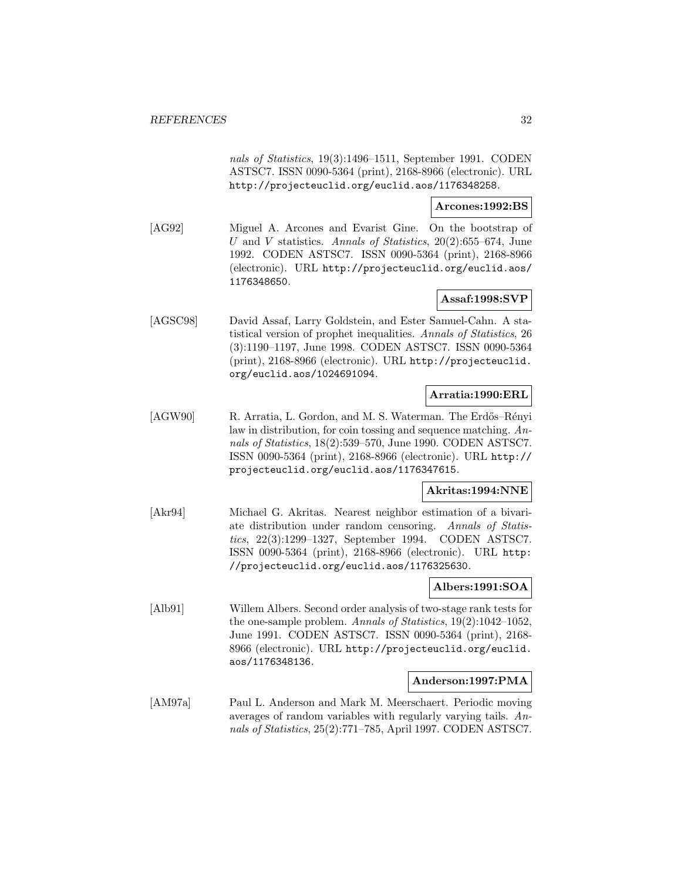*nals of Statistics*, 19(3):1496–1511, September 1991. CODEN ASTSC7. ISSN 0090-5364 (print), 2168-8966 (electronic). URL http://projecteuclid.org/euclid.aos/1176348258.

**Arcones:1992:BS**

[AG92] Miguel A. Arcones and Evarist Gine. On the bootstrap of $U$ and $V$ statistics. *Annals of Statistics*, 20(2):655–674, June 1992. CODEN ASTSC7. ISSN 0090-5364 (print), 2168-8966 (electronic). URL http://projecteuclid.org/euclid.aos/1176348650.

**Assaf:1998:SVP**

[AGSC98] David Assaf, Larry Goldstein, and Ester Samuel-Cahn. A statistical version of prophet inequalities. *Annals of Statistics*, 26 (3):1190–1197, June 1998. CODEN ASTSC7. ISSN 0090-5364 (print), 2168-8966 (electronic). URL http://projecteuclid.org/euclid.aos/1024691094.

**Arratia:1990:ERL**

[AGW90] R. Arratia, L. Gordon, and M. S. Waterman. The Erdős–Rényi law in distribution, for coin tossing and sequence matching. *Annals of Statistics*, 18(2):539–570, June 1990. CODEN ASTSC7. ISSN 0090-5364 (print), 2168-8966 (electronic). URL http://projecteuclid.org/euclid.aos/1176347615.

**Akritas:1994:NNE**

[Akr94] Michael G. Akritas. Nearest neighbor estimation of a bivariate distribution under random censoring. *Annals of Statistics*, 22(3):1299–1327, September 1994. CODEN ASTSC7. ISSN 0090-5364 (print), 2168-8966 (electronic). URL http://projecteuclid.org/euclid.aos/1176325630.

**Albers:1991:SOA**

[Alb91] Willem Albers. Second order analysis of two-stage rank tests for the one-sample problem. *Annals of Statistics*, 19(2):1042–1052, June 1991. CODEN ASTSC7. ISSN 0090-5364 (print), 2168-8966 (electronic). URL http://projecteuclid.org/euclid.aos/1176348136.

**Anderson:1997:PMA**

[AM97a] Paul L. Anderson and Mark M. Meerschaert. Periodic moving averages of random variables with regularly varying tails. *Annals of Statistics*, 25(2):771–785, April 1997. CODEN ASTSC7.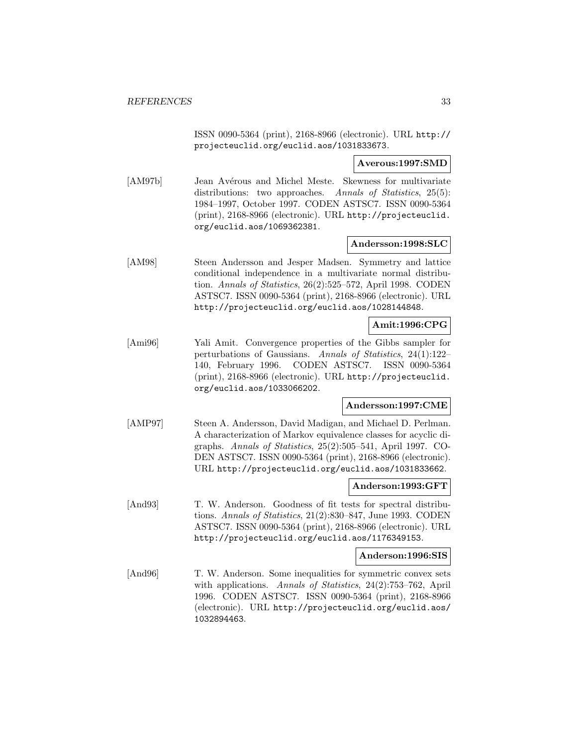ISSN 0090-5364 (print), 2168-8966 (electronic). URL http://projecteuclid.org/euclid.aos/1031833673.

**Averous:1997:SMD**

[AM97b] Jean Avérous and Michel Meste. Skewness for multivariate distributions: two approaches. *Annals of Statistics*, 25(5): 1984–1997, October 1997. CODEN ASTSC7. ISSN 0090-5364 (print), 2168-8966 (electronic). URL http://projecteuclid.org/euclid.aos/1069362381.

**Andersson:1998:SLC**

[AM98] Steen Andersson and Jesper Madsen. Symmetry and lattice conditional independence in a multivariate normal distribution. *Annals of Statistics*, 26(2):525–572, April 1998. CODEN ASTSC7. ISSN 0090-5364 (print), 2168-8966 (electronic). URL http://projecteuclid.org/euclid.aos/1028144848.

**Amit:1996:CPG**

[Ami96] Yali Amit. Convergence properties of the Gibbs sampler for perturbations of Gaussians. *Annals of Statistics*, 24(1):122–140, February 1996. CODEN ASTSC7. ISSN 0090-5364 (print), 2168-8966 (electronic). URL http://projecteuclid.org/euclid.aos/1033066202.

**Andersson:1997:CME**

[AMP97] Steen A. Andersson, David Madigan, and Michael D. Perlman. A characterization of Markov equivalence classes for acyclic digraphs. *Annals of Statistics*, 25(2):505–541, April 1997. CODEN ASTSC7. ISSN 0090-5364 (print), 2168-8966 (electronic). URL http://projecteuclid.org/euclid.aos/1031833662.

**Anderson:1993:GFT**

[And93] T. W. Anderson. Goodness of fit tests for spectral distributions. *Annals of Statistics*, 21(2):830–847, June 1993. CODEN ASTSC7. ISSN 0090-5364 (print), 2168-8966 (electronic). URL http://projecteuclid.org/euclid.aos/1176349153.

**Anderson:1996:SIS**

[And96] T. W. Anderson. Some inequalities for symmetric convex sets with applications. *Annals of Statistics*, 24(2):753–762, April 1996. CODEN ASTSC7. ISSN 0090-5364 (print), 2168-8966 (electronic). URL http://projecteuclid.org/euclid.aos/1032894463.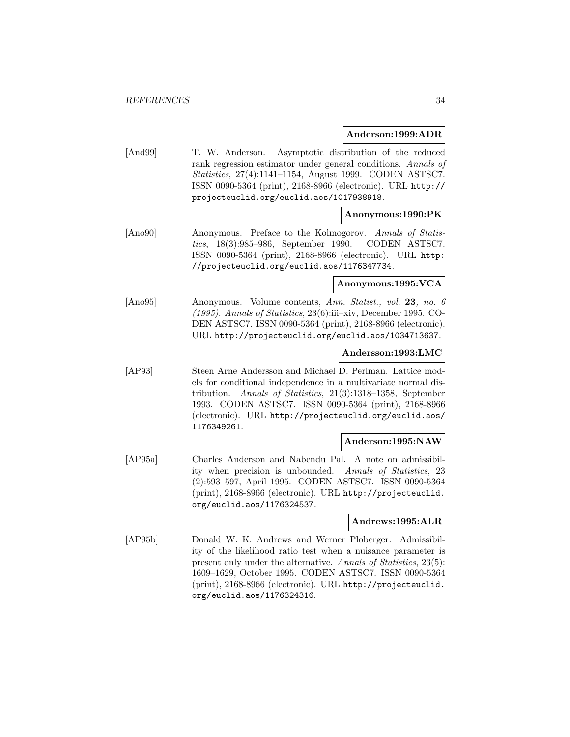**Anderson:1999:ADR**

[And99] T. W. Anderson. Asymptotic distribution of the reduced rank regression estimator under general conditions. *Annals of Statistics*, 27(4):1141–1154, August 1999. CODEN ASTSC7. ISSN 0090-5364 (print), 2168-8966 (electronic). URL http://projecteuclid.org/euclid.aos/1017938918.

**Anonymous:1990:PK**

[Ano90] Anonymous. Preface to the Kolmogorov. *Annals of Statistics*, 18(3):985–986, September 1990. CODEN ASTSC7. ISSN 0090-5364 (print), 2168-8966 (electronic). URL http://projecteuclid.org/euclid.aos/1176347734.

**Anonymous:1995:VCA**

[Ano95] Anonymous. Volume contents, *Ann. Statist., vol.* **23***, no. 6 (1995)*. *Annals of Statistics*, 23(6):iii–xiv, December 1995. CODEN ASTSC7. ISSN 0090-5364 (print), 2168-8966 (electronic). URL http://projecteuclid.org/euclid.aos/1034713637.

**Andersson:1993:LMC**

[AP93] Steen Arne Andersson and Michael D. Perlman. Lattice models for conditional independence in a multivariate normal distribution. *Annals of Statistics*, 21(3):1318–1358, September 1993. CODEN ASTSC7. ISSN 0090-5364 (print), 2168-8966 (electronic). URL http://projecteuclid.org/euclid.aos/1176349261.

**Anderson:1995:NAW**

[AP95a] Charles Anderson and Nabendu Pal. A note on admissibility when precision is unbounded. *Annals of Statistics*, 23 (2):593–597, April 1995. CODEN ASTSC7. ISSN 0090-5364 (print), 2168-8966 (electronic). URL http://projecteuclid.org/euclid.aos/1176324537.

**Andrews:1995:ALR**

[AP95b] Donald W. K. Andrews and Werner Ploberger. Admissibility of the likelihood ratio test when a nuisance parameter is present only under the alternative. *Annals of Statistics*, 23(5): 1609–1629, October 1995. CODEN ASTSC7. ISSN 0090-5364 (print), 2168-8966 (electronic). URL http://projecteuclid.org/euclid.aos/1176324316.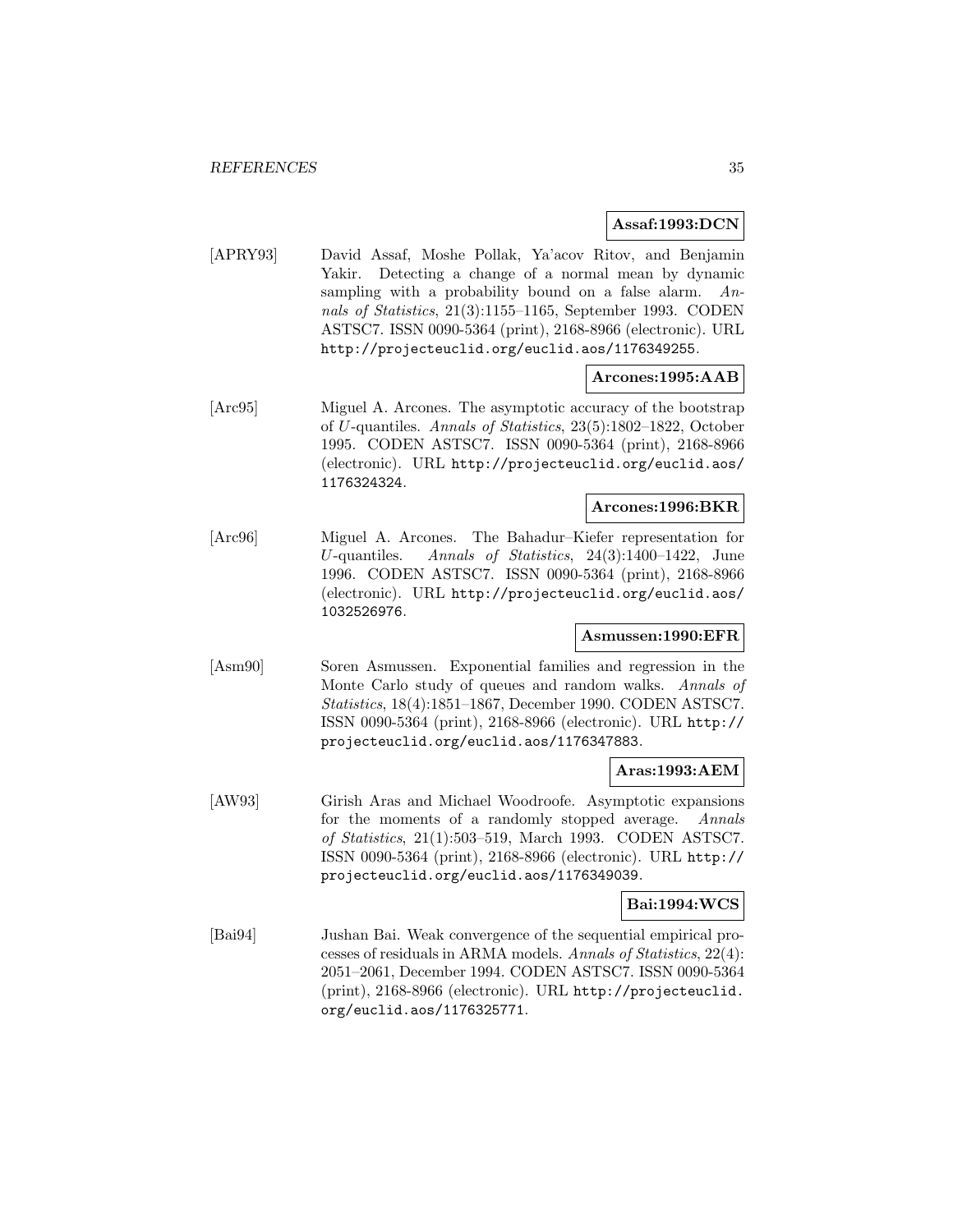**Assaf:1993:DCN**

[APRY93] David Assaf, Moshe Pollak, Ya'acov Ritov, and Benjamin Yakir. Detecting a change of a normal mean by dynamic sampling with a probability bound on a false alarm. *Annals of Statistics*, 21(3):1155–1165, September 1993. CODEN ASTSC7. ISSN 0090-5364 (print), 2168-8966 (electronic). URL http://projecteuclid.org/euclid.aos/1176349255.

**Arcones:1995:AAB**

[Arc95] Miguel A. Arcones. The asymptotic accuracy of the bootstrap of $U$-quantiles. *Annals of Statistics*, 23(5):1802–1822, October 1995. CODEN ASTSC7. ISSN 0090-5364 (print), 2168-8966 (electronic). URL http://projecteuclid.org/euclid.aos/1176324324.

**Arcones:1996:BKR**

[Arc96] Miguel A. Arcones. The Bahadur–Kiefer representation for $U$-quantiles. *Annals of Statistics*, 24(3):1400–1422, June 1996. CODEN ASTSC7. ISSN 0090-5364 (print), 2168-8966 (electronic). URL http://projecteuclid.org/euclid.aos/1032526976.

**Asmussen:1990:EFR**

[Asm90] Soren Asmussen. Exponential families and regression in the Monte Carlo study of queues and random walks. *Annals of Statistics*, 18(4):1851–1867, December 1990. CODEN ASTSC7. ISSN 0090-5364 (print), 2168-8966 (electronic). URL http://projecteuclid.org/euclid.aos/1176347883.

**Aras:1993:AEM**

[AW93] Girish Aras and Michael Woodroofe. Asymptotic expansions for the moments of a randomly stopped average. *Annals of Statistics*, 21(1):503–519, March 1993. CODEN ASTSC7. ISSN 0090-5364 (print), 2168-8966 (electronic). URL http://projecteuclid.org/euclid.aos/1176349039.

**Bai:1994:WCS**

[Bai94] Jushan Bai. Weak convergence of the sequential empirical processes of residuals in ARMA models. *Annals of Statistics*, 22(4):2051–2061, December 1994. CODEN ASTSC7. ISSN 0090-5364 (print), 2168-8966 (electronic). URL http://projecteuclid.org/euclid.aos/1176325771.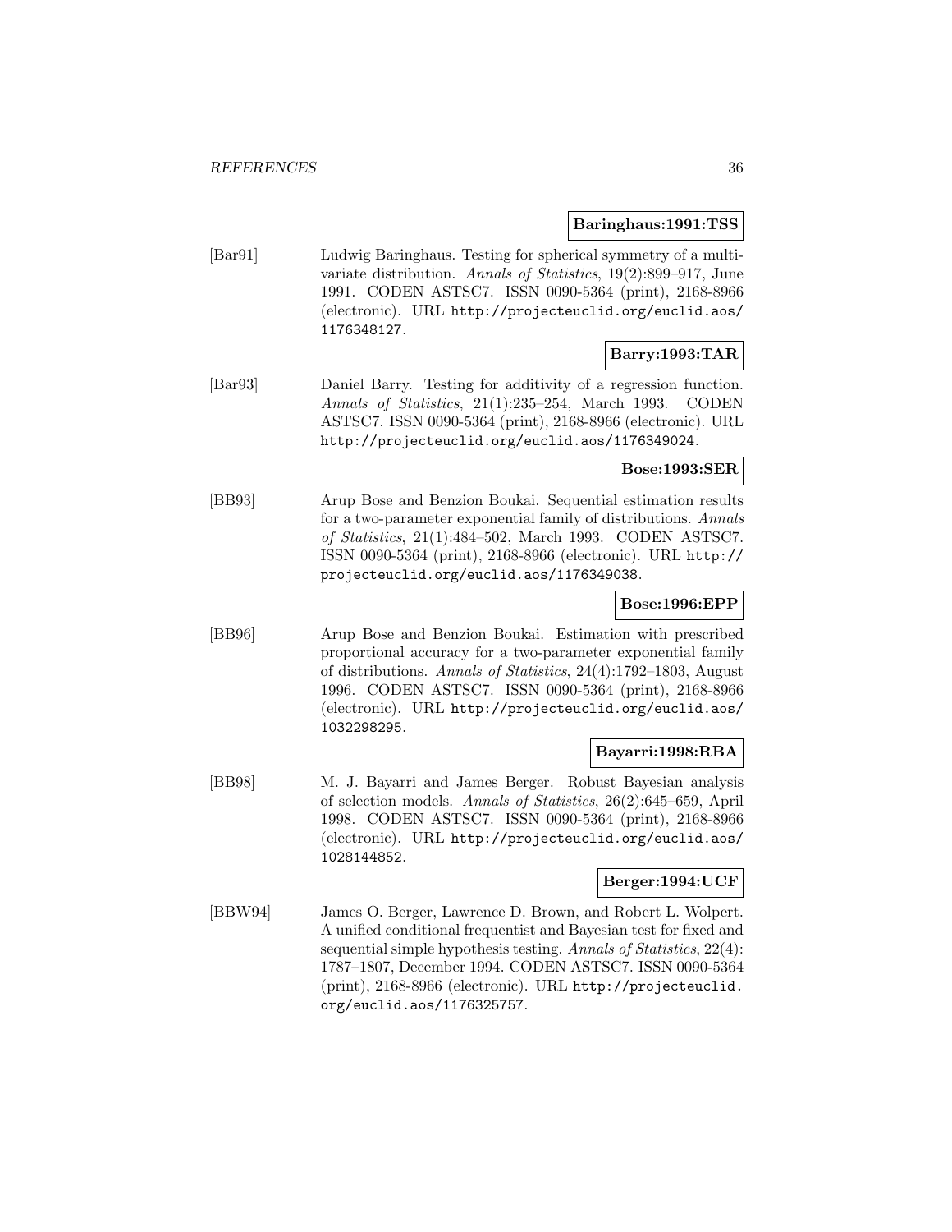**Baringhaus:1991:TSS**

[Bar91] Ludwig Baringhaus. Testing for spherical symmetry of a multivariate distribution. *Annals of Statistics*, 19(2):899–917, June 1991. CODEN ASTSC7. ISSN 0090-5364 (print), 2168-8966 (electronic). URL http://projecteuclid.org/euclid.aos/1176348127.

**Barry:1993:TAR**

[Bar93] Daniel Barry. Testing for additivity of a regression function. *Annals of Statistics*, 21(1):235–254, March 1993. CODEN ASTSC7. ISSN 0090-5364 (print), 2168-8966 (electronic). URL http://projecteuclid.org/euclid.aos/1176349024.

**Bose:1993:SER**

[BB93] Arup Bose and Benzion Boukai. Sequential estimation results for a two-parameter exponential family of distributions. *Annals of Statistics*, 21(1):484–502, March 1993. CODEN ASTSC7. ISSN 0090-5364 (print), 2168-8966 (electronic). URL http://projecteuclid.org/euclid.aos/1176349038.

**Bose:1996:EPP**

[BB96] Arup Bose and Benzion Boukai. Estimation with prescribed proportional accuracy for a two-parameter exponential family of distributions. *Annals of Statistics*, 24(4):1792–1803, August 1996. CODEN ASTSC7. ISSN 0090-5364 (print), 2168-8966 (electronic). URL http://projecteuclid.org/euclid.aos/1032298295.

**Bayarri:1998:RBA**

[BB98] M. J. Bayarri and James Berger. Robust Bayesian analysis of selection models. *Annals of Statistics*, 26(2):645–659, April 1998. CODEN ASTSC7. ISSN 0090-5364 (print), 2168-8966 (electronic). URL http://projecteuclid.org/euclid.aos/1028144852.

**Berger:1994:UCF**

[BBW94] James O. Berger, Lawrence D. Brown, and Robert L. Wolpert. A unified conditional frequentist and Bayesian test for fixed and sequential simple hypothesis testing. *Annals of Statistics*, 22(4):1787–1807, December 1994. CODEN ASTSC7. ISSN 0090-5364 (print), 2168-8966 (electronic). URL http://projecteuclid.org/euclid.aos/1176325757.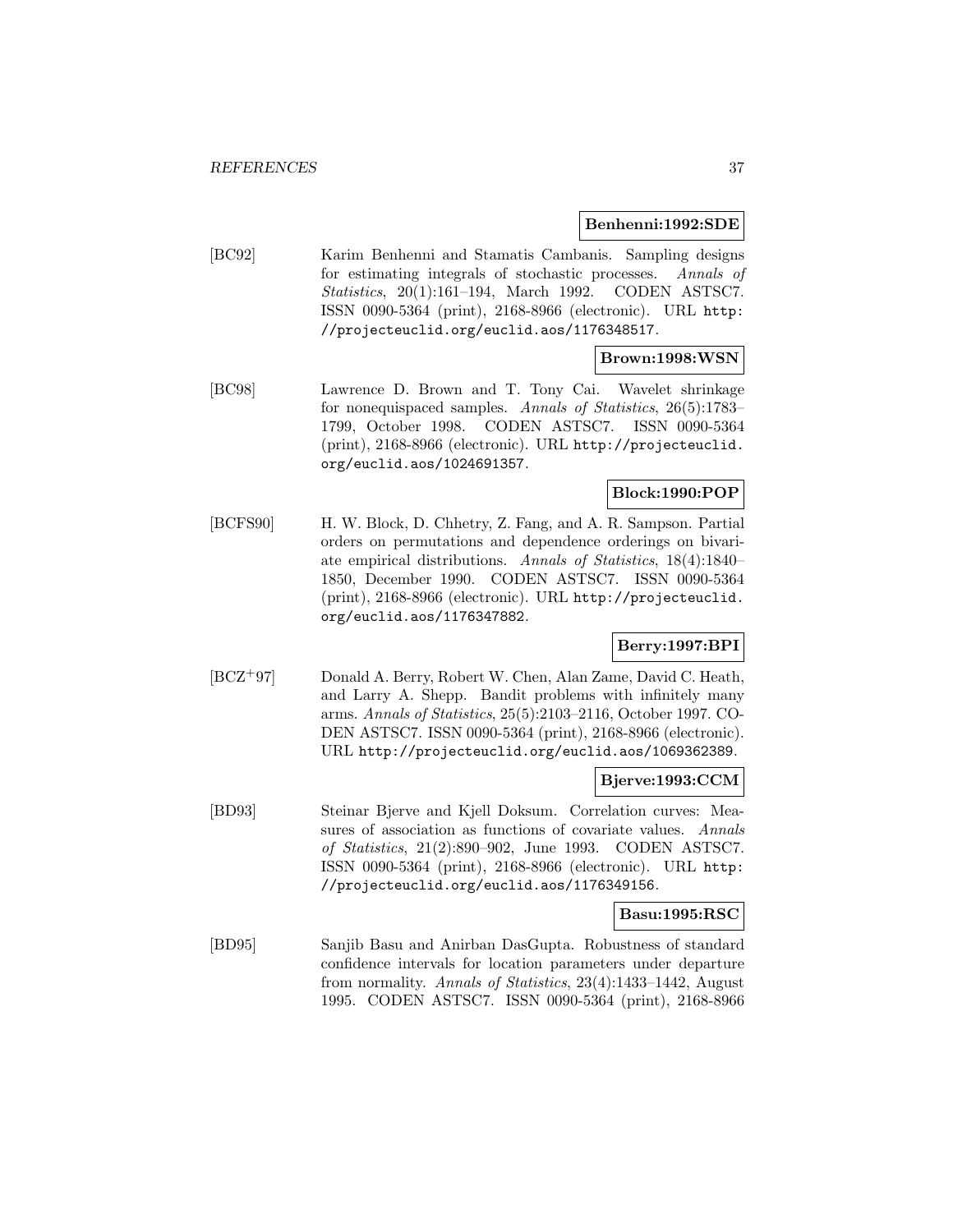**Benhenni:1992:SDE**

[BC92] Karim Benhenni and Stamatis Cambanis. Sampling designs for estimating integrals of stochastic processes. *Annals of Statistics*, 20(1):161–194, March 1992. CODEN ASTSC7. ISSN 0090-5364 (print), 2168-8966 (electronic). URL `http://projecteuclid.org/euclid.aos/1176348517`.

**Brown:1998:WSN**

[BC98] Lawrence D. Brown and T. Tony Cai. Wavelet shrinkage for nonequispaced samples. *Annals of Statistics*, 26(5):1783–1799, October 1998. CODEN ASTSC7. ISSN 0090-5364 (print), 2168-8966 (electronic). URL `http://projecteuclid.org/euclid.aos/1024691357`.

**Block:1990:POP**

[BCFS90] H. W. Block, D. Chhetry, Z. Fang, and A. R. Sampson. Partial orders on permutations and dependence orderings on bivariate empirical distributions. *Annals of Statistics*, 18(4):1840–1850, December 1990. CODEN ASTSC7. ISSN 0090-5364 (print), 2168-8966 (electronic). URL `http://projecteuclid.org/euclid.aos/1176347882`.

**Berry:1997:BPI**

[BCZ+97] Donald A. Berry, Robert W. Chen, Alan Zame, David C. Heath, and Larry A. Shepp. Bandit problems with infinitely many arms. *Annals of Statistics*, 25(5):2103–2116, October 1997. CODEN ASTSC7. ISSN 0090-5364 (print), 2168-8966 (electronic). URL `http://projecteuclid.org/euclid.aos/1069362389`.

**Bjerve:1993:CCM**

[BD93] Steinar Bjerve and Kjell Doksum. Correlation curves: Measures of association as functions of covariate values. *Annals of Statistics*, 21(2):890–902, June 1993. CODEN ASTSC7. ISSN 0090-5364 (print), 2168-8966 (electronic). URL `http://projecteuclid.org/euclid.aos/1176349156`.

**Basu:1995:RSC**

[BD95] Sanjib Basu and Anirban DasGupta. Robustness of standard confidence intervals for location parameters under departure from normality. *Annals of Statistics*, 23(4):1433–1442, August 1995. CODEN ASTSC7. ISSN 0090-5364 (print), 2168-8966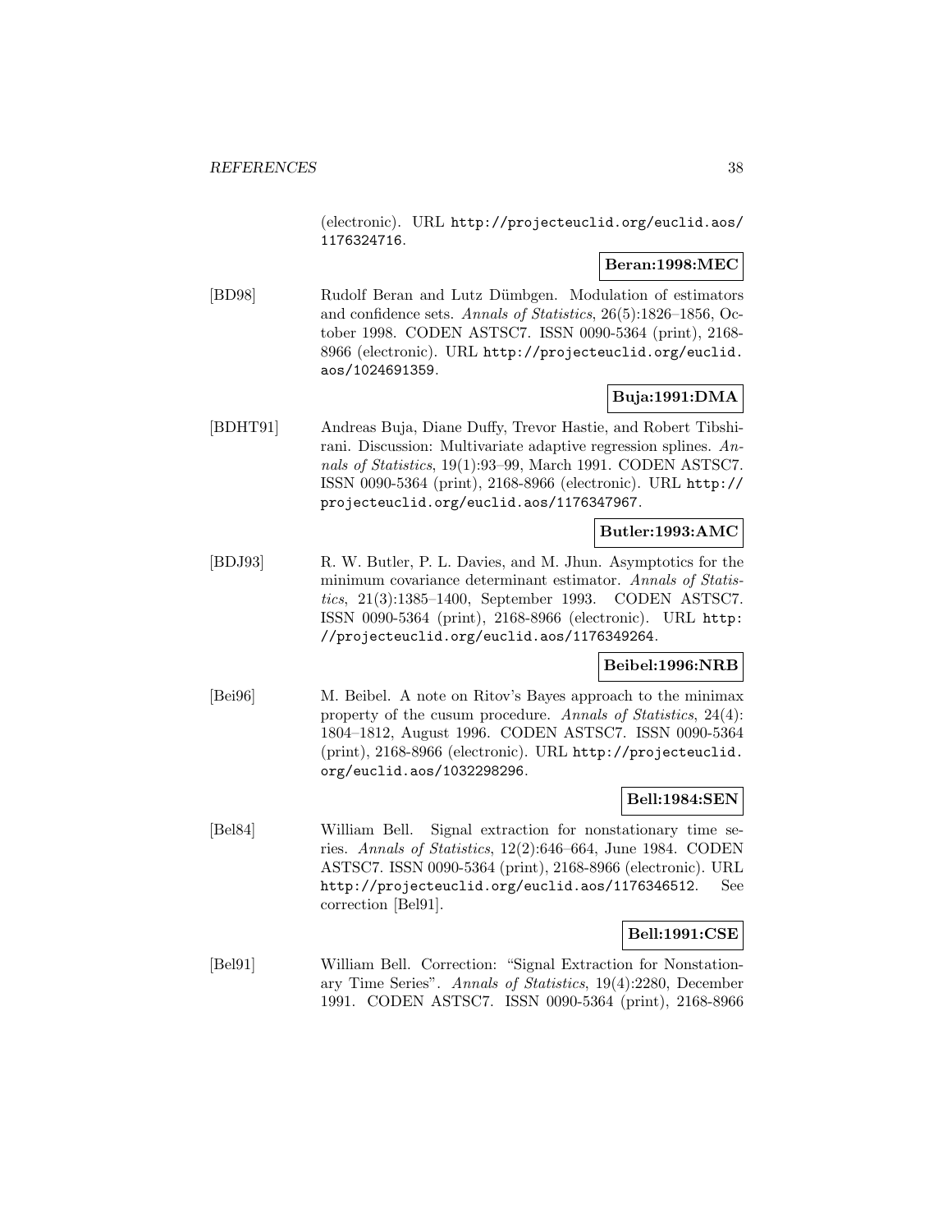(electronic). URL http://projecteuclid.org/euclid.aos/1176324716.

**Beran:1998:MEC**

[BD98] Rudolf Beran and Lutz Dümbgen. Modulation of estimators and confidence sets. *Annals of Statistics*, 26(5):1826–1856, October 1998. CODEN ASTSC7. ISSN 0090-5364 (print), 2168-8966 (electronic). URL http://projecteuclid.org/euclid.aos/1024691359.

**Buja:1991:DMA**

[BDHT91] Andreas Buja, Diane Duffy, Trevor Hastie, and Robert Tibshirani. Discussion: Multivariate adaptive regression splines. *Annals of Statistics*, 19(1):93–99, March 1991. CODEN ASTSC7. ISSN 0090-5364 (print), 2168-8966 (electronic). URL http://projecteuclid.org/euclid.aos/1176347967.

**Butler:1993:AMC**

[BDJ93] R. W. Butler, P. L. Davies, and M. Jhun. Asymptotics for the minimum covariance determinant estimator. *Annals of Statistics*, 21(3):1385–1400, September 1993. CODEN ASTSC7. ISSN 0090-5364 (print), 2168-8966 (electronic). URL http://projecteuclid.org/euclid.aos/1176349264.

**Beibel:1996:NRB**

[Bei96] M. Beibel. A note on Ritov's Bayes approach to the minimax property of the cusum procedure. *Annals of Statistics*, 24(4):1804–1812, August 1996. CODEN ASTSC7. ISSN 0090-5364 (print), 2168-8966 (electronic). URL http://projecteuclid.org/euclid.aos/1032298296.

**Bell:1984:SEN**

[Bel84] William Bell. Signal extraction for nonstationary time series. *Annals of Statistics*, 12(2):646–664, June 1984. CODEN ASTSC7. ISSN 0090-5364 (print), 2168-8966 (electronic). URL http://projecteuclid.org/euclid.aos/1176346512. See correction [Bel91].

**Bell:1991:CSE**

[Bel91] William Bell. Correction: "Signal Extraction for Nonstationary Time Series". *Annals of Statistics*, 19(4):2280, December 1991. CODEN ASTSC7. ISSN 0090-5364 (print), 2168-8966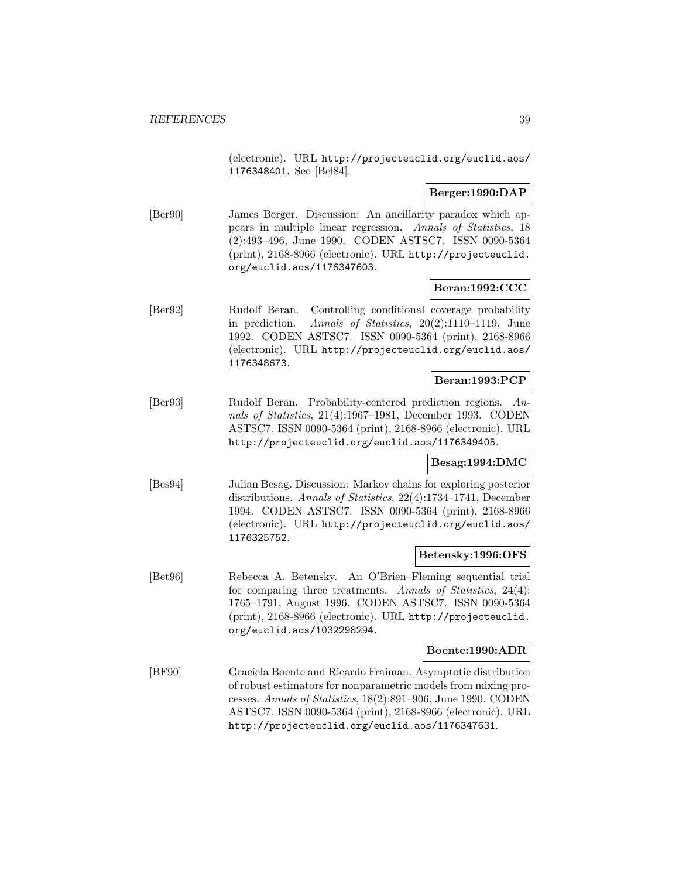(electronic). URL http://projecteuclid.org/euclid.aos/1176348401. See [Bel84].

**Berger:1990:DAP**

[Ber90] James Berger. Discussion: An ancillarity paradox which appears in multiple linear regression. *Annals of Statistics*, 18 (2):493–496, June 1990. CODEN ASTSC7. ISSN 0090-5364 (print), 2168-8966 (electronic). URL http://projecteuclid.org/euclid.aos/1176347603.

**Beran:1992:CCC**

[Ber92] Rudolf Beran. Controlling conditional coverage probability in prediction. *Annals of Statistics*, 20(2):1110–1119, June 1992. CODEN ASTSC7. ISSN 0090-5364 (print), 2168-8966 (electronic). URL http://projecteuclid.org/euclid.aos/1176348673.

**Beran:1993:PCP**

[Ber93] Rudolf Beran. Probability-centered prediction regions. *Annals of Statistics*, 21(4):1967–1981, December 1993. CODEN ASTSC7. ISSN 0090-5364 (print), 2168-8966 (electronic). URL http://projecteuclid.org/euclid.aos/1176349405.

**Besag:1994:DMC**

[Bes94] Julian Besag. Discussion: Markov chains for exploring posterior distributions. *Annals of Statistics*, 22(4):1734–1741, December 1994. CODEN ASTSC7. ISSN 0090-5364 (print), 2168-8966 (electronic). URL http://projecteuclid.org/euclid.aos/1176325752.

**Betensky:1996:OFS**

[Bet96] Rebecca A. Betensky. An O'Brien–Fleming sequential trial for comparing three treatments. *Annals of Statistics*, 24(4): 1765–1791, August 1996. CODEN ASTSC7. ISSN 0090-5364 (print), 2168-8966 (electronic). URL http://projecteuclid.org/euclid.aos/1032298294.

**Boente:1990:ADR**

[BF90] Graciela Boente and Ricardo Fraiman. Asymptotic distribution of robust estimators for nonparametric models from mixing processes. *Annals of Statistics*, 18(2):891–906, June 1990. CODEN ASTSC7. ISSN 0090-5364 (print), 2168-8966 (electronic). URL http://projecteuclid.org/euclid.aos/1176347631.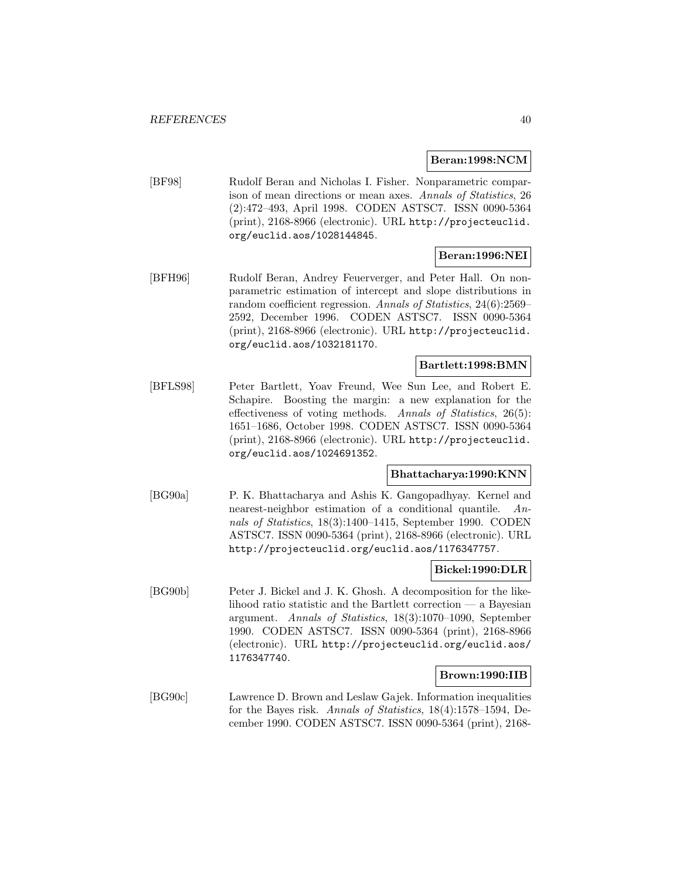**Beran:1998:NCM**

[BF98] Rudolf Beran and Nicholas I. Fisher. Nonparametric comparison of mean directions or mean axes. *Annals of Statistics*, 26 (2):472–493, April 1998. CODEN ASTSC7. ISSN 0090-5364 (print), 2168-8966 (electronic). URL http://projecteuclid.org/euclid.aos/1028144845.

**Beran:1996:NEI**

[BFH96] Rudolf Beran, Andrey Feuerverger, and Peter Hall. On nonparametric estimation of intercept and slope distributions in random coefficient regression. *Annals of Statistics*, 24(6):2569–2592, December 1996. CODEN ASTSC7. ISSN 0090-5364 (print), 2168-8966 (electronic). URL http://projecteuclid.org/euclid.aos/1032181170.

**Bartlett:1998:BMN**

[BFLS98] Peter Bartlett, Yoav Freund, Wee Sun Lee, and Robert E. Schapire. Boosting the margin: a new explanation for the effectiveness of voting methods. *Annals of Statistics*, 26(5): 1651–1686, October 1998. CODEN ASTSC7. ISSN 0090-5364 (print), 2168-8966 (electronic). URL http://projecteuclid.org/euclid.aos/1024691352.

**Bhattacharya:1990:KNN**

[BG90a] P. K. Bhattacharya and Ashis K. Gangopadhyay. Kernel and nearest-neighbor estimation of a conditional quantile. *Annals of Statistics*, 18(3):1400–1415, September 1990. CODEN ASTSC7. ISSN 0090-5364 (print), 2168-8966 (electronic). URL http://projecteuclid.org/euclid.aos/1176347757.

**Bickel:1990:DLR**

[BG90b] Peter J. Bickel and J. K. Ghosh. A decomposition for the likelihood ratio statistic and the Bartlett correction — a Bayesian argument. *Annals of Statistics*, 18(3):1070–1090, September 1990. CODEN ASTSC7. ISSN 0090-5364 (print), 2168-8966 (electronic). URL http://projecteuclid.org/euclid.aos/1176347740.

**Brown:1990:IIB**

[BG90c] Lawrence D. Brown and Leslaw Gajek. Information inequalities for the Bayes risk. *Annals of Statistics*, 18(4):1578–1594, December 1990. CODEN ASTSC7. ISSN 0090-5364 (print), 2168-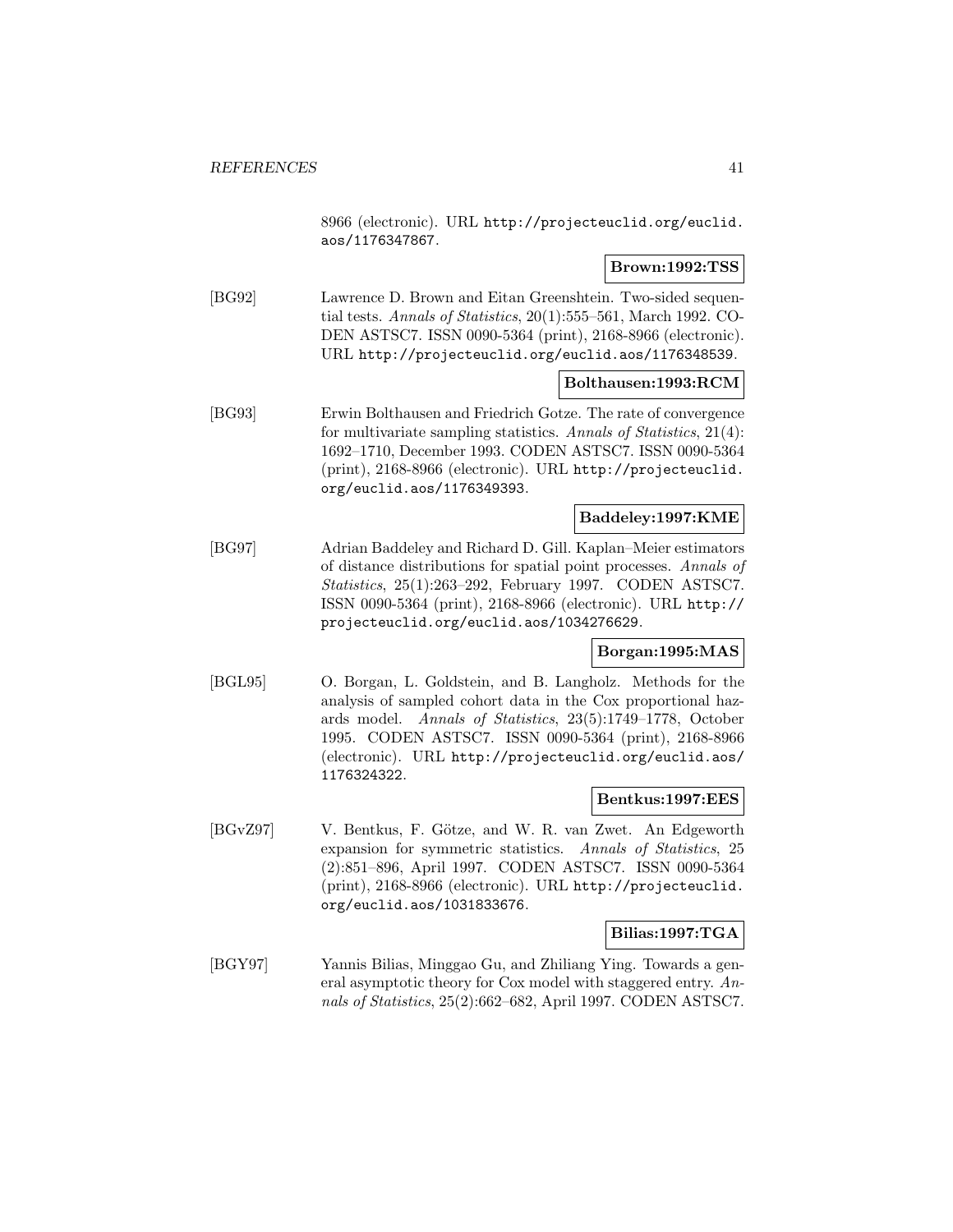8966 (electronic). URL http://projecteuclid.org/euclid.aos/1176347867.

**Brown:1992:TSS**

[BG92] Lawrence D. Brown and Eitan Greenshtein. Two-sided sequential tests. *Annals of Statistics*, 20(1):555–561, March 1992. CODEN ASTSC7. ISSN 0090-5364 (print), 2168-8966 (electronic). URL http://projecteuclid.org/euclid.aos/1176348539.

**Bolthausen:1993:RCM**

[BG93] Erwin Bolthausen and Friedrich Gotze. The rate of convergence for multivariate sampling statistics. *Annals of Statistics*, 21(4): 1692–1710, December 1993. CODEN ASTSC7. ISSN 0090-5364 (print), 2168-8966 (electronic). URL http://projecteuclid.org/euclid.aos/1176349393.

**Baddeley:1997:KME**

[BG97] Adrian Baddeley and Richard D. Gill. Kaplan–Meier estimators of distance distributions for spatial point processes. *Annals of Statistics*, 25(1):263–292, February 1997. CODEN ASTSC7. ISSN 0090-5364 (print), 2168-8966 (electronic). URL http://projecteuclid.org/euclid.aos/1034276629.

**Borgan:1995:MAS**

[BGL95] O. Borgan, L. Goldstein, and B. Langholz. Methods for the analysis of sampled cohort data in the Cox proportional hazards model. *Annals of Statistics*, 23(5):1749–1778, October 1995. CODEN ASTSC7. ISSN 0090-5364 (print), 2168-8966 (electronic). URL http://projecteuclid.org/euclid.aos/1176324322.

**Bentkus:1997:EES**

[BGvZ97] V. Bentkus, F. Götze, and W. R. van Zwet. An Edgeworth expansion for symmetric statistics. *Annals of Statistics*, 25 (2):851–896, April 1997. CODEN ASTSC7. ISSN 0090-5364 (print), 2168-8966 (electronic). URL http://projecteuclid.org/euclid.aos/1031833676.

**Bilias:1997:TGA**

[BGY97] Yannis Bilias, Minggao Gu, and Zhiliang Ying. Towards a general asymptotic theory for Cox model with staggered entry. *Annals of Statistics*, 25(2):662–682, April 1997. CODEN ASTSC7.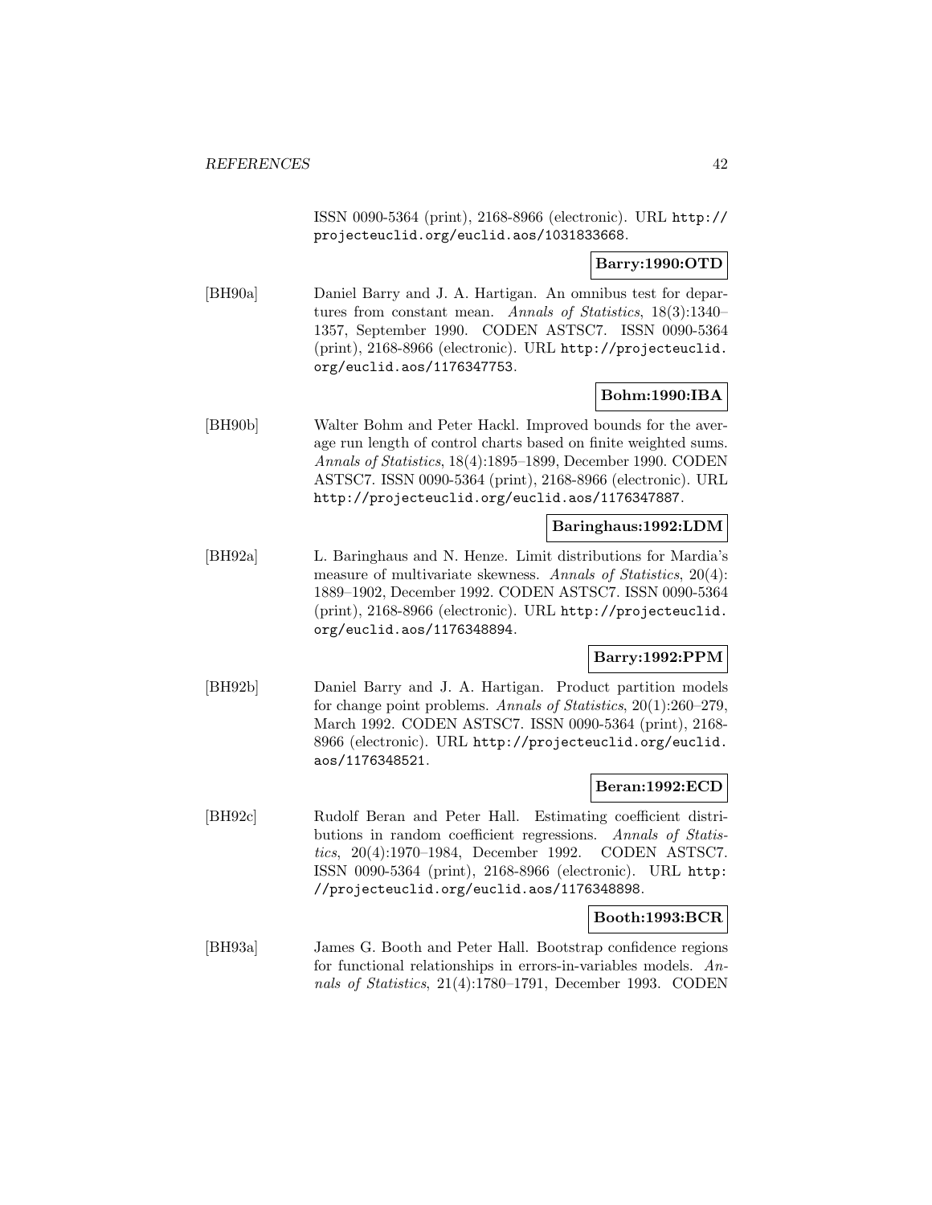ISSN 0090-5364 (print), 2168-8966 (electronic). URL http://projecteuclid.org/euclid.aos/1031833668.

**Barry:1990:OTD**

[BH90a] Daniel Barry and J. A. Hartigan. An omnibus test for departures from constant mean. *Annals of Statistics*, 18(3):1340–1357, September 1990. CODEN ASTSC7. ISSN 0090-5364 (print), 2168-8966 (electronic). URL http://projecteuclid.org/euclid.aos/1176347753.

**Bohm:1990:IBA**

[BH90b] Walter Bohm and Peter Hackl. Improved bounds for the average run length of control charts based on finite weighted sums. *Annals of Statistics*, 18(4):1895–1899, December 1990. CODEN ASTSC7. ISSN 0090-5364 (print), 2168-8966 (electronic). URL http://projecteuclid.org/euclid.aos/1176347887.

**Baringhaus:1992:LDM**

[BH92a] L. Baringhaus and N. Henze. Limit distributions for Mardia's measure of multivariate skewness. *Annals of Statistics*, 20(4):1889–1902, December 1992. CODEN ASTSC7. ISSN 0090-5364 (print), 2168-8966 (electronic). URL http://projecteuclid.org/euclid.aos/1176348894.

**Barry:1992:PPM**

[BH92b] Daniel Barry and J. A. Hartigan. Product partition models for change point problems. *Annals of Statistics*, 20(1):260–279, March 1992. CODEN ASTSC7. ISSN 0090-5364 (print), 2168-8966 (electronic). URL http://projecteuclid.org/euclid.aos/1176348521.

**Beran:1992:ECD**

[BH92c] Rudolf Beran and Peter Hall. Estimating coefficient distributions in random coefficient regressions. *Annals of Statistics*, 20(4):1970–1984, December 1992. CODEN ASTSC7. ISSN 0090-5364 (print), 2168-8966 (electronic). URL http://projecteuclid.org/euclid.aos/1176348898.

**Booth:1993:BCR**

[BH93a] James G. Booth and Peter Hall. Bootstrap confidence regions for functional relationships in errors-in-variables models. *Annals of Statistics*, 21(4):1780–1791, December 1993. CODEN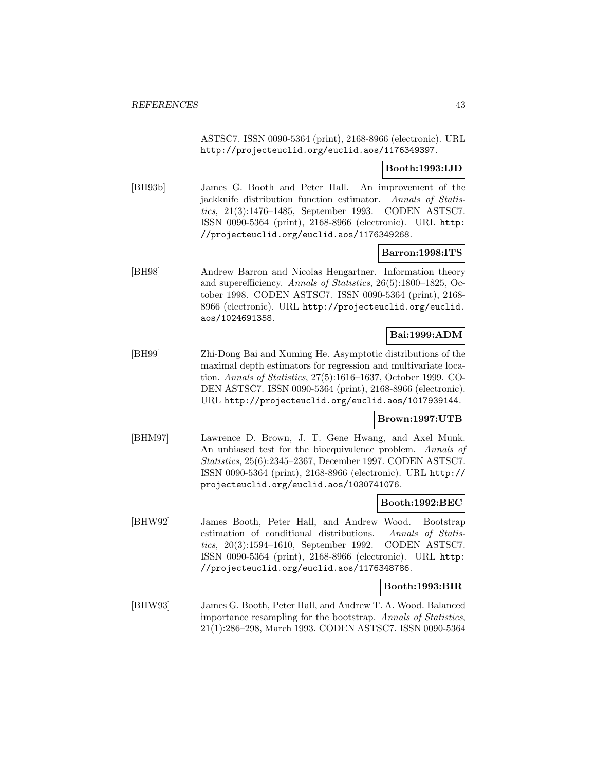ASTSC7. ISSN 0090-5364 (print), 2168-8966 (electronic). URL http://projecteuclid.org/euclid.aos/1176349397.

**Booth:1993:IJD**

[BH93b] James G. Booth and Peter Hall. An improvement of the jackknife distribution function estimator. *Annals of Statistics*, 21(3):1476–1485, September 1993. CODEN ASTSC7. ISSN 0090-5364 (print), 2168-8966 (electronic). URL http://projecteuclid.org/euclid.aos/1176349268.

**Barron:1998:ITS**

[BH98] Andrew Barron and Nicolas Hengartner. Information theory and superefficiency. *Annals of Statistics*, 26(5):1800–1825, October 1998. CODEN ASTSC7. ISSN 0090-5364 (print), 2168-8966 (electronic). URL http://projecteuclid.org/euclid.aos/1024691358.

**Bai:1999:ADM**

[BH99] Zhi-Dong Bai and Xuming He. Asymptotic distributions of the maximal depth estimators for regression and multivariate location. *Annals of Statistics*, 27(5):1616–1637, October 1999. CODEN ASTSC7. ISSN 0090-5364 (print), 2168-8966 (electronic). URL http://projecteuclid.org/euclid.aos/1017939144.

**Brown:1997:UTB**

[BHM97] Lawrence D. Brown, J. T. Gene Hwang, and Axel Munk. An unbiased test for the bioequivalence problem. *Annals of Statistics*, 25(6):2345–2367, December 1997. CODEN ASTSC7. ISSN 0090-5364 (print), 2168-8966 (electronic). URL http://projecteuclid.org/euclid.aos/1030741076.

**Booth:1992:BEC**

[BHW92] James Booth, Peter Hall, and Andrew Wood. Bootstrap estimation of conditional distributions. *Annals of Statistics*, 20(3):1594–1610, September 1992. CODEN ASTSC7. ISSN 0090-5364 (print), 2168-8966 (electronic). URL http://projecteuclid.org/euclid.aos/1176348786.

**Booth:1993:BIR**

[BHW93] James G. Booth, Peter Hall, and Andrew T. A. Wood. Balanced importance resampling for the bootstrap. *Annals of Statistics*, 21(1):286–298, March 1993. CODEN ASTSC7. ISSN 0090-5364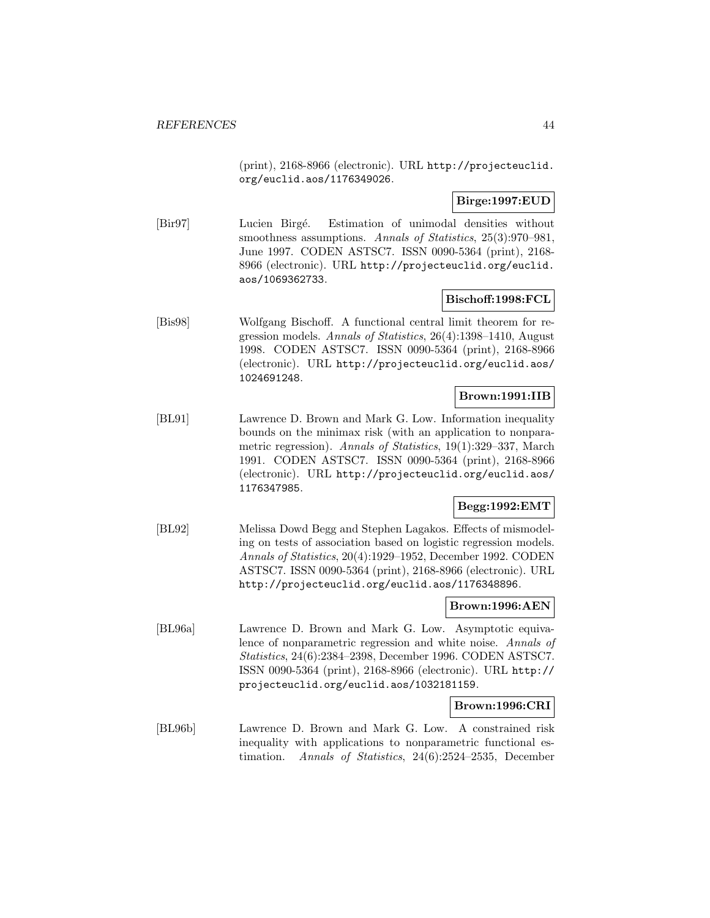(print), 2168-8966 (electronic). URL http://projecteuclid.org/euclid.aos/1176349026.

**Birge:1997:EUD**

[Bir97] Lucien Birgé. Estimation of unimodal densities without smoothness assumptions. *Annals of Statistics*, 25(3):970–981, June 1997. CODEN ASTSC7. ISSN 0090-5364 (print), 2168-8966 (electronic). URL http://projecteuclid.org/euclid.aos/1069362733.

**Bischoff:1998:FCL**

[Bis98] Wolfgang Bischoff. A functional central limit theorem for regression models. *Annals of Statistics*, 26(4):1398–1410, August 1998. CODEN ASTSC7. ISSN 0090-5364 (print), 2168-8966 (electronic). URL http://projecteuclid.org/euclid.aos/1024691248.

**Brown:1991:IIB**

[BL91] Lawrence D. Brown and Mark G. Low. Information inequality bounds on the minimax risk (with an application to nonparametric regression). *Annals of Statistics*, 19(1):329–337, March 1991. CODEN ASTSC7. ISSN 0090-5364 (print), 2168-8966 (electronic). URL http://projecteuclid.org/euclid.aos/1176347985.

**Begg:1992:EMT**

[BL92] Melissa Dowd Begg and Stephen Lagakos. Effects of mismodeling on tests of association based on logistic regression models. *Annals of Statistics*, 20(4):1929–1952, December 1992. CODEN ASTSC7. ISSN 0090-5364 (print), 2168-8966 (electronic). URL http://projecteuclid.org/euclid.aos/1176348896.

**Brown:1996:AEN**

[BL96a] Lawrence D. Brown and Mark G. Low. Asymptotic equivalence of nonparametric regression and white noise. *Annals of Statistics*, 24(6):2384–2398, December 1996. CODEN ASTSC7. ISSN 0090-5364 (print), 2168-8966 (electronic). URL http://projecteuclid.org/euclid.aos/1032181159.

**Brown:1996:CRI**

[BL96b] Lawrence D. Brown and Mark G. Low. A constrained risk inequality with applications to nonparametric functional estimation. *Annals of Statistics*, 24(6):2524–2535, December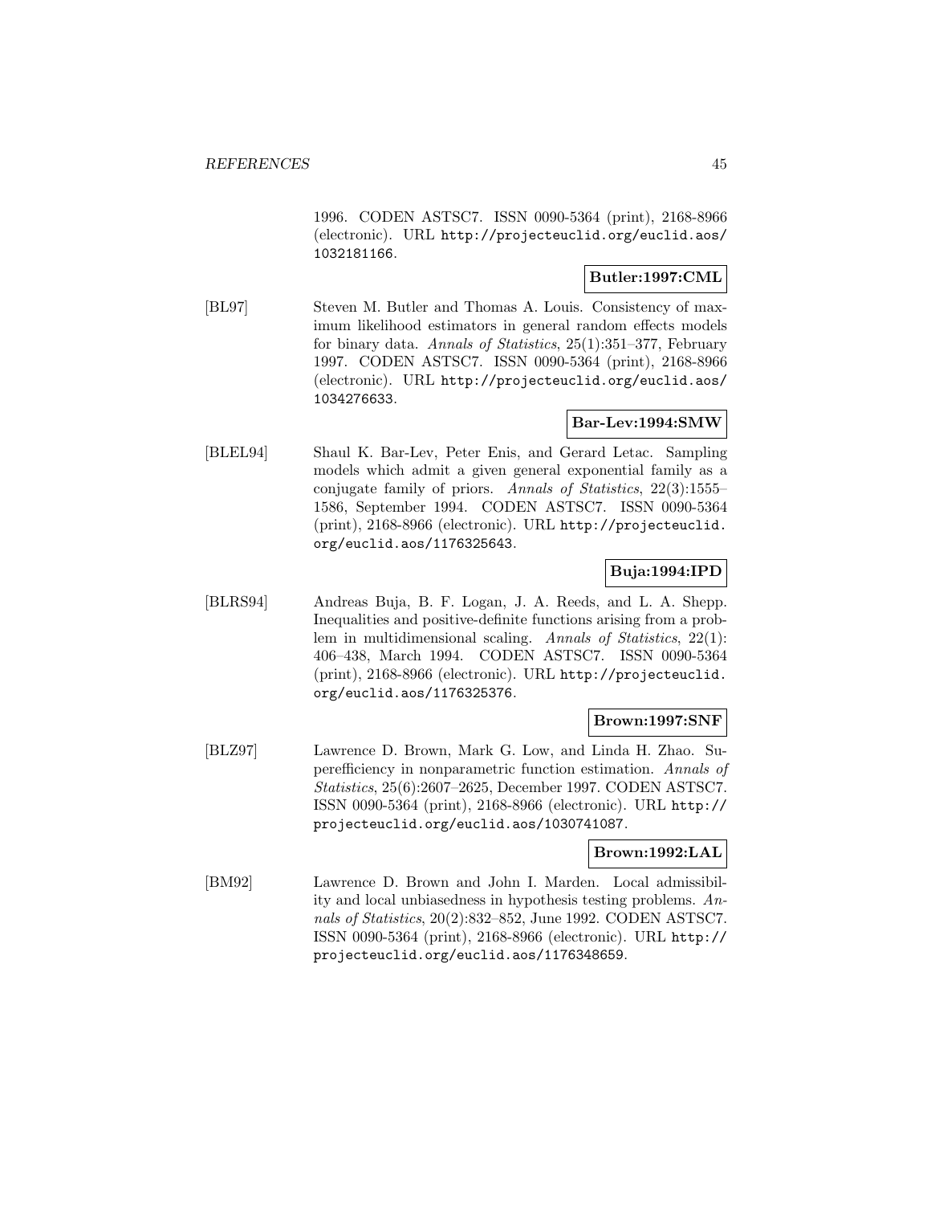1996. CODEN ASTSC7. ISSN 0090-5364 (print), 2168-8966 (electronic). URL http://projecteuclid.org/euclid.aos/1032181166.

**Butler:1997:CML**

[BL97] Steven M. Butler and Thomas A. Louis. Consistency of maximum likelihood estimators in general random effects models for binary data. *Annals of Statistics*, 25(1):351–377, February 1997. CODEN ASTSC7. ISSN 0090-5364 (print), 2168-8966 (electronic). URL http://projecteuclid.org/euclid.aos/1034276633.

**Bar-Lev:1994:SMW**

[BLEL94] Shaul K. Bar-Lev, Peter Enis, and Gerard Letac. Sampling models which admit a given general exponential family as a conjugate family of priors. *Annals of Statistics*, 22(3):1555–1586, September 1994. CODEN ASTSC7. ISSN 0090-5364 (print), 2168-8966 (electronic). URL http://projecteuclid.org/euclid.aos/1176325643.

**Buja:1994:IPD**

[BLRS94] Andreas Buja, B. F. Logan, J. A. Reeds, and L. A. Shepp. Inequalities and positive-definite functions arising from a problem in multidimensional scaling. *Annals of Statistics*, 22(1):406–438, March 1994. CODEN ASTSC7. ISSN 0090-5364 (print), 2168-8966 (electronic). URL http://projecteuclid.org/euclid.aos/1176325376.

**Brown:1997:SNF**

[BLZ97] Lawrence D. Brown, Mark G. Low, and Linda H. Zhao. Superefficiency in nonparametric function estimation. *Annals of Statistics*, 25(6):2607–2625, December 1997. CODEN ASTSC7. ISSN 0090-5364 (print), 2168-8966 (electronic). URL http://projecteuclid.org/euclid.aos/1030741087.

**Brown:1992:LAL**

[BM92] Lawrence D. Brown and John I. Marden. Local admissibility and local unbiasedness in hypothesis testing problems. *Annals of Statistics*, 20(2):832–852, June 1992. CODEN ASTSC7. ISSN 0090-5364 (print), 2168-8966 (electronic). URL http://projecteuclid.org/euclid.aos/1176348659.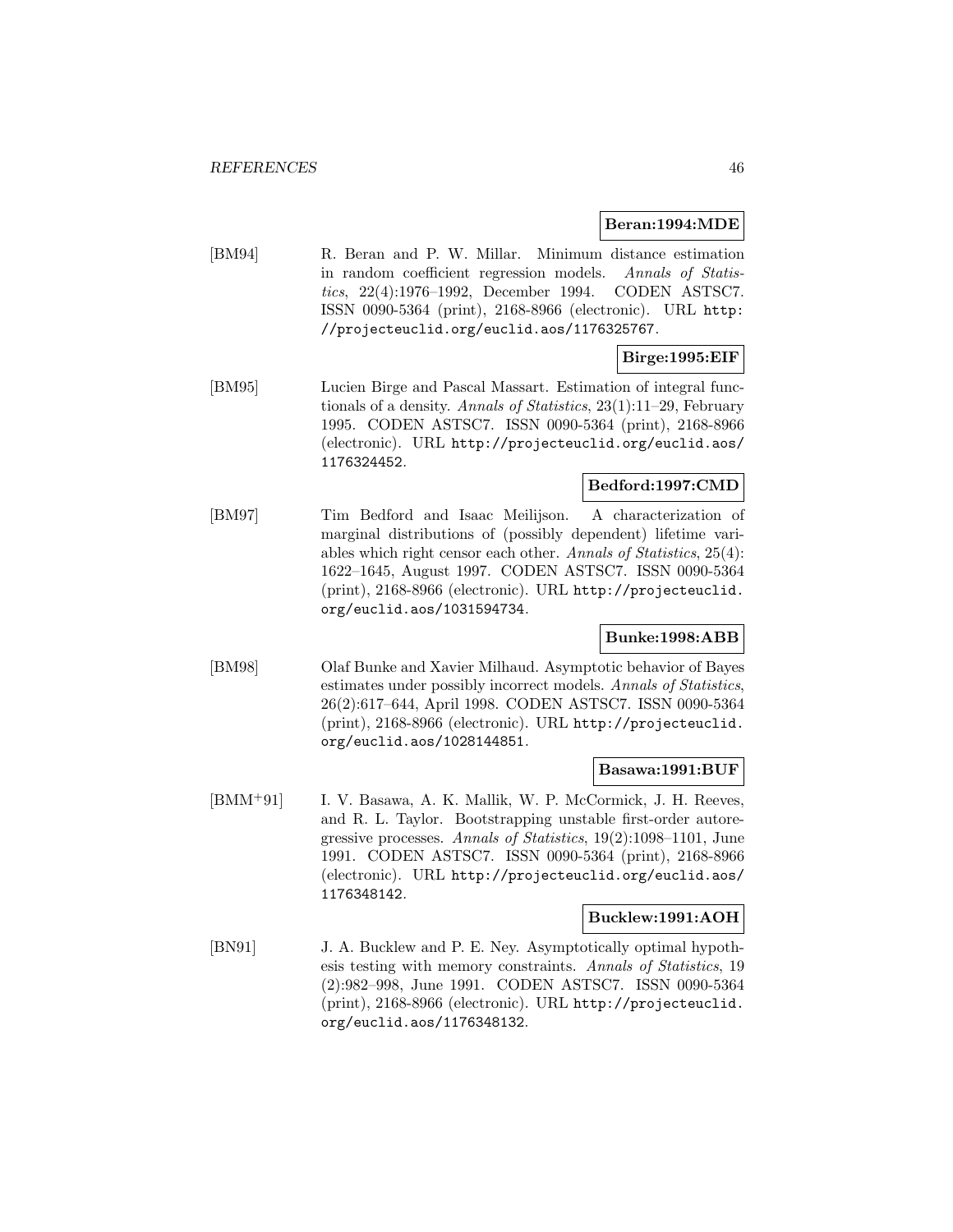**Beran:1994:MDE**

[BM94] R. Beran and P. W. Millar. Minimum distance estimation in random coefficient regression models. *Annals of Statistics*, 22(4):1976–1992, December 1994. CODEN ASTSC7. ISSN 0090-5364 (print), 2168-8966 (electronic). URL http://projecteuclid.org/euclid.aos/1176325767.

**Birge:1995:EIF**

[BM95] Lucien Birge and Pascal Massart. Estimation of integral functionals of a density. *Annals of Statistics*, 23(1):11–29, February 1995. CODEN ASTSC7. ISSN 0090-5364 (print), 2168-8966 (electronic). URL http://projecteuclid.org/euclid.aos/1176324452.

**Bedford:1997:CMD**

[BM97] Tim Bedford and Isaac Meilijson. A characterization of marginal distributions of (possibly dependent) lifetime variables which right censor each other. *Annals of Statistics*, 25(4):1622–1645, August 1997. CODEN ASTSC7. ISSN 0090-5364 (print), 2168-8966 (electronic). URL http://projecteuclid.org/euclid.aos/1031594734.

**Bunke:1998:ABB**

[BM98] Olaf Bunke and Xavier Milhaud. Asymptotic behavior of Bayes estimates under possibly incorrect models. *Annals of Statistics*, 26(2):617–644, April 1998. CODEN ASTSC7. ISSN 0090-5364 (print), 2168-8966 (electronic). URL http://projecteuclid.org/euclid.aos/1028144851.

**Basawa:1991:BUF**

[BMM+91] I. V. Basawa, A. K. Mallik, W. P. McCormick, J. H. Reeves, and R. L. Taylor. Bootstrapping unstable first-order autoregressive processes. *Annals of Statistics*, 19(2):1098–1101, June 1991. CODEN ASTSC7. ISSN 0090-5364 (print), 2168-8966 (electronic). URL http://projecteuclid.org/euclid.aos/1176348142.

**Bucklew:1991:AOH**

[BN91] J. A. Bucklew and P. E. Ney. Asymptotically optimal hypothesis testing with memory constraints. *Annals of Statistics*, 19(2):982–998, June 1991. CODEN ASTSC7. ISSN 0090-5364 (print), 2168-8966 (electronic). URL http://projecteuclid.org/euclid.aos/1176348132.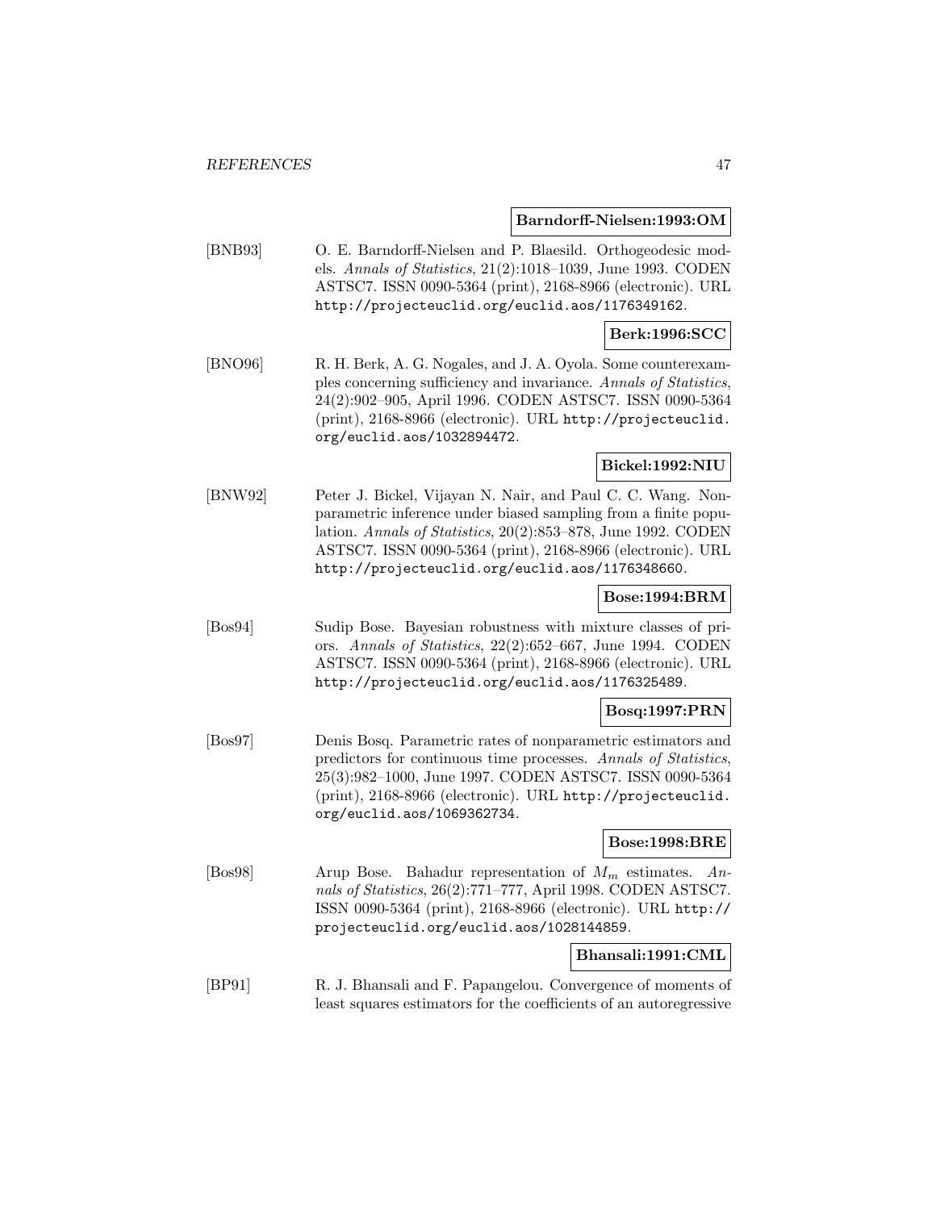**Barndorff-Nielsen:1993:OM**

[BNB93] O. E. Barndorff-Nielsen and P. Blaesild. Orthogeodesic models. *Annals of Statistics*, 21(2):1018–1039, June 1993. CODEN ASTSC7. ISSN 0090-5364 (print), 2168-8966 (electronic). URL http://projecteuclid.org/euclid.aos/1176349162.

**Berk:1996:SCC**

[BNO96] R. H. Berk, A. G. Nogales, and J. A. Oyola. Some counterexamples concerning sufficiency and invariance. *Annals of Statistics*, 24(2):902–905, April 1996. CODEN ASTSC7. ISSN 0090-5364 (print), 2168-8966 (electronic). URL http://projecteuclid.org/euclid.aos/1032894472.

**Bickel:1992:NIU**

[BNW92] Peter J. Bickel, Vijayan N. Nair, and Paul C. C. Wang. Nonparametric inference under biased sampling from a finite population. *Annals of Statistics*, 20(2):853–878, June 1992. CODEN ASTSC7. ISSN 0090-5364 (print), 2168-8966 (electronic). URL http://projecteuclid.org/euclid.aos/1176348660.

**Bose:1994:BRM**

[Bos94] Sudip Bose. Bayesian robustness with mixture classes of priors. *Annals of Statistics*, 22(2):652–667, June 1994. CODEN ASTSC7. ISSN 0090-5364 (print), 2168-8966 (electronic). URL http://projecteuclid.org/euclid.aos/1176325489.

**Bosq:1997:PRN**

[Bos97] Denis Bosq. Parametric rates of nonparametric estimators and predictors for continuous time processes. *Annals of Statistics*, 25(3):982–1000, June 1997. CODEN ASTSC7. ISSN 0090-5364 (print), 2168-8966 (electronic). URL http://projecteuclid.org/euclid.aos/1069362734.

**Bose:1998:BRE**

[Bos98] Arup Bose. Bahadur representation of $M_m$ estimates. *Annals of Statistics*, 26(2):771–777, April 1998. CODEN ASTSC7. ISSN 0090-5364 (print), 2168-8966 (electronic). URL http://projecteuclid.org/euclid.aos/1028144859.

**Bhansali:1991:CML**

[BP91] R. J. Bhansali and F. Papangelou. Convergence of moments of least squares estimators for the coefficients of an autoregressive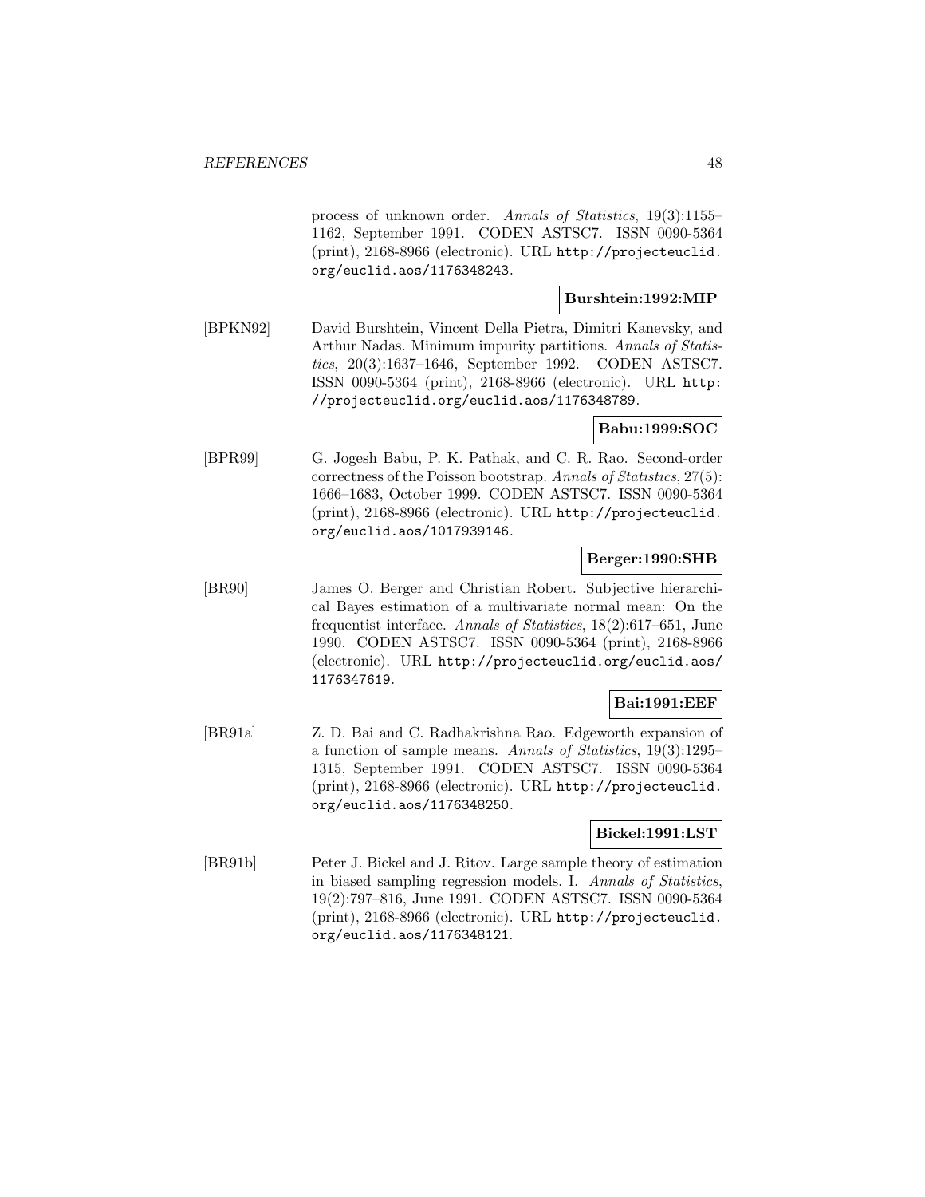process of unknown order. *Annals of Statistics*, 19(3):1155–1162, September 1991. CODEN ASTSC7. ISSN 0090-5364 (print), 2168-8966 (electronic). URL http://projecteuclid.org/euclid.aos/1176348243.

**Burshtein:1992:MIP**

[BPKN92] David Burshtein, Vincent Della Pietra, Dimitri Kanevsky, and Arthur Nadas. Minimum impurity partitions. *Annals of Statistics*, 20(3):1637–1646, September 1992. CODEN ASTSC7. ISSN 0090-5364 (print), 2168-8966 (electronic). URL http://projecteuclid.org/euclid.aos/1176348789.

**Babu:1999:SOC**

[BPR99] G. Jogesh Babu, P. K. Pathak, and C. R. Rao. Second-order correctness of the Poisson bootstrap. *Annals of Statistics*, 27(5): 1666–1683, October 1999. CODEN ASTSC7. ISSN 0090-5364 (print), 2168-8966 (electronic). URL http://projecteuclid.org/euclid.aos/1017939146.

**Berger:1990:SHB**

[BR90] James O. Berger and Christian Robert. Subjective hierarchical Bayes estimation of a multivariate normal mean: On the frequentist interface. *Annals of Statistics*, 18(2):617–651, June 1990. CODEN ASTSC7. ISSN 0090-5364 (print), 2168-8966 (electronic). URL http://projecteuclid.org/euclid.aos/1176347619.

**Bai:1991:EEF**

[BR91a] Z. D. Bai and C. Radhakrishna Rao. Edgeworth expansion of a function of sample means. *Annals of Statistics*, 19(3):1295–1315, September 1991. CODEN ASTSC7. ISSN 0090-5364 (print), 2168-8966 (electronic). URL http://projecteuclid.org/euclid.aos/1176348250.

**Bickel:1991:LST**

[BR91b] Peter J. Bickel and J. Ritov. Large sample theory of estimation in biased sampling regression models. I. *Annals of Statistics*, 19(2):797–816, June 1991. CODEN ASTSC7. ISSN 0090-5364 (print), 2168-8966 (electronic). URL http://projecteuclid.org/euclid.aos/1176348121.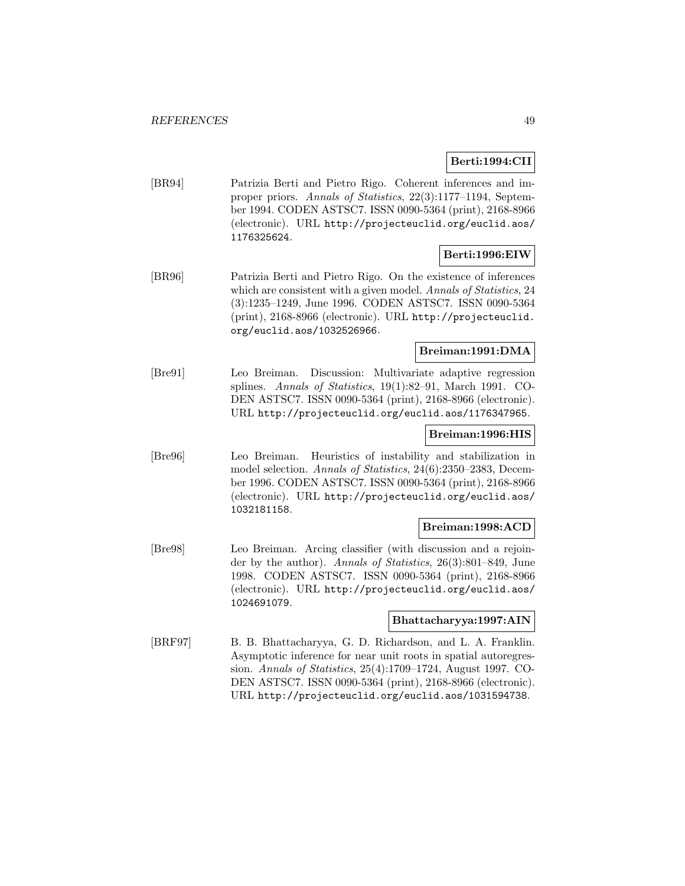**Berti:1994:CII**

[BR94] Patrizia Berti and Pietro Rigo. Coherent inferences and improper priors. *Annals of Statistics*, 22(3):1177–1194, September 1994. CODEN ASTSC7. ISSN 0090-5364 (print), 2168-8966 (electronic). URL http://projecteuclid.org/euclid.aos/1176325624.

**Berti:1996:EIW**

[BR96] Patrizia Berti and Pietro Rigo. On the existence of inferences which are consistent with a given model. *Annals of Statistics*, 24 (3):1235–1249, June 1996. CODEN ASTSC7. ISSN 0090-5364 (print), 2168-8966 (electronic). URL http://projecteuclid.org/euclid.aos/1032526966.

**Breiman:1991:DMA**

[Bre91] Leo Breiman. Discussion: Multivariate adaptive regression splines. *Annals of Statistics*, 19(1):82–91, March 1991. CODEN ASTSC7. ISSN 0090-5364 (print), 2168-8966 (electronic). URL http://projecteuclid.org/euclid.aos/1176347965.

**Breiman:1996:HIS**

[Bre96] Leo Breiman. Heuristics of instability and stabilization in model selection. *Annals of Statistics*, 24(6):2350–2383, December 1996. CODEN ASTSC7. ISSN 0090-5364 (print), 2168-8966 (electronic). URL http://projecteuclid.org/euclid.aos/1032181158.

**Breiman:1998:ACD**

[Bre98] Leo Breiman. Arcing classifier (with discussion and a rejoinder by the author). *Annals of Statistics*, 26(3):801–849, June 1998. CODEN ASTSC7. ISSN 0090-5364 (print), 2168-8966 (electronic). URL http://projecteuclid.org/euclid.aos/1024691079.

**Bhattacharyya:1997:AIN**

[BRF97] B. B. Bhattacharyya, G. D. Richardson, and L. A. Franklin. Asymptotic inference for near unit roots in spatial autoregression. *Annals of Statistics*, 25(4):1709–1724, August 1997. CODEN ASTSC7. ISSN 0090-5364 (print), 2168-8966 (electronic). URL http://projecteuclid.org/euclid.aos/1031594738.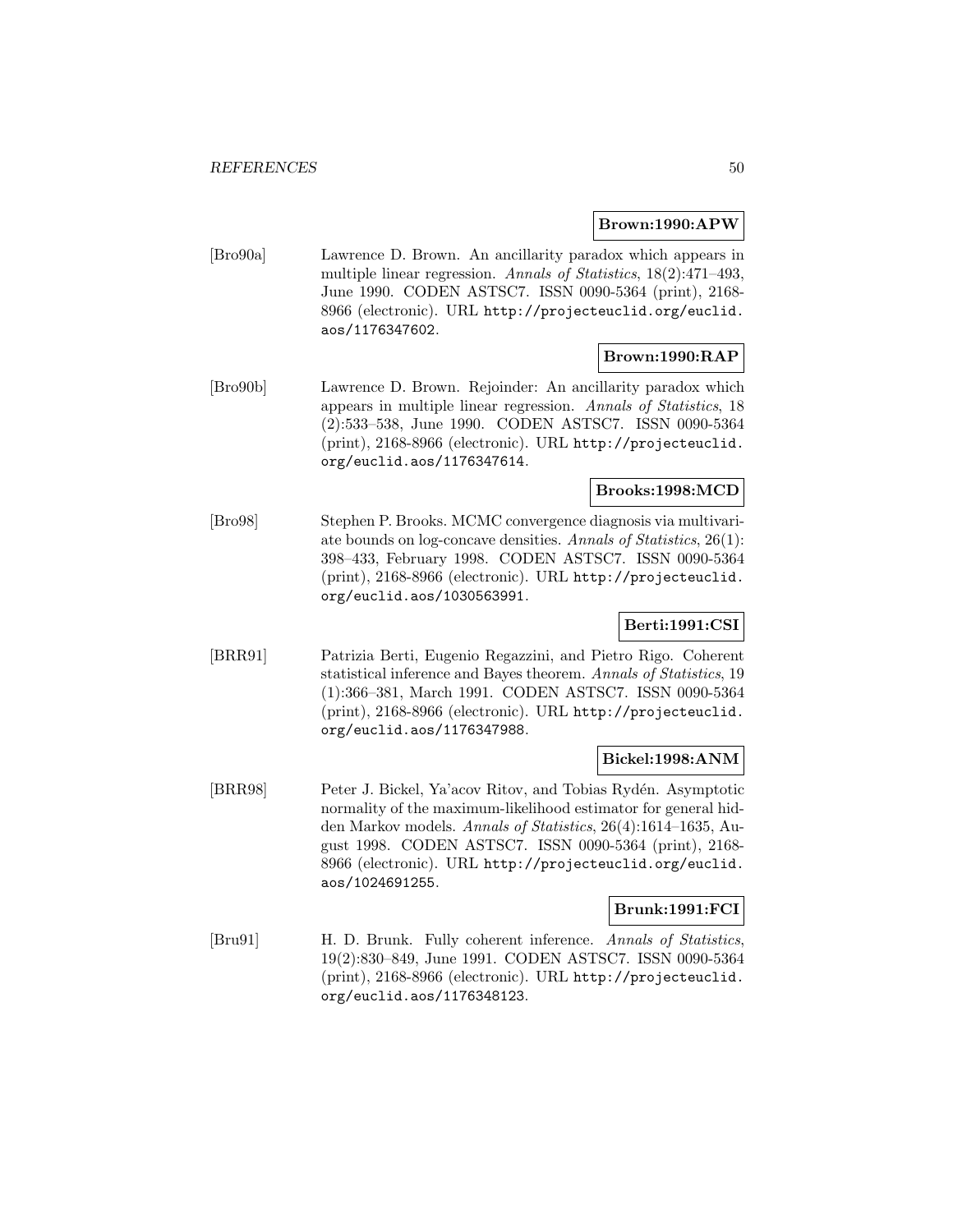**Brown:1990:APW**

[Bro90a] Lawrence D. Brown. An ancillarity paradox which appears in multiple linear regression. *Annals of Statistics*, 18(2):471–493, June 1990. CODEN ASTSC7. ISSN 0090-5364 (print), 2168-8966 (electronic). URL http://projecteuclid.org/euclid.aos/1176347602.

**Brown:1990:RAP**

[Bro90b] Lawrence D. Brown. Rejoinder: An ancillarity paradox which appears in multiple linear regression. *Annals of Statistics*, 18 (2):533–538, June 1990. CODEN ASTSC7. ISSN 0090-5364 (print), 2168-8966 (electronic). URL http://projecteuclid.org/euclid.aos/1176347614.

**Brooks:1998:MCD**

[Bro98] Stephen P. Brooks. MCMC convergence diagnosis via multivariate bounds on log-concave densities. *Annals of Statistics*, 26(1): 398–433, February 1998. CODEN ASTSC7. ISSN 0090-5364 (print), 2168-8966 (electronic). URL http://projecteuclid.org/euclid.aos/1030563991.

**Berti:1991:CSI**

[BRR91] Patrizia Berti, Eugenio Regazzini, and Pietro Rigo. Coherent statistical inference and Bayes theorem. *Annals of Statistics*, 19 (1):366–381, March 1991. CODEN ASTSC7. ISSN 0090-5364 (print), 2168-8966 (electronic). URL http://projecteuclid.org/euclid.aos/1176347988.

**Bickel:1998:ANM**

[BRR98] Peter J. Bickel, Ya'acov Ritov, and Tobias Rydén. Asymptotic normality of the maximum-likelihood estimator for general hidden Markov models. *Annals of Statistics*, 26(4):1614–1635, August 1998. CODEN ASTSC7. ISSN 0090-5364 (print), 2168-8966 (electronic). URL http://projecteuclid.org/euclid.aos/1024691255.

**Brunk:1991:FCI**

[Bru91] H. D. Brunk. Fully coherent inference. *Annals of Statistics*, 19(2):830–849, June 1991. CODEN ASTSC7. ISSN 0090-5364 (print), 2168-8966 (electronic). URL http://projecteuclid.org/euclid.aos/1176348123.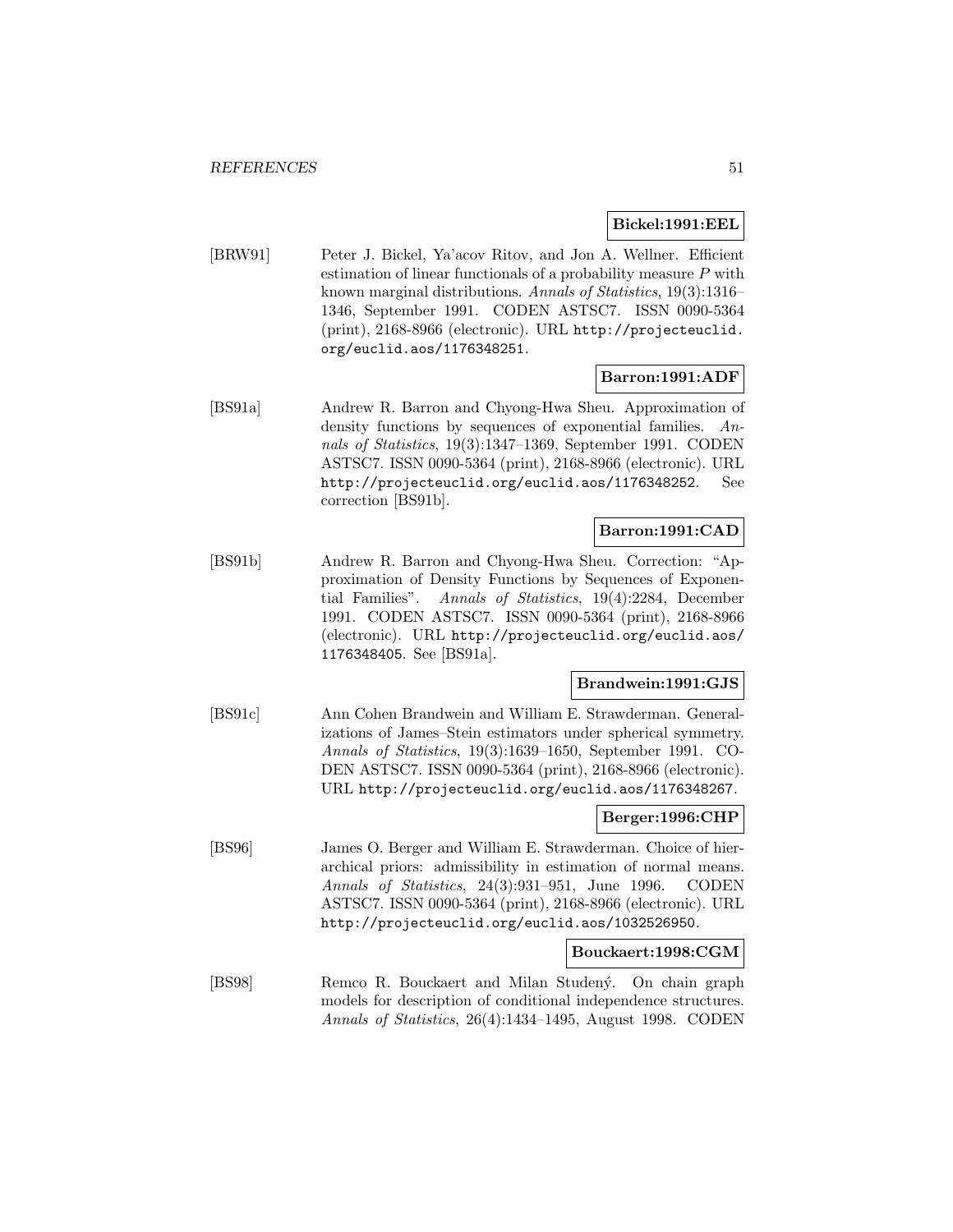**Bickel:1991:EEL**

[BRW91] Peter J. Bickel, Ya'acov Ritov, and Jon A. Wellner. Efficient estimation of linear functionals of a probability measure $P$ with known marginal distributions. *Annals of Statistics*, 19(3):1316–1346, September 1991. CODEN ASTSC7. ISSN 0090-5364 (print), 2168-8966 (electronic). URL http://projecteuclid.org/euclid.aos/1176348251.

**Barron:1991:ADF**

[BS91a] Andrew R. Barron and Chyong-Hwa Sheu. Approximation of density functions by sequences of exponential families. *Annals of Statistics*, 19(3):1347–1369, September 1991. CODEN ASTSC7. ISSN 0090-5364 (print), 2168-8966 (electronic). URL http://projecteuclid.org/euclid.aos/1176348252. See correction [BS91b].

**Barron:1991:CAD**

[BS91b] Andrew R. Barron and Chyong-Hwa Sheu. Correction: "Approximation of Density Functions by Sequences of Exponential Families". *Annals of Statistics*, 19(4):2284, December 1991. CODEN ASTSC7. ISSN 0090-5364 (print), 2168-8966 (electronic). URL http://projecteuclid.org/euclid.aos/1176348405. See [BS91a].

**Brandwein:1991:GJS**

[BS91c] Ann Cohen Brandwein and William E. Strawderman. Generalizations of James–Stein estimators under spherical symmetry. *Annals of Statistics*, 19(3):1639–1650, September 1991. CODEN ASTSC7. ISSN 0090-5364 (print), 2168-8966 (electronic). URL http://projecteuclid.org/euclid.aos/1176348267.

**Berger:1996:CHP**

[BS96] James O. Berger and William E. Strawderman. Choice of hierarchical priors: admissibility in estimation of normal means. *Annals of Statistics*, 24(3):931–951, June 1996. CODEN ASTSC7. ISSN 0090-5364 (print), 2168-8966 (electronic). URL http://projecteuclid.org/euclid.aos/1032526950.

**Bouckaert:1998:CGM**

[BS98] Remco R. Bouckaert and Milan Studený. On chain graph models for description of conditional independence structures. *Annals of Statistics*, 26(4):1434–1495, August 1998. CODEN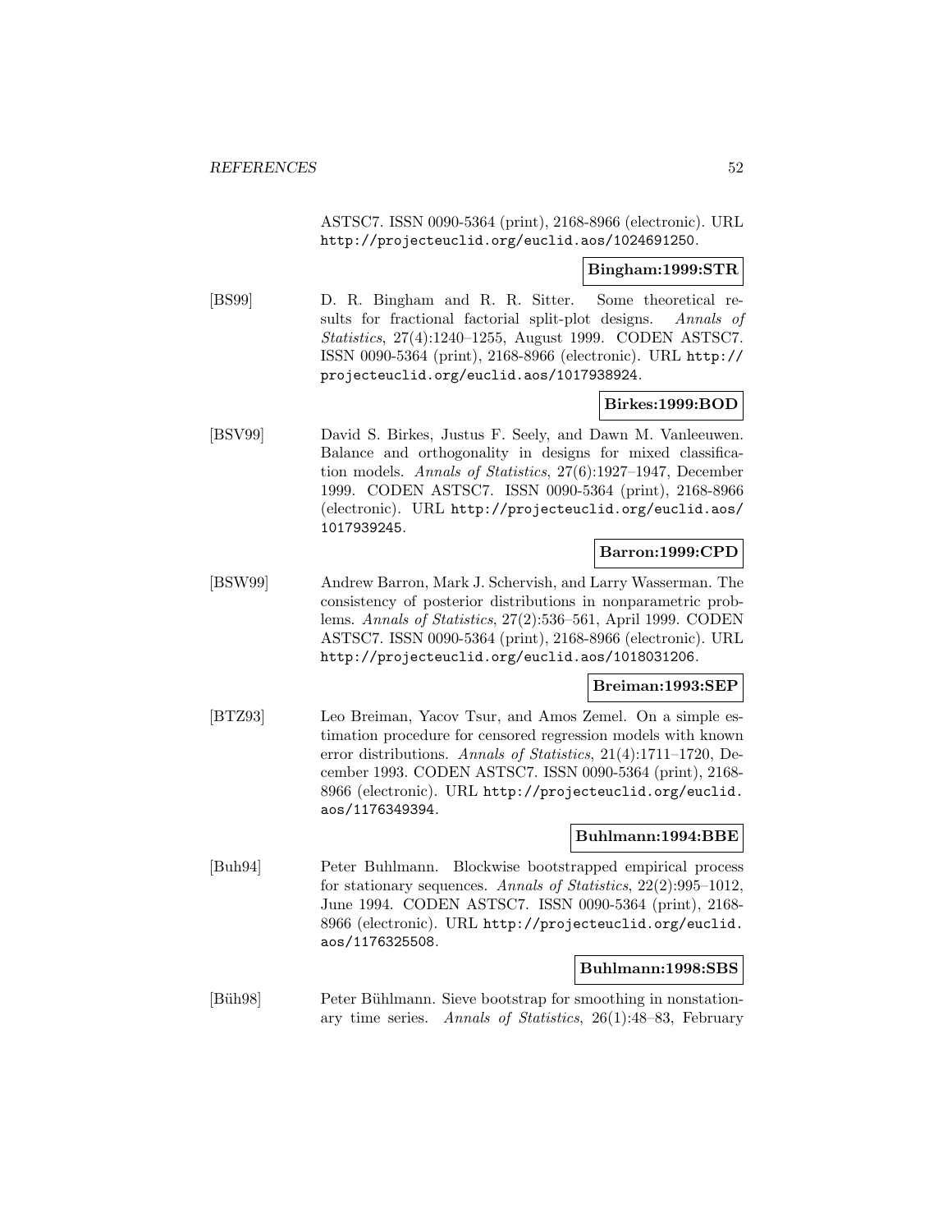ASTSC7. ISSN 0090-5364 (print), 2168-8966 (electronic). URL http://projecteuclid.org/euclid.aos/1024691250.

**Bingham:1999:STR**

[BS99] D. R. Bingham and R. R. Sitter. Some theoretical results for fractional factorial split-plot designs. *Annals of Statistics*, 27(4):1240–1255, August 1999. CODEN ASTSC7. ISSN 0090-5364 (print), 2168-8966 (electronic). URL http://projecteuclid.org/euclid.aos/1017938924.

**Birkes:1999:BOD**

[BSV99] David S. Birkes, Justus F. Seely, and Dawn M. Vanleeuwen. Balance and orthogonality in designs for mixed classification models. *Annals of Statistics*, 27(6):1927–1947, December 1999. CODEN ASTSC7. ISSN 0090-5364 (print), 2168-8966 (electronic). URL http://projecteuclid.org/euclid.aos/1017939245.

**Barron:1999:CPD**

[BSW99] Andrew Barron, Mark J. Schervish, and Larry Wasserman. The consistency of posterior distributions in nonparametric problems. *Annals of Statistics*, 27(2):536–561, April 1999. CODEN ASTSC7. ISSN 0090-5364 (print), 2168-8966 (electronic). URL http://projecteuclid.org/euclid.aos/1018031206.

**Breiman:1993:SEP**

[BTZ93] Leo Breiman, Yacov Tsur, and Amos Zemel. On a simple estimation procedure for censored regression models with known error distributions. *Annals of Statistics*, 21(4):1711–1720, December 1993. CODEN ASTSC7. ISSN 0090-5364 (print), 2168-8966 (electronic). URL http://projecteuclid.org/euclid.aos/1176349394.

**Buhlmann:1994:BBE**

[Buh94] Peter Buhlmann. Blockwise bootstrapped empirical process for stationary sequences. *Annals of Statistics*, 22(2):995–1012, June 1994. CODEN ASTSC7. ISSN 0090-5364 (print), 2168-8966 (electronic). URL http://projecteuclid.org/euclid.aos/1176325508.

**Buhlmann:1998:SBS**

[Büh98] Peter Bühlmann. Sieve bootstrap for smoothing in nonstationary time series. *Annals of Statistics*, 26(1):48–83, February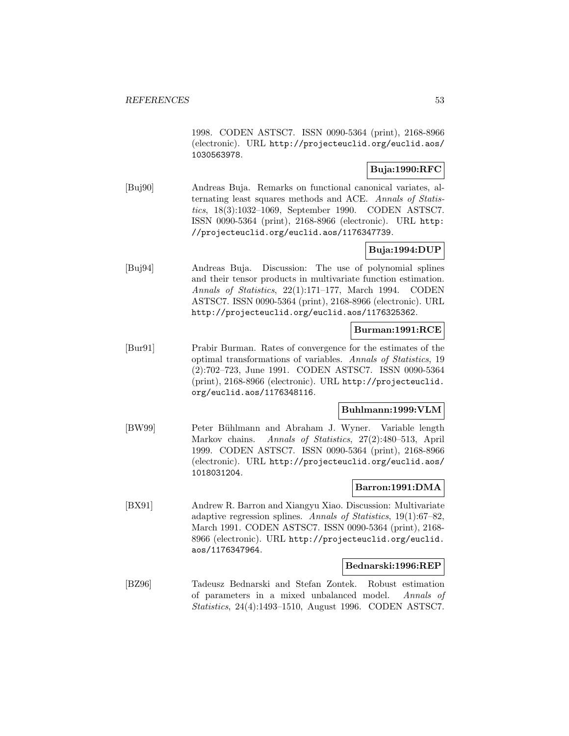1998. CODEN ASTSC7. ISSN 0090-5364 (print), 2168-8966 (electronic). URL http://projecteuclid.org/euclid.aos/1030563978.

**Buja:1990:RFC**

[Buj90] Andreas Buja. Remarks on functional canonical variates, alternating least squares methods and ACE. *Annals of Statistics*, 18(3):1032–1069, September 1990. CODEN ASTSC7. ISSN 0090-5364 (print), 2168-8966 (electronic). URL http://projecteuclid.org/euclid.aos/1176347739.

**Buja:1994:DUP**

[Buj94] Andreas Buja. Discussion: The use of polynomial splines and their tensor products in multivariate function estimation. *Annals of Statistics*, 22(1):171–177, March 1994. CODEN ASTSC7. ISSN 0090-5364 (print), 2168-8966 (electronic). URL http://projecteuclid.org/euclid.aos/1176325362.

**Burman:1991:RCE**

[Bur91] Prabir Burman. Rates of convergence for the estimates of the optimal transformations of variables. *Annals of Statistics*, 19 (2):702–723, June 1991. CODEN ASTSC7. ISSN 0090-5364 (print), 2168-8966 (electronic). URL http://projecteuclid.org/euclid.aos/1176348116.

**Buhlmann:1999:VLM**

[BW99] Peter Bühlmann and Abraham J. Wyner. Variable length Markov chains. *Annals of Statistics*, 27(2):480–513, April 1999. CODEN ASTSC7. ISSN 0090-5364 (print), 2168-8966 (electronic). URL http://projecteuclid.org/euclid.aos/1018031204.

**Barron:1991:DMA**

[BX91] Andrew R. Barron and Xiangyu Xiao. Discussion: Multivariate adaptive regression splines. *Annals of Statistics*, 19(1):67–82, March 1991. CODEN ASTSC7. ISSN 0090-5364 (print), 2168-8966 (electronic). URL http://projecteuclid.org/euclid.aos/1176347964.

**Bednarski:1996:REP**

[BZ96] Tadeusz Bednarski and Stefan Zontek. Robust estimation of parameters in a mixed unbalanced model. *Annals of Statistics*, 24(4):1493–1510, August 1996. CODEN ASTSC7.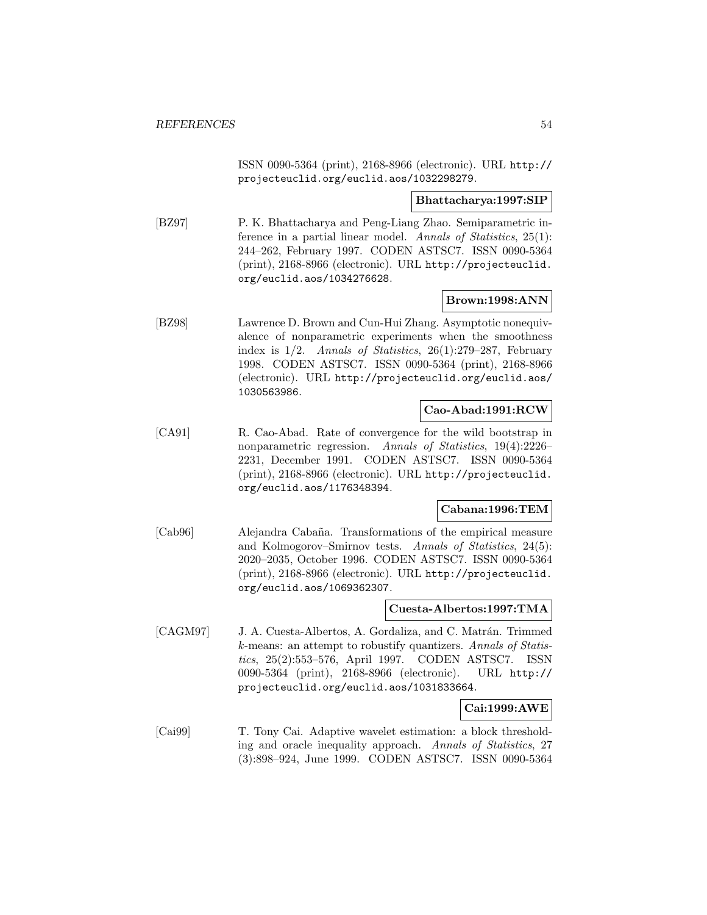ISSN 0090-5364 (print), 2168-8966 (electronic). URL http://projecteuclid.org/euclid.aos/1032298279.

**Bhattacharya:1997:SIP**

[BZ97] P. K. Bhattacharya and Peng-Liang Zhao. Semiparametric inference in a partial linear model. *Annals of Statistics*, 25(1): 244–262, February 1997. CODEN ASTSC7. ISSN 0090-5364 (print), 2168-8966 (electronic). URL http://projecteuclid.org/euclid.aos/1034276628.

**Brown:1998:ANN**

[BZ98] Lawrence D. Brown and Cun-Hui Zhang. Asymptotic nonequivalence of nonparametric experiments when the smoothness index is 1/2. *Annals of Statistics*, 26(1):279–287, February 1998. CODEN ASTSC7. ISSN 0090-5364 (print), 2168-8966 (electronic). URL http://projecteuclid.org/euclid.aos/1030563986.

**Cao-Abad:1991:RCW**

[CA91] R. Cao-Abad. Rate of convergence for the wild bootstrap in nonparametric regression. *Annals of Statistics*, 19(4):2226–2231, December 1991. CODEN ASTSC7. ISSN 0090-5364 (print), 2168-8966 (electronic). URL http://projecteuclid.org/euclid.aos/1176348394.

**Cabana:1996:TEM**

[Cab96] Alejandra Cabaña. Transformations of the empirical measure and Kolmogorov–Smirnov tests. *Annals of Statistics*, 24(5): 2020–2035, October 1996. CODEN ASTSC7. ISSN 0090-5364 (print), 2168-8966 (electronic). URL http://projecteuclid.org/euclid.aos/1069362307.

**Cuesta-Albertos:1997:TMA**

[CAGM97] J. A. Cuesta-Albertos, A. Gordaliza, and C. Matrán. Trimmed $k$-means: an attempt to robustify quantizers. *Annals of Statistics*, 25(2):553–576, April 1997. CODEN ASTSC7. ISSN 0090-5364 (print), 2168-8966 (electronic). URL http://projecteuclid.org/euclid.aos/1031833664.

**Cai:1999:AWE**

[Cai99] T. Tony Cai. Adaptive wavelet estimation: a block thresholding and oracle inequality approach. *Annals of Statistics*, 27 (3):898–924, June 1999. CODEN ASTSC7. ISSN 0090-5364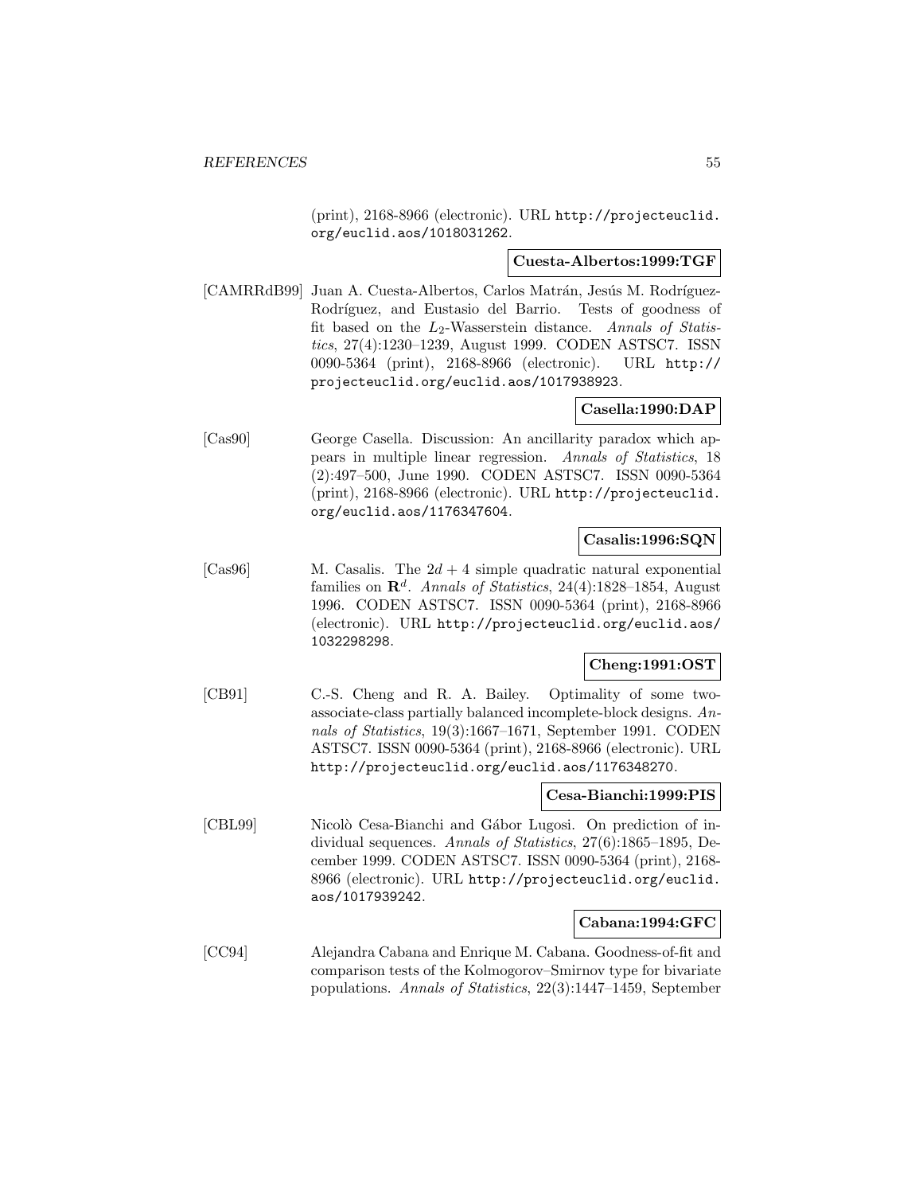(print), 2168-8966 (electronic). URL http://projecteuclid.org/euclid.aos/1018031262.

**Cuesta-Albertos:1999:TGF**

[CAMRRdB99] Juan A. Cuesta-Albertos, Carlos Matrán, Jesús M. Rodríguez-Rodríguez, and Eustasio del Barrio. Tests of goodness of fit based on the $L_2$-Wasserstein distance. *Annals of Statistics*, 27(4):1230–1239, August 1999. CODEN ASTSC7. ISSN 0090-5364 (print), 2168-8966 (electronic). URL http://projecteuclid.org/euclid.aos/1017938923.

**Casella:1990:DAP**

[Cas90] George Casella. Discussion: An ancillarity paradox which appears in multiple linear regression. *Annals of Statistics*, 18 (2):497–500, June 1990. CODEN ASTSC7. ISSN 0090-5364 (print), 2168-8966 (electronic). URL http://projecteuclid.org/euclid.aos/1176347604.

**Casalis:1996:SQN**

[Cas96] M. Casalis. The $2d + 4$ simple quadratic natural exponential families on $\mathbf{R}^d$. *Annals of Statistics*, 24(4):1828–1854, August 1996. CODEN ASTSC7. ISSN 0090-5364 (print), 2168-8966 (electronic). URL http://projecteuclid.org/euclid.aos/1032298298.

**Cheng:1991:OST**

[CB91] C.-S. Cheng and R. A. Bailey. Optimality of some two-associate-class partially balanced incomplete-block designs. *Annals of Statistics*, 19(3):1667–1671, September 1991. CODEN ASTSC7. ISSN 0090-5364 (print), 2168-8966 (electronic). URL http://projecteuclid.org/euclid.aos/1176348270.

**Cesa-Bianchi:1999:PIS**

[CBL99] Nicolò Cesa-Bianchi and Gábor Lugosi. On prediction of individual sequences. *Annals of Statistics*, 27(6):1865–1895, December 1999. CODEN ASTSC7. ISSN 0090-5364 (print), 2168-8966 (electronic). URL http://projecteuclid.org/euclid.aos/1017939242.

**Cabana:1994:GFC**

[CC94] Alejandra Cabana and Enrique M. Cabana. Goodness-of-fit and comparison tests of the Kolmogorov–Smirnov type for bivariate populations. *Annals of Statistics*, 22(3):1447–1459, September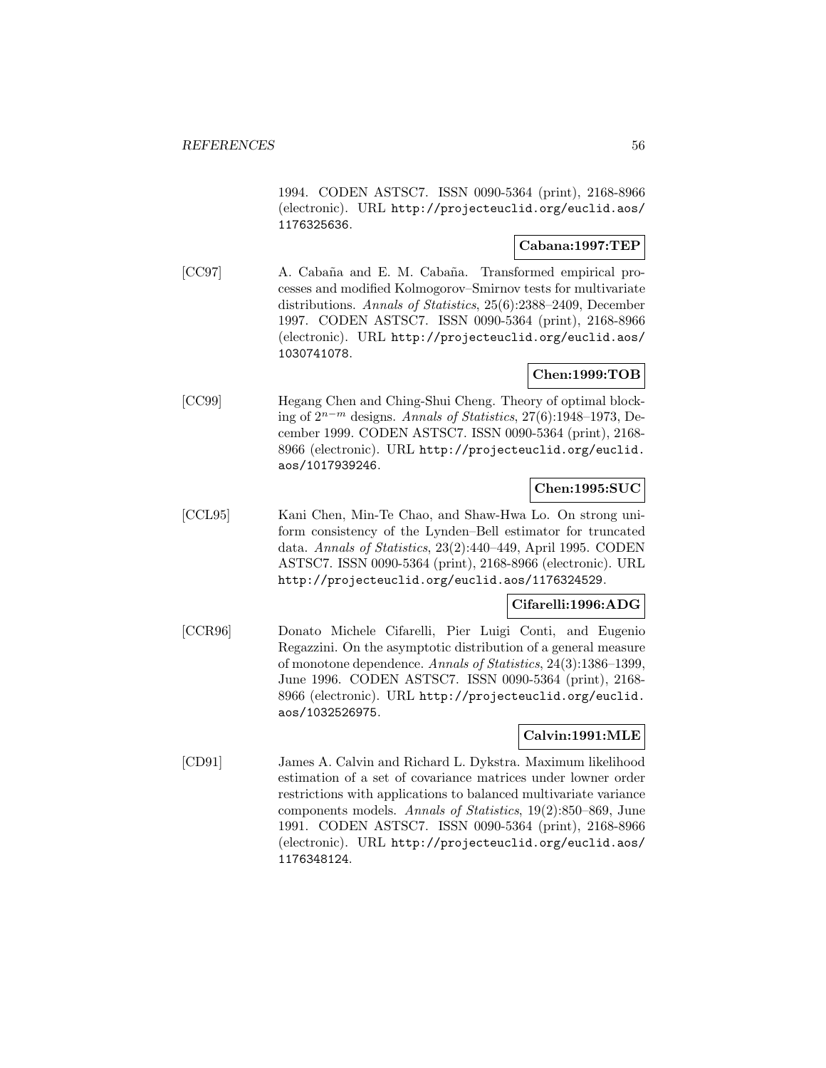1994. CODEN ASTSC7. ISSN 0090-5364 (print), 2168-8966 (electronic). URL http://projecteuclid.org/euclid.aos/1176325636.

**Cabana:1997:TEP**

[CC97] A. Cabaña and E. M. Cabaña. Transformed empirical processes and modified Kolmogorov–Smirnov tests for multivariate distributions. *Annals of Statistics*, 25(6):2388–2409, December 1997. CODEN ASTSC7. ISSN 0090-5364 (print), 2168-8966 (electronic). URL http://projecteuclid.org/euclid.aos/1030741078.

**Chen:1999:TOB**

[CC99] Hegang Chen and Ching-Shui Cheng. Theory of optimal blocking of $2^{n-m}$ designs. *Annals of Statistics*, 27(6):1948–1973, December 1999. CODEN ASTSC7. ISSN 0090-5364 (print), 2168-8966 (electronic). URL http://projecteuclid.org/euclid.aos/1017939246.

**Chen:1995:SUC**

[CCL95] Kani Chen, Min-Te Chao, and Shaw-Hwa Lo. On strong uniform consistency of the Lynden–Bell estimator for truncated data. *Annals of Statistics*, 23(2):440–449, April 1995. CODEN ASTSC7. ISSN 0090-5364 (print), 2168-8966 (electronic). URL http://projecteuclid.org/euclid.aos/1176324529.

**Cifarelli:1996:ADG**

[CCR96] Donato Michele Cifarelli, Pier Luigi Conti, and Eugenio Regazzini. On the asymptotic distribution of a general measure of monotone dependence. *Annals of Statistics*, 24(3):1386–1399, June 1996. CODEN ASTSC7. ISSN 0090-5364 (print), 2168-8966 (electronic). URL http://projecteuclid.org/euclid.aos/1032526975.

**Calvin:1991:MLE**

[CD91] James A. Calvin and Richard L. Dykstra. Maximum likelihood estimation of a set of covariance matrices under lowner order restrictions with applications to balanced multivariate variance components models. *Annals of Statistics*, 19(2):850–869, June 1991. CODEN ASTSC7. ISSN 0090-5364 (print), 2168-8966 (electronic). URL http://projecteuclid.org/euclid.aos/1176348124.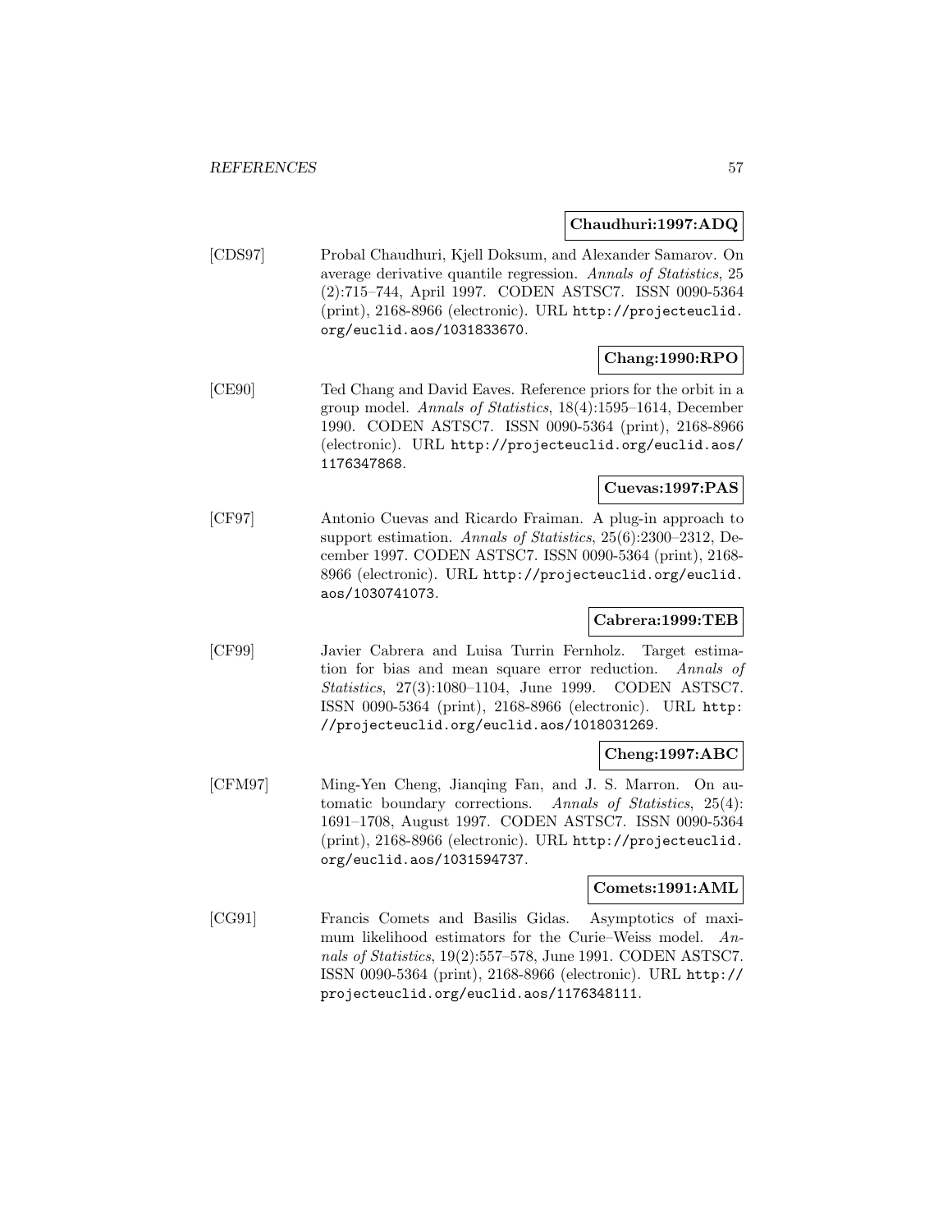**Chaudhuri:1997:ADQ**

[CDS97] Probal Chaudhuri, Kjell Doksum, and Alexander Samarov. On average derivative quantile regression. *Annals of Statistics*, 25 (2):715–744, April 1997. CODEN ASTSC7. ISSN 0090-5364 (print), 2168-8966 (electronic). URL http://projecteuclid.org/euclid.aos/1031833670.

**Chang:1990:RPO**

[CE90] Ted Chang and David Eaves. Reference priors for the orbit in a group model. *Annals of Statistics*, 18(4):1595–1614, December 1990. CODEN ASTSC7. ISSN 0090-5364 (print), 2168-8966 (electronic). URL http://projecteuclid.org/euclid.aos/1176347868.

**Cuevas:1997:PAS**

[CF97] Antonio Cuevas and Ricardo Fraiman. A plug-in approach to support estimation. *Annals of Statistics*, 25(6):2300–2312, December 1997. CODEN ASTSC7. ISSN 0090-5364 (print), 2168-8966 (electronic). URL http://projecteuclid.org/euclid.aos/1030741073.

**Cabrera:1999:TEB**

[CF99] Javier Cabrera and Luisa Turrin Fernholz. Target estimation for bias and mean square error reduction. *Annals of Statistics*, 27(3):1080–1104, June 1999. CODEN ASTSC7. ISSN 0090-5364 (print), 2168-8966 (electronic). URL http://projecteuclid.org/euclid.aos/1018031269.

**Cheng:1997:ABC**

[CFM97] Ming-Yen Cheng, Jianqing Fan, and J. S. Marron. On automatic boundary corrections. *Annals of Statistics*, 25(4): 1691–1708, August 1997. CODEN ASTSC7. ISSN 0090-5364 (print), 2168-8966 (electronic). URL http://projecteuclid.org/euclid.aos/1031594737.

**Comets:1991:AML**

[CG91] Francis Comets and Basilis Gidas. Asymptotics of maximum likelihood estimators for the Curie–Weiss model. *Annals of Statistics*, 19(2):557–578, June 1991. CODEN ASTSC7. ISSN 0090-5364 (print), 2168-8966 (electronic). URL http://projecteuclid.org/euclid.aos/1176348111.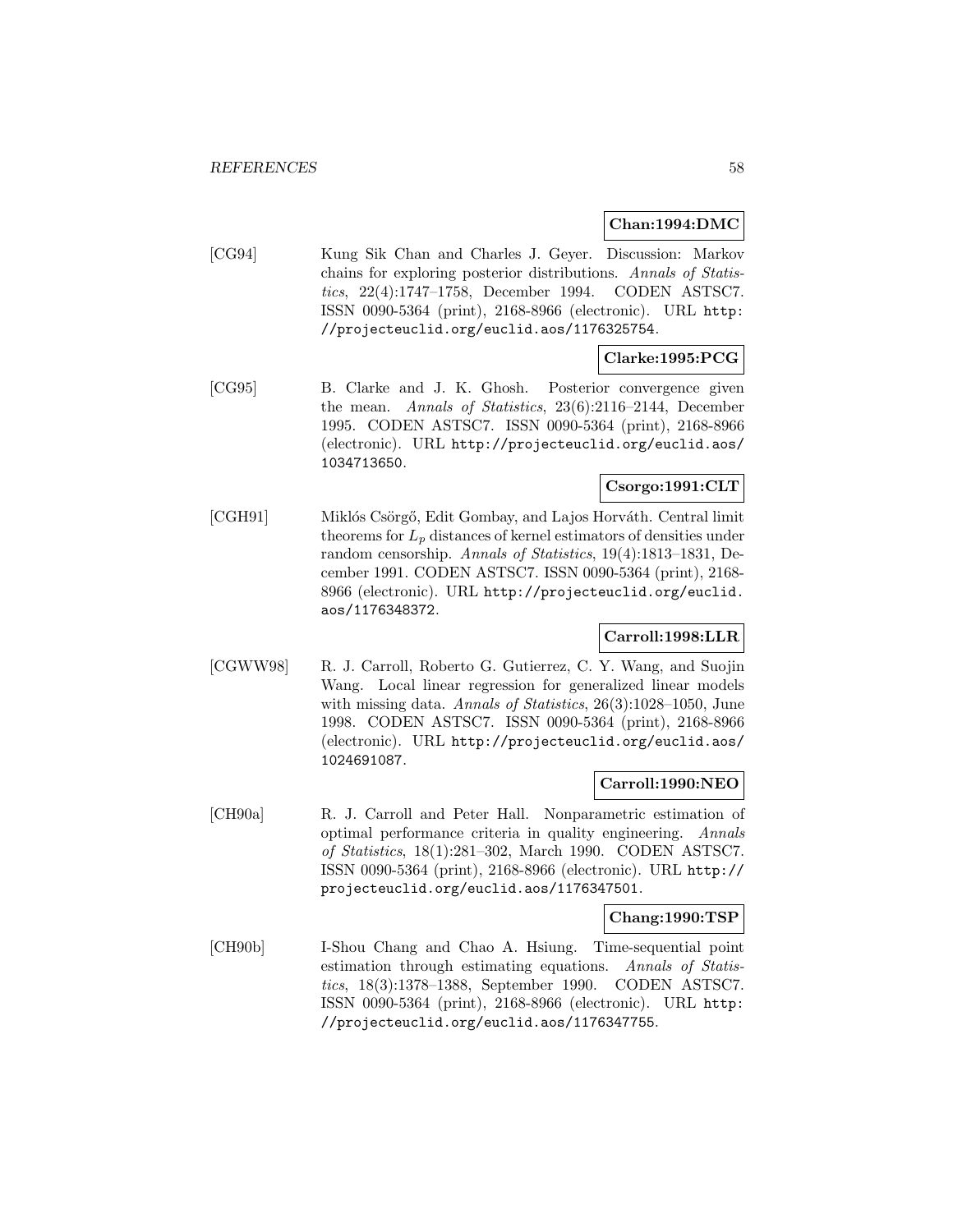**Chan:1994:DMC**

[CG94] Kung Sik Chan and Charles J. Geyer. Discussion: Markov chains for exploring posterior distributions. *Annals of Statistics*, 22(4):1747–1758, December 1994. CODEN ASTSC7. ISSN 0090-5364 (print), 2168-8966 (electronic). URL http://projecteuclid.org/euclid.aos/1176325754.

**Clarke:1995:PCG**

[CG95] B. Clarke and J. K. Ghosh. Posterior convergence given the mean. *Annals of Statistics*, 23(6):2116–2144, December 1995. CODEN ASTSC7. ISSN 0090-5364 (print), 2168-8966 (electronic). URL http://projecteuclid.org/euclid.aos/1034713650.

**Csorgo:1991:CLT**

[CGH91] Miklós Csörgő, Edit Gombay, and Lajos Horváth. Central limit theorems for $L_p$ distances of kernel estimators of densities under random censorship. *Annals of Statistics*, 19(4):1813–1831, December 1991. CODEN ASTSC7. ISSN 0090-5364 (print), 2168-8966 (electronic). URL http://projecteuclid.org/euclid.aos/1176348372.

**Carroll:1998:LLR**

[CGWW98] R. J. Carroll, Roberto G. Gutierrez, C. Y. Wang, and Suojin Wang. Local linear regression for generalized linear models with missing data. *Annals of Statistics*, 26(3):1028–1050, June 1998. CODEN ASTSC7. ISSN 0090-5364 (print), 2168-8966 (electronic). URL http://projecteuclid.org/euclid.aos/1024691087.

**Carroll:1990:NEO**

[CH90a] R. J. Carroll and Peter Hall. Nonparametric estimation of optimal performance criteria in quality engineering. *Annals of Statistics*, 18(1):281–302, March 1990. CODEN ASTSC7. ISSN 0090-5364 (print), 2168-8966 (electronic). URL http://projecteuclid.org/euclid.aos/1176347501.

**Chang:1990:TSP**

[CH90b] I-Shou Chang and Chao A. Hsiung. Time-sequential point estimation through estimating equations. *Annals of Statistics*, 18(3):1378–1388, September 1990. CODEN ASTSC7. ISSN 0090-5364 (print), 2168-8966 (electronic). URL http://projecteuclid.org/euclid.aos/1176347755.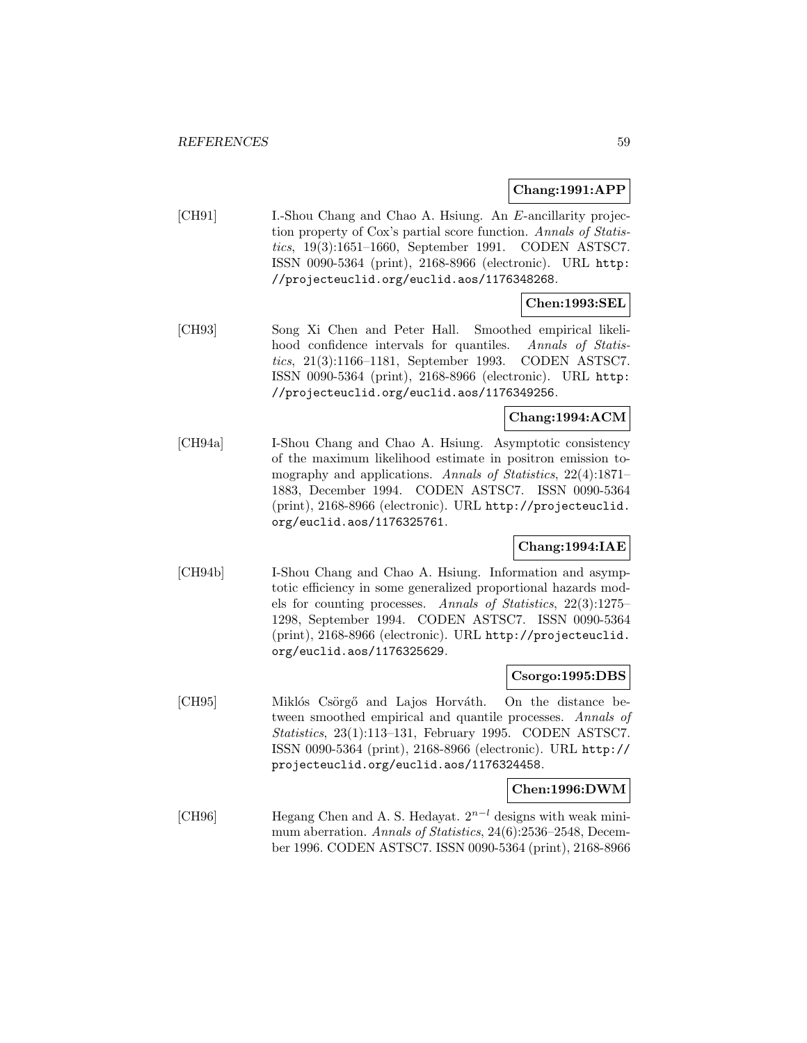**Chang:1991:APP**

[CH91] I.-Shou Chang and Chao A. Hsiung. An $E$-ancillarity projection property of Cox's partial score function. *Annals of Statistics*, 19(3):1651–1660, September 1991. CODEN ASTSC7. ISSN 0090-5364 (print), 2168-8966 (electronic). URL `http://projecteuclid.org/euclid.aos/1176348268`.

**Chen:1993:SEL**

[CH93] Song Xi Chen and Peter Hall. Smoothed empirical likelihood confidence intervals for quantiles. *Annals of Statistics*, 21(3):1166–1181, September 1993. CODEN ASTSC7. ISSN 0090-5364 (print), 2168-8966 (electronic). URL `http://projecteuclid.org/euclid.aos/1176349256`.

**Chang:1994:ACM**

[CH94a] I-Shou Chang and Chao A. Hsiung. Asymptotic consistency of the maximum likelihood estimate in positron emission tomography and applications. *Annals of Statistics*, 22(4):1871–1883, December 1994. CODEN ASTSC7. ISSN 0090-5364 (print), 2168-8966 (electronic). URL `http://projecteuclid.org/euclid.aos/1176325761`.

**Chang:1994:IAE**

[CH94b] I-Shou Chang and Chao A. Hsiung. Information and asymptotic efficiency in some generalized proportional hazards models for counting processes. *Annals of Statistics*, 22(3):1275–1298, September 1994. CODEN ASTSC7. ISSN 0090-5364 (print), 2168-8966 (electronic). URL `http://projecteuclid.org/euclid.aos/1176325629`.

**Csorgo:1995:DBS**

[CH95] Miklós Csörgő and Lajos Horváth. On the distance between smoothed empirical and quantile processes. *Annals of Statistics*, 23(1):113–131, February 1995. CODEN ASTSC7. ISSN 0090-5364 (print), 2168-8966 (electronic). URL `http://projecteuclid.org/euclid.aos/1176324458`.

**Chen:1996:DWM**

[CH96] Hegang Chen and A. S. Hedayat. $2^{n-l}$ designs with weak minimum aberration. *Annals of Statistics*, 24(6):2536–2548, December 1996. CODEN ASTSC7. ISSN 0090-5364 (print), 2168-8966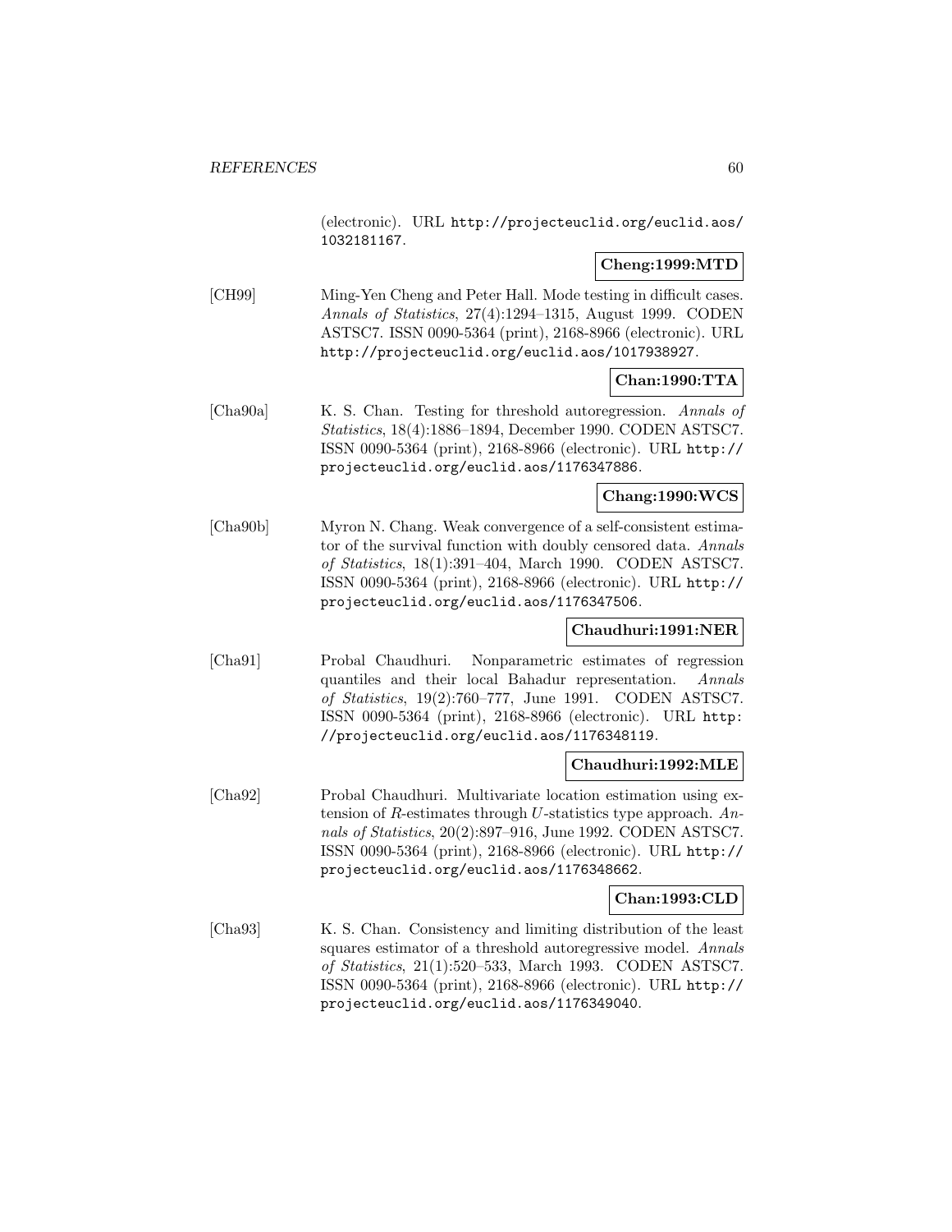(electronic). URL http://projecteuclid.org/euclid.aos/1032181167.

**Cheng:1999:MTD**

[CH99] Ming-Yen Cheng and Peter Hall. Mode testing in difficult cases. *Annals of Statistics*, 27(4):1294–1315, August 1999. CODEN ASTSC7. ISSN 0090-5364 (print), 2168-8966 (electronic). URL http://projecteuclid.org/euclid.aos/1017938927.

**Chan:1990:TTA**

[Cha90a] K. S. Chan. Testing for threshold autoregression. *Annals of Statistics*, 18(4):1886–1894, December 1990. CODEN ASTSC7. ISSN 0090-5364 (print), 2168-8966 (electronic). URL http://projecteuclid.org/euclid.aos/1176347886.

**Chang:1990:WCS**

[Cha90b] Myron N. Chang. Weak convergence of a self-consistent estimator of the survival function with doubly censored data. *Annals of Statistics*, 18(1):391–404, March 1990. CODEN ASTSC7. ISSN 0090-5364 (print), 2168-8966 (electronic). URL http://projecteuclid.org/euclid.aos/1176347506.

**Chaudhuri:1991:NER**

[Cha91] Probal Chaudhuri. Nonparametric estimates of regression quantiles and their local Bahadur representation. *Annals of Statistics*, 19(2):760–777, June 1991. CODEN ASTSC7. ISSN 0090-5364 (print), 2168-8966 (electronic). URL http://projecteuclid.org/euclid.aos/1176348119.

**Chaudhuri:1992:MLE**

[Cha92] Probal Chaudhuri. Multivariate location estimation using extension of $R$-estimates through $U$-statistics type approach. *Annals of Statistics*, 20(2):897–916, June 1992. CODEN ASTSC7. ISSN 0090-5364 (print), 2168-8966 (electronic). URL http://projecteuclid.org/euclid.aos/1176348662.

**Chan:1993:CLD**

[Cha93] K. S. Chan. Consistency and limiting distribution of the least squares estimator of a threshold autoregressive model. *Annals of Statistics*, 21(1):520–533, March 1993. CODEN ASTSC7. ISSN 0090-5364 (print), 2168-8966 (electronic). URL http://projecteuclid.org/euclid.aos/1176349040.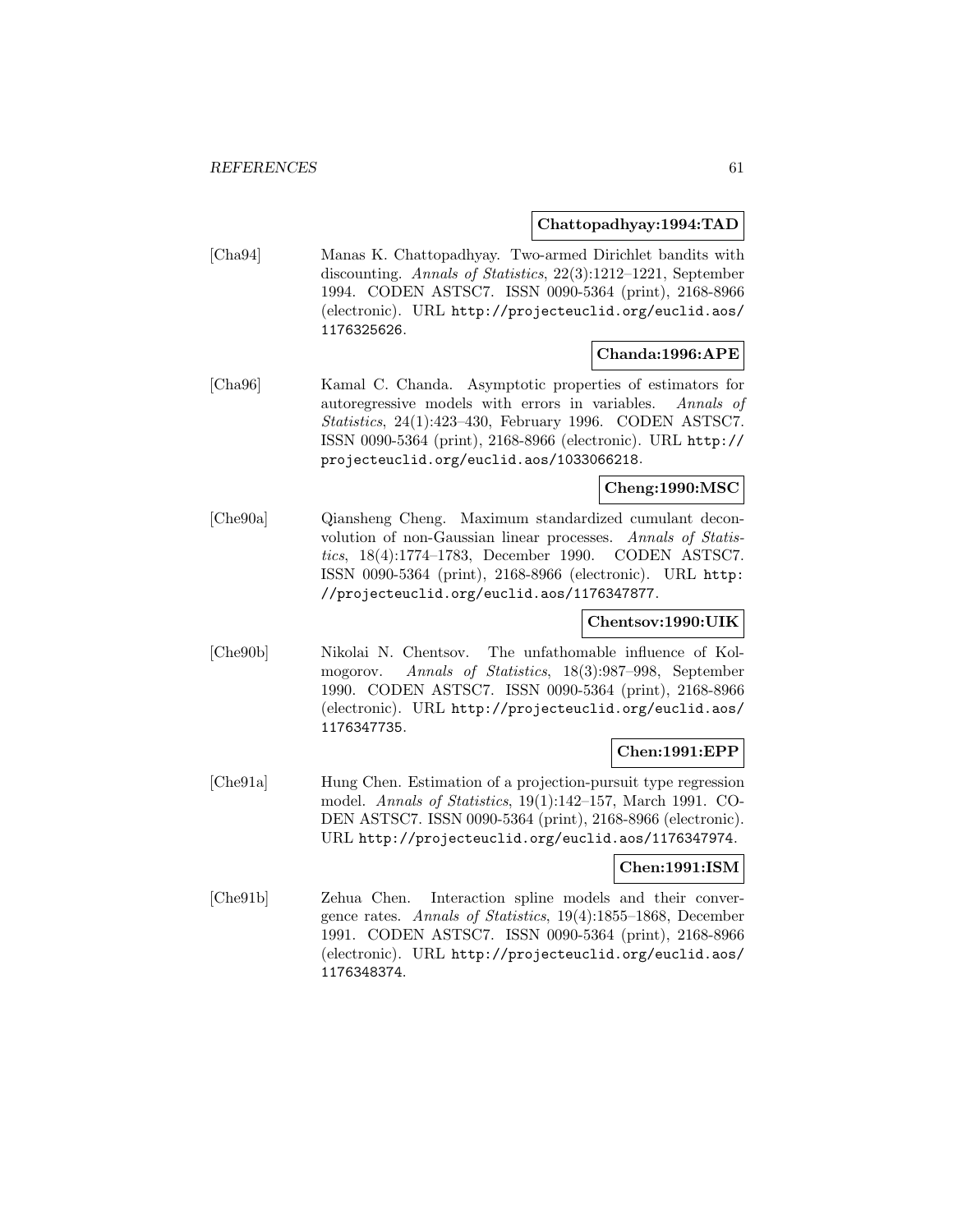**Chattopadhyay:1994:TAD**

[Cha94] Manas K. Chattopadhyay. Two-armed Dirichlet bandits with discounting. *Annals of Statistics*, 22(3):1212–1221, September 1994. CODEN ASTSC7. ISSN 0090-5364 (print), 2168-8966 (electronic). URL http://projecteuclid.org/euclid.aos/1176325626.

**Chanda:1996:APE**

[Cha96] Kamal C. Chanda. Asymptotic properties of estimators for autoregressive models with errors in variables. *Annals of Statistics*, 24(1):423–430, February 1996. CODEN ASTSC7. ISSN 0090-5364 (print), 2168-8966 (electronic). URL http://projecteuclid.org/euclid.aos/1033066218.

**Cheng:1990:MSC**

[Che90a] Qiansheng Cheng. Maximum standardized cumulant deconvolution of non-Gaussian linear processes. *Annals of Statistics*, 18(4):1774–1783, December 1990. CODEN ASTSC7. ISSN 0090-5364 (print), 2168-8966 (electronic). URL http://projecteuclid.org/euclid.aos/1176347877.

**Chentsov:1990:UIK**

[Che90b] Nikolai N. Chentsov. The unfathomable influence of Kolmogorov. *Annals of Statistics*, 18(3):987–998, September 1990. CODEN ASTSC7. ISSN 0090-5364 (print), 2168-8966 (electronic). URL http://projecteuclid.org/euclid.aos/1176347735.

**Chen:1991:EPP**

[Che91a] Hung Chen. Estimation of a projection-pursuit type regression model. *Annals of Statistics*, 19(1):142–157, March 1991. CODEN ASTSC7. ISSN 0090-5364 (print), 2168-8966 (electronic). URL http://projecteuclid.org/euclid.aos/1176347974.

**Chen:1991:ISM**

[Che91b] Zehua Chen. Interaction spline models and their convergence rates. *Annals of Statistics*, 19(4):1855–1868, December 1991. CODEN ASTSC7. ISSN 0090-5364 (print), 2168-8966 (electronic). URL http://projecteuclid.org/euclid.aos/1176348374.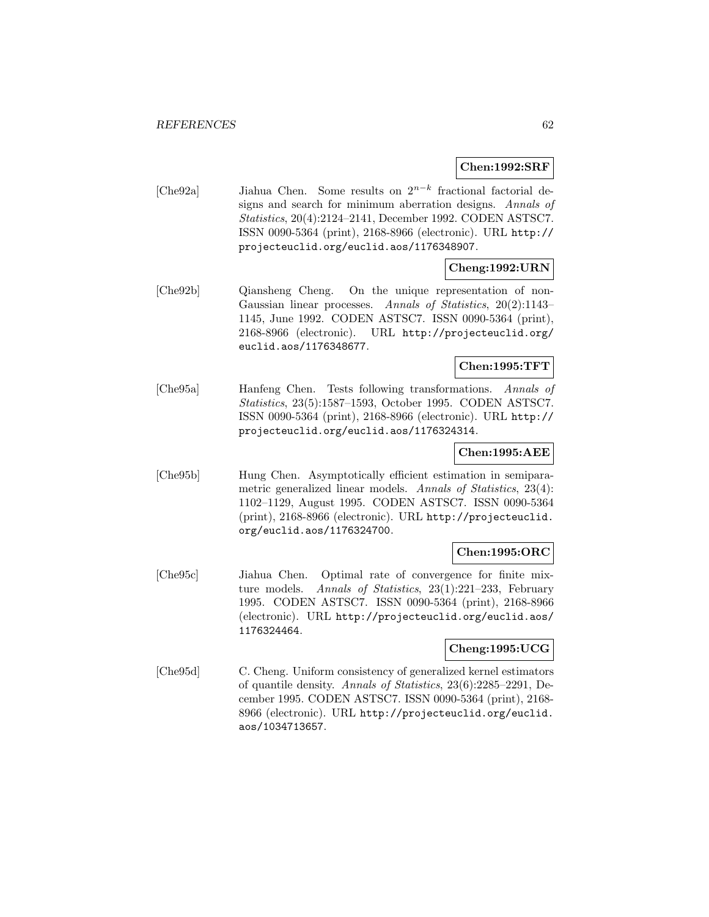**Chen:1992:SRF**

[Che92a] Jiahua Chen. Some results on $2^{n-k}$ fractional factorial designs and search for minimum aberration designs. *Annals of Statistics*, 20(4):2124–2141, December 1992. CODEN ASTSC7. ISSN 0090-5364 (print), 2168-8966 (electronic). URL http://projecteuclid.org/euclid.aos/1176348907.

**Cheng:1992:URN**

[Che92b] Qiansheng Cheng. On the unique representation of non-Gaussian linear processes. *Annals of Statistics*, 20(2):1143–1145, June 1992. CODEN ASTSC7. ISSN 0090-5364 (print), 2168-8966 (electronic). URL http://projecteuclid.org/euclid.aos/1176348677.

**Chen:1995:TFT**

[Che95a] Hanfeng Chen. Tests following transformations. *Annals of Statistics*, 23(5):1587–1593, October 1995. CODEN ASTSC7. ISSN 0090-5364 (print), 2168-8966 (electronic). URL http://projecteuclid.org/euclid.aos/1176324314.

**Chen:1995:AEE**

[Che95b] Hung Chen. Asymptotically efficient estimation in semiparametric generalized linear models. *Annals of Statistics*, 23(4):1102–1129, August 1995. CODEN ASTSC7. ISSN 0090-5364 (print), 2168-8966 (electronic). URL http://projecteuclid.org/euclid.aos/1176324700.

**Chen:1995:ORC**

[Che95c] Jiahua Chen. Optimal rate of convergence for finite mixture models. *Annals of Statistics*, 23(1):221–233, February 1995. CODEN ASTSC7. ISSN 0090-5364 (print), 2168-8966 (electronic). URL http://projecteuclid.org/euclid.aos/1176324464.

**Cheng:1995:UCG**

[Che95d] C. Cheng. Uniform consistency of generalized kernel estimators of quantile density. *Annals of Statistics*, 23(6):2285–2291, December 1995. CODEN ASTSC7. ISSN 0090-5364 (print), 2168-8966 (electronic). URL http://projecteuclid.org/euclid.aos/1034713657.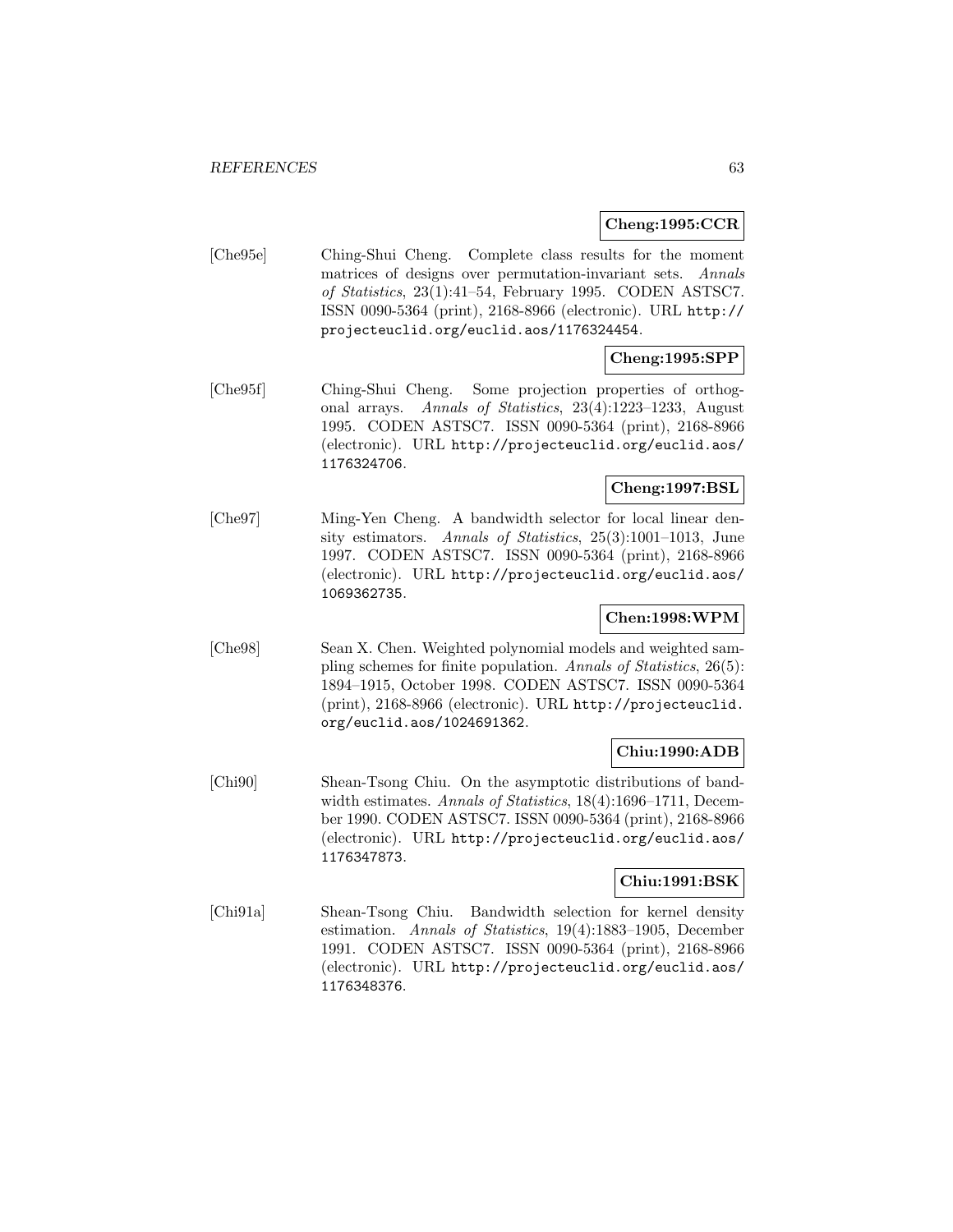**Cheng:1995:CCR**

[Che95e] Ching-Shui Cheng. Complete class results for the moment matrices of designs over permutation-invariant sets. *Annals of Statistics*, 23(1):41–54, February 1995. CODEN ASTSC7. ISSN 0090-5364 (print), 2168-8966 (electronic). URL http://projecteuclid.org/euclid.aos/1176324454.

**Cheng:1995:SPP**

[Che95f] Ching-Shui Cheng. Some projection properties of orthogonal arrays. *Annals of Statistics*, 23(4):1223–1233, August 1995. CODEN ASTSC7. ISSN 0090-5364 (print), 2168-8966 (electronic). URL http://projecteuclid.org/euclid.aos/1176324706.

**Cheng:1997:BSL**

[Che97] Ming-Yen Cheng. A bandwidth selector for local linear density estimators. *Annals of Statistics*, 25(3):1001–1013, June 1997. CODEN ASTSC7. ISSN 0090-5364 (print), 2168-8966 (electronic). URL http://projecteuclid.org/euclid.aos/1069362735.

**Chen:1998:WPM**

[Che98] Sean X. Chen. Weighted polynomial models and weighted sampling schemes for finite population. *Annals of Statistics*, 26(5): 1894–1915, October 1998. CODEN ASTSC7. ISSN 0090-5364 (print), 2168-8966 (electronic). URL http://projecteuclid.org/euclid.aos/1024691362.

**Chiu:1990:ADB**

[Chi90] Shean-Tsong Chiu. On the asymptotic distributions of bandwidth estimates. *Annals of Statistics*, 18(4):1696–1711, December 1990. CODEN ASTSC7. ISSN 0090-5364 (print), 2168-8966 (electronic). URL http://projecteuclid.org/euclid.aos/1176347873.

**Chiu:1991:BSK**

[Chi91a] Shean-Tsong Chiu. Bandwidth selection for kernel density estimation. *Annals of Statistics*, 19(4):1883–1905, December 1991. CODEN ASTSC7. ISSN 0090-5364 (print), 2168-8966 (electronic). URL http://projecteuclid.org/euclid.aos/1176348376.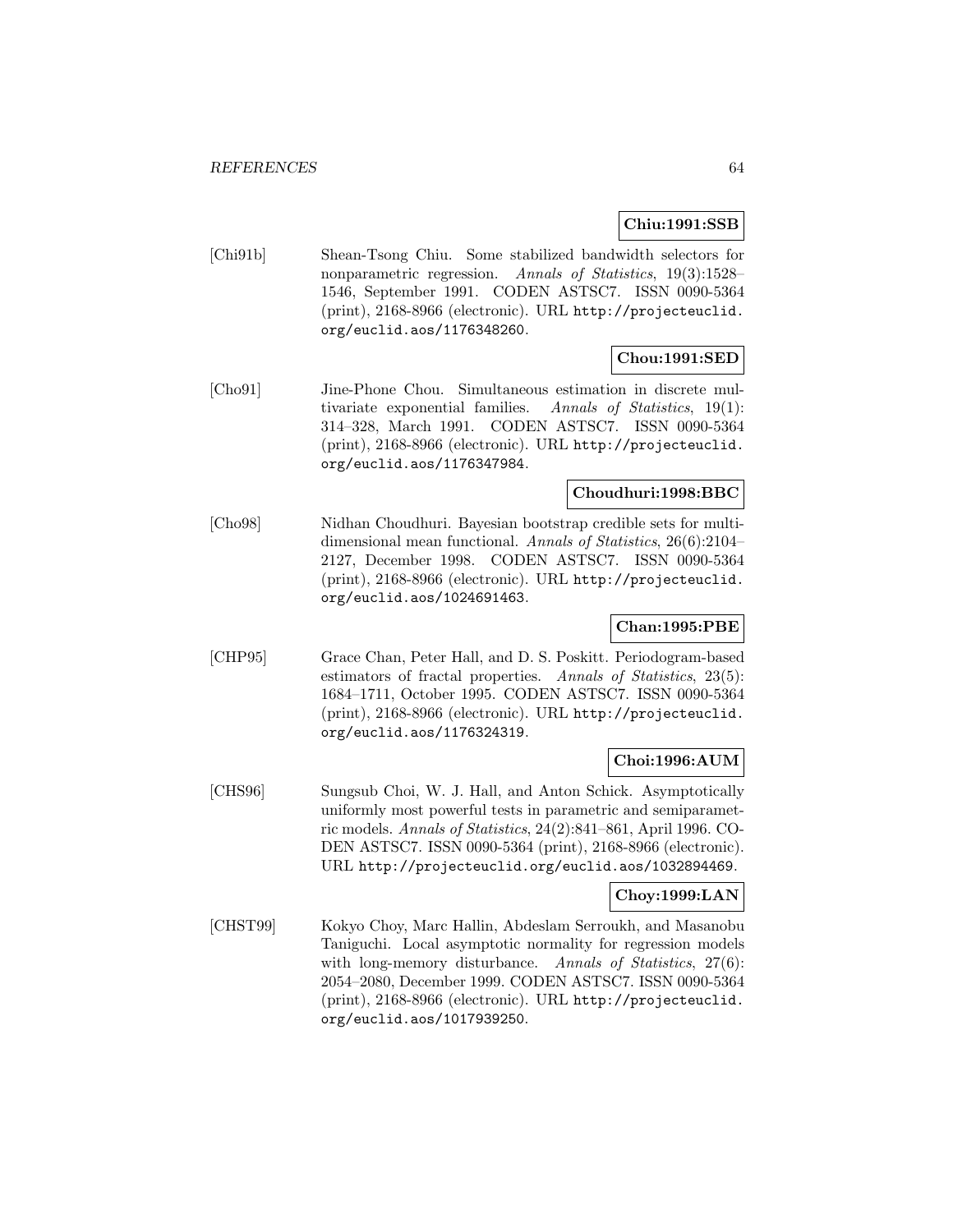**Chiu:1991:SSB**

[Chi91b] Shean-Tsong Chiu. Some stabilized bandwidth selectors for nonparametric regression. *Annals of Statistics*, 19(3):1528–1546, September 1991. CODEN ASTSC7. ISSN 0090-5364 (print), 2168-8966 (electronic). URL http://projecteuclid.org/euclid.aos/1176348260.

**Chou:1991:SED**

[Cho91] Jine-Phone Chou. Simultaneous estimation in discrete multivariate exponential families. *Annals of Statistics*, 19(1): 314–328, March 1991. CODEN ASTSC7. ISSN 0090-5364 (print), 2168-8966 (electronic). URL http://projecteuclid.org/euclid.aos/1176347984.

**Choudhuri:1998:BBC**

[Cho98] Nidhan Choudhuri. Bayesian bootstrap credible sets for multidimensional mean functional. *Annals of Statistics*, 26(6):2104–2127, December 1998. CODEN ASTSC7. ISSN 0090-5364 (print), 2168-8966 (electronic). URL http://projecteuclid.org/euclid.aos/1024691463.

**Chan:1995:PBE**

[CHP95] Grace Chan, Peter Hall, and D. S. Poskitt. Periodogram-based estimators of fractal properties. *Annals of Statistics*, 23(5): 1684–1711, October 1995. CODEN ASTSC7. ISSN 0090-5364 (print), 2168-8966 (electronic). URL http://projecteuclid.org/euclid.aos/1176324319.

**Choi:1996:AUM**

[CHS96] Sungsub Choi, W. J. Hall, and Anton Schick. Asymptotically uniformly most powerful tests in parametric and semiparametric models. *Annals of Statistics*, 24(2):841–861, April 1996. CODEN ASTSC7. ISSN 0090-5364 (print), 2168-8966 (electronic). URL http://projecteuclid.org/euclid.aos/1032894469.

**Choy:1999:LAN**

[CHST99] Kokyo Choy, Marc Hallin, Abdeslam Serroukh, and Masanobu Taniguchi. Local asymptotic normality for regression models with long-memory disturbance. *Annals of Statistics*, 27(6): 2054–2080, December 1999. CODEN ASTSC7. ISSN 0090-5364 (print), 2168-8966 (electronic). URL http://projecteuclid.org/euclid.aos/1017939250.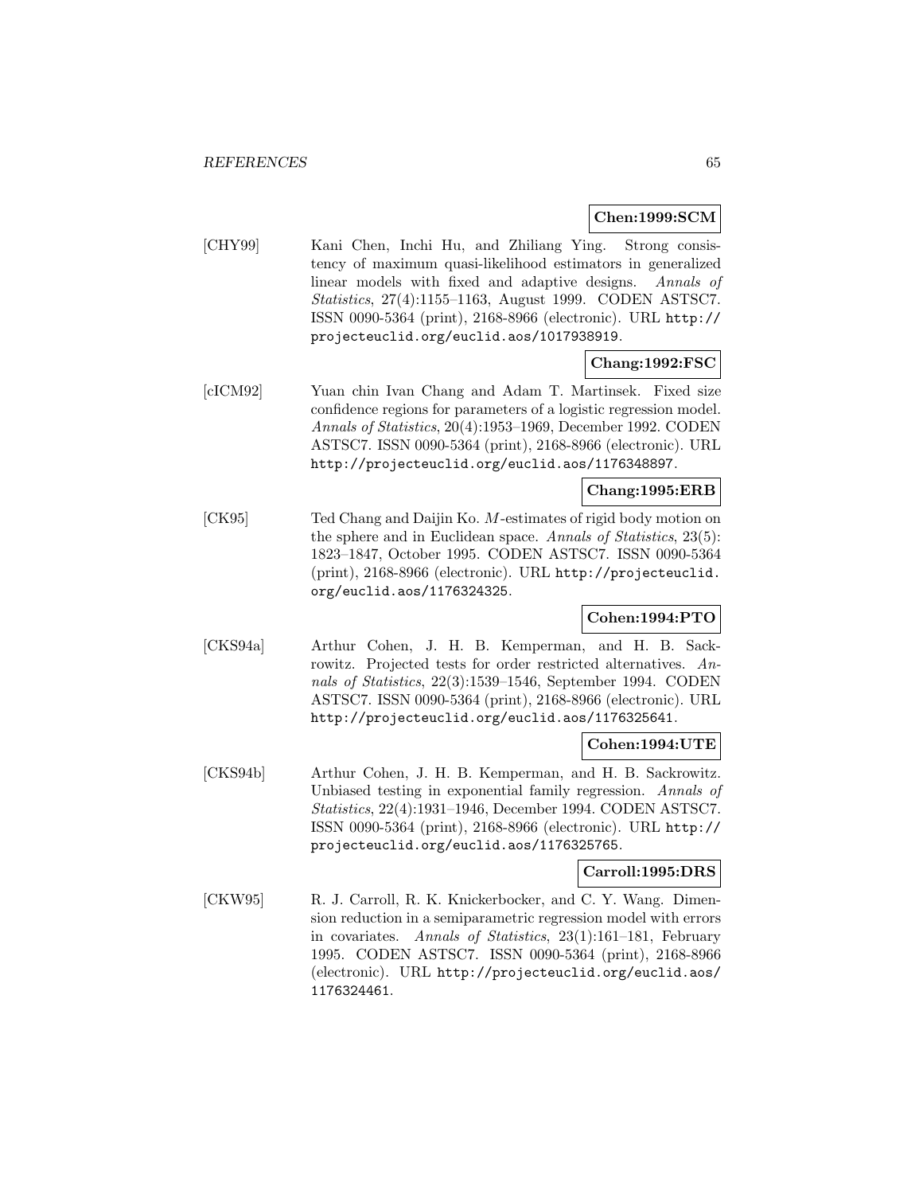**Chen:1999:SCM**

[CHY99] Kani Chen, Inchi Hu, and Zhiliang Ying. Strong consistency of maximum quasi-likelihood estimators in generalized linear models with fixed and adaptive designs. *Annals of Statistics*, 27(4):1155–1163, August 1999. CODEN ASTSC7. ISSN 0090-5364 (print), 2168-8966 (electronic). URL http://projecteuclid.org/euclid.aos/1017938919.

**Chang:1992:FSC**

[cICM92] Yuan chin Ivan Chang and Adam T. Martinsek. Fixed size confidence regions for parameters of a logistic regression model. *Annals of Statistics*, 20(4):1953–1969, December 1992. CODEN ASTSC7. ISSN 0090-5364 (print), 2168-8966 (electronic). URL http://projecteuclid.org/euclid.aos/1176348897.

**Chang:1995:ERB**

[CK95] Ted Chang and Daijin Ko. $M$-estimates of rigid body motion on the sphere and in Euclidean space. *Annals of Statistics*, 23(5): 1823–1847, October 1995. CODEN ASTSC7. ISSN 0090-5364 (print), 2168-8966 (electronic). URL http://projecteuclid.org/euclid.aos/1176324325.

**Cohen:1994:PTO**

[CKS94a] Arthur Cohen, J. H. B. Kemperman, and H. B. Sackrowitz. Projected tests for order restricted alternatives. *Annals of Statistics*, 22(3):1539–1546, September 1994. CODEN ASTSC7. ISSN 0090-5364 (print), 2168-8966 (electronic). URL http://projecteuclid.org/euclid.aos/1176325641.

**Cohen:1994:UTE**

[CKS94b] Arthur Cohen, J. H. B. Kemperman, and H. B. Sackrowitz. Unbiased testing in exponential family regression. *Annals of Statistics*, 22(4):1931–1946, December 1994. CODEN ASTSC7. ISSN 0090-5364 (print), 2168-8966 (electronic). URL http://projecteuclid.org/euclid.aos/1176325765.

**Carroll:1995:DRS**

[CKW95] R. J. Carroll, R. K. Knickerbocker, and C. Y. Wang. Dimension reduction in a semiparametric regression model with errors in covariates. *Annals of Statistics*, 23(1):161–181, February 1995. CODEN ASTSC7. ISSN 0090-5364 (print), 2168-8966 (electronic). URL http://projecteuclid.org/euclid.aos/1176324461.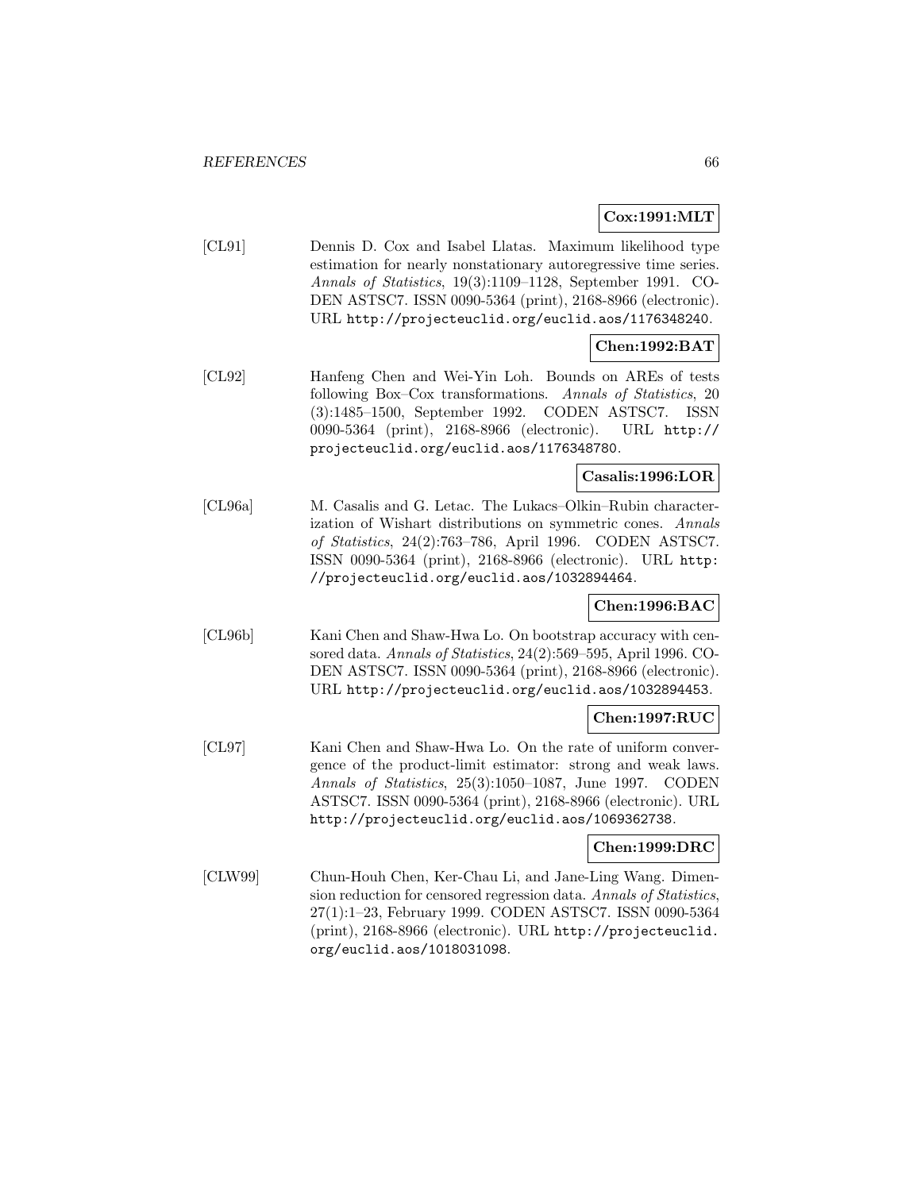**Cox:1991:MLT**

[CL91] Dennis D. Cox and Isabel Llatas. Maximum likelihood type estimation for nearly nonstationary autoregressive time series. *Annals of Statistics*, 19(3):1109–1128, September 1991. CODEN ASTSC7. ISSN 0090-5364 (print), 2168-8966 (electronic). URL http://projecteuclid.org/euclid.aos/1176348240.

**Chen:1992:BAT**

[CL92] Hanfeng Chen and Wei-Yin Loh. Bounds on AREs of tests following Box–Cox transformations. *Annals of Statistics*, 20 (3):1485–1500, September 1992. CODEN ASTSC7. ISSN 0090-5364 (print), 2168-8966 (electronic). URL http://projecteuclid.org/euclid.aos/1176348780.

**Casalis:1996:LOR**

[CL96a] M. Casalis and G. Letac. The Lukacs–Olkin–Rubin characterization of Wishart distributions on symmetric cones. *Annals of Statistics*, 24(2):763–786, April 1996. CODEN ASTSC7. ISSN 0090-5364 (print), 2168-8966 (electronic). URL http://projecteuclid.org/euclid.aos/1032894464.

**Chen:1996:BAC**

[CL96b] Kani Chen and Shaw-Hwa Lo. On bootstrap accuracy with censored data. *Annals of Statistics*, 24(2):569–595, April 1996. CODEN ASTSC7. ISSN 0090-5364 (print), 2168-8966 (electronic). URL http://projecteuclid.org/euclid.aos/1032894453.

**Chen:1997:RUC**

[CL97] Kani Chen and Shaw-Hwa Lo. On the rate of uniform convergence of the product-limit estimator: strong and weak laws. *Annals of Statistics*, 25(3):1050–1087, June 1997. CODEN ASTSC7. ISSN 0090-5364 (print), 2168-8966 (electronic). URL http://projecteuclid.org/euclid.aos/1069362738.

**Chen:1999:DRC**

[CLW99] Chun-Houh Chen, Ker-Chau Li, and Jane-Ling Wang. Dimension reduction for censored regression data. *Annals of Statistics*, 27(1):1–23, February 1999. CODEN ASTSC7. ISSN 0090-5364 (print), 2168-8966 (electronic). URL http://projecteuclid.org/euclid.aos/1018031098.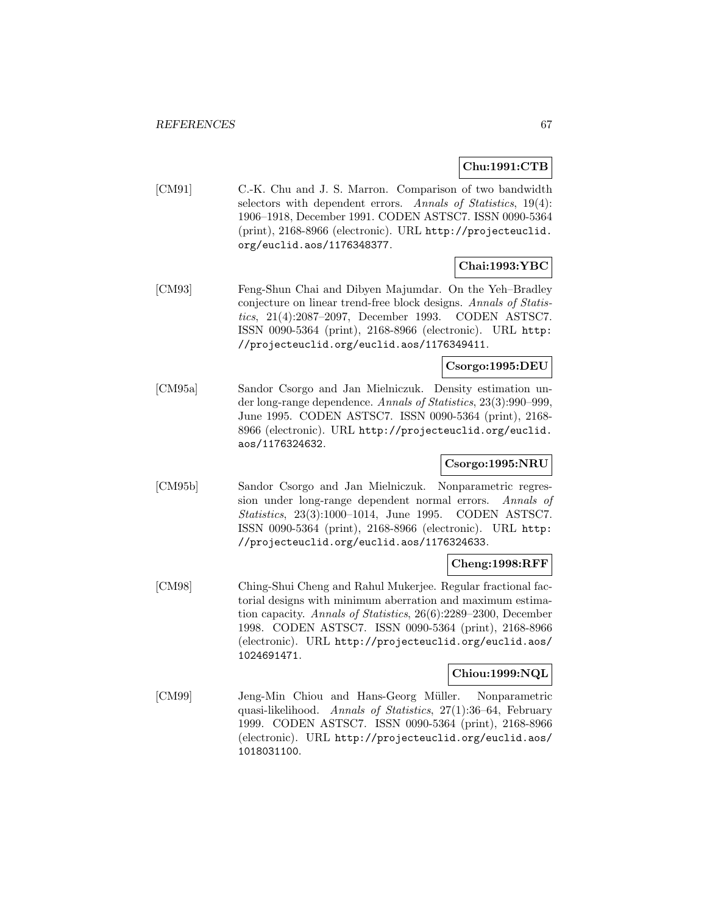**Chu:1991:CTB**

[CM91] C.-K. Chu and J. S. Marron. Comparison of two bandwidth selectors with dependent errors. *Annals of Statistics*, 19(4): 1906–1918, December 1991. CODEN ASTSC7. ISSN 0090-5364 (print), 2168-8966 (electronic). URL http://projecteuclid.org/euclid.aos/1176348377.

**Chai:1993:YBC**

[CM93] Feng-Shun Chai and Dibyen Majumdar. On the Yeh–Bradley conjecture on linear trend-free block designs. *Annals of Statistics*, 21(4):2087–2097, December 1993. CODEN ASTSC7. ISSN 0090-5364 (print), 2168-8966 (electronic). URL http://projecteuclid.org/euclid.aos/1176349411.

**Csorgo:1995:DEU**

[CM95a] Sandor Csorgo and Jan Mielniczuk. Density estimation under long-range dependence. *Annals of Statistics*, 23(3):990–999, June 1995. CODEN ASTSC7. ISSN 0090-5364 (print), 2168-8966 (electronic). URL http://projecteuclid.org/euclid.aos/1176324632.

**Csorgo:1995:NRU**

[CM95b] Sandor Csorgo and Jan Mielniczuk. Nonparametric regression under long-range dependent normal errors. *Annals of Statistics*, 23(3):1000–1014, June 1995. CODEN ASTSC7. ISSN 0090-5364 (print), 2168-8966 (electronic). URL http://projecteuclid.org/euclid.aos/1176324633.

**Cheng:1998:RFF**

[CM98] Ching-Shui Cheng and Rahul Mukerjee. Regular fractional factorial designs with minimum aberration and maximum estimation capacity. *Annals of Statistics*, 26(6):2289–2300, December 1998. CODEN ASTSC7. ISSN 0090-5364 (print), 2168-8966 (electronic). URL http://projecteuclid.org/euclid.aos/1024691471.

**Chiou:1999:NQL**

[CM99] Jeng-Min Chiou and Hans-Georg Müller. Nonparametric quasi-likelihood. *Annals of Statistics*, 27(1):36–64, February 1999. CODEN ASTSC7. ISSN 0090-5364 (print), 2168-8966 (electronic). URL http://projecteuclid.org/euclid.aos/1018031100.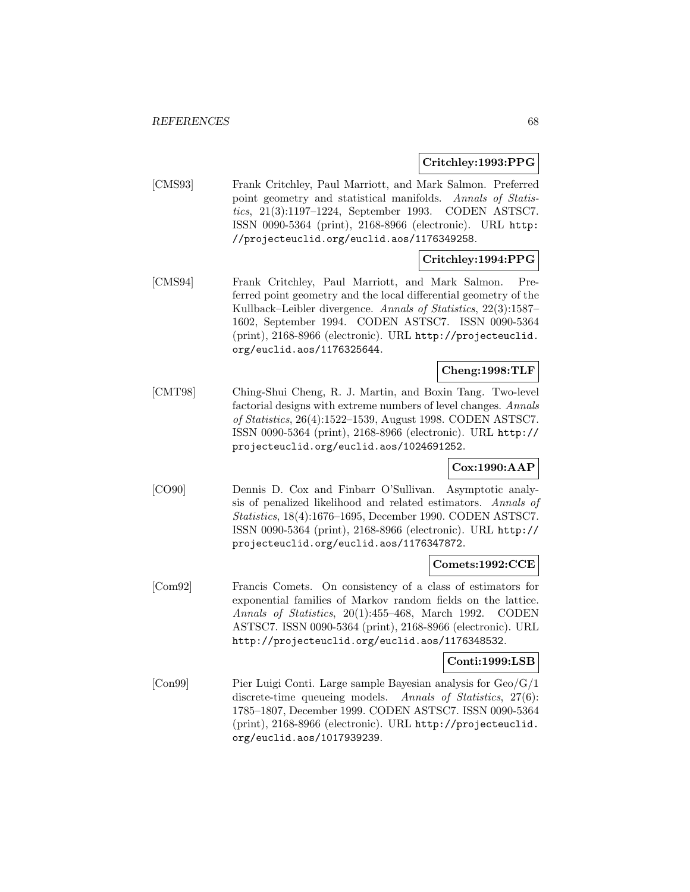**Critchley:1993:PPG**

[CMS93] Frank Critchley, Paul Marriott, and Mark Salmon. Preferred point geometry and statistical manifolds. *Annals of Statistics*, 21(3):1197–1224, September 1993. CODEN ASTSC7. ISSN 0090-5364 (print), 2168-8966 (electronic). URL `http://projecteuclid.org/euclid.aos/1176349258`.

**Critchley:1994:PPG**

[CMS94] Frank Critchley, Paul Marriott, and Mark Salmon. Preferred point geometry and the local differential geometry of the Kullback–Leibler divergence. *Annals of Statistics*, 22(3):1587–1602, September 1994. CODEN ASTSC7. ISSN 0090-5364 (print), 2168-8966 (electronic). URL `http://projecteuclid.org/euclid.aos/1176325644`.

**Cheng:1998:TLF**

[CMT98] Ching-Shui Cheng, R. J. Martin, and Boxin Tang. Two-level factorial designs with extreme numbers of level changes. *Annals of Statistics*, 26(4):1522–1539, August 1998. CODEN ASTSC7. ISSN 0090-5364 (print), 2168-8966 (electronic). URL `http://projecteuclid.org/euclid.aos/1024691252`.

**Cox:1990:AAP**

[CO90] Dennis D. Cox and Finbarr O'Sullivan. Asymptotic analysis of penalized likelihood and related estimators. *Annals of Statistics*, 18(4):1676–1695, December 1990. CODEN ASTSC7. ISSN 0090-5364 (print), 2168-8966 (electronic). URL `http://projecteuclid.org/euclid.aos/1176347872`.

**Comets:1992:CCE**

[Com92] Francis Comets. On consistency of a class of estimators for exponential families of Markov random fields on the lattice. *Annals of Statistics*, 20(1):455–468, March 1992. CODEN ASTSC7. ISSN 0090-5364 (print), 2168-8966 (electronic). URL `http://projecteuclid.org/euclid.aos/1176348532`.

**Conti:1999:LSB**

[Con99] Pier Luigi Conti. Large sample Bayesian analysis for Geo/G/1 discrete-time queueing models. *Annals of Statistics*, 27(6):1785–1807, December 1999. CODEN ASTSC7. ISSN 0090-5364 (print), 2168-8966 (electronic). URL `http://projecteuclid.org/euclid.aos/1017939239`.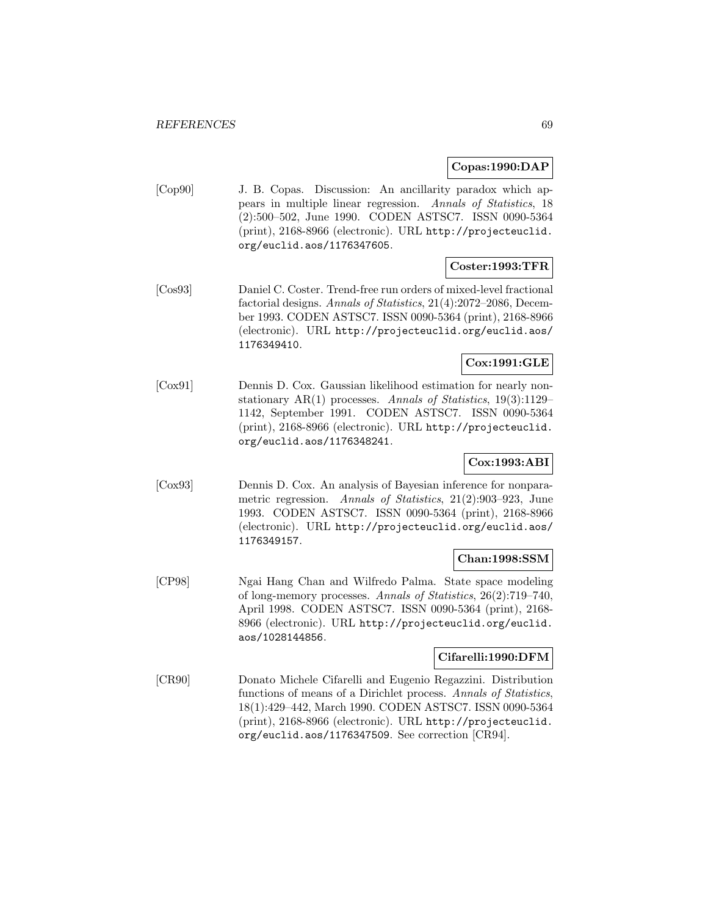**Copas:1990:DAP**

[Cop90] J. B. Copas. Discussion: An ancillarity paradox which appears in multiple linear regression. *Annals of Statistics*, 18 (2):500–502, June 1990. CODEN ASTSC7. ISSN 0090-5364 (print), 2168-8966 (electronic). URL `http://projecteuclid.org/euclid.aos/1176347605`.

**Coster:1993:TFR**

[Cos93] Daniel C. Coster. Trend-free run orders of mixed-level fractional factorial designs. *Annals of Statistics*, 21(4):2072–2086, December 1993. CODEN ASTSC7. ISSN 0090-5364 (print), 2168-8966 (electronic). URL `http://projecteuclid.org/euclid.aos/1176349410`.

**Cox:1991:GLE**

[Cox91] Dennis D. Cox. Gaussian likelihood estimation for nearly nonstationary AR(1) processes. *Annals of Statistics*, 19(3):1129–1142, September 1991. CODEN ASTSC7. ISSN 0090-5364 (print), 2168-8966 (electronic). URL `http://projecteuclid.org/euclid.aos/1176348241`.

**Cox:1993:ABI**

[Cox93] Dennis D. Cox. An analysis of Bayesian inference for nonparametric regression. *Annals of Statistics*, 21(2):903–923, June 1993. CODEN ASTSC7. ISSN 0090-5364 (print), 2168-8966 (electronic). URL `http://projecteuclid.org/euclid.aos/1176349157`.

**Chan:1998:SSM**

[CP98] Ngai Hang Chan and Wilfredo Palma. State space modeling of long-memory processes. *Annals of Statistics*, 26(2):719–740, April 1998. CODEN ASTSC7. ISSN 0090-5364 (print), 2168-8966 (electronic). URL `http://projecteuclid.org/euclid.aos/1028144856`.

**Cifarelli:1990:DFM**

[CR90] Donato Michele Cifarelli and Eugenio Regazzini. Distribution functions of means of a Dirichlet process. *Annals of Statistics*, 18(1):429–442, March 1990. CODEN ASTSC7. ISSN 0090-5364 (print), 2168-8966 (electronic). URL `http://projecteuclid.org/euclid.aos/1176347509`. See correction [CR94].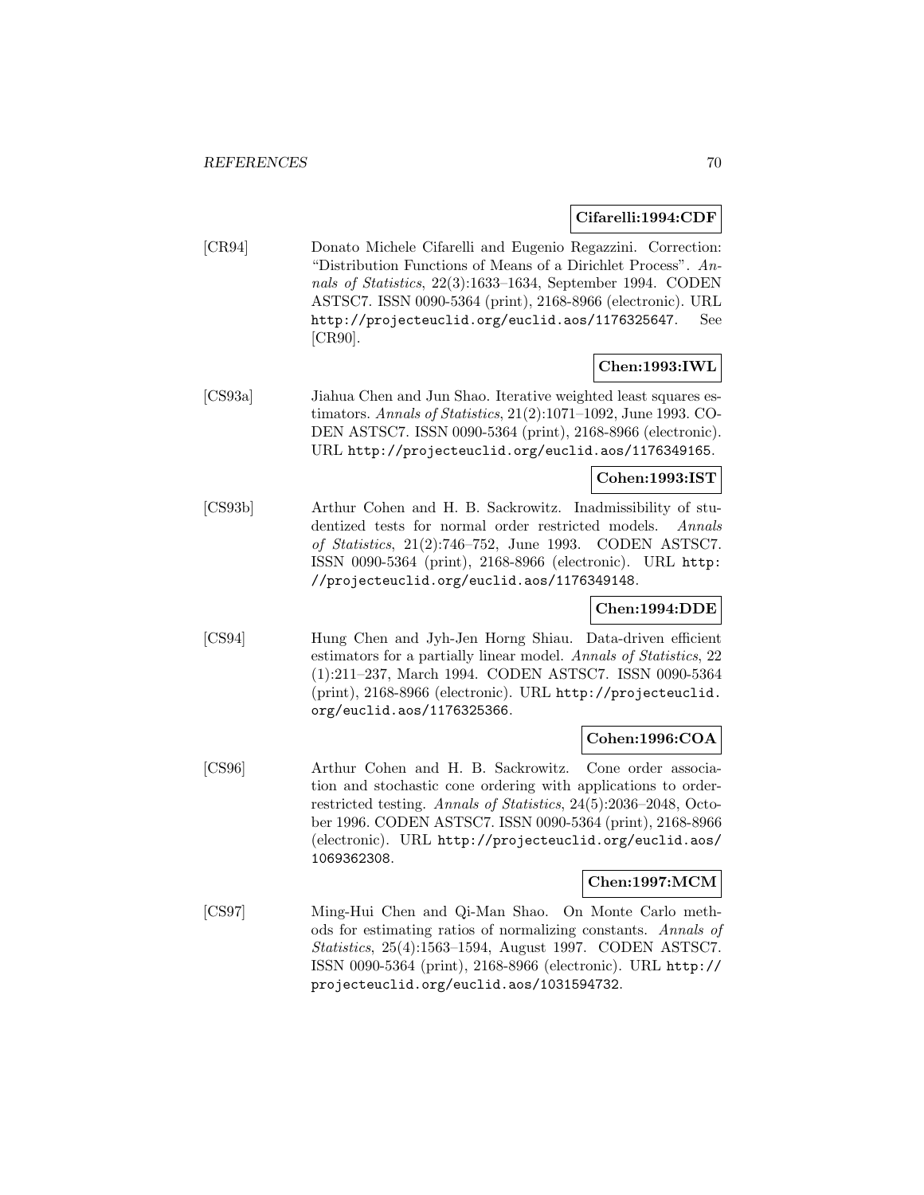**Cifarelli:1994:CDF**

[CR94] Donato Michele Cifarelli and Eugenio Regazzini. Correction: "Distribution Functions of Means of a Dirichlet Process". *Annals of Statistics*, 22(3):1633–1634, September 1994. CODEN ASTSC7. ISSN 0090-5364 (print), 2168-8966 (electronic). URL http://projecteuclid.org/euclid.aos/1176325647. See [CR90].

**Chen:1993:IWL**

[CS93a] Jiahua Chen and Jun Shao. Iterative weighted least squares estimators. *Annals of Statistics*, 21(2):1071–1092, June 1993. CODEN ASTSC7. ISSN 0090-5364 (print), 2168-8966 (electronic). URL http://projecteuclid.org/euclid.aos/1176349165.

**Cohen:1993:IST**

[CS93b] Arthur Cohen and H. B. Sackrowitz. Inadmissibility of studentized tests for normal order restricted models. *Annals of Statistics*, 21(2):746–752, June 1993. CODEN ASTSC7. ISSN 0090-5364 (print), 2168-8966 (electronic). URL http://projecteuclid.org/euclid.aos/1176349148.

**Chen:1994:DDE**

[CS94] Hung Chen and Jyh-Jen Horng Shiau. Data-driven efficient estimators for a partially linear model. *Annals of Statistics*, 22 (1):211–237, March 1994. CODEN ASTSC7. ISSN 0090-5364 (print), 2168-8966 (electronic). URL http://projecteuclid.org/euclid.aos/1176325366.

**Cohen:1996:COA**

[CS96] Arthur Cohen and H. B. Sackrowitz. Cone order association and stochastic cone ordering with applications to order-restricted testing. *Annals of Statistics*, 24(5):2036–2048, October 1996. CODEN ASTSC7. ISSN 0090-5364 (print), 2168-8966 (electronic). URL http://projecteuclid.org/euclid.aos/1069362308.

**Chen:1997:MCM**

[CS97] Ming-Hui Chen and Qi-Man Shao. On Monte Carlo methods for estimating ratios of normalizing constants. *Annals of Statistics*, 25(4):1563–1594, August 1997. CODEN ASTSC7. ISSN 0090-5364 (print), 2168-8966 (electronic). URL http://projecteuclid.org/euclid.aos/1031594732.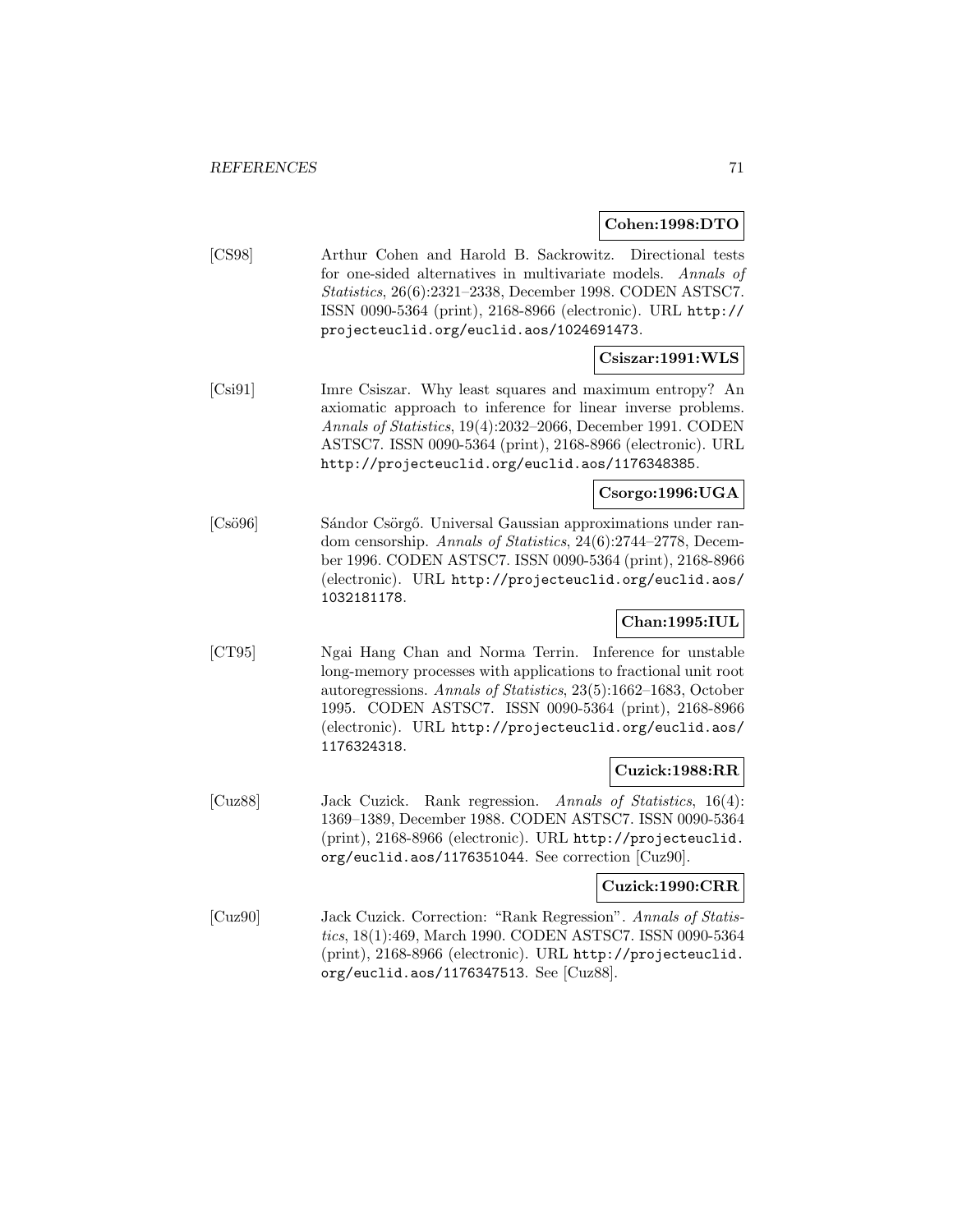**Cohen:1998:DTO**

[CS98] Arthur Cohen and Harold B. Sackrowitz. Directional tests for one-sided alternatives in multivariate models. *Annals of Statistics*, 26(6):2321–2338, December 1998. CODEN ASTSC7. ISSN 0090-5364 (print), 2168-8966 (electronic). URL `http://projecteuclid.org/euclid.aos/1024691473`.

**Csiszar:1991:WLS**

[Csi91] Imre Csiszar. Why least squares and maximum entropy? An axiomatic approach to inference for linear inverse problems. *Annals of Statistics*, 19(4):2032–2066, December 1991. CODEN ASTSC7. ISSN 0090-5364 (print), 2168-8966 (electronic). URL `http://projecteuclid.org/euclid.aos/1176348385`.

**Csorgo:1996:UGA**

[Csö96] Sándor Csörgő. Universal Gaussian approximations under random censorship. *Annals of Statistics*, 24(6):2744–2778, December 1996. CODEN ASTSC7. ISSN 0090-5364 (print), 2168-8966 (electronic). URL `http://projecteuclid.org/euclid.aos/1032181178`.

**Chan:1995:IUL**

[CT95] Ngai Hang Chan and Norma Terrin. Inference for unstable long-memory processes with applications to fractional unit root autoregressions. *Annals of Statistics*, 23(5):1662–1683, October 1995. CODEN ASTSC7. ISSN 0090-5364 (print), 2168-8966 (electronic). URL `http://projecteuclid.org/euclid.aos/1176324318`.

**Cuzick:1988:RR**

[Cuz88] Jack Cuzick. Rank regression. *Annals of Statistics*, 16(4): 1369–1389, December 1988. CODEN ASTSC7. ISSN 0090-5364 (print), 2168-8966 (electronic). URL `http://projecteuclid.org/euclid.aos/1176351044`. See correction [Cuz90].

**Cuzick:1990:CRR**

[Cuz90] Jack Cuzick. Correction: "Rank Regression". *Annals of Statistics*, 18(1):469, March 1990. CODEN ASTSC7. ISSN 0090-5364 (print), 2168-8966 (electronic). URL `http://projecteuclid.org/euclid.aos/1176347513`. See [Cuz88].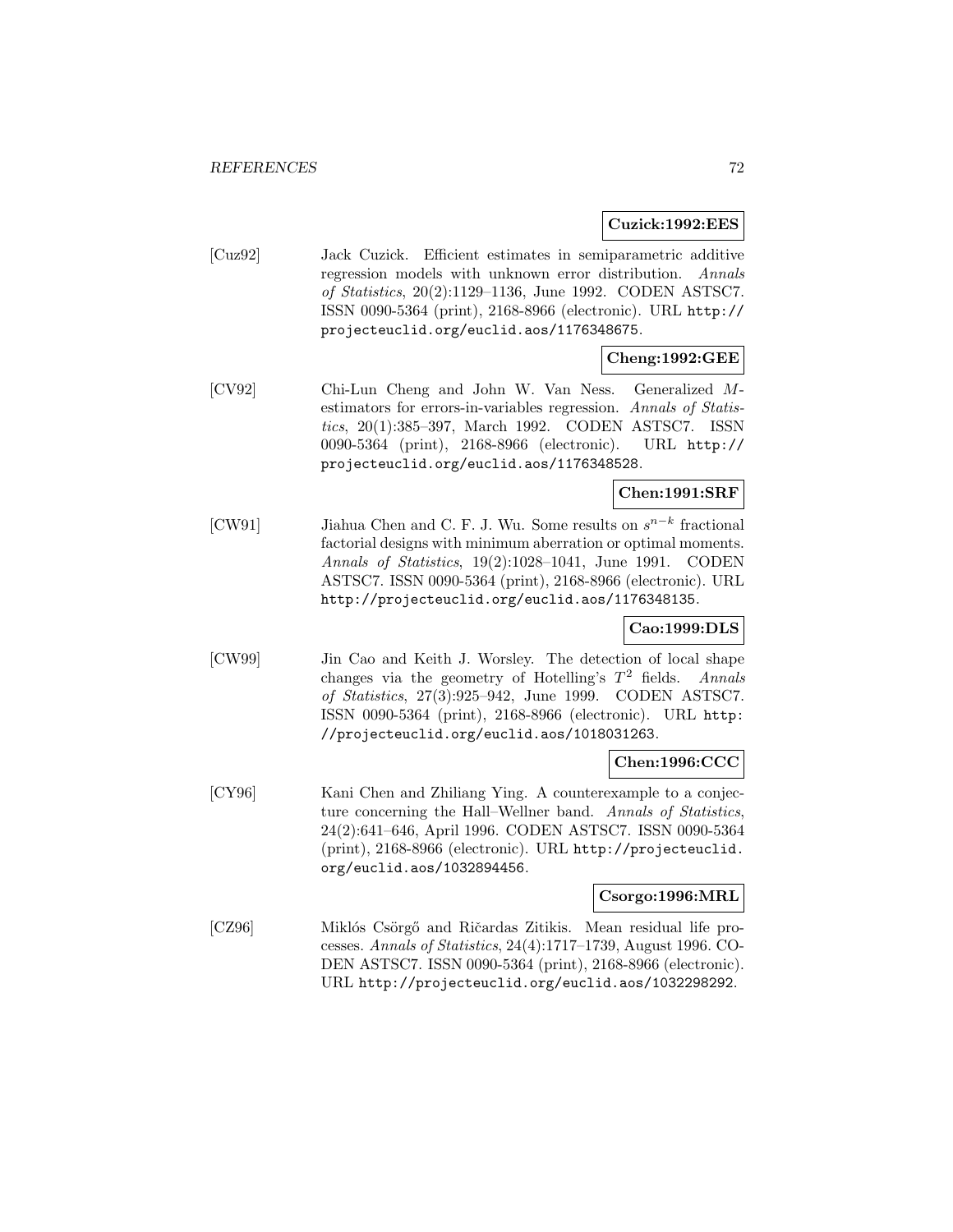**Cuzick:1992:EES**

[Cuz92] Jack Cuzick. Efficient estimates in semiparametric additive regression models with unknown error distribution. *Annals of Statistics*, 20(2):1129–1136, June 1992. CODEN ASTSC7. ISSN 0090-5364 (print), 2168-8966 (electronic). URL http://projecteuclid.org/euclid.aos/1176348675.

**Cheng:1992:GEE**

[CV92] Chi-Lun Cheng and John W. Van Ness. Generalized $M$-estimators for errors-in-variables regression. *Annals of Statistics*, 20(1):385–397, March 1992. CODEN ASTSC7. ISSN 0090-5364 (print), 2168-8966 (electronic). URL http://projecteuclid.org/euclid.aos/1176348528.

**Chen:1991:SRF**

[CW91] Jiahua Chen and C. F. J. Wu. Some results on $s^{n-k}$ fractional factorial designs with minimum aberration or optimal moments. *Annals of Statistics*, 19(2):1028–1041, June 1991. CODEN ASTSC7. ISSN 0090-5364 (print), 2168-8966 (electronic). URL http://projecteuclid.org/euclid.aos/1176348135.

**Cao:1999:DLS**

[CW99] Jin Cao and Keith J. Worsley. The detection of local shape changes via the geometry of Hotelling's $T^2$ fields. *Annals of Statistics*, 27(3):925–942, June 1999. CODEN ASTSC7. ISSN 0090-5364 (print), 2168-8966 (electronic). URL http://projecteuclid.org/euclid.aos/1018031263.

**Chen:1996:CCC**

[CY96] Kani Chen and Zhiliang Ying. A counterexample to a conjecture concerning the Hall–Wellner band. *Annals of Statistics*, 24(2):641–646, April 1996. CODEN ASTSC7. ISSN 0090-5364 (print), 2168-8966 (electronic). URL http://projecteuclid.org/euclid.aos/1032894456.

**Csorgo:1996:MRL**

[CZ96] Miklós Csörgő and Ričardas Zitikis. Mean residual life processes. *Annals of Statistics*, 24(4):1717–1739, August 1996. CODEN ASTSC7. ISSN 0090-5364 (print), 2168-8966 (electronic). URL http://projecteuclid.org/euclid.aos/1032298292.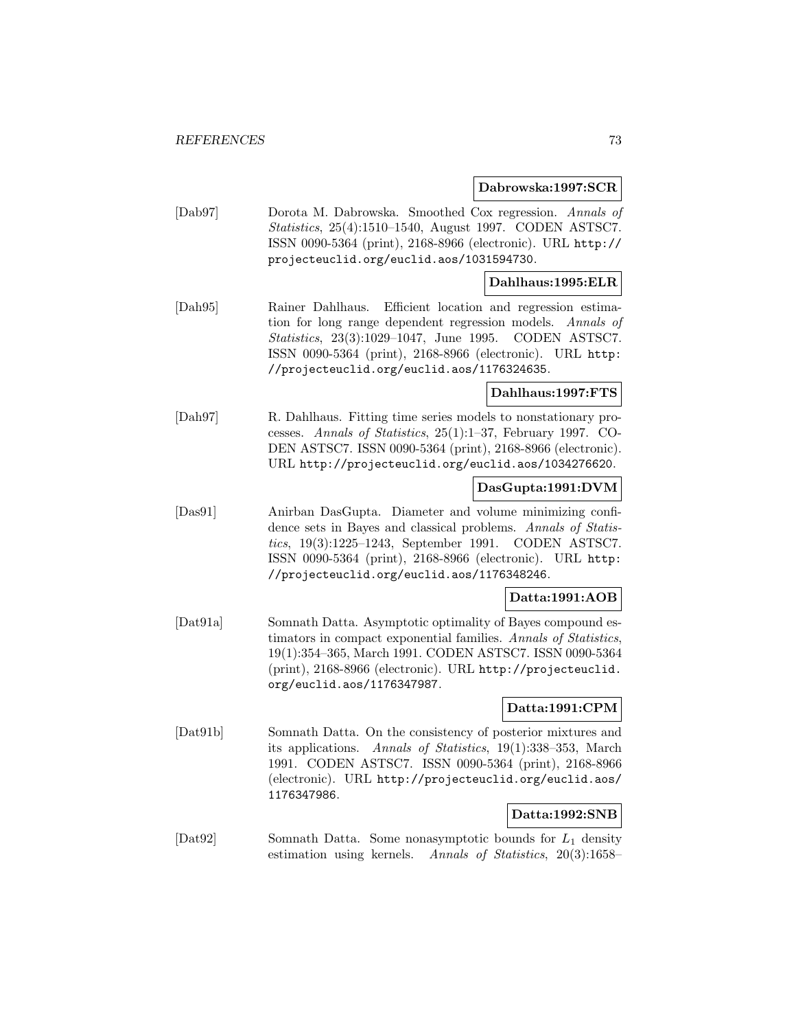**Dabrowska:1997:SCR**

[Dab97] Dorota M. Dabrowska. Smoothed Cox regression. *Annals of Statistics*, 25(4):1510–1540, August 1997. CODEN ASTSC7. ISSN 0090-5364 (print), 2168-8966 (electronic). URL `http://projecteuclid.org/euclid.aos/1031594730`.

**Dahlhaus:1995:ELR**

[Dah95] Rainer Dahlhaus. Efficient location and regression estimation for long range dependent regression models. *Annals of Statistics*, 23(3):1029–1047, June 1995. CODEN ASTSC7. ISSN 0090-5364 (print), 2168-8966 (electronic). URL `http://projecteuclid.org/euclid.aos/1176324635`.

**Dahlhaus:1997:FTS**

[Dah97] R. Dahlhaus. Fitting time series models to nonstationary processes. *Annals of Statistics*, 25(1):1–37, February 1997. CODEN ASTSC7. ISSN 0090-5364 (print), 2168-8966 (electronic). URL `http://projecteuclid.org/euclid.aos/1034276620`.

**DasGupta:1991:DVM**

[Das91] Anirban DasGupta. Diameter and volume minimizing confidence sets in Bayes and classical problems. *Annals of Statistics*, 19(3):1225–1243, September 1991. CODEN ASTSC7. ISSN 0090-5364 (print), 2168-8966 (electronic). URL `http://projecteuclid.org/euclid.aos/1176348246`.

**Datta:1991:AOB**

[Dat91a] Somnath Datta. Asymptotic optimality of Bayes compound estimators in compact exponential families. *Annals of Statistics*, 19(1):354–365, March 1991. CODEN ASTSC7. ISSN 0090-5364 (print), 2168-8966 (electronic). URL `http://projecteuclid.org/euclid.aos/1176347987`.

**Datta:1991:CPM**

[Dat91b] Somnath Datta. On the consistency of posterior mixtures and its applications. *Annals of Statistics*, 19(1):338–353, March 1991. CODEN ASTSC7. ISSN 0090-5364 (print), 2168-8966 (electronic). URL `http://projecteuclid.org/euclid.aos/1176347986`.

**Datta:1992:SNB**

[Dat92] Somnath Datta. Some nonasymptotic bounds for $L_1$ density estimation using kernels. *Annals of Statistics*, 20(3):1658–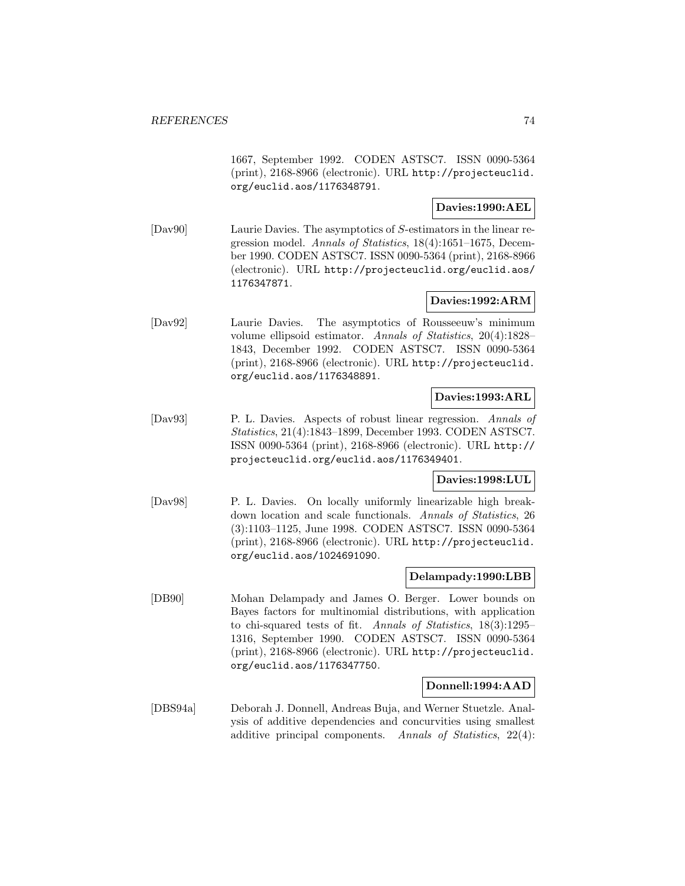1667, September 1992. CODEN ASTSC7. ISSN 0090-5364 (print), 2168-8966 (electronic). URL http://projecteuclid.org/euclid.aos/1176348791.

**Davies:1990:AEL**

[Dav90] Laurie Davies. The asymptotics of $S$-estimators in the linear regression model. *Annals of Statistics*, 18(4):1651–1675, December 1990. CODEN ASTSC7. ISSN 0090-5364 (print), 2168-8966 (electronic). URL http://projecteuclid.org/euclid.aos/1176347871.

**Davies:1992:ARM**

[Dav92] Laurie Davies. The asymptotics of Rousseeuw's minimum volume ellipsoid estimator. *Annals of Statistics*, 20(4):1828–1843, December 1992. CODEN ASTSC7. ISSN 0090-5364 (print), 2168-8966 (electronic). URL http://projecteuclid.org/euclid.aos/1176348891.

**Davies:1993:ARL**

[Dav93] P. L. Davies. Aspects of robust linear regression. *Annals of Statistics*, 21(4):1843–1899, December 1993. CODEN ASTSC7. ISSN 0090-5364 (print), 2168-8966 (electronic). URL http://projecteuclid.org/euclid.aos/1176349401.

**Davies:1998:LUL**

[Dav98] P. L. Davies. On locally uniformly linearizable high breakdown location and scale functionals. *Annals of Statistics*, 26 (3):1103–1125, June 1998. CODEN ASTSC7. ISSN 0090-5364 (print), 2168-8966 (electronic). URL http://projecteuclid.org/euclid.aos/1024691090.

**Delampady:1990:LBB**

[DB90] Mohan Delampady and James O. Berger. Lower bounds on Bayes factors for multinomial distributions, with application to chi-squared tests of fit. *Annals of Statistics*, 18(3):1295–1316, September 1990. CODEN ASTSC7. ISSN 0090-5364 (print), 2168-8966 (electronic). URL http://projecteuclid.org/euclid.aos/1176347750.

**Donnell:1994:AAD**

[DBS94a] Deborah J. Donnell, Andreas Buja, and Werner Stuetzle. Analysis of additive dependencies and concurvities using smallest additive principal components. *Annals of Statistics*, 22(4):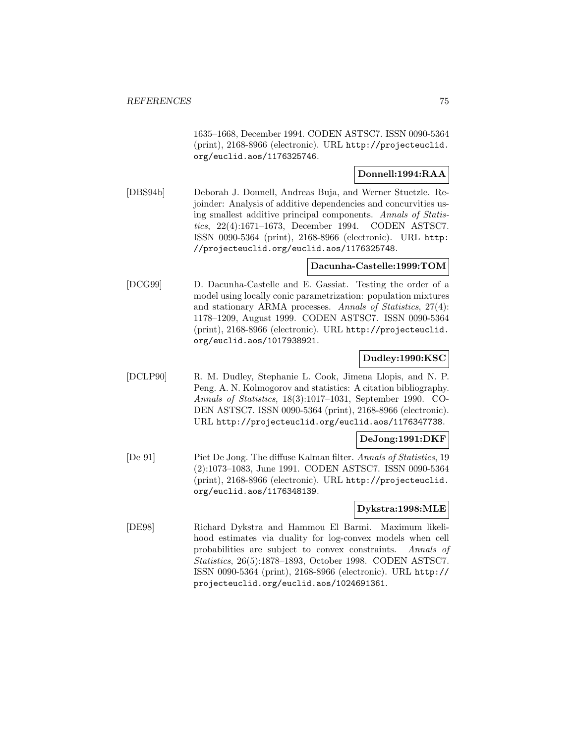1635–1668, December 1994. CODEN ASTSC7. ISSN 0090-5364 (print), 2168-8966 (electronic). URL http://projecteuclid.org/euclid.aos/1176325746.

**Donnell:1994:RAA**

[DBS94b] Deborah J. Donnell, Andreas Buja, and Werner Stuetzle. Rejoinder: Analysis of additive dependencies and concurvities using smallest additive principal components. *Annals of Statistics*, 22(4):1671–1673, December 1994. CODEN ASTSC7. ISSN 0090-5364 (print), 2168-8966 (electronic). URL http://projecteuclid.org/euclid.aos/1176325748.

**Dacunha-Castelle:1999:TOM**

[DCG99] D. Dacunha-Castelle and E. Gassiat. Testing the order of a model using locally conic parametrization: population mixtures and stationary ARMA processes. *Annals of Statistics*, 27(4): 1178–1209, August 1999. CODEN ASTSC7. ISSN 0090-5364 (print), 2168-8966 (electronic). URL http://projecteuclid.org/euclid.aos/1017938921.

**Dudley:1990:KSC**

[DCLP90] R. M. Dudley, Stephanie L. Cook, Jimena Llopis, and N. P. Peng. A. N. Kolmogorov and statistics: A citation bibliography. *Annals of Statistics*, 18(3):1017–1031, September 1990. CODEN ASTSC7. ISSN 0090-5364 (print), 2168-8966 (electronic). URL http://projecteuclid.org/euclid.aos/1176347738.

**DeJong:1991:DKF**

[De 91] Piet De Jong. The diffuse Kalman filter. *Annals of Statistics*, 19 (2):1073–1083, June 1991. CODEN ASTSC7. ISSN 0090-5364 (print), 2168-8966 (electronic). URL http://projecteuclid.org/euclid.aos/1176348139.

**Dykstra:1998:MLE**

[DE98] Richard Dykstra and Hammou El Barmi. Maximum likelihood estimates via duality for log-convex models when cell probabilities are subject to convex constraints. *Annals of Statistics*, 26(5):1878–1893, October 1998. CODEN ASTSC7. ISSN 0090-5364 (print), 2168-8966 (electronic). URL http://projecteuclid.org/euclid.aos/1024691361.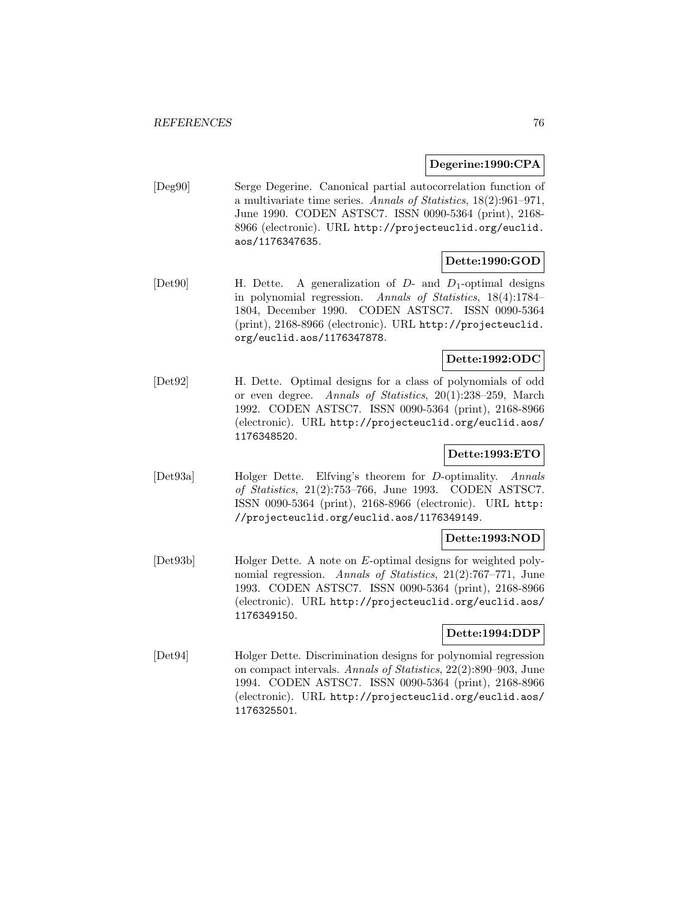**Degerine:1990:CPA**

[Deg90] Serge Degerine. Canonical partial autocorrelation function of a multivariate time series. *Annals of Statistics*, 18(2):961–971, June 1990. CODEN ASTSC7. ISSN 0090-5364 (print), 2168-8966 (electronic). URL http://projecteuclid.org/euclid.aos/1176347635.

**Dette:1990:GOD**

[Det90] H. Dette. A generalization of $D$- and $D_1$-optimal designs in polynomial regression. *Annals of Statistics*, 18(4):1784–1804, December 1990. CODEN ASTSC7. ISSN 0090-5364 (print), 2168-8966 (electronic). URL http://projecteuclid.org/euclid.aos/1176347878.

**Dette:1992:ODC**

[Det92] H. Dette. Optimal designs for a class of polynomials of odd or even degree. *Annals of Statistics*, 20(1):238–259, March 1992. CODEN ASTSC7. ISSN 0090-5364 (print), 2168-8966 (electronic). URL http://projecteuclid.org/euclid.aos/1176348520.

**Dette:1993:ETO**

[Det93a] Holger Dette. Elfving's theorem for $D$-optimality. *Annals of Statistics*, 21(2):753–766, June 1993. CODEN ASTSC7. ISSN 0090-5364 (print), 2168-8966 (electronic). URL http://projecteuclid.org/euclid.aos/1176349149.

**Dette:1993:NOD**

[Det93b] Holger Dette. A note on $E$-optimal designs for weighted polynomial regression. *Annals of Statistics*, 21(2):767–771, June 1993. CODEN ASTSC7. ISSN 0090-5364 (print), 2168-8966 (electronic). URL http://projecteuclid.org/euclid.aos/1176349150.

**Dette:1994:DDP**

[Det94] Holger Dette. Discrimination designs for polynomial regression on compact intervals. *Annals of Statistics*, 22(2):890–903, June 1994. CODEN ASTSC7. ISSN 0090-5364 (print), 2168-8966 (electronic). URL http://projecteuclid.org/euclid.aos/1176325501.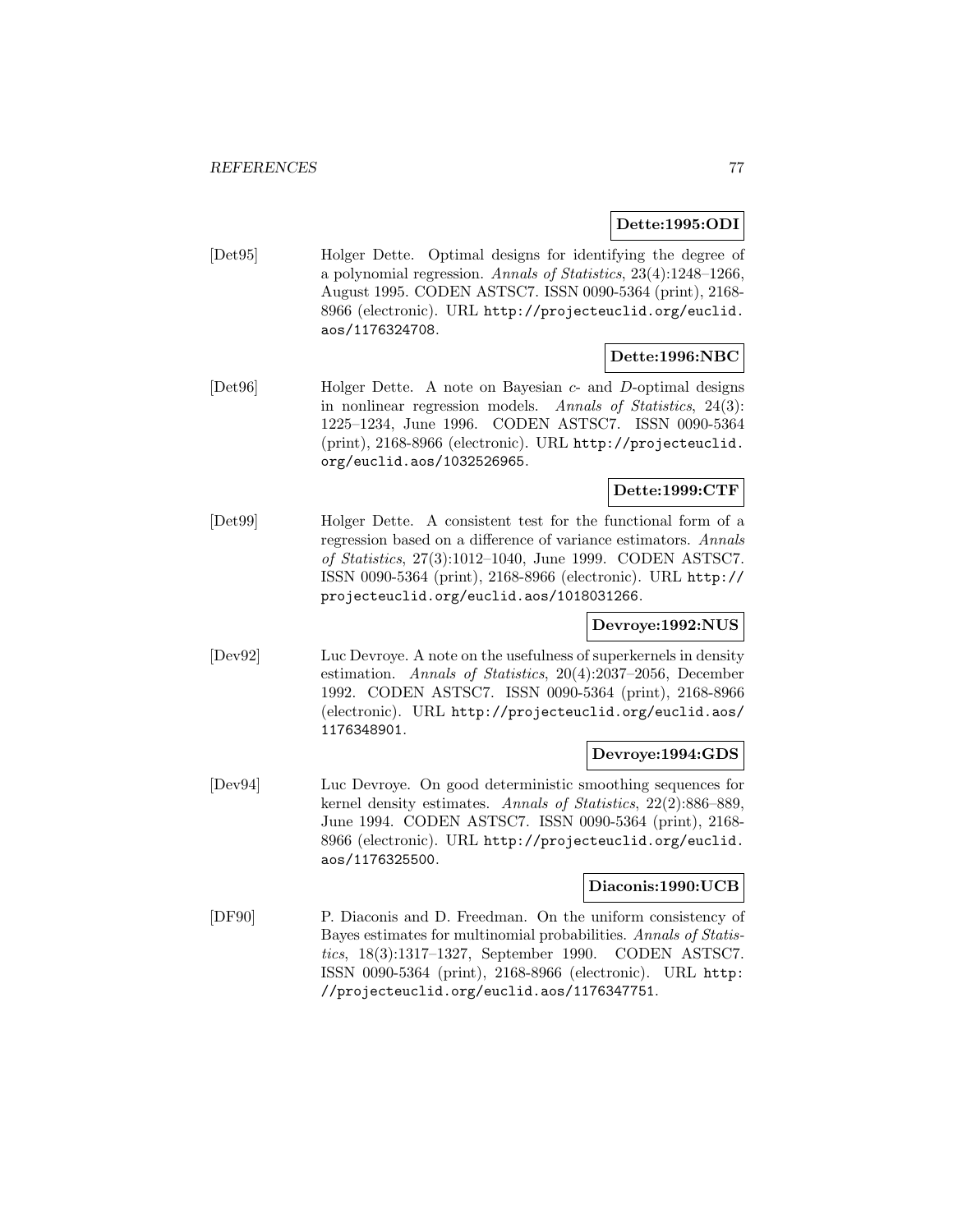**Dette:1995:ODI**

[Det95] Holger Dette. Optimal designs for identifying the degree of a polynomial regression. *Annals of Statistics*, 23(4):1248–1266, August 1995. CODEN ASTSC7. ISSN 0090-5364 (print), 2168-8966 (electronic). URL http://projecteuclid.org/euclid.aos/1176324708.

**Dette:1996:NBC**

[Det96] Holger Dette. A note on Bayesian $c$- and $D$-optimal designs in nonlinear regression models. *Annals of Statistics*, 24(3): 1225–1234, June 1996. CODEN ASTSC7. ISSN 0090-5364 (print), 2168-8966 (electronic). URL http://projecteuclid.org/euclid.aos/1032526965.

**Dette:1999:CTF**

[Det99] Holger Dette. A consistent test for the functional form of a regression based on a difference of variance estimators. *Annals of Statistics*, 27(3):1012–1040, June 1999. CODEN ASTSC7. ISSN 0090-5364 (print), 2168-8966 (electronic). URL http://projecteuclid.org/euclid.aos/1018031266.

**Devroye:1992:NUS**

[Dev92] Luc Devroye. A note on the usefulness of superkernels in density estimation. *Annals of Statistics*, 20(4):2037–2056, December 1992. CODEN ASTSC7. ISSN 0090-5364 (print), 2168-8966 (electronic). URL http://projecteuclid.org/euclid.aos/1176348901.

**Devroye:1994:GDS**

[Dev94] Luc Devroye. On good deterministic smoothing sequences for kernel density estimates. *Annals of Statistics*, 22(2):886–889, June 1994. CODEN ASTSC7. ISSN 0090-5364 (print), 2168-8966 (electronic). URL http://projecteuclid.org/euclid.aos/1176325500.

**Diaconis:1990:UCB**

[DF90] P. Diaconis and D. Freedman. On the uniform consistency of Bayes estimates for multinomial probabilities. *Annals of Statistics*, 18(3):1317–1327, September 1990. CODEN ASTSC7. ISSN 0090-5364 (print), 2168-8966 (electronic). URL http://projecteuclid.org/euclid.aos/1176347751.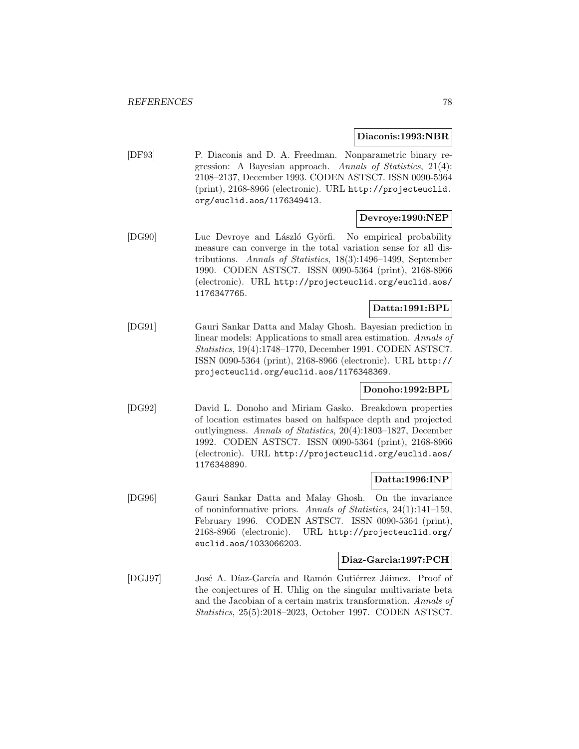**Diaconis:1993:NBR**

[DF93] P. Diaconis and D. A. Freedman. Nonparametric binary regression: A Bayesian approach. *Annals of Statistics*, 21(4): 2108–2137, December 1993. CODEN ASTSC7. ISSN 0090-5364 (print), 2168-8966 (electronic). URL `http://projecteuclid.org/euclid.aos/1176349413`.

**Devroye:1990:NEP**

[DG90] Luc Devroye and László Györfi. No empirical probability measure can converge in the total variation sense for all distributions. *Annals of Statistics*, 18(3):1496–1499, September 1990. CODEN ASTSC7. ISSN 0090-5364 (print), 2168-8966 (electronic). URL `http://projecteuclid.org/euclid.aos/1176347765`.

**Datta:1991:BPL**

[DG91] Gauri Sankar Datta and Malay Ghosh. Bayesian prediction in linear models: Applications to small area estimation. *Annals of Statistics*, 19(4):1748–1770, December 1991. CODEN ASTSC7. ISSN 0090-5364 (print), 2168-8966 (electronic). URL `http://projecteuclid.org/euclid.aos/1176348369`.

**Donoho:1992:BPL**

[DG92] David L. Donoho and Miriam Gasko. Breakdown properties of location estimates based on halfspace depth and projected outlyingness. *Annals of Statistics*, 20(4):1803–1827, December 1992. CODEN ASTSC7. ISSN 0090-5364 (print), 2168-8966 (electronic). URL `http://projecteuclid.org/euclid.aos/1176348890`.

**Datta:1996:INP**

[DG96] Gauri Sankar Datta and Malay Ghosh. On the invariance of noninformative priors. *Annals of Statistics*, 24(1):141–159, February 1996. CODEN ASTSC7. ISSN 0090-5364 (print), 2168-8966 (electronic). URL `http://projecteuclid.org/euclid.aos/1033066203`.

**Diaz-Garcia:1997:PCH**

[DGJ97] José A. Díaz-García and Ramón Gutiérrez Jáimez. Proof of the conjectures of H. Uhlig on the singular multivariate beta and the Jacobian of a certain matrix transformation. *Annals of Statistics*, 25(5):2018–2023, October 1997. CODEN ASTSC7.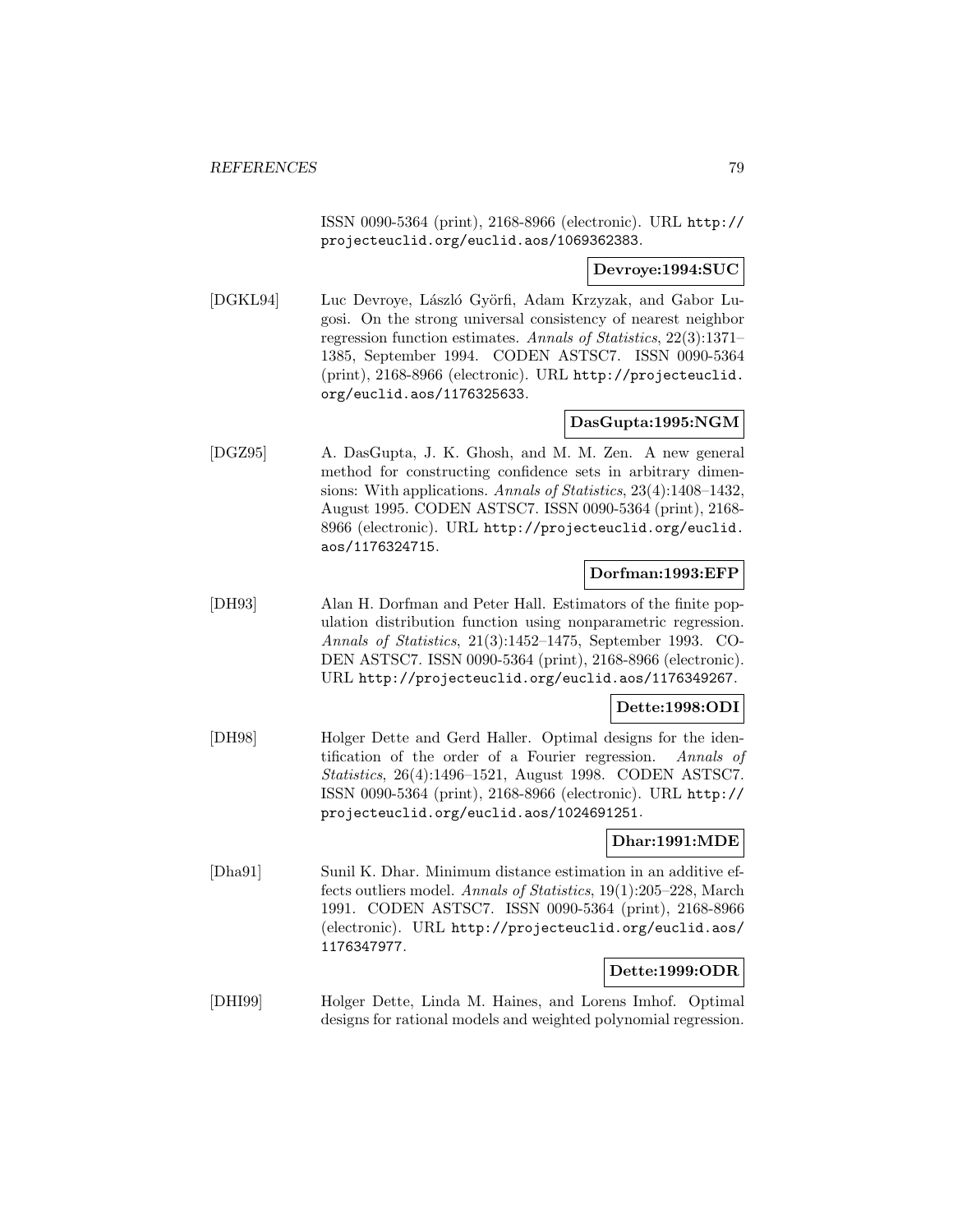ISSN 0090-5364 (print), 2168-8966 (electronic). URL http://projecteuclid.org/euclid.aos/1069362383.

**Devroye:1994:SUC**

[DGKL94] Luc Devroye, László Györfi, Adam Krzyzak, and Gabor Lugosi. On the strong universal consistency of nearest neighbor regression function estimates. *Annals of Statistics*, 22(3):1371–1385, September 1994. CODEN ASTSC7. ISSN 0090-5364 (print), 2168-8966 (electronic). URL http://projecteuclid.org/euclid.aos/1176325633.

**DasGupta:1995:NGM**

[DGZ95] A. DasGupta, J. K. Ghosh, and M. M. Zen. A new general method for constructing confidence sets in arbitrary dimensions: With applications. *Annals of Statistics*, 23(4):1408–1432, August 1995. CODEN ASTSC7. ISSN 0090-5364 (print), 2168-8966 (electronic). URL http://projecteuclid.org/euclid.aos/1176324715.

**Dorfman:1993:EFP**

[DH93] Alan H. Dorfman and Peter Hall. Estimators of the finite population distribution function using nonparametric regression. *Annals of Statistics*, 21(3):1452–1475, September 1993. CODEN ASTSC7. ISSN 0090-5364 (print), 2168-8966 (electronic). URL http://projecteuclid.org/euclid.aos/1176349267.

**Dette:1998:ODI**

[DH98] Holger Dette and Gerd Haller. Optimal designs for the identification of the order of a Fourier regression. *Annals of Statistics*, 26(4):1496–1521, August 1998. CODEN ASTSC7. ISSN 0090-5364 (print), 2168-8966 (electronic). URL http://projecteuclid.org/euclid.aos/1024691251.

**Dhar:1991:MDE**

[Dha91] Sunil K. Dhar. Minimum distance estimation in an additive effects outliers model. *Annals of Statistics*, 19(1):205–228, March 1991. CODEN ASTSC7. ISSN 0090-5364 (print), 2168-8966 (electronic). URL http://projecteuclid.org/euclid.aos/1176347977.

**Dette:1999:ODR**

[DHI99] Holger Dette, Linda M. Haines, and Lorens Imhof. Optimal designs for rational models and weighted polynomial regression.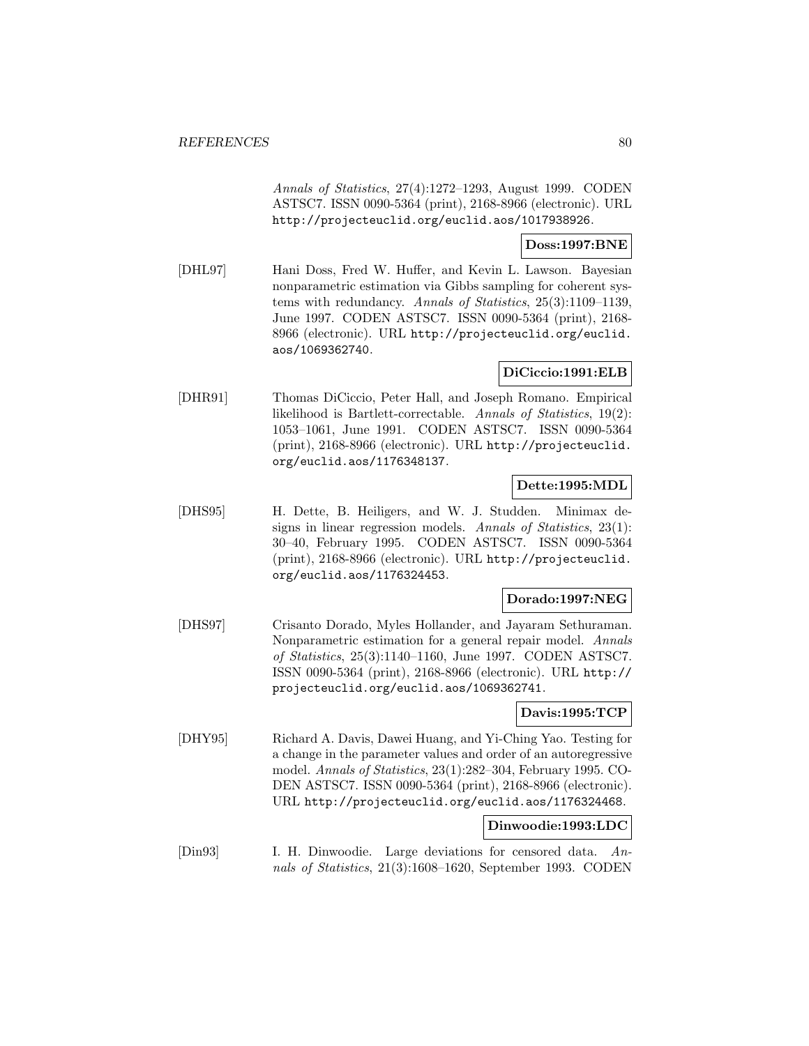*Annals of Statistics*, 27(4):1272–1293, August 1999. CODEN ASTSC7. ISSN 0090-5364 (print), 2168-8966 (electronic). URL http://projecteuclid.org/euclid.aos/1017938926.

**Doss:1997:BNE**

[DHL97] Hani Doss, Fred W. Huffer, and Kevin L. Lawson. Bayesian nonparametric estimation via Gibbs sampling for coherent systems with redundancy. *Annals of Statistics*, 25(3):1109–1139, June 1997. CODEN ASTSC7. ISSN 0090-5364 (print), 2168-8966 (electronic). URL http://projecteuclid.org/euclid.aos/1069362740.

**DiCiccio:1991:ELB**

[DHR91] Thomas DiCiccio, Peter Hall, and Joseph Romano. Empirical likelihood is Bartlett-correctable. *Annals of Statistics*, 19(2): 1053–1061, June 1991. CODEN ASTSC7. ISSN 0090-5364 (print), 2168-8966 (electronic). URL http://projecteuclid.org/euclid.aos/1176348137.

**Dette:1995:MDL**

[DHS95] H. Dette, B. Heiligers, and W. J. Studden. Minimax designs in linear regression models. *Annals of Statistics*, 23(1): 30–40, February 1995. CODEN ASTSC7. ISSN 0090-5364 (print), 2168-8966 (electronic). URL http://projecteuclid.org/euclid.aos/1176324453.

**Dorado:1997:NEG**

[DHS97] Crisanto Dorado, Myles Hollander, and Jayaram Sethuraman. Nonparametric estimation for a general repair model. *Annals of Statistics*, 25(3):1140–1160, June 1997. CODEN ASTSC7. ISSN 0090-5364 (print), 2168-8966 (electronic). URL http://projecteuclid.org/euclid.aos/1069362741.

**Davis:1995:TCP**

[DHY95] Richard A. Davis, Dawei Huang, and Yi-Ching Yao. Testing for a change in the parameter values and order of an autoregressive model. *Annals of Statistics*, 23(1):282–304, February 1995. CODEN ASTSC7. ISSN 0090-5364 (print), 2168-8966 (electronic). URL http://projecteuclid.org/euclid.aos/1176324468.

**Dinwoodie:1993:LDC**

[Din93] I. H. Dinwoodie. Large deviations for censored data. *Annals of Statistics*, 21(3):1608–1620, September 1993. CODEN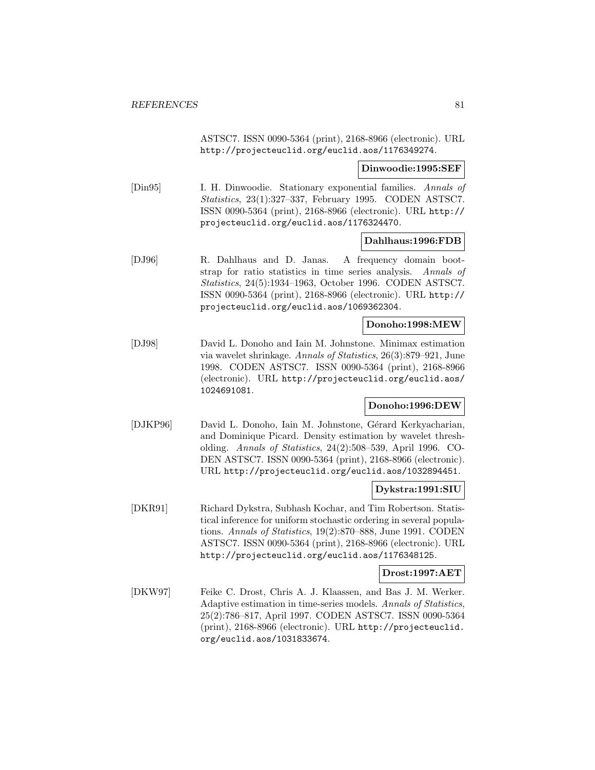ASTSC7. ISSN 0090-5364 (print), 2168-8966 (electronic). URL http://projecteuclid.org/euclid.aos/1176349274.

**Dinwoodie:1995:SEF**

[Din95] I. H. Dinwoodie. Stationary exponential families. *Annals of Statistics*, 23(1):327–337, February 1995. CODEN ASTSC7. ISSN 0090-5364 (print), 2168-8966 (electronic). URL http://projecteuclid.org/euclid.aos/1176324470.

**Dahlhaus:1996:FDB**

[DJ96] R. Dahlhaus and D. Janas. A frequency domain bootstrap for ratio statistics in time series analysis. *Annals of Statistics*, 24(5):1934–1963, October 1996. CODEN ASTSC7. ISSN 0090-5364 (print), 2168-8966 (electronic). URL http://projecteuclid.org/euclid.aos/1069362304.

**Donoho:1998:MEW**

[DJ98] David L. Donoho and Iain M. Johnstone. Minimax estimation via wavelet shrinkage. *Annals of Statistics*, 26(3):879–921, June 1998. CODEN ASTSC7. ISSN 0090-5364 (print), 2168-8966 (electronic). URL http://projecteuclid.org/euclid.aos/1024691081.

**Donoho:1996:DEW**

[DJKP96] David L. Donoho, Iain M. Johnstone, Gérard Kerkyacharian, and Dominique Picard. Density estimation by wavelet thresholding. *Annals of Statistics*, 24(2):508–539, April 1996. CODEN ASTSC7. ISSN 0090-5364 (print), 2168-8966 (electronic). URL http://projecteuclid.org/euclid.aos/1032894451.

**Dykstra:1991:SIU**

[DKR91] Richard Dykstra, Subhash Kochar, and Tim Robertson. Statistical inference for uniform stochastic ordering in several populations. *Annals of Statistics*, 19(2):870–888, June 1991. CODEN ASTSC7. ISSN 0090-5364 (print), 2168-8966 (electronic). URL http://projecteuclid.org/euclid.aos/1176348125.

**Drost:1997:AET**

[DKW97] Feike C. Drost, Chris A. J. Klaassen, and Bas J. M. Werker. Adaptive estimation in time-series models. *Annals of Statistics*, 25(2):786–817, April 1997. CODEN ASTSC7. ISSN 0090-5364 (print), 2168-8966 (electronic). URL http://projecteuclid.org/euclid.aos/1031833674.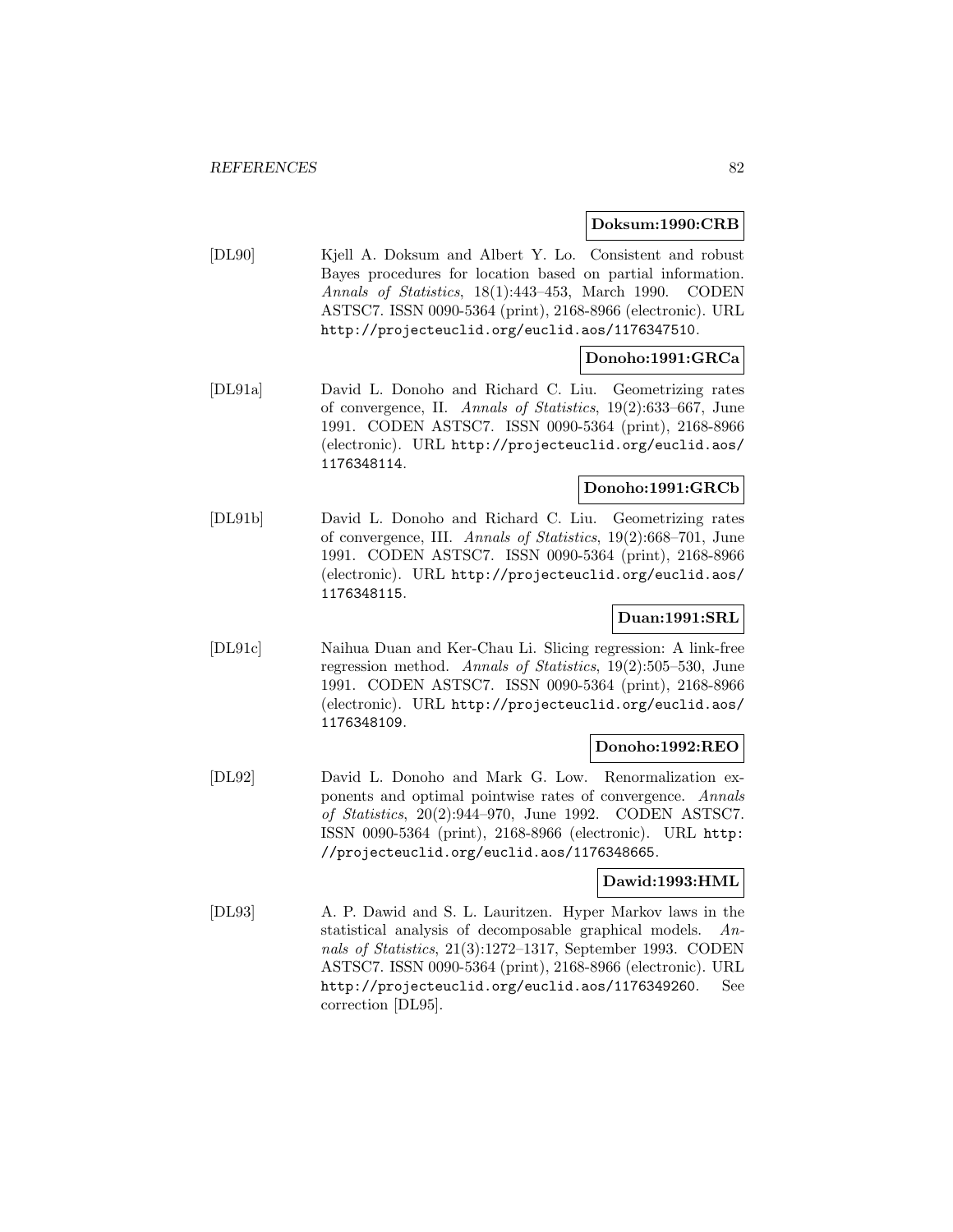**Doksum:1990:CRB**

[DL90] Kjell A. Doksum and Albert Y. Lo. Consistent and robust Bayes procedures for location based on partial information. *Annals of Statistics*, 18(1):443–453, March 1990. CODEN ASTSC7. ISSN 0090-5364 (print), 2168-8966 (electronic). URL http://projecteuclid.org/euclid.aos/1176347510.

**Donoho:1991:GRCa**

[DL91a] David L. Donoho and Richard C. Liu. Geometrizing rates of convergence, II. *Annals of Statistics*, 19(2):633–667, June 1991. CODEN ASTSC7. ISSN 0090-5364 (print), 2168-8966 (electronic). URL http://projecteuclid.org/euclid.aos/1176348114.

**Donoho:1991:GRCb**

[DL91b] David L. Donoho and Richard C. Liu. Geometrizing rates of convergence, III. *Annals of Statistics*, 19(2):668–701, June 1991. CODEN ASTSC7. ISSN 0090-5364 (print), 2168-8966 (electronic). URL http://projecteuclid.org/euclid.aos/1176348115.

**Duan:1991:SRL**

[DL91c] Naihua Duan and Ker-Chau Li. Slicing regression: A link-free regression method. *Annals of Statistics*, 19(2):505–530, June 1991. CODEN ASTSC7. ISSN 0090-5364 (print), 2168-8966 (electronic). URL http://projecteuclid.org/euclid.aos/1176348109.

**Donoho:1992:REO**

[DL92] David L. Donoho and Mark G. Low. Renormalization exponents and optimal pointwise rates of convergence. *Annals of Statistics*, 20(2):944–970, June 1992. CODEN ASTSC7. ISSN 0090-5364 (print), 2168-8966 (electronic). URL http://projecteuclid.org/euclid.aos/1176348665.

**Dawid:1993:HML**

[DL93] A. P. Dawid and S. L. Lauritzen. Hyper Markov laws in the statistical analysis of decomposable graphical models. *Annals of Statistics*, 21(3):1272–1317, September 1993. CODEN ASTSC7. ISSN 0090-5364 (print), 2168-8966 (electronic). URL http://projecteuclid.org/euclid.aos/1176349260. See correction [DL95].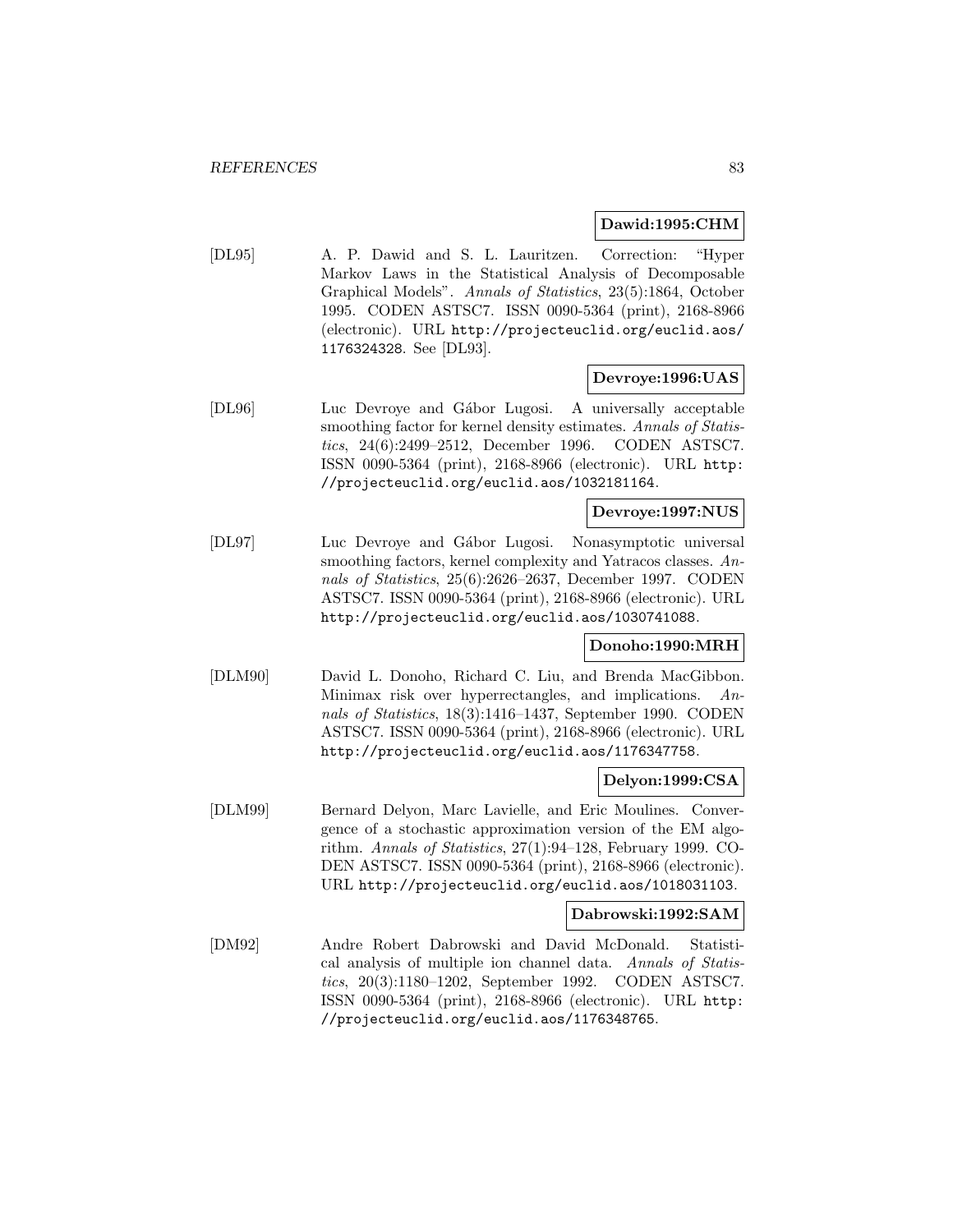**Dawid:1995:CHM**

[DL95] A. P. Dawid and S. L. Lauritzen. Correction: "Hyper Markov Laws in the Statistical Analysis of Decomposable Graphical Models". *Annals of Statistics*, 23(5):1864, October 1995. CODEN ASTSC7. ISSN 0090-5364 (print), 2168-8966 (electronic). URL http://projecteuclid.org/euclid.aos/1176324328. See [DL93].

**Devroye:1996:UAS**

[DL96] Luc Devroye and Gábor Lugosi. A universally acceptable smoothing factor for kernel density estimates. *Annals of Statistics*, 24(6):2499–2512, December 1996. CODEN ASTSC7. ISSN 0090-5364 (print), 2168-8966 (electronic). URL http://projecteuclid.org/euclid.aos/1032181164.

**Devroye:1997:NUS**

[DL97] Luc Devroye and Gábor Lugosi. Nonasymptotic universal smoothing factors, kernel complexity and Yatracos classes. *Annals of Statistics*, 25(6):2626–2637, December 1997. CODEN ASTSC7. ISSN 0090-5364 (print), 2168-8966 (electronic). URL http://projecteuclid.org/euclid.aos/1030741088.

**Donoho:1990:MRH**

[DLM90] David L. Donoho, Richard C. Liu, and Brenda MacGibbon. Minimax risk over hyperrectangles, and implications. *Annals of Statistics*, 18(3):1416–1437, September 1990. CODEN ASTSC7. ISSN 0090-5364 (print), 2168-8966 (electronic). URL http://projecteuclid.org/euclid.aos/1176347758.

**Delyon:1999:CSA**

[DLM99] Bernard Delyon, Marc Lavielle, and Eric Moulines. Convergence of a stochastic approximation version of the EM algorithm. *Annals of Statistics*, 27(1):94–128, February 1999. CODEN ASTSC7. ISSN 0090-5364 (print), 2168-8966 (electronic). URL http://projecteuclid.org/euclid.aos/1018031103.

**Dabrowski:1992:SAM**

[DM92] Andre Robert Dabrowski and David McDonald. Statistical analysis of multiple ion channel data. *Annals of Statistics*, 20(3):1180–1202, September 1992. CODEN ASTSC7. ISSN 0090-5364 (print), 2168-8966 (electronic). URL http://projecteuclid.org/euclid.aos/1176348765.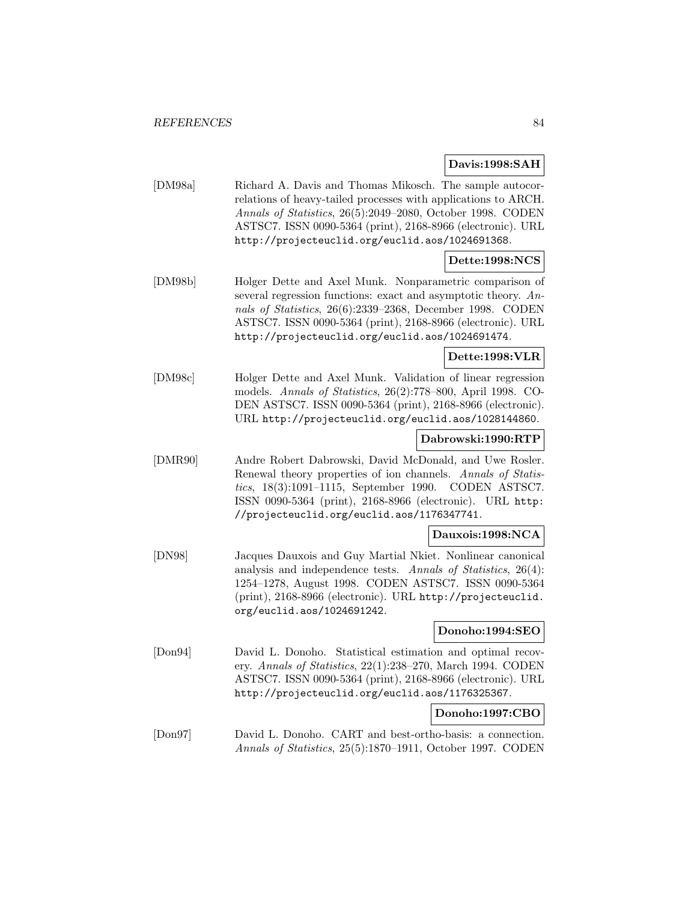**Davis:1998:SAH**

[DM98a] Richard A. Davis and Thomas Mikosch. The sample autocorrelations of heavy-tailed processes with applications to ARCH. *Annals of Statistics*, 26(5):2049–2080, October 1998. CODEN ASTSC7. ISSN 0090-5364 (print), 2168-8966 (electronic). URL `http://projecteuclid.org/euclid.aos/1024691368`.

**Dette:1998:NCS**

[DM98b] Holger Dette and Axel Munk. Nonparametric comparison of several regression functions: exact and asymptotic theory. *Annals of Statistics*, 26(6):2339–2368, December 1998. CODEN ASTSC7. ISSN 0090-5364 (print), 2168-8966 (electronic). URL `http://projecteuclid.org/euclid.aos/1024691474`.

**Dette:1998:VLR**

[DM98c] Holger Dette and Axel Munk. Validation of linear regression models. *Annals of Statistics*, 26(2):778–800, April 1998. CODEN ASTSC7. ISSN 0090-5364 (print), 2168-8966 (electronic). URL `http://projecteuclid.org/euclid.aos/1028144860`.

**Dabrowski:1990:RTP**

[DMR90] Andre Robert Dabrowski, David McDonald, and Uwe Rosler. Renewal theory properties of ion channels. *Annals of Statistics*, 18(3):1091–1115, September 1990. CODEN ASTSC7. ISSN 0090-5364 (print), 2168-8966 (electronic). URL `http://projecteuclid.org/euclid.aos/1176347741`.

**Dauxois:1998:NCA**

[DN98] Jacques Dauxois and Guy Martial Nkiet. Nonlinear canonical analysis and independence tests. *Annals of Statistics*, 26(4): 1254–1278, August 1998. CODEN ASTSC7. ISSN 0090-5364 (print), 2168-8966 (electronic). URL `http://projecteuclid.org/euclid.aos/1024691242`.

**Donoho:1994:SEO**

[Don94] David L. Donoho. Statistical estimation and optimal recovery. *Annals of Statistics*, 22(1):238–270, March 1994. CODEN ASTSC7. ISSN 0090-5364 (print), 2168-8966 (electronic). URL `http://projecteuclid.org/euclid.aos/1176325367`.

**Donoho:1997:CBO**

[Don97] David L. Donoho. CART and best-ortho-basis: a connection. *Annals of Statistics*, 25(5):1870–1911, October 1997. CODEN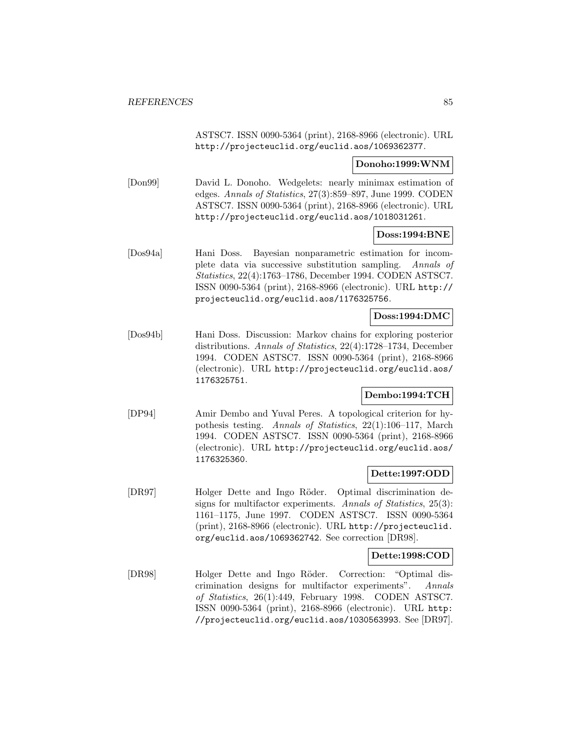ASTSC7. ISSN 0090-5364 (print), 2168-8966 (electronic). URL http://projecteuclid.org/euclid.aos/1069362377.

**Donoho:1999:WNM**

[Don99] David L. Donoho. Wedgelets: nearly minimax estimation of edges. *Annals of Statistics*, 27(3):859–897, June 1999. CODEN ASTSC7. ISSN 0090-5364 (print), 2168-8966 (electronic). URL http://projecteuclid.org/euclid.aos/1018031261.

**Doss:1994:BNE**

[Dos94a] Hani Doss. Bayesian nonparametric estimation for incomplete data via successive substitution sampling. *Annals of Statistics*, 22(4):1763–1786, December 1994. CODEN ASTSC7. ISSN 0090-5364 (print), 2168-8966 (electronic). URL http://projecteuclid.org/euclid.aos/1176325756.

**Doss:1994:DMC**

[Dos94b] Hani Doss. Discussion: Markov chains for exploring posterior distributions. *Annals of Statistics*, 22(4):1728–1734, December 1994. CODEN ASTSC7. ISSN 0090-5364 (print), 2168-8966 (electronic). URL http://projecteuclid.org/euclid.aos/1176325751.

**Dembo:1994:TCH**

[DP94] Amir Dembo and Yuval Peres. A topological criterion for hypothesis testing. *Annals of Statistics*, 22(1):106–117, March 1994. CODEN ASTSC7. ISSN 0090-5364 (print), 2168-8966 (electronic). URL http://projecteuclid.org/euclid.aos/1176325360.

**Dette:1997:ODD**

[DR97] Holger Dette and Ingo Röder. Optimal discrimination designs for multifactor experiments. *Annals of Statistics*, 25(3):1161–1175, June 1997. CODEN ASTSC7. ISSN 0090-5364 (print), 2168-8966 (electronic). URL http://projecteuclid.org/euclid.aos/1069362742. See correction [DR98].

**Dette:1998:COD**

[DR98] Holger Dette and Ingo Röder. Correction: "Optimal discrimination designs for multifactor experiments". *Annals of Statistics*, 26(1):449, February 1998. CODEN ASTSC7. ISSN 0090-5364 (print), 2168-8966 (electronic). URL http://projecteuclid.org/euclid.aos/1030563993. See [DR97].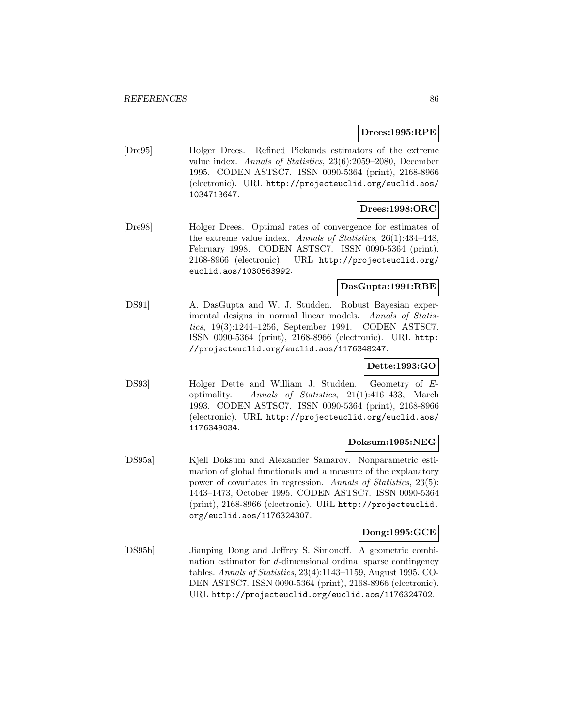**Drees:1995:RPE**

[Dre95] Holger Drees. Refined Pickands estimators of the extreme value index. *Annals of Statistics*, 23(6):2059–2080, December 1995. CODEN ASTSC7. ISSN 0090-5364 (print), 2168-8966 (electronic). URL http://projecteuclid.org/euclid.aos/1034713647.

**Drees:1998:ORC**

[Dre98] Holger Drees. Optimal rates of convergence for estimates of the extreme value index. *Annals of Statistics*, 26(1):434–448, February 1998. CODEN ASTSC7. ISSN 0090-5364 (print), 2168-8966 (electronic). URL http://projecteuclid.org/euclid.aos/1030563992.

**DasGupta:1991:RBE**

[DS91] A. DasGupta and W. J. Studden. Robust Bayesian experimental designs in normal linear models. *Annals of Statistics*, 19(3):1244–1256, September 1991. CODEN ASTSC7. ISSN 0090-5364 (print), 2168-8966 (electronic). URL http://projecteuclid.org/euclid.aos/1176348247.

**Dette:1993:GO**

[DS93] Holger Dette and William J. Studden. Geometry of $E$-optimality. *Annals of Statistics*, 21(1):416–433, March 1993. CODEN ASTSC7. ISSN 0090-5364 (print), 2168-8966 (electronic). URL http://projecteuclid.org/euclid.aos/1176349034.

**Doksum:1995:NEG**

[DS95a] Kjell Doksum and Alexander Samarov. Nonparametric estimation of global functionals and a measure of the explanatory power of covariates in regression. *Annals of Statistics*, 23(5):1443–1473, October 1995. CODEN ASTSC7. ISSN 0090-5364 (print), 2168-8966 (electronic). URL http://projecteuclid.org/euclid.aos/1176324307.

**Dong:1995:GCE**

[DS95b] Jianping Dong and Jeffrey S. Simonoff. A geometric combination estimator for $d$-dimensional ordinal sparse contingency tables. *Annals of Statistics*, 23(4):1143–1159, August 1995. CODEN ASTSC7. ISSN 0090-5364 (print), 2168-8966 (electronic). URL http://projecteuclid.org/euclid.aos/1176324702.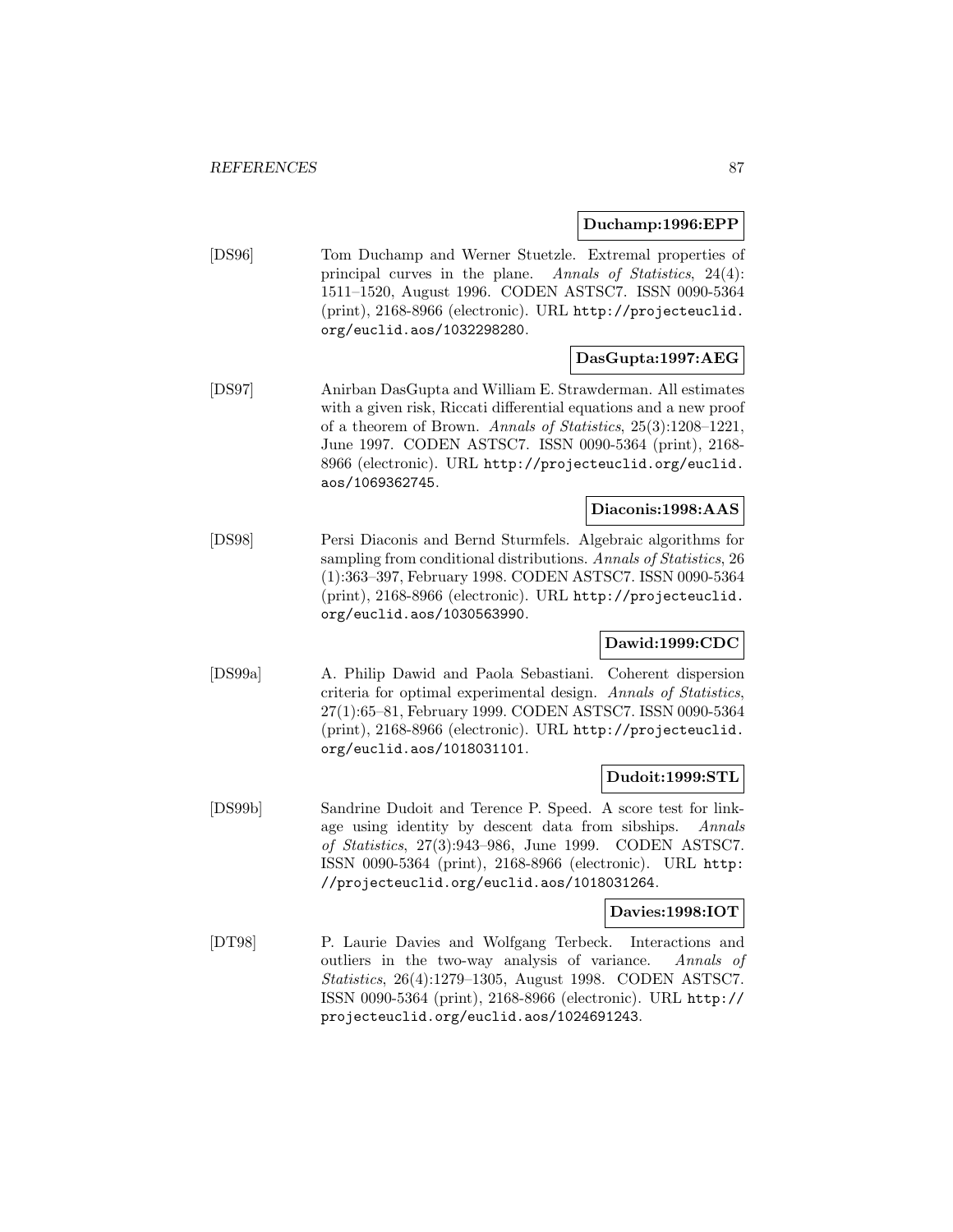**Duchamp:1996:EPP**

[DS96] Tom Duchamp and Werner Stuetzle. Extremal properties of principal curves in the plane. *Annals of Statistics*, 24(4): 1511–1520, August 1996. CODEN ASTSC7. ISSN 0090-5364 (print), 2168-8966 (electronic). URL `http://projecteuclid.org/euclid.aos/1032298280`.

**DasGupta:1997:AEG**

[DS97] Anirban DasGupta and William E. Strawderman. All estimates with a given risk, Riccati differential equations and a new proof of a theorem of Brown. *Annals of Statistics*, 25(3):1208–1221, June 1997. CODEN ASTSC7. ISSN 0090-5364 (print), 2168-8966 (electronic). URL `http://projecteuclid.org/euclid.aos/1069362745`.

**Diaconis:1998:AAS**

[DS98] Persi Diaconis and Bernd Sturmfels. Algebraic algorithms for sampling from conditional distributions. *Annals of Statistics*, 26 (1):363–397, February 1998. CODEN ASTSC7. ISSN 0090-5364 (print), 2168-8966 (electronic). URL `http://projecteuclid.org/euclid.aos/1030563990`.

**Dawid:1999:CDC**

[DS99a] A. Philip Dawid and Paola Sebastiani. Coherent dispersion criteria for optimal experimental design. *Annals of Statistics*, 27(1):65–81, February 1999. CODEN ASTSC7. ISSN 0090-5364 (print), 2168-8966 (electronic). URL `http://projecteuclid.org/euclid.aos/1018031101`.

**Dudoit:1999:STL**

[DS99b] Sandrine Dudoit and Terence P. Speed. A score test for linkage using identity by descent data from sibships. *Annals of Statistics*, 27(3):943–986, June 1999. CODEN ASTSC7. ISSN 0090-5364 (print), 2168-8966 (electronic). URL `http://projecteuclid.org/euclid.aos/1018031264`.

**Davies:1998:IOT**

[DT98] P. Laurie Davies and Wolfgang Terbeck. Interactions and outliers in the two-way analysis of variance. *Annals of Statistics*, 26(4):1279–1305, August 1998. CODEN ASTSC7. ISSN 0090-5364 (print), 2168-8966 (electronic). URL `http://projecteuclid.org/euclid.aos/1024691243`.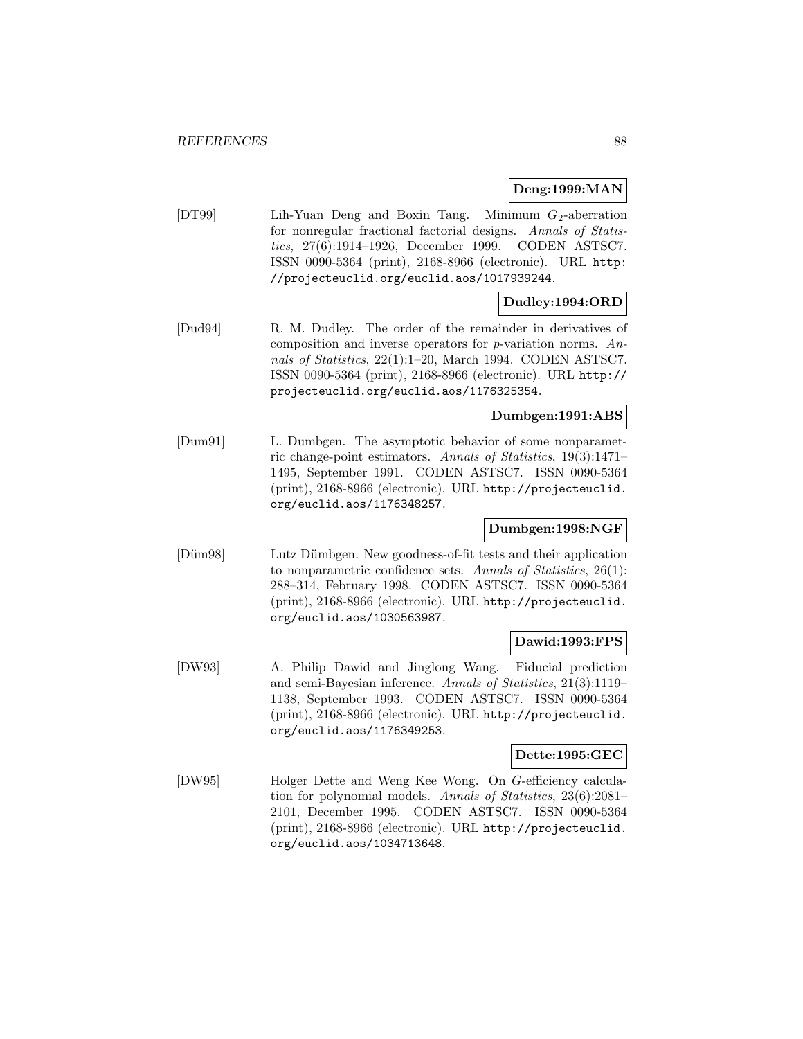**Deng:1999:MAN**

[DT99] Lih-Yuan Deng and Boxin Tang. Minimum $G_2$-aberration for nonregular fractional factorial designs. *Annals of Statistics*, 27(6):1914–1926, December 1999. CODEN ASTSC7. ISSN 0090-5364 (print), 2168-8966 (electronic). URL `http://projecteuclid.org/euclid.aos/1017939244`.

**Dudley:1994:ORD**

[Dud94] R. M. Dudley. The order of the remainder in derivatives of composition and inverse operators for $p$-variation norms. *Annals of Statistics*, 22(1):1–20, March 1994. CODEN ASTSC7. ISSN 0090-5364 (print), 2168-8966 (electronic). URL `http://projecteuclid.org/euclid.aos/1176325354`.

**Dumbgen:1991:ABS**

[Dum91] L. Dumbgen. The asymptotic behavior of some nonparametric change-point estimators. *Annals of Statistics*, 19(3):1471–1495, September 1991. CODEN ASTSC7. ISSN 0090-5364 (print), 2168-8966 (electronic). URL `http://projecteuclid.org/euclid.aos/1176348257`.

**Dumbgen:1998:NGF**

[Düm98] Lutz Dümbgen. New goodness-of-fit tests and their application to nonparametric confidence sets. *Annals of Statistics*, 26(1): 288–314, February 1998. CODEN ASTSC7. ISSN 0090-5364 (print), 2168-8966 (electronic). URL `http://projecteuclid.org/euclid.aos/1030563987`.

**Dawid:1993:FPS**

[DW93] A. Philip Dawid and Jinglong Wang. Fiducial prediction and semi-Bayesian inference. *Annals of Statistics*, 21(3):1119–1138, September 1993. CODEN ASTSC7. ISSN 0090-5364 (print), 2168-8966 (electronic). URL `http://projecteuclid.org/euclid.aos/1176349253`.

**Dette:1995:GEC**

[DW95] Holger Dette and Weng Kee Wong. On $G$-efficiency calculation for polynomial models. *Annals of Statistics*, 23(6):2081–2101, December 1995. CODEN ASTSC7. ISSN 0090-5364 (print), 2168-8966 (electronic). URL `http://projecteuclid.org/euclid.aos/1034713648`.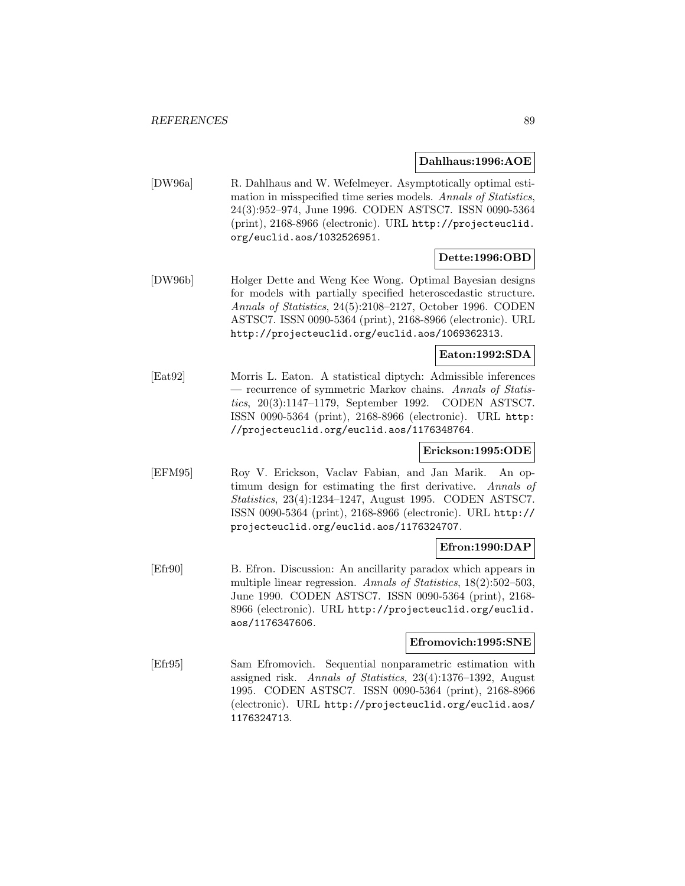**Dahlhaus:1996:AOE**

[DW96a] R. Dahlhaus and W. Wefelmeyer. Asymptotically optimal estimation in misspecified time series models. *Annals of Statistics*, 24(3):952–974, June 1996. CODEN ASTSC7. ISSN 0090-5364 (print), 2168-8966 (electronic). URL http://projecteuclid.org/euclid.aos/1032526951.

**Dette:1996:OBD**

[DW96b] Holger Dette and Weng Kee Wong. Optimal Bayesian designs for models with partially specified heteroscedastic structure. *Annals of Statistics*, 24(5):2108–2127, October 1996. CODEN ASTSC7. ISSN 0090-5364 (print), 2168-8966 (electronic). URL http://projecteuclid.org/euclid.aos/1069362313.

**Eaton:1992:SDA**

[Eat92] Morris L. Eaton. A statistical diptych: Admissible inferences — recurrence of symmetric Markov chains. *Annals of Statistics*, 20(3):1147–1179, September 1992. CODEN ASTSC7. ISSN 0090-5364 (print), 2168-8966 (electronic). URL http://projecteuclid.org/euclid.aos/1176348764.

**Erickson:1995:ODE**

[EFM95] Roy V. Erickson, Vaclav Fabian, and Jan Marik. An optimum design for estimating the first derivative. *Annals of Statistics*, 23(4):1234–1247, August 1995. CODEN ASTSC7. ISSN 0090-5364 (print), 2168-8966 (electronic). URL http://projecteuclid.org/euclid.aos/1176324707.

**Efron:1990:DAP**

[Efr90] B. Efron. Discussion: An ancillarity paradox which appears in multiple linear regression. *Annals of Statistics*, 18(2):502–503, June 1990. CODEN ASTSC7. ISSN 0090-5364 (print), 2168-8966 (electronic). URL http://projecteuclid.org/euclid.aos/1176347606.

**Efromovich:1995:SNE**

[Efr95] Sam Efromovich. Sequential nonparametric estimation with assigned risk. *Annals of Statistics*, 23(4):1376–1392, August 1995. CODEN ASTSC7. ISSN 0090-5364 (print), 2168-8966 (electronic). URL http://projecteuclid.org/euclid.aos/1176324713.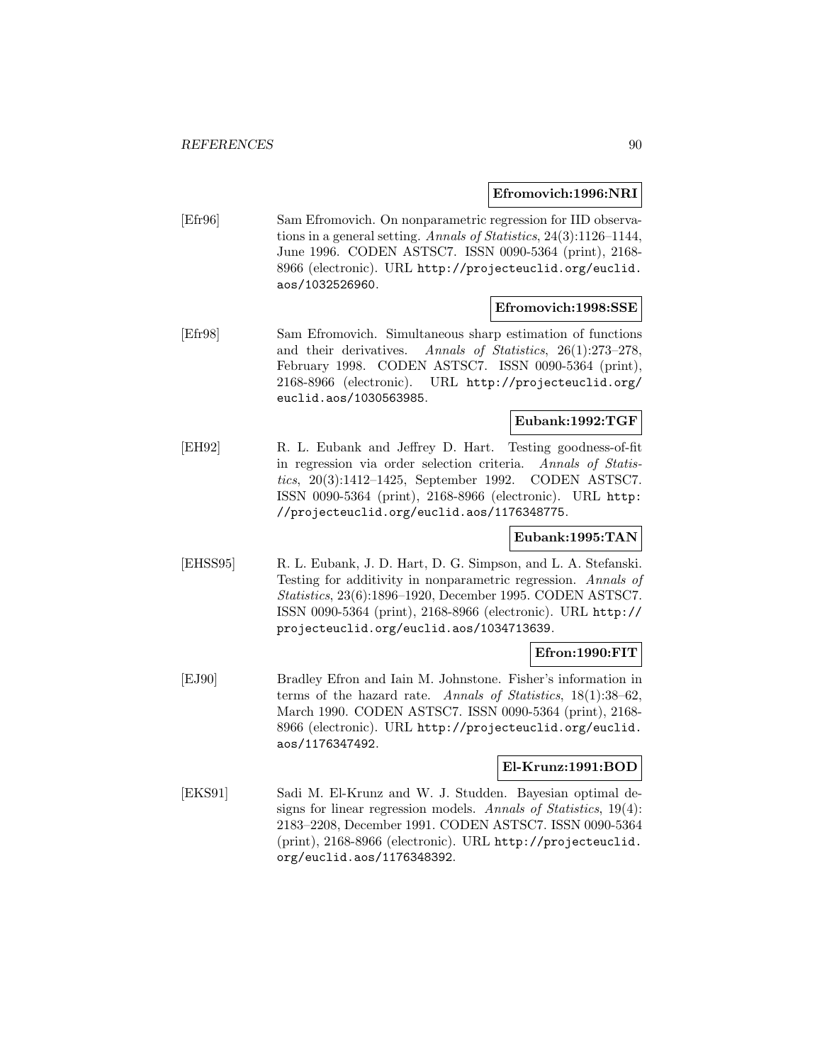**Efromovich:1996:NRI**

[Efr96] Sam Efromovich. On nonparametric regression for IID observations in a general setting. *Annals of Statistics*, 24(3):1126–1144, June 1996. CODEN ASTSC7. ISSN 0090-5364 (print), 2168-8966 (electronic). URL http://projecteuclid.org/euclid.aos/1032526960.

**Efromovich:1998:SSE**

[Efr98] Sam Efromovich. Simultaneous sharp estimation of functions and their derivatives. *Annals of Statistics*, 26(1):273–278, February 1998. CODEN ASTSC7. ISSN 0090-5364 (print), 2168-8966 (electronic). URL http://projecteuclid.org/euclid.aos/1030563985.

**Eubank:1992:TGF**

[EH92] R. L. Eubank and Jeffrey D. Hart. Testing goodness-of-fit in regression via order selection criteria. *Annals of Statistics*, 20(3):1412–1425, September 1992. CODEN ASTSC7. ISSN 0090-5364 (print), 2168-8966 (electronic). URL http://projecteuclid.org/euclid.aos/1176348775.

**Eubank:1995:TAN**

[EHSS95] R. L. Eubank, J. D. Hart, D. G. Simpson, and L. A. Stefanski. Testing for additivity in nonparametric regression. *Annals of Statistics*, 23(6):1896–1920, December 1995. CODEN ASTSC7. ISSN 0090-5364 (print), 2168-8966 (electronic). URL http://projecteuclid.org/euclid.aos/1034713639.

**Efron:1990:FIT**

[EJ90] Bradley Efron and Iain M. Johnstone. Fisher's information in terms of the hazard rate. *Annals of Statistics*, 18(1):38–62, March 1990. CODEN ASTSC7. ISSN 0090-5364 (print), 2168-8966 (electronic). URL http://projecteuclid.org/euclid.aos/1176347492.

**El-Krunz:1991:BOD**

[EKS91] Sadi M. El-Krunz and W. J. Studden. Bayesian optimal designs for linear regression models. *Annals of Statistics*, 19(4):2183–2208, December 1991. CODEN ASTSC7. ISSN 0090-5364 (print), 2168-8966 (electronic). URL http://projecteuclid.org/euclid.aos/1176348392.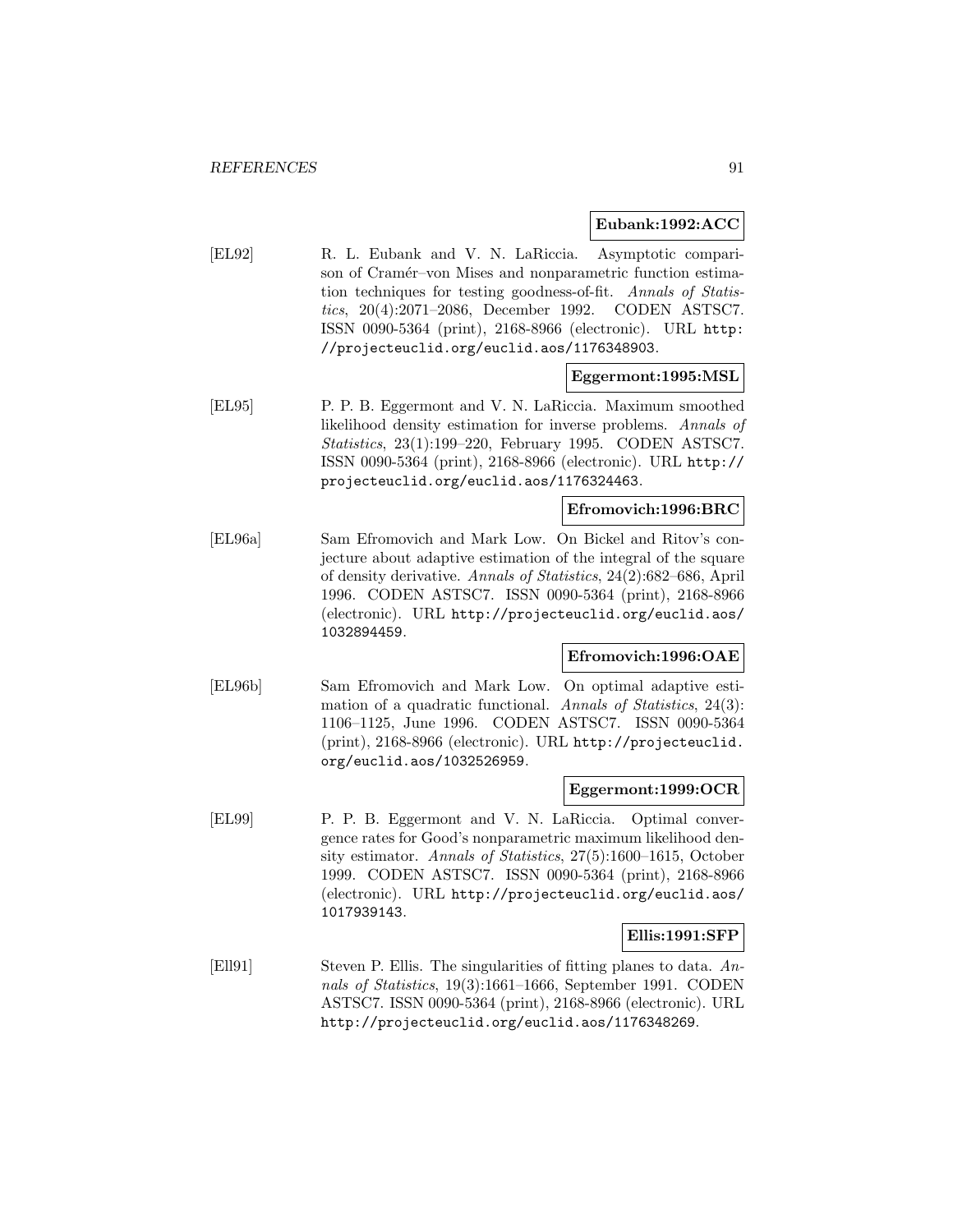**Eubank:1992:ACC**

[EL92] R. L. Eubank and V. N. LaRiccia. Asymptotic comparison of Cramér–von Mises and nonparametric function estimation techniques for testing goodness-of-fit. *Annals of Statistics*, 20(4):2071–2086, December 1992. CODEN ASTSC7. ISSN 0090-5364 (print), 2168-8966 (electronic). URL http://projecteuclid.org/euclid.aos/1176348903.

**Eggermont:1995:MSL**

[EL95] P. P. B. Eggermont and V. N. LaRiccia. Maximum smoothed likelihood density estimation for inverse problems. *Annals of Statistics*, 23(1):199–220, February 1995. CODEN ASTSC7. ISSN 0090-5364 (print), 2168-8966 (electronic). URL http://projecteuclid.org/euclid.aos/1176324463.

**Efromovich:1996:BRC**

[EL96a] Sam Efromovich and Mark Low. On Bickel and Ritov's conjecture about adaptive estimation of the integral of the square of density derivative. *Annals of Statistics*, 24(2):682–686, April 1996. CODEN ASTSC7. ISSN 0090-5364 (print), 2168-8966 (electronic). URL http://projecteuclid.org/euclid.aos/1032894459.

**Efromovich:1996:OAE**

[EL96b] Sam Efromovich and Mark Low. On optimal adaptive estimation of a quadratic functional. *Annals of Statistics*, 24(3):1106–1125, June 1996. CODEN ASTSC7. ISSN 0090-5364 (print), 2168-8966 (electronic). URL http://projecteuclid.org/euclid.aos/1032526959.

**Eggermont:1999:OCR**

[EL99] P. P. B. Eggermont and V. N. LaRiccia. Optimal convergence rates for Good's nonparametric maximum likelihood density estimator. *Annals of Statistics*, 27(5):1600–1615, October 1999. CODEN ASTSC7. ISSN 0090-5364 (print), 2168-8966 (electronic). URL http://projecteuclid.org/euclid.aos/1017939143.

**Ellis:1991:SFP**

[Ell91] Steven P. Ellis. The singularities of fitting planes to data. *Annals of Statistics*, 19(3):1661–1666, September 1991. CODEN ASTSC7. ISSN 0090-5364 (print), 2168-8966 (electronic). URL http://projecteuclid.org/euclid.aos/1176348269.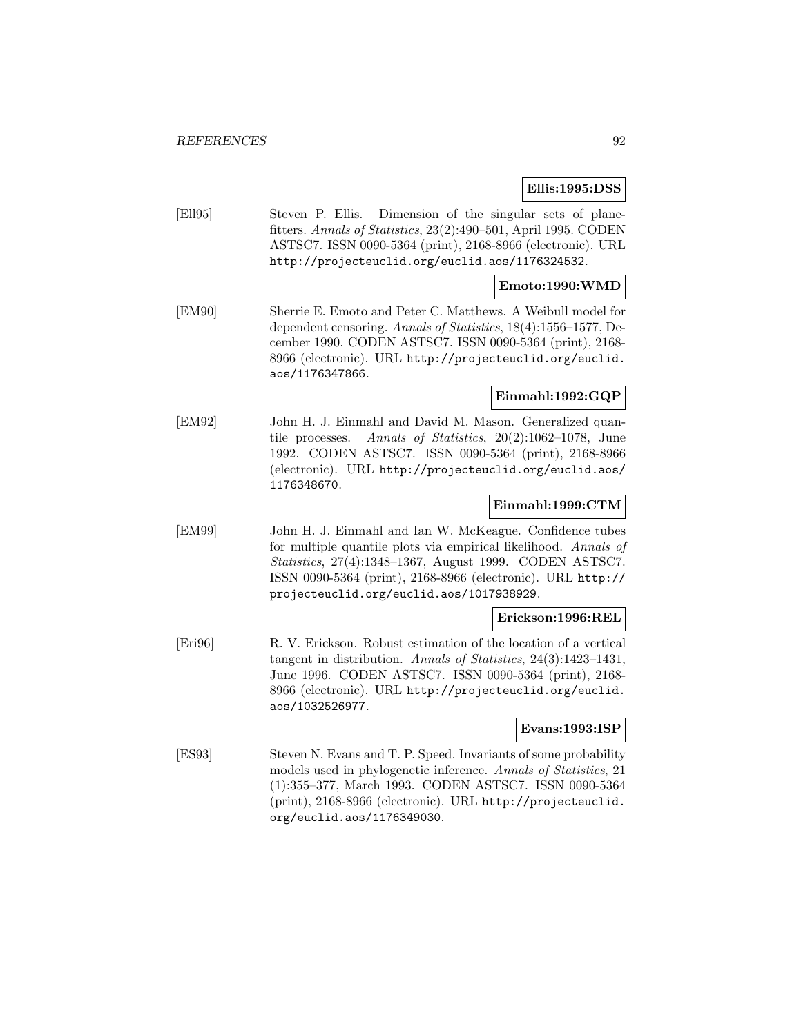**Ellis:1995:DSS**

[Ell95] Steven P. Ellis. Dimension of the singular sets of plane-fitters. *Annals of Statistics*, 23(2):490–501, April 1995. CODEN ASTSC7. ISSN 0090-5364 (print), 2168-8966 (electronic). URL http://projecteuclid.org/euclid.aos/1176324532.

**Emoto:1990:WMD**

[EM90] Sherrie E. Emoto and Peter C. Matthews. A Weibull model for dependent censoring. *Annals of Statistics*, 18(4):1556–1577, December 1990. CODEN ASTSC7. ISSN 0090-5364 (print), 2168-8966 (electronic). URL http://projecteuclid.org/euclid.aos/1176347866.

**Einmahl:1992:GQP**

[EM92] John H. J. Einmahl and David M. Mason. Generalized quantile processes. *Annals of Statistics*, 20(2):1062–1078, June 1992. CODEN ASTSC7. ISSN 0090-5364 (print), 2168-8966 (electronic). URL http://projecteuclid.org/euclid.aos/1176348670.

**Einmahl:1999:CTM**

[EM99] John H. J. Einmahl and Ian W. McKeague. Confidence tubes for multiple quantile plots via empirical likelihood. *Annals of Statistics*, 27(4):1348–1367, August 1999. CODEN ASTSC7. ISSN 0090-5364 (print), 2168-8966 (electronic). URL http://projecteuclid.org/euclid.aos/1017938929.

**Erickson:1996:REL**

[Eri96] R. V. Erickson. Robust estimation of the location of a vertical tangent in distribution. *Annals of Statistics*, 24(3):1423–1431, June 1996. CODEN ASTSC7. ISSN 0090-5364 (print), 2168-8966 (electronic). URL http://projecteuclid.org/euclid.aos/1032526977.

**Evans:1993:ISP**

[ES93] Steven N. Evans and T. P. Speed. Invariants of some probability models used in phylogenetic inference. *Annals of Statistics*, 21 (1):355–377, March 1993. CODEN ASTSC7. ISSN 0090-5364 (print), 2168-8966 (electronic). URL http://projecteuclid.org/euclid.aos/1176349030.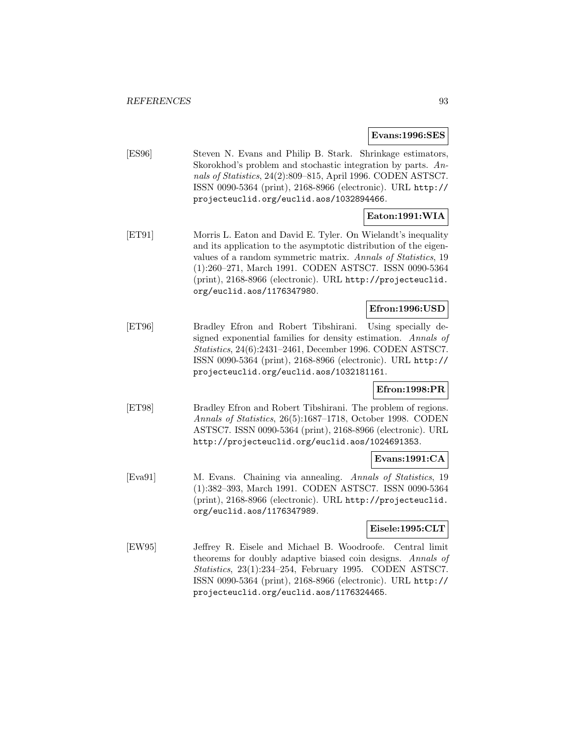**Evans:1996:SES**

[ES96] Steven N. Evans and Philip B. Stark. Shrinkage estimators, Skorokhod's problem and stochastic integration by parts. *Annals of Statistics*, 24(2):809–815, April 1996. CODEN ASTSC7. ISSN 0090-5364 (print), 2168-8966 (electronic). URL http://projecteuclid.org/euclid.aos/1032894466.

**Eaton:1991:WIA**

[ET91] Morris L. Eaton and David E. Tyler. On Wielandt's inequality and its application to the asymptotic distribution of the eigenvalues of a random symmetric matrix. *Annals of Statistics*, 19 (1):260–271, March 1991. CODEN ASTSC7. ISSN 0090-5364 (print), 2168-8966 (electronic). URL http://projecteuclid.org/euclid.aos/1176347980.

**Efron:1996:USD**

[ET96] Bradley Efron and Robert Tibshirani. Using specially designed exponential families for density estimation. *Annals of Statistics*, 24(6):2431–2461, December 1996. CODEN ASTSC7. ISSN 0090-5364 (print), 2168-8966 (electronic). URL http://projecteuclid.org/euclid.aos/1032181161.

**Efron:1998:PR**

[ET98] Bradley Efron and Robert Tibshirani. The problem of regions. *Annals of Statistics*, 26(5):1687–1718, October 1998. CODEN ASTSC7. ISSN 0090-5364 (print), 2168-8966 (electronic). URL http://projecteuclid.org/euclid.aos/1024691353.

**Evans:1991:CA**

[Eva91] M. Evans. Chaining via annealing. *Annals of Statistics*, 19 (1):382–393, March 1991. CODEN ASTSC7. ISSN 0090-5364 (print), 2168-8966 (electronic). URL http://projecteuclid.org/euclid.aos/1176347989.

**Eisele:1995:CLT**

[EW95] Jeffrey R. Eisele and Michael B. Woodroofe. Central limit theorems for doubly adaptive biased coin designs. *Annals of Statistics*, 23(1):234–254, February 1995. CODEN ASTSC7. ISSN 0090-5364 (print), 2168-8966 (electronic). URL http://projecteuclid.org/euclid.aos/1176324465.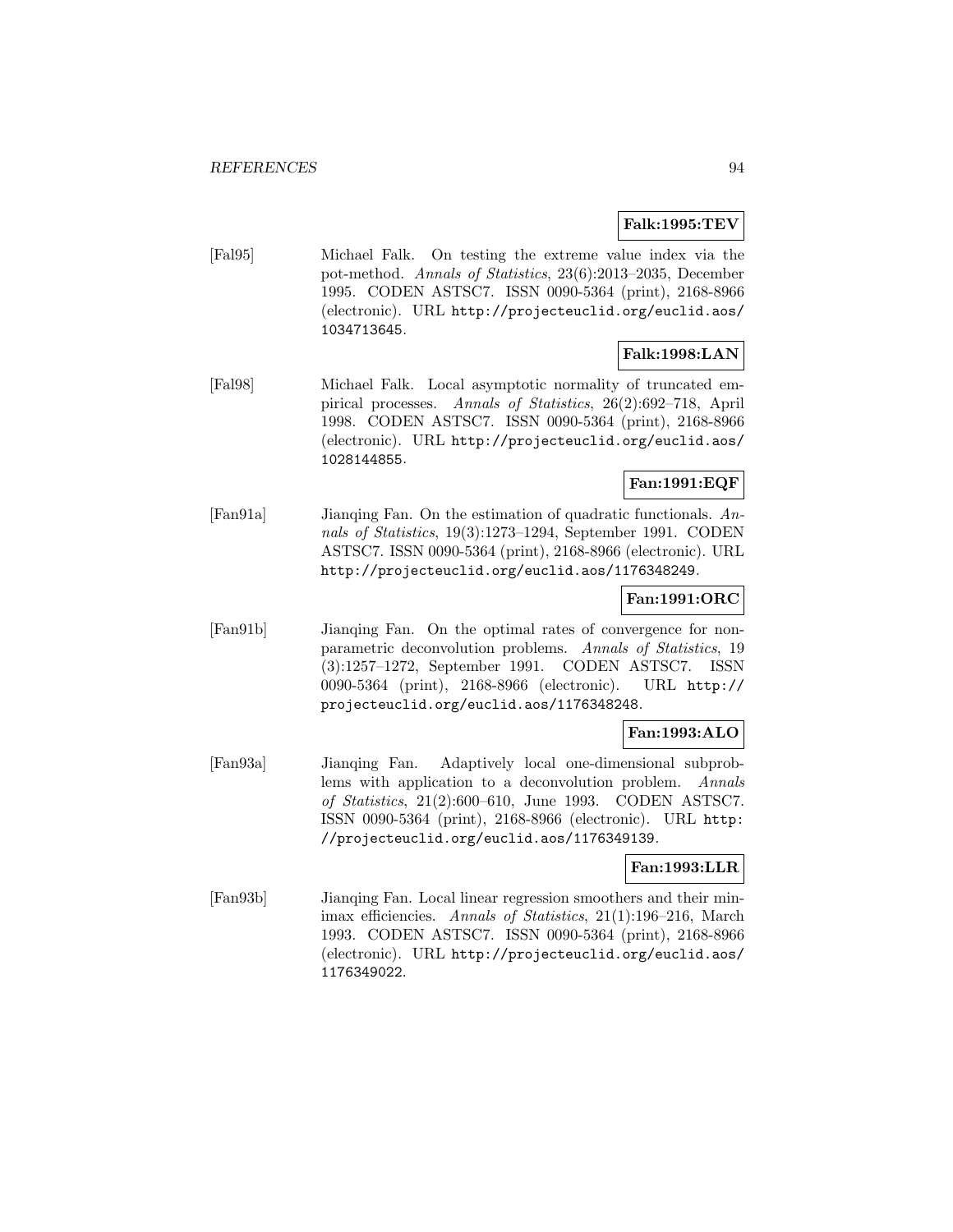**Falk:1995:TEV**

[Fal95] Michael Falk. On testing the extreme value index via the pot-method. *Annals of Statistics*, 23(6):2013–2035, December 1995. CODEN ASTSC7. ISSN 0090-5364 (print), 2168-8966 (electronic). URL `http://projecteuclid.org/euclid.aos/1034713645`.

**Falk:1998:LAN**

[Fal98] Michael Falk. Local asymptotic normality of truncated empirical processes. *Annals of Statistics*, 26(2):692–718, April 1998. CODEN ASTSC7. ISSN 0090-5364 (print), 2168-8966 (electronic). URL `http://projecteuclid.org/euclid.aos/1028144855`.

**Fan:1991:EQF**

[Fan91a] Jianqing Fan. On the estimation of quadratic functionals. *Annals of Statistics*, 19(3):1273–1294, September 1991. CODEN ASTSC7. ISSN 0090-5364 (print), 2168-8966 (electronic). URL `http://projecteuclid.org/euclid.aos/1176348249`.

**Fan:1991:ORC**

[Fan91b] Jianqing Fan. On the optimal rates of convergence for nonparametric deconvolution problems. *Annals of Statistics*, 19 (3):1257–1272, September 1991. CODEN ASTSC7. ISSN 0090-5364 (print), 2168-8966 (electronic). URL `http://projecteuclid.org/euclid.aos/1176348248`.

**Fan:1993:ALO**

[Fan93a] Jianqing Fan. Adaptively local one-dimensional subproblems with application to a deconvolution problem. *Annals of Statistics*, 21(2):600–610, June 1993. CODEN ASTSC7. ISSN 0090-5364 (print), 2168-8966 (electronic). URL `http://projecteuclid.org/euclid.aos/1176349139`.

**Fan:1993:LLR**

[Fan93b] Jianqing Fan. Local linear regression smoothers and their minimax efficiencies. *Annals of Statistics*, 21(1):196–216, March 1993. CODEN ASTSC7. ISSN 0090-5364 (print), 2168-8966 (electronic). URL `http://projecteuclid.org/euclid.aos/1176349022`.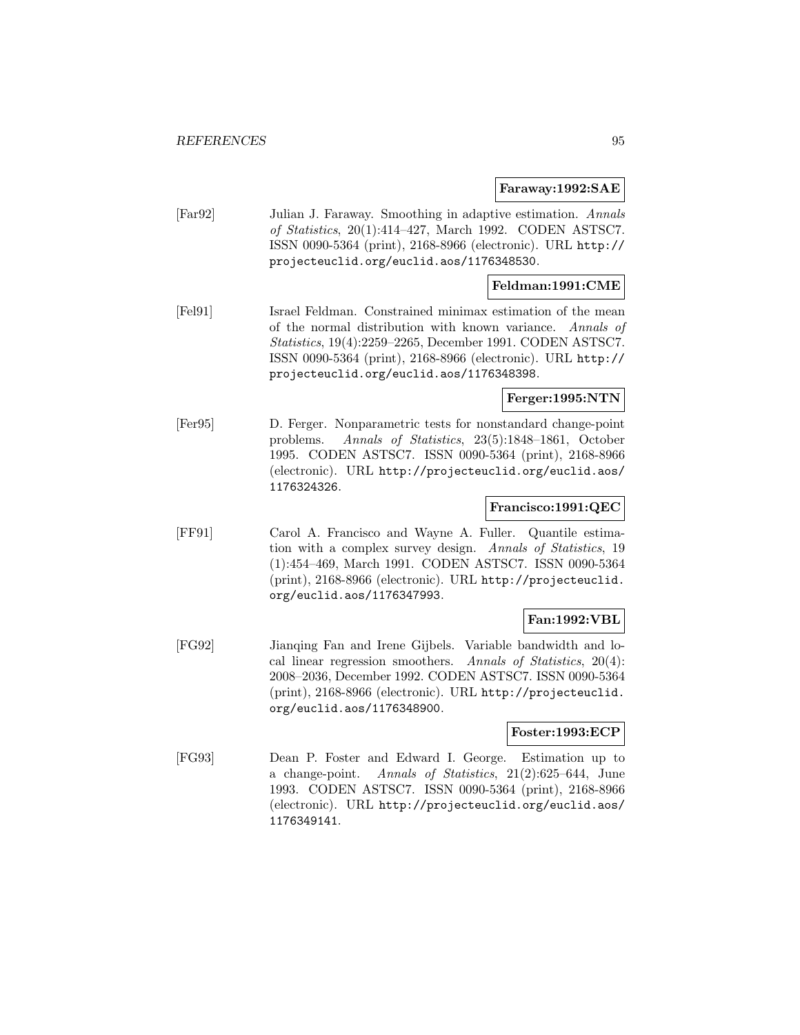**Faraway:1992:SAE**

[Far92] Julian J. Faraway. Smoothing in adaptive estimation. *Annals of Statistics*, 20(1):414–427, March 1992. CODEN ASTSC7. ISSN 0090-5364 (print), 2168-8966 (electronic). URL http://projecteuclid.org/euclid.aos/1176348530.

**Feldman:1991:CME**

[Fel91] Israel Feldman. Constrained minimax estimation of the mean of the normal distribution with known variance. *Annals of Statistics*, 19(4):2259–2265, December 1991. CODEN ASTSC7. ISSN 0090-5364 (print), 2168-8966 (electronic). URL http://projecteuclid.org/euclid.aos/1176348398.

**Ferger:1995:NTN**

[Fer95] D. Ferger. Nonparametric tests for nonstandard change-point problems. *Annals of Statistics*, 23(5):1848–1861, October 1995. CODEN ASTSC7. ISSN 0090-5364 (print), 2168-8966 (electronic). URL http://projecteuclid.org/euclid.aos/1176324326.

**Francisco:1991:QEC**

[FF91] Carol A. Francisco and Wayne A. Fuller. Quantile estimation with a complex survey design. *Annals of Statistics*, 19 (1):454–469, March 1991. CODEN ASTSC7. ISSN 0090-5364 (print), 2168-8966 (electronic). URL http://projecteuclid.org/euclid.aos/1176347993.

**Fan:1992:VBL**

[FG92] Jianqing Fan and Irene Gijbels. Variable bandwidth and local linear regression smoothers. *Annals of Statistics*, 20(4): 2008–2036, December 1992. CODEN ASTSC7. ISSN 0090-5364 (print), 2168-8966 (electronic). URL http://projecteuclid.org/euclid.aos/1176348900.

**Foster:1993:ECP**

[FG93] Dean P. Foster and Edward I. George. Estimation up to a change-point. *Annals of Statistics*, 21(2):625–644, June 1993. CODEN ASTSC7. ISSN 0090-5364 (print), 2168-8966 (electronic). URL http://projecteuclid.org/euclid.aos/1176349141.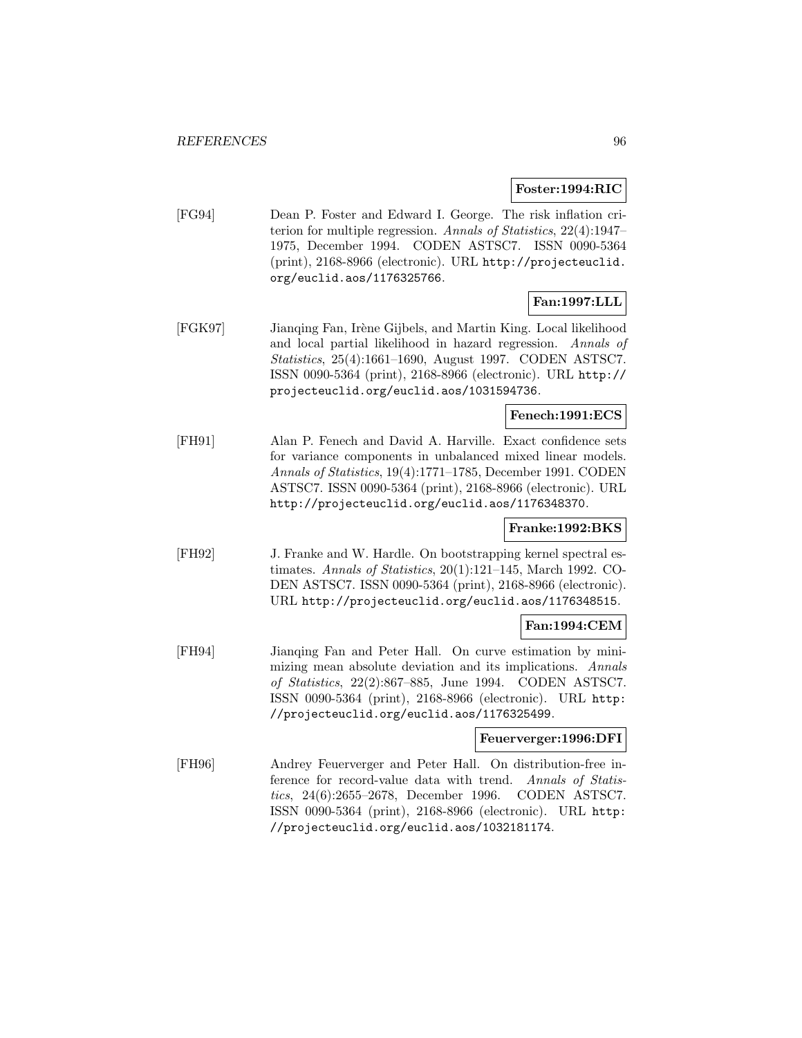**Foster:1994:RIC**

[FG94] Dean P. Foster and Edward I. George. The risk inflation criterion for multiple regression. *Annals of Statistics*, 22(4):1947–1975, December 1994. CODEN ASTSC7. ISSN 0090-5364 (print), 2168-8966 (electronic). URL http://projecteuclid.org/euclid.aos/1176325766.

**Fan:1997:LLL**

[FGK97] Jianqing Fan, Irène Gijbels, and Martin King. Local likelihood and local partial likelihood in hazard regression. *Annals of Statistics*, 25(4):1661–1690, August 1997. CODEN ASTSC7. ISSN 0090-5364 (print), 2168-8966 (electronic). URL http://projecteuclid.org/euclid.aos/1031594736.

**Fenech:1991:ECS**

[FH91] Alan P. Fenech and David A. Harville. Exact confidence sets for variance components in unbalanced mixed linear models. *Annals of Statistics*, 19(4):1771–1785, December 1991. CODEN ASTSC7. ISSN 0090-5364 (print), 2168-8966 (electronic). URL http://projecteuclid.org/euclid.aos/1176348370.

**Franke:1992:BKS**

[FH92] J. Franke and W. Hardle. On bootstrapping kernel spectral estimates. *Annals of Statistics*, 20(1):121–145, March 1992. CODEN ASTSC7. ISSN 0090-5364 (print), 2168-8966 (electronic). URL http://projecteuclid.org/euclid.aos/1176348515.

**Fan:1994:CEM**

[FH94] Jianqing Fan and Peter Hall. On curve estimation by minimizing mean absolute deviation and its implications. *Annals of Statistics*, 22(2):867–885, June 1994. CODEN ASTSC7. ISSN 0090-5364 (print), 2168-8966 (electronic). URL http://projecteuclid.org/euclid.aos/1176325499.

**Feuerverger:1996:DFI**

[FH96] Andrey Feuerverger and Peter Hall. On distribution-free inference for record-value data with trend. *Annals of Statistics*, 24(6):2655–2678, December 1996. CODEN ASTSC7. ISSN 0090-5364 (print), 2168-8966 (electronic). URL http://projecteuclid.org/euclid.aos/1032181174.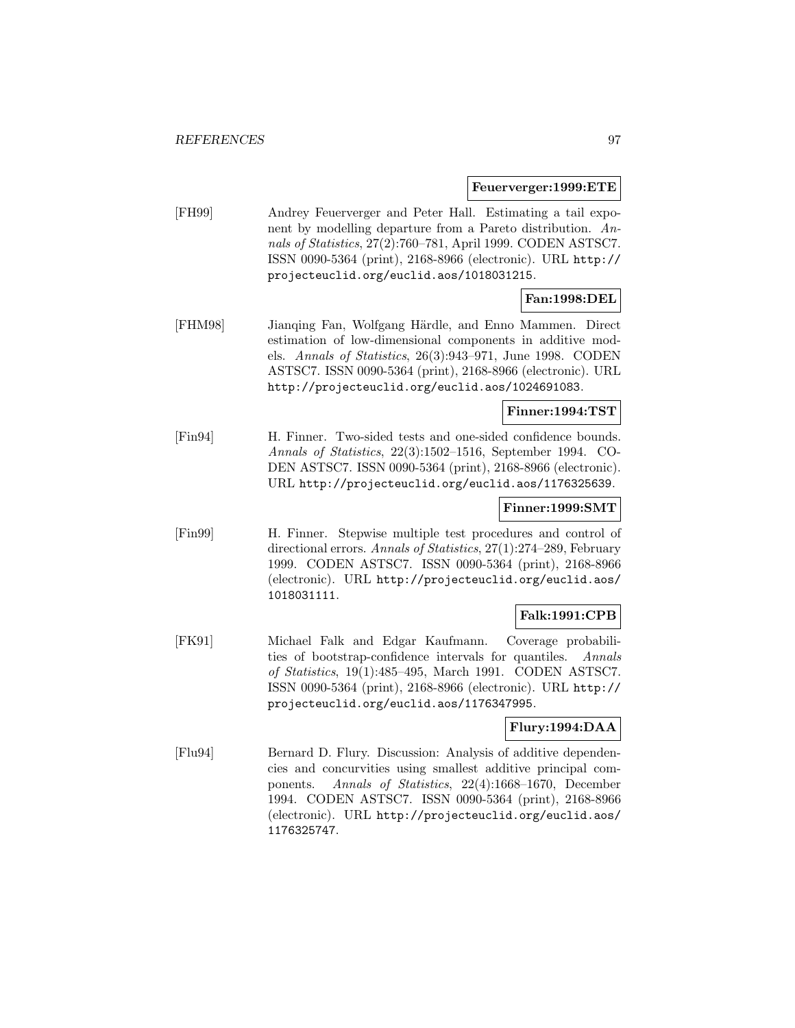**Feuerverger:1999:ETE**

[FH99] Andrey Feuerverger and Peter Hall. Estimating a tail exponent by modelling departure from a Pareto distribution. *Annals of Statistics*, 27(2):760–781, April 1999. CODEN ASTSC7. ISSN 0090-5364 (print), 2168-8966 (electronic). URL http://projecteuclid.org/euclid.aos/1018031215.

**Fan:1998:DEL**

[FHM98] Jianqing Fan, Wolfgang Härdle, and Enno Mammen. Direct estimation of low-dimensional components in additive models. *Annals of Statistics*, 26(3):943–971, June 1998. CODEN ASTSC7. ISSN 0090-5364 (print), 2168-8966 (electronic). URL http://projecteuclid.org/euclid.aos/1024691083.

**Finner:1994:TST**

[Fin94] H. Finner. Two-sided tests and one-sided confidence bounds. *Annals of Statistics*, 22(3):1502–1516, September 1994. CODEN ASTSC7. ISSN 0090-5364 (print), 2168-8966 (electronic). URL http://projecteuclid.org/euclid.aos/1176325639.

**Finner:1999:SMT**

[Fin99] H. Finner. Stepwise multiple test procedures and control of directional errors. *Annals of Statistics*, 27(1):274–289, February 1999. CODEN ASTSC7. ISSN 0090-5364 (print), 2168-8966 (electronic). URL http://projecteuclid.org/euclid.aos/1018031111.

**Falk:1991:CPB**

[FK91] Michael Falk and Edgar Kaufmann. Coverage probabilities of bootstrap-confidence intervals for quantiles. *Annals of Statistics*, 19(1):485–495, March 1991. CODEN ASTSC7. ISSN 0090-5364 (print), 2168-8966 (electronic). URL http://projecteuclid.org/euclid.aos/1176347995.

**Flury:1994:DAA**

[Flu94] Bernard D. Flury. Discussion: Analysis of additive dependencies and concurvities using smallest additive principal components. *Annals of Statistics*, 22(4):1668–1670, December 1994. CODEN ASTSC7. ISSN 0090-5364 (print), 2168-8966 (electronic). URL http://projecteuclid.org/euclid.aos/1176325747.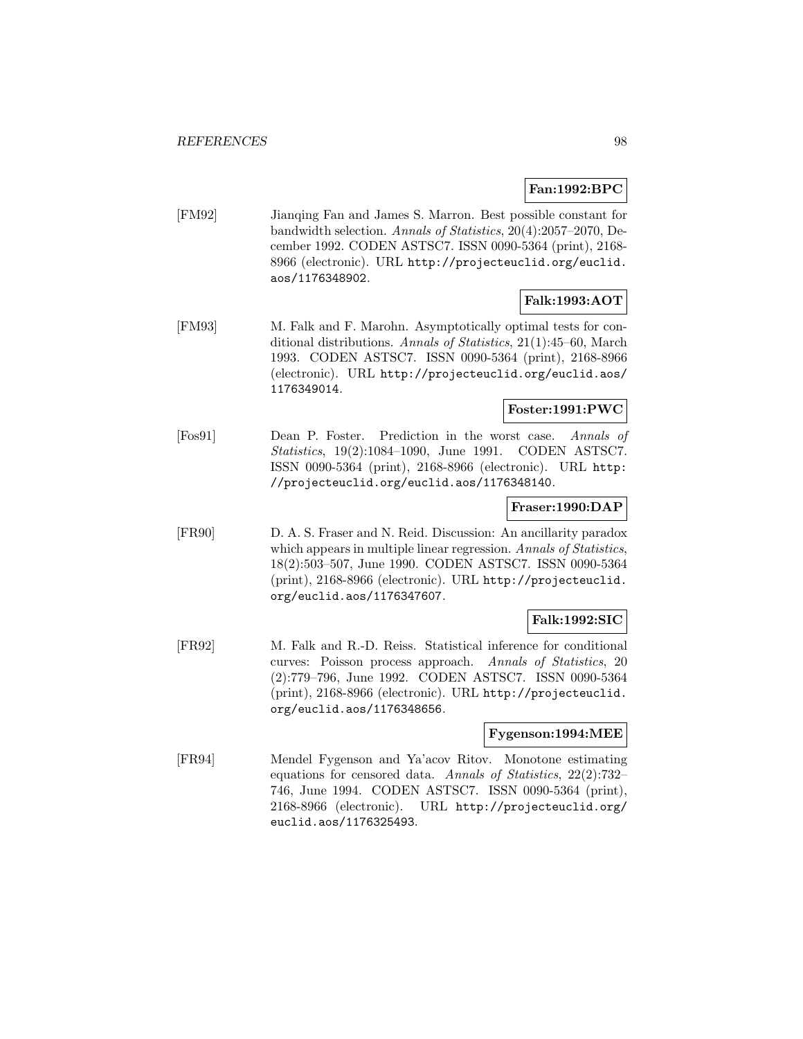**Fan:1992:BPC**

[FM92] Jianqing Fan and James S. Marron. Best possible constant for bandwidth selection. *Annals of Statistics*, 20(4):2057–2070, December 1992. CODEN ASTSC7. ISSN 0090-5364 (print), 2168-8966 (electronic). URL http://projecteuclid.org/euclid.aos/1176348902.

**Falk:1993:AOT**

[FM93] M. Falk and F. Marohn. Asymptotically optimal tests for conditional distributions. *Annals of Statistics*, 21(1):45–60, March 1993. CODEN ASTSC7. ISSN 0090-5364 (print), 2168-8966 (electronic). URL http://projecteuclid.org/euclid.aos/1176349014.

**Foster:1991:PWC**

[Fos91] Dean P. Foster. Prediction in the worst case. *Annals of Statistics*, 19(2):1084–1090, June 1991. CODEN ASTSC7. ISSN 0090-5364 (print), 2168-8966 (electronic). URL http://projecteuclid.org/euclid.aos/1176348140.

**Fraser:1990:DAP**

[FR90] D. A. S. Fraser and N. Reid. Discussion: An ancillarity paradox which appears in multiple linear regression. *Annals of Statistics*, 18(2):503–507, June 1990. CODEN ASTSC7. ISSN 0090-5364 (print), 2168-8966 (electronic). URL http://projecteuclid.org/euclid.aos/1176347607.

**Falk:1992:SIC**

[FR92] M. Falk and R.-D. Reiss. Statistical inference for conditional curves: Poisson process approach. *Annals of Statistics*, 20(2):779–796, June 1992. CODEN ASTSC7. ISSN 0090-5364 (print), 2168-8966 (electronic). URL http://projecteuclid.org/euclid.aos/1176348656.

**Fygenson:1994:MEE**

[FR94] Mendel Fygenson and Ya'acov Ritov. Monotone estimating equations for censored data. *Annals of Statistics*, 22(2):732–746, June 1994. CODEN ASTSC7. ISSN 0090-5364 (print), 2168-8966 (electronic). URL http://projecteuclid.org/euclid.aos/1176325493.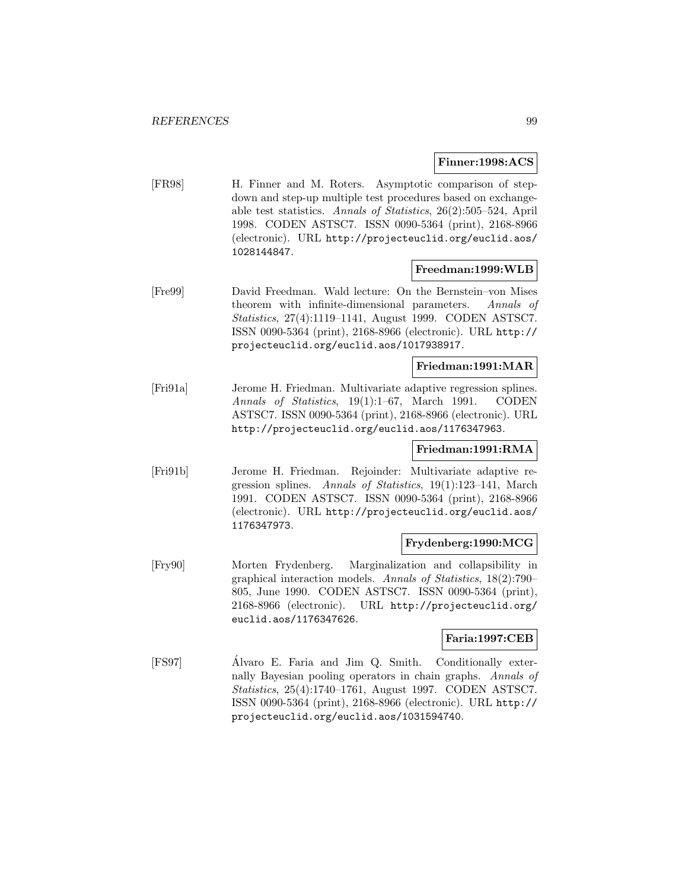**Finner:1998:ACS**

[FR98] H. Finner and M. Roters. Asymptotic comparison of step-down and step-up multiple test procedures based on exchangeable test statistics. *Annals of Statistics*, 26(2):505–524, April 1998. CODEN ASTSC7. ISSN 0090-5364 (print), 2168-8966 (electronic). URL http://projecteuclid.org/euclid.aos/1028144847.

**Freedman:1999:WLB**

[Fre99] David Freedman. Wald lecture: On the Bernstein–von Mises theorem with infinite-dimensional parameters. *Annals of Statistics*, 27(4):1119–1141, August 1999. CODEN ASTSC7. ISSN 0090-5364 (print), 2168-8966 (electronic). URL http://projecteuclid.org/euclid.aos/1017938917.

**Friedman:1991:MAR**

[Fri91a] Jerome H. Friedman. Multivariate adaptive regression splines. *Annals of Statistics*, 19(1):1–67, March 1991. CODEN ASTSC7. ISSN 0090-5364 (print), 2168-8966 (electronic). URL http://projecteuclid.org/euclid.aos/1176347963.

**Friedman:1991:RMA**

[Fri91b] Jerome H. Friedman. Rejoinder: Multivariate adaptive regression splines. *Annals of Statistics*, 19(1):123–141, March 1991. CODEN ASTSC7. ISSN 0090-5364 (print), 2168-8966 (electronic). URL http://projecteuclid.org/euclid.aos/1176347973.

**Frydenberg:1990:MCG**

[Fry90] Morten Frydenberg. Marginalization and collapsibility in graphical interaction models. *Annals of Statistics*, 18(2):790–805, June 1990. CODEN ASTSC7. ISSN 0090-5364 (print), 2168-8966 (electronic). URL http://projecteuclid.org/euclid.aos/1176347626.

**Faria:1997:CEB**

[FS97] Álvaro E. Faria and Jim Q. Smith. Conditionally externally Bayesian pooling operators in chain graphs. *Annals of Statistics*, 25(4):1740–1761, August 1997. CODEN ASTSC7. ISSN 0090-5364 (print), 2168-8966 (electronic). URL http://projecteuclid.org/euclid.aos/1031594740.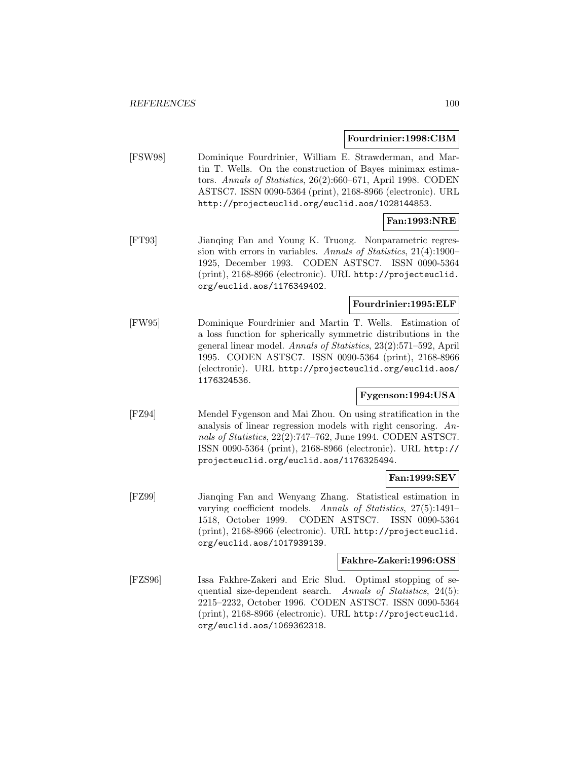**Fourdrinier:1998:CBM**

[FSW98] Dominique Fourdrinier, William E. Strawderman, and Martin T. Wells. On the construction of Bayes minimax estimators. *Annals of Statistics*, 26(2):660–671, April 1998. CODEN ASTSC7. ISSN 0090-5364 (print), 2168-8966 (electronic). URL http://projecteuclid.org/euclid.aos/1028144853.

**Fan:1993:NRE**

[FT93] Jianqing Fan and Young K. Truong. Nonparametric regression with errors in variables. *Annals of Statistics*, 21(4):1900–1925, December 1993. CODEN ASTSC7. ISSN 0090-5364 (print), 2168-8966 (electronic). URL http://projecteuclid.org/euclid.aos/1176349402.

**Fourdrinier:1995:ELF**

[FW95] Dominique Fourdrinier and Martin T. Wells. Estimation of a loss function for spherically symmetric distributions in the general linear model. *Annals of Statistics*, 23(2):571–592, April 1995. CODEN ASTSC7. ISSN 0090-5364 (print), 2168-8966 (electronic). URL http://projecteuclid.org/euclid.aos/1176324536.

**Fygenson:1994:USA**

[FZ94] Mendel Fygenson and Mai Zhou. On using stratification in the analysis of linear regression models with right censoring. *Annals of Statistics*, 22(2):747–762, June 1994. CODEN ASTSC7. ISSN 0090-5364 (print), 2168-8966 (electronic). URL http://projecteuclid.org/euclid.aos/1176325494.

**Fan:1999:SEV**

[FZ99] Jianqing Fan and Wenyang Zhang. Statistical estimation in varying coefficient models. *Annals of Statistics*, 27(5):1491–1518, October 1999. CODEN ASTSC7. ISSN 0090-5364 (print), 2168-8966 (electronic). URL http://projecteuclid.org/euclid.aos/1017939139.

**Fakhre-Zakeri:1996:OSS**

[FZS96] Issa Fakhre-Zakeri and Eric Slud. Optimal stopping of sequential size-dependent search. *Annals of Statistics*, 24(5):2215–2232, October 1996. CODEN ASTSC7. ISSN 0090-5364 (print), 2168-8966 (electronic). URL http://projecteuclid.org/euclid.aos/1069362318.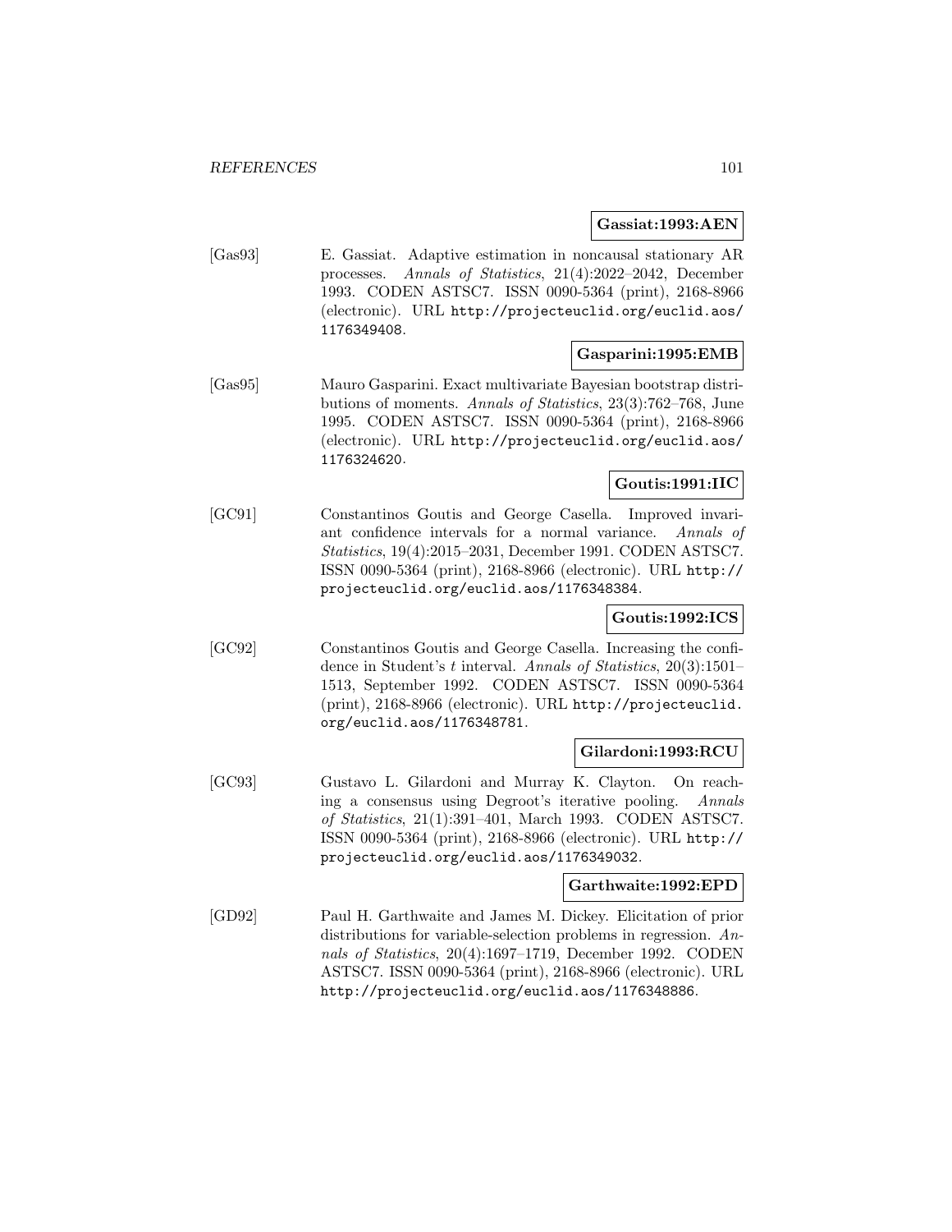**Gassiat:1993:AEN**

[Gas93] E. Gassiat. Adaptive estimation in noncausal stationary AR processes. *Annals of Statistics*, 21(4):2022–2042, December 1993. CODEN ASTSC7. ISSN 0090-5364 (print), 2168-8966 (electronic). URL http://projecteuclid.org/euclid.aos/1176349408.

**Gasparini:1995:EMB**

[Gas95] Mauro Gasparini. Exact multivariate Bayesian bootstrap distributions of moments. *Annals of Statistics*, 23(3):762–768, June 1995. CODEN ASTSC7. ISSN 0090-5364 (print), 2168-8966 (electronic). URL http://projecteuclid.org/euclid.aos/1176324620.

**Goutis:1991:IIC**

[GC91] Constantinos Goutis and George Casella. Improved invariant confidence intervals for a normal variance. *Annals of Statistics*, 19(4):2015–2031, December 1991. CODEN ASTSC7. ISSN 0090-5364 (print), 2168-8966 (electronic). URL http://projecteuclid.org/euclid.aos/1176348384.

**Goutis:1992:ICS**

[GC92] Constantinos Goutis and George Casella. Increasing the confidence in Student's $t$ interval. *Annals of Statistics*, 20(3):1501–1513, September 1992. CODEN ASTSC7. ISSN 0090-5364 (print), 2168-8966 (electronic). URL http://projecteuclid.org/euclid.aos/1176348781.

**Gilardoni:1993:RCU**

[GC93] Gustavo L. Gilardoni and Murray K. Clayton. On reaching a consensus using Degroot's iterative pooling. *Annals of Statistics*, 21(1):391–401, March 1993. CODEN ASTSC7. ISSN 0090-5364 (print), 2168-8966 (electronic). URL http://projecteuclid.org/euclid.aos/1176349032.

**Garthwaite:1992:EPD**

[GD92] Paul H. Garthwaite and James M. Dickey. Elicitation of prior distributions for variable-selection problems in regression. *Annals of Statistics*, 20(4):1697–1719, December 1992. CODEN ASTSC7. ISSN 0090-5364 (print), 2168-8966 (electronic). URL http://projecteuclid.org/euclid.aos/1176348886.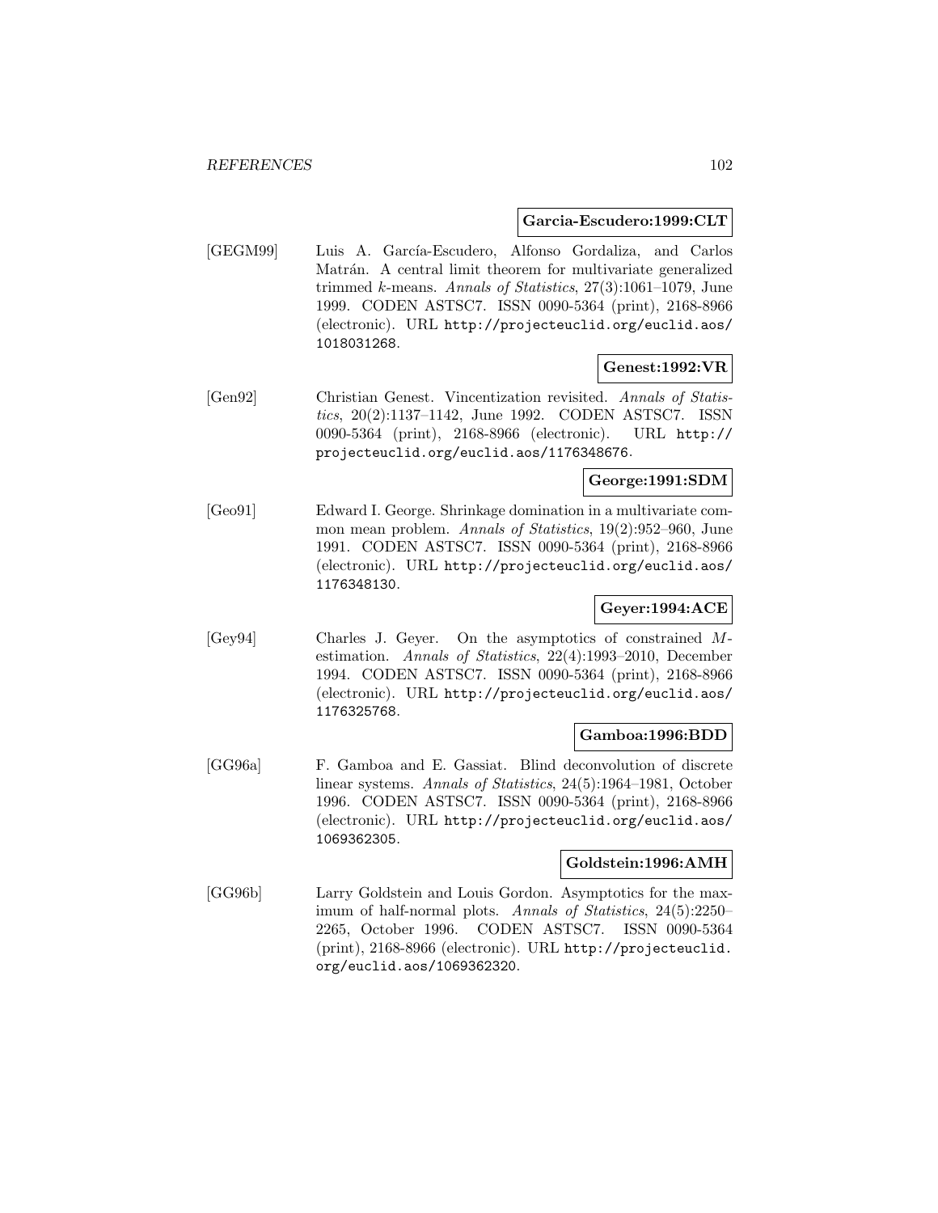**Garcia-Escudero:1999:CLT**

[GEGM99] Luis A. García-Escudero, Alfonso Gordaliza, and Carlos Matrán. A central limit theorem for multivariate generalized trimmed $k$-means. *Annals of Statistics*, 27(3):1061–1079, June 1999. CODEN ASTSC7. ISSN 0090-5364 (print), 2168-8966 (electronic). URL http://projecteuclid.org/euclid.aos/1018031268.

**Genest:1992:VR**

[Gen92] Christian Genest. Vincentization revisited. *Annals of Statistics*, 20(2):1137–1142, June 1992. CODEN ASTSC7. ISSN 0090-5364 (print), 2168-8966 (electronic). URL http://projecteuclid.org/euclid.aos/1176348676.

**George:1991:SDM**

[Geo91] Edward I. George. Shrinkage domination in a multivariate common mean problem. *Annals of Statistics*, 19(2):952–960, June 1991. CODEN ASTSC7. ISSN 0090-5364 (print), 2168-8966 (electronic). URL http://projecteuclid.org/euclid.aos/1176348130.

**Geyer:1994:ACE**

[Gey94] Charles J. Geyer. On the asymptotics of constrained $M$-estimation. *Annals of Statistics*, 22(4):1993–2010, December 1994. CODEN ASTSC7. ISSN 0090-5364 (print), 2168-8966 (electronic). URL http://projecteuclid.org/euclid.aos/1176325768.

**Gamboa:1996:BDD**

[GG96a] F. Gamboa and E. Gassiat. Blind deconvolution of discrete linear systems. *Annals of Statistics*, 24(5):1964–1981, October 1996. CODEN ASTSC7. ISSN 0090-5364 (print), 2168-8966 (electronic). URL http://projecteuclid.org/euclid.aos/1069362305.

**Goldstein:1996:AMH**

[GG96b] Larry Goldstein and Louis Gordon. Asymptotics for the maximum of half-normal plots. *Annals of Statistics*, 24(5):2250–2265, October 1996. CODEN ASTSC7. ISSN 0090-5364 (print), 2168-8966 (electronic). URL http://projecteuclid.org/euclid.aos/1069362320.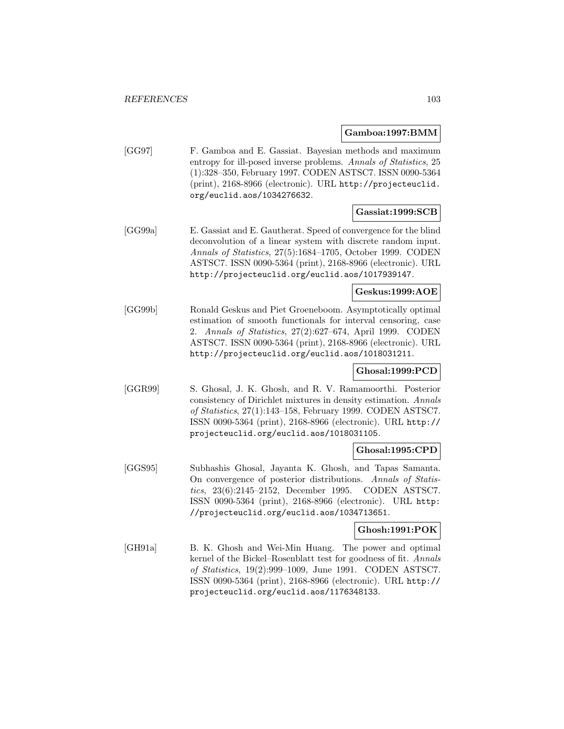**Gamboa:1997:BMM**

[GG97] F. Gamboa and E. Gassiat. Bayesian methods and maximum entropy for ill-posed inverse problems. *Annals of Statistics*, 25 (1):328–350, February 1997. CODEN ASTSC7. ISSN 0090-5364 (print), 2168-8966 (electronic). URL http://projecteuclid.org/euclid.aos/1034276632.

**Gassiat:1999:SCB**

[GG99a] E. Gassiat and E. Gautherat. Speed of convergence for the blind deconvolution of a linear system with discrete random input. *Annals of Statistics*, 27(5):1684–1705, October 1999. CODEN ASTSC7. ISSN 0090-5364 (print), 2168-8966 (electronic). URL http://projecteuclid.org/euclid.aos/1017939147.

**Geskus:1999:AOE**

[GG99b] Ronald Geskus and Piet Groeneboom. Asymptotically optimal estimation of smooth functionals for interval censoring, case 2. *Annals of Statistics*, 27(2):627–674, April 1999. CODEN ASTSC7. ISSN 0090-5364 (print), 2168-8966 (electronic). URL http://projecteuclid.org/euclid.aos/1018031211.

**Ghosal:1999:PCD**

[GGR99] S. Ghosal, J. K. Ghosh, and R. V. Ramamoorthi. Posterior consistency of Dirichlet mixtures in density estimation. *Annals of Statistics*, 27(1):143–158, February 1999. CODEN ASTSC7. ISSN 0090-5364 (print), 2168-8966 (electronic). URL http://projecteuclid.org/euclid.aos/1018031105.

**Ghosal:1995:CPD**

[GGS95] Subhashis Ghosal, Jayanta K. Ghosh, and Tapas Samanta. On convergence of posterior distributions. *Annals of Statistics*, 23(6):2145–2152, December 1995. CODEN ASTSC7. ISSN 0090-5364 (print), 2168-8966 (electronic). URL http://projecteuclid.org/euclid.aos/1034713651.

**Ghosh:1991:POK**

[GH91a] B. K. Ghosh and Wei-Min Huang. The power and optimal kernel of the Bickel–Rosenblatt test for goodness of fit. *Annals of Statistics*, 19(2):999–1009, June 1991. CODEN ASTSC7. ISSN 0090-5364 (print), 2168-8966 (electronic). URL http://projecteuclid.org/euclid.aos/1176348133.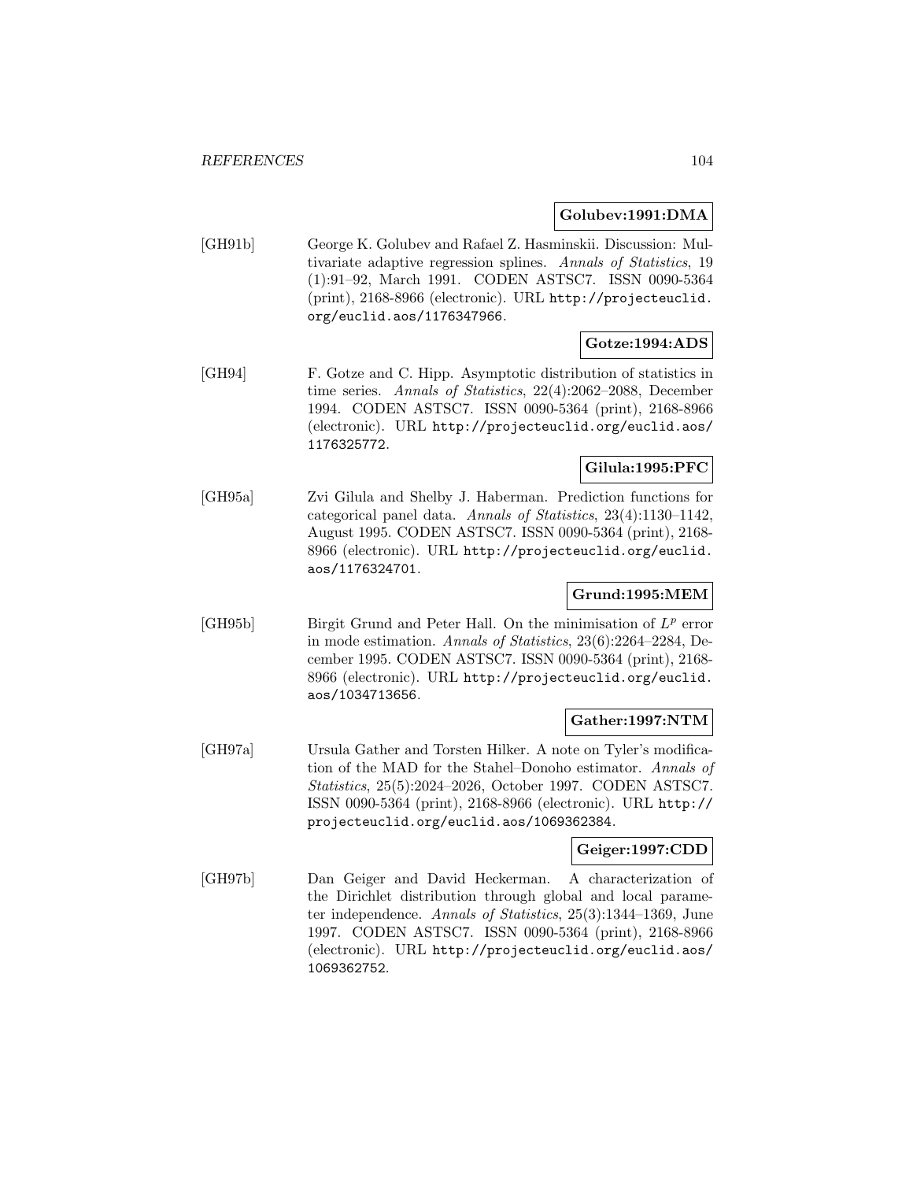**Golubev:1991:DMA**

[GH91b] George K. Golubev and Rafael Z. Hasminskii. Discussion: Multivariate adaptive regression splines. *Annals of Statistics*, 19 (1):91–92, March 1991. CODEN ASTSC7. ISSN 0090-5364 (print), 2168-8966 (electronic). URL http://projecteuclid.org/euclid.aos/1176347966.

**Gotze:1994:ADS**

[GH94] F. Gotze and C. Hipp. Asymptotic distribution of statistics in time series. *Annals of Statistics*, 22(4):2062–2088, December 1994. CODEN ASTSC7. ISSN 0090-5364 (print), 2168-8966 (electronic). URL http://projecteuclid.org/euclid.aos/1176325772.

**Gilula:1995:PFC**

[GH95a] Zvi Gilula and Shelby J. Haberman. Prediction functions for categorical panel data. *Annals of Statistics*, 23(4):1130–1142, August 1995. CODEN ASTSC7. ISSN 0090-5364 (print), 2168-8966 (electronic). URL http://projecteuclid.org/euclid.aos/1176324701.

**Grund:1995:MEM**

[GH95b] Birgit Grund and Peter Hall. On the minimisation of $L^p$ error in mode estimation. *Annals of Statistics*, 23(6):2264–2284, December 1995. CODEN ASTSC7. ISSN 0090-5364 (print), 2168-8966 (electronic). URL http://projecteuclid.org/euclid.aos/1034713656.

**Gather:1997:NTM**

[GH97a] Ursula Gather and Torsten Hilker. A note on Tyler's modification of the MAD for the Stahel–Donoho estimator. *Annals of Statistics*, 25(5):2024–2026, October 1997. CODEN ASTSC7. ISSN 0090-5364 (print), 2168-8966 (electronic). URL http://projecteuclid.org/euclid.aos/1069362384.

**Geiger:1997:CDD**

[GH97b] Dan Geiger and David Heckerman. A characterization of the Dirichlet distribution through global and local parameter independence. *Annals of Statistics*, 25(3):1344–1369, June 1997. CODEN ASTSC7. ISSN 0090-5364 (print), 2168-8966 (electronic). URL http://projecteuclid.org/euclid.aos/1069362752.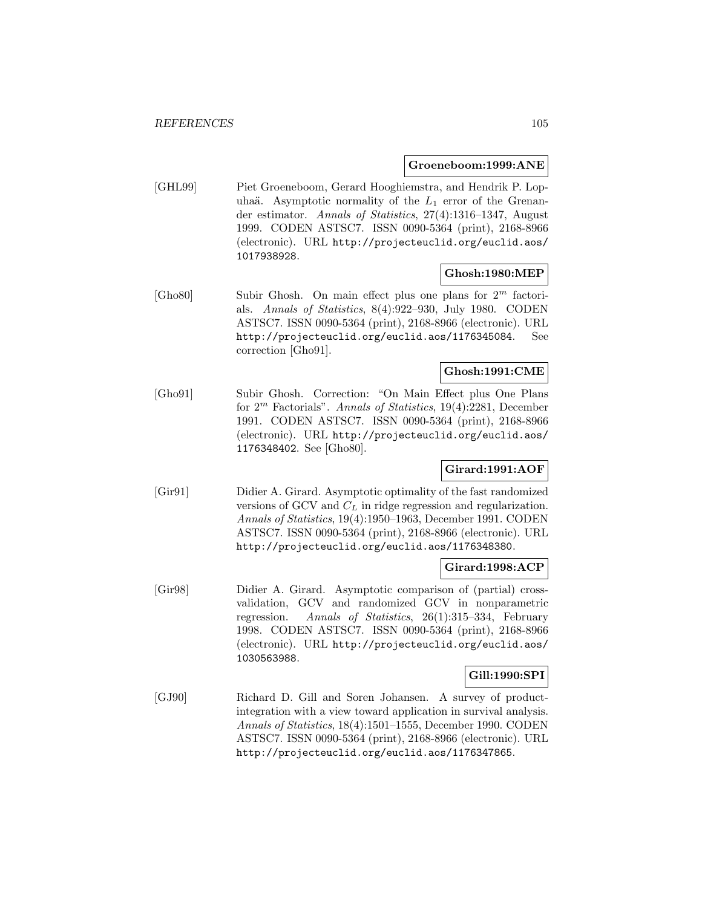**Groeneboom:1999:ANE**

[GHL99] Piet Groeneboom, Gerard Hooghiemstra, and Hendrik P. Lopuhaä. Asymptotic normality of the $L_1$ error of the Grenander estimator. *Annals of Statistics*, 27(4):1316–1347, August 1999. CODEN ASTSC7. ISSN 0090-5364 (print), 2168-8966 (electronic). URL http://projecteuclid.org/euclid.aos/1017938928.

**Ghosh:1980:MEP**

[Gho80] Subir Ghosh. On main effect plus one plans for $2^m$ factorials. *Annals of Statistics*, 8(4):922–930, July 1980. CODEN ASTSC7. ISSN 0090-5364 (print), 2168-8966 (electronic). URL http://projecteuclid.org/euclid.aos/1176345084. See correction [Gho91].

**Ghosh:1991:CME**

[Gho91] Subir Ghosh. Correction: "On Main Effect plus One Plans for $2^m$ Factorials". *Annals of Statistics*, 19(4):2281, December 1991. CODEN ASTSC7. ISSN 0090-5364 (print), 2168-8966 (electronic). URL http://projecteuclid.org/euclid.aos/1176348402. See [Gho80].

**Girard:1991:AOF**

[Gir91] Didier A. Girard. Asymptotic optimality of the fast randomized versions of GCV and $C_L$ in ridge regression and regularization. *Annals of Statistics*, 19(4):1950–1963, December 1991. CODEN ASTSC7. ISSN 0090-5364 (print), 2168-8966 (electronic). URL http://projecteuclid.org/euclid.aos/1176348380.

**Girard:1998:ACP**

[Gir98] Didier A. Girard. Asymptotic comparison of (partial) cross-validation, GCV and randomized GCV in nonparametric regression. *Annals of Statistics*, 26(1):315–334, February 1998. CODEN ASTSC7. ISSN 0090-5364 (print), 2168-8966 (electronic). URL http://projecteuclid.org/euclid.aos/1030563988.

**Gill:1990:SPI**

[GJ90] Richard D. Gill and Soren Johansen. A survey of product-integration with a view toward application in survival analysis. *Annals of Statistics*, 18(4):1501–1555, December 1990. CODEN ASTSC7. ISSN 0090-5364 (print), 2168-8966 (electronic). URL http://projecteuclid.org/euclid.aos/1176347865.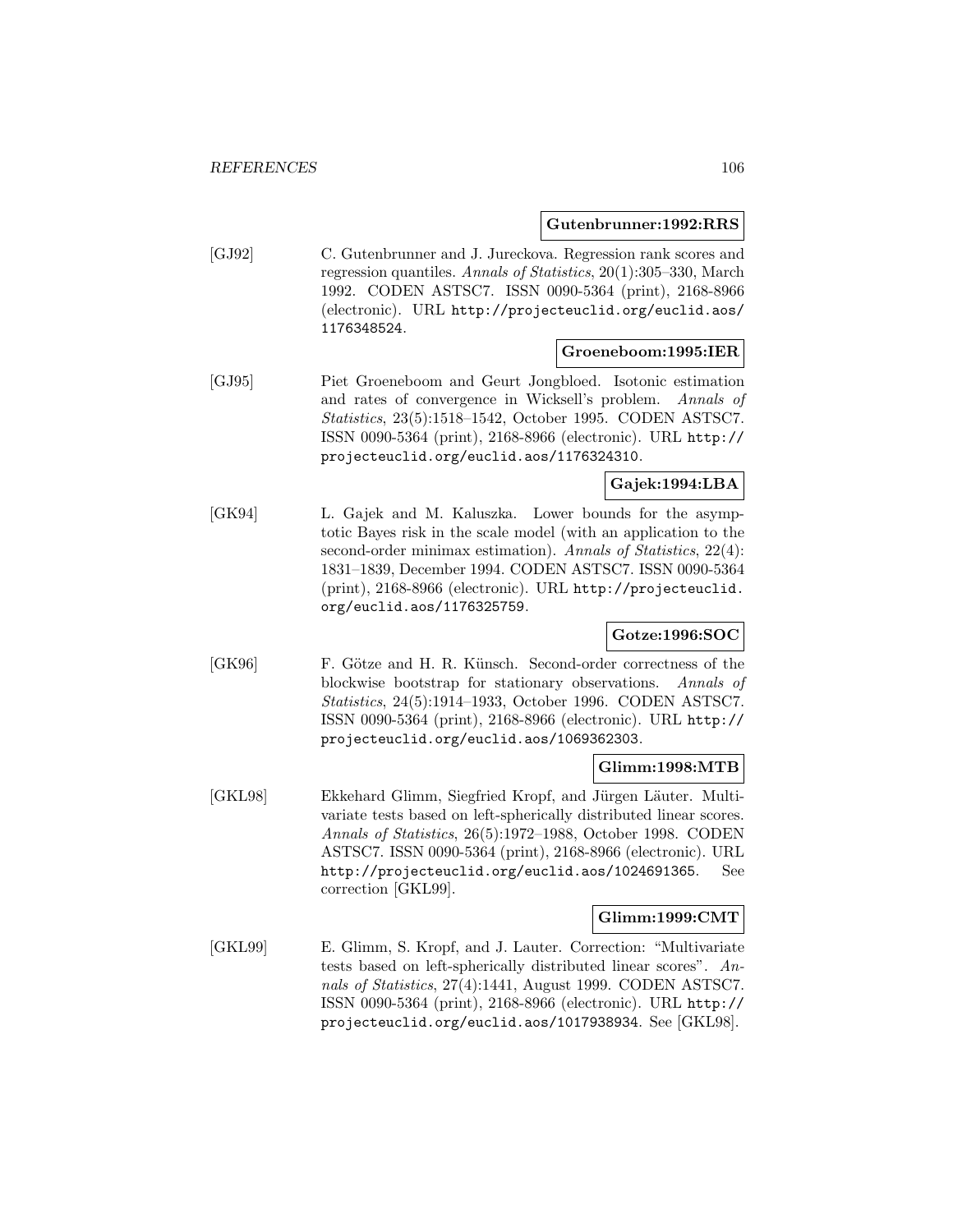**Gutenbrunner:1992:RRS**

[GJ92] C. Gutenbrunner and J. Jureckova. Regression rank scores and regression quantiles. *Annals of Statistics*, 20(1):305–330, March 1992. CODEN ASTSC7. ISSN 0090-5364 (print), 2168-8966 (electronic). URL http://projecteuclid.org/euclid.aos/1176348524.

**Groeneboom:1995:IER**

[GJ95] Piet Groeneboom and Geurt Jongbloed. Isotonic estimation and rates of convergence in Wicksell's problem. *Annals of Statistics*, 23(5):1518–1542, October 1995. CODEN ASTSC7. ISSN 0090-5364 (print), 2168-8966 (electronic). URL http://projecteuclid.org/euclid.aos/1176324310.

**Gajek:1994:LBA**

[GK94] L. Gajek and M. Kaluszka. Lower bounds for the asymptotic Bayes risk in the scale model (with an application to the second-order minimax estimation). *Annals of Statistics*, 22(4):1831–1839, December 1994. CODEN ASTSC7. ISSN 0090-5364 (print), 2168-8966 (electronic). URL http://projecteuclid.org/euclid.aos/1176325759.

**Gotze:1996:SOC**

[GK96] F. Götze and H. R. Künsch. Second-order correctness of the blockwise bootstrap for stationary observations. *Annals of Statistics*, 24(5):1914–1933, October 1996. CODEN ASTSC7. ISSN 0090-5364 (print), 2168-8966 (electronic). URL http://projecteuclid.org/euclid.aos/1069362303.

**Glimm:1998:MTB**

[GKL98] Ekkehard Glimm, Siegfried Kropf, and Jürgen Läuter. Multivariate tests based on left-spherically distributed linear scores. *Annals of Statistics*, 26(5):1972–1988, October 1998. CODEN ASTSC7. ISSN 0090-5364 (print), 2168-8966 (electronic). URL http://projecteuclid.org/euclid.aos/1024691365. See correction [GKL99].

**Glimm:1999:CMT**

[GKL99] E. Glimm, S. Kropf, and J. Lauter. Correction: "Multivariate tests based on left-spherically distributed linear scores". *Annals of Statistics*, 27(4):1441, August 1999. CODEN ASTSC7. ISSN 0090-5364 (print), 2168-8966 (electronic). URL http://projecteuclid.org/euclid.aos/1017938934. See [GKL98].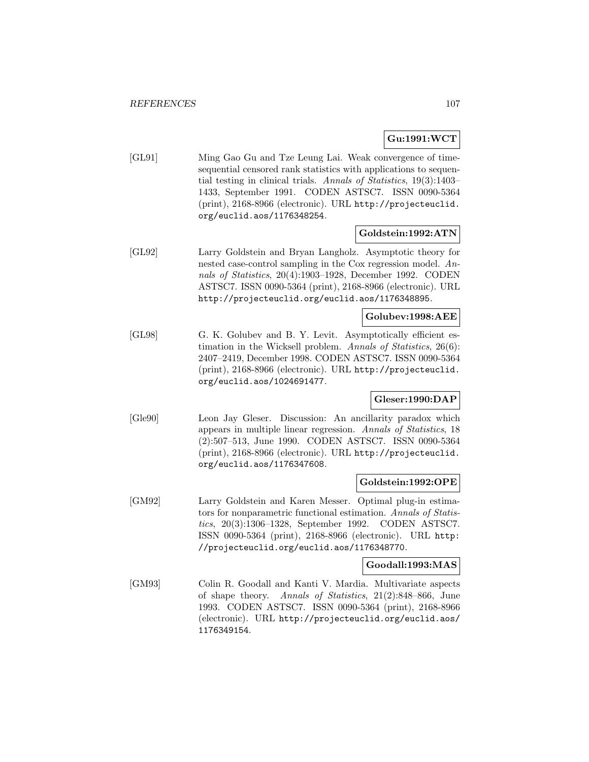**Gu:1991:WCT**

[GL91] Ming Gao Gu and Tze Leung Lai. Weak convergence of time-sequential censored rank statistics with applications to sequential testing in clinical trials. *Annals of Statistics*, 19(3):1403–1433, September 1991. CODEN ASTSC7. ISSN 0090-5364 (print), 2168-8966 (electronic). URL http://projecteuclid.org/euclid.aos/1176348254.

**Goldstein:1992:ATN**

[GL92] Larry Goldstein and Bryan Langholz. Asymptotic theory for nested case-control sampling in the Cox regression model. *Annals of Statistics*, 20(4):1903–1928, December 1992. CODEN ASTSC7. ISSN 0090-5364 (print), 2168-8966 (electronic). URL http://projecteuclid.org/euclid.aos/1176348895.

**Golubev:1998:AEE**

[GL98] G. K. Golubev and B. Y. Levit. Asymptotically efficient estimation in the Wicksell problem. *Annals of Statistics*, 26(6):2407–2419, December 1998. CODEN ASTSC7. ISSN 0090-5364 (print), 2168-8966 (electronic). URL http://projecteuclid.org/euclid.aos/1024691477.

**Gleser:1990:DAP**

[Gle90] Leon Jay Gleser. Discussion: An ancillarity paradox which appears in multiple linear regression. *Annals of Statistics*, 18(2):507–513, June 1990. CODEN ASTSC7. ISSN 0090-5364 (print), 2168-8966 (electronic). URL http://projecteuclid.org/euclid.aos/1176347608.

**Goldstein:1992:OPE**

[GM92] Larry Goldstein and Karen Messer. Optimal plug-in estimators for nonparametric functional estimation. *Annals of Statistics*, 20(3):1306–1328, September 1992. CODEN ASTSC7. ISSN 0090-5364 (print), 2168-8966 (electronic). URL http://projecteuclid.org/euclid.aos/1176348770.

**Goodall:1993:MAS**

[GM93] Colin R. Goodall and Kanti V. Mardia. Multivariate aspects of shape theory. *Annals of Statistics*, 21(2):848–866, June 1993. CODEN ASTSC7. ISSN 0090-5364 (print), 2168-8966 (electronic). URL http://projecteuclid.org/euclid.aos/1176349154.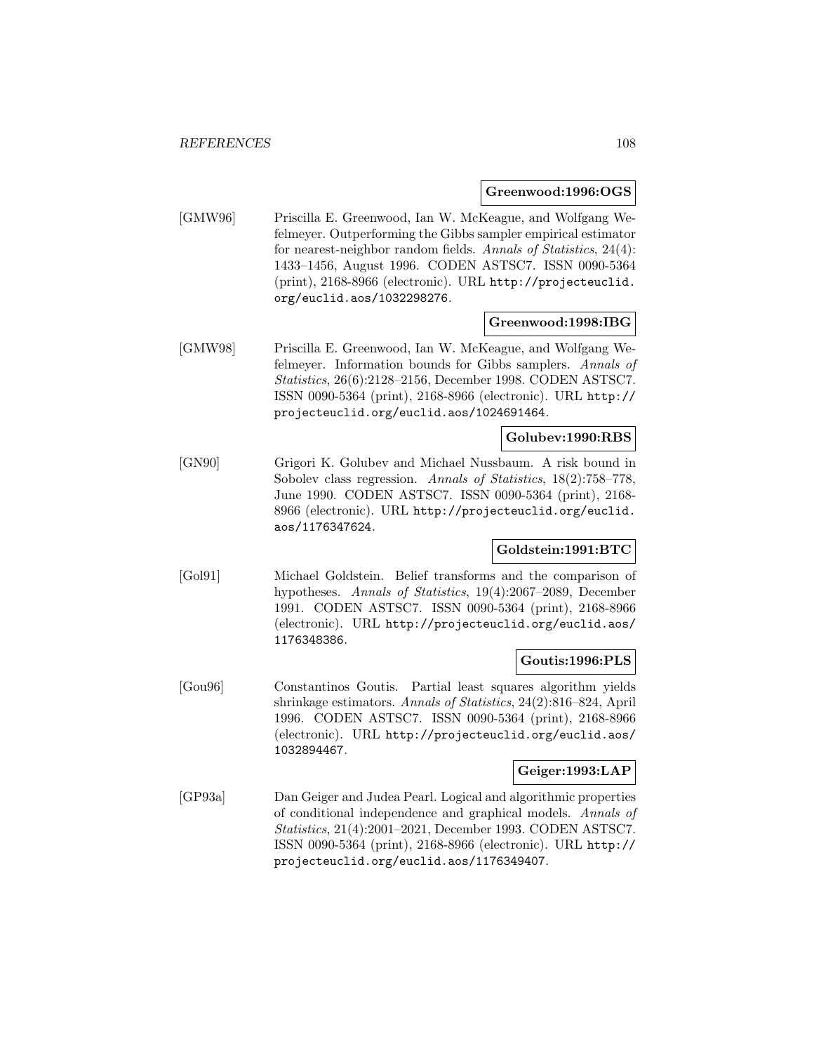**Greenwood:1996:OGS**

[GMW96] Priscilla E. Greenwood, Ian W. McKeague, and Wolfgang Wefelmeyer. Outperforming the Gibbs sampler empirical estimator for nearest-neighbor random fields. *Annals of Statistics*, 24(4): 1433–1456, August 1996. CODEN ASTSC7. ISSN 0090-5364 (print), 2168-8966 (electronic). URL http://projecteuclid.org/euclid.aos/1032298276.

**Greenwood:1998:IBG**

[GMW98] Priscilla E. Greenwood, Ian W. McKeague, and Wolfgang Wefelmeyer. Information bounds for Gibbs samplers. *Annals of Statistics*, 26(6):2128–2156, December 1998. CODEN ASTSC7. ISSN 0090-5364 (print), 2168-8966 (electronic). URL http://projecteuclid.org/euclid.aos/1024691464.

**Golubev:1990:RBS**

[GN90] Grigori K. Golubev and Michael Nussbaum. A risk bound in Sobolev class regression. *Annals of Statistics*, 18(2):758–778, June 1990. CODEN ASTSC7. ISSN 0090-5364 (print), 2168-8966 (electronic). URL http://projecteuclid.org/euclid.aos/1176347624.

**Goldstein:1991:BTC**

[Gol91] Michael Goldstein. Belief transforms and the comparison of hypotheses. *Annals of Statistics*, 19(4):2067–2089, December 1991. CODEN ASTSC7. ISSN 0090-5364 (print), 2168-8966 (electronic). URL http://projecteuclid.org/euclid.aos/1176348386.

**Goutis:1996:PLS**

[Gou96] Constantinos Goutis. Partial least squares algorithm yields shrinkage estimators. *Annals of Statistics*, 24(2):816–824, April 1996. CODEN ASTSC7. ISSN 0090-5364 (print), 2168-8966 (electronic). URL http://projecteuclid.org/euclid.aos/1032894467.

**Geiger:1993:LAP**

[GP93a] Dan Geiger and Judea Pearl. Logical and algorithmic properties of conditional independence and graphical models. *Annals of Statistics*, 21(4):2001–2021, December 1993. CODEN ASTSC7. ISSN 0090-5364 (print), 2168-8966 (electronic). URL http://projecteuclid.org/euclid.aos/1176349407.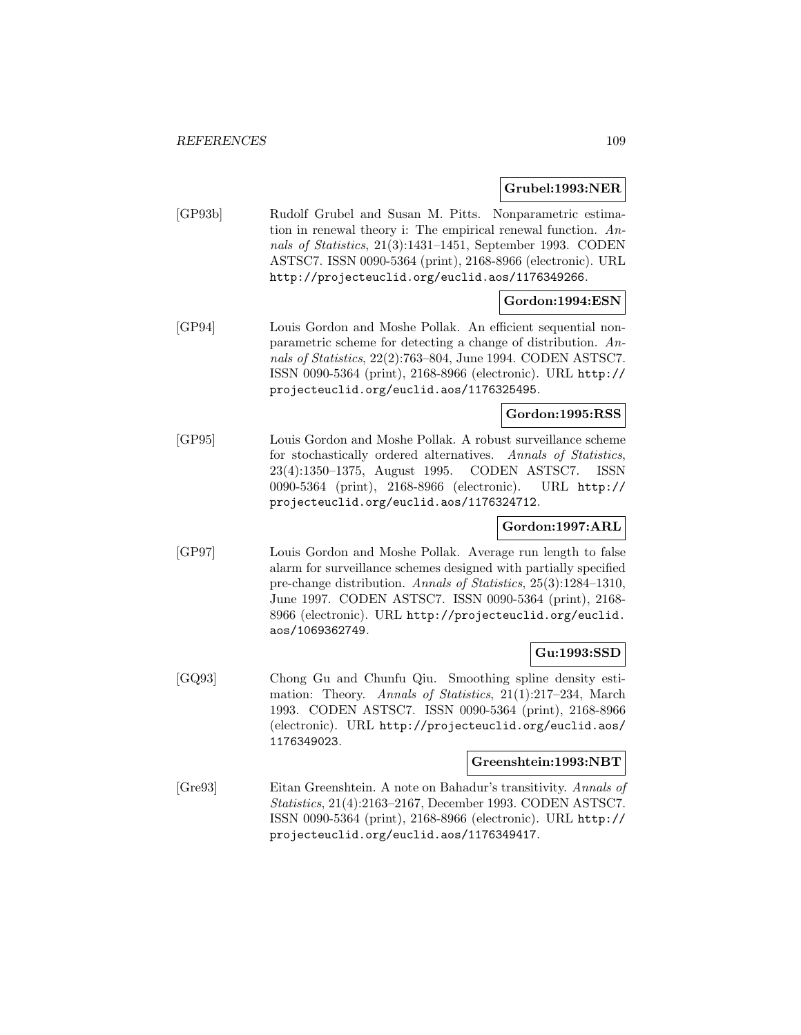**Grubel:1993:NER**

[GP93b] Rudolf Grubel and Susan M. Pitts. Nonparametric estimation in renewal theory i: The empirical renewal function. *Annals of Statistics*, 21(3):1431–1451, September 1993. CODEN ASTSC7. ISSN 0090-5364 (print), 2168-8966 (electronic). URL http://projecteuclid.org/euclid.aos/1176349266.

**Gordon:1994:ESN**

[GP94] Louis Gordon and Moshe Pollak. An efficient sequential nonparametric scheme for detecting a change of distribution. *Annals of Statistics*, 22(2):763–804, June 1994. CODEN ASTSC7. ISSN 0090-5364 (print), 2168-8966 (electronic). URL http://projecteuclid.org/euclid.aos/1176325495.

**Gordon:1995:RSS**

[GP95] Louis Gordon and Moshe Pollak. A robust surveillance scheme for stochastically ordered alternatives. *Annals of Statistics*, 23(4):1350–1375, August 1995. CODEN ASTSC7. ISSN 0090-5364 (print), 2168-8966 (electronic). URL http://projecteuclid.org/euclid.aos/1176324712.

**Gordon:1997:ARL**

[GP97] Louis Gordon and Moshe Pollak. Average run length to false alarm for surveillance schemes designed with partially specified pre-change distribution. *Annals of Statistics*, 25(3):1284–1310, June 1997. CODEN ASTSC7. ISSN 0090-5364 (print), 2168-8966 (electronic). URL http://projecteuclid.org/euclid.aos/1069362749.

**Gu:1993:SSD**

[GQ93] Chong Gu and Chunfu Qiu. Smoothing spline density estimation: Theory. *Annals of Statistics*, 21(1):217–234, March 1993. CODEN ASTSC7. ISSN 0090-5364 (print), 2168-8966 (electronic). URL http://projecteuclid.org/euclid.aos/1176349023.

**Greenshtein:1993:NBT**

[Gre93] Eitan Greenshtein. A note on Bahadur's transitivity. *Annals of Statistics*, 21(4):2163–2167, December 1993. CODEN ASTSC7. ISSN 0090-5364 (print), 2168-8966 (electronic). URL http://projecteuclid.org/euclid.aos/1176349417.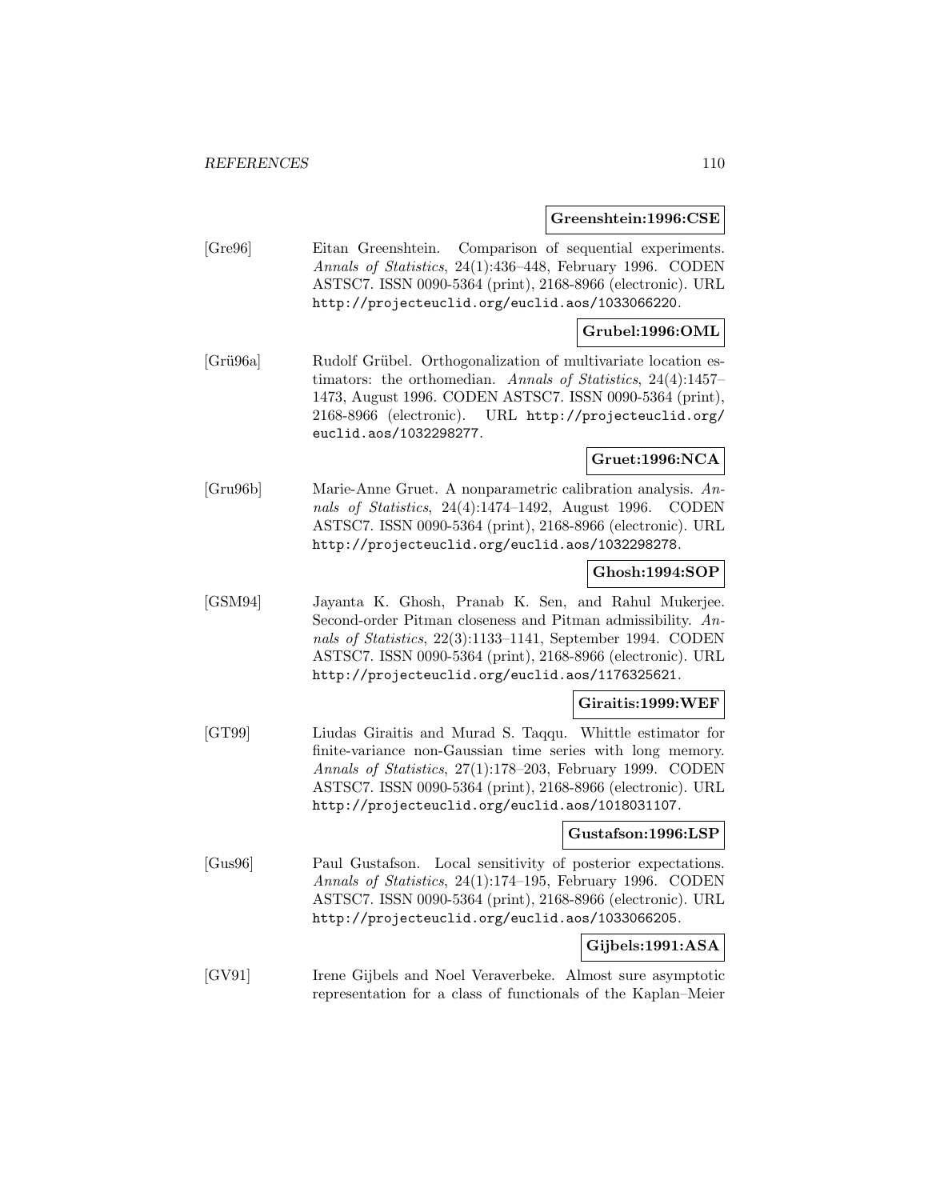**Greenshtein:1996:CSE**

[Gre96] Eitan Greenshtein. Comparison of sequential experiments. *Annals of Statistics*, 24(1):436–448, February 1996. CODEN ASTSC7. ISSN 0090-5364 (print), 2168-8966 (electronic). URL http://projecteuclid.org/euclid.aos/1033066220.

**Grubel:1996:OML**

[Grü96a] Rudolf Grübel. Orthogonalization of multivariate location estimators: the orthomedian. *Annals of Statistics*, 24(4):1457–1473, August 1996. CODEN ASTSC7. ISSN 0090-5364 (print), 2168-8966 (electronic). URL http://projecteuclid.org/euclid.aos/1032298277.

**Gruet:1996:NCA**

[Gru96b] Marie-Anne Gruet. A nonparametric calibration analysis. *Annals of Statistics*, 24(4):1474–1492, August 1996. CODEN ASTSC7. ISSN 0090-5364 (print), 2168-8966 (electronic). URL http://projecteuclid.org/euclid.aos/1032298278.

**Ghosh:1994:SOP**

[GSM94] Jayanta K. Ghosh, Pranab K. Sen, and Rahul Mukerjee. Second-order Pitman closeness and Pitman admissibility. *Annals of Statistics*, 22(3):1133–1141, September 1994. CODEN ASTSC7. ISSN 0090-5364 (print), 2168-8966 (electronic). URL http://projecteuclid.org/euclid.aos/1176325621.

**Giraitis:1999:WEF**

[GT99] Liudas Giraitis and Murad S. Taqqu. Whittle estimator for finite-variance non-Gaussian time series with long memory. *Annals of Statistics*, 27(1):178–203, February 1999. CODEN ASTSC7. ISSN 0090-5364 (print), 2168-8966 (electronic). URL http://projecteuclid.org/euclid.aos/1018031107.

**Gustafson:1996:LSP**

[Gus96] Paul Gustafson. Local sensitivity of posterior expectations. *Annals of Statistics*, 24(1):174–195, February 1996. CODEN ASTSC7. ISSN 0090-5364 (print), 2168-8966 (electronic). URL http://projecteuclid.org/euclid.aos/1033066205.

**Gijbels:1991:ASA**

[GV91] Irene Gijbels and Noel Veraverbeke. Almost sure asymptotic representation for a class of functionals of the Kaplan–Meier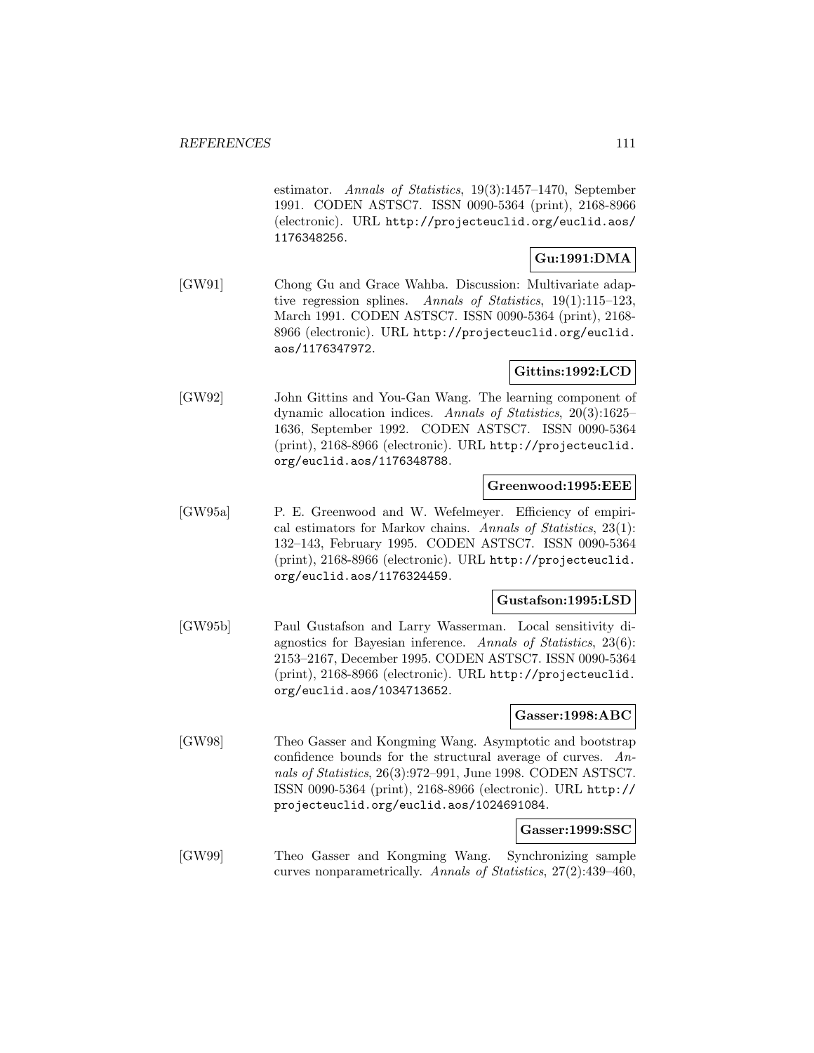estimator. *Annals of Statistics*, 19(3):1457–1470, September 1991. CODEN ASTSC7. ISSN 0090-5364 (print), 2168-8966 (electronic). URL http://projecteuclid.org/euclid.aos/1176348256.

**Gu:1991:DMA**

[GW91] Chong Gu and Grace Wahba. Discussion: Multivariate adaptive regression splines. *Annals of Statistics*, 19(1):115–123, March 1991. CODEN ASTSC7. ISSN 0090-5364 (print), 2168-8966 (electronic). URL http://projecteuclid.org/euclid.aos/1176347972.

**Gittins:1992:LCD**

[GW92] John Gittins and You-Gan Wang. The learning component of dynamic allocation indices. *Annals of Statistics*, 20(3):1625–1636, September 1992. CODEN ASTSC7. ISSN 0090-5364 (print), 2168-8966 (electronic). URL http://projecteuclid.org/euclid.aos/1176348788.

**Greenwood:1995:EEE**

[GW95a] P. E. Greenwood and W. Wefelmeyer. Efficiency of empirical estimators for Markov chains. *Annals of Statistics*, 23(1): 132–143, February 1995. CODEN ASTSC7. ISSN 0090-5364 (print), 2168-8966 (electronic). URL http://projecteuclid.org/euclid.aos/1176324459.

**Gustafson:1995:LSD**

[GW95b] Paul Gustafson and Larry Wasserman. Local sensitivity diagnostics for Bayesian inference. *Annals of Statistics*, 23(6): 2153–2167, December 1995. CODEN ASTSC7. ISSN 0090-5364 (print), 2168-8966 (electronic). URL http://projecteuclid.org/euclid.aos/1034713652.

**Gasser:1998:ABC**

[GW98] Theo Gasser and Kongming Wang. Asymptotic and bootstrap confidence bounds for the structural average of curves. *Annals of Statistics*, 26(3):972–991, June 1998. CODEN ASTSC7. ISSN 0090-5364 (print), 2168-8966 (electronic). URL http://projecteuclid.org/euclid.aos/1024691084.

**Gasser:1999:SSC**

[GW99] Theo Gasser and Kongming Wang. Synchronizing sample curves nonparametrically. *Annals of Statistics*, 27(2):439–460,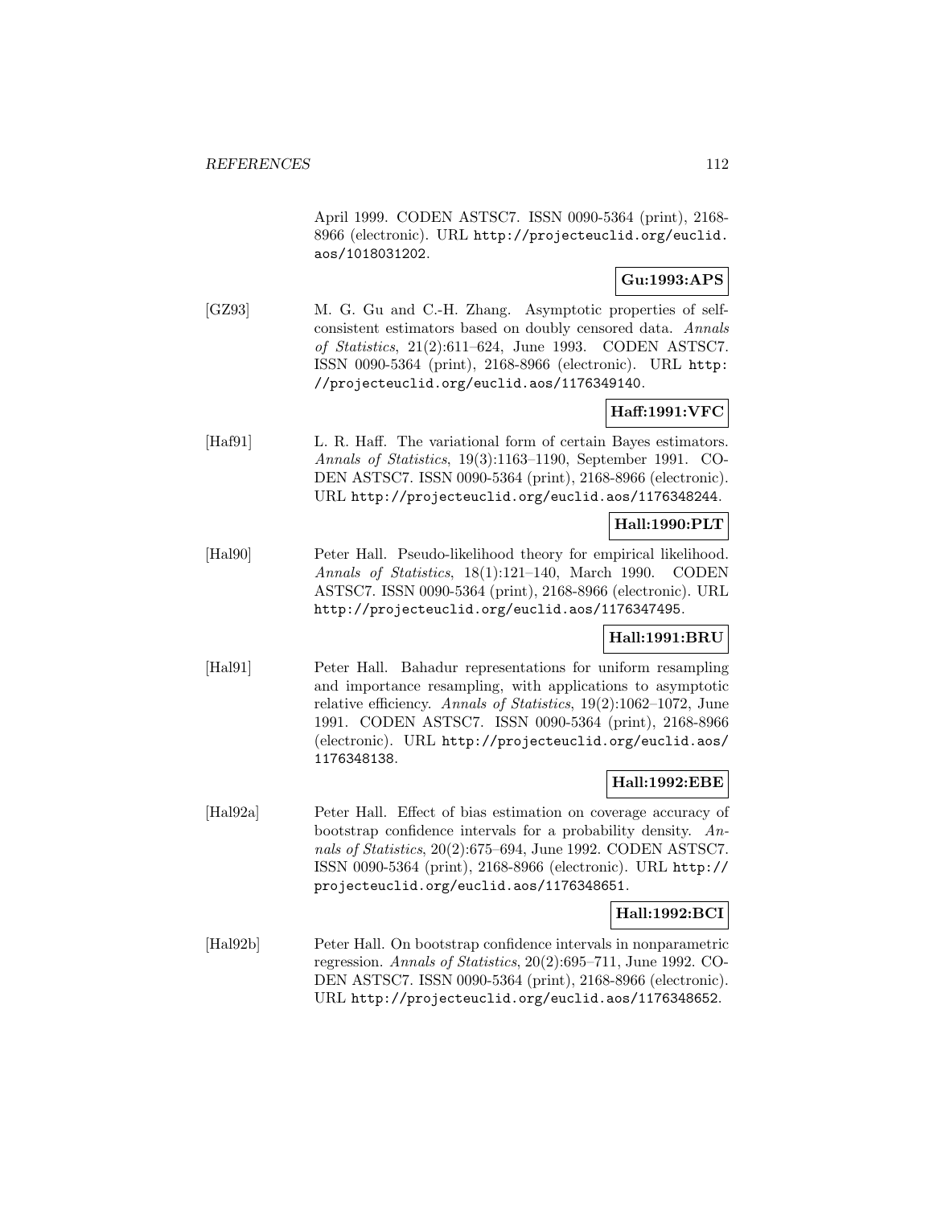April 1999. CODEN ASTSC7. ISSN 0090-5364 (print), 2168-8966 (electronic). URL http://projecteuclid.org/euclid.aos/1018031202.

**Gu:1993:APS**

[GZ93] M. G. Gu and C.-H. Zhang. Asymptotic properties of self-consistent estimators based on doubly censored data. *Annals of Statistics*, 21(2):611–624, June 1993. CODEN ASTSC7. ISSN 0090-5364 (print), 2168-8966 (electronic). URL http://projecteuclid.org/euclid.aos/1176349140.

**Haff:1991:VFC**

[Haf91] L. R. Haff. The variational form of certain Bayes estimators. *Annals of Statistics*, 19(3):1163–1190, September 1991. CODEN ASTSC7. ISSN 0090-5364 (print), 2168-8966 (electronic). URL http://projecteuclid.org/euclid.aos/1176348244.

**Hall:1990:PLT**

[Hal90] Peter Hall. Pseudo-likelihood theory for empirical likelihood. *Annals of Statistics*, 18(1):121–140, March 1990. CODEN ASTSC7. ISSN 0090-5364 (print), 2168-8966 (electronic). URL http://projecteuclid.org/euclid.aos/1176347495.

**Hall:1991:BRU**

[Hal91] Peter Hall. Bahadur representations for uniform resampling and importance resampling, with applications to asymptotic relative efficiency. *Annals of Statistics*, 19(2):1062–1072, June 1991. CODEN ASTSC7. ISSN 0090-5364 (print), 2168-8966 (electronic). URL http://projecteuclid.org/euclid.aos/1176348138.

**Hall:1992:EBE**

[Hal92a] Peter Hall. Effect of bias estimation on coverage accuracy of bootstrap confidence intervals for a probability density. *Annals of Statistics*, 20(2):675–694, June 1992. CODEN ASTSC7. ISSN 0090-5364 (print), 2168-8966 (electronic). URL http://projecteuclid.org/euclid.aos/1176348651.

**Hall:1992:BCI**

[Hal92b] Peter Hall. On bootstrap confidence intervals in nonparametric regression. *Annals of Statistics*, 20(2):695–711, June 1992. CODEN ASTSC7. ISSN 0090-5364 (print), 2168-8966 (electronic). URL http://projecteuclid.org/euclid.aos/1176348652.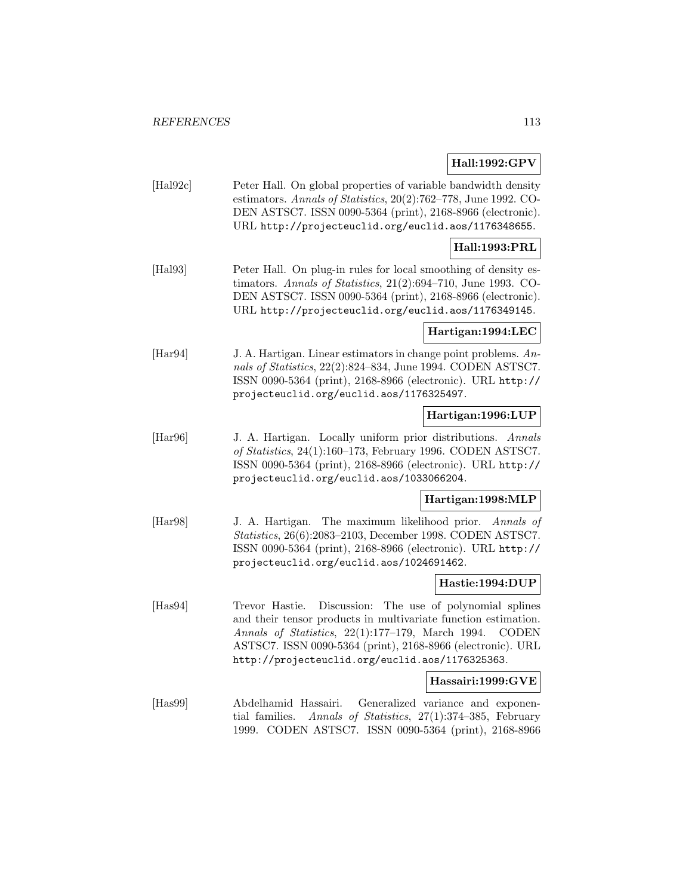**Hall:1992:GPV**

[Hal92c] Peter Hall. On global properties of variable bandwidth density estimators. *Annals of Statistics*, 20(2):762–778, June 1992. CODEN ASTSC7. ISSN 0090-5364 (print), 2168-8966 (electronic). URL http://projecteuclid.org/euclid.aos/1176348655.

**Hall:1993:PRL**

[Hal93] Peter Hall. On plug-in rules for local smoothing of density estimators. *Annals of Statistics*, 21(2):694–710, June 1993. CODEN ASTSC7. ISSN 0090-5364 (print), 2168-8966 (electronic). URL http://projecteuclid.org/euclid.aos/1176349145.

**Hartigan:1994:LEC**

[Har94] J. A. Hartigan. Linear estimators in change point problems. *Annals of Statistics*, 22(2):824–834, June 1994. CODEN ASTSC7. ISSN 0090-5364 (print), 2168-8966 (electronic). URL http://projecteuclid.org/euclid.aos/1176325497.

**Hartigan:1996:LUP**

[Har96] J. A. Hartigan. Locally uniform prior distributions. *Annals of Statistics*, 24(1):160–173, February 1996. CODEN ASTSC7. ISSN 0090-5364 (print), 2168-8966 (electronic). URL http://projecteuclid.org/euclid.aos/1033066204.

**Hartigan:1998:MLP**

[Har98] J. A. Hartigan. The maximum likelihood prior. *Annals of Statistics*, 26(6):2083–2103, December 1998. CODEN ASTSC7. ISSN 0090-5364 (print), 2168-8966 (electronic). URL http://projecteuclid.org/euclid.aos/1024691462.

**Hastie:1994:DUP**

[Has94] Trevor Hastie. Discussion: The use of polynomial splines and their tensor products in multivariate function estimation. *Annals of Statistics*, 22(1):177–179, March 1994. CODEN ASTSC7. ISSN 0090-5364 (print), 2168-8966 (electronic). URL http://projecteuclid.org/euclid.aos/1176325363.

**Hassairi:1999:GVE**

[Has99] Abdelhamid Hassairi. Generalized variance and exponential families. *Annals of Statistics*, 27(1):374–385, February 1999. CODEN ASTSC7. ISSN 0090-5364 (print), 2168-8966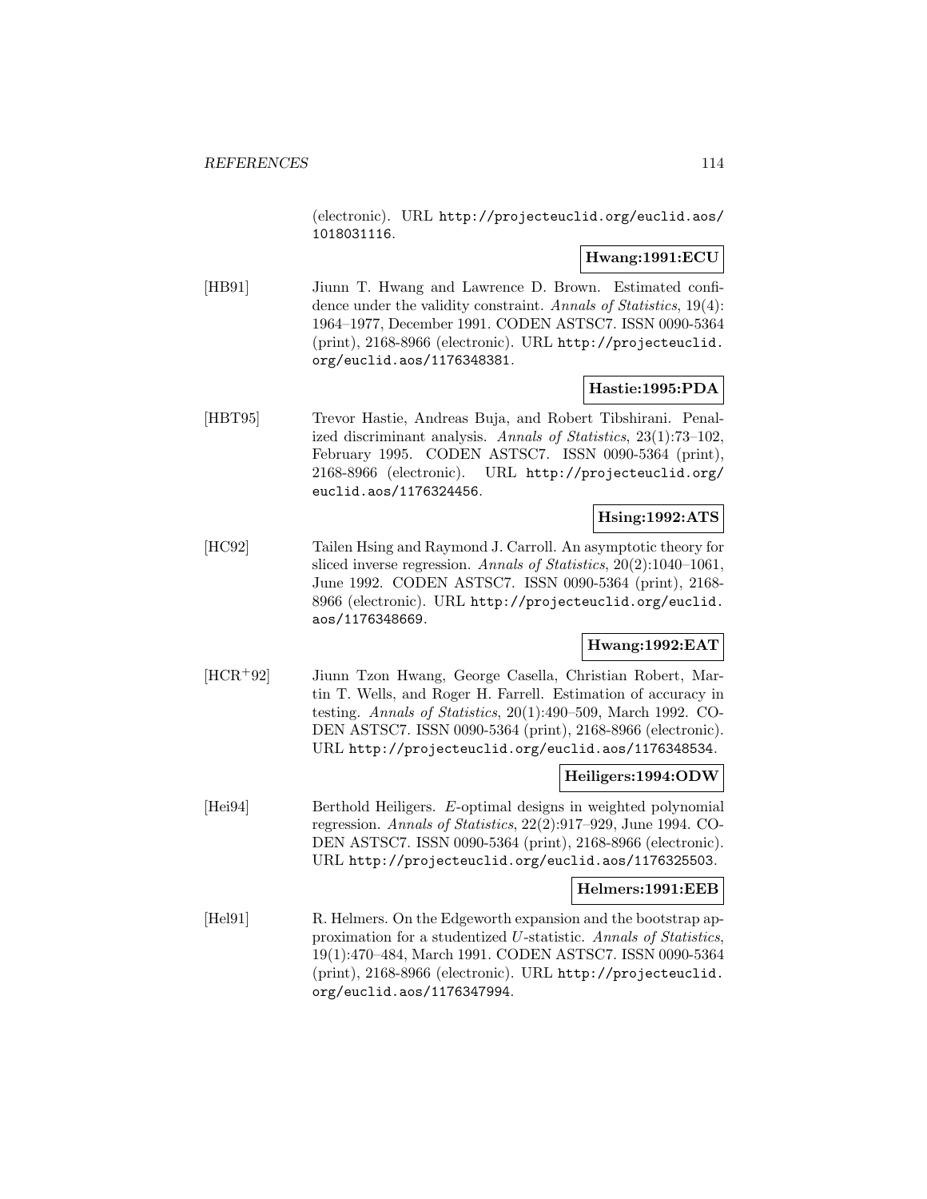(electronic). URL http://projecteuclid.org/euclid.aos/1018031116.

**Hwang:1991:ECU**

[HB91] Jiunn T. Hwang and Lawrence D. Brown. Estimated confidence under the validity constraint. *Annals of Statistics*, 19(4): 1964–1977, December 1991. CODEN ASTSC7. ISSN 0090-5364 (print), 2168-8966 (electronic). URL http://projecteuclid.org/euclid.aos/1176348381.

**Hastie:1995:PDA**

[HBT95] Trevor Hastie, Andreas Buja, and Robert Tibshirani. Penalized discriminant analysis. *Annals of Statistics*, 23(1):73–102, February 1995. CODEN ASTSC7. ISSN 0090-5364 (print), 2168-8966 (electronic). URL http://projecteuclid.org/euclid.aos/1176324456.

**Hsing:1992:ATS**

[HC92] Tailen Hsing and Raymond J. Carroll. An asymptotic theory for sliced inverse regression. *Annals of Statistics*, 20(2):1040–1061, June 1992. CODEN ASTSC7. ISSN 0090-5364 (print), 2168-8966 (electronic). URL http://projecteuclid.org/euclid.aos/1176348669.

**Hwang:1992:EAT**

[HCR+92] Jiunn Tzon Hwang, George Casella, Christian Robert, Martin T. Wells, and Roger H. Farrell. Estimation of accuracy in testing. *Annals of Statistics*, 20(1):490–509, March 1992. CODEN ASTSC7. ISSN 0090-5364 (print), 2168-8966 (electronic). URL http://projecteuclid.org/euclid.aos/1176348534.

**Heiligers:1994:ODW**

[Hei94] Berthold Heiligers. *E*-optimal designs in weighted polynomial regression. *Annals of Statistics*, 22(2):917–929, June 1994. CODEN ASTSC7. ISSN 0090-5364 (print), 2168-8966 (electronic). URL http://projecteuclid.org/euclid.aos/1176325503.

**Helmers:1991:EEB**

[Hel91] R. Helmers. On the Edgeworth expansion and the bootstrap approximation for a studentized *U*-statistic. *Annals of Statistics*, 19(1):470–484, March 1991. CODEN ASTSC7. ISSN 0090-5364 (print), 2168-8966 (electronic). URL http://projecteuclid.org/euclid.aos/1176347994.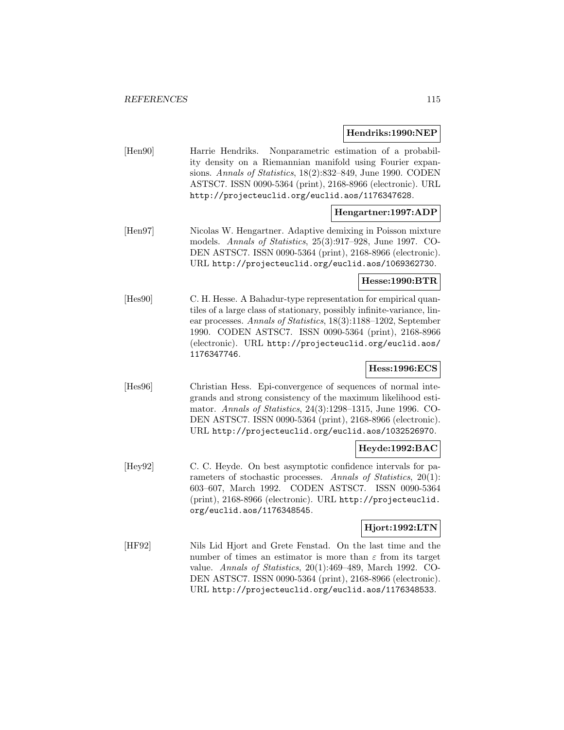**Hendriks:1990:NEP**

[Hen90] Harrie Hendriks. Nonparametric estimation of a probability density on a Riemannian manifold using Fourier expansions. *Annals of Statistics*, 18(2):832–849, June 1990. CODEN ASTSC7. ISSN 0090-5364 (print), 2168-8966 (electronic). URL http://projecteuclid.org/euclid.aos/1176347628.

**Hengartner:1997:ADP**

[Hen97] Nicolas W. Hengartner. Adaptive demixing in Poisson mixture models. *Annals of Statistics*, 25(3):917–928, June 1997. CODEN ASTSC7. ISSN 0090-5364 (print), 2168-8966 (electronic). URL http://projecteuclid.org/euclid.aos/1069362730.

**Hesse:1990:BTR**

[Hes90] C. H. Hesse. A Bahadur-type representation for empirical quantiles of a large class of stationary, possibly infinite-variance, linear processes. *Annals of Statistics*, 18(3):1188–1202, September 1990. CODEN ASTSC7. ISSN 0090-5364 (print), 2168-8966 (electronic). URL http://projecteuclid.org/euclid.aos/1176347746.

**Hess:1996:ECS**

[Hes96] Christian Hess. Epi-convergence of sequences of normal integrands and strong consistency of the maximum likelihood estimator. *Annals of Statistics*, 24(3):1298–1315, June 1996. CODEN ASTSC7. ISSN 0090-5364 (print), 2168-8966 (electronic). URL http://projecteuclid.org/euclid.aos/1032526970.

**Heyde:1992:BAC**

[Hey92] C. C. Heyde. On best asymptotic confidence intervals for parameters of stochastic processes. *Annals of Statistics*, 20(1): 603–607, March 1992. CODEN ASTSC7. ISSN 0090-5364 (print), 2168-8966 (electronic). URL http://projecteuclid.org/euclid.aos/1176348545.

**Hjort:1992:LTN**

[HF92] Nils Lid Hjort and Grete Fenstad. On the last time and the number of times an estimator is more than $\varepsilon$ from its target value. *Annals of Statistics*, 20(1):469–489, March 1992. CODEN ASTSC7. ISSN 0090-5364 (print), 2168-8966 (electronic). URL http://projecteuclid.org/euclid.aos/1176348533.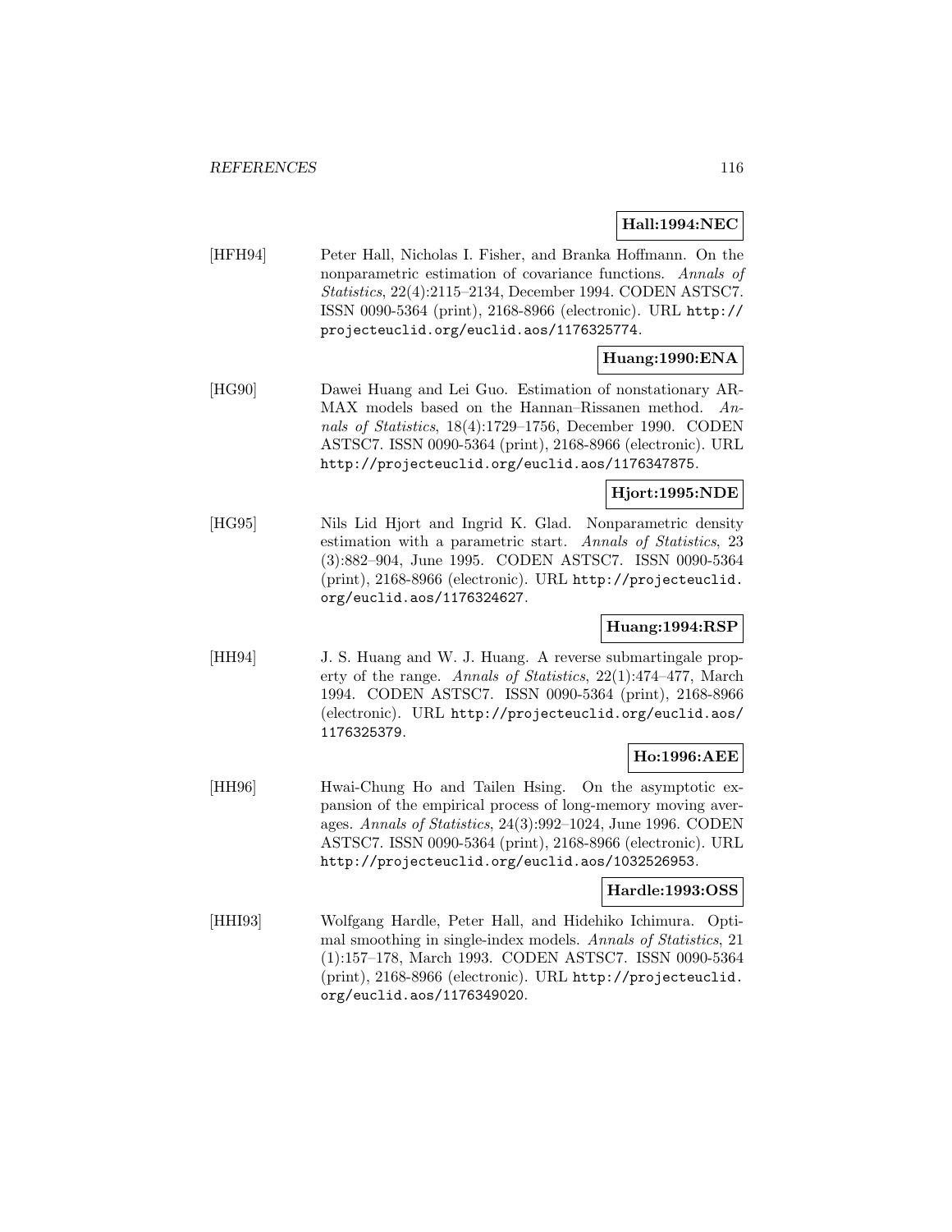**Hall:1994:NEC**

[HFH94] Peter Hall, Nicholas I. Fisher, and Branka Hoffmann. On the nonparametric estimation of covariance functions. *Annals of Statistics*, 22(4):2115–2134, December 1994. CODEN ASTSC7. ISSN 0090-5364 (print), 2168-8966 (electronic). URL `http://projecteuclid.org/euclid.aos/1176325774`.

**Huang:1990:ENA**

[HG90] Dawei Huang and Lei Guo. Estimation of nonstationary ARMAX models based on the Hannan–Rissanen method. *Annals of Statistics*, 18(4):1729–1756, December 1990. CODEN ASTSC7. ISSN 0090-5364 (print), 2168-8966 (electronic). URL `http://projecteuclid.org/euclid.aos/1176347875`.

**Hjort:1995:NDE**

[HG95] Nils Lid Hjort and Ingrid K. Glad. Nonparametric density estimation with a parametric start. *Annals of Statistics*, 23 (3):882–904, June 1995. CODEN ASTSC7. ISSN 0090-5364 (print), 2168-8966 (electronic). URL `http://projecteuclid.org/euclid.aos/1176324627`.

**Huang:1994:RSP**

[HH94] J. S. Huang and W. J. Huang. A reverse submartingale property of the range. *Annals of Statistics*, 22(1):474–477, March 1994. CODEN ASTSC7. ISSN 0090-5364 (print), 2168-8966 (electronic). URL `http://projecteuclid.org/euclid.aos/1176325379`.

**Ho:1996:AEE**

[HH96] Hwai-Chung Ho and Tailen Hsing. On the asymptotic expansion of the empirical process of long-memory moving averages. *Annals of Statistics*, 24(3):992–1024, June 1996. CODEN ASTSC7. ISSN 0090-5364 (print), 2168-8966 (electronic). URL `http://projecteuclid.org/euclid.aos/1032526953`.

**Hardle:1993:OSS**

[HHI93] Wolfgang Hardle, Peter Hall, and Hidehiko Ichimura. Optimal smoothing in single-index models. *Annals of Statistics*, 21 (1):157–178, March 1993. CODEN ASTSC7. ISSN 0090-5364 (print), 2168-8966 (electronic). URL `http://projecteuclid.org/euclid.aos/1176349020`.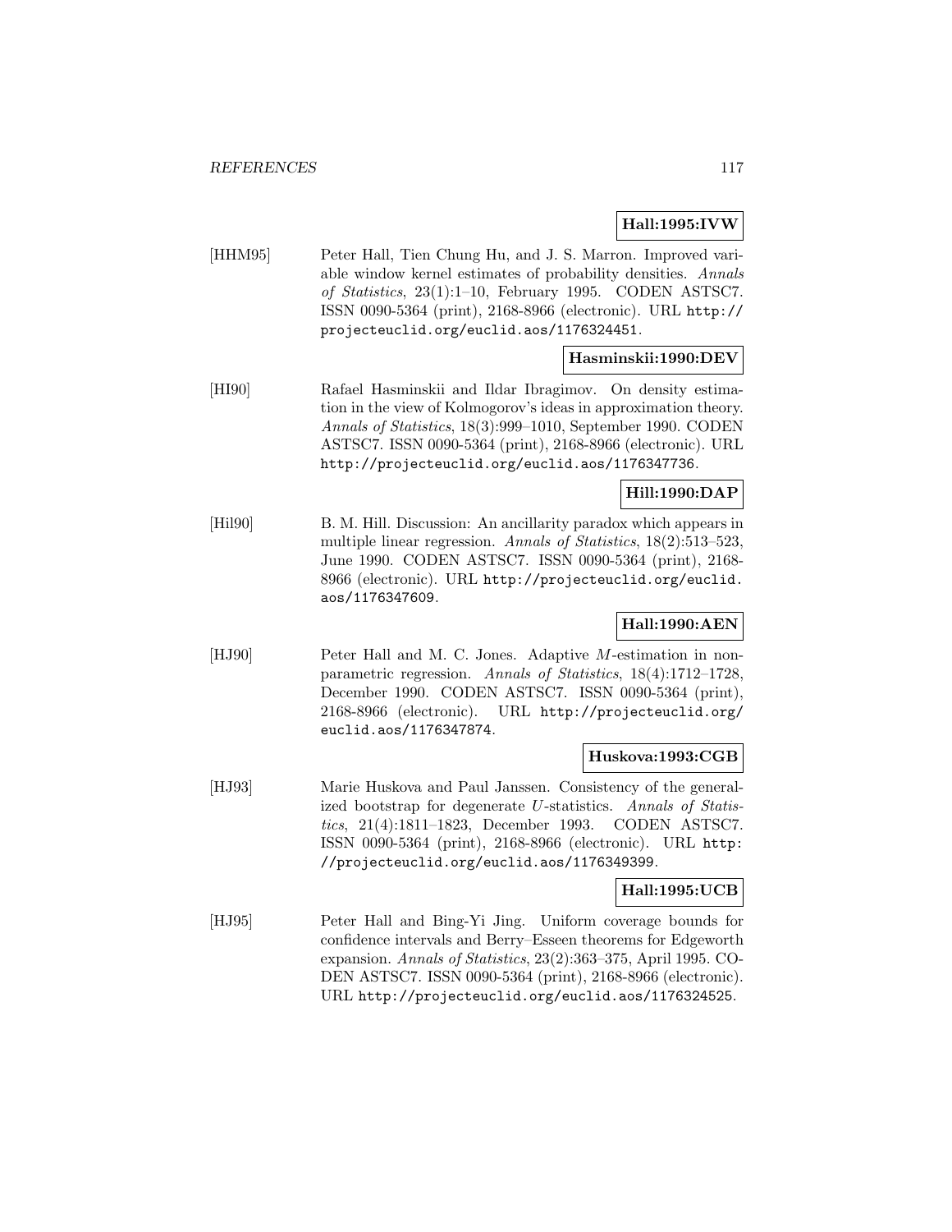**Hall:1995:IVW**

[HHM95] Peter Hall, Tien Chung Hu, and J. S. Marron. Improved variable window kernel estimates of probability densities. *Annals of Statistics*, 23(1):1–10, February 1995. CODEN ASTSC7. ISSN 0090-5364 (print), 2168-8966 (electronic). URL http://projecteuclid.org/euclid.aos/1176324451.

**Hasminskii:1990:DEV**

[HI90] Rafael Hasminskii and Ildar Ibragimov. On density estimation in the view of Kolmogorov's ideas in approximation theory. *Annals of Statistics*, 18(3):999–1010, September 1990. CODEN ASTSC7. ISSN 0090-5364 (print), 2168-8966 (electronic). URL http://projecteuclid.org/euclid.aos/1176347736.

**Hill:1990:DAP**

[Hil90] B. M. Hill. Discussion: An ancillarity paradox which appears in multiple linear regression. *Annals of Statistics*, 18(2):513–523, June 1990. CODEN ASTSC7. ISSN 0090-5364 (print), 2168-8966 (electronic). URL http://projecteuclid.org/euclid.aos/1176347609.

**Hall:1990:AEN**

[HJ90] Peter Hall and M. C. Jones. Adaptive $M$-estimation in nonparametric regression. *Annals of Statistics*, 18(4):1712–1728, December 1990. CODEN ASTSC7. ISSN 0090-5364 (print), 2168-8966 (electronic). URL http://projecteuclid.org/euclid.aos/1176347874.

**Huskova:1993:CGB**

[HJ93] Marie Huskova and Paul Janssen. Consistency of the generalized bootstrap for degenerate $U$-statistics. *Annals of Statistics*, 21(4):1811–1823, December 1993. CODEN ASTSC7. ISSN 0090-5364 (print), 2168-8966 (electronic). URL http://projecteuclid.org/euclid.aos/1176349399.

**Hall:1995:UCB**

[HJ95] Peter Hall and Bing-Yi Jing. Uniform coverage bounds for confidence intervals and Berry–Esseen theorems for Edgeworth expansion. *Annals of Statistics*, 23(2):363–375, April 1995. CODEN ASTSC7. ISSN 0090-5364 (print), 2168-8966 (electronic). URL http://projecteuclid.org/euclid.aos/1176324525.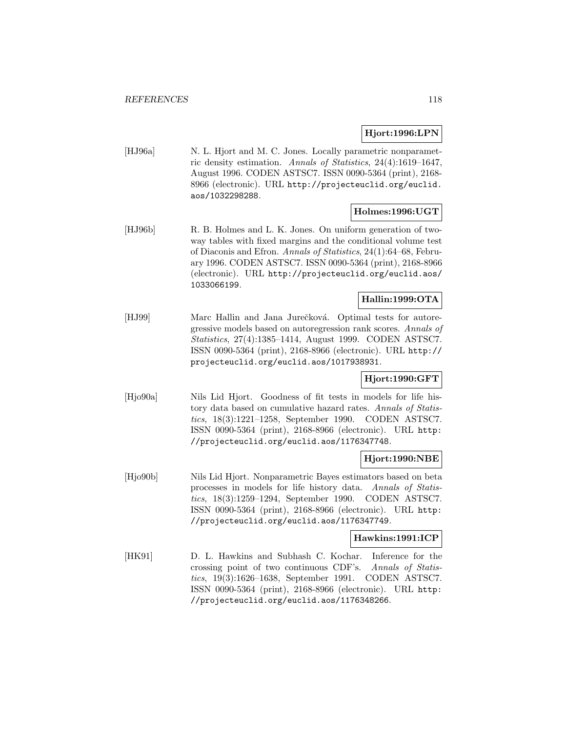**Hjort:1996:LPN**

[HJ96a] N. L. Hjort and M. C. Jones. Locally parametric nonparametric density estimation. *Annals of Statistics*, 24(4):1619–1647, August 1996. CODEN ASTSC7. ISSN 0090-5364 (print), 2168-8966 (electronic). URL http://projecteuclid.org/euclid.aos/1032298288.

**Holmes:1996:UGT**

[HJ96b] R. B. Holmes and L. K. Jones. On uniform generation of two-way tables with fixed margins and the conditional volume test of Diaconis and Efron. *Annals of Statistics*, 24(1):64–68, February 1996. CODEN ASTSC7. ISSN 0090-5364 (print), 2168-8966 (electronic). URL http://projecteuclid.org/euclid.aos/1033066199.

**Hallin:1999:OTA**

[HJ99] Marc Hallin and Jana Jurečková. Optimal tests for autoregressive models based on autoregression rank scores. *Annals of Statistics*, 27(4):1385–1414, August 1999. CODEN ASTSC7. ISSN 0090-5364 (print), 2168-8966 (electronic). URL http://projecteuclid.org/euclid.aos/1017938931.

**Hjort:1990:GFT**

[Hjo90a] Nils Lid Hjort. Goodness of fit tests in models for life history data based on cumulative hazard rates. *Annals of Statistics*, 18(3):1221–1258, September 1990. CODEN ASTSC7. ISSN 0090-5364 (print), 2168-8966 (electronic). URL http://projecteuclid.org/euclid.aos/1176347748.

**Hjort:1990:NBE**

[Hjo90b] Nils Lid Hjort. Nonparametric Bayes estimators based on beta processes in models for life history data. *Annals of Statistics*, 18(3):1259–1294, September 1990. CODEN ASTSC7. ISSN 0090-5364 (print), 2168-8966 (electronic). URL http://projecteuclid.org/euclid.aos/1176347749.

**Hawkins:1991:ICP**

[HK91] D. L. Hawkins and Subhash C. Kochar. Inference for the crossing point of two continuous CDF's. *Annals of Statistics*, 19(3):1626–1638, September 1991. CODEN ASTSC7. ISSN 0090-5364 (print), 2168-8966 (electronic). URL http://projecteuclid.org/euclid.aos/1176348266.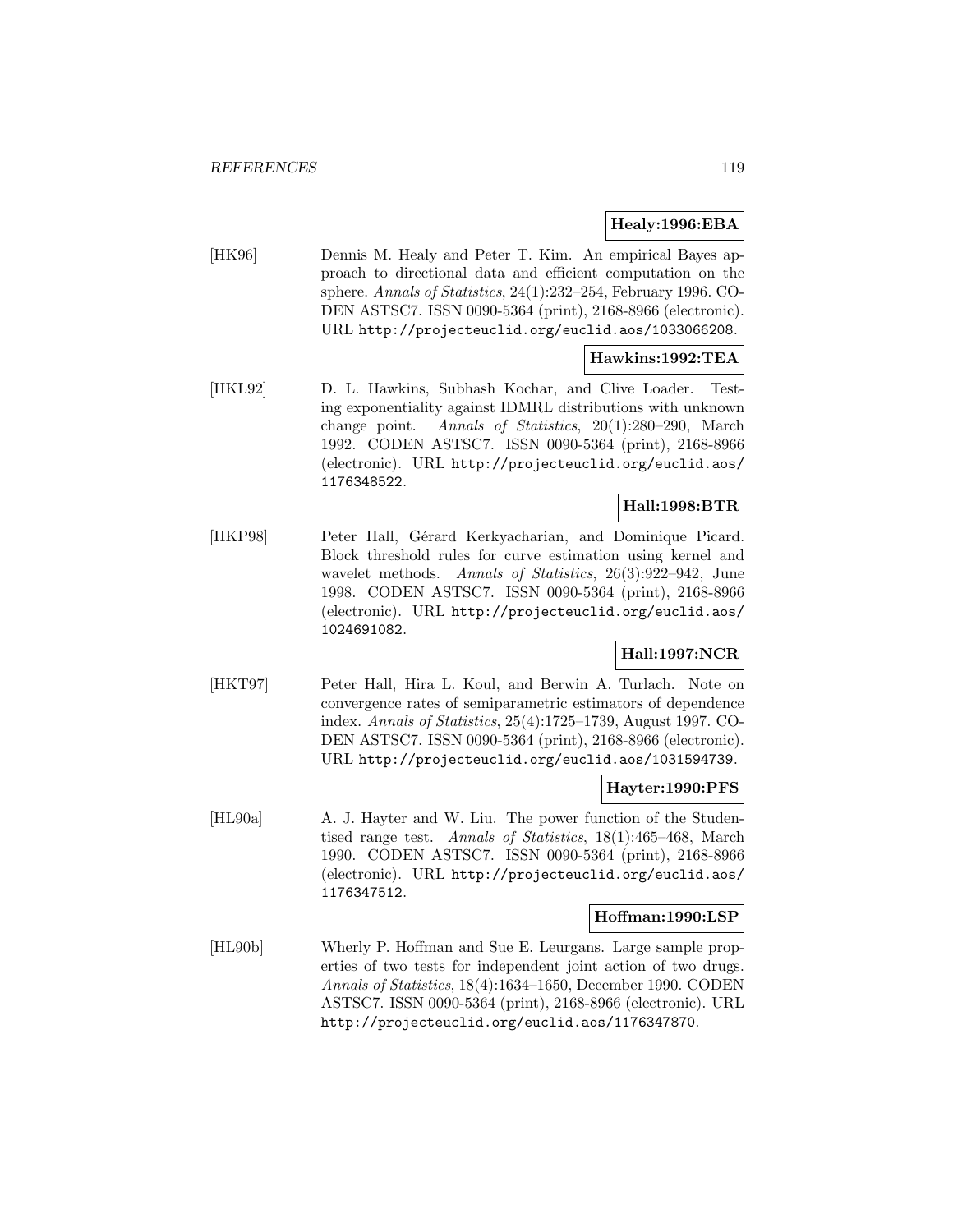**Healy:1996:EBA**

[HK96] Dennis M. Healy and Peter T. Kim. An empirical Bayes approach to directional data and efficient computation on the sphere. *Annals of Statistics*, 24(1):232–254, February 1996. CODEN ASTSC7. ISSN 0090-5364 (print), 2168-8966 (electronic). URL http://projecteuclid.org/euclid.aos/1033066208.

**Hawkins:1992:TEA**

[HKL92] D. L. Hawkins, Subhash Kochar, and Clive Loader. Testing exponentiality against IDMRL distributions with unknown change point. *Annals of Statistics*, 20(1):280–290, March 1992. CODEN ASTSC7. ISSN 0090-5364 (print), 2168-8966 (electronic). URL http://projecteuclid.org/euclid.aos/1176348522.

**Hall:1998:BTR**

[HKP98] Peter Hall, Gérard Kerkyacharian, and Dominique Picard. Block threshold rules for curve estimation using kernel and wavelet methods. *Annals of Statistics*, 26(3):922–942, June 1998. CODEN ASTSC7. ISSN 0090-5364 (print), 2168-8966 (electronic). URL http://projecteuclid.org/euclid.aos/1024691082.

**Hall:1997:NCR**

[HKT97] Peter Hall, Hira L. Koul, and Berwin A. Turlach. Note on convergence rates of semiparametric estimators of dependence index. *Annals of Statistics*, 25(4):1725–1739, August 1997. CODEN ASTSC7. ISSN 0090-5364 (print), 2168-8966 (electronic). URL http://projecteuclid.org/euclid.aos/1031594739.

**Hayter:1990:PFS**

[HL90a] A. J. Hayter and W. Liu. The power function of the Studentised range test. *Annals of Statistics*, 18(1):465–468, March 1990. CODEN ASTSC7. ISSN 0090-5364 (print), 2168-8966 (electronic). URL http://projecteuclid.org/euclid.aos/1176347512.

**Hoffman:1990:LSP**

[HL90b] Wherly P. Hoffman and Sue E. Leurgans. Large sample properties of two tests for independent joint action of two drugs. *Annals of Statistics*, 18(4):1634–1650, December 1990. CODEN ASTSC7. ISSN 0090-5364 (print), 2168-8966 (electronic). URL http://projecteuclid.org/euclid.aos/1176347870.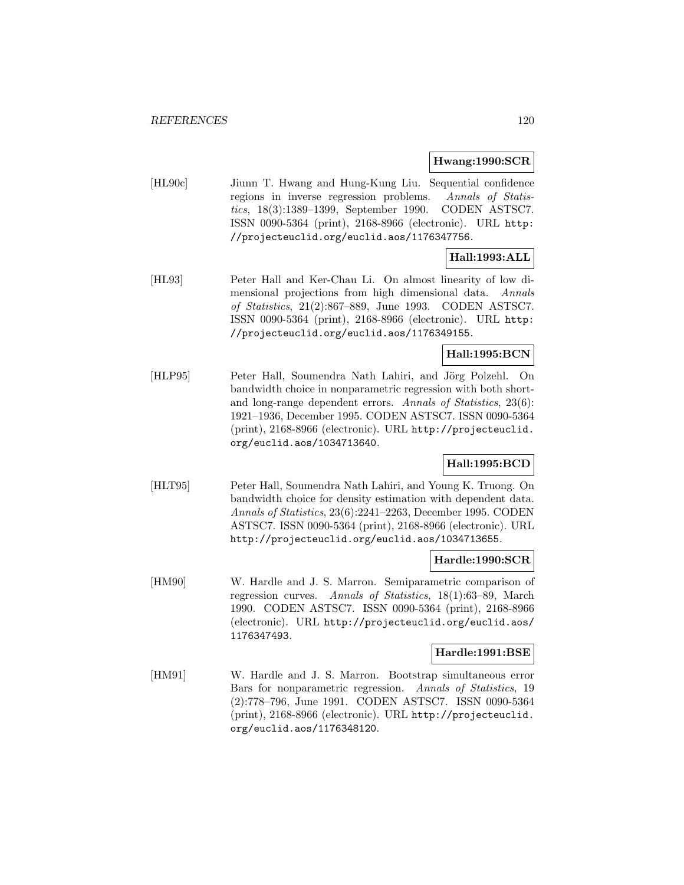**Hwang:1990:SCR**

[HL90c] Jiunn T. Hwang and Hung-Kung Liu. Sequential confidence regions in inverse regression problems. *Annals of Statistics*, 18(3):1389–1399, September 1990. CODEN ASTSC7. ISSN 0090-5364 (print), 2168-8966 (electronic). URL http://projecteuclid.org/euclid.aos/1176347756.

**Hall:1993:ALL**

[HL93] Peter Hall and Ker-Chau Li. On almost linearity of low dimensional projections from high dimensional data. *Annals of Statistics*, 21(2):867–889, June 1993. CODEN ASTSC7. ISSN 0090-5364 (print), 2168-8966 (electronic). URL http://projecteuclid.org/euclid.aos/1176349155.

**Hall:1995:BCN**

[HLP95] Peter Hall, Soumendra Nath Lahiri, and Jörg Polzehl. On bandwidth choice in nonparametric regression with both short- and long-range dependent errors. *Annals of Statistics*, 23(6): 1921–1936, December 1995. CODEN ASTSC7. ISSN 0090-5364 (print), 2168-8966 (electronic). URL http://projecteuclid.org/euclid.aos/1034713640.

**Hall:1995:BCD**

[HLT95] Peter Hall, Soumendra Nath Lahiri, and Young K. Truong. On bandwidth choice for density estimation with dependent data. *Annals of Statistics*, 23(6):2241–2263, December 1995. CODEN ASTSC7. ISSN 0090-5364 (print), 2168-8966 (electronic). URL http://projecteuclid.org/euclid.aos/1034713655.

**Hardle:1990:SCR**

[HM90] W. Hardle and J. S. Marron. Semiparametric comparison of regression curves. *Annals of Statistics*, 18(1):63–89, March 1990. CODEN ASTSC7. ISSN 0090-5364 (print), 2168-8966 (electronic). URL http://projecteuclid.org/euclid.aos/1176347493.

**Hardle:1991:BSE**

[HM91] W. Hardle and J. S. Marron. Bootstrap simultaneous error Bars for nonparametric regression. *Annals of Statistics*, 19 (2):778–796, June 1991. CODEN ASTSC7. ISSN 0090-5364 (print), 2168-8966 (electronic). URL http://projecteuclid.org/euclid.aos/1176348120.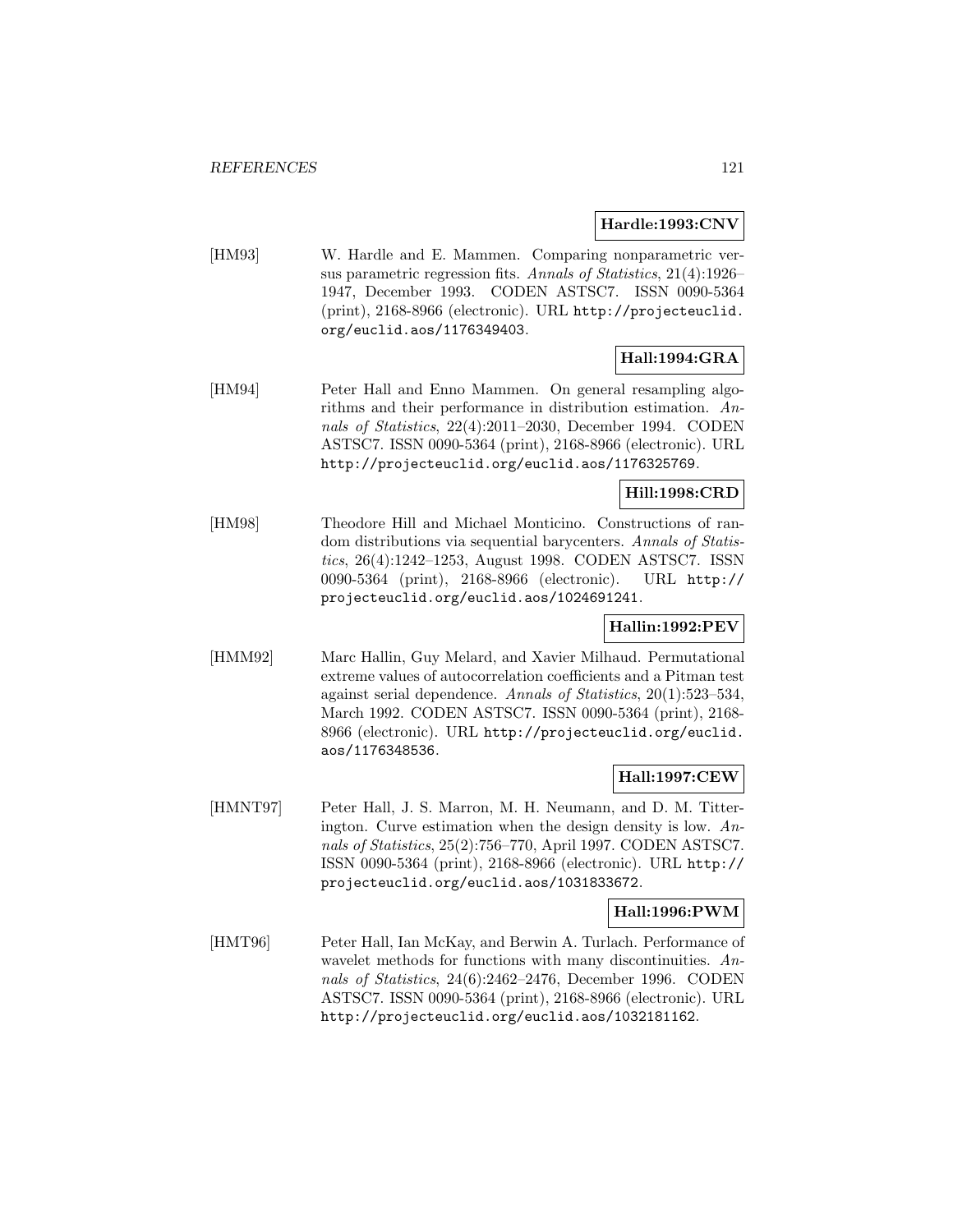**Hardle:1993:CNV**

[HM93] W. Hardle and E. Mammen. Comparing nonparametric versus parametric regression fits. *Annals of Statistics*, 21(4):1926–1947, December 1993. CODEN ASTSC7. ISSN 0090-5364 (print), 2168-8966 (electronic). URL http://projecteuclid.org/euclid.aos/1176349403.

**Hall:1994:GRA**

[HM94] Peter Hall and Enno Mammen. On general resampling algorithms and their performance in distribution estimation. *Annals of Statistics*, 22(4):2011–2030, December 1994. CODEN ASTSC7. ISSN 0090-5364 (print), 2168-8966 (electronic). URL http://projecteuclid.org/euclid.aos/1176325769.

**Hill:1998:CRD**

[HM98] Theodore Hill and Michael Monticino. Constructions of random distributions via sequential barycenters. *Annals of Statistics*, 26(4):1242–1253, August 1998. CODEN ASTSC7. ISSN 0090-5364 (print), 2168-8966 (electronic). URL http://projecteuclid.org/euclid.aos/1024691241.

**Hallin:1992:PEV**

[HMM92] Marc Hallin, Guy Melard, and Xavier Milhaud. Permutational extreme values of autocorrelation coefficients and a Pitman test against serial dependence. *Annals of Statistics*, 20(1):523–534, March 1992. CODEN ASTSC7. ISSN 0090-5364 (print), 2168-8966 (electronic). URL http://projecteuclid.org/euclid.aos/1176348536.

**Hall:1997:CEW**

[HMNT97] Peter Hall, J. S. Marron, M. H. Neumann, and D. M. Titterington. Curve estimation when the design density is low. *Annals of Statistics*, 25(2):756–770, April 1997. CODEN ASTSC7. ISSN 0090-5364 (print), 2168-8966 (electronic). URL http://projecteuclid.org/euclid.aos/1031833672.

**Hall:1996:PWM**

[HMT96] Peter Hall, Ian McKay, and Berwin A. Turlach. Performance of wavelet methods for functions with many discontinuities. *Annals of Statistics*, 24(6):2462–2476, December 1996. CODEN ASTSC7. ISSN 0090-5364 (print), 2168-8966 (electronic). URL http://projecteuclid.org/euclid.aos/1032181162.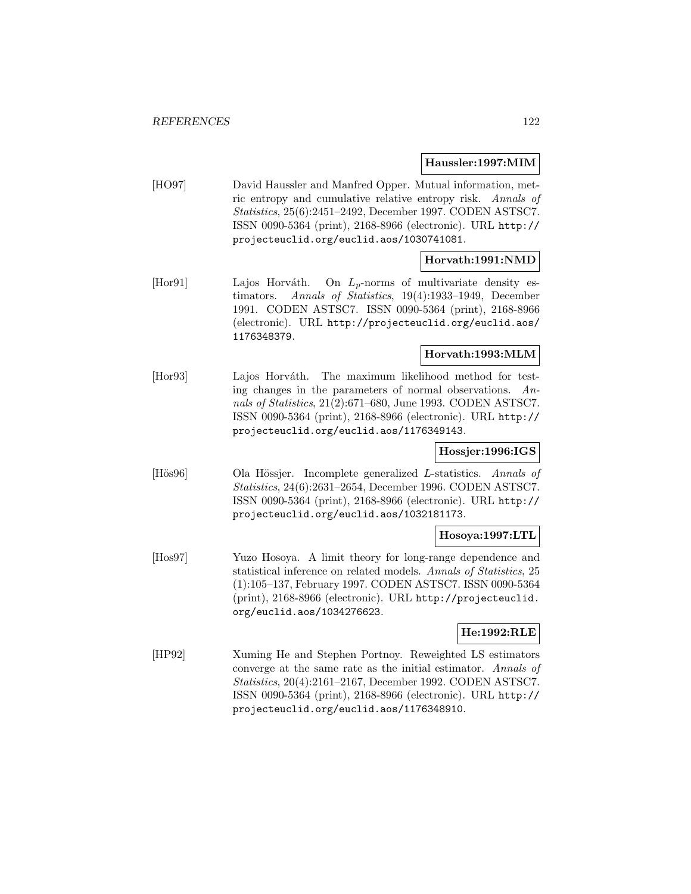**Haussler:1997:MIM**

[HO97] David Haussler and Manfred Opper. Mutual information, metric entropy and cumulative relative entropy risk. *Annals of Statistics*, 25(6):2451–2492, December 1997. CODEN ASTSC7. ISSN 0090-5364 (print), 2168-8966 (electronic). URL http://projecteuclid.org/euclid.aos/1030741081.

**Horvath:1991:NMD**

[Hor91] Lajos Horváth. On $L_p$-norms of multivariate density estimators. *Annals of Statistics*, 19(4):1933–1949, December 1991. CODEN ASTSC7. ISSN 0090-5364 (print), 2168-8966 (electronic). URL http://projecteuclid.org/euclid.aos/1176348379.

**Horvath:1993:MLM**

[Hor93] Lajos Horváth. The maximum likelihood method for testing changes in the parameters of normal observations. *Annals of Statistics*, 21(2):671–680, June 1993. CODEN ASTSC7. ISSN 0090-5364 (print), 2168-8966 (electronic). URL http://projecteuclid.org/euclid.aos/1176349143.

**Hossjer:1996:IGS**

[Hös96] Ola Hössjer. Incomplete generalized *L*-statistics. *Annals of Statistics*, 24(6):2631–2654, December 1996. CODEN ASTSC7. ISSN 0090-5364 (print), 2168-8966 (electronic). URL http://projecteuclid.org/euclid.aos/1032181173.

**Hosoya:1997:LTL**

[Hos97] Yuzo Hosoya. A limit theory for long-range dependence and statistical inference on related models. *Annals of Statistics*, 25 (1):105–137, February 1997. CODEN ASTSC7. ISSN 0090-5364 (print), 2168-8966 (electronic). URL http://projecteuclid.org/euclid.aos/1034276623.

**He:1992:RLE**

[HP92] Xuming He and Stephen Portnoy. Reweighted LS estimators converge at the same rate as the initial estimator. *Annals of Statistics*, 20(4):2161–2167, December 1992. CODEN ASTSC7. ISSN 0090-5364 (print), 2168-8966 (electronic). URL http://projecteuclid.org/euclid.aos/1176348910.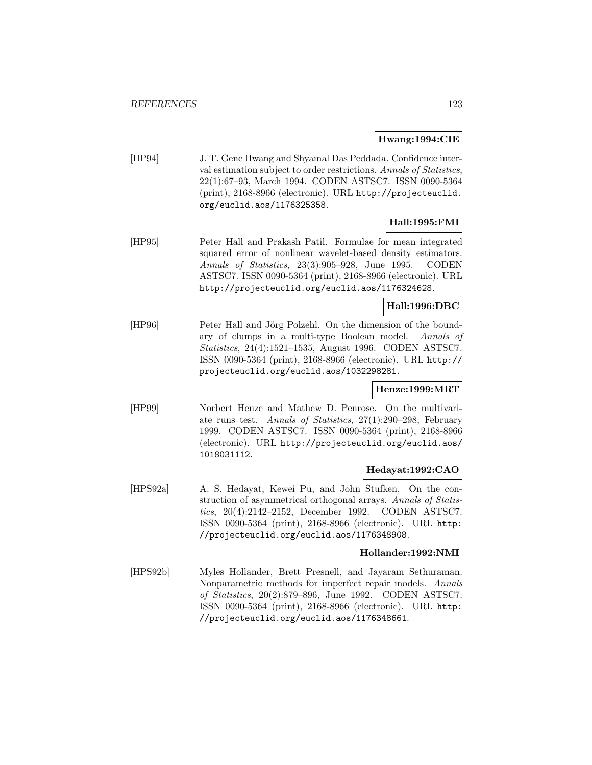**Hwang:1994:CIE**

[HP94] J. T. Gene Hwang and Shyamal Das Peddada. Confidence interval estimation subject to order restrictions. *Annals of Statistics*, 22(1):67–93, March 1994. CODEN ASTSC7. ISSN 0090-5364 (print), 2168-8966 (electronic). URL http://projecteuclid.org/euclid.aos/1176325358.

**Hall:1995:FMI**

[HP95] Peter Hall and Prakash Patil. Formulae for mean integrated squared error of nonlinear wavelet-based density estimators. *Annals of Statistics*, 23(3):905–928, June 1995. CODEN ASTSC7. ISSN 0090-5364 (print), 2168-8966 (electronic). URL http://projecteuclid.org/euclid.aos/1176324628.

**Hall:1996:DBC**

[HP96] Peter Hall and Jörg Polzehl. On the dimension of the boundary of clumps in a multi-type Boolean model. *Annals of Statistics*, 24(4):1521–1535, August 1996. CODEN ASTSC7. ISSN 0090-5364 (print), 2168-8966 (electronic). URL http://projecteuclid.org/euclid.aos/1032298281.

**Henze:1999:MRT**

[HP99] Norbert Henze and Mathew D. Penrose. On the multivariate runs test. *Annals of Statistics*, 27(1):290–298, February 1999. CODEN ASTSC7. ISSN 0090-5364 (print), 2168-8966 (electronic). URL http://projecteuclid.org/euclid.aos/1018031112.

**Hedayat:1992:CAO**

[HPS92a] A. S. Hedayat, Kewei Pu, and John Stufken. On the construction of asymmetrical orthogonal arrays. *Annals of Statistics*, 20(4):2142–2152, December 1992. CODEN ASTSC7. ISSN 0090-5364 (print), 2168-8966 (electronic). URL http://projecteuclid.org/euclid.aos/1176348908.

**Hollander:1992:NMI**

[HPS92b] Myles Hollander, Brett Presnell, and Jayaram Sethuraman. Nonparametric methods for imperfect repair models. *Annals of Statistics*, 20(2):879–896, June 1992. CODEN ASTSC7. ISSN 0090-5364 (print), 2168-8966 (electronic). URL http://projecteuclid.org/euclid.aos/1176348661.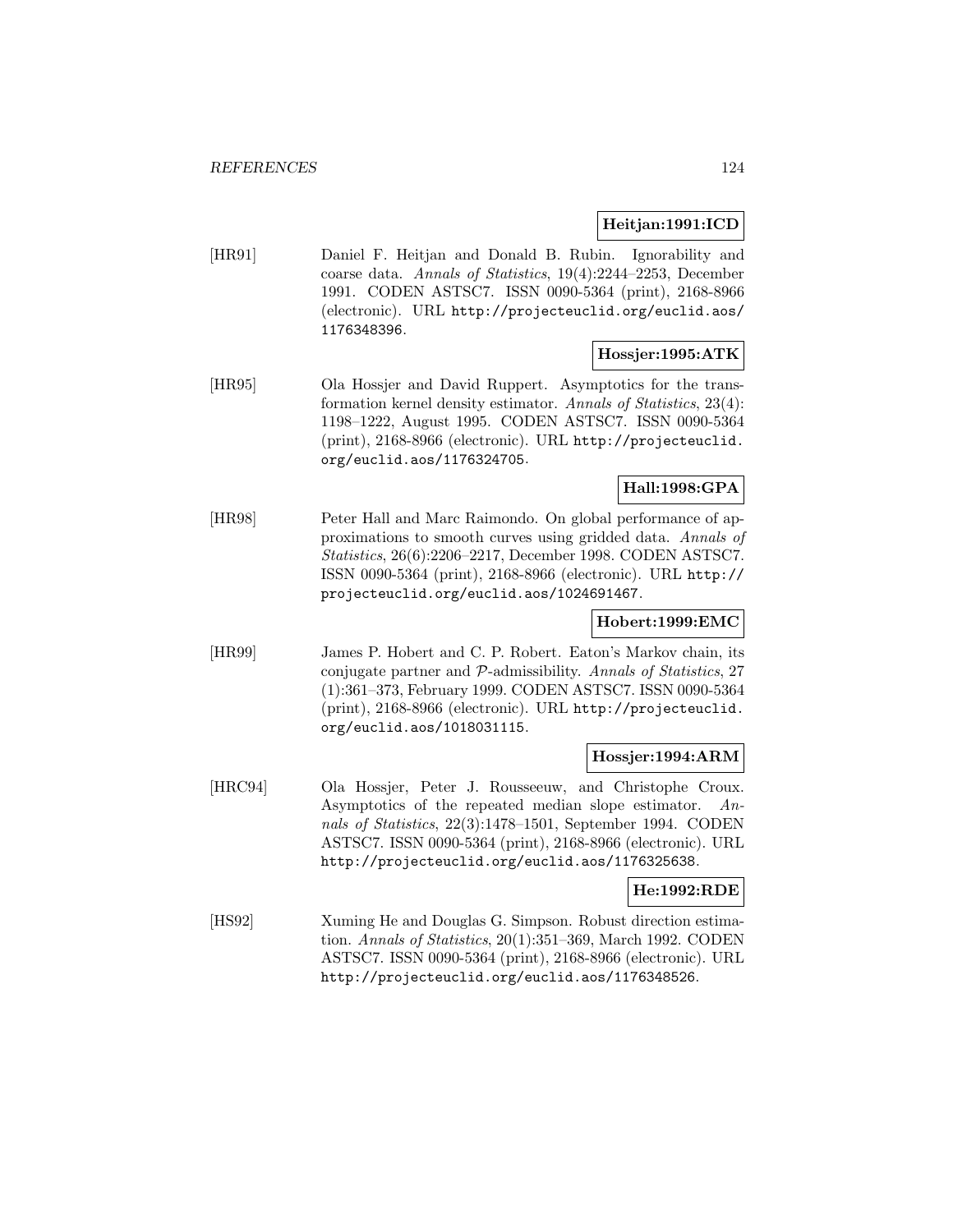**Heitjan:1991:ICD**

[HR91] Daniel F. Heitjan and Donald B. Rubin. Ignorability and coarse data. *Annals of Statistics*, 19(4):2244–2253, December 1991. CODEN ASTSC7. ISSN 0090-5364 (print), 2168-8966 (electronic). URL http://projecteuclid.org/euclid.aos/1176348396.

**Hossjer:1995:ATK**

[HR95] Ola Hossjer and David Ruppert. Asymptotics for the transformation kernel density estimator. *Annals of Statistics*, 23(4): 1198–1222, August 1995. CODEN ASTSC7. ISSN 0090-5364 (print), 2168-8966 (electronic). URL http://projecteuclid.org/euclid.aos/1176324705.

**Hall:1998:GPA**

[HR98] Peter Hall and Marc Raimondo. On global performance of approximations to smooth curves using gridded data. *Annals of Statistics*, 26(6):2206–2217, December 1998. CODEN ASTSC7. ISSN 0090-5364 (print), 2168-8966 (electronic). URL http://projecteuclid.org/euclid.aos/1024691467.

**Hobert:1999:EMC**

[HR99] James P. Hobert and C. P. Robert. Eaton's Markov chain, its conjugate partner and $\mathcal{P}$-admissibility. *Annals of Statistics*, 27 (1):361–373, February 1999. CODEN ASTSC7. ISSN 0090-5364 (print), 2168-8966 (electronic). URL http://projecteuclid.org/euclid.aos/1018031115.

**Hossjer:1994:ARM**

[HRC94] Ola Hossjer, Peter J. Rousseeuw, and Christophe Croux. Asymptotics of the repeated median slope estimator. *Annals of Statistics*, 22(3):1478–1501, September 1994. CODEN ASTSC7. ISSN 0090-5364 (print), 2168-8966 (electronic). URL http://projecteuclid.org/euclid.aos/1176325638.

**He:1992:RDE**

[HS92] Xuming He and Douglas G. Simpson. Robust direction estimation. *Annals of Statistics*, 20(1):351–369, March 1992. CODEN ASTSC7. ISSN 0090-5364 (print), 2168-8966 (electronic). URL http://projecteuclid.org/euclid.aos/1176348526.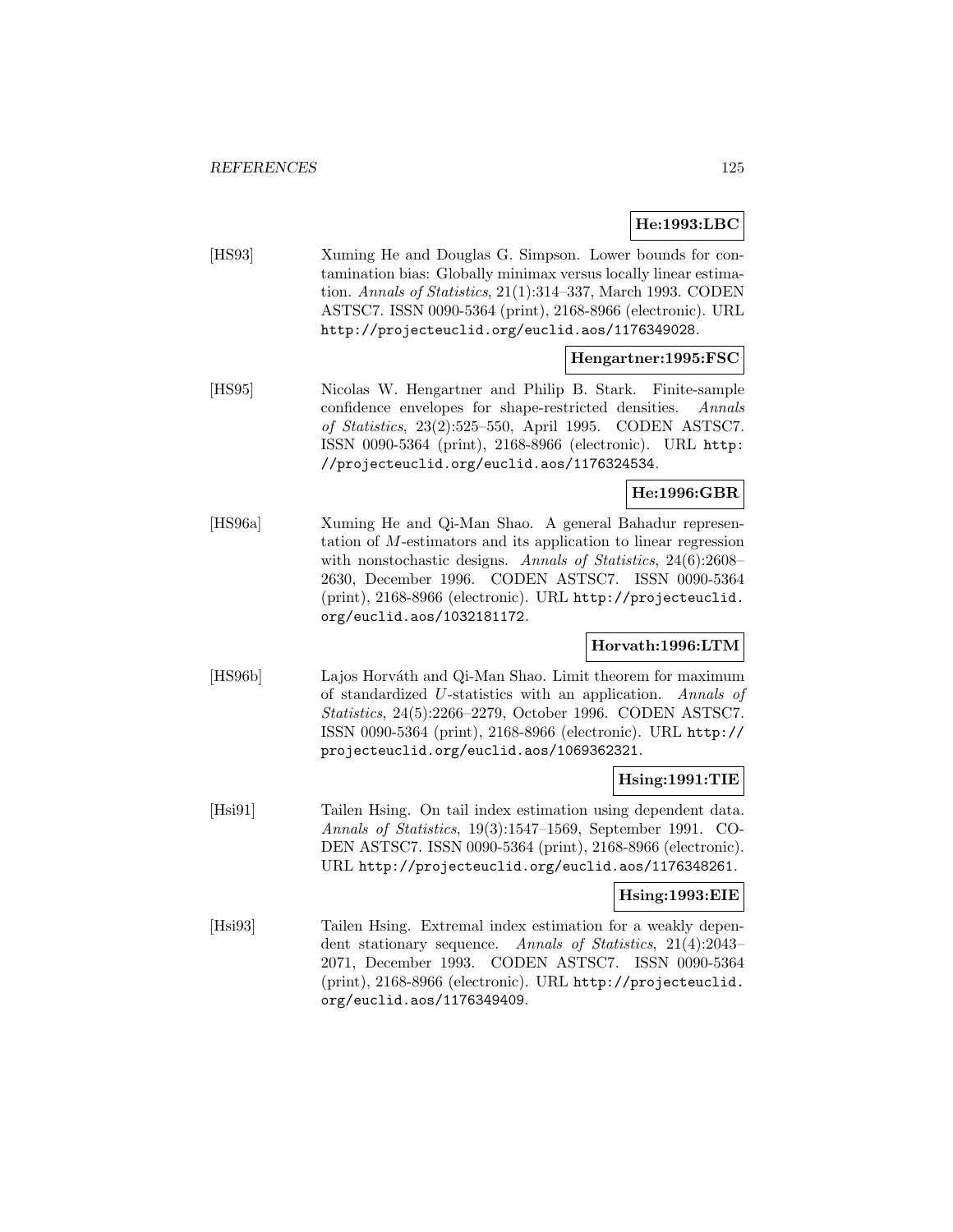**He:1993:LBC**

[HS93] Xuming He and Douglas G. Simpson. Lower bounds for contamination bias: Globally minimax versus locally linear estimation. *Annals of Statistics*, 21(1):314–337, March 1993. CODEN ASTSC7. ISSN 0090-5364 (print), 2168-8966 (electronic). URL http://projecteuclid.org/euclid.aos/1176349028.

**Hengartner:1995:FSC**

[HS95] Nicolas W. Hengartner and Philip B. Stark. Finite-sample confidence envelopes for shape-restricted densities. *Annals of Statistics*, 23(2):525–550, April 1995. CODEN ASTSC7. ISSN 0090-5364 (print), 2168-8966 (electronic). URL http://projecteuclid.org/euclid.aos/1176324534.

**He:1996:GBR**

[HS96a] Xuming He and Qi-Man Shao. A general Bahadur representation of $M$-estimators and its application to linear regression with nonstochastic designs. *Annals of Statistics*, 24(6):2608–2630, December 1996. CODEN ASTSC7. ISSN 0090-5364 (print), 2168-8966 (electronic). URL http://projecteuclid.org/euclid.aos/1032181172.

**Horvath:1996:LTM**

[HS96b] Lajos Horváth and Qi-Man Shao. Limit theorem for maximum of standardized $U$-statistics with an application. *Annals of Statistics*, 24(5):2266–2279, October 1996. CODEN ASTSC7. ISSN 0090-5364 (print), 2168-8966 (electronic). URL http://projecteuclid.org/euclid.aos/1069362321.

**Hsing:1991:TIE**

[Hsi91] Tailen Hsing. On tail index estimation using dependent data. *Annals of Statistics*, 19(3):1547–1569, September 1991. CODEN ASTSC7. ISSN 0090-5364 (print), 2168-8966 (electronic). URL http://projecteuclid.org/euclid.aos/1176348261.

**Hsing:1993:EIE**

[Hsi93] Tailen Hsing. Extremal index estimation for a weakly dependent stationary sequence. *Annals of Statistics*, 21(4):2043–2071, December 1993. CODEN ASTSC7. ISSN 0090-5364 (print), 2168-8966 (electronic). URL http://projecteuclid.org/euclid.aos/1176349409.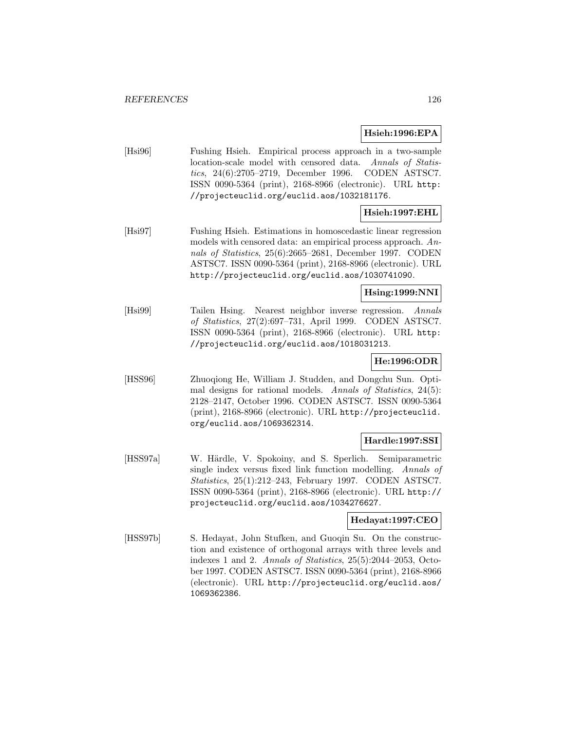**Hsieh:1996:EPA**

[Hsi96] Fushing Hsieh. Empirical process approach in a two-sample location-scale model with censored data. *Annals of Statistics*, 24(6):2705–2719, December 1996. CODEN ASTSC7. ISSN 0090-5364 (print), 2168-8966 (electronic). URL http://projecteuclid.org/euclid.aos/1032181176.

**Hsieh:1997:EHL**

[Hsi97] Fushing Hsieh. Estimations in homoscedastic linear regression models with censored data: an empirical process approach. *Annals of Statistics*, 25(6):2665–2681, December 1997. CODEN ASTSC7. ISSN 0090-5364 (print), 2168-8966 (electronic). URL http://projecteuclid.org/euclid.aos/1030741090.

**Hsing:1999:NNI**

[Hsi99] Tailen Hsing. Nearest neighbor inverse regression. *Annals of Statistics*, 27(2):697–731, April 1999. CODEN ASTSC7. ISSN 0090-5364 (print), 2168-8966 (electronic). URL http://projecteuclid.org/euclid.aos/1018031213.

**He:1996:ODR**

[HSS96] Zhuoqiong He, William J. Studden, and Dongchu Sun. Optimal designs for rational models. *Annals of Statistics*, 24(5): 2128–2147, October 1996. CODEN ASTSC7. ISSN 0090-5364 (print), 2168-8966 (electronic). URL http://projecteuclid.org/euclid.aos/1069362314.

**Hardle:1997:SSI**

[HSS97a] W. Härdle, V. Spokoiny, and S. Sperlich. Semiparametric single index versus fixed link function modelling. *Annals of Statistics*, 25(1):212–243, February 1997. CODEN ASTSC7. ISSN 0090-5364 (print), 2168-8966 (electronic). URL http://projecteuclid.org/euclid.aos/1034276627.

**Hedayat:1997:CEO**

[HSS97b] S. Hedayat, John Stufken, and Guoqin Su. On the construction and existence of orthogonal arrays with three levels and indexes 1 and 2. *Annals of Statistics*, 25(5):2044–2053, October 1997. CODEN ASTSC7. ISSN 0090-5364 (print), 2168-8966 (electronic). URL http://projecteuclid.org/euclid.aos/1069362386.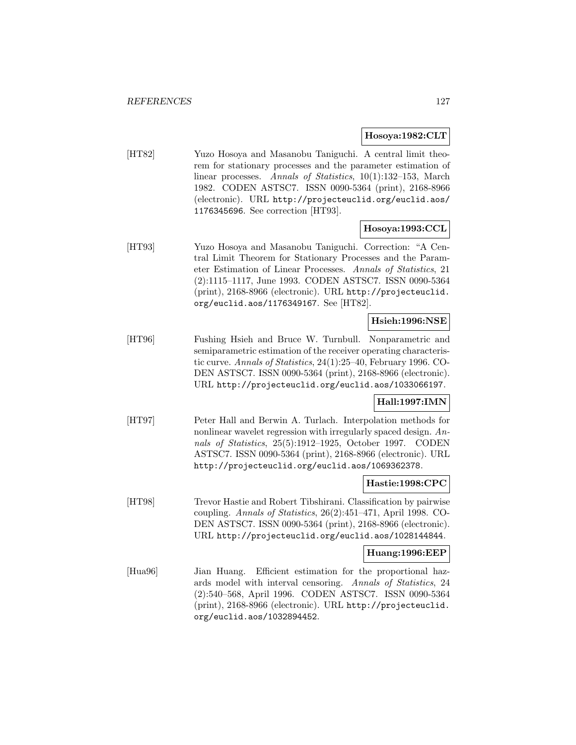**Hosoya:1982:CLT**

[HT82] Yuzo Hosoya and Masanobu Taniguchi. A central limit theorem for stationary processes and the parameter estimation of linear processes. *Annals of Statistics*, 10(1):132–153, March 1982. CODEN ASTSC7. ISSN 0090-5364 (print), 2168-8966 (electronic). URL http://projecteuclid.org/euclid.aos/1176345696. See correction [HT93].

**Hosoya:1993:CCL**

[HT93] Yuzo Hosoya and Masanobu Taniguchi. Correction: "A Central Limit Theorem for Stationary Processes and the Parameter Estimation of Linear Processes. *Annals of Statistics*, 21 (2):1115–1117, June 1993. CODEN ASTSC7. ISSN 0090-5364 (print), 2168-8966 (electronic). URL http://projecteuclid.org/euclid.aos/1176349167. See [HT82].

**Hsieh:1996:NSE**

[HT96] Fushing Hsieh and Bruce W. Turnbull. Nonparametric and semiparametric estimation of the receiver operating characteristic curve. *Annals of Statistics*, 24(1):25–40, February 1996. CODEN ASTSC7. ISSN 0090-5364 (print), 2168-8966 (electronic). URL http://projecteuclid.org/euclid.aos/1033066197.

**Hall:1997:IMN**

[HT97] Peter Hall and Berwin A. Turlach. Interpolation methods for nonlinear wavelet regression with irregularly spaced design. *Annals of Statistics*, 25(5):1912–1925, October 1997. CODEN ASTSC7. ISSN 0090-5364 (print), 2168-8966 (electronic). URL http://projecteuclid.org/euclid.aos/1069362378.

**Hastie:1998:CPC**

[HT98] Trevor Hastie and Robert Tibshirani. Classification by pairwise coupling. *Annals of Statistics*, 26(2):451–471, April 1998. CODEN ASTSC7. ISSN 0090-5364 (print), 2168-8966 (electronic). URL http://projecteuclid.org/euclid.aos/1028144844.

**Huang:1996:EEP**

[Hua96] Jian Huang. Efficient estimation for the proportional hazards model with interval censoring. *Annals of Statistics*, 24 (2):540–568, April 1996. CODEN ASTSC7. ISSN 0090-5364 (print), 2168-8966 (electronic). URL http://projecteuclid.org/euclid.aos/1032894452.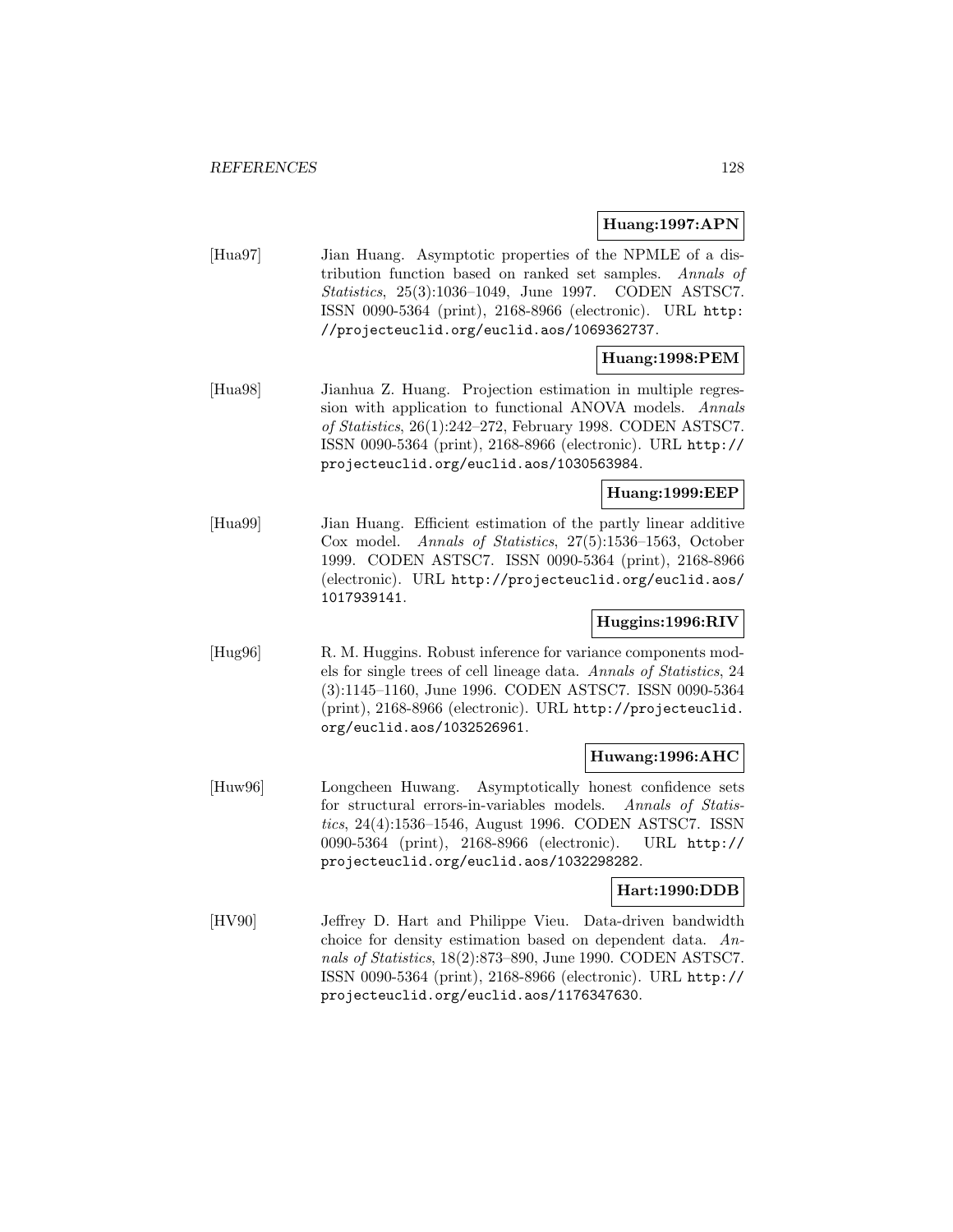**Huang:1997:APN**

[Hua97] Jian Huang. Asymptotic properties of the NPMLE of a distribution function based on ranked set samples. *Annals of Statistics*, 25(3):1036–1049, June 1997. CODEN ASTSC7. ISSN 0090-5364 (print), 2168-8966 (electronic). URL http://projecteuclid.org/euclid.aos/1069362737.

**Huang:1998:PEM**

[Hua98] Jianhua Z. Huang. Projection estimation in multiple regression with application to functional ANOVA models. *Annals of Statistics*, 26(1):242–272, February 1998. CODEN ASTSC7. ISSN 0090-5364 (print), 2168-8966 (electronic). URL http://projecteuclid.org/euclid.aos/1030563984.

**Huang:1999:EEP**

[Hua99] Jian Huang. Efficient estimation of the partly linear additive Cox model. *Annals of Statistics*, 27(5):1536–1563, October 1999. CODEN ASTSC7. ISSN 0090-5364 (print), 2168-8966 (electronic). URL http://projecteuclid.org/euclid.aos/1017939141.

**Huggins:1996:RIV**

[Hug96] R. M. Huggins. Robust inference for variance components models for single trees of cell lineage data. *Annals of Statistics*, 24 (3):1145–1160, June 1996. CODEN ASTSC7. ISSN 0090-5364 (print), 2168-8966 (electronic). URL http://projecteuclid.org/euclid.aos/1032526961.

**Huwang:1996:AHC**

[Huw96] Longcheen Huwang. Asymptotically honest confidence sets for structural errors-in-variables models. *Annals of Statistics*, 24(4):1536–1546, August 1996. CODEN ASTSC7. ISSN 0090-5364 (print), 2168-8966 (electronic). URL http://projecteuclid.org/euclid.aos/1032298282.

**Hart:1990:DDB**

[HV90] Jeffrey D. Hart and Philippe Vieu. Data-driven bandwidth choice for density estimation based on dependent data. *Annals of Statistics*, 18(2):873–890, June 1990. CODEN ASTSC7. ISSN 0090-5364 (print), 2168-8966 (electronic). URL http://projecteuclid.org/euclid.aos/1176347630.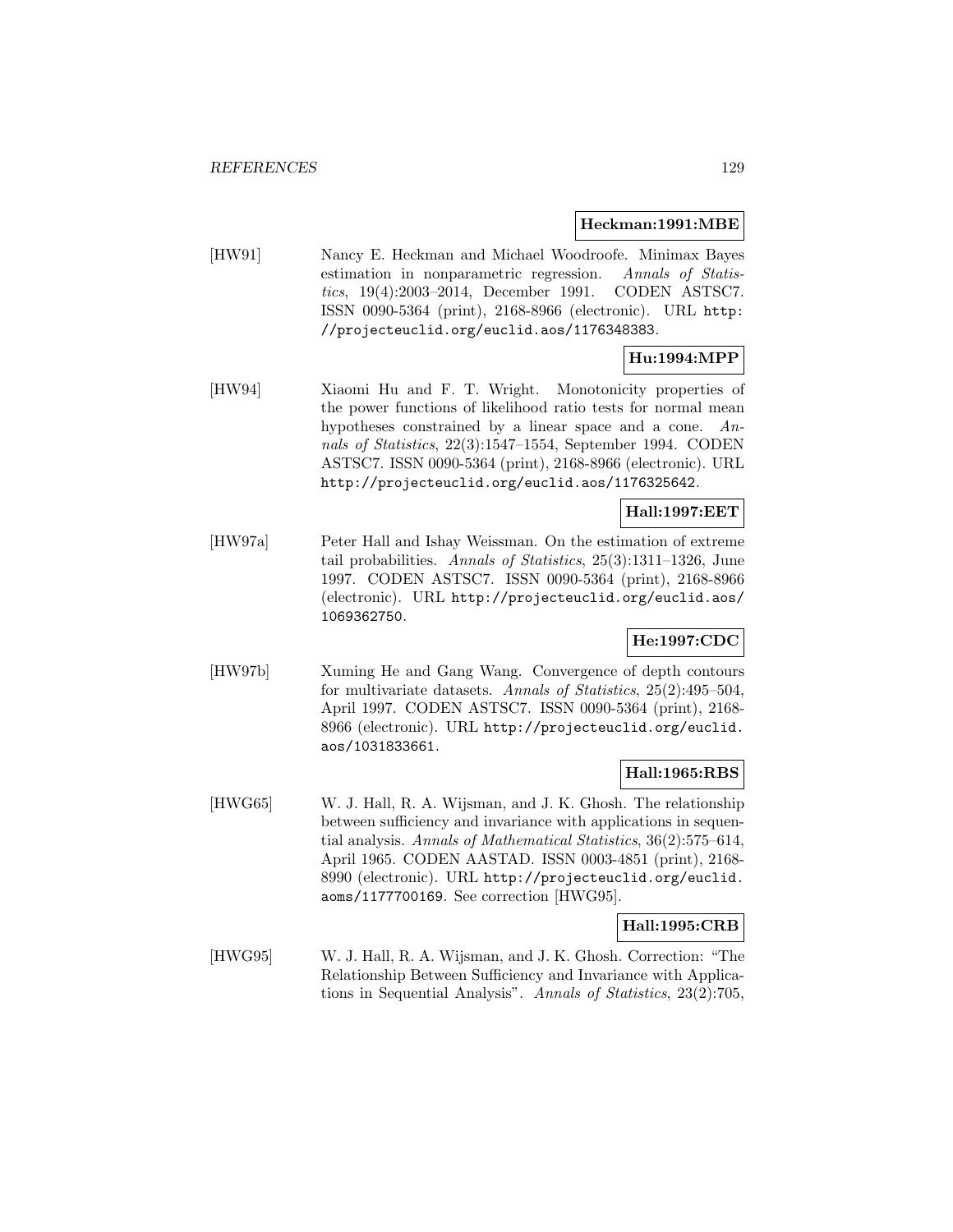**Heckman:1991:MBE**

[HW91] Nancy E. Heckman and Michael Woodroofe. Minimax Bayes estimation in nonparametric regression. *Annals of Statistics*, 19(4):2003–2014, December 1991. CODEN ASTSC7. ISSN 0090-5364 (print), 2168-8966 (electronic). URL http://projecteuclid.org/euclid.aos/1176348383.

**Hu:1994:MPP**

[HW94] Xiaomi Hu and F. T. Wright. Monotonicity properties of the power functions of likelihood ratio tests for normal mean hypotheses constrained by a linear space and a cone. *Annals of Statistics*, 22(3):1547–1554, September 1994. CODEN ASTSC7. ISSN 0090-5364 (print), 2168-8966 (electronic). URL http://projecteuclid.org/euclid.aos/1176325642.

**Hall:1997:EET**

[HW97a] Peter Hall and Ishay Weissman. On the estimation of extreme tail probabilities. *Annals of Statistics*, 25(3):1311–1326, June 1997. CODEN ASTSC7. ISSN 0090-5364 (print), 2168-8966 (electronic). URL http://projecteuclid.org/euclid.aos/1069362750.

**He:1997:CDC**

[HW97b] Xuming He and Gang Wang. Convergence of depth contours for multivariate datasets. *Annals of Statistics*, 25(2):495–504, April 1997. CODEN ASTSC7. ISSN 0090-5364 (print), 2168-8966 (electronic). URL http://projecteuclid.org/euclid.aos/1031833661.

**Hall:1965:RBS**

[HWG65] W. J. Hall, R. A. Wijsman, and J. K. Ghosh. The relationship between sufficiency and invariance with applications in sequential analysis. *Annals of Mathematical Statistics*, 36(2):575–614, April 1965. CODEN AASTAD. ISSN 0003-4851 (print), 2168-8990 (electronic). URL http://projecteuclid.org/euclid.aoms/1177700169. See correction [HWG95].

**Hall:1995:CRB**

[HWG95] W. J. Hall, R. A. Wijsman, and J. K. Ghosh. Correction: "The Relationship Between Sufficiency and Invariance with Applications in Sequential Analysis". *Annals of Statistics*, 23(2):705,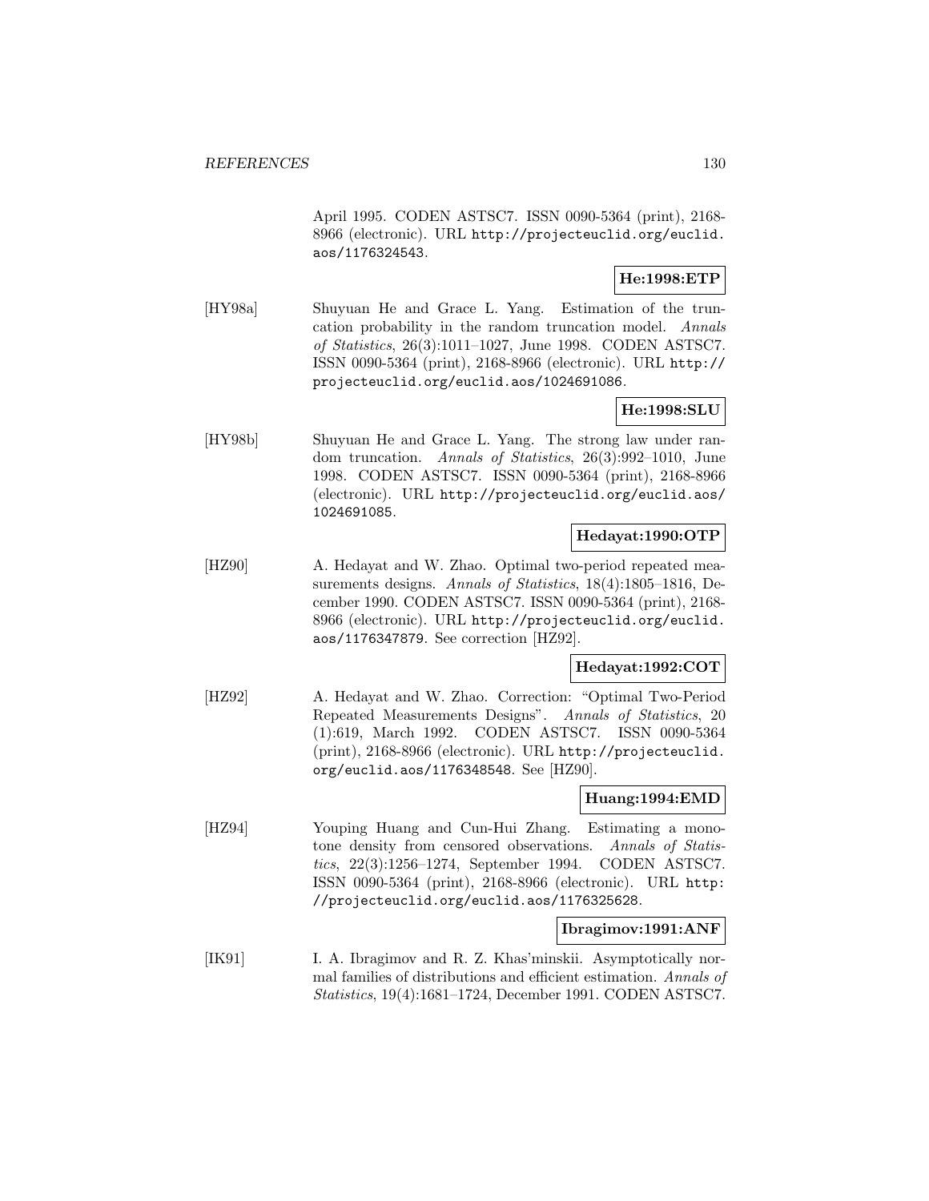April 1995. CODEN ASTSC7. ISSN 0090-5364 (print), 2168-8966 (electronic). URL http://projecteuclid.org/euclid.aos/1176324543.

**He:1998:ETP**

[HY98a] Shuyuan He and Grace L. Yang. Estimation of the truncation probability in the random truncation model. *Annals of Statistics*, 26(3):1011–1027, June 1998. CODEN ASTSC7. ISSN 0090-5364 (print), 2168-8966 (electronic). URL http://projecteuclid.org/euclid.aos/1024691086.

**He:1998:SLU**

[HY98b] Shuyuan He and Grace L. Yang. The strong law under random truncation. *Annals of Statistics*, 26(3):992–1010, June 1998. CODEN ASTSC7. ISSN 0090-5364 (print), 2168-8966 (electronic). URL http://projecteuclid.org/euclid.aos/1024691085.

**Hedayat:1990:OTP**

[HZ90] A. Hedayat and W. Zhao. Optimal two-period repeated measurements designs. *Annals of Statistics*, 18(4):1805–1816, December 1990. CODEN ASTSC7. ISSN 0090-5364 (print), 2168-8966 (electronic). URL http://projecteuclid.org/euclid.aos/1176347879. See correction [HZ92].

**Hedayat:1992:COT**

[HZ92] A. Hedayat and W. Zhao. Correction: "Optimal Two-Period Repeated Measurements Designs". *Annals of Statistics*, 20 (1):619, March 1992. CODEN ASTSC7. ISSN 0090-5364 (print), 2168-8966 (electronic). URL http://projecteuclid.org/euclid.aos/1176348548. See [HZ90].

**Huang:1994:EMD**

[HZ94] Youping Huang and Cun-Hui Zhang. Estimating a monotone density from censored observations. *Annals of Statistics*, 22(3):1256–1274, September 1994. CODEN ASTSC7. ISSN 0090-5364 (print), 2168-8966 (electronic). URL http://projecteuclid.org/euclid.aos/1176325628.

**Ibragimov:1991:ANF**

[IK91] I. A. Ibragimov and R. Z. Khas'minskii. Asymptotically normal families of distributions and efficient estimation. *Annals of Statistics*, 19(4):1681–1724, December 1991. CODEN ASTSC7.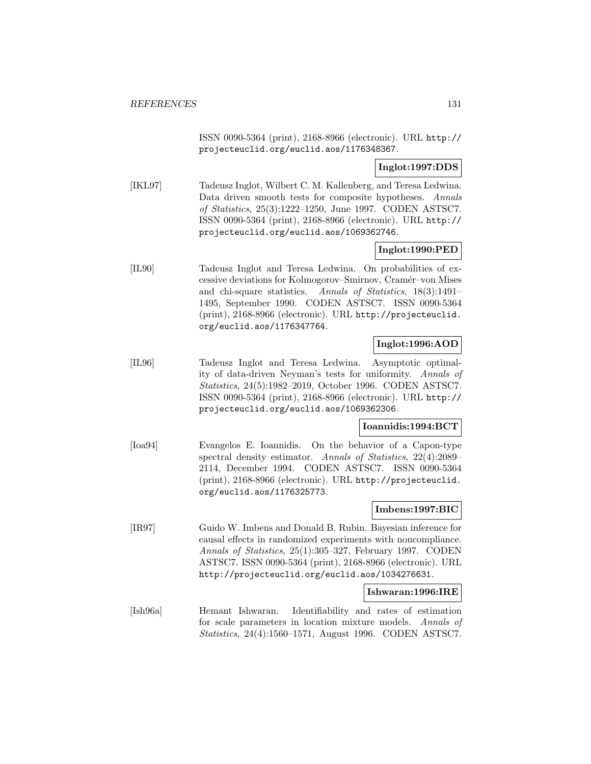ISSN 0090-5364 (print), 2168-8966 (electronic). URL http://projecteuclid.org/euclid.aos/1176348367.

**Inglot:1997:DDS**

[IKL97] Tadeusz Inglot, Wilbert C. M. Kallenberg, and Teresa Ledwina. Data driven smooth tests for composite hypotheses. *Annals of Statistics*, 25(3):1222–1250, June 1997. CODEN ASTSC7. ISSN 0090-5364 (print), 2168-8966 (electronic). URL http://projecteuclid.org/euclid.aos/1069362746.

**Inglot:1990:PED**

[IL90] Tadeusz Inglot and Teresa Ledwina. On probabilities of excessive deviations for Kolmogorov–Smirnov, Cramér–von Mises and chi-square statistics. *Annals of Statistics*, 18(3):1491–1495, September 1990. CODEN ASTSC7. ISSN 0090-5364 (print), 2168-8966 (electronic). URL http://projecteuclid.org/euclid.aos/1176347764.

**Inglot:1996:AOD**

[IL96] Tadeusz Inglot and Teresa Ledwina. Asymptotic optimality of data-driven Neyman's tests for uniformity. *Annals of Statistics*, 24(5):1982–2019, October 1996. CODEN ASTSC7. ISSN 0090-5364 (print), 2168-8966 (electronic). URL http://projecteuclid.org/euclid.aos/1069362306.

**Ioannidis:1994:BCT**

[Ioa94] Evangelos E. Ioannidis. On the behavior of a Capon-type spectral density estimator. *Annals of Statistics*, 22(4):2089–2114, December 1994. CODEN ASTSC7. ISSN 0090-5364 (print), 2168-8966 (electronic). URL http://projecteuclid.org/euclid.aos/1176325773.

**Imbens:1997:BIC**

[IR97] Guido W. Imbens and Donald B. Rubin. Bayesian inference for causal effects in randomized experiments with noncompliance. *Annals of Statistics*, 25(1):305–327, February 1997. CODEN ASTSC7. ISSN 0090-5364 (print), 2168-8966 (electronic). URL http://projecteuclid.org/euclid.aos/1034276631.

**Ishwaran:1996:IRE**

[Ish96a] Hemant Ishwaran. Identifiability and rates of estimation for scale parameters in location mixture models. *Annals of Statistics*, 24(4):1560–1571, August 1996. CODEN ASTSC7.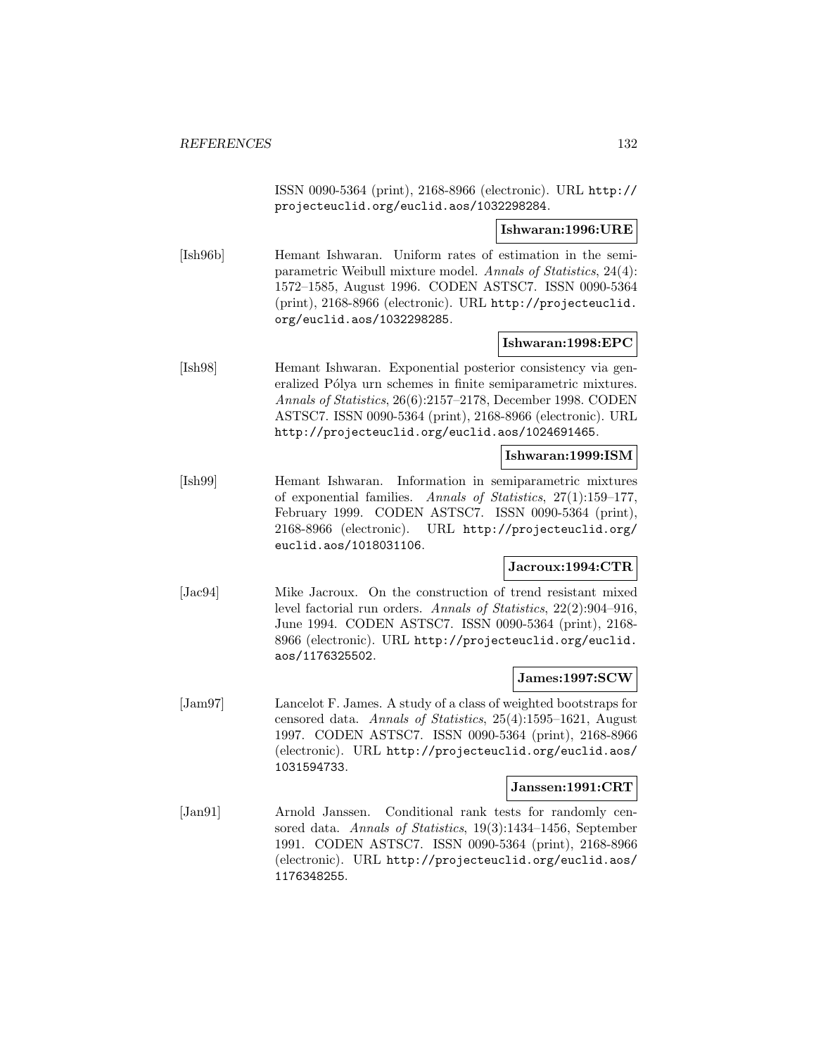ISSN 0090-5364 (print), 2168-8966 (electronic). URL http://projecteuclid.org/euclid.aos/1032298284.

**Ishwaran:1996:URE**

[Ish96b] Hemant Ishwaran. Uniform rates of estimation in the semiparametric Weibull mixture model. *Annals of Statistics*, 24(4): 1572–1585, August 1996. CODEN ASTSC7. ISSN 0090-5364 (print), 2168-8966 (electronic). URL http://projecteuclid.org/euclid.aos/1032298285.

**Ishwaran:1998:EPC**

[Ish98] Hemant Ishwaran. Exponential posterior consistency via generalized Pólya urn schemes in finite semiparametric mixtures. *Annals of Statistics*, 26(6):2157–2178, December 1998. CODEN ASTSC7. ISSN 0090-5364 (print), 2168-8966 (electronic). URL http://projecteuclid.org/euclid.aos/1024691465.

**Ishwaran:1999:ISM**

[Ish99] Hemant Ishwaran. Information in semiparametric mixtures of exponential families. *Annals of Statistics*, 27(1):159–177, February 1999. CODEN ASTSC7. ISSN 0090-5364 (print), 2168-8966 (electronic). URL http://projecteuclid.org/euclid.aos/1018031106.

**Jacroux:1994:CTR**

[Jac94] Mike Jacroux. On the construction of trend resistant mixed level factorial run orders. *Annals of Statistics*, 22(2):904–916, June 1994. CODEN ASTSC7. ISSN 0090-5364 (print), 2168-8966 (electronic). URL http://projecteuclid.org/euclid.aos/1176325502.

**James:1997:SCW**

[Jam97] Lancelot F. James. A study of a class of weighted bootstraps for censored data. *Annals of Statistics*, 25(4):1595–1621, August 1997. CODEN ASTSC7. ISSN 0090-5364 (print), 2168-8966 (electronic). URL http://projecteuclid.org/euclid.aos/1031594733.

**Janssen:1991:CRT**

[Jan91] Arnold Janssen. Conditional rank tests for randomly censored data. *Annals of Statistics*, 19(3):1434–1456, September 1991. CODEN ASTSC7. ISSN 0090-5364 (print), 2168-8966 (electronic). URL http://projecteuclid.org/euclid.aos/1176348255.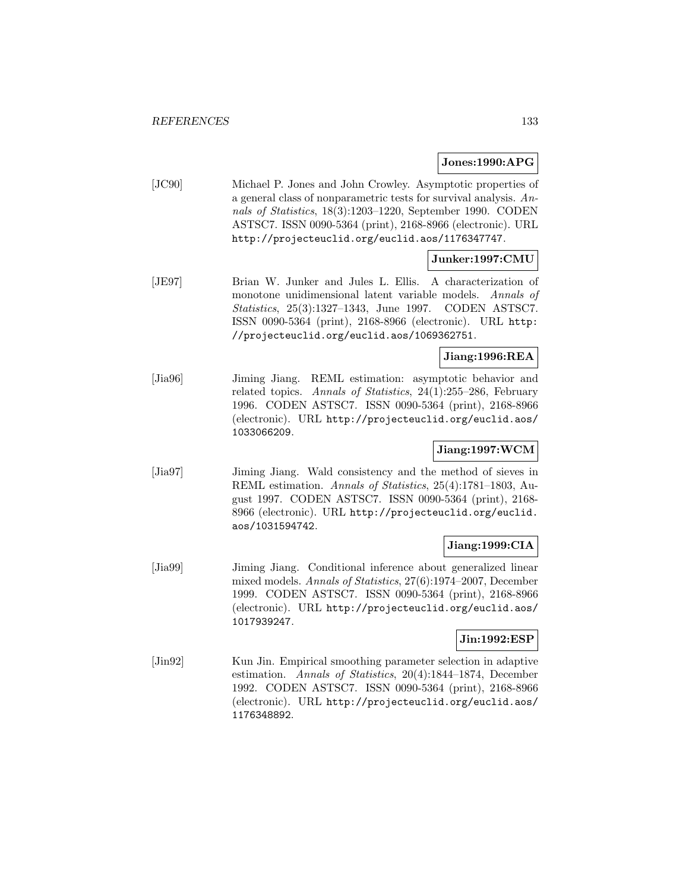**Jones:1990:APG**

[JC90] Michael P. Jones and John Crowley. Asymptotic properties of a general class of nonparametric tests for survival analysis. *Annals of Statistics*, 18(3):1203–1220, September 1990. CODEN ASTSC7. ISSN 0090-5364 (print), 2168-8966 (electronic). URL http://projecteuclid.org/euclid.aos/1176347747.

**Junker:1997:CMU**

[JE97] Brian W. Junker and Jules L. Ellis. A characterization of monotone unidimensional latent variable models. *Annals of Statistics*, 25(3):1327–1343, June 1997. CODEN ASTSC7. ISSN 0090-5364 (print), 2168-8966 (electronic). URL http://projecteuclid.org/euclid.aos/1069362751.

**Jiang:1996:REA**

[Jia96] Jiming Jiang. REML estimation: asymptotic behavior and related topics. *Annals of Statistics*, 24(1):255–286, February 1996. CODEN ASTSC7. ISSN 0090-5364 (print), 2168-8966 (electronic). URL http://projecteuclid.org/euclid.aos/1033066209.

**Jiang:1997:WCM**

[Jia97] Jiming Jiang. Wald consistency and the method of sieves in REML estimation. *Annals of Statistics*, 25(4):1781–1803, August 1997. CODEN ASTSC7. ISSN 0090-5364 (print), 2168-8966 (electronic). URL http://projecteuclid.org/euclid.aos/1031594742.

**Jiang:1999:CIA**

[Jia99] Jiming Jiang. Conditional inference about generalized linear mixed models. *Annals of Statistics*, 27(6):1974–2007, December 1999. CODEN ASTSC7. ISSN 0090-5364 (print), 2168-8966 (electronic). URL http://projecteuclid.org/euclid.aos/1017939247.

**Jin:1992:ESP**

[Jin92] Kun Jin. Empirical smoothing parameter selection in adaptive estimation. *Annals of Statistics*, 20(4):1844–1874, December 1992. CODEN ASTSC7. ISSN 0090-5364 (print), 2168-8966 (electronic). URL http://projecteuclid.org/euclid.aos/1176348892.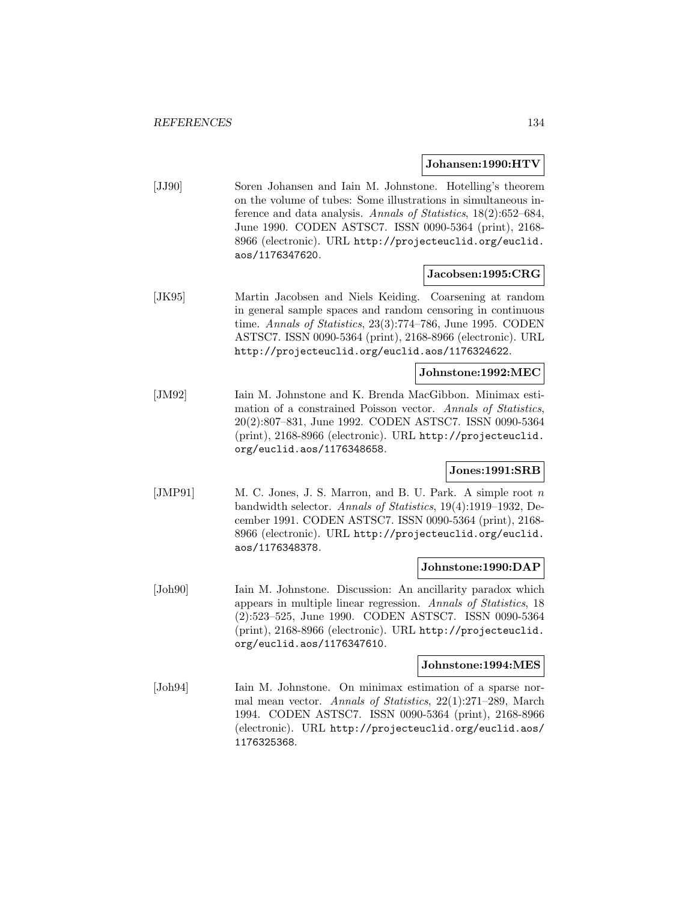**Johansen:1990:HTV**

[JJ90] Soren Johansen and Iain M. Johnstone. Hotelling's theorem on the volume of tubes: Some illustrations in simultaneous inference and data analysis. *Annals of Statistics*, 18(2):652–684, June 1990. CODEN ASTSC7. ISSN 0090-5364 (print), 2168-8966 (electronic). URL `http://projecteuclid.org/euclid.aos/1176347620`.

**Jacobsen:1995:CRG**

[JK95] Martin Jacobsen and Niels Keiding. Coarsening at random in general sample spaces and random censoring in continuous time. *Annals of Statistics*, 23(3):774–786, June 1995. CODEN ASTSC7. ISSN 0090-5364 (print), 2168-8966 (electronic). URL `http://projecteuclid.org/euclid.aos/1176324622`.

**Johnstone:1992:MEC**

[JM92] Iain M. Johnstone and K. Brenda MacGibbon. Minimax estimation of a constrained Poisson vector. *Annals of Statistics*, 20(2):807–831, June 1992. CODEN ASTSC7. ISSN 0090-5364 (print), 2168-8966 (electronic). URL `http://projecteuclid.org/euclid.aos/1176348658`.

**Jones:1991:SRB**

[JMP91] M. C. Jones, J. S. Marron, and B. U. Park. A simple root $n$ bandwidth selector. *Annals of Statistics*, 19(4):1919–1932, December 1991. CODEN ASTSC7. ISSN 0090-5364 (print), 2168-8966 (electronic). URL `http://projecteuclid.org/euclid.aos/1176348378`.

**Johnstone:1990:DAP**

[Joh90] Iain M. Johnstone. Discussion: An ancillarity paradox which appears in multiple linear regression. *Annals of Statistics*, 18 (2):523–525, June 1990. CODEN ASTSC7. ISSN 0090-5364 (print), 2168-8966 (electronic). URL `http://projecteuclid.org/euclid.aos/1176347610`.

**Johnstone:1994:MES**

[Joh94] Iain M. Johnstone. On minimax estimation of a sparse normal mean vector. *Annals of Statistics*, 22(1):271–289, March 1994. CODEN ASTSC7. ISSN 0090-5364 (print), 2168-8966 (electronic). URL `http://projecteuclid.org/euclid.aos/1176325368`.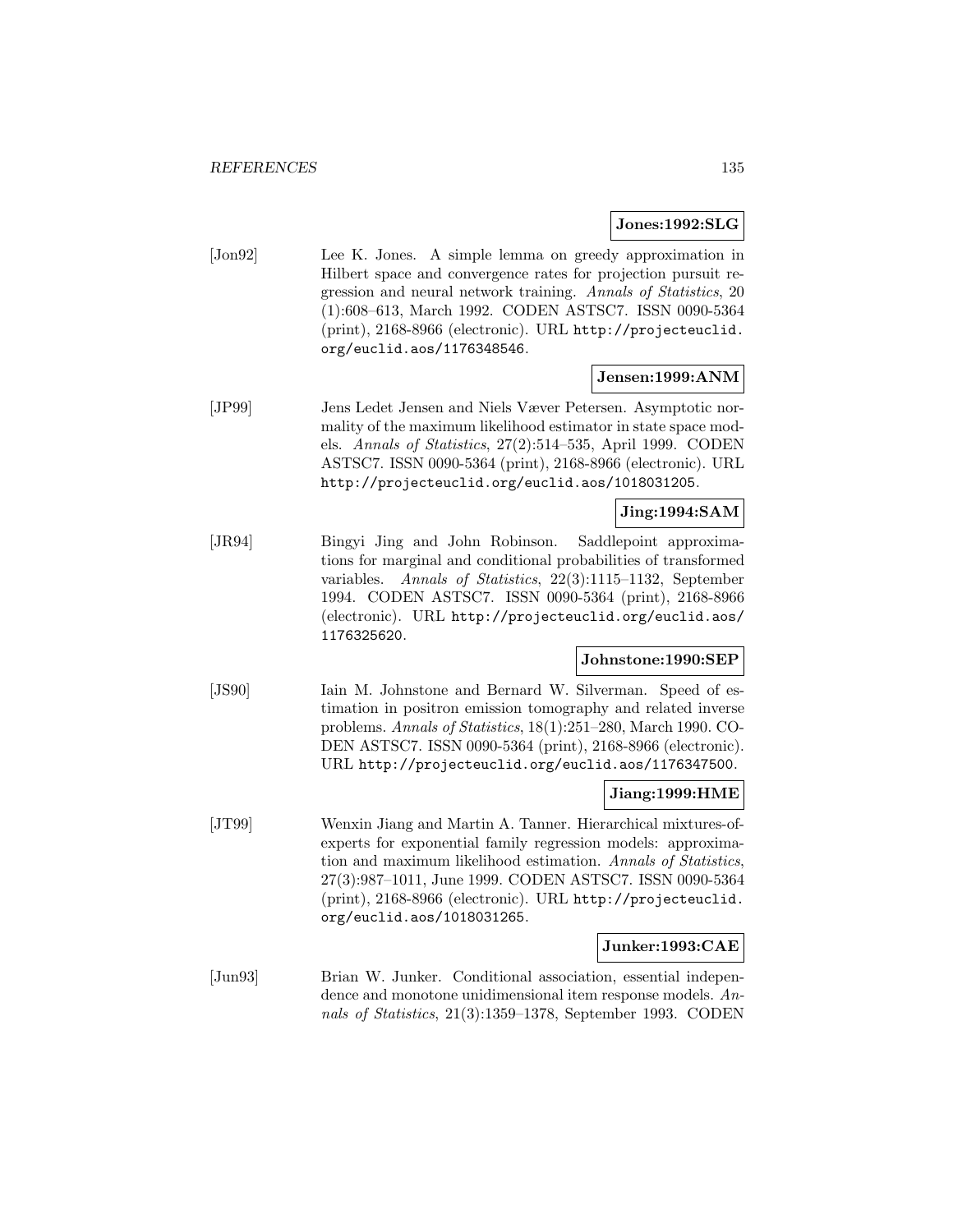**Jones:1992:SLG**

[Jon92] Lee K. Jones. A simple lemma on greedy approximation in Hilbert space and convergence rates for projection pursuit regression and neural network training. *Annals of Statistics*, 20 (1):608–613, March 1992. CODEN ASTSC7. ISSN 0090-5364 (print), 2168-8966 (electronic). URL http://projecteuclid.org/euclid.aos/1176348546.

**Jensen:1999:ANM**

[JP99] Jens Ledet Jensen and Niels Væver Petersen. Asymptotic normality of the maximum likelihood estimator in state space models. *Annals of Statistics*, 27(2):514–535, April 1999. CODEN ASTSC7. ISSN 0090-5364 (print), 2168-8966 (electronic). URL http://projecteuclid.org/euclid.aos/1018031205.

**Jing:1994:SAM**

[JR94] Bingyi Jing and John Robinson. Saddlepoint approximations for marginal and conditional probabilities of transformed variables. *Annals of Statistics*, 22(3):1115–1132, September 1994. CODEN ASTSC7. ISSN 0090-5364 (print), 2168-8966 (electronic). URL http://projecteuclid.org/euclid.aos/1176325620.

**Johnstone:1990:SEP**

[JS90] Iain M. Johnstone and Bernard W. Silverman. Speed of estimation in positron emission tomography and related inverse problems. *Annals of Statistics*, 18(1):251–280, March 1990. CODEN ASTSC7. ISSN 0090-5364 (print), 2168-8966 (electronic). URL http://projecteuclid.org/euclid.aos/1176347500.

**Jiang:1999:HME**

[JT99] Wenxin Jiang and Martin A. Tanner. Hierarchical mixtures-of-experts for exponential family regression models: approximation and maximum likelihood estimation. *Annals of Statistics*, 27(3):987–1011, June 1999. CODEN ASTSC7. ISSN 0090-5364 (print), 2168-8966 (electronic). URL http://projecteuclid.org/euclid.aos/1018031265.

**Junker:1993:CAE**

[Jun93] Brian W. Junker. Conditional association, essential independence and monotone unidimensional item response models. *Annals of Statistics*, 21(3):1359–1378, September 1993. CODEN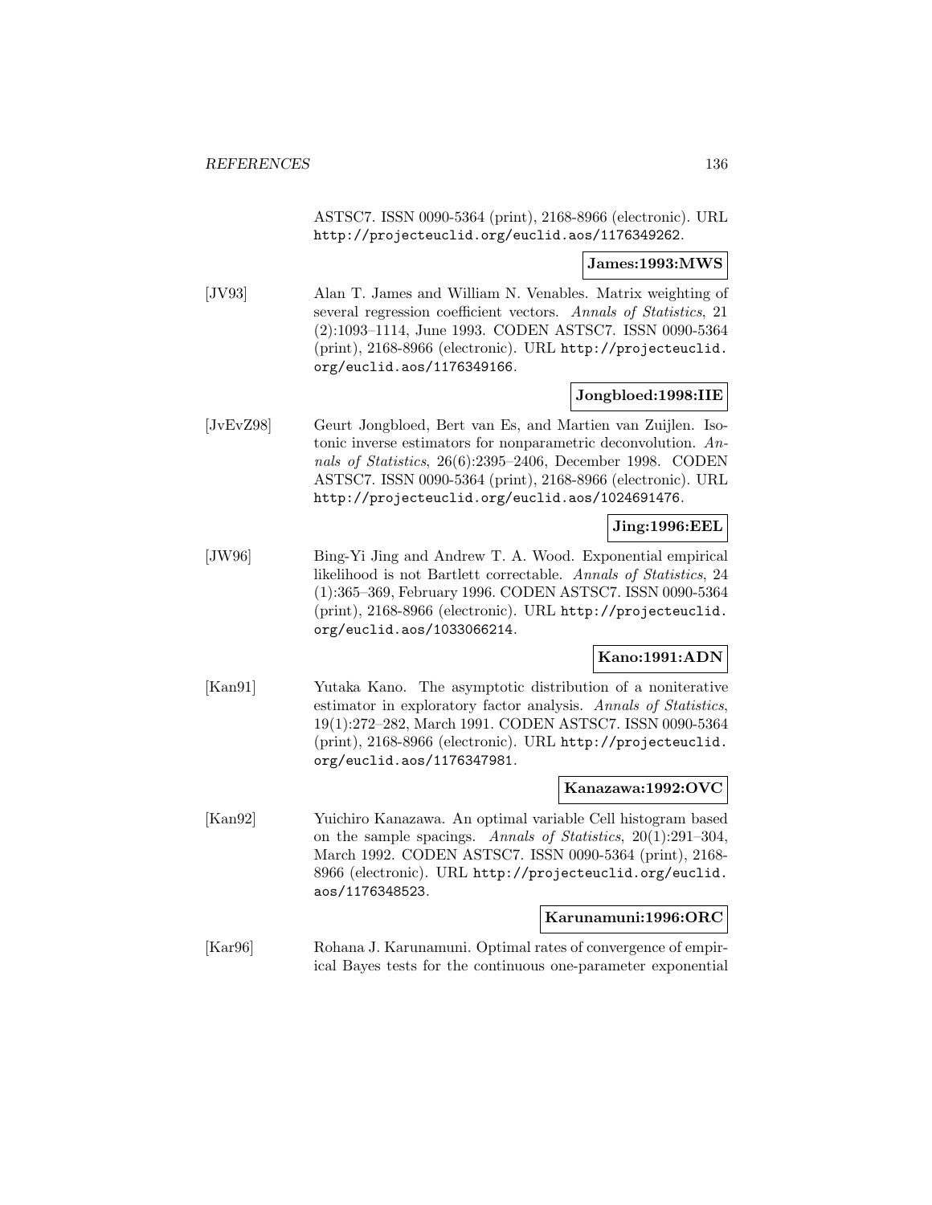ASTSC7. ISSN 0090-5364 (print), 2168-8966 (electronic). URL http://projecteuclid.org/euclid.aos/1176349262.

**James:1993:MWS**

[JV93] Alan T. James and William N. Venables. Matrix weighting of several regression coefficient vectors. *Annals of Statistics*, 21 (2):1093–1114, June 1993. CODEN ASTSC7. ISSN 0090-5364 (print), 2168-8966 (electronic). URL http://projecteuclid.org/euclid.aos/1176349166.

**Jongbloed:1998:IIE**

[JvEvZ98] Geurt Jongbloed, Bert van Es, and Martien van Zuijlen. Isotonic inverse estimators for nonparametric deconvolution. *Annals of Statistics*, 26(6):2395–2406, December 1998. CODEN ASTSC7. ISSN 0090-5364 (print), 2168-8966 (electronic). URL http://projecteuclid.org/euclid.aos/1024691476.

**Jing:1996:EEL**

[JW96] Bing-Yi Jing and Andrew T. A. Wood. Exponential empirical likelihood is not Bartlett correctable. *Annals of Statistics*, 24 (1):365–369, February 1996. CODEN ASTSC7. ISSN 0090-5364 (print), 2168-8966 (electronic). URL http://projecteuclid.org/euclid.aos/1033066214.

**Kano:1991:ADN**

[Kan91] Yutaka Kano. The asymptotic distribution of a noniterative estimator in exploratory factor analysis. *Annals of Statistics*, 19(1):272–282, March 1991. CODEN ASTSC7. ISSN 0090-5364 (print), 2168-8966 (electronic). URL http://projecteuclid.org/euclid.aos/1176347981.

**Kanazawa:1992:OVC**

[Kan92] Yuichiro Kanazawa. An optimal variable Cell histogram based on the sample spacings. *Annals of Statistics*, 20(1):291–304, March 1992. CODEN ASTSC7. ISSN 0090-5364 (print), 2168-8966 (electronic). URL http://projecteuclid.org/euclid.aos/1176348523.

**Karunamuni:1996:ORC**

[Kar96] Rohana J. Karunamuni. Optimal rates of convergence of empirical Bayes tests for the continuous one-parameter exponential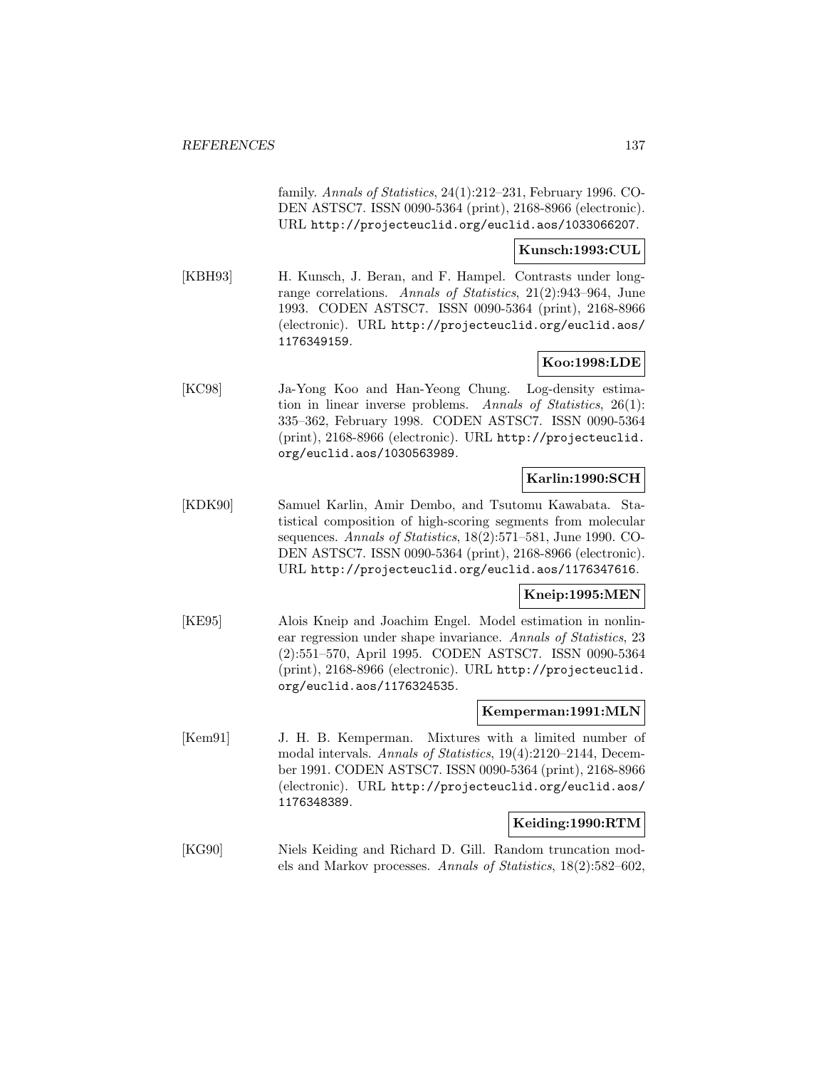family. *Annals of Statistics*, 24(1):212–231, February 1996. CODEN ASTSC7. ISSN 0090-5364 (print), 2168-8966 (electronic). URL http://projecteuclid.org/euclid.aos/1033066207.

**Kunsch:1993:CUL**

[KBH93] H. Kunsch, J. Beran, and F. Hampel. Contrasts under long-range correlations. *Annals of Statistics*, 21(2):943–964, June 1993. CODEN ASTSC7. ISSN 0090-5364 (print), 2168-8966 (electronic). URL http://projecteuclid.org/euclid.aos/1176349159.

**Koo:1998:LDE**

[KC98] Ja-Yong Koo and Han-Yeong Chung. Log-density estimation in linear inverse problems. *Annals of Statistics*, 26(1): 335–362, February 1998. CODEN ASTSC7. ISSN 0090-5364 (print), 2168-8966 (electronic). URL http://projecteuclid.org/euclid.aos/1030563989.

**Karlin:1990:SCH**

[KDK90] Samuel Karlin, Amir Dembo, and Tsutomu Kawabata. Statistical composition of high-scoring segments from molecular sequences. *Annals of Statistics*, 18(2):571–581, June 1990. CODEN ASTSC7. ISSN 0090-5364 (print), 2168-8966 (electronic). URL http://projecteuclid.org/euclid.aos/1176347616.

**Kneip:1995:MEN**

[KE95] Alois Kneip and Joachim Engel. Model estimation in nonlinear regression under shape invariance. *Annals of Statistics*, 23 (2):551–570, April 1995. CODEN ASTSC7. ISSN 0090-5364 (print), 2168-8966 (electronic). URL http://projecteuclid.org/euclid.aos/1176324535.

**Kemperman:1991:MLN**

[Kem91] J. H. B. Kemperman. Mixtures with a limited number of modal intervals. *Annals of Statistics*, 19(4):2120–2144, December 1991. CODEN ASTSC7. ISSN 0090-5364 (print), 2168-8966 (electronic). URL http://projecteuclid.org/euclid.aos/1176348389.

**Keiding:1990:RTM**

[KG90] Niels Keiding and Richard D. Gill. Random truncation models and Markov processes. *Annals of Statistics*, 18(2):582–602,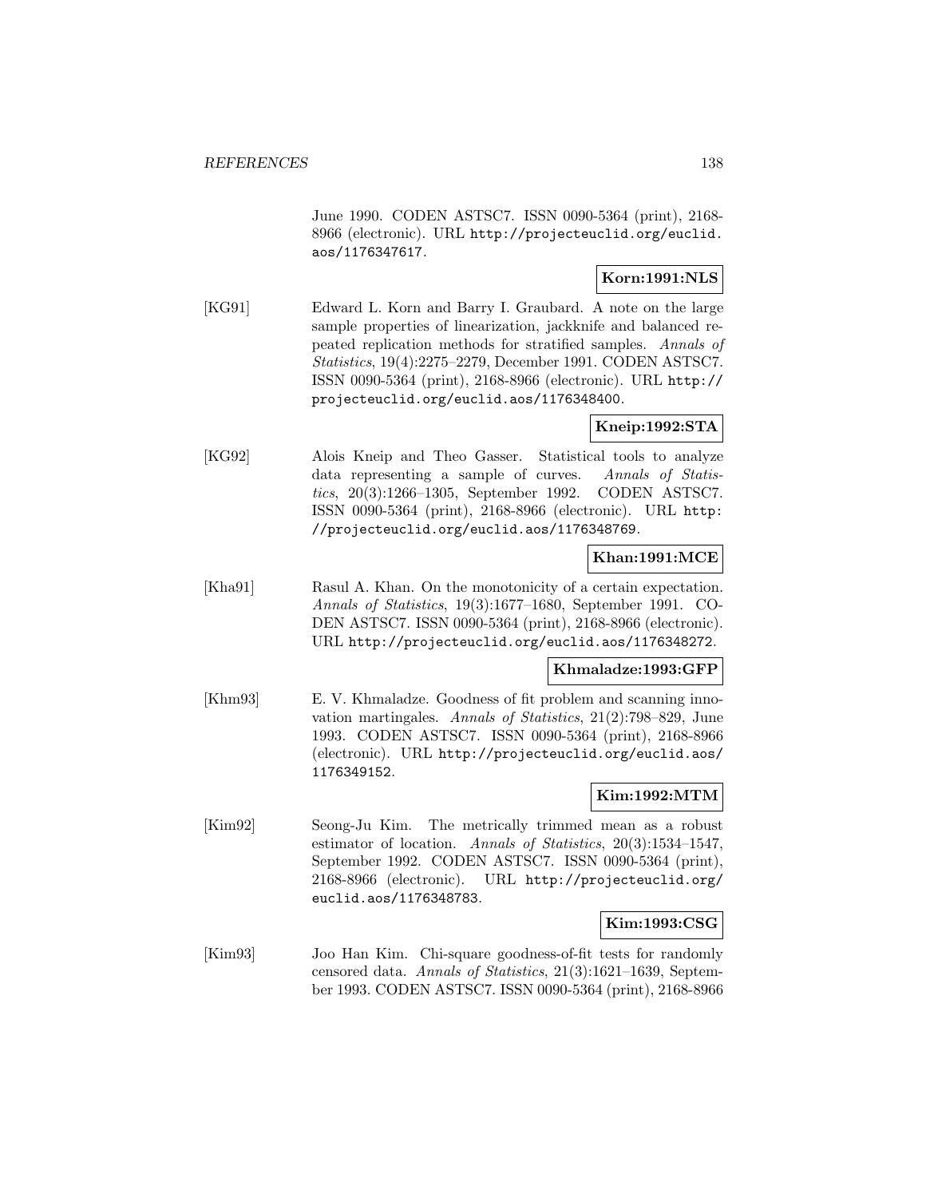June 1990. CODEN ASTSC7. ISSN 0090-5364 (print), 2168-8966 (electronic). URL http://projecteuclid.org/euclid.aos/1176347617.

**Korn:1991:NLS**

[KG91] Edward L. Korn and Barry I. Graubard. A note on the large sample properties of linearization, jackknife and balanced repeated replication methods for stratified samples. *Annals of Statistics*, 19(4):2275–2279, December 1991. CODEN ASTSC7. ISSN 0090-5364 (print), 2168-8966 (electronic). URL http://projecteuclid.org/euclid.aos/1176348400.

**Kneip:1992:STA**

[KG92] Alois Kneip and Theo Gasser. Statistical tools to analyze data representing a sample of curves. *Annals of Statistics*, 20(3):1266–1305, September 1992. CODEN ASTSC7. ISSN 0090-5364 (print), 2168-8966 (electronic). URL http://projecteuclid.org/euclid.aos/1176348769.

**Khan:1991:MCE**

[Kha91] Rasul A. Khan. On the monotonicity of a certain expectation. *Annals of Statistics*, 19(3):1677–1680, September 1991. CODEN ASTSC7. ISSN 0090-5364 (print), 2168-8966 (electronic). URL http://projecteuclid.org/euclid.aos/1176348272.

**Khmaladze:1993:GFP**

[Khm93] E. V. Khmaladze. Goodness of fit problem and scanning innovation martingales. *Annals of Statistics*, 21(2):798–829, June 1993. CODEN ASTSC7. ISSN 0090-5364 (print), 2168-8966 (electronic). URL http://projecteuclid.org/euclid.aos/1176349152.

**Kim:1992:MTM**

[Kim92] Seong-Ju Kim. The metrically trimmed mean as a robust estimator of location. *Annals of Statistics*, 20(3):1534–1547, September 1992. CODEN ASTSC7. ISSN 0090-5364 (print), 2168-8966 (electronic). URL http://projecteuclid.org/euclid.aos/1176348783.

**Kim:1993:CSG**

[Kim93] Joo Han Kim. Chi-square goodness-of-fit tests for randomly censored data. *Annals of Statistics*, 21(3):1621–1639, September 1993. CODEN ASTSC7. ISSN 0090-5364 (print), 2168-8966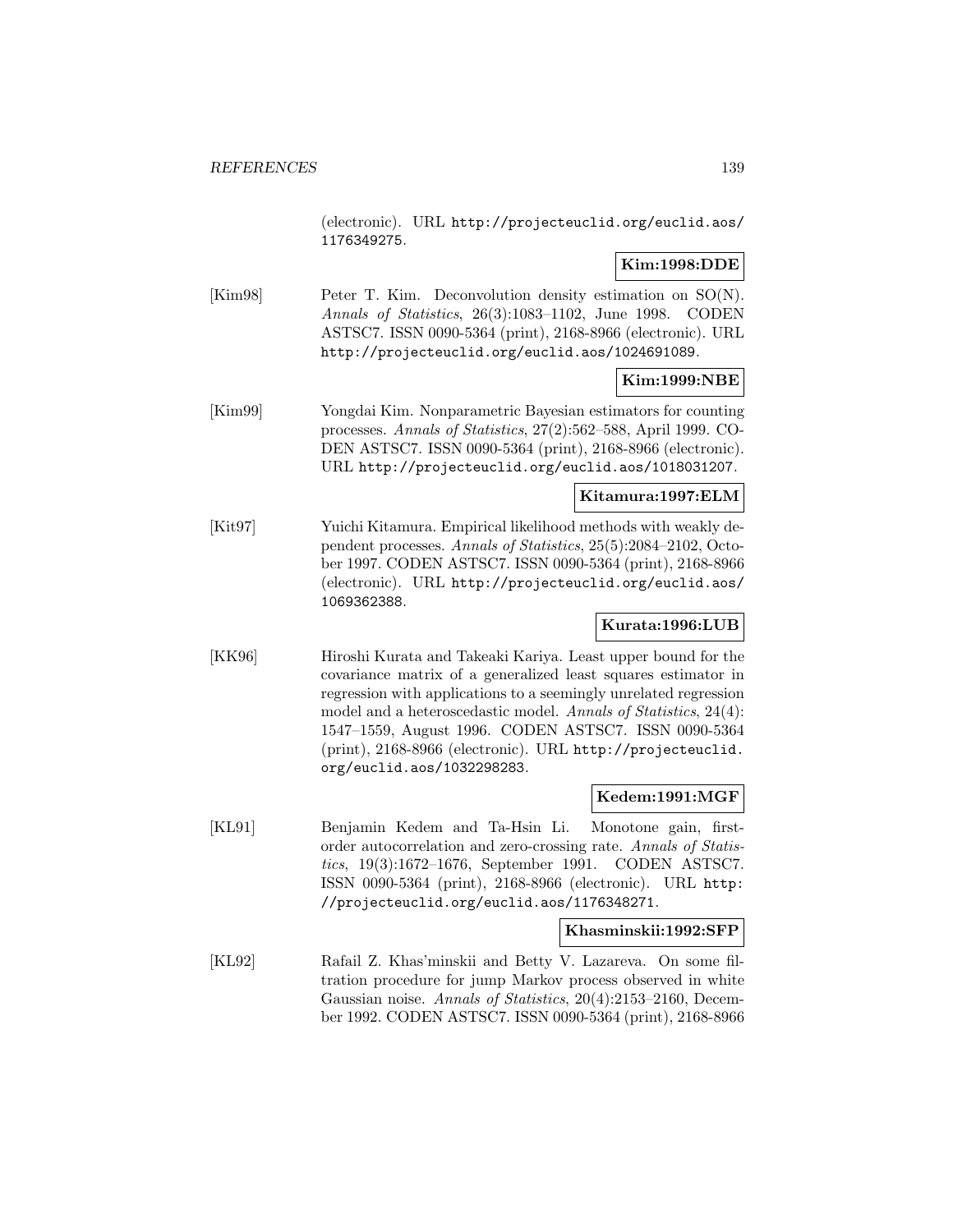(electronic). URL http://projecteuclid.org/euclid.aos/1176349275.

**Kim:1998:DDE**

[Kim98] Peter T. Kim. Deconvolution density estimation on SO(N). *Annals of Statistics*, 26(3):1083–1102, June 1998. CODEN ASTSC7. ISSN 0090-5364 (print), 2168-8966 (electronic). URL http://projecteuclid.org/euclid.aos/1024691089.

**Kim:1999:NBE**

[Kim99] Yongdai Kim. Nonparametric Bayesian estimators for counting processes. *Annals of Statistics*, 27(2):562–588, April 1999. CODEN ASTSC7. ISSN 0090-5364 (print), 2168-8966 (electronic). URL http://projecteuclid.org/euclid.aos/1018031207.

**Kitamura:1997:ELM**

[Kit97] Yuichi Kitamura. Empirical likelihood methods with weakly dependent processes. *Annals of Statistics*, 25(5):2084–2102, October 1997. CODEN ASTSC7. ISSN 0090-5364 (print), 2168-8966 (electronic). URL http://projecteuclid.org/euclid.aos/1069362388.

**Kurata:1996:LUB**

[KK96] Hiroshi Kurata and Takeaki Kariya. Least upper bound for the covariance matrix of a generalized least squares estimator in regression with applications to a seemingly unrelated regression model and a heteroscedastic model. *Annals of Statistics*, 24(4): 1547–1559, August 1996. CODEN ASTSC7. ISSN 0090-5364 (print), 2168-8966 (electronic). URL http://projecteuclid.org/euclid.aos/1032298283.

**Kedem:1991:MGF**

[KL91] Benjamin Kedem and Ta-Hsin Li. Monotone gain, first-order autocorrelation and zero-crossing rate. *Annals of Statistics*, 19(3):1672–1676, September 1991. CODEN ASTSC7. ISSN 0090-5364 (print), 2168-8966 (electronic). URL http://projecteuclid.org/euclid.aos/1176348271.

**Khasminskii:1992:SFP**

[KL92] Rafail Z. Khas'minskii and Betty V. Lazareva. On some filtration procedure for jump Markov process observed in white Gaussian noise. *Annals of Statistics*, 20(4):2153–2160, December 1992. CODEN ASTSC7. ISSN 0090-5364 (print), 2168-8966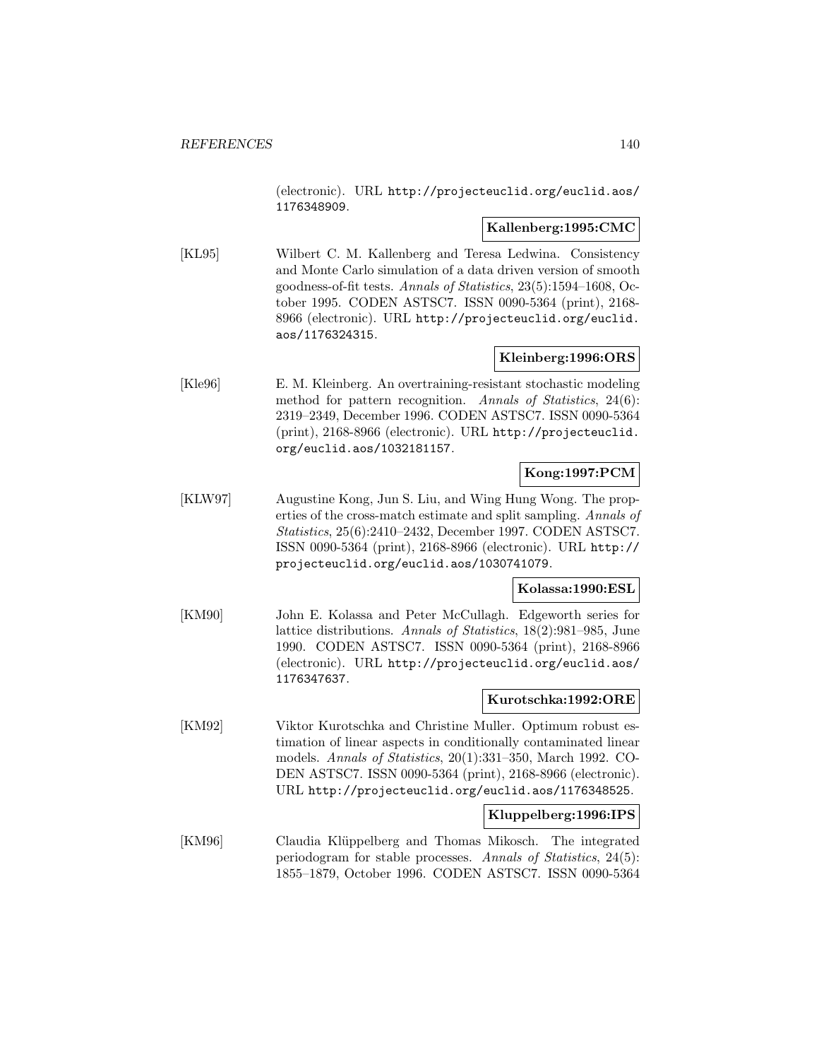(electronic). URL http://projecteuclid.org/euclid.aos/1176348909.

**Kallenberg:1995:CMC**

[KL95] Wilbert C. M. Kallenberg and Teresa Ledwina. Consistency and Monte Carlo simulation of a data driven version of smooth goodness-of-fit tests. *Annals of Statistics*, 23(5):1594–1608, October 1995. CODEN ASTSC7. ISSN 0090-5364 (print), 2168-8966 (electronic). URL http://projecteuclid.org/euclid.aos/1176324315.

**Kleinberg:1996:ORS**

[Kle96] E. M. Kleinberg. An overtraining-resistant stochastic modeling method for pattern recognition. *Annals of Statistics*, 24(6): 2319–2349, December 1996. CODEN ASTSC7. ISSN 0090-5364 (print), 2168-8966 (electronic). URL http://projecteuclid.org/euclid.aos/1032181157.

**Kong:1997:PCM**

[KLW97] Augustine Kong, Jun S. Liu, and Wing Hung Wong. The properties of the cross-match estimate and split sampling. *Annals of Statistics*, 25(6):2410–2432, December 1997. CODEN ASTSC7. ISSN 0090-5364 (print), 2168-8966 (electronic). URL http://projecteuclid.org/euclid.aos/1030741079.

**Kolassa:1990:ESL**

[KM90] John E. Kolassa and Peter McCullagh. Edgeworth series for lattice distributions. *Annals of Statistics*, 18(2):981–985, June 1990. CODEN ASTSC7. ISSN 0090-5364 (print), 2168-8966 (electronic). URL http://projecteuclid.org/euclid.aos/1176347637.

**Kurotschka:1992:ORE**

[KM92] Viktor Kurotschka and Christine Muller. Optimum robust estimation of linear aspects in conditionally contaminated linear models. *Annals of Statistics*, 20(1):331–350, March 1992. CODEN ASTSC7. ISSN 0090-5364 (print), 2168-8966 (electronic). URL http://projecteuclid.org/euclid.aos/1176348525.

**Kluppelberg:1996:IPS**

[KM96] Claudia Klüppelberg and Thomas Mikosch. The integrated periodogram for stable processes. *Annals of Statistics*, 24(5): 1855–1879, October 1996. CODEN ASTSC7. ISSN 0090-5364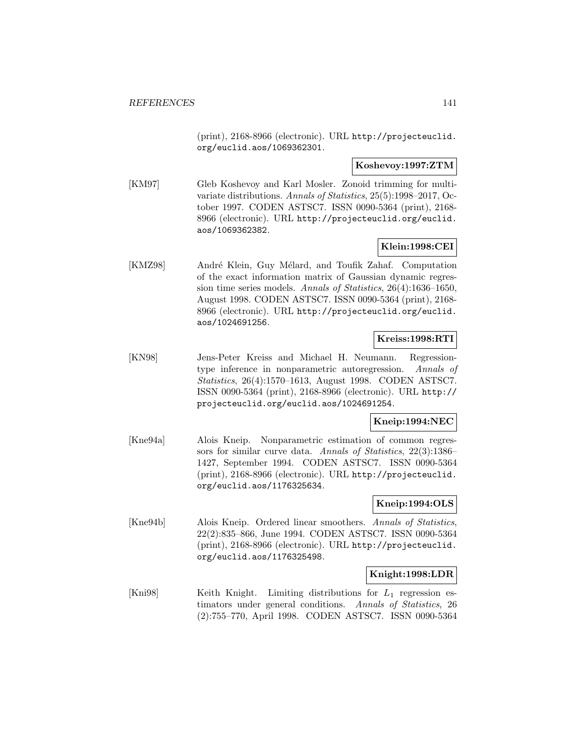(print), 2168-8966 (electronic). URL http://projecteuclid.org/euclid.aos/1069362301.

**Koshevoy:1997:ZTM**

[KM97] Gleb Koshevoy and Karl Mosler. Zonoid trimming for multivariate distributions. *Annals of Statistics*, 25(5):1998–2017, October 1997. CODEN ASTSC7. ISSN 0090-5364 (print), 2168-8966 (electronic). URL http://projecteuclid.org/euclid.aos/1069362382.

**Klein:1998:CEI**

[KMZ98] André Klein, Guy Mélard, and Toufik Zahaf. Computation of the exact information matrix of Gaussian dynamic regression time series models. *Annals of Statistics*, 26(4):1636–1650, August 1998. CODEN ASTSC7. ISSN 0090-5364 (print), 2168-8966 (electronic). URL http://projecteuclid.org/euclid.aos/1024691256.

**Kreiss:1998:RTI**

[KN98] Jens-Peter Kreiss and Michael H. Neumann. Regression-type inference in nonparametric autoregression. *Annals of Statistics*, 26(4):1570–1613, August 1998. CODEN ASTSC7. ISSN 0090-5364 (print), 2168-8966 (electronic). URL http://projecteuclid.org/euclid.aos/1024691254.

**Kneip:1994:NEC**

[Kne94a] Alois Kneip. Nonparametric estimation of common regressors for similar curve data. *Annals of Statistics*, 22(3):1386–1427, September 1994. CODEN ASTSC7. ISSN 0090-5364 (print), 2168-8966 (electronic). URL http://projecteuclid.org/euclid.aos/1176325634.

**Kneip:1994:OLS**

[Kne94b] Alois Kneip. Ordered linear smoothers. *Annals of Statistics*, 22(2):835–866, June 1994. CODEN ASTSC7. ISSN 0090-5364 (print), 2168-8966 (electronic). URL http://projecteuclid.org/euclid.aos/1176325498.

**Knight:1998:LDR**

[Kni98] Keith Knight. Limiting distributions for $L_1$ regression estimators under general conditions. *Annals of Statistics*, 26 (2):755–770, April 1998. CODEN ASTSC7. ISSN 0090-5364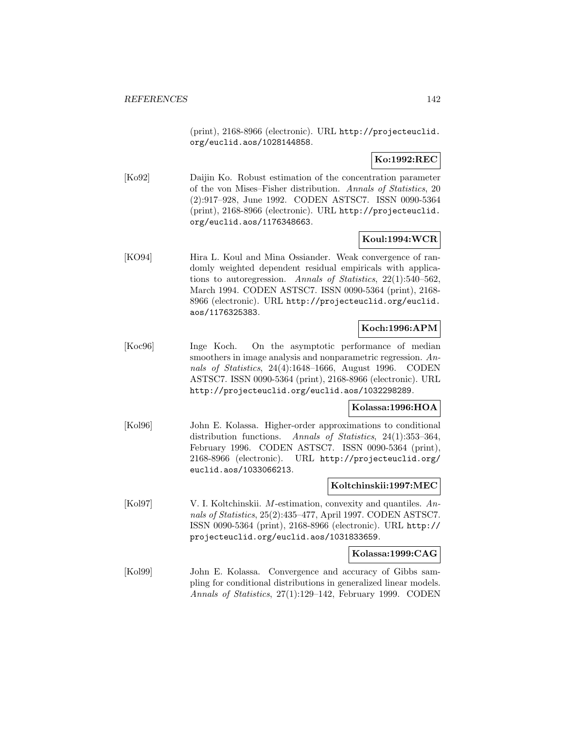(print), 2168-8966 (electronic). URL http://projecteuclid.org/euclid.aos/1028144858.

**Ko:1992:REC**

[Ko92] Daijin Ko. Robust estimation of the concentration parameter of the von Mises–Fisher distribution. *Annals of Statistics*, 20 (2):917–928, June 1992. CODEN ASTSC7. ISSN 0090-5364 (print), 2168-8966 (electronic). URL http://projecteuclid.org/euclid.aos/1176348663.

**Koul:1994:WCR**

[KO94] Hira L. Koul and Mina Ossiander. Weak convergence of randomly weighted dependent residual empiricals with applications to autoregression. *Annals of Statistics*, 22(1):540–562, March 1994. CODEN ASTSC7. ISSN 0090-5364 (print), 2168-8966 (electronic). URL http://projecteuclid.org/euclid.aos/1176325383.

**Koch:1996:APM**

[Koc96] Inge Koch. On the asymptotic performance of median smoothers in image analysis and nonparametric regression. *Annals of Statistics*, 24(4):1648–1666, August 1996. CODEN ASTSC7. ISSN 0090-5364 (print), 2168-8966 (electronic). URL http://projecteuclid.org/euclid.aos/1032298289.

**Kolassa:1996:HOA**

[Kol96] John E. Kolassa. Higher-order approximations to conditional distribution functions. *Annals of Statistics*, 24(1):353–364, February 1996. CODEN ASTSC7. ISSN 0090-5364 (print), 2168-8966 (electronic). URL http://projecteuclid.org/euclid.aos/1033066213.

**Koltchinskii:1997:MEC**

[Kol97] V. I. Koltchinskii. $M$-estimation, convexity and quantiles. *Annals of Statistics*, 25(2):435–477, April 1997. CODEN ASTSC7. ISSN 0090-5364 (print), 2168-8966 (electronic). URL http://projecteuclid.org/euclid.aos/1031833659.

**Kolassa:1999:CAG**

[Kol99] John E. Kolassa. Convergence and accuracy of Gibbs sampling for conditional distributions in generalized linear models. *Annals of Statistics*, 27(1):129–142, February 1999. CODEN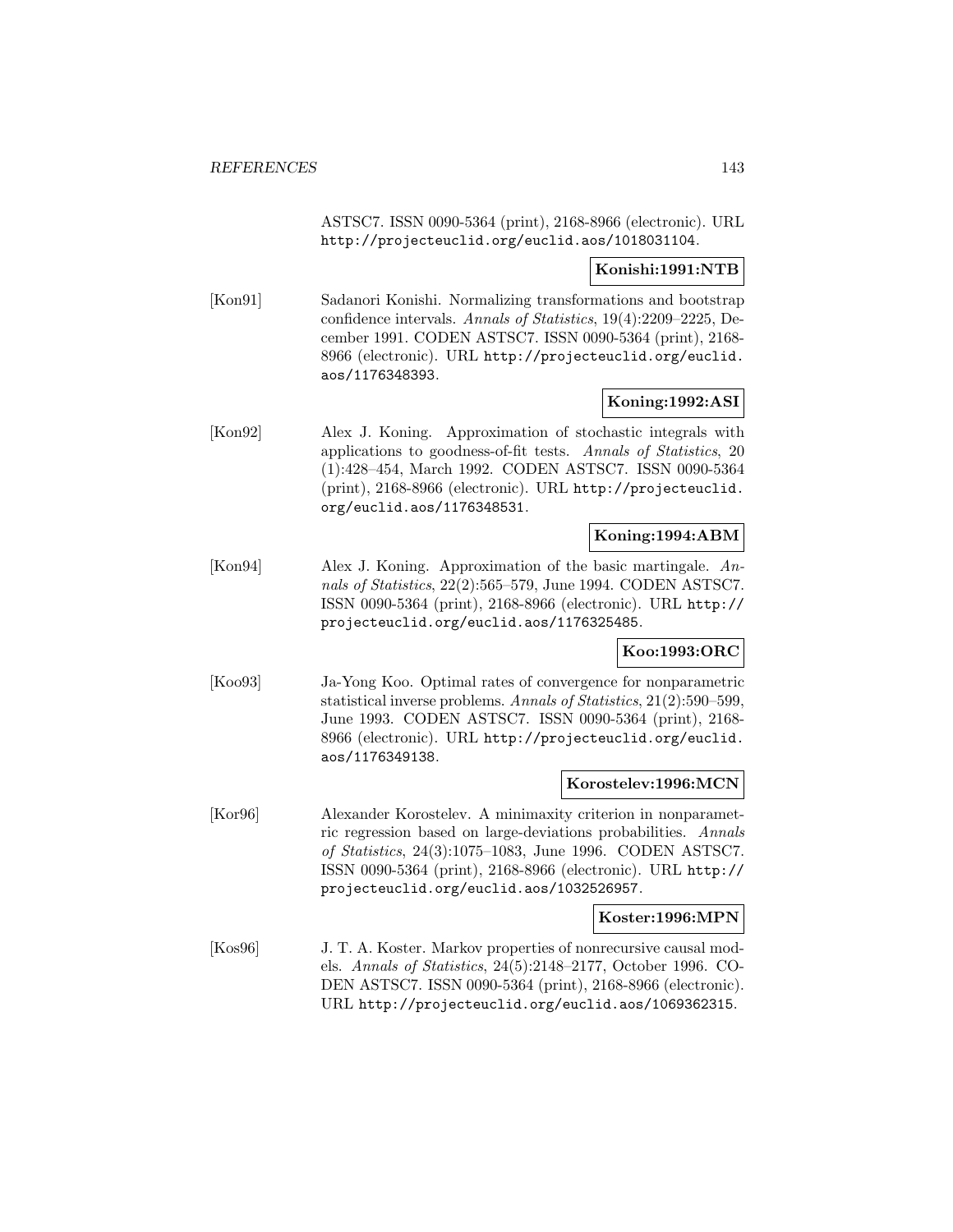ASTSC7. ISSN 0090-5364 (print), 2168-8966 (electronic). URL http://projecteuclid.org/euclid.aos/1018031104.

**Konishi:1991:NTB**

[Kon91] Sadanori Konishi. Normalizing transformations and bootstrap confidence intervals. *Annals of Statistics*, 19(4):2209–2225, December 1991. CODEN ASTSC7. ISSN 0090-5364 (print), 2168-8966 (electronic). URL http://projecteuclid.org/euclid.aos/1176348393.

**Koning:1992:ASI**

[Kon92] Alex J. Koning. Approximation of stochastic integrals with applications to goodness-of-fit tests. *Annals of Statistics*, 20 (1):428–454, March 1992. CODEN ASTSC7. ISSN 0090-5364 (print), 2168-8966 (electronic). URL http://projecteuclid.org/euclid.aos/1176348531.

**Koning:1994:ABM**

[Kon94] Alex J. Koning. Approximation of the basic martingale. *Annals of Statistics*, 22(2):565–579, June 1994. CODEN ASTSC7. ISSN 0090-5364 (print), 2168-8966 (electronic). URL http://projecteuclid.org/euclid.aos/1176325485.

**Koo:1993:ORC**

[Koo93] Ja-Yong Koo. Optimal rates of convergence for nonparametric statistical inverse problems. *Annals of Statistics*, 21(2):590–599, June 1993. CODEN ASTSC7. ISSN 0090-5364 (print), 2168-8966 (electronic). URL http://projecteuclid.org/euclid.aos/1176349138.

**Korostelev:1996:MCN**

[Kor96] Alexander Korostelev. A minimaxity criterion in nonparametric regression based on large-deviations probabilities. *Annals of Statistics*, 24(3):1075–1083, June 1996. CODEN ASTSC7. ISSN 0090-5364 (print), 2168-8966 (electronic). URL http://projecteuclid.org/euclid.aos/1032526957.

**Koster:1996:MPN**

[Kos96] J. T. A. Koster. Markov properties of nonrecursive causal models. *Annals of Statistics*, 24(5):2148–2177, October 1996. CODEN ASTSC7. ISSN 0090-5364 (print), 2168-8966 (electronic). URL http://projecteuclid.org/euclid.aos/1069362315.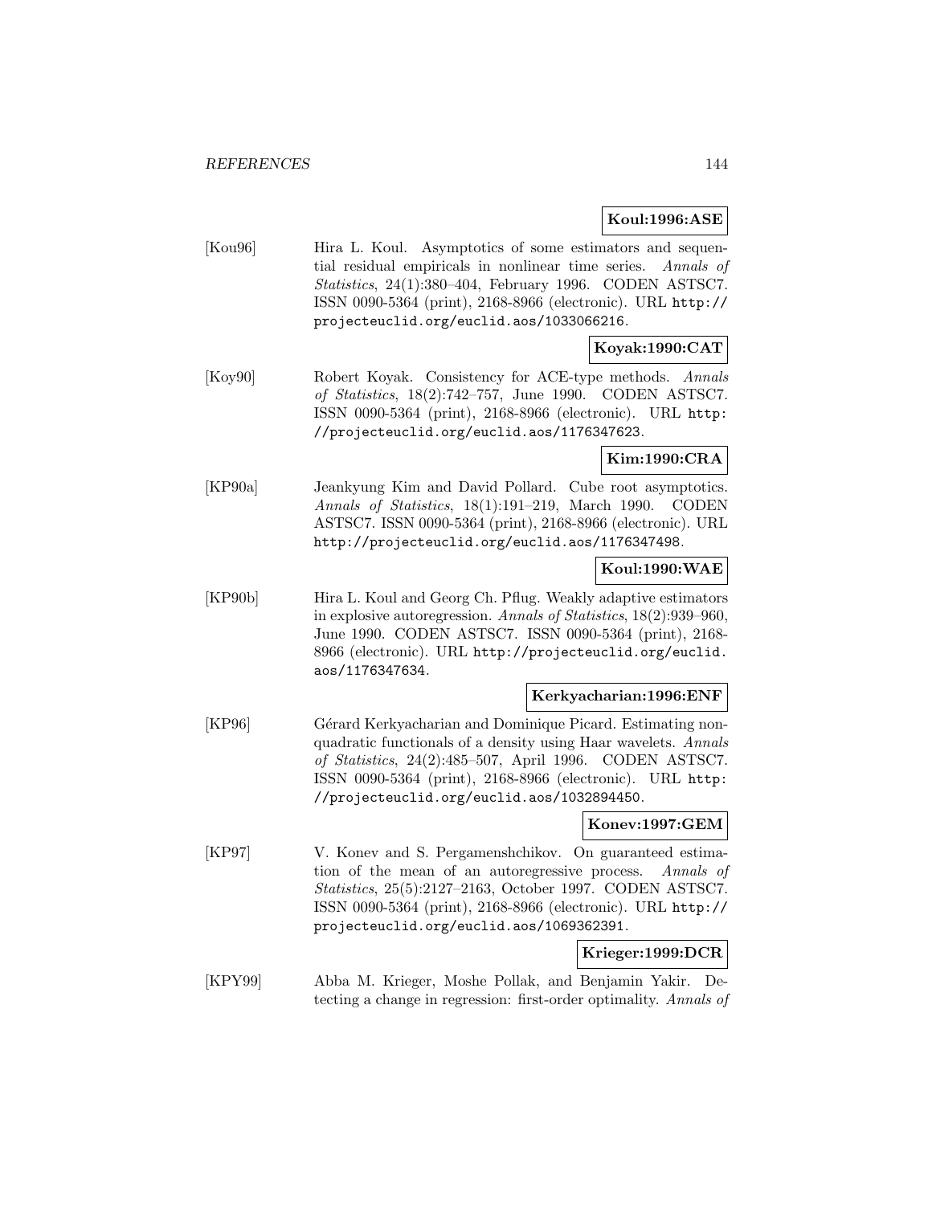**Koul:1996:ASE**

[Kou96] Hira L. Koul. Asymptotics of some estimators and sequential residual empiricals in nonlinear time series. *Annals of Statistics*, 24(1):380–404, February 1996. CODEN ASTSC7. ISSN 0090-5364 (print), 2168-8966 (electronic). URL `http://projecteuclid.org/euclid.aos/1033066216`.

**Koyak:1990:CAT**

[Koy90] Robert Koyak. Consistency for ACE-type methods. *Annals of Statistics*, 18(2):742–757, June 1990. CODEN ASTSC7. ISSN 0090-5364 (print), 2168-8966 (electronic). URL `http://projecteuclid.org/euclid.aos/1176347623`.

**Kim:1990:CRA**

[KP90a] Jeankyung Kim and David Pollard. Cube root asymptotics. *Annals of Statistics*, 18(1):191–219, March 1990. CODEN ASTSC7. ISSN 0090-5364 (print), 2168-8966 (electronic). URL `http://projecteuclid.org/euclid.aos/1176347498`.

**Koul:1990:WAE**

[KP90b] Hira L. Koul and Georg Ch. Pflug. Weakly adaptive estimators in explosive autoregression. *Annals of Statistics*, 18(2):939–960, June 1990. CODEN ASTSC7. ISSN 0090-5364 (print), 2168-8966 (electronic). URL `http://projecteuclid.org/euclid.aos/1176347634`.

**Kerkyacharian:1996:ENF**

[KP96] Gérard Kerkyacharian and Dominique Picard. Estimating nonquadratic functionals of a density using Haar wavelets. *Annals of Statistics*, 24(2):485–507, April 1996. CODEN ASTSC7. ISSN 0090-5364 (print), 2168-8966 (electronic). URL `http://projecteuclid.org/euclid.aos/1032894450`.

**Konev:1997:GEM**

[KP97] V. Konev and S. Pergamenshchikov. On guaranteed estimation of the mean of an autoregressive process. *Annals of Statistics*, 25(5):2127–2163, October 1997. CODEN ASTSC7. ISSN 0090-5364 (print), 2168-8966 (electronic). URL `http://projecteuclid.org/euclid.aos/1069362391`.

**Krieger:1999:DCR**

[KPY99] Abba M. Krieger, Moshe Pollak, and Benjamin Yakir. Detecting a change in regression: first-order optimality. *Annals of*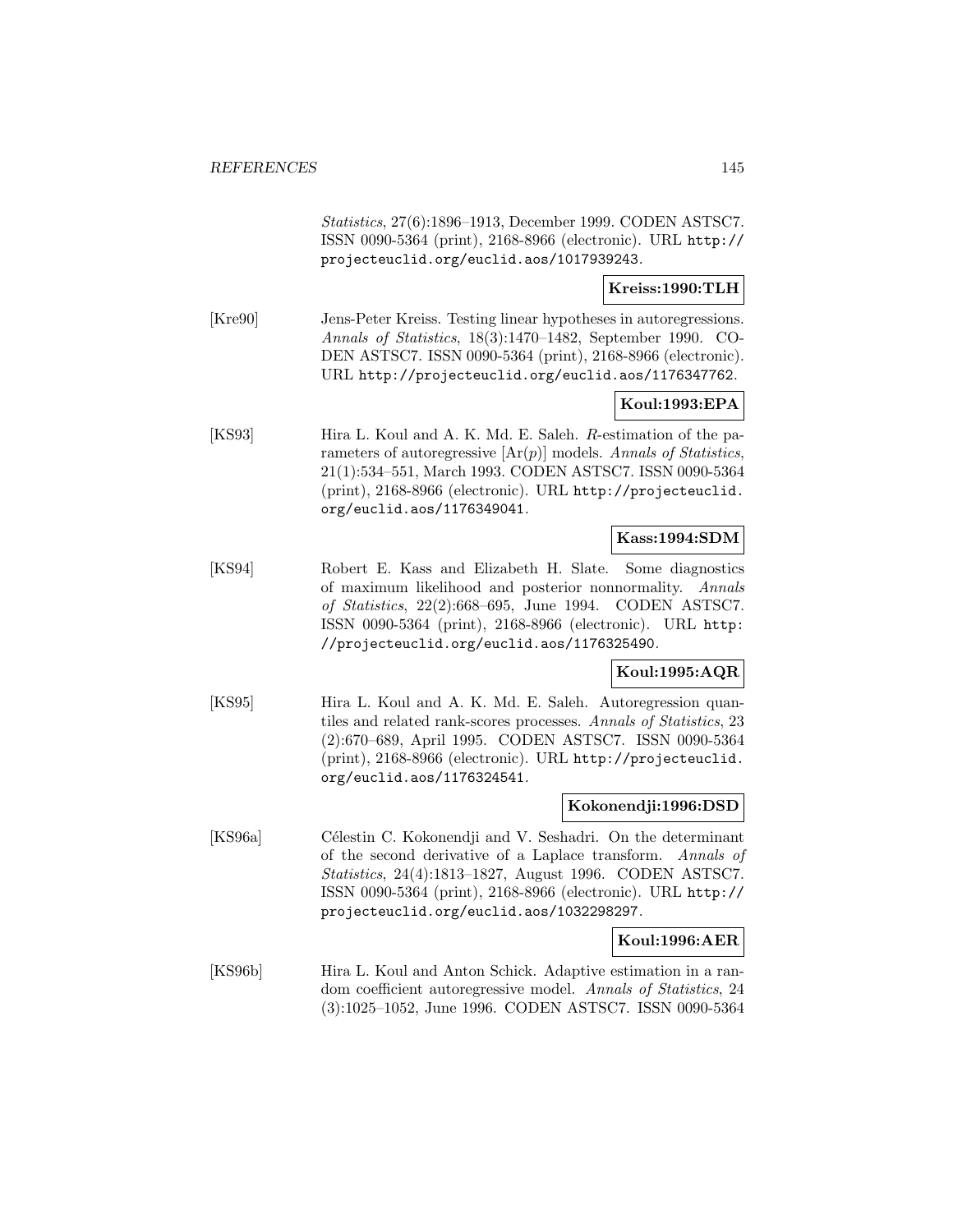*Statistics*, 27(6):1896–1913, December 1999. CODEN ASTSC7. ISSN 0090-5364 (print), 2168-8966 (electronic). URL http://projecteuclid.org/euclid.aos/1017939243.

**Kreiss:1990:TLH**

[Kre90] Jens-Peter Kreiss. Testing linear hypotheses in autoregressions. *Annals of Statistics*, 18(3):1470–1482, September 1990. CODEN ASTSC7. ISSN 0090-5364 (print), 2168-8966 (electronic). URL http://projecteuclid.org/euclid.aos/1176347762.

**Koul:1993:EPA**

[KS93] Hira L. Koul and A. K. Md. E. Saleh. *R*-estimation of the parameters of autoregressive [Ar($p$)] models. *Annals of Statistics*, 21(1):534–551, March 1993. CODEN ASTSC7. ISSN 0090-5364 (print), 2168-8966 (electronic). URL http://projecteuclid.org/euclid.aos/1176349041.

**Kass:1994:SDM**

[KS94] Robert E. Kass and Elizabeth H. Slate. Some diagnostics of maximum likelihood and posterior nonnormality. *Annals of Statistics*, 22(2):668–695, June 1994. CODEN ASTSC7. ISSN 0090-5364 (print), 2168-8966 (electronic). URL http://projecteuclid.org/euclid.aos/1176325490.

**Koul:1995:AQR**

[KS95] Hira L. Koul and A. K. Md. E. Saleh. Autoregression quantiles and related rank-scores processes. *Annals of Statistics*, 23 (2):670–689, April 1995. CODEN ASTSC7. ISSN 0090-5364 (print), 2168-8966 (electronic). URL http://projecteuclid.org/euclid.aos/1176324541.

**Kokonendji:1996:DSD**

[KS96a] Célestin C. Kokonendji and V. Seshadri. On the determinant of the second derivative of a Laplace transform. *Annals of Statistics*, 24(4):1813–1827, August 1996. CODEN ASTSC7. ISSN 0090-5364 (print), 2168-8966 (electronic). URL http://projecteuclid.org/euclid.aos/1032298297.

**Koul:1996:AER**

[KS96b] Hira L. Koul and Anton Schick. Adaptive estimation in a random coefficient autoregressive model. *Annals of Statistics*, 24 (3):1025–1052, June 1996. CODEN ASTSC7. ISSN 0090-5364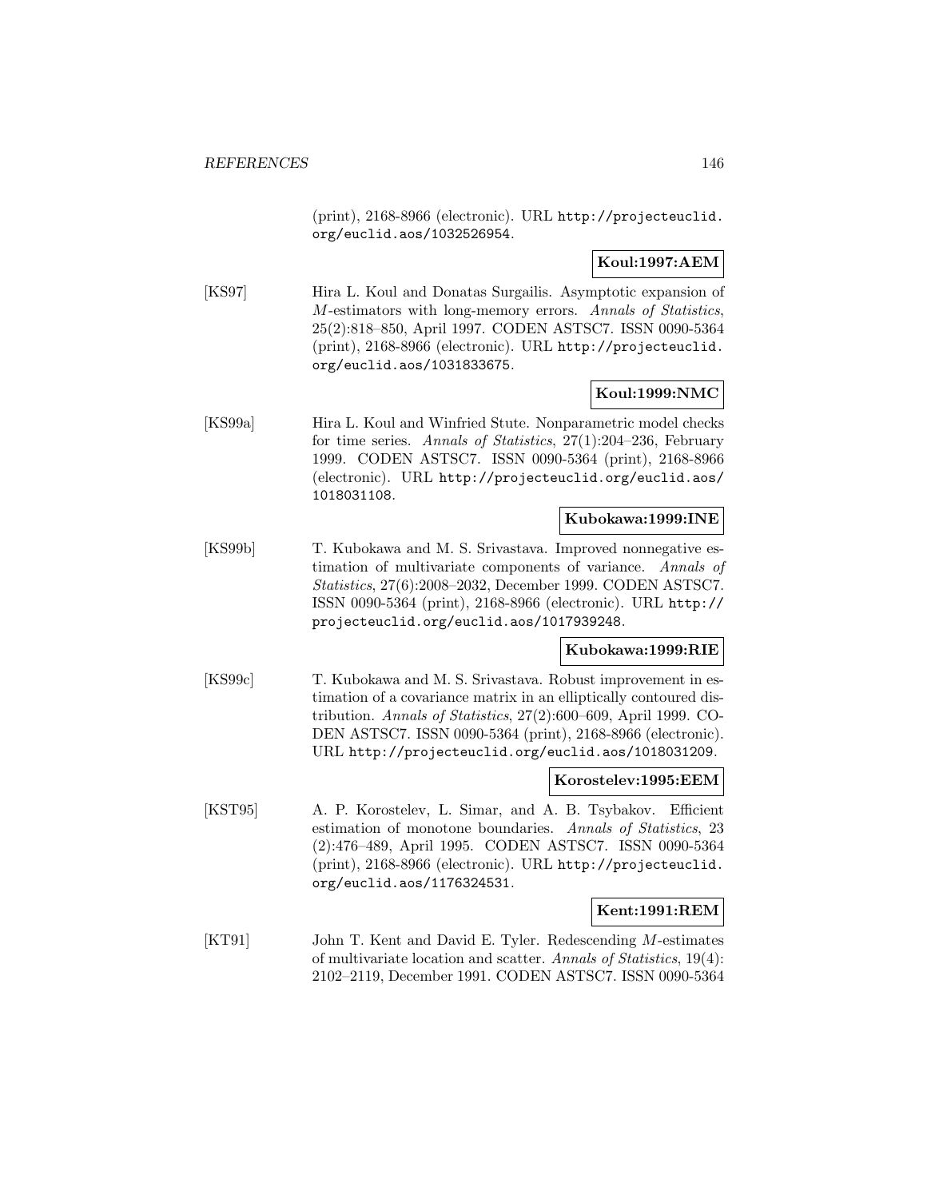(print), 2168-8966 (electronic). URL http://projecteuclid.org/euclid.aos/1032526954.

**Koul:1997:AEM**

[KS97] Hira L. Koul and Donatas Surgailis. Asymptotic expansion of $M$-estimators with long-memory errors. *Annals of Statistics*, 25(2):818–850, April 1997. CODEN ASTSC7. ISSN 0090-5364 (print), 2168-8966 (electronic). URL http://projecteuclid.org/euclid.aos/1031833675.

**Koul:1999:NMC**

[KS99a] Hira L. Koul and Winfried Stute. Nonparametric model checks for time series. *Annals of Statistics*, 27(1):204–236, February 1999. CODEN ASTSC7. ISSN 0090-5364 (print), 2168-8966 (electronic). URL http://projecteuclid.org/euclid.aos/1018031108.

**Kubokawa:1999:INE**

[KS99b] T. Kubokawa and M. S. Srivastava. Improved nonnegative estimation of multivariate components of variance. *Annals of Statistics*, 27(6):2008–2032, December 1999. CODEN ASTSC7. ISSN 0090-5364 (print), 2168-8966 (electronic). URL http://projecteuclid.org/euclid.aos/1017939248.

**Kubokawa:1999:RIE**

[KS99c] T. Kubokawa and M. S. Srivastava. Robust improvement in estimation of a covariance matrix in an elliptically contoured distribution. *Annals of Statistics*, 27(2):600–609, April 1999. CODEN ASTSC7. ISSN 0090-5364 (print), 2168-8966 (electronic). URL http://projecteuclid.org/euclid.aos/1018031209.

**Korostelev:1995:EEM**

[KST95] A. P. Korostelev, L. Simar, and A. B. Tsybakov. Efficient estimation of monotone boundaries. *Annals of Statistics*, 23 (2):476–489, April 1995. CODEN ASTSC7. ISSN 0090-5364 (print), 2168-8966 (electronic). URL http://projecteuclid.org/euclid.aos/1176324531.

**Kent:1991:REM**

[KT91] John T. Kent and David E. Tyler. Redescending $M$-estimates of multivariate location and scatter. *Annals of Statistics*, 19(4): 2102–2119, December 1991. CODEN ASTSC7. ISSN 0090-5364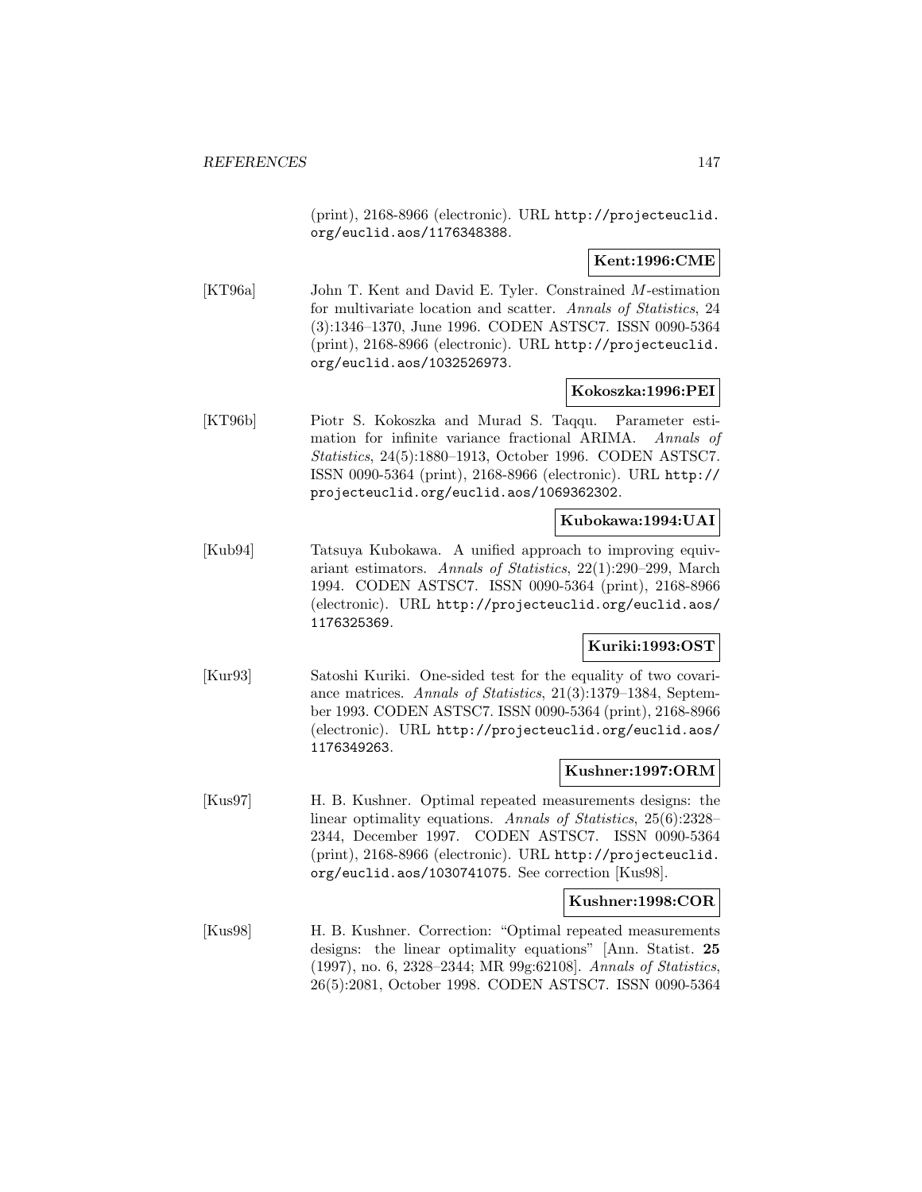(print), 2168-8966 (electronic). URL `http://projecteuclid.org/euclid.aos/1176348388`.

**Kent:1996:CME**

[KT96a] John T. Kent and David E. Tyler. Constrained $M$-estimation for multivariate location and scatter. *Annals of Statistics*, 24 (3):1346–1370, June 1996. CODEN ASTSC7. ISSN 0090-5364 (print), 2168-8966 (electronic). URL `http://projecteuclid.org/euclid.aos/1032526973`.

**Kokoszka:1996:PEI**

[KT96b] Piotr S. Kokoszka and Murad S. Taqqu. Parameter estimation for infinite variance fractional ARIMA. *Annals of Statistics*, 24(5):1880–1913, October 1996. CODEN ASTSC7. ISSN 0090-5364 (print), 2168-8966 (electronic). URL `http://projecteuclid.org/euclid.aos/1069362302`.

**Kubokawa:1994:UAI**

[Kub94] Tatsuya Kubokawa. A unified approach to improving equivariant estimators. *Annals of Statistics*, 22(1):290–299, March 1994. CODEN ASTSC7. ISSN 0090-5364 (print), 2168-8966 (electronic). URL `http://projecteuclid.org/euclid.aos/1176325369`.

**Kuriki:1993:OST**

[Kur93] Satoshi Kuriki. One-sided test for the equality of two covariance matrices. *Annals of Statistics*, 21(3):1379–1384, September 1993. CODEN ASTSC7. ISSN 0090-5364 (print), 2168-8966 (electronic). URL `http://projecteuclid.org/euclid.aos/1176349263`.

**Kushner:1997:ORM**

[Kus97] H. B. Kushner. Optimal repeated measurements designs: the linear optimality equations. *Annals of Statistics*, 25(6):2328–2344, December 1997. CODEN ASTSC7. ISSN 0090-5364 (print), 2168-8966 (electronic). URL `http://projecteuclid.org/euclid.aos/1030741075`. See correction [Kus98].

**Kushner:1998:COR**

[Kus98] H. B. Kushner. Correction: "Optimal repeated measurements designs: the linear optimality equations" [Ann. Statist. **25** (1997), no. 6, 2328–2344; MR 99g:62108]. *Annals of Statistics*, 26(5):2081, October 1998. CODEN ASTSC7. ISSN 0090-5364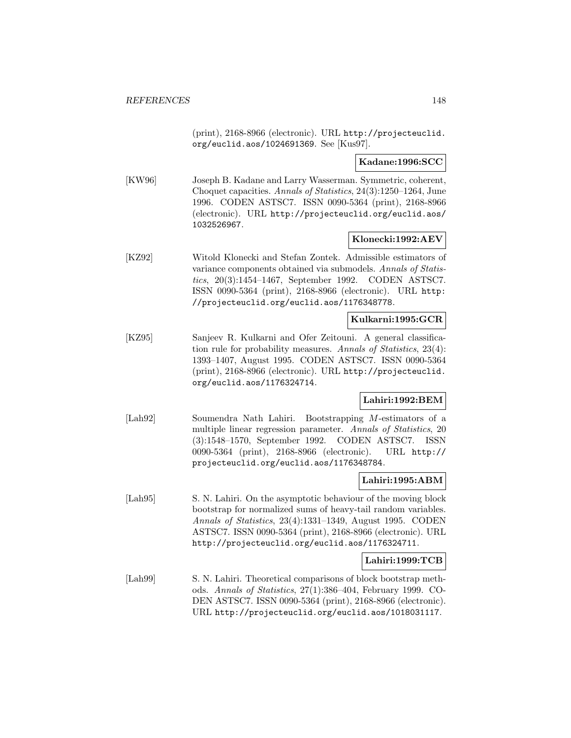(print), 2168-8966 (electronic). URL http://projecteuclid.org/euclid.aos/1024691369. See [Kus97].

**Kadane:1996:SCC**

[KW96] Joseph B. Kadane and Larry Wasserman. Symmetric, coherent, Choquet capacities. *Annals of Statistics*, 24(3):1250–1264, June 1996. CODEN ASTSC7. ISSN 0090-5364 (print), 2168-8966 (electronic). URL http://projecteuclid.org/euclid.aos/1032526967.

**Klonecki:1992:AEV**

[KZ92] Witold Klonecki and Stefan Zontek. Admissible estimators of variance components obtained via submodels. *Annals of Statistics*, 20(3):1454–1467, September 1992. CODEN ASTSC7. ISSN 0090-5364 (print), 2168-8966 (electronic). URL http://projecteuclid.org/euclid.aos/1176348778.

**Kulkarni:1995:GCR**

[KZ95] Sanjeev R. Kulkarni and Ofer Zeitouni. A general classification rule for probability measures. *Annals of Statistics*, 23(4):1393–1407, August 1995. CODEN ASTSC7. ISSN 0090-5364 (print), 2168-8966 (electronic). URL http://projecteuclid.org/euclid.aos/1176324714.

**Lahiri:1992:BEM**

[Lah92] Soumendra Nath Lahiri. Bootstrapping $M$-estimators of a multiple linear regression parameter. *Annals of Statistics*, 20(3):1548–1570, September 1992. CODEN ASTSC7. ISSN 0090-5364 (print), 2168-8966 (electronic). URL http://projecteuclid.org/euclid.aos/1176348784.

**Lahiri:1995:ABM**

[Lah95] S. N. Lahiri. On the asymptotic behaviour of the moving block bootstrap for normalized sums of heavy-tail random variables. *Annals of Statistics*, 23(4):1331–1349, August 1995. CODEN ASTSC7. ISSN 0090-5364 (print), 2168-8966 (electronic). URL http://projecteuclid.org/euclid.aos/1176324711.

**Lahiri:1999:TCB**

[Lah99] S. N. Lahiri. Theoretical comparisons of block bootstrap methods. *Annals of Statistics*, 27(1):386–404, February 1999. CODEN ASTSC7. ISSN 0090-5364 (print), 2168-8966 (electronic). URL http://projecteuclid.org/euclid.aos/1018031117.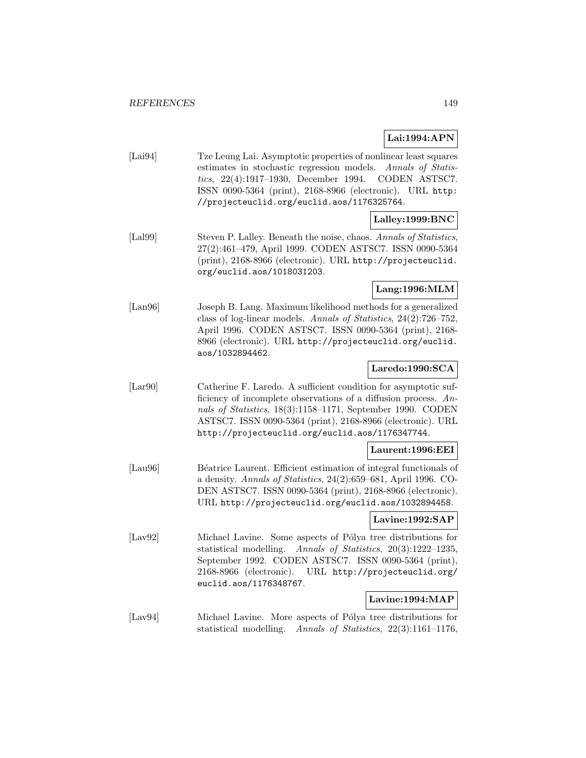**Lai:1994:APN**

[Lai94] Tze Leung Lai. Asymptotic properties of nonlinear least squares estimates in stochastic regression models. *Annals of Statistics*, 22(4):1917–1930, December 1994. CODEN ASTSC7. ISSN 0090-5364 (print), 2168-8966 (electronic). URL http://projecteuclid.org/euclid.aos/1176325764.

**Lalley:1999:BNC**

[Lal99] Steven P. Lalley. Beneath the noise, chaos. *Annals of Statistics*, 27(2):461–479, April 1999. CODEN ASTSC7. ISSN 0090-5364 (print), 2168-8966 (electronic). URL http://projecteuclid.org/euclid.aos/1018031203.

**Lang:1996:MLM**

[Lan96] Joseph B. Lang. Maximum likelihood methods for a generalized class of log-linear models. *Annals of Statistics*, 24(2):726–752, April 1996. CODEN ASTSC7. ISSN 0090-5364 (print), 2168-8966 (electronic). URL http://projecteuclid.org/euclid.aos/1032894462.

**Laredo:1990:SCA**

[Lar90] Catherine F. Laredo. A sufficient condition for asymptotic sufficiency of incomplete observations of a diffusion process. *Annals of Statistics*, 18(3):1158–1171, September 1990. CODEN ASTSC7. ISSN 0090-5364 (print), 2168-8966 (electronic). URL http://projecteuclid.org/euclid.aos/1176347744.

**Laurent:1996:EEI**

[Lau96] Béatrice Laurent. Efficient estimation of integral functionals of a density. *Annals of Statistics*, 24(2):659–681, April 1996. CODEN ASTSC7. ISSN 0090-5364 (print), 2168-8966 (electronic). URL http://projecteuclid.org/euclid.aos/1032894458.

**Lavine:1992:SAP**

[Lav92] Michael Lavine. Some aspects of Pólya tree distributions for statistical modelling. *Annals of Statistics*, 20(3):1222–1235, September 1992. CODEN ASTSC7. ISSN 0090-5364 (print), 2168-8966 (electronic). URL http://projecteuclid.org/euclid.aos/1176348767.

**Lavine:1994:MAP**

[Lav94] Michael Lavine. More aspects of Pólya tree distributions for statistical modelling. *Annals of Statistics*, 22(3):1161–1176,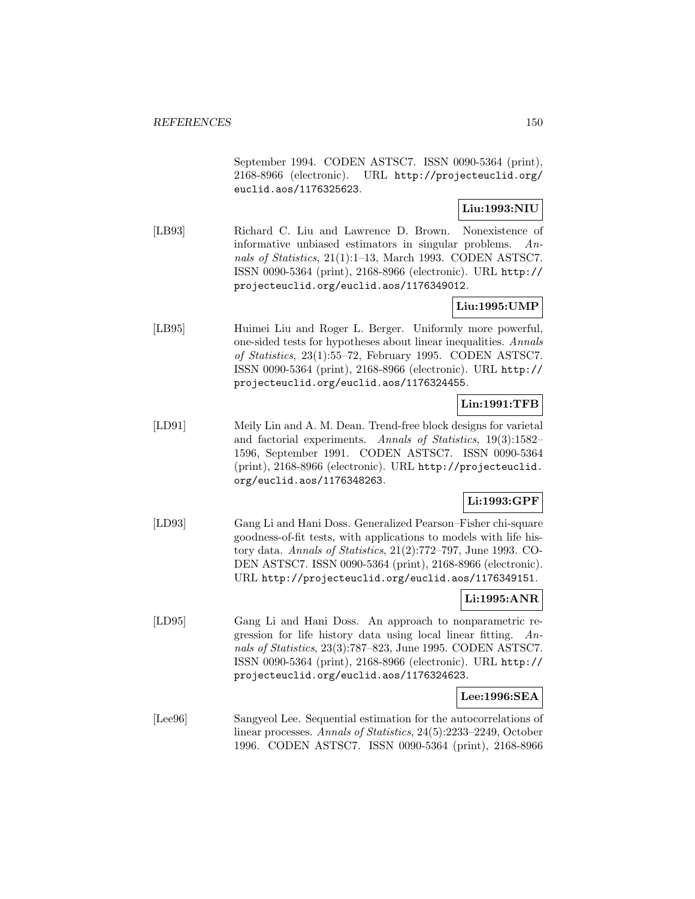September 1994. CODEN ASTSC7. ISSN 0090-5364 (print), 2168-8966 (electronic). URL http://projecteuclid.org/euclid.aos/1176325623.

**Liu:1993:NIU**

[LB93] Richard C. Liu and Lawrence D. Brown. Nonexistence of informative unbiased estimators in singular problems. *Annals of Statistics*, 21(1):1–13, March 1993. CODEN ASTSC7. ISSN 0090-5364 (print), 2168-8966 (electronic). URL http://projecteuclid.org/euclid.aos/1176349012.

**Liu:1995:UMP**

[LB95] Huimei Liu and Roger L. Berger. Uniformly more powerful, one-sided tests for hypotheses about linear inequalities. *Annals of Statistics*, 23(1):55–72, February 1995. CODEN ASTSC7. ISSN 0090-5364 (print), 2168-8966 (electronic). URL http://projecteuclid.org/euclid.aos/1176324455.

**Lin:1991:TFB**

[LD91] Meily Lin and A. M. Dean. Trend-free block designs for varietal and factorial experiments. *Annals of Statistics*, 19(3):1582–1596, September 1991. CODEN ASTSC7. ISSN 0090-5364 (print), 2168-8966 (electronic). URL http://projecteuclid.org/euclid.aos/1176348263.

**Li:1993:GPF**

[LD93] Gang Li and Hani Doss. Generalized Pearson–Fisher chi-square goodness-of-fit tests, with applications to models with life history data. *Annals of Statistics*, 21(2):772–797, June 1993. CODEN ASTSC7. ISSN 0090-5364 (print), 2168-8966 (electronic). URL http://projecteuclid.org/euclid.aos/1176349151.

**Li:1995:ANR**

[LD95] Gang Li and Hani Doss. An approach to nonparametric regression for life history data using local linear fitting. *Annals of Statistics*, 23(3):787–823, June 1995. CODEN ASTSC7. ISSN 0090-5364 (print), 2168-8966 (electronic). URL http://projecteuclid.org/euclid.aos/1176324623.

**Lee:1996:SEA**

[Lee96] Sangyeol Lee. Sequential estimation for the autocorrelations of linear processes. *Annals of Statistics*, 24(5):2233–2249, October 1996. CODEN ASTSC7. ISSN 0090-5364 (print), 2168-8966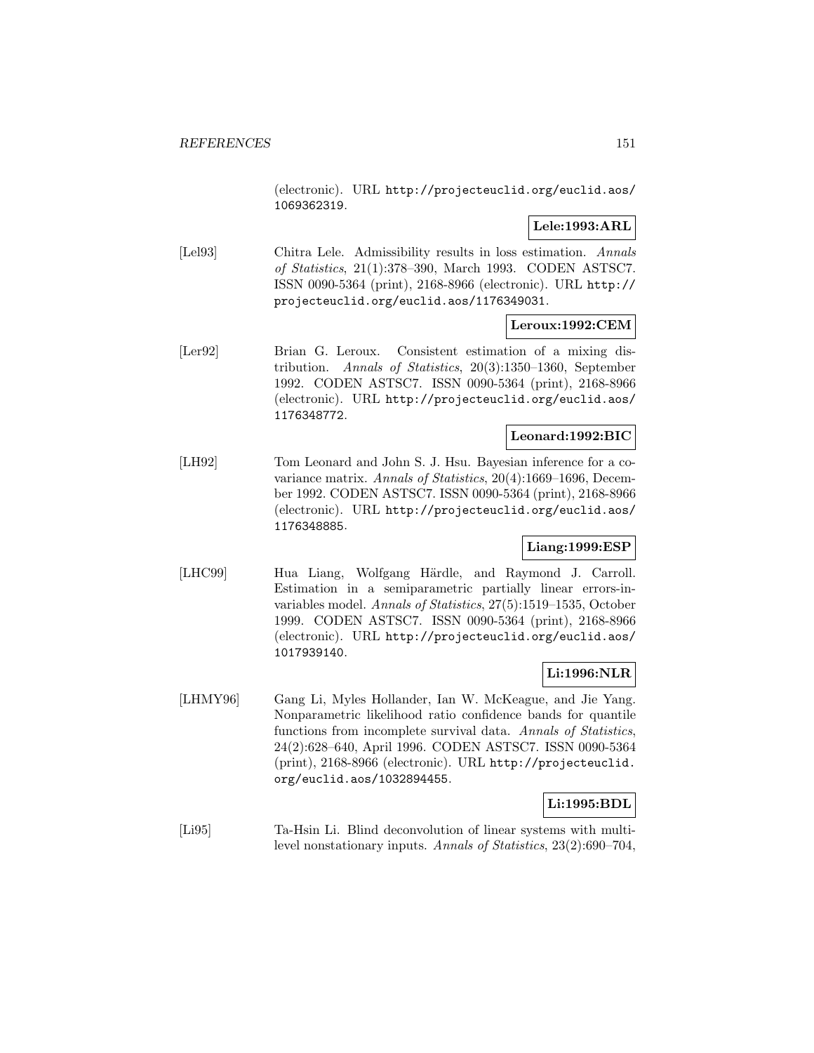(electronic). URL http://projecteuclid.org/euclid.aos/1069362319.

**Lele:1993:ARL**

[Lel93] Chitra Lele. Admissibility results in loss estimation. *Annals of Statistics*, 21(1):378–390, March 1993. CODEN ASTSC7. ISSN 0090-5364 (print), 2168-8966 (electronic). URL http://projecteuclid.org/euclid.aos/1176349031.

**Leroux:1992:CEM**

[Ler92] Brian G. Leroux. Consistent estimation of a mixing distribution. *Annals of Statistics*, 20(3):1350–1360, September 1992. CODEN ASTSC7. ISSN 0090-5364 (print), 2168-8966 (electronic). URL http://projecteuclid.org/euclid.aos/1176348772.

**Leonard:1992:BIC**

[LH92] Tom Leonard and John S. J. Hsu. Bayesian inference for a covariance matrix. *Annals of Statistics*, 20(4):1669–1696, December 1992. CODEN ASTSC7. ISSN 0090-5364 (print), 2168-8966 (electronic). URL http://projecteuclid.org/euclid.aos/1176348885.

**Liang:1999:ESP**

[LHC99] Hua Liang, Wolfgang Härdle, and Raymond J. Carroll. Estimation in a semiparametric partially linear errors-in-variables model. *Annals of Statistics*, 27(5):1519–1535, October 1999. CODEN ASTSC7. ISSN 0090-5364 (print), 2168-8966 (electronic). URL http://projecteuclid.org/euclid.aos/1017939140.

**Li:1996:NLR**

[LHMY96] Gang Li, Myles Hollander, Ian W. McKeague, and Jie Yang. Nonparametric likelihood ratio confidence bands for quantile functions from incomplete survival data. *Annals of Statistics*, 24(2):628–640, April 1996. CODEN ASTSC7. ISSN 0090-5364 (print), 2168-8966 (electronic). URL http://projecteuclid.org/euclid.aos/1032894455.

**Li:1995:BDL**

[Li95] Ta-Hsin Li. Blind deconvolution of linear systems with multilevel nonstationary inputs. *Annals of Statistics*, 23(2):690–704,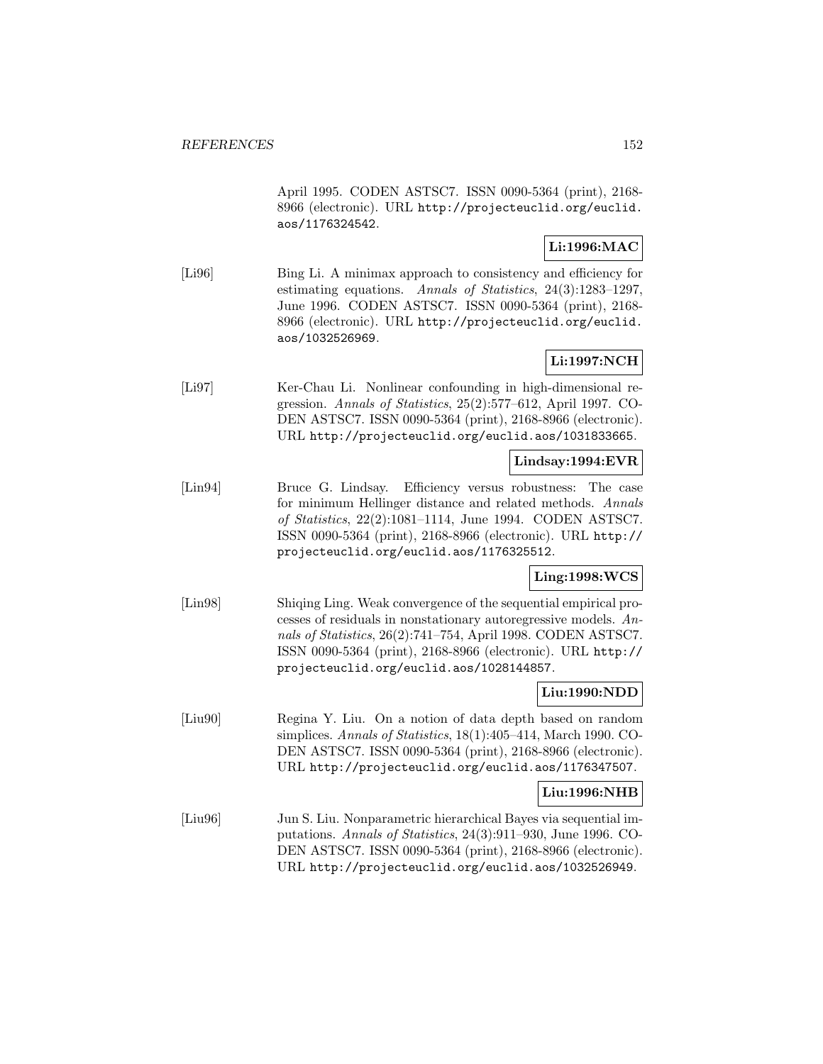April 1995. CODEN ASTSC7. ISSN 0090-5364 (print), 2168-8966 (electronic). URL http://projecteuclid.org/euclid.aos/1176324542.

**Li:1996:MAC**

[Li96] Bing Li. A minimax approach to consistency and efficiency for estimating equations. *Annals of Statistics*, 24(3):1283–1297, June 1996. CODEN ASTSC7. ISSN 0090-5364 (print), 2168-8966 (electronic). URL http://projecteuclid.org/euclid.aos/1032526969.

**Li:1997:NCH**

[Li97] Ker-Chau Li. Nonlinear confounding in high-dimensional regression. *Annals of Statistics*, 25(2):577–612, April 1997. CODEN ASTSC7. ISSN 0090-5364 (print), 2168-8966 (electronic). URL http://projecteuclid.org/euclid.aos/1031833665.

**Lindsay:1994:EVR**

[Lin94] Bruce G. Lindsay. Efficiency versus robustness: The case for minimum Hellinger distance and related methods. *Annals of Statistics*, 22(2):1081–1114, June 1994. CODEN ASTSC7. ISSN 0090-5364 (print), 2168-8966 (electronic). URL http://projecteuclid.org/euclid.aos/1176325512.

**Ling:1998:WCS**

[Lin98] Shiqing Ling. Weak convergence of the sequential empirical processes of residuals in nonstationary autoregressive models. *Annals of Statistics*, 26(2):741–754, April 1998. CODEN ASTSC7. ISSN 0090-5364 (print), 2168-8966 (electronic). URL http://projecteuclid.org/euclid.aos/1028144857.

**Liu:1990:NDD**

[Liu90] Regina Y. Liu. On a notion of data depth based on random simplices. *Annals of Statistics*, 18(1):405–414, March 1990. CODEN ASTSC7. ISSN 0090-5364 (print), 2168-8966 (electronic). URL http://projecteuclid.org/euclid.aos/1176347507.

**Liu:1996:NHB**

[Liu96] Jun S. Liu. Nonparametric hierarchical Bayes via sequential imputations. *Annals of Statistics*, 24(3):911–930, June 1996. CODEN ASTSC7. ISSN 0090-5364 (print), 2168-8966 (electronic). URL http://projecteuclid.org/euclid.aos/1032526949.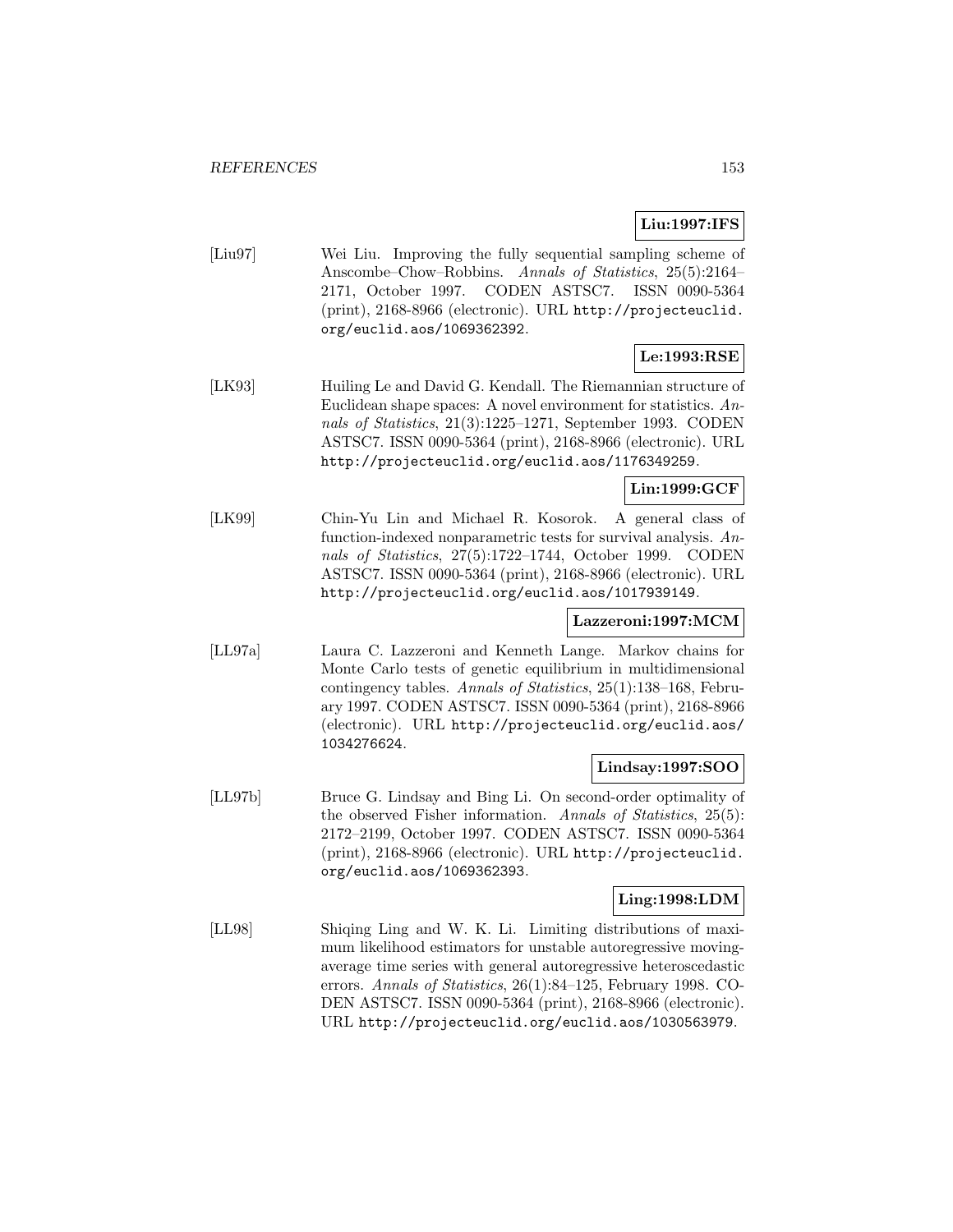**Liu:1997:IFS**

[Liu97] Wei Liu. Improving the fully sequential sampling scheme of Anscombe–Chow–Robbins. *Annals of Statistics*, 25(5):2164–2171, October 1997. CODEN ASTSC7. ISSN 0090-5364 (print), 2168-8966 (electronic). URL http://projecteuclid.org/euclid.aos/1069362392.

**Le:1993:RSE**

[LK93] Huiling Le and David G. Kendall. The Riemannian structure of Euclidean shape spaces: A novel environment for statistics. *Annals of Statistics*, 21(3):1225–1271, September 1993. CODEN ASTSC7. ISSN 0090-5364 (print), 2168-8966 (electronic). URL http://projecteuclid.org/euclid.aos/1176349259.

**Lin:1999:GCF**

[LK99] Chin-Yu Lin and Michael R. Kosorok. A general class of function-indexed nonparametric tests for survival analysis. *Annals of Statistics*, 27(5):1722–1744, October 1999. CODEN ASTSC7. ISSN 0090-5364 (print), 2168-8966 (electronic). URL http://projecteuclid.org/euclid.aos/1017939149.

**Lazzeroni:1997:MCM**

[LL97a] Laura C. Lazzeroni and Kenneth Lange. Markov chains for Monte Carlo tests of genetic equilibrium in multidimensional contingency tables. *Annals of Statistics*, 25(1):138–168, February 1997. CODEN ASTSC7. ISSN 0090-5364 (print), 2168-8966 (electronic). URL http://projecteuclid.org/euclid.aos/1034276624.

**Lindsay:1997:SOO**

[LL97b] Bruce G. Lindsay and Bing Li. On second-order optimality of the observed Fisher information. *Annals of Statistics*, 25(5):2172–2199, October 1997. CODEN ASTSC7. ISSN 0090-5364 (print), 2168-8966 (electronic). URL http://projecteuclid.org/euclid.aos/1069362393.

**Ling:1998:LDM**

[LL98] Shiqing Ling and W. K. Li. Limiting distributions of maximum likelihood estimators for unstable autoregressive moving-average time series with general autoregressive heteroscedastic errors. *Annals of Statistics*, 26(1):84–125, February 1998. CODEN ASTSC7. ISSN 0090-5364 (print), 2168-8966 (electronic). URL http://projecteuclid.org/euclid.aos/1030563979.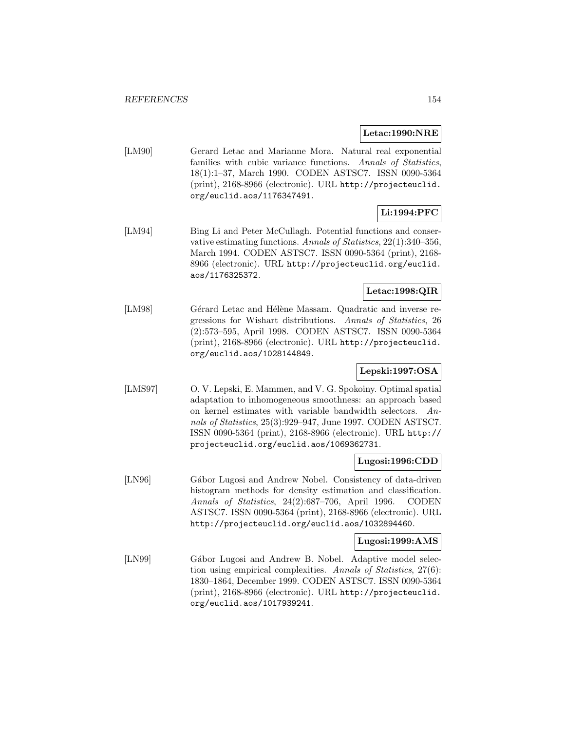**Letac:1990:NRE**

[LM90] Gerard Letac and Marianne Mora. Natural real exponential families with cubic variance functions. *Annals of Statistics*, 18(1):1–37, March 1990. CODEN ASTSC7. ISSN 0090-5364 (print), 2168-8966 (electronic). URL http://projecteuclid.org/euclid.aos/1176347491.

**Li:1994:PFC**

[LM94] Bing Li and Peter McCullagh. Potential functions and conservative estimating functions. *Annals of Statistics*, 22(1):340–356, March 1994. CODEN ASTSC7. ISSN 0090-5364 (print), 2168-8966 (electronic). URL http://projecteuclid.org/euclid.aos/1176325372.

**Letac:1998:QIR**

[LM98] Gérard Letac and Hélène Massam. Quadratic and inverse regressions for Wishart distributions. *Annals of Statistics*, 26(2):573–595, April 1998. CODEN ASTSC7. ISSN 0090-5364 (print), 2168-8966 (electronic). URL http://projecteuclid.org/euclid.aos/1028144849.

**Lepski:1997:OSA**

[LMS97] O. V. Lepski, E. Mammen, and V. G. Spokoiny. Optimal spatial adaptation to inhomogeneous smoothness: an approach based on kernel estimates with variable bandwidth selectors. *Annals of Statistics*, 25(3):929–947, June 1997. CODEN ASTSC7. ISSN 0090-5364 (print), 2168-8966 (electronic). URL http://projecteuclid.org/euclid.aos/1069362731.

**Lugosi:1996:CDD**

[LN96] Gábor Lugosi and Andrew Nobel. Consistency of data-driven histogram methods for density estimation and classification. *Annals of Statistics*, 24(2):687–706, April 1996. CODEN ASTSC7. ISSN 0090-5364 (print), 2168-8966 (electronic). URL http://projecteuclid.org/euclid.aos/1032894460.

**Lugosi:1999:AMS**

[LN99] Gábor Lugosi and Andrew B. Nobel. Adaptive model selection using empirical complexities. *Annals of Statistics*, 27(6):1830–1864, December 1999. CODEN ASTSC7. ISSN 0090-5364 (print), 2168-8966 (electronic). URL http://projecteuclid.org/euclid.aos/1017939241.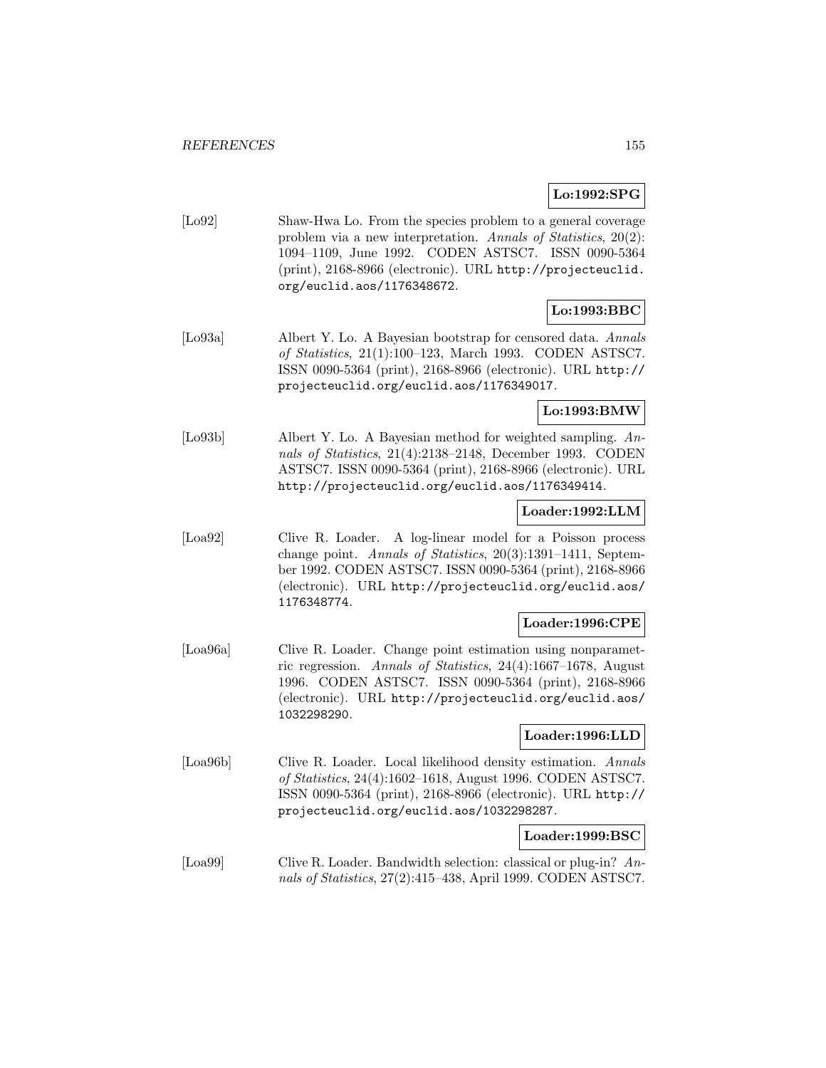**Lo:1992:SPG**

[Lo92] Shaw-Hwa Lo. From the species problem to a general coverage problem via a new interpretation. *Annals of Statistics*, 20(2): 1094–1109, June 1992. CODEN ASTSC7. ISSN 0090-5364 (print), 2168-8966 (electronic). URL http://projecteuclid.org/euclid.aos/1176348672.

**Lo:1993:BBC**

[Lo93a] Albert Y. Lo. A Bayesian bootstrap for censored data. *Annals of Statistics*, 21(1):100–123, March 1993. CODEN ASTSC7. ISSN 0090-5364 (print), 2168-8966 (electronic). URL http://projecteuclid.org/euclid.aos/1176349017.

**Lo:1993:BMW**

[Lo93b] Albert Y. Lo. A Bayesian method for weighted sampling. *Annals of Statistics*, 21(4):2138–2148, December 1993. CODEN ASTSC7. ISSN 0090-5364 (print), 2168-8966 (electronic). URL http://projecteuclid.org/euclid.aos/1176349414.

**Loader:1992:LLM**

[Loa92] Clive R. Loader. A log-linear model for a Poisson process change point. *Annals of Statistics*, 20(3):1391–1411, September 1992. CODEN ASTSC7. ISSN 0090-5364 (print), 2168-8966 (electronic). URL http://projecteuclid.org/euclid.aos/1176348774.

**Loader:1996:CPE**

[Loa96a] Clive R. Loader. Change point estimation using nonparametric regression. *Annals of Statistics*, 24(4):1667–1678, August 1996. CODEN ASTSC7. ISSN 0090-5364 (print), 2168-8966 (electronic). URL http://projecteuclid.org/euclid.aos/1032298290.

**Loader:1996:LLD**

[Loa96b] Clive R. Loader. Local likelihood density estimation. *Annals of Statistics*, 24(4):1602–1618, August 1996. CODEN ASTSC7. ISSN 0090-5364 (print), 2168-8966 (electronic). URL http://projecteuclid.org/euclid.aos/1032298287.

**Loader:1999:BSC**

[Loa99] Clive R. Loader. Bandwidth selection: classical or plug-in? *Annals of Statistics*, 27(2):415–438, April 1999. CODEN ASTSC7.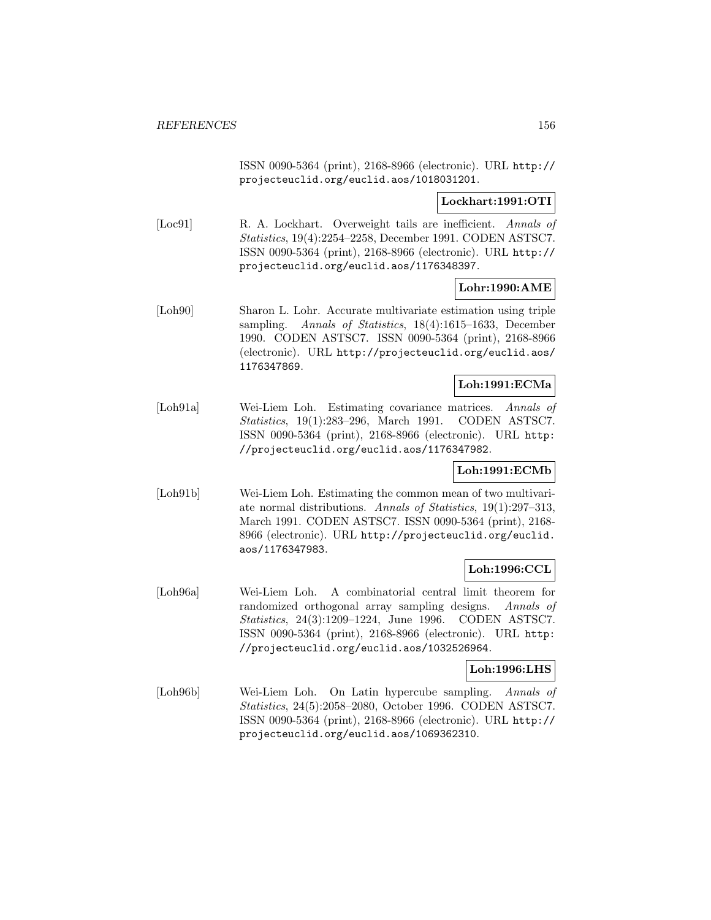ISSN 0090-5364 (print), 2168-8966 (electronic). URL http://projecteuclid.org/euclid.aos/1018031201.

**Lockhart:1991:OTI**

[Loc91] R. A. Lockhart. Overweight tails are inefficient. *Annals of Statistics*, 19(4):2254–2258, December 1991. CODEN ASTSC7. ISSN 0090-5364 (print), 2168-8966 (electronic). URL http://projecteuclid.org/euclid.aos/1176348397.

**Lohr:1990:AME**

[Loh90] Sharon L. Lohr. Accurate multivariate estimation using triple sampling. *Annals of Statistics*, 18(4):1615–1633, December 1990. CODEN ASTSC7. ISSN 0090-5364 (print), 2168-8966 (electronic). URL http://projecteuclid.org/euclid.aos/1176347869.

**Loh:1991:ECMa**

[Loh91a] Wei-Liem Loh. Estimating covariance matrices. *Annals of Statistics*, 19(1):283–296, March 1991. CODEN ASTSC7. ISSN 0090-5364 (print), 2168-8966 (electronic). URL http://projecteuclid.org/euclid.aos/1176347982.

**Loh:1991:ECMb**

[Loh91b] Wei-Liem Loh. Estimating the common mean of two multivariate normal distributions. *Annals of Statistics*, 19(1):297–313, March 1991. CODEN ASTSC7. ISSN 0090-5364 (print), 2168-8966 (electronic). URL http://projecteuclid.org/euclid.aos/1176347983.

**Loh:1996:CCL**

[Loh96a] Wei-Liem Loh. A combinatorial central limit theorem for randomized orthogonal array sampling designs. *Annals of Statistics*, 24(3):1209–1224, June 1996. CODEN ASTSC7. ISSN 0090-5364 (print), 2168-8966 (electronic). URL http://projecteuclid.org/euclid.aos/1032526964.

**Loh:1996:LHS**

[Loh96b] Wei-Liem Loh. On Latin hypercube sampling. *Annals of Statistics*, 24(5):2058–2080, October 1996. CODEN ASTSC7. ISSN 0090-5364 (print), 2168-8966 (electronic). URL http://projecteuclid.org/euclid.aos/1069362310.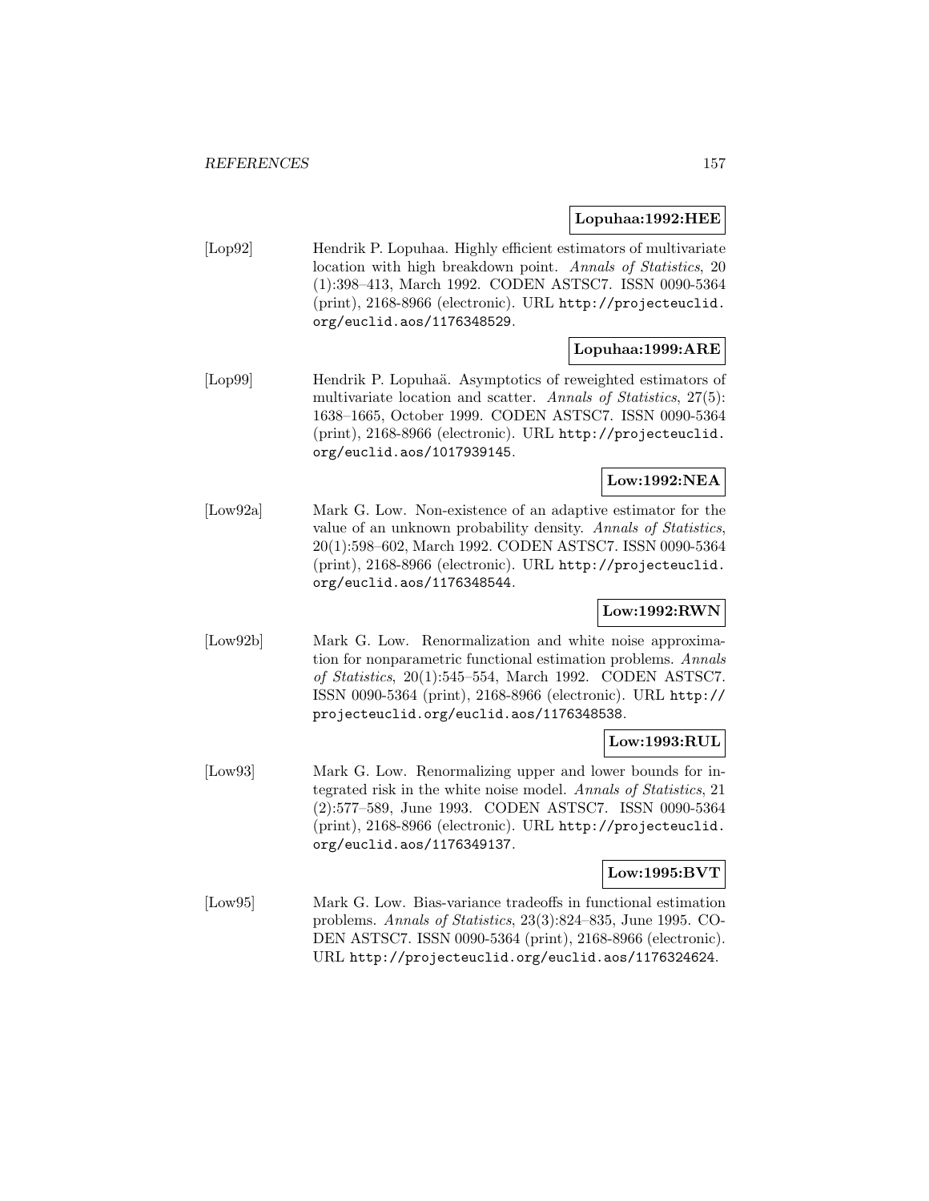**Lopuhaa:1992:HEE**

[Lop92] Hendrik P. Lopuhaa. Highly efficient estimators of multivariate location with high breakdown point. *Annals of Statistics*, 20 (1):398–413, March 1992. CODEN ASTSC7. ISSN 0090-5364 (print), 2168-8966 (electronic). URL http://projecteuclid.org/euclid.aos/1176348529.

**Lopuhaa:1999:ARE**

[Lop99] Hendrik P. Lopuhaä. Asymptotics of reweighted estimators of multivariate location and scatter. *Annals of Statistics*, 27(5): 1638–1665, October 1999. CODEN ASTSC7. ISSN 0090-5364 (print), 2168-8966 (electronic). URL http://projecteuclid.org/euclid.aos/1017939145.

**Low:1992:NEA**

[Low92a] Mark G. Low. Non-existence of an adaptive estimator for the value of an unknown probability density. *Annals of Statistics*, 20(1):598–602, March 1992. CODEN ASTSC7. ISSN 0090-5364 (print), 2168-8966 (electronic). URL http://projecteuclid.org/euclid.aos/1176348544.

**Low:1992:RWN**

[Low92b] Mark G. Low. Renormalization and white noise approximation for nonparametric functional estimation problems. *Annals of Statistics*, 20(1):545–554, March 1992. CODEN ASTSC7. ISSN 0090-5364 (print), 2168-8966 (electronic). URL http://projecteuclid.org/euclid.aos/1176348538.

**Low:1993:RUL**

[Low93] Mark G. Low. Renormalizing upper and lower bounds for integrated risk in the white noise model. *Annals of Statistics*, 21 (2):577–589, June 1993. CODEN ASTSC7. ISSN 0090-5364 (print), 2168-8966 (electronic). URL http://projecteuclid.org/euclid.aos/1176349137.

**Low:1995:BVT**

[Low95] Mark G. Low. Bias-variance tradeoffs in functional estimation problems. *Annals of Statistics*, 23(3):824–835, June 1995. CODEN ASTSC7. ISSN 0090-5364 (print), 2168-8966 (electronic). URL http://projecteuclid.org/euclid.aos/1176324624.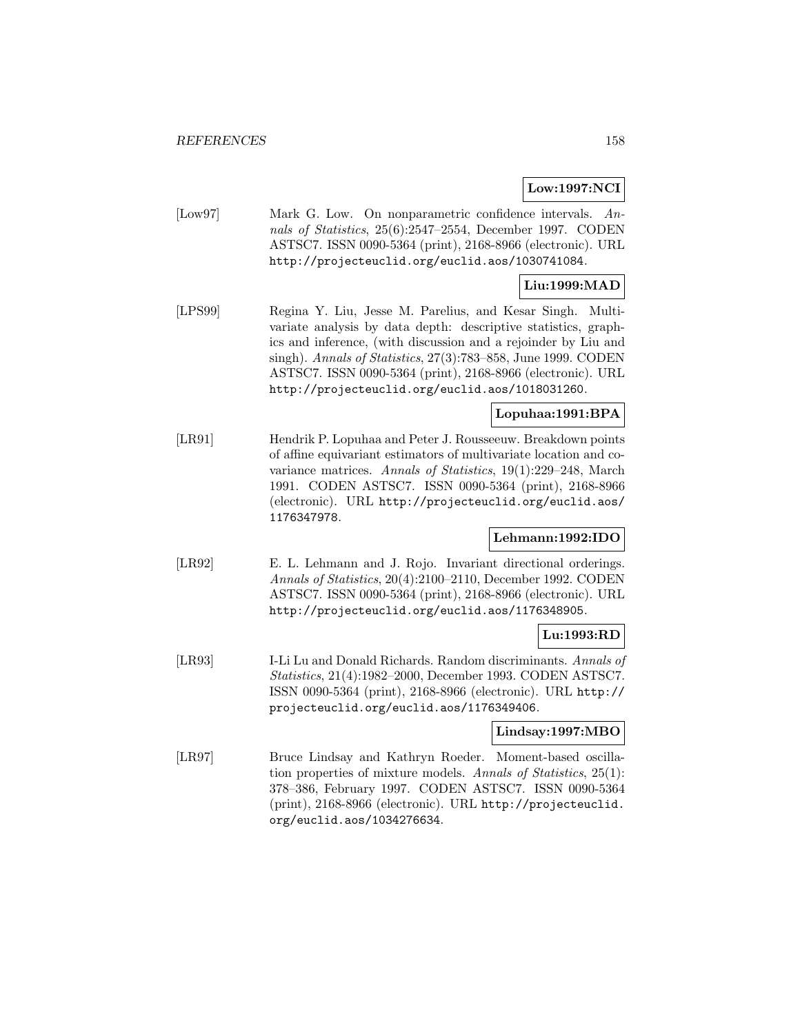**Low:1997:NCI**

[Low97] Mark G. Low. On nonparametric confidence intervals. *Annals of Statistics*, 25(6):2547–2554, December 1997. CODEN ASTSC7. ISSN 0090-5364 (print), 2168-8966 (electronic). URL http://projecteuclid.org/euclid.aos/1030741084.

**Liu:1999:MAD**

[LPS99] Regina Y. Liu, Jesse M. Parelius, and Kesar Singh. Multivariate analysis by data depth: descriptive statistics, graphics and inference, (with discussion and a rejoinder by Liu and singh). *Annals of Statistics*, 27(3):783–858, June 1999. CODEN ASTSC7. ISSN 0090-5364 (print), 2168-8966 (electronic). URL http://projecteuclid.org/euclid.aos/1018031260.

**Lopuhaa:1991:BPA**

[LR91] Hendrik P. Lopuhaa and Peter J. Rousseeuw. Breakdown points of affine equivariant estimators of multivariate location and covariance matrices. *Annals of Statistics*, 19(1):229–248, March 1991. CODEN ASTSC7. ISSN 0090-5364 (print), 2168-8966 (electronic). URL http://projecteuclid.org/euclid.aos/1176347978.

**Lehmann:1992:IDO**

[LR92] E. L. Lehmann and J. Rojo. Invariant directional orderings. *Annals of Statistics*, 20(4):2100–2110, December 1992. CODEN ASTSC7. ISSN 0090-5364 (print), 2168-8966 (electronic). URL http://projecteuclid.org/euclid.aos/1176348905.

**Lu:1993:RD**

[LR93] I-Li Lu and Donald Richards. Random discriminants. *Annals of Statistics*, 21(4):1982–2000, December 1993. CODEN ASTSC7. ISSN 0090-5364 (print), 2168-8966 (electronic). URL http://projecteuclid.org/euclid.aos/1176349406.

**Lindsay:1997:MBO**

[LR97] Bruce Lindsay and Kathryn Roeder. Moment-based oscillation properties of mixture models. *Annals of Statistics*, 25(1):378–386, February 1997. CODEN ASTSC7. ISSN 0090-5364 (print), 2168-8966 (electronic). URL http://projecteuclid.org/euclid.aos/1034276634.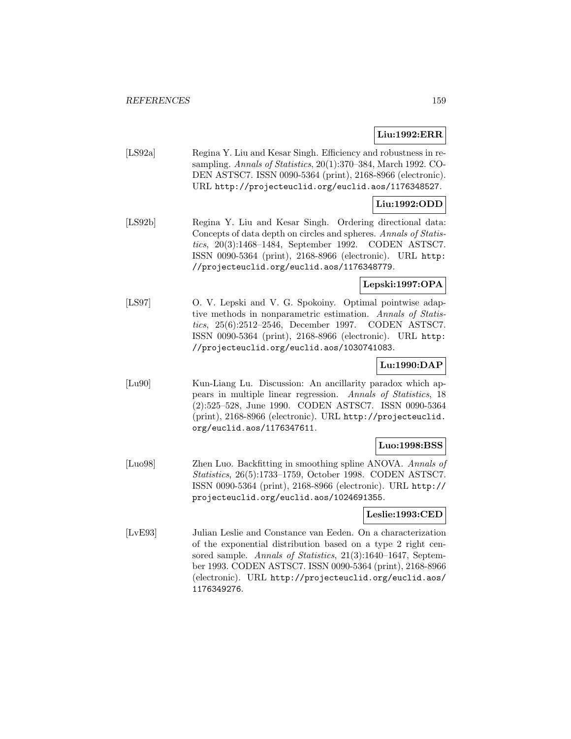**Liu:1992:ERR**

[LS92a] Regina Y. Liu and Kesar Singh. Efficiency and robustness in resampling. *Annals of Statistics*, 20(1):370–384, March 1992. CODEN ASTSC7. ISSN 0090-5364 (print), 2168-8966 (electronic). URL http://projecteuclid.org/euclid.aos/1176348527.

**Liu:1992:ODD**

[LS92b] Regina Y. Liu and Kesar Singh. Ordering directional data: Concepts of data depth on circles and spheres. *Annals of Statistics*, 20(3):1468–1484, September 1992. CODEN ASTSC7. ISSN 0090-5364 (print), 2168-8966 (electronic). URL http://projecteuclid.org/euclid.aos/1176348779.

**Lepski:1997:OPA**

[LS97] O. V. Lepski and V. G. Spokoiny. Optimal pointwise adaptive methods in nonparametric estimation. *Annals of Statistics*, 25(6):2512–2546, December 1997. CODEN ASTSC7. ISSN 0090-5364 (print), 2168-8966 (electronic). URL http://projecteuclid.org/euclid.aos/1030741083.

**Lu:1990:DAP**

[Lu90] Kun-Liang Lu. Discussion: An ancillarity paradox which appears in multiple linear regression. *Annals of Statistics*, 18 (2):525–528, June 1990. CODEN ASTSC7. ISSN 0090-5364 (print), 2168-8966 (electronic). URL http://projecteuclid.org/euclid.aos/1176347611.

**Luo:1998:BSS**

[Luo98] Zhen Luo. Backfitting in smoothing spline ANOVA. *Annals of Statistics*, 26(5):1733–1759, October 1998. CODEN ASTSC7. ISSN 0090-5364 (print), 2168-8966 (electronic). URL http://projecteuclid.org/euclid.aos/1024691355.

**Leslie:1993:CED**

[LvE93] Julian Leslie and Constance van Eeden. On a characterization of the exponential distribution based on a type 2 right censored sample. *Annals of Statistics*, 21(3):1640–1647, September 1993. CODEN ASTSC7. ISSN 0090-5364 (print), 2168-8966 (electronic). URL http://projecteuclid.org/euclid.aos/1176349276.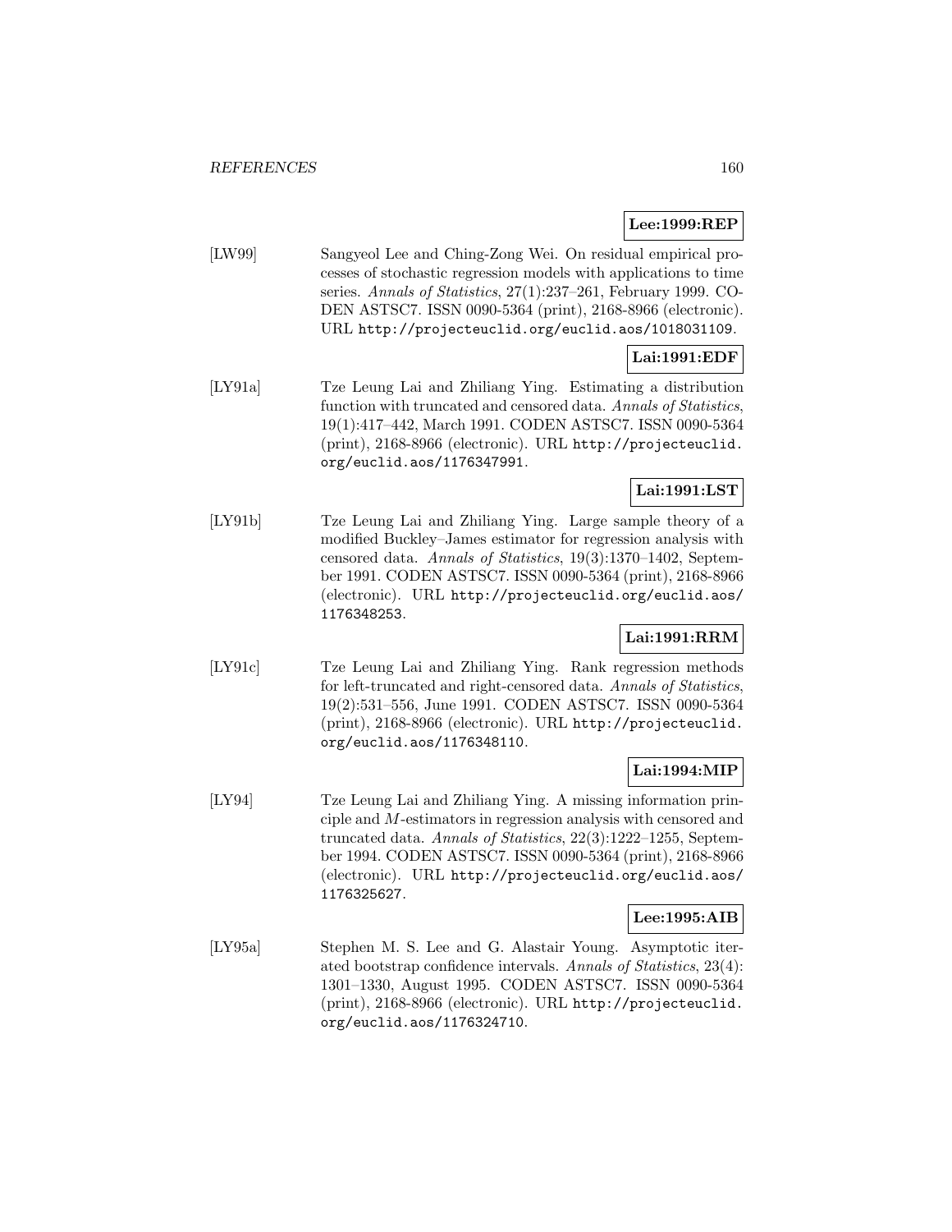**Lee:1999:REP**

[LW99] Sangyeol Lee and Ching-Zong Wei. On residual empirical processes of stochastic regression models with applications to time series. *Annals of Statistics*, 27(1):237–261, February 1999. CODEN ASTSC7. ISSN 0090-5364 (print), 2168-8966 (electronic). URL http://projecteuclid.org/euclid.aos/1018031109.

**Lai:1991:EDF**

[LY91a] Tze Leung Lai and Zhiliang Ying. Estimating a distribution function with truncated and censored data. *Annals of Statistics*, 19(1):417–442, March 1991. CODEN ASTSC7. ISSN 0090-5364 (print), 2168-8966 (electronic). URL http://projecteuclid.org/euclid.aos/1176347991.

**Lai:1991:LST**

[LY91b] Tze Leung Lai and Zhiliang Ying. Large sample theory of a modified Buckley–James estimator for regression analysis with censored data. *Annals of Statistics*, 19(3):1370–1402, September 1991. CODEN ASTSC7. ISSN 0090-5364 (print), 2168-8966 (electronic). URL http://projecteuclid.org/euclid.aos/1176348253.

**Lai:1991:RRM**

[LY91c] Tze Leung Lai and Zhiliang Ying. Rank regression methods for left-truncated and right-censored data. *Annals of Statistics*, 19(2):531–556, June 1991. CODEN ASTSC7. ISSN 0090-5364 (print), 2168-8966 (electronic). URL http://projecteuclid.org/euclid.aos/1176348110.

**Lai:1994:MIP**

[LY94] Tze Leung Lai and Zhiliang Ying. A missing information principle and $M$-estimators in regression analysis with censored and truncated data. *Annals of Statistics*, 22(3):1222–1255, September 1994. CODEN ASTSC7. ISSN 0090-5364 (print), 2168-8966 (electronic). URL http://projecteuclid.org/euclid.aos/1176325627.

**Lee:1995:AIB**

[LY95a] Stephen M. S. Lee and G. Alastair Young. Asymptotic iterated bootstrap confidence intervals. *Annals of Statistics*, 23(4):1301–1330, August 1995. CODEN ASTSC7. ISSN 0090-5364 (print), 2168-8966 (electronic). URL http://projecteuclid.org/euclid.aos/1176324710.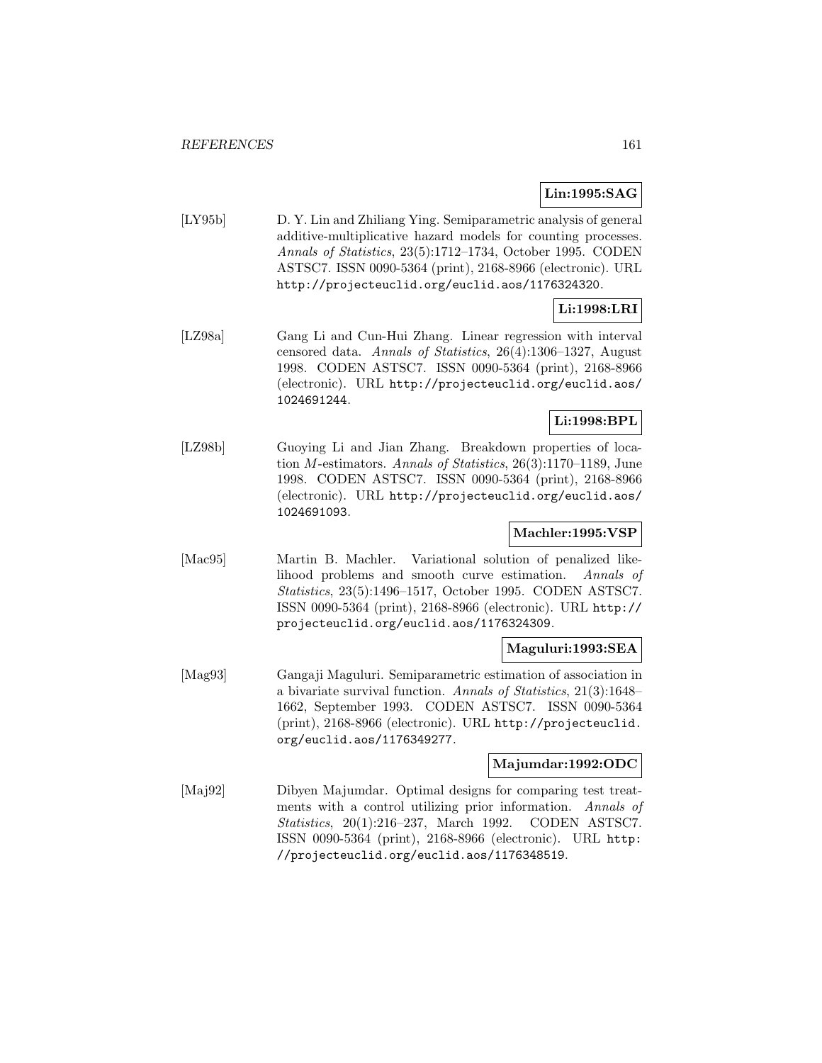**Lin:1995:SAG**

[LY95b] D. Y. Lin and Zhiliang Ying. Semiparametric analysis of general additive-multiplicative hazard models for counting processes. *Annals of Statistics*, 23(5):1712–1734, October 1995. CODEN ASTSC7. ISSN 0090-5364 (print), 2168-8966 (electronic). URL http://projecteuclid.org/euclid.aos/1176324320.

**Li:1998:LRI**

[LZ98a] Gang Li and Cun-Hui Zhang. Linear regression with interval censored data. *Annals of Statistics*, 26(4):1306–1327, August 1998. CODEN ASTSC7. ISSN 0090-5364 (print), 2168-8966 (electronic). URL http://projecteuclid.org/euclid.aos/1024691244.

**Li:1998:BPL**

[LZ98b] Guoying Li and Jian Zhang. Breakdown properties of location $M$-estimators. *Annals of Statistics*, 26(3):1170–1189, June 1998. CODEN ASTSC7. ISSN 0090-5364 (print), 2168-8966 (electronic). URL http://projecteuclid.org/euclid.aos/1024691093.

**Machler:1995:VSP**

[Mac95] Martin B. Machler. Variational solution of penalized likelihood problems and smooth curve estimation. *Annals of Statistics*, 23(5):1496–1517, October 1995. CODEN ASTSC7. ISSN 0090-5364 (print), 2168-8966 (electronic). URL http://projecteuclid.org/euclid.aos/1176324309.

**Maguluri:1993:SEA**

[Mag93] Gangaji Maguluri. Semiparametric estimation of association in a bivariate survival function. *Annals of Statistics*, 21(3):1648–1662, September 1993. CODEN ASTSC7. ISSN 0090-5364 (print), 2168-8966 (electronic). URL http://projecteuclid.org/euclid.aos/1176349277.

**Majumdar:1992:ODC**

[Maj92] Dibyen Majumdar. Optimal designs for comparing test treatments with a control utilizing prior information. *Annals of Statistics*, 20(1):216–237, March 1992. CODEN ASTSC7. ISSN 0090-5364 (print), 2168-8966 (electronic). URL http://projecteuclid.org/euclid.aos/1176348519.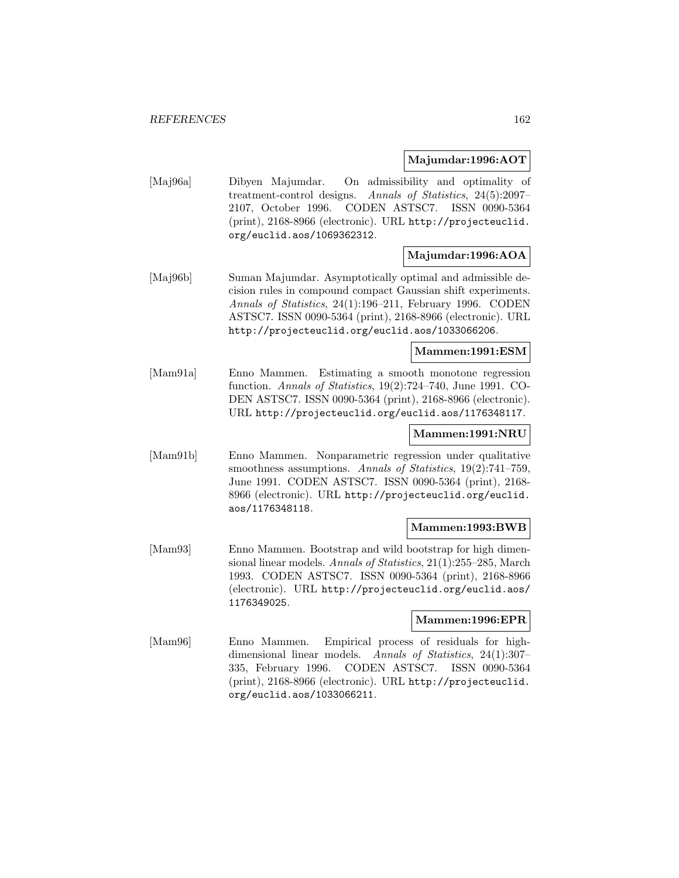**Majumdar:1996:AOT**

[Maj96a] Dibyen Majumdar. On admissibility and optimality of treatment-control designs. *Annals of Statistics*, 24(5):2097–2107, October 1996. CODEN ASTSC7. ISSN 0090-5364 (print), 2168-8966 (electronic). URL http://projecteuclid.org/euclid.aos/1069362312.

**Majumdar:1996:AOA**

[Maj96b] Suman Majumdar. Asymptotically optimal and admissible decision rules in compound compact Gaussian shift experiments. *Annals of Statistics*, 24(1):196–211, February 1996. CODEN ASTSC7. ISSN 0090-5364 (print), 2168-8966 (electronic). URL http://projecteuclid.org/euclid.aos/1033066206.

**Mammen:1991:ESM**

[Mam91a] Enno Mammen. Estimating a smooth monotone regression function. *Annals of Statistics*, 19(2):724–740, June 1991. CODEN ASTSC7. ISSN 0090-5364 (print), 2168-8966 (electronic). URL http://projecteuclid.org/euclid.aos/1176348117.

**Mammen:1991:NRU**

[Mam91b] Enno Mammen. Nonparametric regression under qualitative smoothness assumptions. *Annals of Statistics*, 19(2):741–759, June 1991. CODEN ASTSC7. ISSN 0090-5364 (print), 2168-8966 (electronic). URL http://projecteuclid.org/euclid.aos/1176348118.

**Mammen:1993:BWB**

[Mam93] Enno Mammen. Bootstrap and wild bootstrap for high dimensional linear models. *Annals of Statistics*, 21(1):255–285, March 1993. CODEN ASTSC7. ISSN 0090-5364 (print), 2168-8966 (electronic). URL http://projecteuclid.org/euclid.aos/1176349025.

**Mammen:1996:EPR**

[Mam96] Enno Mammen. Empirical process of residuals for high-dimensional linear models. *Annals of Statistics*, 24(1):307–335, February 1996. CODEN ASTSC7. ISSN 0090-5364 (print), 2168-8966 (electronic). URL http://projecteuclid.org/euclid.aos/1033066211.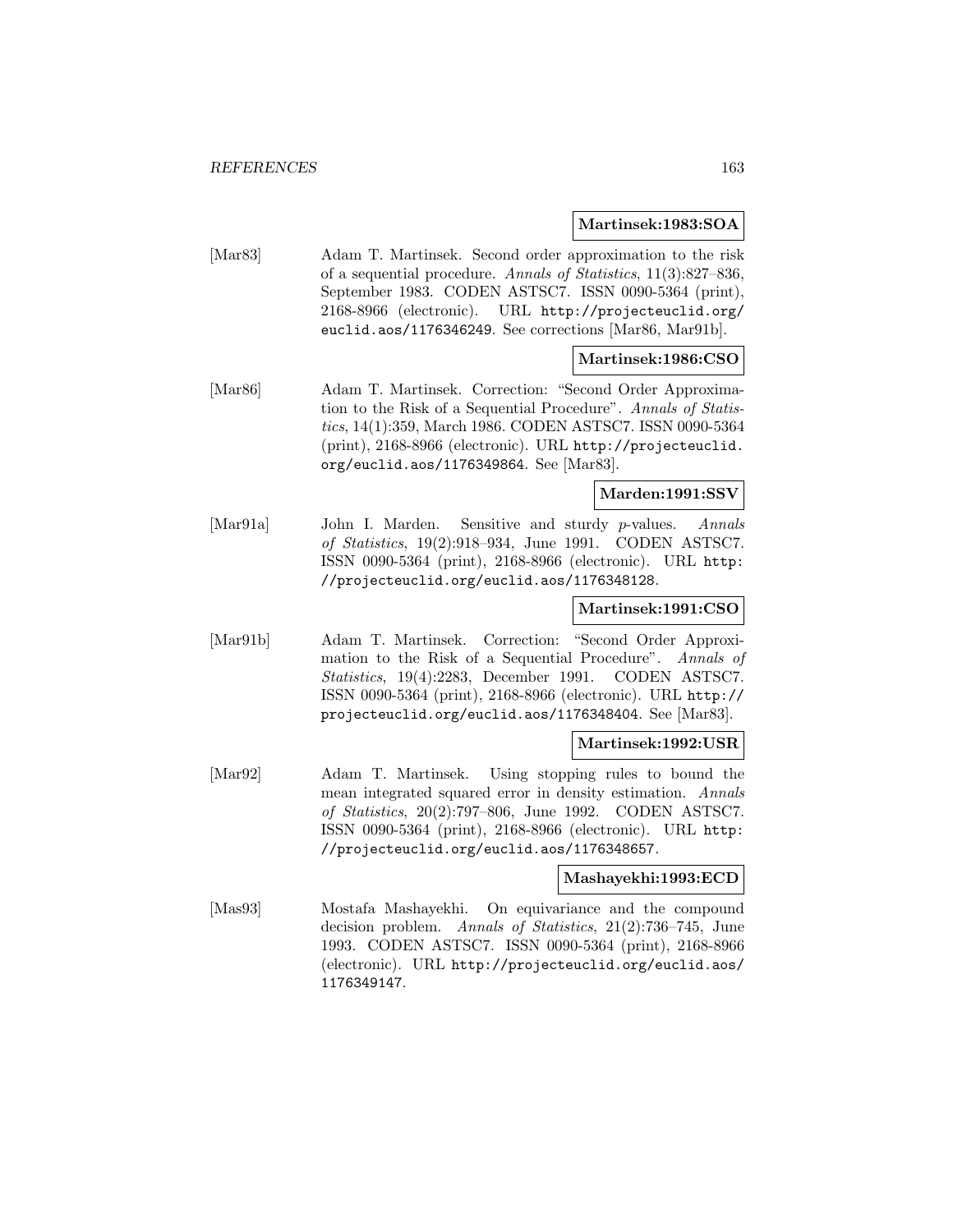**Martinsek:1983:SOA**

[Mar83] Adam T. Martinsek. Second order approximation to the risk of a sequential procedure. *Annals of Statistics*, 11(3):827–836, September 1983. CODEN ASTSC7. ISSN 0090-5364 (print), 2168-8966 (electronic). URL `http://projecteuclid.org/euclid.aos/1176346249`. See corrections [Mar86, Mar91b].

**Martinsek:1986:CSO**

[Mar86] Adam T. Martinsek. Correction: "Second Order Approximation to the Risk of a Sequential Procedure". *Annals of Statistics*, 14(1):359, March 1986. CODEN ASTSC7. ISSN 0090-5364 (print), 2168-8966 (electronic). URL `http://projecteuclid.org/euclid.aos/1176349864`. See [Mar83].

**Marden:1991:SSV**

[Mar91a] John I. Marden. Sensitive and sturdy $p$-values. *Annals of Statistics*, 19(2):918–934, June 1991. CODEN ASTSC7. ISSN 0090-5364 (print), 2168-8966 (electronic). URL `http://projecteuclid.org/euclid.aos/1176348128`.

**Martinsek:1991:CSO**

[Mar91b] Adam T. Martinsek. Correction: "Second Order Approximation to the Risk of a Sequential Procedure". *Annals of Statistics*, 19(4):2283, December 1991. CODEN ASTSC7. ISSN 0090-5364 (print), 2168-8966 (electronic). URL `http://projecteuclid.org/euclid.aos/1176348404`. See [Mar83].

**Martinsek:1992:USR**

[Mar92] Adam T. Martinsek. Using stopping rules to bound the mean integrated squared error in density estimation. *Annals of Statistics*, 20(2):797–806, June 1992. CODEN ASTSC7. ISSN 0090-5364 (print), 2168-8966 (electronic). URL `http://projecteuclid.org/euclid.aos/1176348657`.

**Mashayekhi:1993:ECD**

[Mas93] Mostafa Mashayekhi. On equivariance and the compound decision problem. *Annals of Statistics*, 21(2):736–745, June 1993. CODEN ASTSC7. ISSN 0090-5364 (print), 2168-8966 (electronic). URL `http://projecteuclid.org/euclid.aos/1176349147`.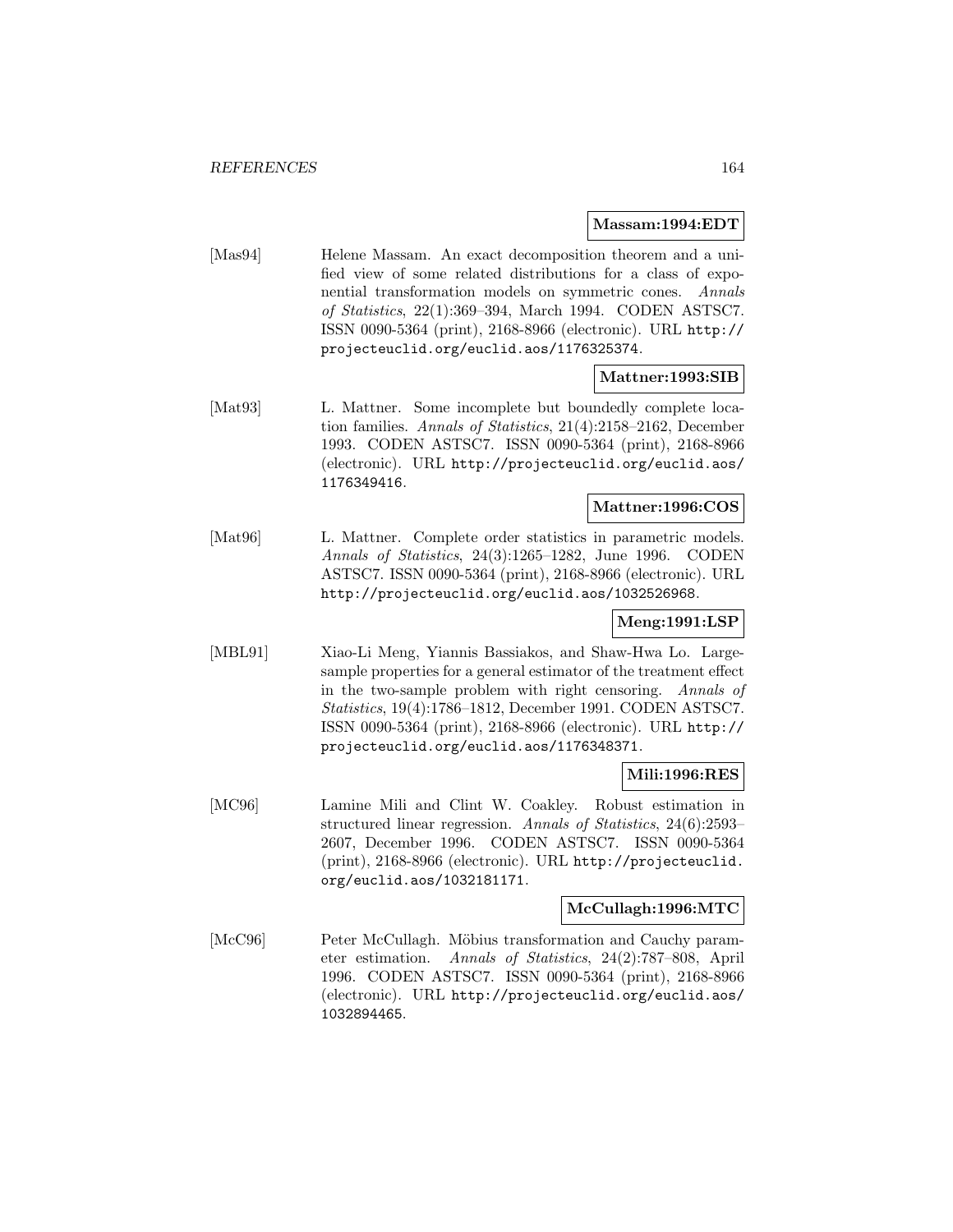**Massam:1994:EDT**

[Mas94] Helene Massam. An exact decomposition theorem and a unified view of some related distributions for a class of exponential transformation models on symmetric cones. *Annals of Statistics*, 22(1):369–394, March 1994. CODEN ASTSC7. ISSN 0090-5364 (print), 2168-8966 (electronic). URL http://projecteuclid.org/euclid.aos/1176325374.

**Mattner:1993:SIB**

[Mat93] L. Mattner. Some incomplete but boundedly complete location families. *Annals of Statistics*, 21(4):2158–2162, December 1993. CODEN ASTSC7. ISSN 0090-5364 (print), 2168-8966 (electronic). URL http://projecteuclid.org/euclid.aos/1176349416.

**Mattner:1996:COS**

[Mat96] L. Mattner. Complete order statistics in parametric models. *Annals of Statistics*, 24(3):1265–1282, June 1996. CODEN ASTSC7. ISSN 0090-5364 (print), 2168-8966 (electronic). URL http://projecteuclid.org/euclid.aos/1032526968.

**Meng:1991:LSP**

[MBL91] Xiao-Li Meng, Yiannis Bassiakos, and Shaw-Hwa Lo. Large-sample properties for a general estimator of the treatment effect in the two-sample problem with right censoring. *Annals of Statistics*, 19(4):1786–1812, December 1991. CODEN ASTSC7. ISSN 0090-5364 (print), 2168-8966 (electronic). URL http://projecteuclid.org/euclid.aos/1176348371.

**Mili:1996:RES**

[MC96] Lamine Mili and Clint W. Coakley. Robust estimation in structured linear regression. *Annals of Statistics*, 24(6):2593–2607, December 1996. CODEN ASTSC7. ISSN 0090-5364 (print), 2168-8966 (electronic). URL http://projecteuclid.org/euclid.aos/1032181171.

**McCullagh:1996:MTC**

[McC96] Peter McCullagh. Möbius transformation and Cauchy parameter estimation. *Annals of Statistics*, 24(2):787–808, April 1996. CODEN ASTSC7. ISSN 0090-5364 (print), 2168-8966 (electronic). URL http://projecteuclid.org/euclid.aos/1032894465.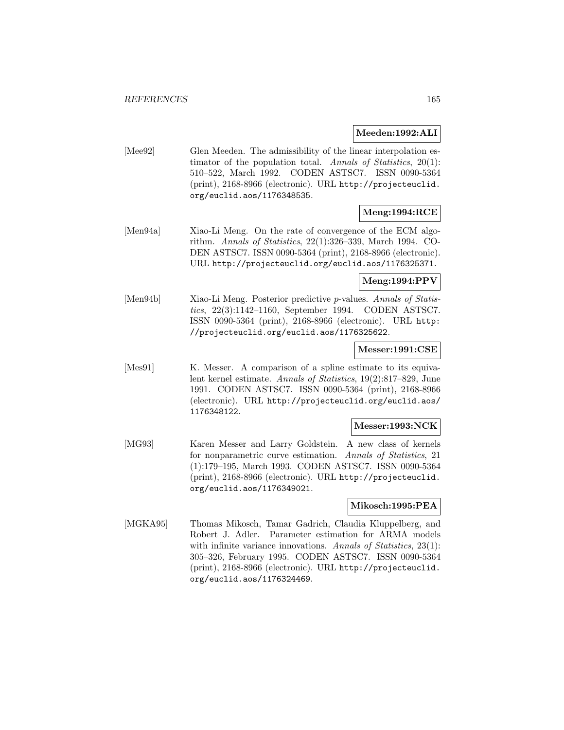**Meeden:1992:ALI**

[Mee92] Glen Meeden. The admissibility of the linear interpolation estimator of the population total. *Annals of Statistics*, 20(1): 510–522, March 1992. CODEN ASTSC7. ISSN 0090-5364 (print), 2168-8966 (electronic). URL http://projecteuclid.org/euclid.aos/1176348535.

**Meng:1994:RCE**

[Men94a] Xiao-Li Meng. On the rate of convergence of the ECM algorithm. *Annals of Statistics*, 22(1):326–339, March 1994. CODEN ASTSC7. ISSN 0090-5364 (print), 2168-8966 (electronic). URL http://projecteuclid.org/euclid.aos/1176325371.

**Meng:1994:PPV**

[Men94b] Xiao-Li Meng. Posterior predictive $p$-values. *Annals of Statistics*, 22(3):1142–1160, September 1994. CODEN ASTSC7. ISSN 0090-5364 (print), 2168-8966 (electronic). URL http://projecteuclid.org/euclid.aos/1176325622.

**Messer:1991:CSE**

[Mes91] K. Messer. A comparison of a spline estimate to its equivalent kernel estimate. *Annals of Statistics*, 19(2):817–829, June 1991. CODEN ASTSC7. ISSN 0090-5364 (print), 2168-8966 (electronic). URL http://projecteuclid.org/euclid.aos/1176348122.

**Messer:1993:NCK**

[MG93] Karen Messer and Larry Goldstein. A new class of kernels for nonparametric curve estimation. *Annals of Statistics*, 21 (1):179–195, March 1993. CODEN ASTSC7. ISSN 0090-5364 (print), 2168-8966 (electronic). URL http://projecteuclid.org/euclid.aos/1176349021.

**Mikosch:1995:PEA**

[MGKA95] Thomas Mikosch, Tamar Gadrich, Claudia Kluppelberg, and Robert J. Adler. Parameter estimation for ARMA models with infinite variance innovations. *Annals of Statistics*, 23(1): 305–326, February 1995. CODEN ASTSC7. ISSN 0090-5364 (print), 2168-8966 (electronic). URL http://projecteuclid.org/euclid.aos/1176324469.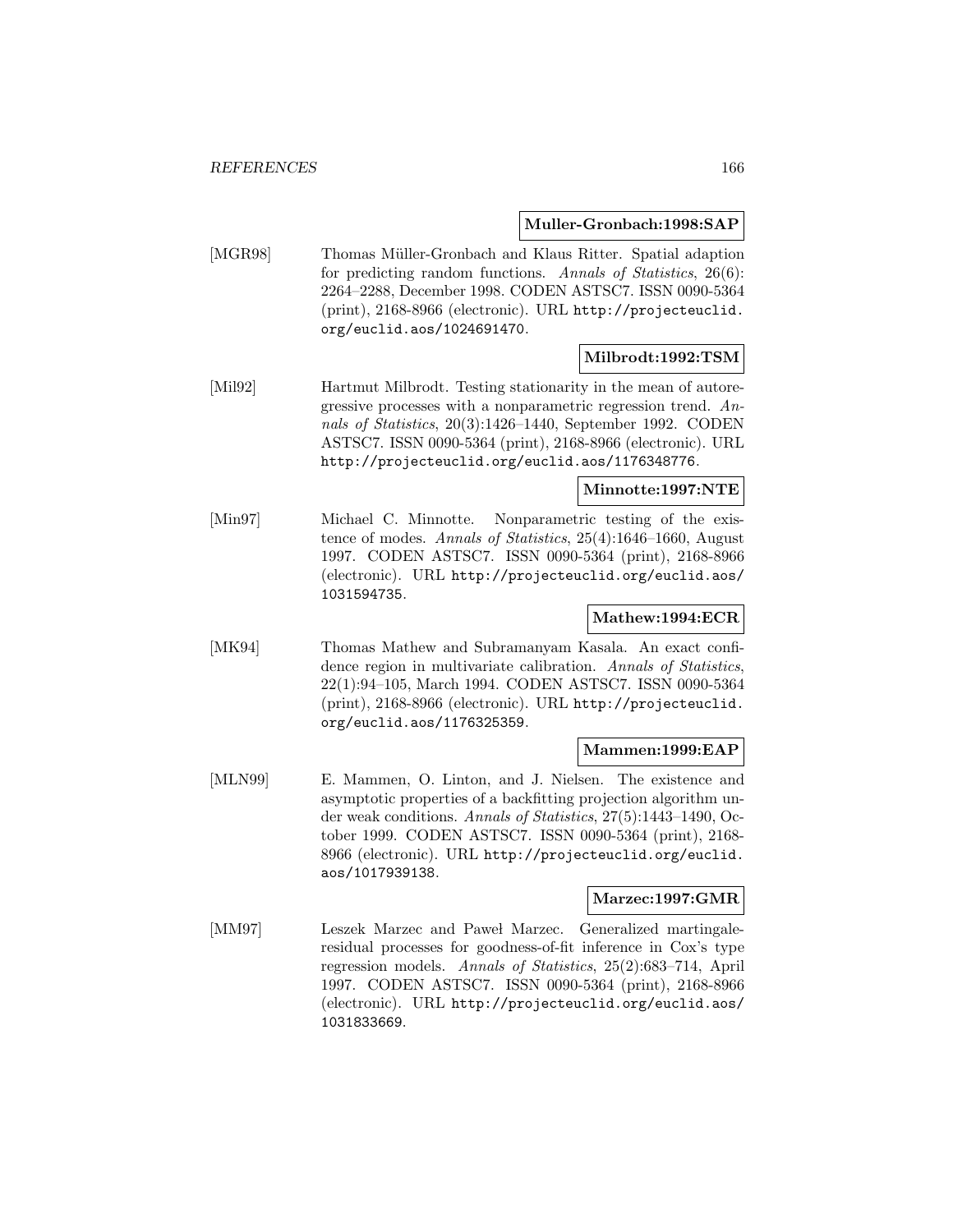**Muller-Gronbach:1998:SAP**

[MGR98] Thomas Müller-Gronbach and Klaus Ritter. Spatial adaption for predicting random functions. *Annals of Statistics*, 26(6): 2264–2288, December 1998. CODEN ASTSC7. ISSN 0090-5364 (print), 2168-8966 (electronic). URL http://projecteuclid.org/euclid.aos/1024691470.

**Milbrodt:1992:TSM**

[Mil92] Hartmut Milbrodt. Testing stationarity in the mean of autoregressive processes with a nonparametric regression trend. *Annals of Statistics*, 20(3):1426–1440, September 1992. CODEN ASTSC7. ISSN 0090-5364 (print), 2168-8966 (electronic). URL http://projecteuclid.org/euclid.aos/1176348776.

**Minnotte:1997:NTE**

[Min97] Michael C. Minnotte. Nonparametric testing of the existence of modes. *Annals of Statistics*, 25(4):1646–1660, August 1997. CODEN ASTSC7. ISSN 0090-5364 (print), 2168-8966 (electronic). URL http://projecteuclid.org/euclid.aos/1031594735.

**Mathew:1994:ECR**

[MK94] Thomas Mathew and Subramanyam Kasala. An exact confidence region in multivariate calibration. *Annals of Statistics*, 22(1):94–105, March 1994. CODEN ASTSC7. ISSN 0090-5364 (print), 2168-8966 (electronic). URL http://projecteuclid.org/euclid.aos/1176325359.

**Mammen:1999:EAP**

[MLN99] E. Mammen, O. Linton, and J. Nielsen. The existence and asymptotic properties of a backfitting projection algorithm under weak conditions. *Annals of Statistics*, 27(5):1443–1490, October 1999. CODEN ASTSC7. ISSN 0090-5364 (print), 2168-8966 (electronic). URL http://projecteuclid.org/euclid.aos/1017939138.

**Marzec:1997:GMR**

[MM97] Leszek Marzec and Paweł Marzec. Generalized martingale-residual processes for goodness-of-fit inference in Cox's type regression models. *Annals of Statistics*, 25(2):683–714, April 1997. CODEN ASTSC7. ISSN 0090-5364 (print), 2168-8966 (electronic). URL http://projecteuclid.org/euclid.aos/1031833669.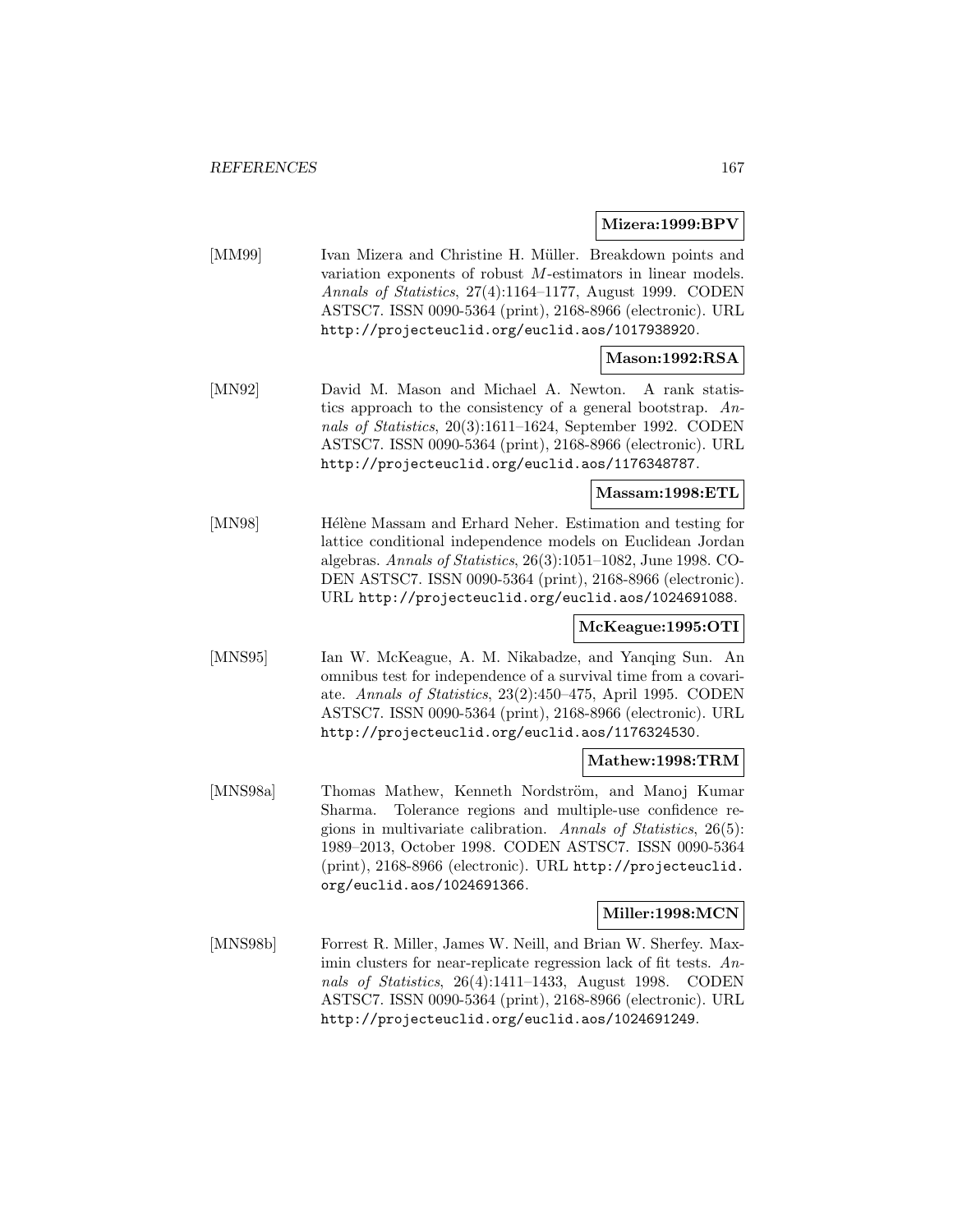**Mizera:1999:BPV**

[MM99] Ivan Mizera and Christine H. Müller. Breakdown points and variation exponents of robust $M$-estimators in linear models. *Annals of Statistics*, 27(4):1164–1177, August 1999. CODEN ASTSC7. ISSN 0090-5364 (print), 2168-8966 (electronic). URL http://projecteuclid.org/euclid.aos/1017938920.

**Mason:1992:RSA**

[MN92] David M. Mason and Michael A. Newton. A rank statistics approach to the consistency of a general bootstrap. *Annals of Statistics*, 20(3):1611–1624, September 1992. CODEN ASTSC7. ISSN 0090-5364 (print), 2168-8966 (electronic). URL http://projecteuclid.org/euclid.aos/1176348787.

**Massam:1998:ETL**

[MN98] Hélène Massam and Erhard Neher. Estimation and testing for lattice conditional independence models on Euclidean Jordan algebras. *Annals of Statistics*, 26(3):1051–1082, June 1998. CODEN ASTSC7. ISSN 0090-5364 (print), 2168-8966 (electronic). URL http://projecteuclid.org/euclid.aos/1024691088.

**McKeague:1995:OTI**

[MNS95] Ian W. McKeague, A. M. Nikabadze, and Yanqing Sun. An omnibus test for independence of a survival time from a covariate. *Annals of Statistics*, 23(2):450–475, April 1995. CODEN ASTSC7. ISSN 0090-5364 (print), 2168-8966 (electronic). URL http://projecteuclid.org/euclid.aos/1176324530.

**Mathew:1998:TRM**

[MNS98a] Thomas Mathew, Kenneth Nordström, and Manoj Kumar Sharma. Tolerance regions and multiple-use confidence regions in multivariate calibration. *Annals of Statistics*, 26(5): 1989–2013, October 1998. CODEN ASTSC7. ISSN 0090-5364 (print), 2168-8966 (electronic). URL http://projecteuclid.org/euclid.aos/1024691366.

**Miller:1998:MCN**

[MNS98b] Forrest R. Miller, James W. Neill, and Brian W. Sherfey. Maximin clusters for near-replicate regression lack of fit tests. *Annals of Statistics*, 26(4):1411–1433, August 1998. CODEN ASTSC7. ISSN 0090-5364 (print), 2168-8966 (electronic). URL http://projecteuclid.org/euclid.aos/1024691249.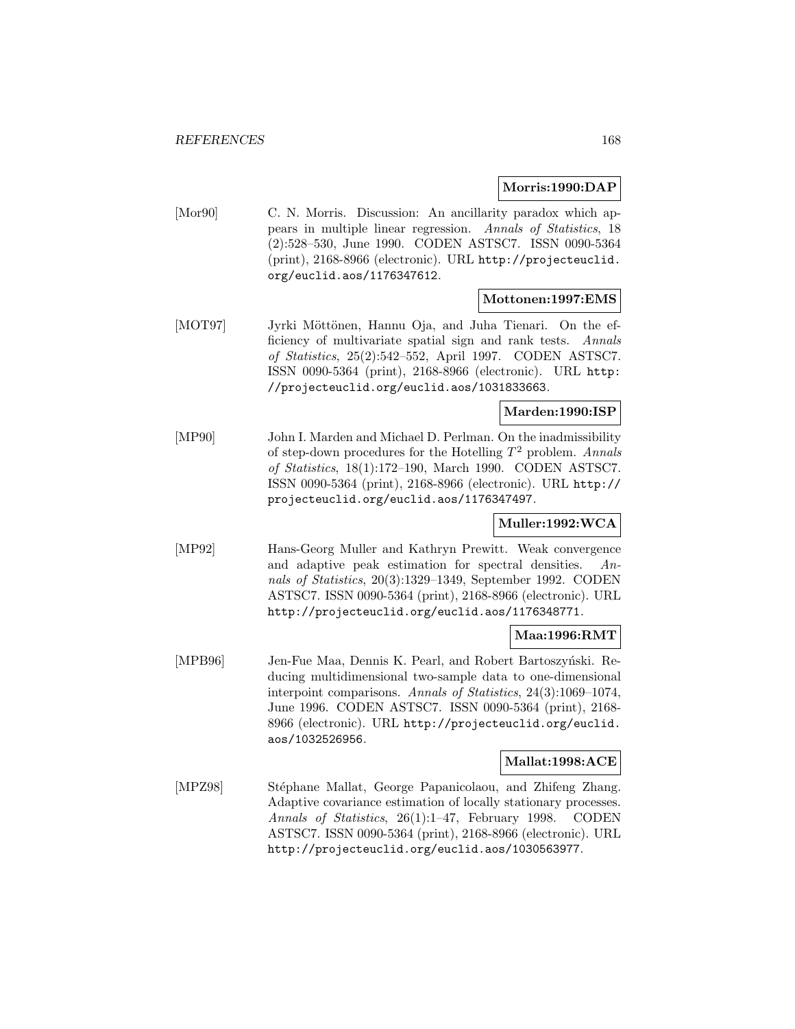**Morris:1990:DAP**

[Mor90] C. N. Morris. Discussion: An ancillarity paradox which appears in multiple linear regression. *Annals of Statistics*, 18 (2):528–530, June 1990. CODEN ASTSC7. ISSN 0090-5364 (print), 2168-8966 (electronic). URL http://projecteuclid.org/euclid.aos/1176347612.

**Mottonen:1997:EMS**

[MOT97] Jyrki Möttönen, Hannu Oja, and Juha Tienari. On the efficiency of multivariate spatial sign and rank tests. *Annals of Statistics*, 25(2):542–552, April 1997. CODEN ASTSC7. ISSN 0090-5364 (print), 2168-8966 (electronic). URL http://projecteuclid.org/euclid.aos/1031833663.

**Marden:1990:ISP**

[MP90] John I. Marden and Michael D. Perlman. On the inadmissibility of step-down procedures for the Hotelling $T^2$ problem. *Annals of Statistics*, 18(1):172–190, March 1990. CODEN ASTSC7. ISSN 0090-5364 (print), 2168-8966 (electronic). URL http://projecteuclid.org/euclid.aos/1176347497.

**Muller:1992:WCA**

[MP92] Hans-Georg Muller and Kathryn Prewitt. Weak convergence and adaptive peak estimation for spectral densities. *Annals of Statistics*, 20(3):1329–1349, September 1992. CODEN ASTSC7. ISSN 0090-5364 (print), 2168-8966 (electronic). URL http://projecteuclid.org/euclid.aos/1176348771.

**Maa:1996:RMT**

[MPB96] Jen-Fue Maa, Dennis K. Pearl, and Robert Bartoszyński. Reducing multidimensional two-sample data to one-dimensional interpoint comparisons. *Annals of Statistics*, 24(3):1069–1074, June 1996. CODEN ASTSC7. ISSN 0090-5364 (print), 2168-8966 (electronic). URL http://projecteuclid.org/euclid.aos/1032526956.

**Mallat:1998:ACE**

[MPZ98] Stéphane Mallat, George Papanicolaou, and Zhifeng Zhang. Adaptive covariance estimation of locally stationary processes. *Annals of Statistics*, 26(1):1–47, February 1998. CODEN ASTSC7. ISSN 0090-5364 (print), 2168-8966 (electronic). URL http://projecteuclid.org/euclid.aos/1030563977.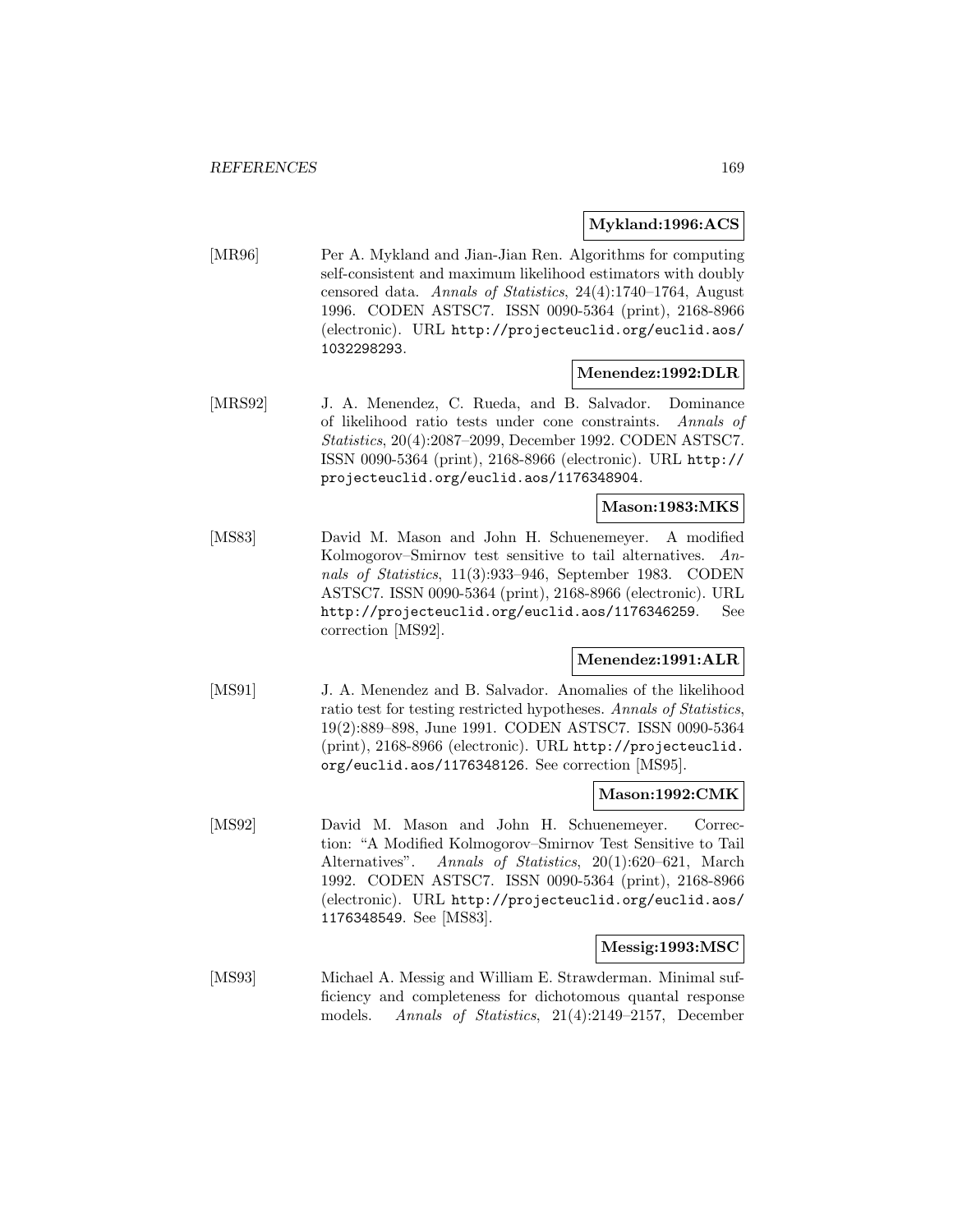**Mykland:1996:ACS**

[MR96] Per A. Mykland and Jian-Jian Ren. Algorithms for computing self-consistent and maximum likelihood estimators with doubly censored data. *Annals of Statistics*, 24(4):1740–1764, August 1996. CODEN ASTSC7. ISSN 0090-5364 (print), 2168-8966 (electronic). URL http://projecteuclid.org/euclid.aos/1032298293.

**Menendez:1992:DLR**

[MRS92] J. A. Menendez, C. Rueda, and B. Salvador. Dominance of likelihood ratio tests under cone constraints. *Annals of Statistics*, 20(4):2087–2099, December 1992. CODEN ASTSC7. ISSN 0090-5364 (print), 2168-8966 (electronic). URL http://projecteuclid.org/euclid.aos/1176348904.

**Mason:1983:MKS**

[MS83] David M. Mason and John H. Schuenemeyer. A modified Kolmogorov–Smirnov test sensitive to tail alternatives. *Annals of Statistics*, 11(3):933–946, September 1983. CODEN ASTSC7. ISSN 0090-5364 (print), 2168-8966 (electronic). URL http://projecteuclid.org/euclid.aos/1176346259. See correction [MS92].

**Menendez:1991:ALR**

[MS91] J. A. Menendez and B. Salvador. Anomalies of the likelihood ratio test for testing restricted hypotheses. *Annals of Statistics*, 19(2):889–898, June 1991. CODEN ASTSC7. ISSN 0090-5364 (print), 2168-8966 (electronic). URL http://projecteuclid.org/euclid.aos/1176348126. See correction [MS95].

**Mason:1992:CMK**

[MS92] David M. Mason and John H. Schuenemeyer. Correction: "A Modified Kolmogorov–Smirnov Test Sensitive to Tail Alternatives". *Annals of Statistics*, 20(1):620–621, March 1992. CODEN ASTSC7. ISSN 0090-5364 (print), 2168-8966 (electronic). URL http://projecteuclid.org/euclid.aos/1176348549. See [MS83].

**Messig:1993:MSC**

[MS93] Michael A. Messig and William E. Strawderman. Minimal sufficiency and completeness for dichotomous quantal response models. *Annals of Statistics*, 21(4):2149–2157, December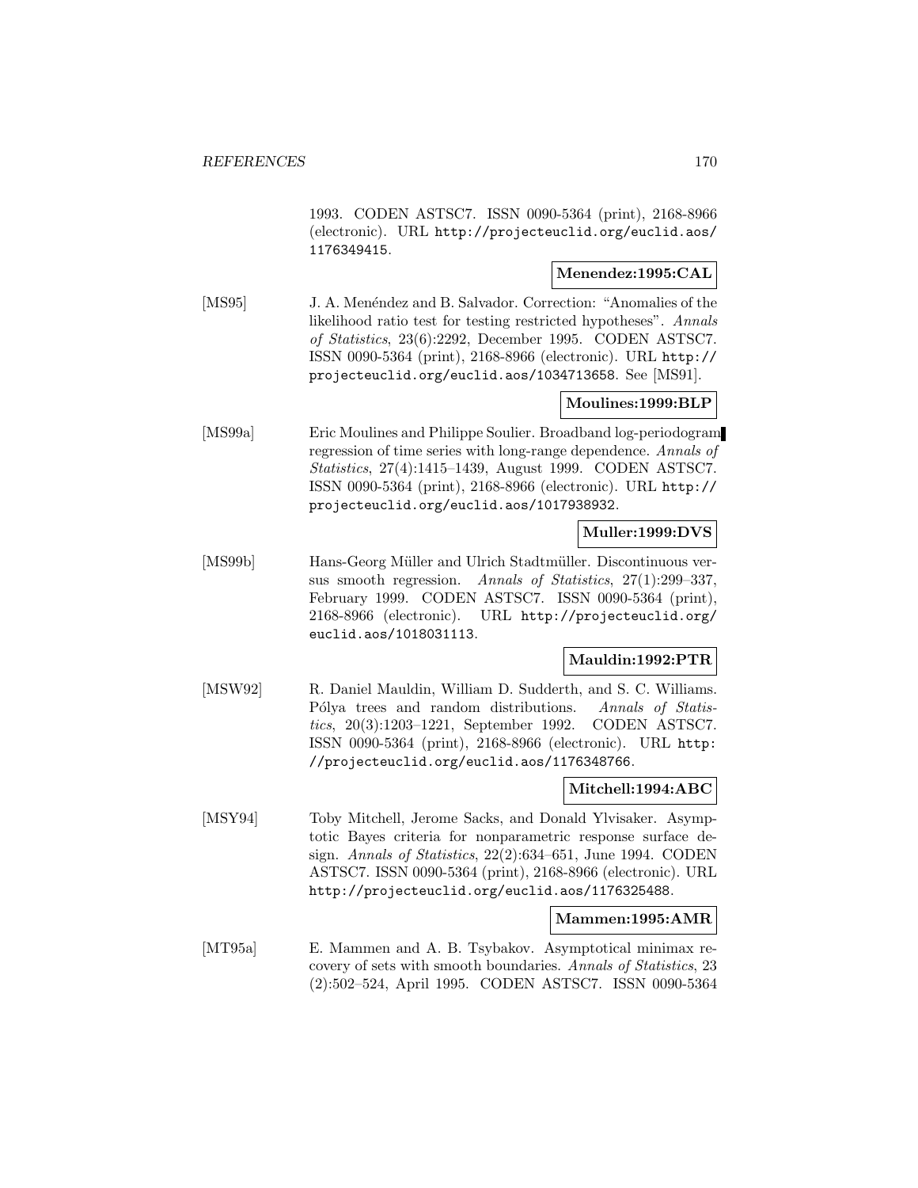1993. CODEN ASTSC7. ISSN 0090-5364 (print), 2168-8966 (electronic). URL http://projecteuclid.org/euclid.aos/1176349415.

**Menendez:1995:CAL**

[MS95] J. A. Menéndez and B. Salvador. Correction: "Anomalies of the likelihood ratio test for testing restricted hypotheses". *Annals of Statistics*, 23(6):2292, December 1995. CODEN ASTSC7. ISSN 0090-5364 (print), 2168-8966 (electronic). URL http://projecteuclid.org/euclid.aos/1034713658. See [MS91].

**Moulines:1999:BLP**

[MS99a] Eric Moulines and Philippe Soulier. Broadband log-periodogram regression of time series with long-range dependence. *Annals of Statistics*, 27(4):1415–1439, August 1999. CODEN ASTSC7. ISSN 0090-5364 (print), 2168-8966 (electronic). URL http://projecteuclid.org/euclid.aos/1017938932.

**Muller:1999:DVS**

[MS99b] Hans-Georg Müller and Ulrich Stadtmüller. Discontinuous versus smooth regression. *Annals of Statistics*, 27(1):299–337, February 1999. CODEN ASTSC7. ISSN 0090-5364 (print), 2168-8966 (electronic). URL http://projecteuclid.org/euclid.aos/1018031113.

**Mauldin:1992:PTR**

[MSW92] R. Daniel Mauldin, William D. Sudderth, and S. C. Williams. Pólya trees and random distributions. *Annals of Statistics*, 20(3):1203–1221, September 1992. CODEN ASTSC7. ISSN 0090-5364 (print), 2168-8966 (electronic). URL http://projecteuclid.org/euclid.aos/1176348766.

**Mitchell:1994:ABC**

[MSY94] Toby Mitchell, Jerome Sacks, and Donald Ylvisaker. Asymptotic Bayes criteria for nonparametric response surface design. *Annals of Statistics*, 22(2):634–651, June 1994. CODEN ASTSC7. ISSN 0090-5364 (print), 2168-8966 (electronic). URL http://projecteuclid.org/euclid.aos/1176325488.

**Mammen:1995:AMR**

[MT95a] E. Mammen and A. B. Tsybakov. Asymptotical minimax recovery of sets with smooth boundaries. *Annals of Statistics*, 23 (2):502–524, April 1995. CODEN ASTSC7. ISSN 0090-5364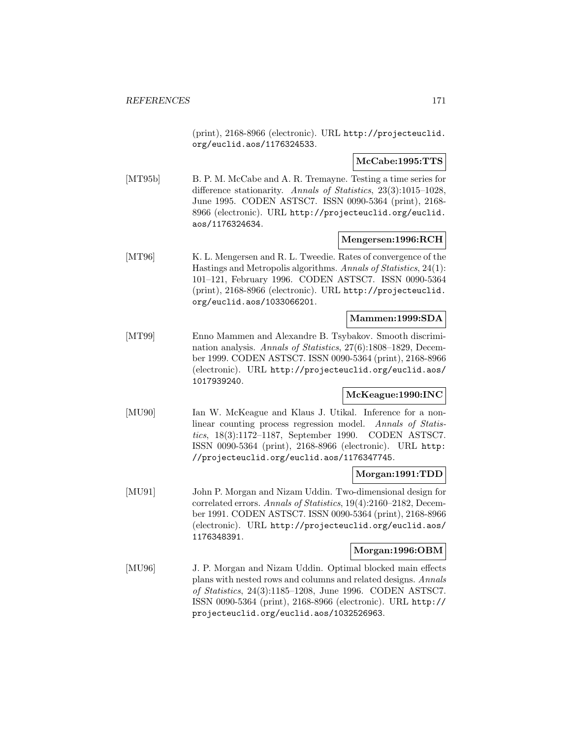(print), 2168-8966 (electronic). URL http://projecteuclid.org/euclid.aos/1176324533.

**McCabe:1995:TTS**

[MT95b] B. P. M. McCabe and A. R. Tremayne. Testing a time series for difference stationarity. *Annals of Statistics*, 23(3):1015–1028, June 1995. CODEN ASTSC7. ISSN 0090-5364 (print), 2168-8966 (electronic). URL http://projecteuclid.org/euclid.aos/1176324634.

**Mengersen:1996:RCH**

[MT96] K. L. Mengersen and R. L. Tweedie. Rates of convergence of the Hastings and Metropolis algorithms. *Annals of Statistics*, 24(1): 101–121, February 1996. CODEN ASTSC7. ISSN 0090-5364 (print), 2168-8966 (electronic). URL http://projecteuclid.org/euclid.aos/1033066201.

**Mammen:1999:SDA**

[MT99] Enno Mammen and Alexandre B. Tsybakov. Smooth discrimination analysis. *Annals of Statistics*, 27(6):1808–1829, December 1999. CODEN ASTSC7. ISSN 0090-5364 (print), 2168-8966 (electronic). URL http://projecteuclid.org/euclid.aos/1017939240.

**McKeague:1990:INC**

[MU90] Ian W. McKeague and Klaus J. Utikal. Inference for a nonlinear counting process regression model. *Annals of Statistics*, 18(3):1172–1187, September 1990. CODEN ASTSC7. ISSN 0090-5364 (print), 2168-8966 (electronic). URL http://projecteuclid.org/euclid.aos/1176347745.

**Morgan:1991:TDD**

[MU91] John P. Morgan and Nizam Uddin. Two-dimensional design for correlated errors. *Annals of Statistics*, 19(4):2160–2182, December 1991. CODEN ASTSC7. ISSN 0090-5364 (print), 2168-8966 (electronic). URL http://projecteuclid.org/euclid.aos/1176348391.

**Morgan:1996:OBM**

[MU96] J. P. Morgan and Nizam Uddin. Optimal blocked main effects plans with nested rows and columns and related designs. *Annals of Statistics*, 24(3):1185–1208, June 1996. CODEN ASTSC7. ISSN 0090-5364 (print), 2168-8966 (electronic). URL http://projecteuclid.org/euclid.aos/1032526963.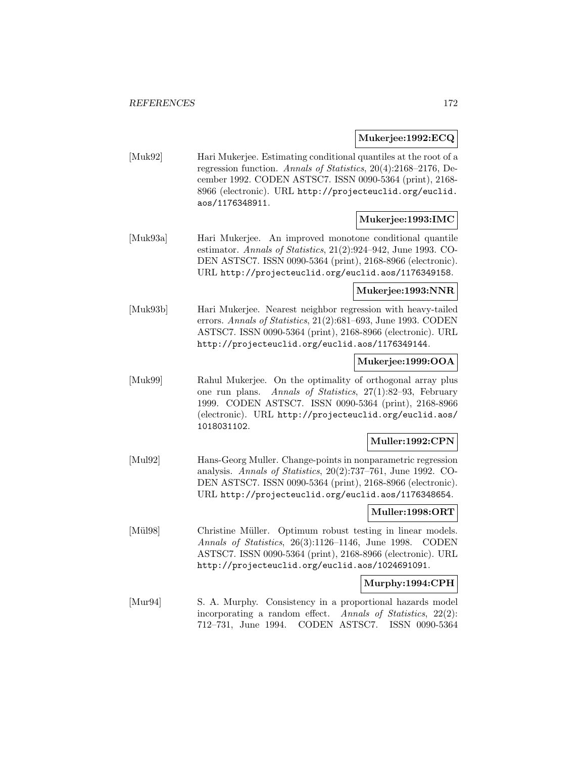**Mukerjee:1992:ECQ**

[Muk92] Hari Mukerjee. Estimating conditional quantiles at the root of a regression function. *Annals of Statistics*, 20(4):2168–2176, December 1992. CODEN ASTSC7. ISSN 0090-5364 (print), 2168-8966 (electronic). URL http://projecteuclid.org/euclid.aos/1176348911.

**Mukerjee:1993:IMC**

[Muk93a] Hari Mukerjee. An improved monotone conditional quantile estimator. *Annals of Statistics*, 21(2):924–942, June 1993. CODEN ASTSC7. ISSN 0090-5364 (print), 2168-8966 (electronic). URL http://projecteuclid.org/euclid.aos/1176349158.

**Mukerjee:1993:NNR**

[Muk93b] Hari Mukerjee. Nearest neighbor regression with heavy-tailed errors. *Annals of Statistics*, 21(2):681–693, June 1993. CODEN ASTSC7. ISSN 0090-5364 (print), 2168-8966 (electronic). URL http://projecteuclid.org/euclid.aos/1176349144.

**Mukerjee:1999:OOA**

[Muk99] Rahul Mukerjee. On the optimality of orthogonal array plus one run plans. *Annals of Statistics*, 27(1):82–93, February 1999. CODEN ASTSC7. ISSN 0090-5364 (print), 2168-8966 (electronic). URL http://projecteuclid.org/euclid.aos/1018031102.

**Muller:1992:CPN**

[Mul92] Hans-Georg Muller. Change-points in nonparametric regression analysis. *Annals of Statistics*, 20(2):737–761, June 1992. CODEN ASTSC7. ISSN 0090-5364 (print), 2168-8966 (electronic). URL http://projecteuclid.org/euclid.aos/1176348654.

**Muller:1998:ORT**

[Mül98] Christine Müller. Optimum robust testing in linear models. *Annals of Statistics*, 26(3):1126–1146, June 1998. CODEN ASTSC7. ISSN 0090-5364 (print), 2168-8966 (electronic). URL http://projecteuclid.org/euclid.aos/1024691091.

**Murphy:1994:CPH**

[Mur94] S. A. Murphy. Consistency in a proportional hazards model incorporating a random effect. *Annals of Statistics*, 22(2): 712–731, June 1994. CODEN ASTSC7. ISSN 0090-5364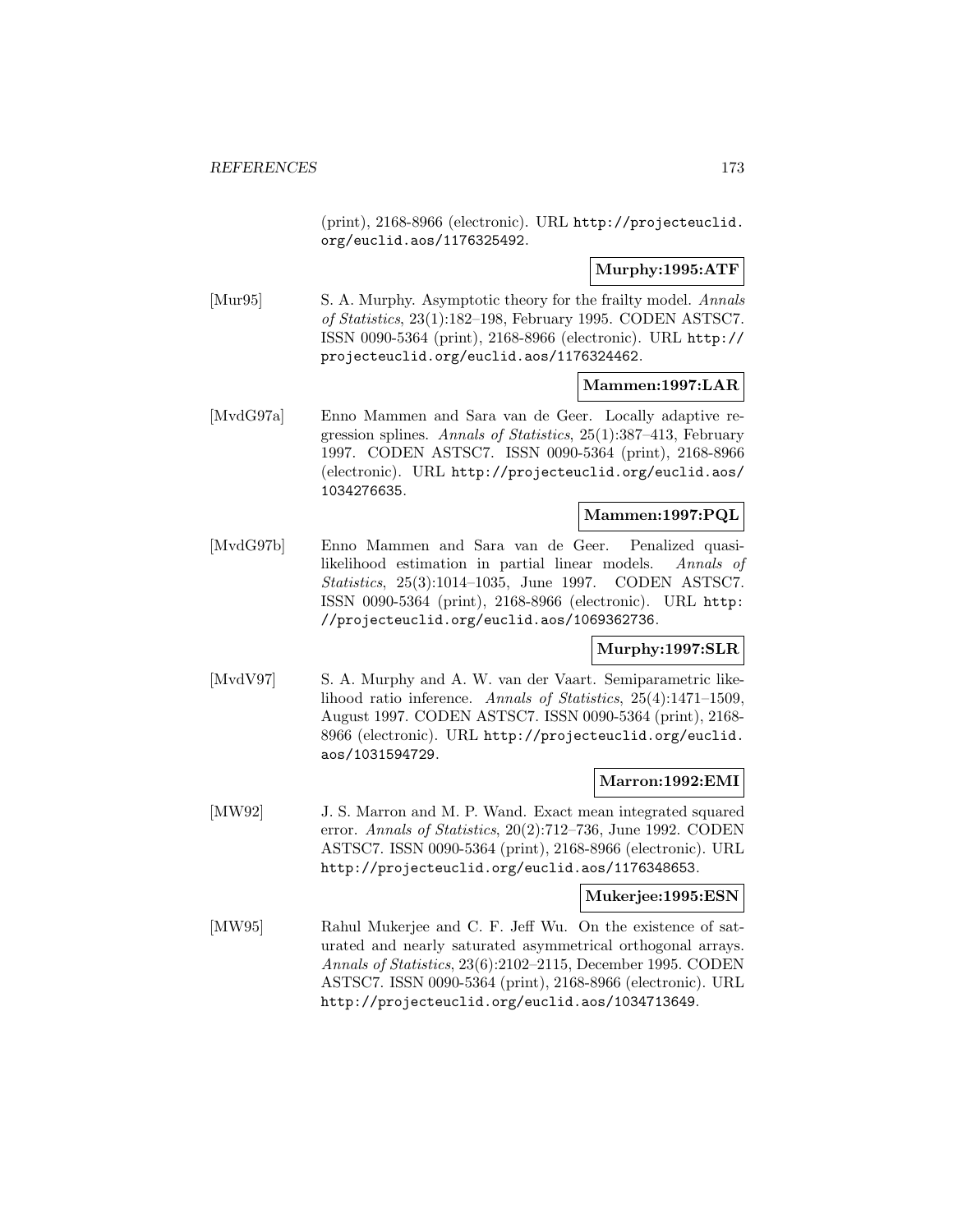(print), 2168-8966 (electronic). URL http://projecteuclid.org/euclid.aos/1176325492.

**Murphy:1995:ATF**

[Mur95] S. A. Murphy. Asymptotic theory for the frailty model. *Annals of Statistics*, 23(1):182–198, February 1995. CODEN ASTSC7. ISSN 0090-5364 (print), 2168-8966 (electronic). URL http://projecteuclid.org/euclid.aos/1176324462.

**Mammen:1997:LAR**

[MvdG97a] Enno Mammen and Sara van de Geer. Locally adaptive regression splines. *Annals of Statistics*, 25(1):387–413, February 1997. CODEN ASTSC7. ISSN 0090-5364 (print), 2168-8966 (electronic). URL http://projecteuclid.org/euclid.aos/1034276635.

**Mammen:1997:PQL**

[MvdG97b] Enno Mammen and Sara van de Geer. Penalized quasi-likelihood estimation in partial linear models. *Annals of Statistics*, 25(3):1014–1035, June 1997. CODEN ASTSC7. ISSN 0090-5364 (print), 2168-8966 (electronic). URL http://projecteuclid.org/euclid.aos/1069362736.

**Murphy:1997:SLR**

[MvdV97] S. A. Murphy and A. W. van der Vaart. Semiparametric likelihood ratio inference. *Annals of Statistics*, 25(4):1471–1509, August 1997. CODEN ASTSC7. ISSN 0090-5364 (print), 2168-8966 (electronic). URL http://projecteuclid.org/euclid.aos/1031594729.

**Marron:1992:EMI**

[MW92] J. S. Marron and M. P. Wand. Exact mean integrated squared error. *Annals of Statistics*, 20(2):712–736, June 1992. CODEN ASTSC7. ISSN 0090-5364 (print), 2168-8966 (electronic). URL http://projecteuclid.org/euclid.aos/1176348653.

**Mukerjee:1995:ESN**

[MW95] Rahul Mukerjee and C. F. Jeff Wu. On the existence of saturated and nearly saturated asymmetrical orthogonal arrays. *Annals of Statistics*, 23(6):2102–2115, December 1995. CODEN ASTSC7. ISSN 0090-5364 (print), 2168-8966 (electronic). URL http://projecteuclid.org/euclid.aos/1034713649.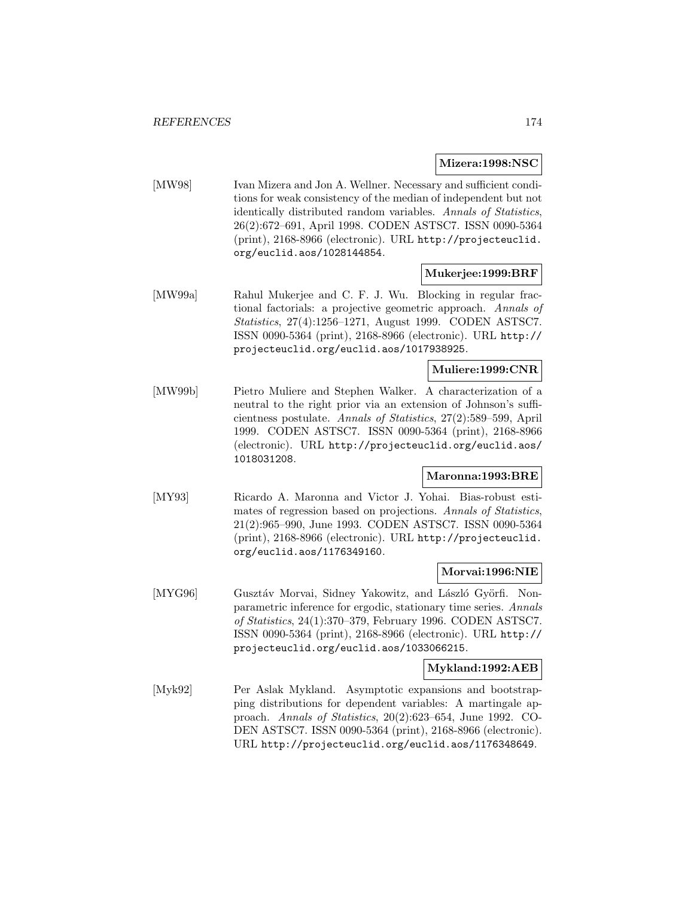**Mizera:1998:NSC**

[MW98] Ivan Mizera and Jon A. Wellner. Necessary and sufficient conditions for weak consistency of the median of independent but not identically distributed random variables. *Annals of Statistics*, 26(2):672–691, April 1998. CODEN ASTSC7. ISSN 0090-5364 (print), 2168-8966 (electronic). URL `http://projecteuclid.org/euclid.aos/1028144854`.

**Mukerjee:1999:BRF**

[MW99a] Rahul Mukerjee and C. F. J. Wu. Blocking in regular fractional factorials: a projective geometric approach. *Annals of Statistics*, 27(4):1256–1271, August 1999. CODEN ASTSC7. ISSN 0090-5364 (print), 2168-8966 (electronic). URL `http://projecteuclid.org/euclid.aos/1017938925`.

**Muliere:1999:CNR**

[MW99b] Pietro Muliere and Stephen Walker. A characterization of a neutral to the right prior via an extension of Johnson's sufficientness postulate. *Annals of Statistics*, 27(2):589–599, April 1999. CODEN ASTSC7. ISSN 0090-5364 (print), 2168-8966 (electronic). URL `http://projecteuclid.org/euclid.aos/1018031208`.

**Maronna:1993:BRE**

[MY93] Ricardo A. Maronna and Victor J. Yohai. Bias-robust estimates of regression based on projections. *Annals of Statistics*, 21(2):965–990, June 1993. CODEN ASTSC7. ISSN 0090-5364 (print), 2168-8966 (electronic). URL `http://projecteuclid.org/euclid.aos/1176349160`.

**Morvai:1996:NIE**

[MYG96] Gusztáv Morvai, Sidney Yakowitz, and László Györfi. Nonparametric inference for ergodic, stationary time series. *Annals of Statistics*, 24(1):370–379, February 1996. CODEN ASTSC7. ISSN 0090-5364 (print), 2168-8966 (electronic). URL `http://projecteuclid.org/euclid.aos/1033066215`.

**Mykland:1992:AEB**

[Myk92] Per Aslak Mykland. Asymptotic expansions and bootstrapping distributions for dependent variables: A martingale approach. *Annals of Statistics*, 20(2):623–654, June 1992. CODEN ASTSC7. ISSN 0090-5364 (print), 2168-8966 (electronic). URL `http://projecteuclid.org/euclid.aos/1176348649`.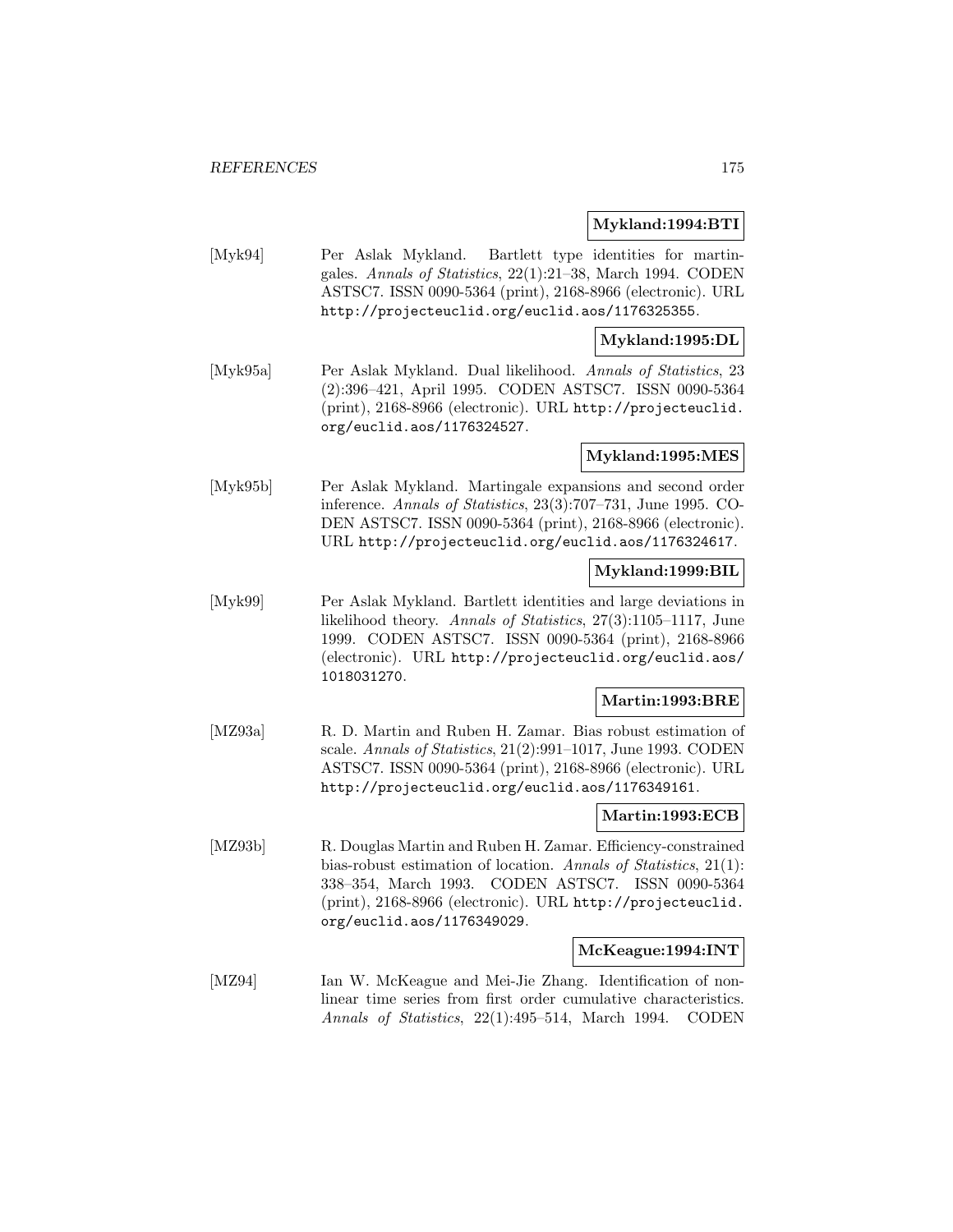**Mykland:1994:BTI**

[Myk94] Per Aslak Mykland. Bartlett type identities for martingales. *Annals of Statistics*, 22(1):21–38, March 1994. CODEN ASTSC7. ISSN 0090-5364 (print), 2168-8966 (electronic). URL http://projecteuclid.org/euclid.aos/1176325355.

**Mykland:1995:DL**

[Myk95a] Per Aslak Mykland. Dual likelihood. *Annals of Statistics*, 23 (2):396–421, April 1995. CODEN ASTSC7. ISSN 0090-5364 (print), 2168-8966 (electronic). URL http://projecteuclid.org/euclid.aos/1176324527.

**Mykland:1995:MES**

[Myk95b] Per Aslak Mykland. Martingale expansions and second order inference. *Annals of Statistics*, 23(3):707–731, June 1995. CODEN ASTSC7. ISSN 0090-5364 (print), 2168-8966 (electronic). URL http://projecteuclid.org/euclid.aos/1176324617.

**Mykland:1999:BIL**

[Myk99] Per Aslak Mykland. Bartlett identities and large deviations in likelihood theory. *Annals of Statistics*, 27(3):1105–1117, June 1999. CODEN ASTSC7. ISSN 0090-5364 (print), 2168-8966 (electronic). URL http://projecteuclid.org/euclid.aos/1018031270.

**Martin:1993:BRE**

[MZ93a] R. D. Martin and Ruben H. Zamar. Bias robust estimation of scale. *Annals of Statistics*, 21(2):991–1017, June 1993. CODEN ASTSC7. ISSN 0090-5364 (print), 2168-8966 (electronic). URL http://projecteuclid.org/euclid.aos/1176349161.

**Martin:1993:ECB**

[MZ93b] R. Douglas Martin and Ruben H. Zamar. Efficiency-constrained bias-robust estimation of location. *Annals of Statistics*, 21(1): 338–354, March 1993. CODEN ASTSC7. ISSN 0090-5364 (print), 2168-8966 (electronic). URL http://projecteuclid.org/euclid.aos/1176349029.

**McKeague:1994:INT**

[MZ94] Ian W. McKeague and Mei-Jie Zhang. Identification of nonlinear time series from first order cumulative characteristics. *Annals of Statistics*, 22(1):495–514, March 1994. CODEN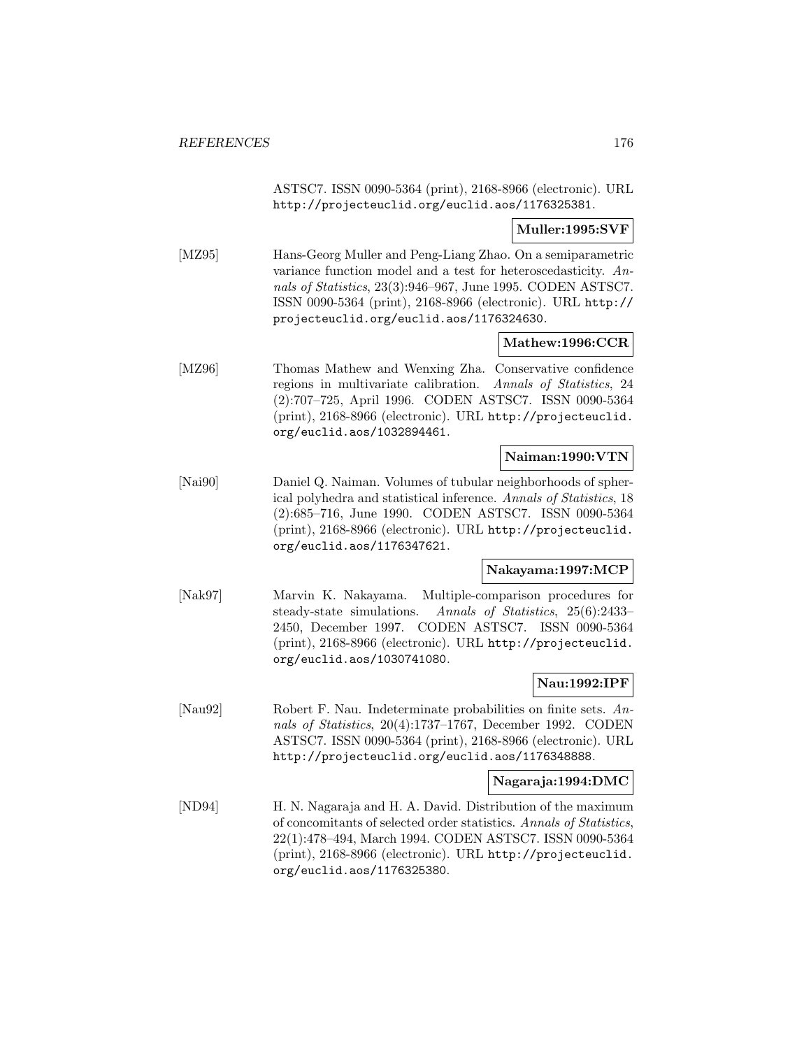ASTSC7. ISSN 0090-5364 (print), 2168-8966 (electronic). URL http://projecteuclid.org/euclid.aos/1176325381.

**Muller:1995:SVF**

[MZ95] Hans-Georg Muller and Peng-Liang Zhao. On a semiparametric variance function model and a test for heteroscedasticity. *Annals of Statistics*, 23(3):946–967, June 1995. CODEN ASTSC7. ISSN 0090-5364 (print), 2168-8966 (electronic). URL http://projecteuclid.org/euclid.aos/1176324630.

**Mathew:1996:CCR**

[MZ96] Thomas Mathew and Wenxing Zha. Conservative confidence regions in multivariate calibration. *Annals of Statistics*, 24 (2):707–725, April 1996. CODEN ASTSC7. ISSN 0090-5364 (print), 2168-8966 (electronic). URL http://projecteuclid.org/euclid.aos/1032894461.

**Naiman:1990:VTN**

[Nai90] Daniel Q. Naiman. Volumes of tubular neighborhoods of spherical polyhedra and statistical inference. *Annals of Statistics*, 18 (2):685–716, June 1990. CODEN ASTSC7. ISSN 0090-5364 (print), 2168-8966 (electronic). URL http://projecteuclid.org/euclid.aos/1176347621.

**Nakayama:1997:MCP**

[Nak97] Marvin K. Nakayama. Multiple-comparison procedures for steady-state simulations. *Annals of Statistics*, 25(6):2433–2450, December 1997. CODEN ASTSC7. ISSN 0090-5364 (print), 2168-8966 (electronic). URL http://projecteuclid.org/euclid.aos/1030741080.

**Nau:1992:IPF**

[Nau92] Robert F. Nau. Indeterminate probabilities on finite sets. *Annals of Statistics*, 20(4):1737–1767, December 1992. CODEN ASTSC7. ISSN 0090-5364 (print), 2168-8966 (electronic). URL http://projecteuclid.org/euclid.aos/1176348888.

**Nagaraja:1994:DMC**

[ND94] H. N. Nagaraja and H. A. David. Distribution of the maximum of concomitants of selected order statistics. *Annals of Statistics*, 22(1):478–494, March 1994. CODEN ASTSC7. ISSN 0090-5364 (print), 2168-8966 (electronic). URL http://projecteuclid.org/euclid.aos/1176325380.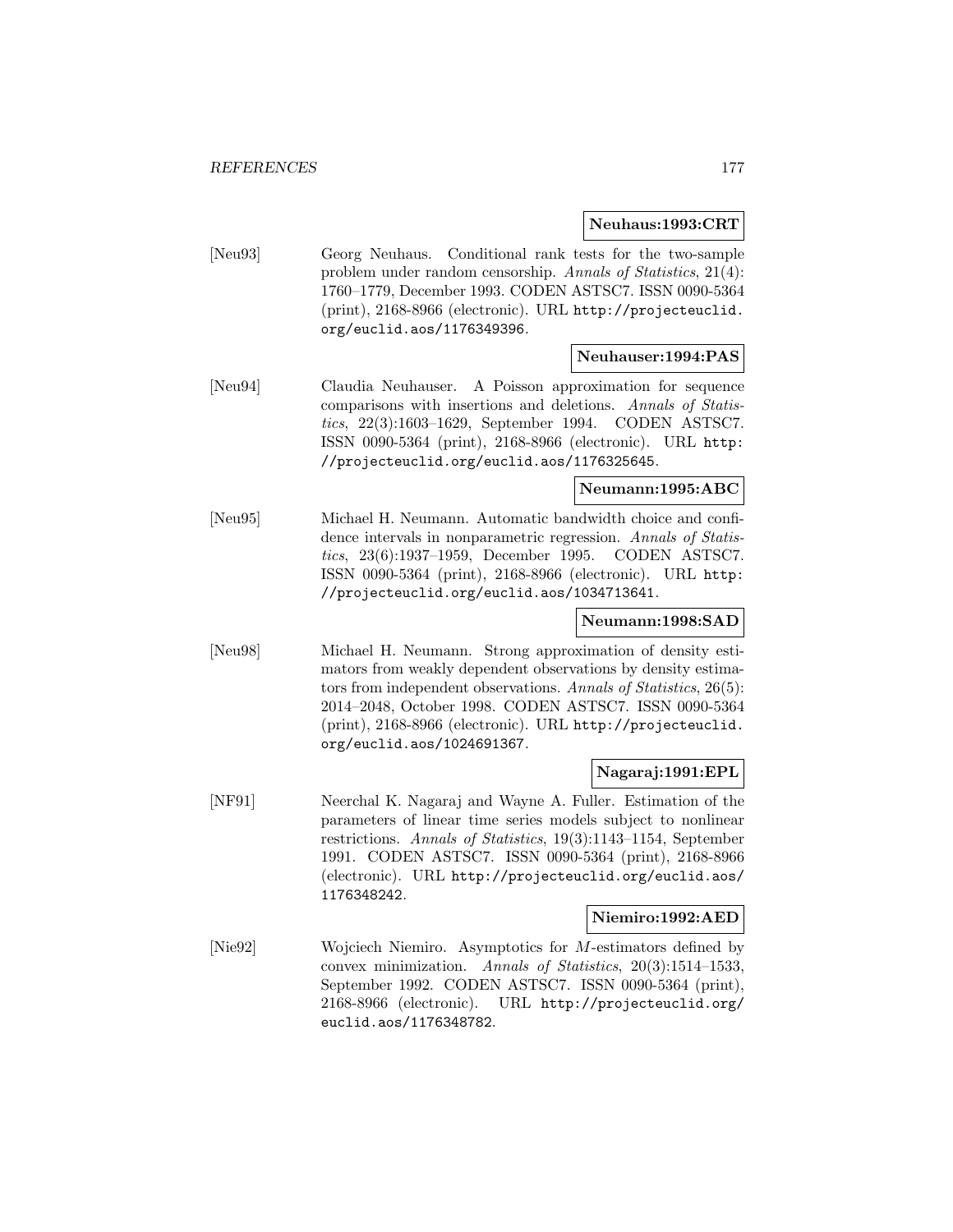**Neuhaus:1993:CRT**

[Neu93] Georg Neuhaus. Conditional rank tests for the two-sample problem under random censorship. *Annals of Statistics*, 21(4): 1760–1779, December 1993. CODEN ASTSC7. ISSN 0090-5364 (print), 2168-8966 (electronic). URL http://projecteuclid.org/euclid.aos/1176349396.

**Neuhauser:1994:PAS**

[Neu94] Claudia Neuhauser. A Poisson approximation for sequence comparisons with insertions and deletions. *Annals of Statistics*, 22(3):1603–1629, September 1994. CODEN ASTSC7. ISSN 0090-5364 (print), 2168-8966 (electronic). URL http://projecteuclid.org/euclid.aos/1176325645.

**Neumann:1995:ABC**

[Neu95] Michael H. Neumann. Automatic bandwidth choice and confidence intervals in nonparametric regression. *Annals of Statistics*, 23(6):1937–1959, December 1995. CODEN ASTSC7. ISSN 0090-5364 (print), 2168-8966 (electronic). URL http://projecteuclid.org/euclid.aos/1034713641.

**Neumann:1998:SAD**

[Neu98] Michael H. Neumann. Strong approximation of density estimators from weakly dependent observations by density estimators from independent observations. *Annals of Statistics*, 26(5): 2014–2048, October 1998. CODEN ASTSC7. ISSN 0090-5364 (print), 2168-8966 (electronic). URL http://projecteuclid.org/euclid.aos/1024691367.

**Nagaraj:1991:EPL**

[NF91] Neerchal K. Nagaraj and Wayne A. Fuller. Estimation of the parameters of linear time series models subject to nonlinear restrictions. *Annals of Statistics*, 19(3):1143–1154, September 1991. CODEN ASTSC7. ISSN 0090-5364 (print), 2168-8966 (electronic). URL http://projecteuclid.org/euclid.aos/1176348242.

**Niemiro:1992:AED**

[Nie92] Wojciech Niemiro. Asymptotics for $M$-estimators defined by convex minimization. *Annals of Statistics*, 20(3):1514–1533, September 1992. CODEN ASTSC7. ISSN 0090-5364 (print), 2168-8966 (electronic). URL http://projecteuclid.org/euclid.aos/1176348782.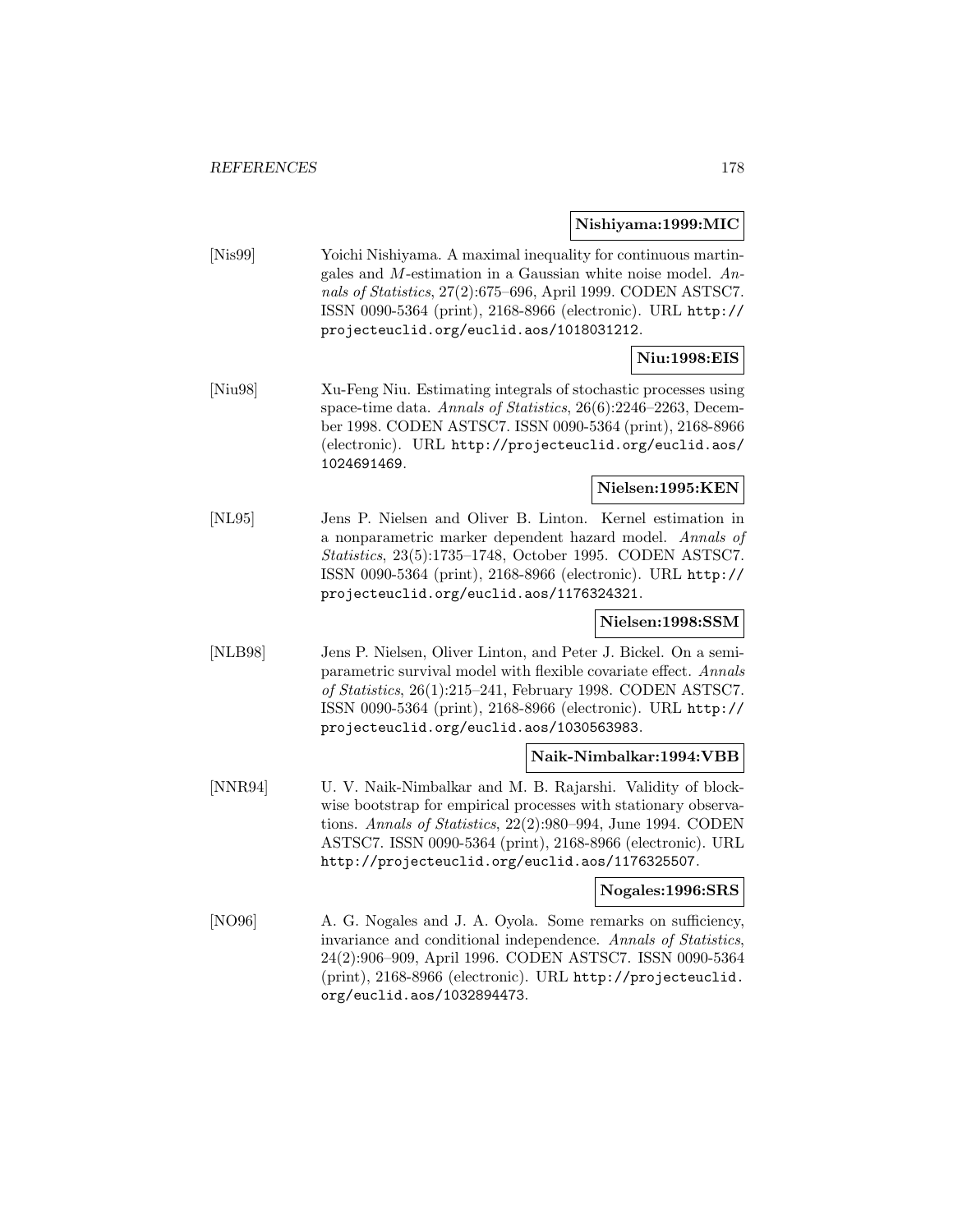**Nishiyama:1999:MIC**

[Nis99] Yoichi Nishiyama. A maximal inequality for continuous martingales and $M$-estimation in a Gaussian white noise model. *Annals of Statistics*, 27(2):675–696, April 1999. CODEN ASTSC7. ISSN 0090-5364 (print), 2168-8966 (electronic). URL http://projecteuclid.org/euclid.aos/1018031212.

**Niu:1998:EIS**

[Niu98] Xu-Feng Niu. Estimating integrals of stochastic processes using space-time data. *Annals of Statistics*, 26(6):2246–2263, December 1998. CODEN ASTSC7. ISSN 0090-5364 (print), 2168-8966 (electronic). URL http://projecteuclid.org/euclid.aos/1024691469.

**Nielsen:1995:KEN**

[NL95] Jens P. Nielsen and Oliver B. Linton. Kernel estimation in a nonparametric marker dependent hazard model. *Annals of Statistics*, 23(5):1735–1748, October 1995. CODEN ASTSC7. ISSN 0090-5364 (print), 2168-8966 (electronic). URL http://projecteuclid.org/euclid.aos/1176324321.

**Nielsen:1998:SSM**

[NLB98] Jens P. Nielsen, Oliver Linton, and Peter J. Bickel. On a semiparametric survival model with flexible covariate effect. *Annals of Statistics*, 26(1):215–241, February 1998. CODEN ASTSC7. ISSN 0090-5364 (print), 2168-8966 (electronic). URL http://projecteuclid.org/euclid.aos/1030563983.

**Naik-Nimbalkar:1994:VBB**

[NNR94] U. V. Naik-Nimbalkar and M. B. Rajarshi. Validity of blockwise bootstrap for empirical processes with stationary observations. *Annals of Statistics*, 22(2):980–994, June 1994. CODEN ASTSC7. ISSN 0090-5364 (print), 2168-8966 (electronic). URL http://projecteuclid.org/euclid.aos/1176325507.

**Nogales:1996:SRS**

[NO96] A. G. Nogales and J. A. Oyola. Some remarks on sufficiency, invariance and conditional independence. *Annals of Statistics*, 24(2):906–909, April 1996. CODEN ASTSC7. ISSN 0090-5364 (print), 2168-8966 (electronic). URL http://projecteuclid.org/euclid.aos/1032894473.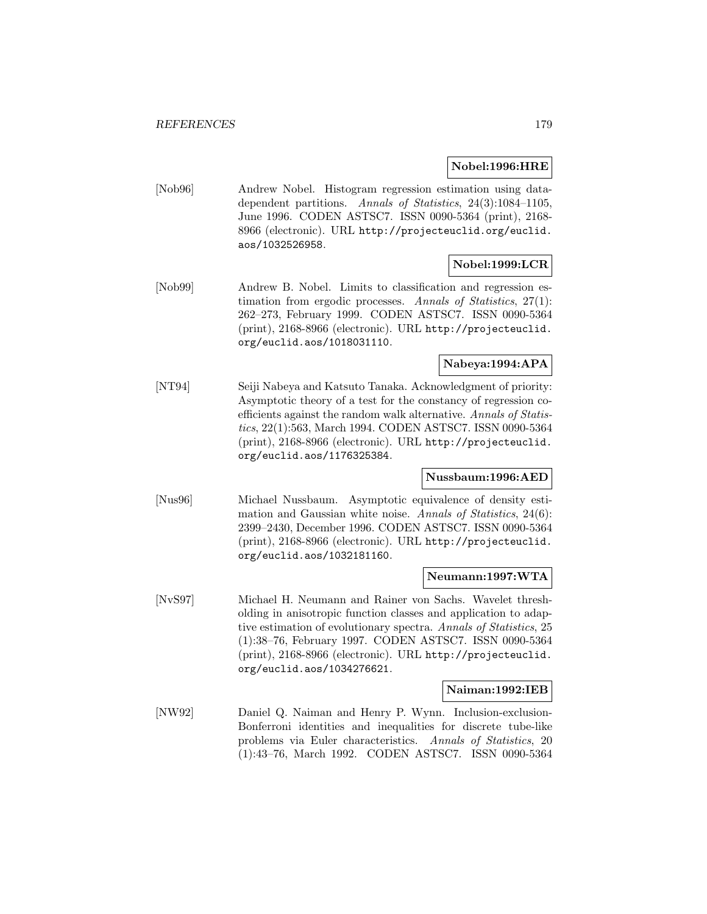**Nobel:1996:HRE**

[Nob96] Andrew Nobel. Histogram regression estimation using data-dependent partitions. *Annals of Statistics*, 24(3):1084–1105, June 1996. CODEN ASTSC7. ISSN 0090-5364 (print), 2168-8966 (electronic). URL http://projecteuclid.org/euclid.aos/1032526958.

**Nobel:1999:LCR**

[Nob99] Andrew B. Nobel. Limits to classification and regression estimation from ergodic processes. *Annals of Statistics*, 27(1): 262–273, February 1999. CODEN ASTSC7. ISSN 0090-5364 (print), 2168-8966 (electronic). URL http://projecteuclid.org/euclid.aos/1018031110.

**Nabeya:1994:APA**

[NT94] Seiji Nabeya and Katsuto Tanaka. Acknowledgment of priority: Asymptotic theory of a test for the constancy of regression coefficients against the random walk alternative. *Annals of Statistics*, 22(1):563, March 1994. CODEN ASTSC7. ISSN 0090-5364 (print), 2168-8966 (electronic). URL http://projecteuclid.org/euclid.aos/1176325384.

**Nussbaum:1996:AED**

[Nus96] Michael Nussbaum. Asymptotic equivalence of density estimation and Gaussian white noise. *Annals of Statistics*, 24(6): 2399–2430, December 1996. CODEN ASTSC7. ISSN 0090-5364 (print), 2168-8966 (electronic). URL http://projecteuclid.org/euclid.aos/1032181160.

**Neumann:1997:WTA**

[NvS97] Michael H. Neumann and Rainer von Sachs. Wavelet thresholding in anisotropic function classes and application to adaptive estimation of evolutionary spectra. *Annals of Statistics*, 25 (1):38–76, February 1997. CODEN ASTSC7. ISSN 0090-5364 (print), 2168-8966 (electronic). URL http://projecteuclid.org/euclid.aos/1034276621.

**Naiman:1992:IEB**

[NW92] Daniel Q. Naiman and Henry P. Wynn. Inclusion-exclusion-Bonferroni identities and inequalities for discrete tube-like problems via Euler characteristics. *Annals of Statistics*, 20 (1):43–76, March 1992. CODEN ASTSC7. ISSN 0090-5364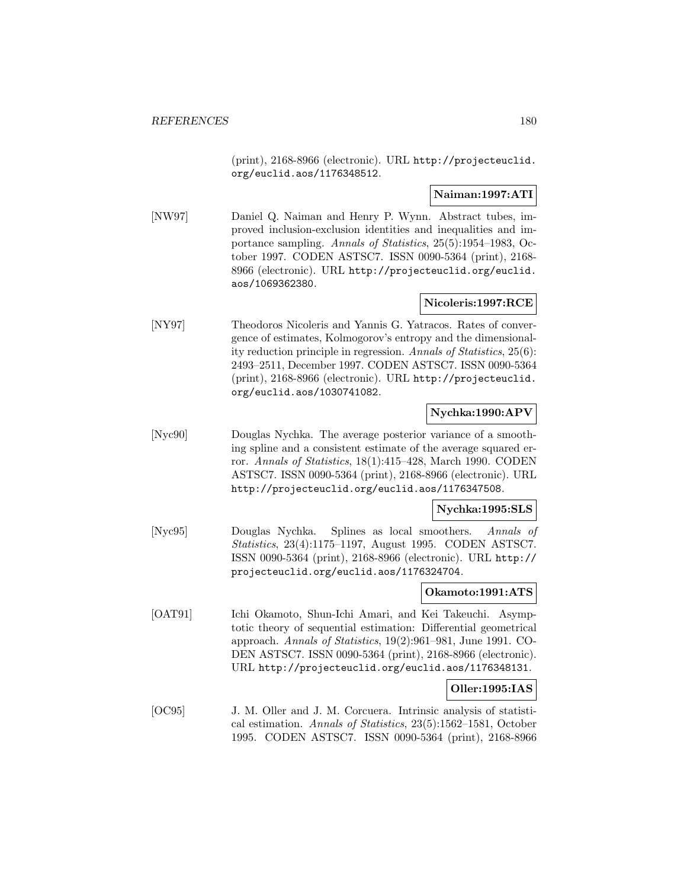(print), 2168-8966 (electronic). URL http://projecteuclid.org/euclid.aos/1176348512.

**Naiman:1997:ATI**

[NW97] Daniel Q. Naiman and Henry P. Wynn. Abstract tubes, improved inclusion-exclusion identities and inequalities and importance sampling. *Annals of Statistics*, 25(5):1954–1983, October 1997. CODEN ASTSC7. ISSN 0090-5364 (print), 2168-8966 (electronic). URL http://projecteuclid.org/euclid.aos/1069362380.

**Nicoleris:1997:RCE**

[NY97] Theodoros Nicoleris and Yannis G. Yatracos. Rates of convergence of estimates, Kolmogorov's entropy and the dimensionality reduction principle in regression. *Annals of Statistics*, 25(6):2493–2511, December 1997. CODEN ASTSC7. ISSN 0090-5364 (print), 2168-8966 (electronic). URL http://projecteuclid.org/euclid.aos/1030741082.

**Nychka:1990:APV**

[Nyc90] Douglas Nychka. The average posterior variance of a smoothing spline and a consistent estimate of the average squared error. *Annals of Statistics*, 18(1):415–428, March 1990. CODEN ASTSC7. ISSN 0090-5364 (print), 2168-8966 (electronic). URL http://projecteuclid.org/euclid.aos/1176347508.

**Nychka:1995:SLS**

[Nyc95] Douglas Nychka. Splines as local smoothers. *Annals of Statistics*, 23(4):1175–1197, August 1995. CODEN ASTSC7. ISSN 0090-5364 (print), 2168-8966 (electronic). URL http://projecteuclid.org/euclid.aos/1176324704.

**Okamoto:1991:ATS**

[OAT91] Ichi Okamoto, Shun-Ichi Amari, and Kei Takeuchi. Asymptotic theory of sequential estimation: Differential geometrical approach. *Annals of Statistics*, 19(2):961–981, June 1991. CODEN ASTSC7. ISSN 0090-5364 (print), 2168-8966 (electronic). URL http://projecteuclid.org/euclid.aos/1176348131.

**Oller:1995:IAS**

[OC95] J. M. Oller and J. M. Corcuera. Intrinsic analysis of statistical estimation. *Annals of Statistics*, 23(5):1562–1581, October 1995. CODEN ASTSC7. ISSN 0090-5364 (print), 2168-8966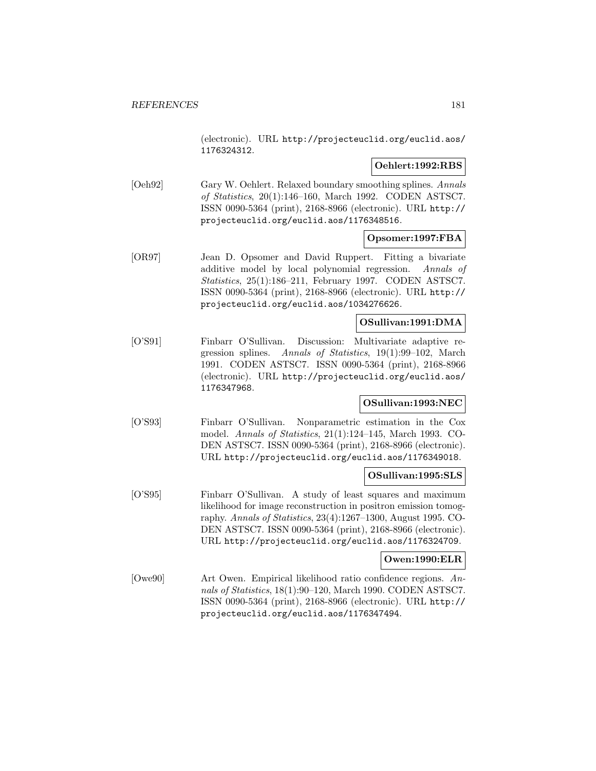(electronic). URL http://projecteuclid.org/euclid.aos/1176324312.

**Oehlert:1992:RBS**

[Oeh92] Gary W. Oehlert. Relaxed boundary smoothing splines. *Annals of Statistics*, 20(1):146–160, March 1992. CODEN ASTSC7. ISSN 0090-5364 (print), 2168-8966 (electronic). URL http://projecteuclid.org/euclid.aos/1176348516.

**Opsomer:1997:FBA**

[OR97] Jean D. Opsomer and David Ruppert. Fitting a bivariate additive model by local polynomial regression. *Annals of Statistics*, 25(1):186–211, February 1997. CODEN ASTSC7. ISSN 0090-5364 (print), 2168-8966 (electronic). URL http://projecteuclid.org/euclid.aos/1034276626.

**OSullivan:1991:DMA**

[O'S91] Finbarr O'Sullivan. Discussion: Multivariate adaptive regression splines. *Annals of Statistics*, 19(1):99–102, March 1991. CODEN ASTSC7. ISSN 0090-5364 (print), 2168-8966 (electronic). URL http://projecteuclid.org/euclid.aos/1176347968.

**OSullivan:1993:NEC**

[O'S93] Finbarr O'Sullivan. Nonparametric estimation in the Cox model. *Annals of Statistics*, 21(1):124–145, March 1993. CODEN ASTSC7. ISSN 0090-5364 (print), 2168-8966 (electronic). URL http://projecteuclid.org/euclid.aos/1176349018.

**OSullivan:1995:SLS**

[O'S95] Finbarr O'Sullivan. A study of least squares and maximum likelihood for image reconstruction in positron emission tomography. *Annals of Statistics*, 23(4):1267–1300, August 1995. CODEN ASTSC7. ISSN 0090-5364 (print), 2168-8966 (electronic). URL http://projecteuclid.org/euclid.aos/1176324709.

**Owen:1990:ELR**

[Owe90] Art Owen. Empirical likelihood ratio confidence regions. *Annals of Statistics*, 18(1):90–120, March 1990. CODEN ASTSC7. ISSN 0090-5364 (print), 2168-8966 (electronic). URL http://projecteuclid.org/euclid.aos/1176347494.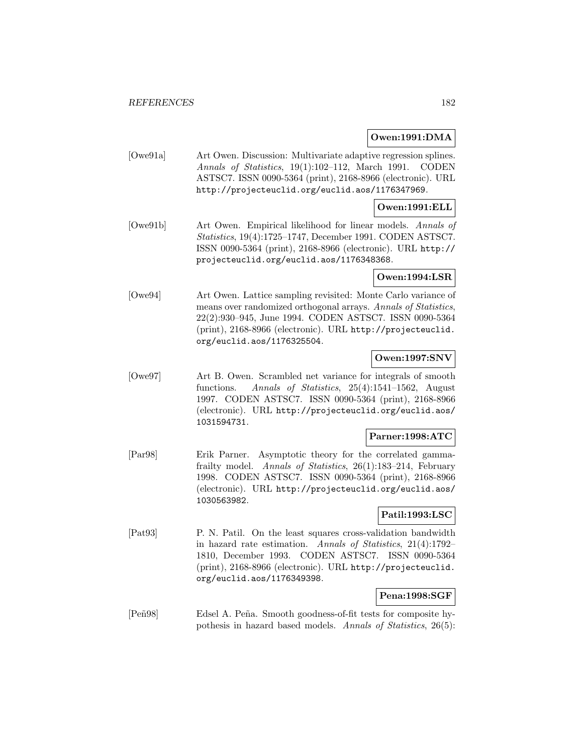**Owen:1991:DMA**

[Owe91a] Art Owen. Discussion: Multivariate adaptive regression splines. *Annals of Statistics*, 19(1):102–112, March 1991. CODEN ASTSC7. ISSN 0090-5364 (print), 2168-8966 (electronic). URL http://projecteuclid.org/euclid.aos/1176347969.

**Owen:1991:ELL**

[Owe91b] Art Owen. Empirical likelihood for linear models. *Annals of Statistics*, 19(4):1725–1747, December 1991. CODEN ASTSC7. ISSN 0090-5364 (print), 2168-8966 (electronic). URL http://projecteuclid.org/euclid.aos/1176348368.

**Owen:1994:LSR**

[Owe94] Art Owen. Lattice sampling revisited: Monte Carlo variance of means over randomized orthogonal arrays. *Annals of Statistics*, 22(2):930–945, June 1994. CODEN ASTSC7. ISSN 0090-5364 (print), 2168-8966 (electronic). URL http://projecteuclid.org/euclid.aos/1176325504.

**Owen:1997:SNV**

[Owe97] Art B. Owen. Scrambled net variance for integrals of smooth functions. *Annals of Statistics*, 25(4):1541–1562, August 1997. CODEN ASTSC7. ISSN 0090-5364 (print), 2168-8966 (electronic). URL http://projecteuclid.org/euclid.aos/1031594731.

**Parner:1998:ATC**

[Par98] Erik Parner. Asymptotic theory for the correlated gamma-frailty model. *Annals of Statistics*, 26(1):183–214, February 1998. CODEN ASTSC7. ISSN 0090-5364 (print), 2168-8966 (electronic). URL http://projecteuclid.org/euclid.aos/1030563982.

**Patil:1993:LSC**

[Pat93] P. N. Patil. On the least squares cross-validation bandwidth in hazard rate estimation. *Annals of Statistics*, 21(4):1792–1810, December 1993. CODEN ASTSC7. ISSN 0090-5364 (print), 2168-8966 (electronic). URL http://projecteuclid.org/euclid.aos/1176349398.

**Pena:1998:SGF**

[Peñ98] Edsel A. Peña. Smooth goodness-of-fit tests for composite hypothesis in hazard based models. *Annals of Statistics*, 26(5):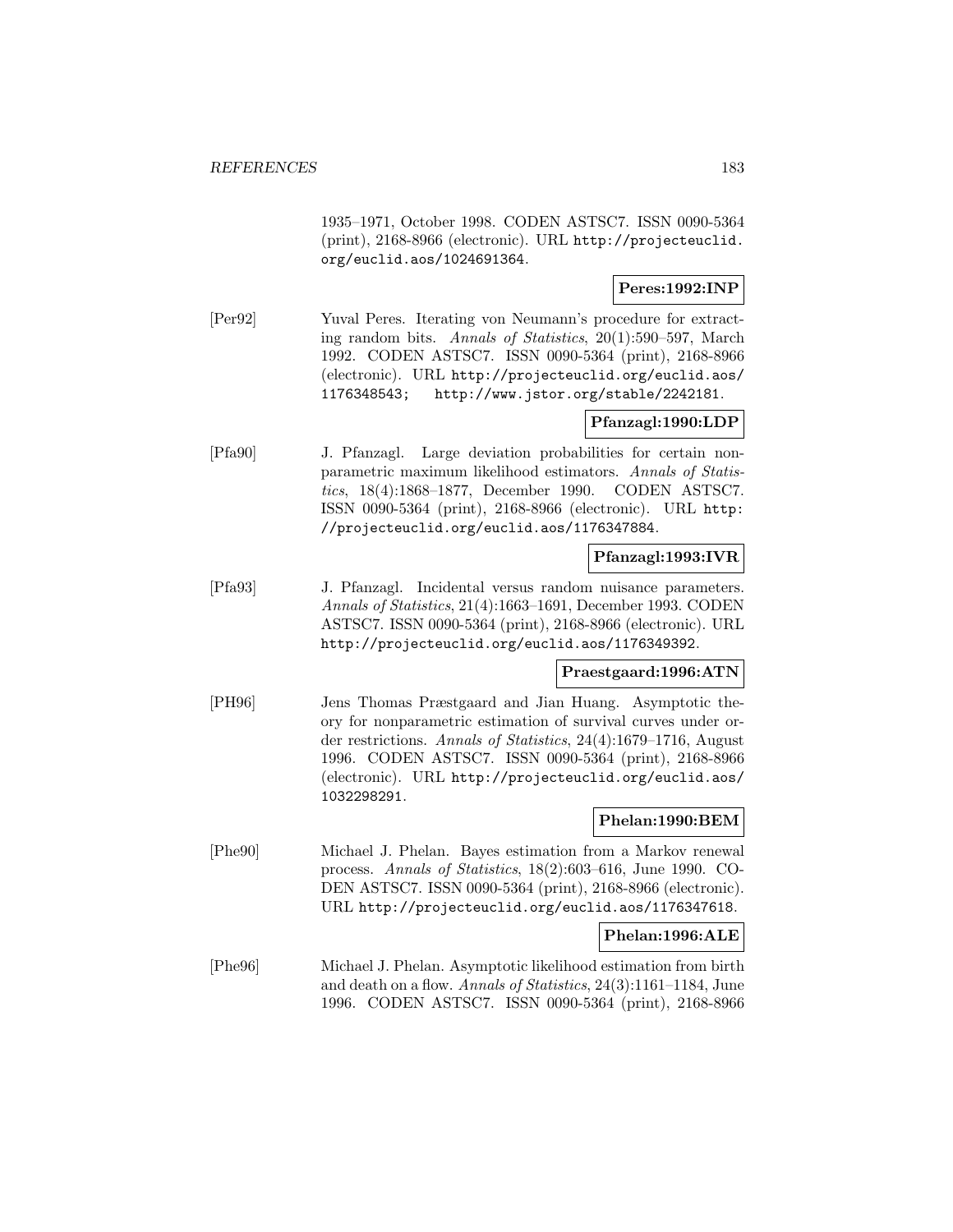1935–1971, October 1998. CODEN ASTSC7. ISSN 0090-5364 (print), 2168-8966 (electronic). URL http://projecteuclid.org/euclid.aos/1024691364.

**Peres:1992:INP**

[Per92] Yuval Peres. Iterating von Neumann's procedure for extracting random bits. *Annals of Statistics*, 20(1):590–597, March 1992. CODEN ASTSC7. ISSN 0090-5364 (print), 2168-8966 (electronic). URL http://projecteuclid.org/euclid.aos/1176348543; http://www.jstor.org/stable/2242181.

**Pfanzagl:1990:LDP**

[Pfa90] J. Pfanzagl. Large deviation probabilities for certain nonparametric maximum likelihood estimators. *Annals of Statistics*, 18(4):1868–1877, December 1990. CODEN ASTSC7. ISSN 0090-5364 (print), 2168-8966 (electronic). URL http://projecteuclid.org/euclid.aos/1176347884.

**Pfanzagl:1993:IVR**

[Pfa93] J. Pfanzagl. Incidental versus random nuisance parameters. *Annals of Statistics*, 21(4):1663–1691, December 1993. CODEN ASTSC7. ISSN 0090-5364 (print), 2168-8966 (electronic). URL http://projecteuclid.org/euclid.aos/1176349392.

**Praestgaard:1996:ATN**

[PH96] Jens Thomas Præstgaard and Jian Huang. Asymptotic theory for nonparametric estimation of survival curves under order restrictions. *Annals of Statistics*, 24(4):1679–1716, August 1996. CODEN ASTSC7. ISSN 0090-5364 (print), 2168-8966 (electronic). URL http://projecteuclid.org/euclid.aos/1032298291.

**Phelan:1990:BEM**

[Phe90] Michael J. Phelan. Bayes estimation from a Markov renewal process. *Annals of Statistics*, 18(2):603–616, June 1990. CODEN ASTSC7. ISSN 0090-5364 (print), 2168-8966 (electronic). URL http://projecteuclid.org/euclid.aos/1176347618.

**Phelan:1996:ALE**

[Phe96] Michael J. Phelan. Asymptotic likelihood estimation from birth and death on a flow. *Annals of Statistics*, 24(3):1161–1184, June 1996. CODEN ASTSC7. ISSN 0090-5364 (print), 2168-8966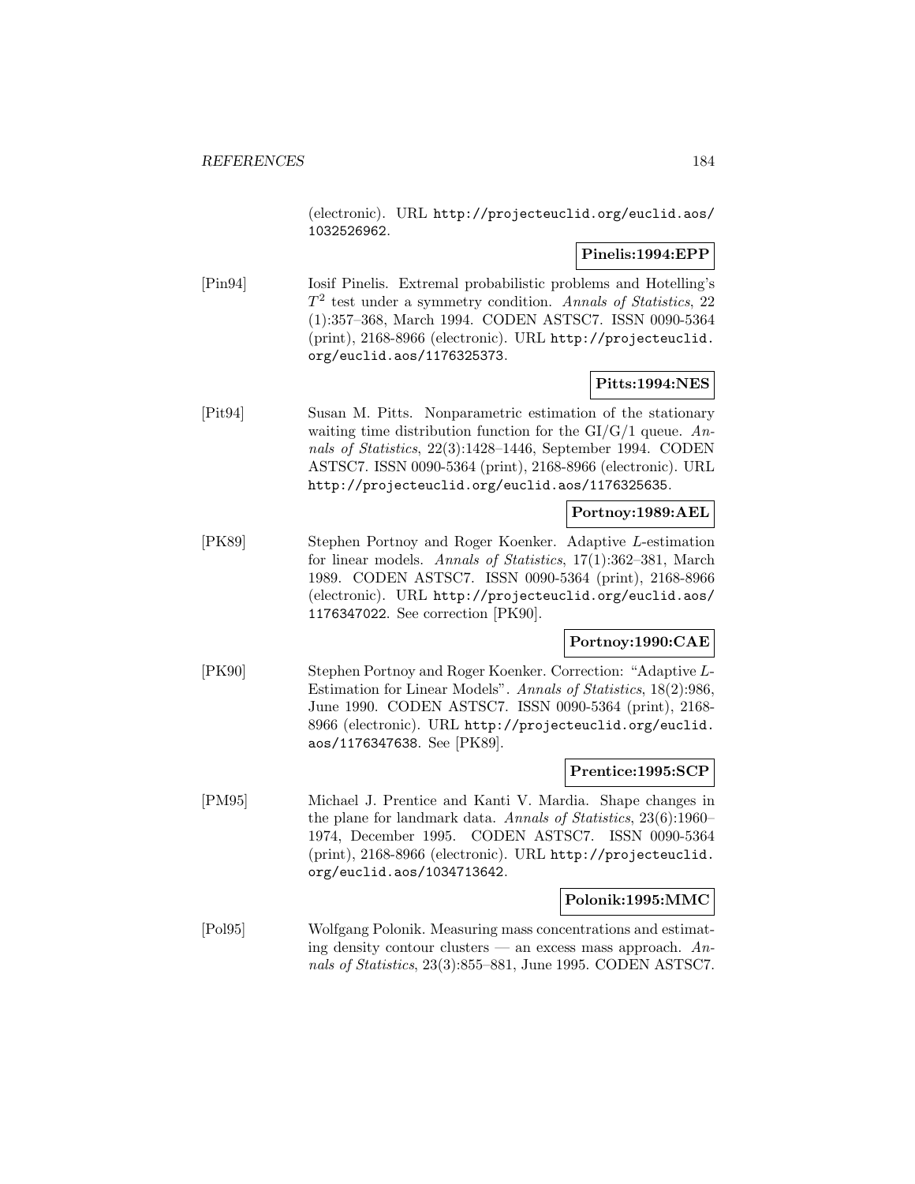(electronic). URL http://projecteuclid.org/euclid.aos/1032526962.

**Pinelis:1994:EPP**

[Pin94] Iosif Pinelis. Extremal probabilistic problems and Hotelling's $T^2$ test under a symmetry condition. *Annals of Statistics*, 22 (1):357–368, March 1994. CODEN ASTSC7. ISSN 0090-5364 (print), 2168-8966 (electronic). URL http://projecteuclid.org/euclid.aos/1176325373.

**Pitts:1994:NES**

[Pit94] Susan M. Pitts. Nonparametric estimation of the stationary waiting time distribution function for the GI/G/1 queue. *Annals of Statistics*, 22(3):1428–1446, September 1994. CODEN ASTSC7. ISSN 0090-5364 (print), 2168-8966 (electronic). URL http://projecteuclid.org/euclid.aos/1176325635.

**Portnoy:1989:AEL**

[PK89] Stephen Portnoy and Roger Koenker. Adaptive *L*-estimation for linear models. *Annals of Statistics*, 17(1):362–381, March 1989. CODEN ASTSC7. ISSN 0090-5364 (print), 2168-8966 (electronic). URL http://projecteuclid.org/euclid.aos/1176347022. See correction [PK90].

**Portnoy:1990:CAE**

[PK90] Stephen Portnoy and Roger Koenker. Correction: "Adaptive *L*-Estimation for Linear Models". *Annals of Statistics*, 18(2):986, June 1990. CODEN ASTSC7. ISSN 0090-5364 (print), 2168-8966 (electronic). URL http://projecteuclid.org/euclid.aos/1176347638. See [PK89].

**Prentice:1995:SCP**

[PM95] Michael J. Prentice and Kanti V. Mardia. Shape changes in the plane for landmark data. *Annals of Statistics*, 23(6):1960–1974, December 1995. CODEN ASTSC7. ISSN 0090-5364 (print), 2168-8966 (electronic). URL http://projecteuclid.org/euclid.aos/1034713642.

**Polonik:1995:MMC**

[Pol95] Wolfgang Polonik. Measuring mass concentrations and estimating density contour clusters — an excess mass approach. *Annals of Statistics*, 23(3):855–881, June 1995. CODEN ASTSC7.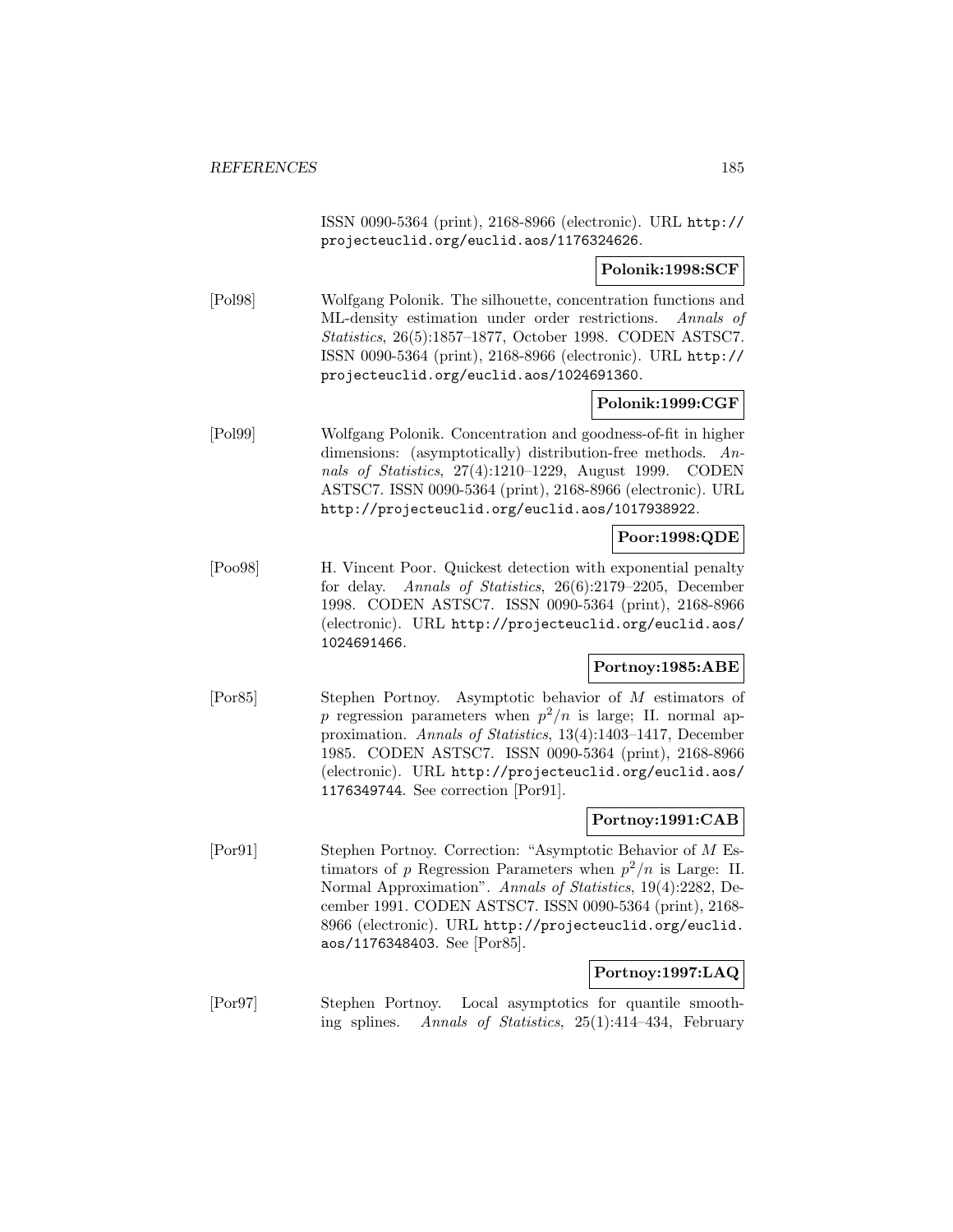ISSN 0090-5364 (print), 2168-8966 (electronic). URL http://projecteuclid.org/euclid.aos/1176324626.

**Polonik:1998:SCF**

[Pol98] Wolfgang Polonik. The silhouette, concentration functions and ML-density estimation under order restrictions. *Annals of Statistics*, 26(5):1857–1877, October 1998. CODEN ASTSC7. ISSN 0090-5364 (print), 2168-8966 (electronic). URL http://projecteuclid.org/euclid.aos/1024691360.

**Polonik:1999:CGF**

[Pol99] Wolfgang Polonik. Concentration and goodness-of-fit in higher dimensions: (asymptotically) distribution-free methods. *Annals of Statistics*, 27(4):1210–1229, August 1999. CODEN ASTSC7. ISSN 0090-5364 (print), 2168-8966 (electronic). URL http://projecteuclid.org/euclid.aos/1017938922.

**Poor:1998:QDE**

[Poo98] H. Vincent Poor. Quickest detection with exponential penalty for delay. *Annals of Statistics*, 26(6):2179–2205, December 1998. CODEN ASTSC7. ISSN 0090-5364 (print), 2168-8966 (electronic). URL http://projecteuclid.org/euclid.aos/1024691466.

**Portnoy:1985:ABE**

[Por85] Stephen Portnoy. Asymptotic behavior of $M$ estimators of $p$ regression parameters when $p^2/n$ is large; II. normal approximation. *Annals of Statistics*, 13(4):1403–1417, December 1985. CODEN ASTSC7. ISSN 0090-5364 (print), 2168-8966 (electronic). URL http://projecteuclid.org/euclid.aos/1176349744. See correction [Por91].

**Portnoy:1991:CAB**

[Por91] Stephen Portnoy. Correction: "Asymptotic Behavior of $M$ Estimators of $p$ Regression Parameters when $p^2/n$ is Large: II. Normal Approximation". *Annals of Statistics*, 19(4):2282, December 1991. CODEN ASTSC7. ISSN 0090-5364 (print), 2168-8966 (electronic). URL http://projecteuclid.org/euclid.aos/1176348403. See [Por85].

**Portnoy:1997:LAQ**

[Por97] Stephen Portnoy. Local asymptotics for quantile smoothing splines. *Annals of Statistics*, 25(1):414–434, February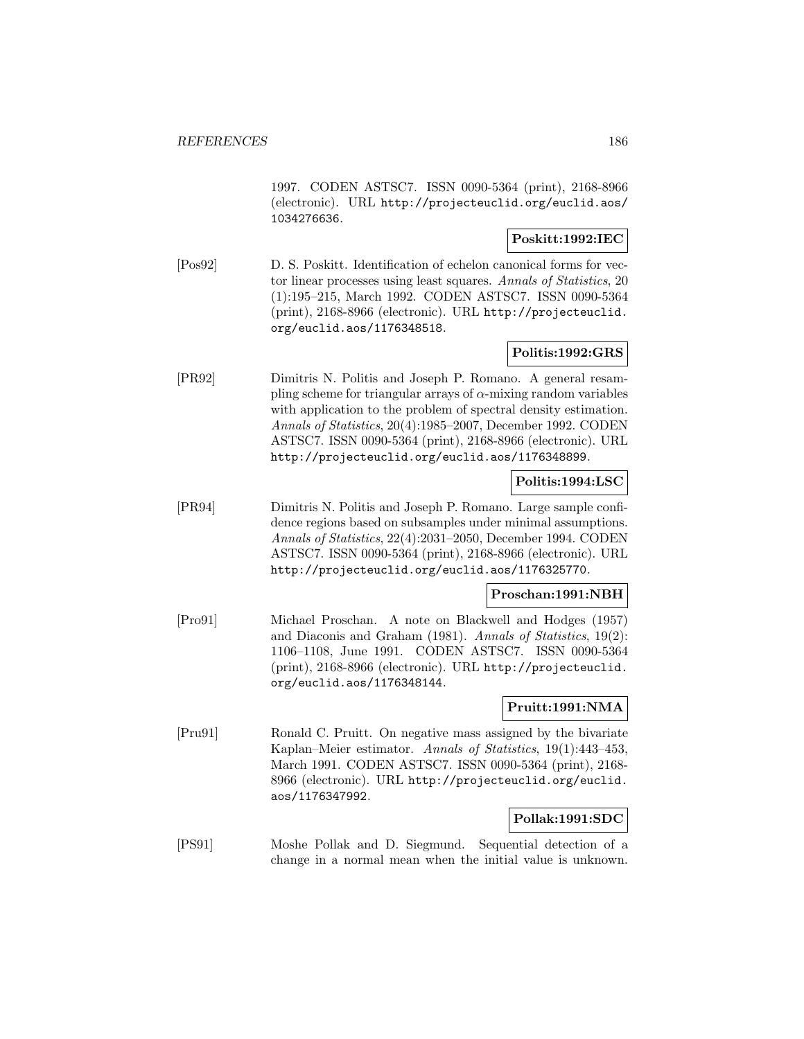1997. CODEN ASTSC7. ISSN 0090-5364 (print), 2168-8966 (electronic). URL http://projecteuclid.org/euclid.aos/1034276636.

**Poskitt:1992:IEC**

[Pos92] D. S. Poskitt. Identification of echelon canonical forms for vector linear processes using least squares. *Annals of Statistics*, 20 (1):195–215, March 1992. CODEN ASTSC7. ISSN 0090-5364 (print), 2168-8966 (electronic). URL http://projecteuclid.org/euclid.aos/1176348518.

**Politis:1992:GRS**

[PR92] Dimitris N. Politis and Joseph P. Romano. A general resampling scheme for triangular arrays of $\alpha$-mixing random variables with application to the problem of spectral density estimation. *Annals of Statistics*, 20(4):1985–2007, December 1992. CODEN ASTSC7. ISSN 0090-5364 (print), 2168-8966 (electronic). URL http://projecteuclid.org/euclid.aos/1176348899.

**Politis:1994:LSC**

[PR94] Dimitris N. Politis and Joseph P. Romano. Large sample confidence regions based on subsamples under minimal assumptions. *Annals of Statistics*, 22(4):2031–2050, December 1994. CODEN ASTSC7. ISSN 0090-5364 (print), 2168-8966 (electronic). URL http://projecteuclid.org/euclid.aos/1176325770.

**Proschan:1991:NBH**

[Pro91] Michael Proschan. A note on Blackwell and Hodges (1957) and Diaconis and Graham (1981). *Annals of Statistics*, 19(2): 1106–1108, June 1991. CODEN ASTSC7. ISSN 0090-5364 (print), 2168-8966 (electronic). URL http://projecteuclid.org/euclid.aos/1176348144.

**Pruitt:1991:NMA**

[Pru91] Ronald C. Pruitt. On negative mass assigned by the bivariate Kaplan–Meier estimator. *Annals of Statistics*, 19(1):443–453, March 1991. CODEN ASTSC7. ISSN 0090-5364 (print), 2168-8966 (electronic). URL http://projecteuclid.org/euclid.aos/1176347992.

**Pollak:1991:SDC**

[PS91] Moshe Pollak and D. Siegmund. Sequential detection of a change in a normal mean when the initial value is unknown.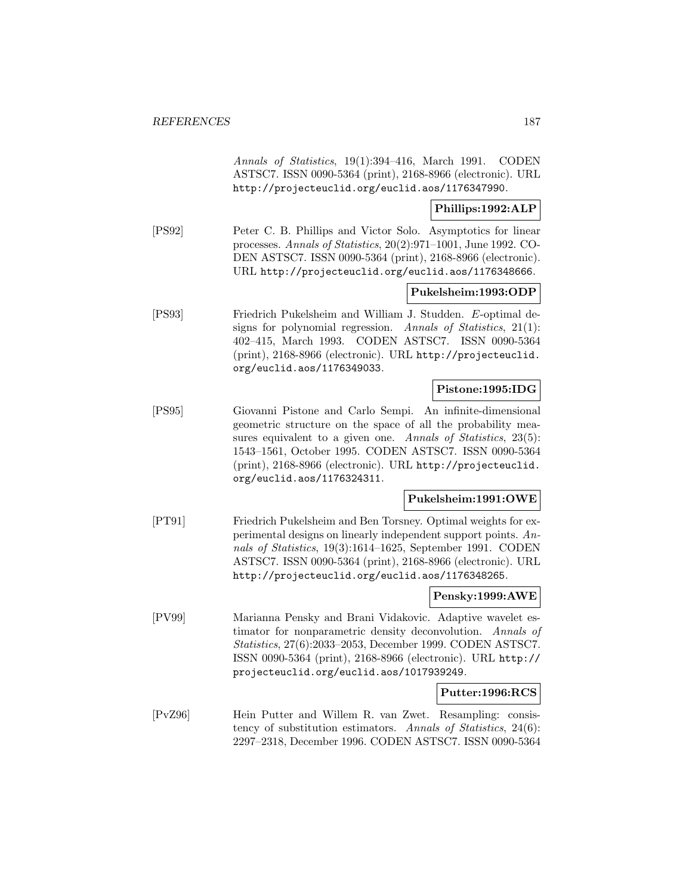*Annals of Statistics*, 19(1):394–416, March 1991. CODEN ASTSC7. ISSN 0090-5364 (print), 2168-8966 (electronic). URL `http://projecteuclid.org/euclid.aos/1176347990`.

**Phillips:1992:ALP**

[PS92] Peter C. B. Phillips and Victor Solo. Asymptotics for linear processes. *Annals of Statistics*, 20(2):971–1001, June 1992. CODEN ASTSC7. ISSN 0090-5364 (print), 2168-8966 (electronic). URL `http://projecteuclid.org/euclid.aos/1176348666`.

**Pukelsheim:1993:ODP**

[PS93] Friedrich Pukelsheim and William J. Studden. *E*-optimal designs for polynomial regression. *Annals of Statistics*, 21(1): 402–415, March 1993. CODEN ASTSC7. ISSN 0090-5364 (print), 2168-8966 (electronic). URL `http://projecteuclid.org/euclid.aos/1176349033`.

**Pistone:1995:IDG**

[PS95] Giovanni Pistone and Carlo Sempi. An infinite-dimensional geometric structure on the space of all the probability measures equivalent to a given one. *Annals of Statistics*, 23(5): 1543–1561, October 1995. CODEN ASTSC7. ISSN 0090-5364 (print), 2168-8966 (electronic). URL `http://projecteuclid.org/euclid.aos/1176324311`.

**Pukelsheim:1991:OWE**

[PT91] Friedrich Pukelsheim and Ben Torsney. Optimal weights for experimental designs on linearly independent support points. *Annals of Statistics*, 19(3):1614–1625, September 1991. CODEN ASTSC7. ISSN 0090-5364 (print), 2168-8966 (electronic). URL `http://projecteuclid.org/euclid.aos/1176348265`.

**Pensky:1999:AWE**

[PV99] Marianna Pensky and Brani Vidakovic. Adaptive wavelet estimator for nonparametric density deconvolution. *Annals of Statistics*, 27(6):2033–2053, December 1999. CODEN ASTSC7. ISSN 0090-5364 (print), 2168-8966 (electronic). URL `http://projecteuclid.org/euclid.aos/1017939249`.

**Putter:1996:RCS**

[PvZ96] Hein Putter and Willem R. van Zwet. Resampling: consistency of substitution estimators. *Annals of Statistics*, 24(6): 2297–2318, December 1996. CODEN ASTSC7. ISSN 0090-5364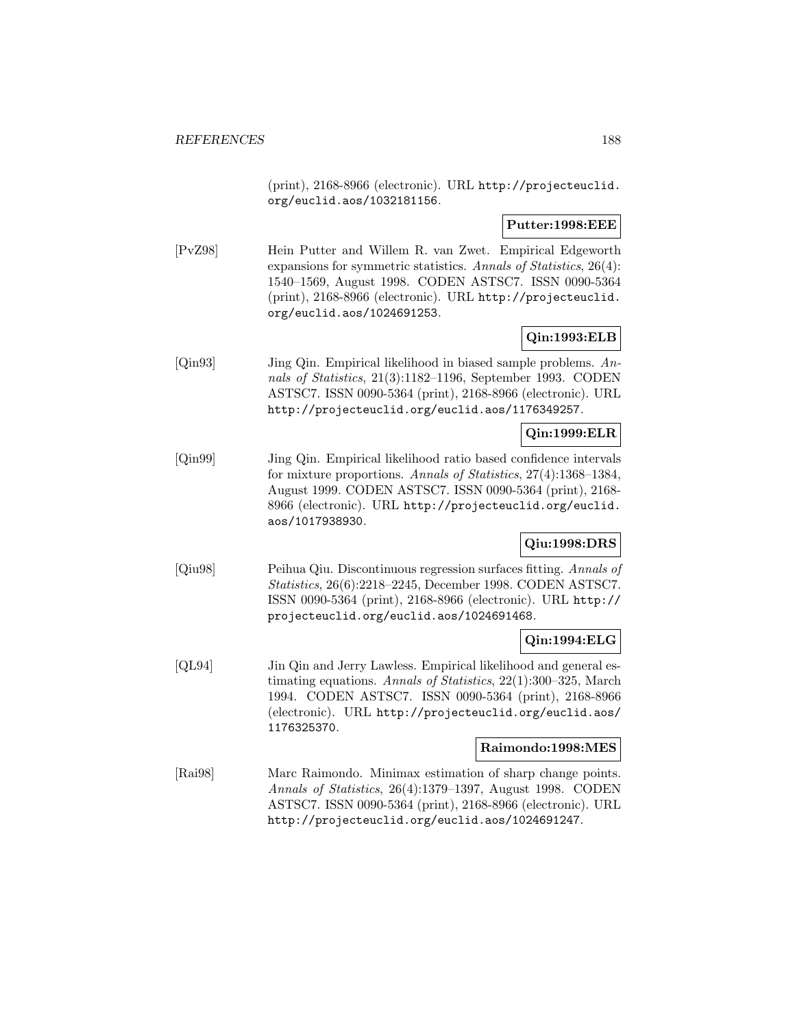(print), 2168-8966 (electronic). URL http://projecteuclid.org/euclid.aos/1032181156.

**Putter:1998:EEE**

[PvZ98] Hein Putter and Willem R. van Zwet. Empirical Edgeworth expansions for symmetric statistics. *Annals of Statistics*, 26(4): 1540–1569, August 1998. CODEN ASTSC7. ISSN 0090-5364 (print), 2168-8966 (electronic). URL http://projecteuclid.org/euclid.aos/1024691253.

**Qin:1993:ELB**

[Qin93] Jing Qin. Empirical likelihood in biased sample problems. *Annals of Statistics*, 21(3):1182–1196, September 1993. CODEN ASTSC7. ISSN 0090-5364 (print), 2168-8966 (electronic). URL http://projecteuclid.org/euclid.aos/1176349257.

**Qin:1999:ELR**

[Qin99] Jing Qin. Empirical likelihood ratio based confidence intervals for mixture proportions. *Annals of Statistics*, 27(4):1368–1384, August 1999. CODEN ASTSC7. ISSN 0090-5364 (print), 2168-8966 (electronic). URL http://projecteuclid.org/euclid.aos/1017938930.

**Qiu:1998:DRS**

[Qiu98] Peihua Qiu. Discontinuous regression surfaces fitting. *Annals of Statistics*, 26(6):2218–2245, December 1998. CODEN ASTSC7. ISSN 0090-5364 (print), 2168-8966 (electronic). URL http://projecteuclid.org/euclid.aos/1024691468.

**Qin:1994:ELG**

[QL94] Jin Qin and Jerry Lawless. Empirical likelihood and general estimating equations. *Annals of Statistics*, 22(1):300–325, March 1994. CODEN ASTSC7. ISSN 0090-5364 (print), 2168-8966 (electronic). URL http://projecteuclid.org/euclid.aos/1176325370.

**Raimondo:1998:MES**

[Rai98] Marc Raimondo. Minimax estimation of sharp change points. *Annals of Statistics*, 26(4):1379–1397, August 1998. CODEN ASTSC7. ISSN 0090-5364 (print), 2168-8966 (electronic). URL http://projecteuclid.org/euclid.aos/1024691247.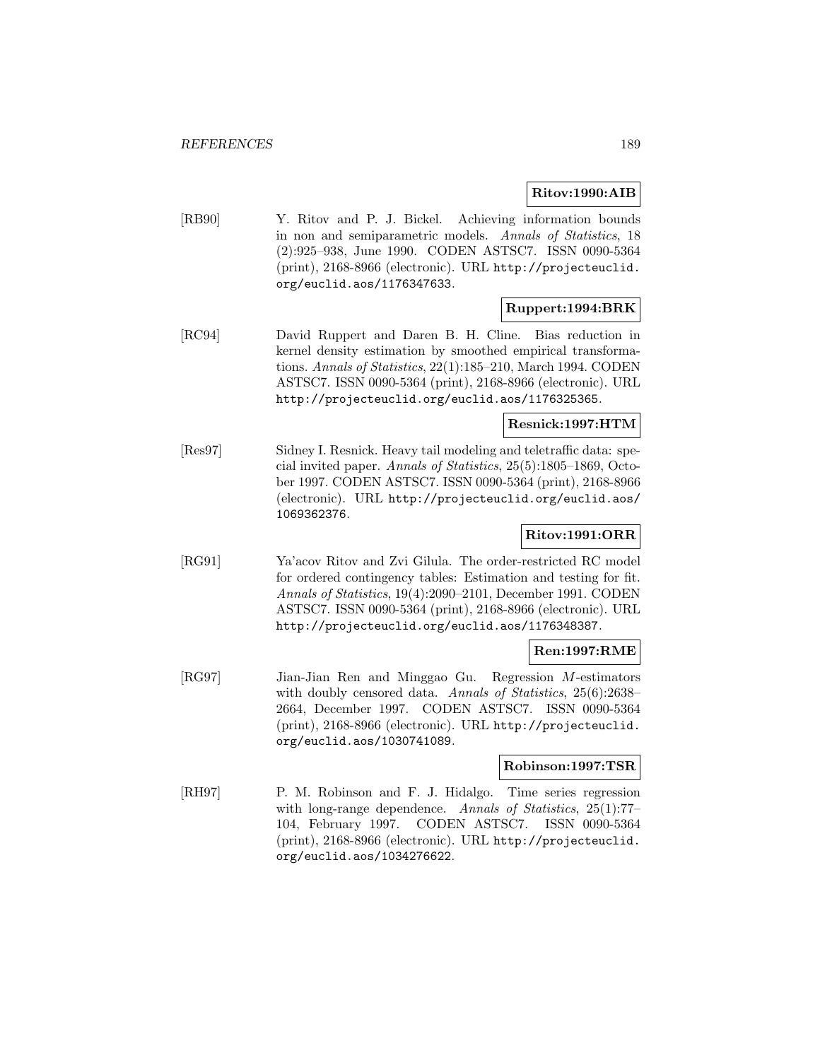**Ritov:1990:AIB**

[RB90] Y. Ritov and P. J. Bickel. Achieving information bounds in non and semiparametric models. *Annals of Statistics*, 18 (2):925–938, June 1990. CODEN ASTSC7. ISSN 0090-5364 (print), 2168-8966 (electronic). URL `http://projecteuclid.org/euclid.aos/1176347633`.

**Ruppert:1994:BRK**

[RC94] David Ruppert and Daren B. H. Cline. Bias reduction in kernel density estimation by smoothed empirical transformations. *Annals of Statistics*, 22(1):185–210, March 1994. CODEN ASTSC7. ISSN 0090-5364 (print), 2168-8966 (electronic). URL `http://projecteuclid.org/euclid.aos/1176325365`.

**Resnick:1997:HTM**

[Res97] Sidney I. Resnick. Heavy tail modeling and teletraffic data: special invited paper. *Annals of Statistics*, 25(5):1805–1869, October 1997. CODEN ASTSC7. ISSN 0090-5364 (print), 2168-8966 (electronic). URL `http://projecteuclid.org/euclid.aos/1069362376`.

**Ritov:1991:ORR**

[RG91] Ya'acov Ritov and Zvi Gilula. The order-restricted RC model for ordered contingency tables: Estimation and testing for fit. *Annals of Statistics*, 19(4):2090–2101, December 1991. CODEN ASTSC7. ISSN 0090-5364 (print), 2168-8966 (electronic). URL `http://projecteuclid.org/euclid.aos/1176348387`.

**Ren:1997:RME**

[RG97] Jian-Jian Ren and Minggao Gu. Regression $M$-estimators with doubly censored data. *Annals of Statistics*, 25(6):2638–2664, December 1997. CODEN ASTSC7. ISSN 0090-5364 (print), 2168-8966 (electronic). URL `http://projecteuclid.org/euclid.aos/1030741089`.

**Robinson:1997:TSR**

[RH97] P. M. Robinson and F. J. Hidalgo. Time series regression with long-range dependence. *Annals of Statistics*, 25(1):77–104, February 1997. CODEN ASTSC7. ISSN 0090-5364 (print), 2168-8966 (electronic). URL `http://projecteuclid.org/euclid.aos/1034276622`.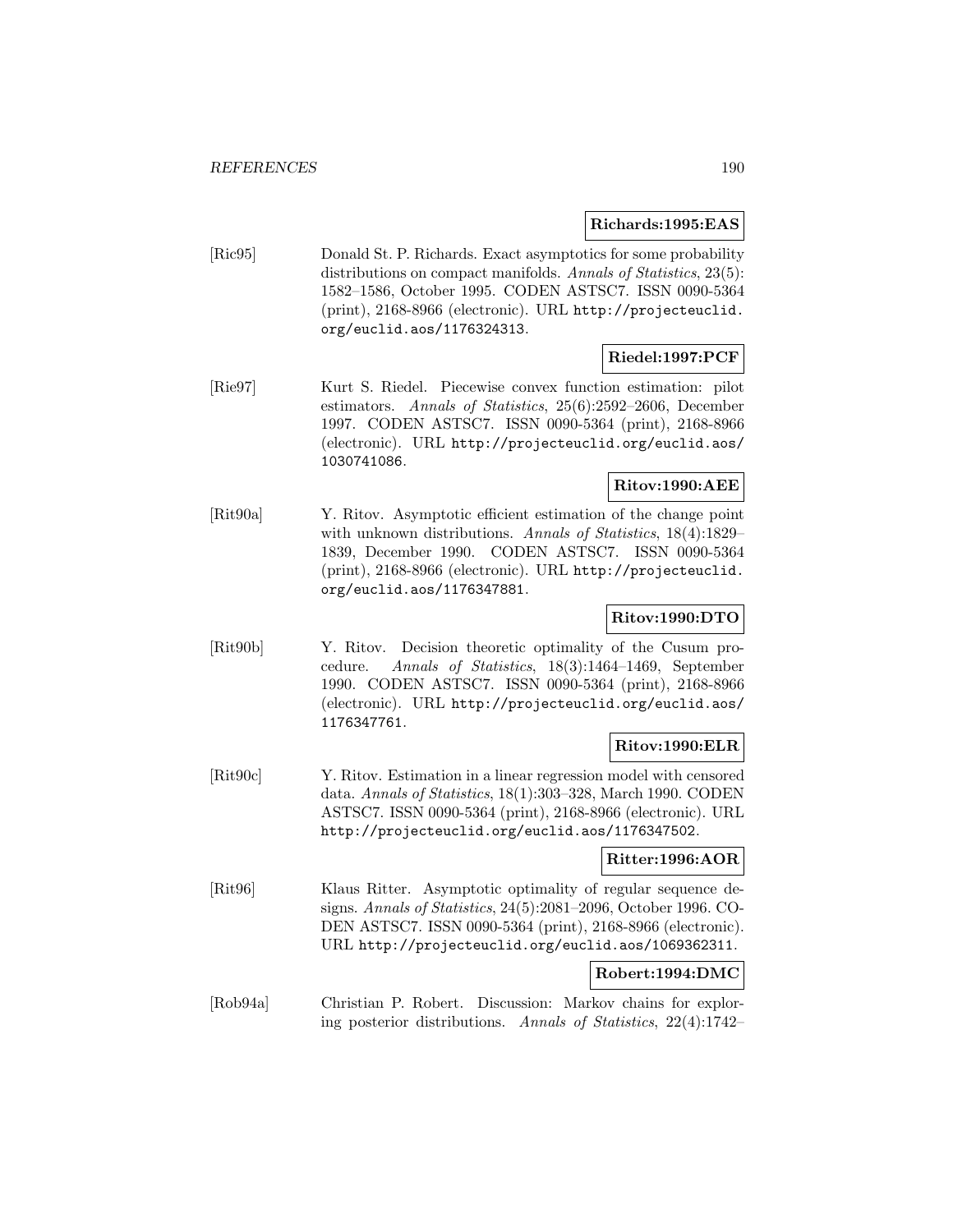**Richards:1995:EAS**

[Ric95] Donald St. P. Richards. Exact asymptotics for some probability distributions on compact manifolds. *Annals of Statistics*, 23(5): 1582–1586, October 1995. CODEN ASTSC7. ISSN 0090-5364 (print), 2168-8966 (electronic). URL http://projecteuclid.org/euclid.aos/1176324313.

**Riedel:1997:PCF**

[Rie97] Kurt S. Riedel. Piecewise convex function estimation: pilot estimators. *Annals of Statistics*, 25(6):2592–2606, December 1997. CODEN ASTSC7. ISSN 0090-5364 (print), 2168-8966 (electronic). URL http://projecteuclid.org/euclid.aos/1030741086.

**Ritov:1990:AEE**

[Rit90a] Y. Ritov. Asymptotic efficient estimation of the change point with unknown distributions. *Annals of Statistics*, 18(4):1829–1839, December 1990. CODEN ASTSC7. ISSN 0090-5364 (print), 2168-8966 (electronic). URL http://projecteuclid.org/euclid.aos/1176347881.

**Ritov:1990:DTO**

[Rit90b] Y. Ritov. Decision theoretic optimality of the Cusum procedure. *Annals of Statistics*, 18(3):1464–1469, September 1990. CODEN ASTSC7. ISSN 0090-5364 (print), 2168-8966 (electronic). URL http://projecteuclid.org/euclid.aos/1176347761.

**Ritov:1990:ELR**

[Rit90c] Y. Ritov. Estimation in a linear regression model with censored data. *Annals of Statistics*, 18(1):303–328, March 1990. CODEN ASTSC7. ISSN 0090-5364 (print), 2168-8966 (electronic). URL http://projecteuclid.org/euclid.aos/1176347502.

**Ritter:1996:AOR**

[Rit96] Klaus Ritter. Asymptotic optimality of regular sequence designs. *Annals of Statistics*, 24(5):2081–2096, October 1996. CODEN ASTSC7. ISSN 0090-5364 (print), 2168-8966 (electronic). URL http://projecteuclid.org/euclid.aos/1069362311.

**Robert:1994:DMC**

[Rob94a] Christian P. Robert. Discussion: Markov chains for exploring posterior distributions. *Annals of Statistics*, 22(4):1742–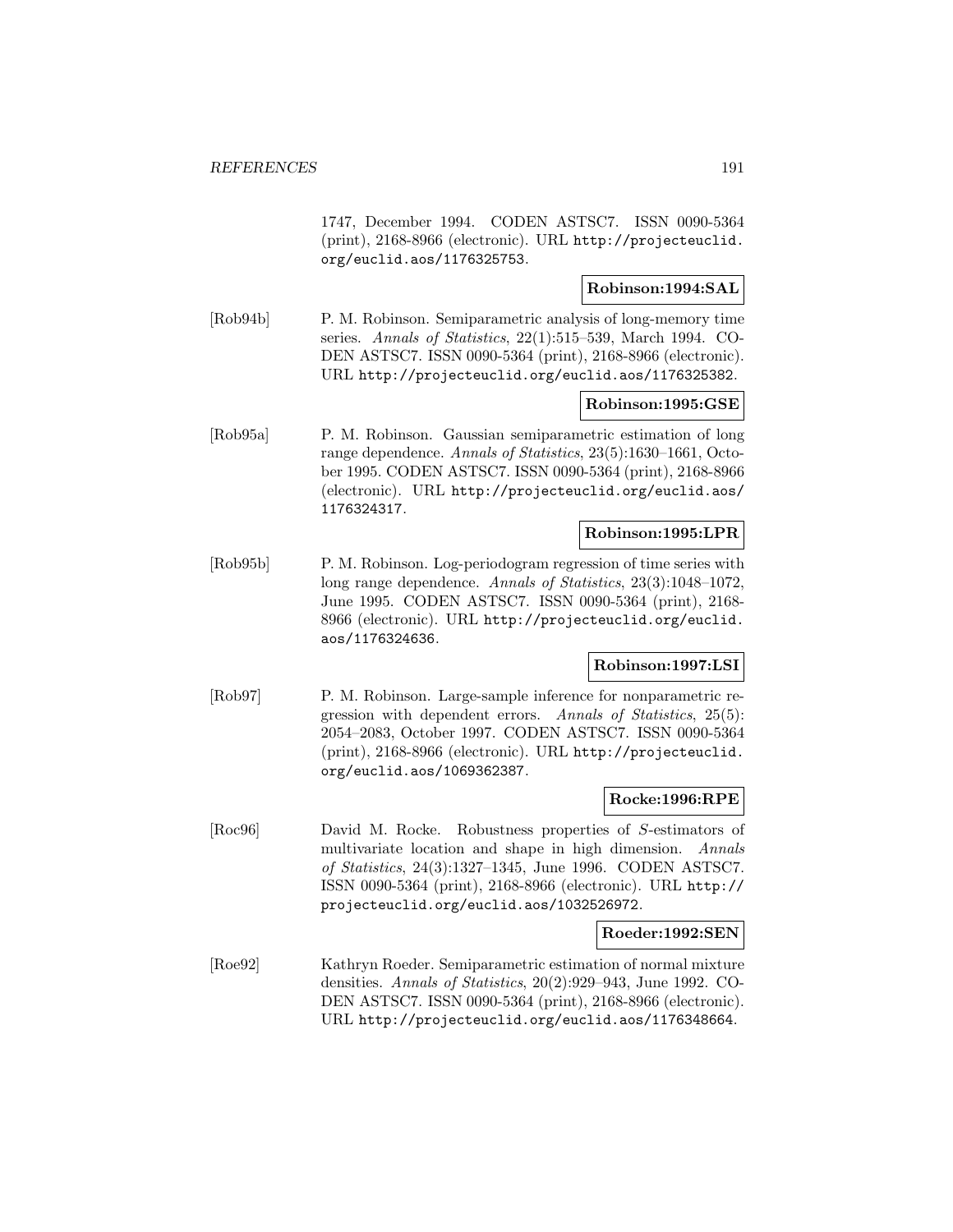1747, December 1994. CODEN ASTSC7. ISSN 0090-5364 (print), 2168-8966 (electronic). URL http://projecteuclid.org/euclid.aos/1176325753.

**Robinson:1994:SAL**

[Rob94b] P. M. Robinson. Semiparametric analysis of long-memory time series. *Annals of Statistics*, 22(1):515–539, March 1994. CODEN ASTSC7. ISSN 0090-5364 (print), 2168-8966 (electronic). URL http://projecteuclid.org/euclid.aos/1176325382.

**Robinson:1995:GSE**

[Rob95a] P. M. Robinson. Gaussian semiparametric estimation of long range dependence. *Annals of Statistics*, 23(5):1630–1661, October 1995. CODEN ASTSC7. ISSN 0090-5364 (print), 2168-8966 (electronic). URL http://projecteuclid.org/euclid.aos/1176324317.

**Robinson:1995:LPR**

[Rob95b] P. M. Robinson. Log-periodogram regression of time series with long range dependence. *Annals of Statistics*, 23(3):1048–1072, June 1995. CODEN ASTSC7. ISSN 0090-5364 (print), 2168-8966 (electronic). URL http://projecteuclid.org/euclid.aos/1176324636.

**Robinson:1997:LSI**

[Rob97] P. M. Robinson. Large-sample inference for nonparametric regression with dependent errors. *Annals of Statistics*, 25(5):2054–2083, October 1997. CODEN ASTSC7. ISSN 0090-5364 (print), 2168-8966 (electronic). URL http://projecteuclid.org/euclid.aos/1069362387.

**Rocke:1996:RPE**

[Roc96] David M. Rocke. Robustness properties of $S$-estimators of multivariate location and shape in high dimension. *Annals of Statistics*, 24(3):1327–1345, June 1996. CODEN ASTSC7. ISSN 0090-5364 (print), 2168-8966 (electronic). URL http://projecteuclid.org/euclid.aos/1032526972.

**Roeder:1992:SEN**

[Roe92] Kathryn Roeder. Semiparametric estimation of normal mixture densities. *Annals of Statistics*, 20(2):929–943, June 1992. CODEN ASTSC7. ISSN 0090-5364 (print), 2168-8966 (electronic). URL http://projecteuclid.org/euclid.aos/1176348664.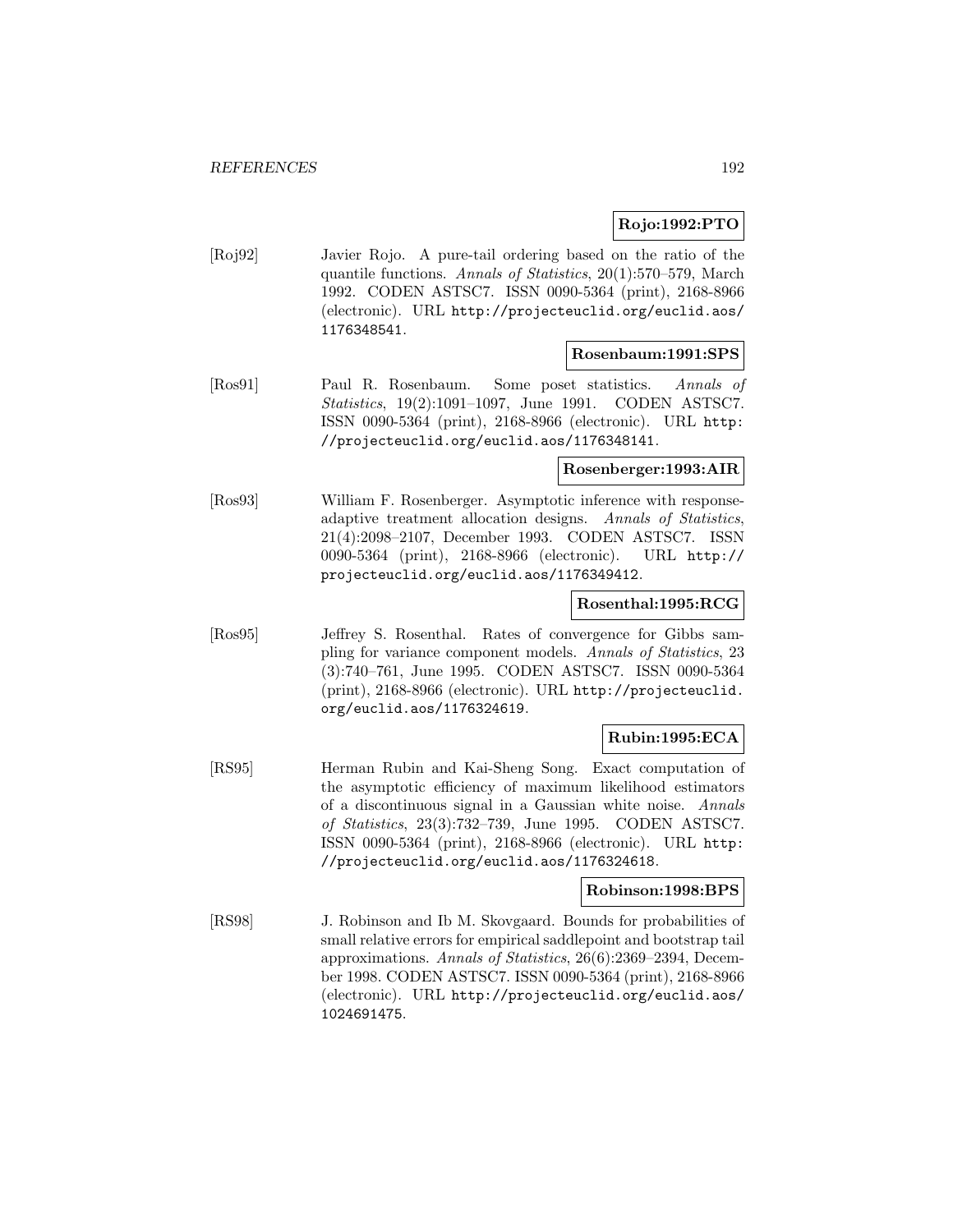**Rojo:1992:PTO**

[Roj92] Javier Rojo. A pure-tail ordering based on the ratio of the quantile functions. *Annals of Statistics*, 20(1):570–579, March 1992. CODEN ASTSC7. ISSN 0090-5364 (print), 2168-8966 (electronic). URL http://projecteuclid.org/euclid.aos/1176348541.

**Rosenbaum:1991:SPS**

[Ros91] Paul R. Rosenbaum. Some poset statistics. *Annals of Statistics*, 19(2):1091–1097, June 1991. CODEN ASTSC7. ISSN 0090-5364 (print), 2168-8966 (electronic). URL http://projecteuclid.org/euclid.aos/1176348141.

**Rosenberger:1993:AIR**

[Ros93] William F. Rosenberger. Asymptotic inference with response-adaptive treatment allocation designs. *Annals of Statistics*, 21(4):2098–2107, December 1993. CODEN ASTSC7. ISSN 0090-5364 (print), 2168-8966 (electronic). URL http://projecteuclid.org/euclid.aos/1176349412.

**Rosenthal:1995:RCG**

[Ros95] Jeffrey S. Rosenthal. Rates of convergence for Gibbs sampling for variance component models. *Annals of Statistics*, 23 (3):740–761, June 1995. CODEN ASTSC7. ISSN 0090-5364 (print), 2168-8966 (electronic). URL http://projecteuclid.org/euclid.aos/1176324619.

**Rubin:1995:ECA**

[RS95] Herman Rubin and Kai-Sheng Song. Exact computation of the asymptotic efficiency of maximum likelihood estimators of a discontinuous signal in a Gaussian white noise. *Annals of Statistics*, 23(3):732–739, June 1995. CODEN ASTSC7. ISSN 0090-5364 (print), 2168-8966 (electronic). URL http://projecteuclid.org/euclid.aos/1176324618.

**Robinson:1998:BPS**

[RS98] J. Robinson and Ib M. Skovgaard. Bounds for probabilities of small relative errors for empirical saddlepoint and bootstrap tail approximations. *Annals of Statistics*, 26(6):2369–2394, December 1998. CODEN ASTSC7. ISSN 0090-5364 (print), 2168-8966 (electronic). URL http://projecteuclid.org/euclid.aos/1024691475.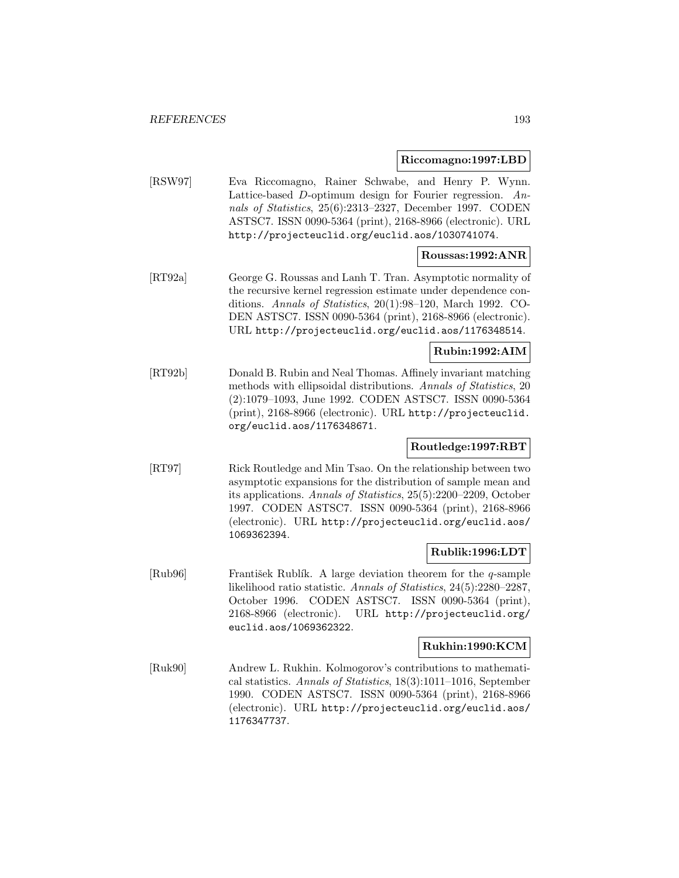**Riccomagno:1997:LBD**

[RSW97] Eva Riccomagno, Rainer Schwabe, and Henry P. Wynn. Lattice-based $D$-optimum design for Fourier regression. *Annals of Statistics*, 25(6):2313–2327, December 1997. CODEN ASTSC7. ISSN 0090-5364 (print), 2168-8966 (electronic). URL http://projecteuclid.org/euclid.aos/1030741074.

**Roussas:1992:ANR**

[RT92a] George G. Roussas and Lanh T. Tran. Asymptotic normality of the recursive kernel regression estimate under dependence conditions. *Annals of Statistics*, 20(1):98–120, March 1992. CODEN ASTSC7. ISSN 0090-5364 (print), 2168-8966 (electronic). URL http://projecteuclid.org/euclid.aos/1176348514.

**Rubin:1992:AIM**

[RT92b] Donald B. Rubin and Neal Thomas. Affinely invariant matching methods with ellipsoidal distributions. *Annals of Statistics*, 20 (2):1079–1093, June 1992. CODEN ASTSC7. ISSN 0090-5364 (print), 2168-8966 (electronic). URL http://projecteuclid.org/euclid.aos/1176348671.

**Routledge:1997:RBT**

[RT97] Rick Routledge and Min Tsao. On the relationship between two asymptotic expansions for the distribution of sample mean and its applications. *Annals of Statistics*, 25(5):2200–2209, October 1997. CODEN ASTSC7. ISSN 0090-5364 (print), 2168-8966 (electronic). URL http://projecteuclid.org/euclid.aos/1069362394.

**Rublik:1996:LDT**

[Rub96] František Rublík. A large deviation theorem for the $q$-sample likelihood ratio statistic. *Annals of Statistics*, 24(5):2280–2287, October 1996. CODEN ASTSC7. ISSN 0090-5364 (print), 2168-8966 (electronic). URL http://projecteuclid.org/euclid.aos/1069362322.

**Rukhin:1990:KCM**

[Ruk90] Andrew L. Rukhin. Kolmogorov's contributions to mathematical statistics. *Annals of Statistics*, 18(3):1011–1016, September 1990. CODEN ASTSC7. ISSN 0090-5364 (print), 2168-8966 (electronic). URL http://projecteuclid.org/euclid.aos/1176347737.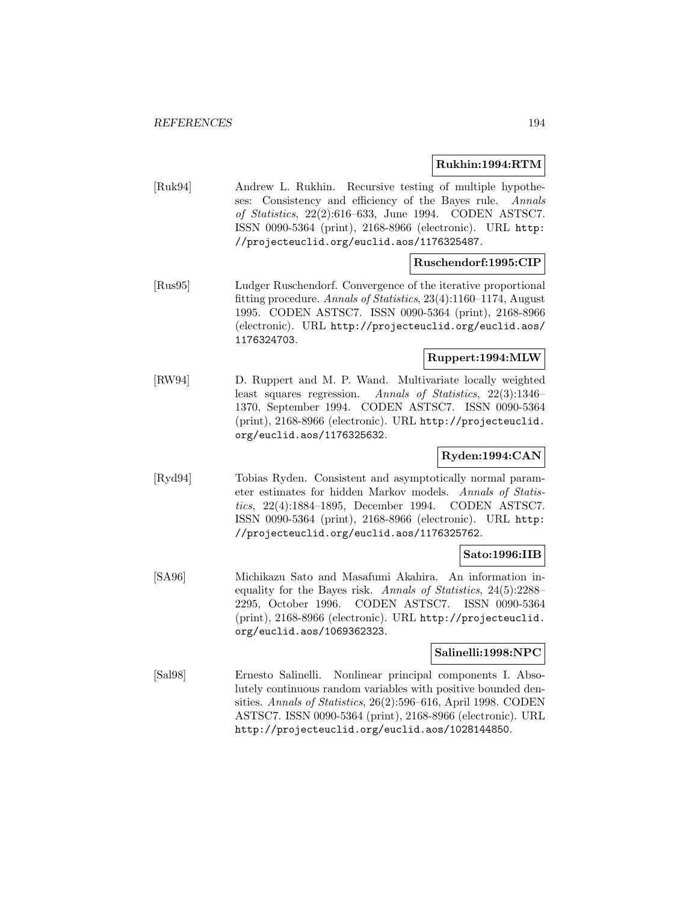**Rukhin:1994:RTM**

[Ruk94] Andrew L. Rukhin. Recursive testing of multiple hypotheses: Consistency and efficiency of the Bayes rule. *Annals of Statistics*, 22(2):616–633, June 1994. CODEN ASTSC7. ISSN 0090-5364 (print), 2168-8966 (electronic). URL http://projecteuclid.org/euclid.aos/1176325487.

**Ruschendorf:1995:CIP**

[Rus95] Ludger Ruschendorf. Convergence of the iterative proportional fitting procedure. *Annals of Statistics*, 23(4):1160–1174, August 1995. CODEN ASTSC7. ISSN 0090-5364 (print), 2168-8966 (electronic). URL http://projecteuclid.org/euclid.aos/1176324703.

**Ruppert:1994:MLW**

[RW94] D. Ruppert and M. P. Wand. Multivariate locally weighted least squares regression. *Annals of Statistics*, 22(3):1346–1370, September 1994. CODEN ASTSC7. ISSN 0090-5364 (print), 2168-8966 (electronic). URL http://projecteuclid.org/euclid.aos/1176325632.

**Ryden:1994:CAN**

[Ryd94] Tobias Ryden. Consistent and asymptotically normal parameter estimates for hidden Markov models. *Annals of Statistics*, 22(4):1884–1895, December 1994. CODEN ASTSC7. ISSN 0090-5364 (print), 2168-8966 (electronic). URL http://projecteuclid.org/euclid.aos/1176325762.

**Sato:1996:IIB**

[SA96] Michikazu Sato and Masafumi Akahira. An information inequality for the Bayes risk. *Annals of Statistics*, 24(5):2288–2295, October 1996. CODEN ASTSC7. ISSN 0090-5364 (print), 2168-8966 (electronic). URL http://projecteuclid.org/euclid.aos/1069362323.

**Salinelli:1998:NPC**

[Sal98] Ernesto Salinelli. Nonlinear principal components I. Absolutely continuous random variables with positive bounded densities. *Annals of Statistics*, 26(2):596–616, April 1998. CODEN ASTSC7. ISSN 0090-5364 (print), 2168-8966 (electronic). URL http://projecteuclid.org/euclid.aos/1028144850.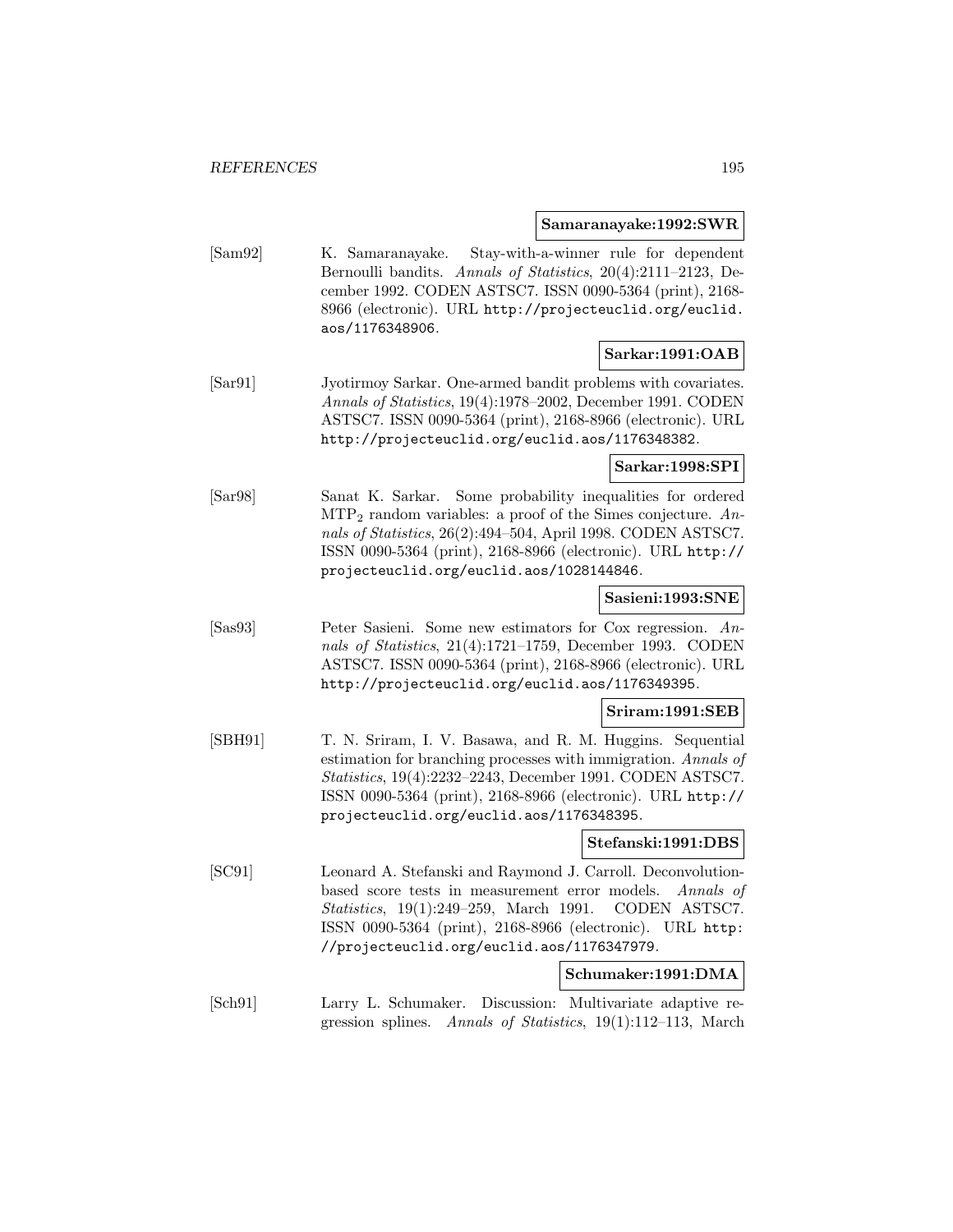**Samaranayake:1992:SWR**

[Sam92] K. Samaranayake. Stay-with-a-winner rule for dependent Bernoulli bandits. *Annals of Statistics*, 20(4):2111–2123, December 1992. CODEN ASTSC7. ISSN 0090-5364 (print), 2168-8966 (electronic). URL http://projecteuclid.org/euclid.aos/1176348906.

**Sarkar:1991:OAB**

[Sar91] Jyotirmoy Sarkar. One-armed bandit problems with covariates. *Annals of Statistics*, 19(4):1978–2002, December 1991. CODEN ASTSC7. ISSN 0090-5364 (print), 2168-8966 (electronic). URL http://projecteuclid.org/euclid.aos/1176348382.

**Sarkar:1998:SPI**

[Sar98] Sanat K. Sarkar. Some probability inequalities for ordered $\mathrm{MTP}_2$ random variables: a proof of the Simes conjecture. *Annals of Statistics*, 26(2):494–504, April 1998. CODEN ASTSC7. ISSN 0090-5364 (print), 2168-8966 (electronic). URL http://projecteuclid.org/euclid.aos/1028144846.

**Sasieni:1993:SNE**

[Sas93] Peter Sasieni. Some new estimators for Cox regression. *Annals of Statistics*, 21(4):1721–1759, December 1993. CODEN ASTSC7. ISSN 0090-5364 (print), 2168-8966 (electronic). URL http://projecteuclid.org/euclid.aos/1176349395.

**Sriram:1991:SEB**

[SBH91] T. N. Sriram, I. V. Basawa, and R. M. Huggins. Sequential estimation for branching processes with immigration. *Annals of Statistics*, 19(4):2232–2243, December 1991. CODEN ASTSC7. ISSN 0090-5364 (print), 2168-8966 (electronic). URL http://projecteuclid.org/euclid.aos/1176348395.

**Stefanski:1991:DBS**

[SC91] Leonard A. Stefanski and Raymond J. Carroll. Deconvolution-based score tests in measurement error models. *Annals of Statistics*, 19(1):249–259, March 1991. CODEN ASTSC7. ISSN 0090-5364 (print), 2168-8966 (electronic). URL http://projecteuclid.org/euclid.aos/1176347979.

**Schumaker:1991:DMA**

[Sch91] Larry L. Schumaker. Discussion: Multivariate adaptive regression splines. *Annals of Statistics*, 19(1):112–113, March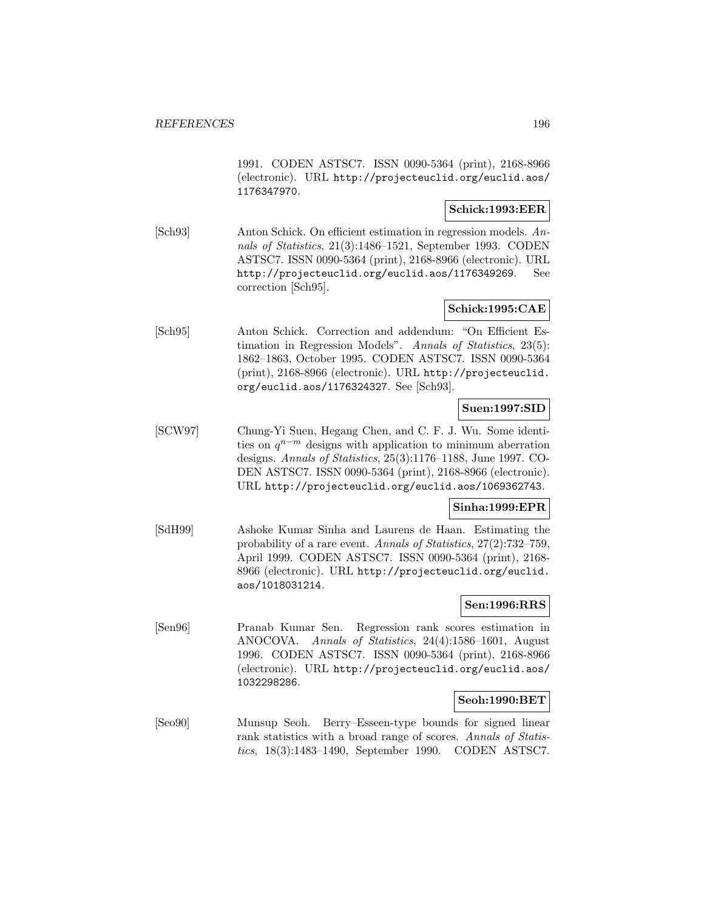1991. CODEN ASTSC7. ISSN 0090-5364 (print), 2168-8966 (electronic). URL http://projecteuclid.org/euclid.aos/1176347970.

**Schick:1993:EER**

[Sch93] Anton Schick. On efficient estimation in regression models. *Annals of Statistics*, 21(3):1486–1521, September 1993. CODEN ASTSC7. ISSN 0090-5364 (print), 2168-8966 (electronic). URL http://projecteuclid.org/euclid.aos/1176349269. See correction [Sch95].

**Schick:1995:CAE**

[Sch95] Anton Schick. Correction and addendum: "On Efficient Estimation in Regression Models". *Annals of Statistics*, 23(5): 1862–1863, October 1995. CODEN ASTSC7. ISSN 0090-5364 (print), 2168-8966 (electronic). URL http://projecteuclid.org/euclid.aos/1176324327. See [Sch93].

**Suen:1997:SID**

[SCW97] Chung-Yi Suen, Hegang Chen, and C. F. J. Wu. Some identities on $q^{n-m}$ designs with application to minimum aberration designs. *Annals of Statistics*, 25(3):1176–1188, June 1997. CODEN ASTSC7. ISSN 0090-5364 (print), 2168-8966 (electronic). URL http://projecteuclid.org/euclid.aos/1069362743.

**Sinha:1999:EPR**

[SdH99] Ashoke Kumar Sinha and Laurens de Haan. Estimating the probability of a rare event. *Annals of Statistics*, 27(2):732–759, April 1999. CODEN ASTSC7. ISSN 0090-5364 (print), 2168-8966 (electronic). URL http://projecteuclid.org/euclid.aos/1018031214.

**Sen:1996:RRS**

[Sen96] Pranab Kumar Sen. Regression rank scores estimation in ANOCOVA. *Annals of Statistics*, 24(4):1586–1601, August 1996. CODEN ASTSC7. ISSN 0090-5364 (print), 2168-8966 (electronic). URL http://projecteuclid.org/euclid.aos/1032298286.

**Seoh:1990:BET**

[Seo90] Munsup Seoh. Berry–Esseen-type bounds for signed linear rank statistics with a broad range of scores. *Annals of Statistics*, 18(3):1483–1490, September 1990. CODEN ASTSC7.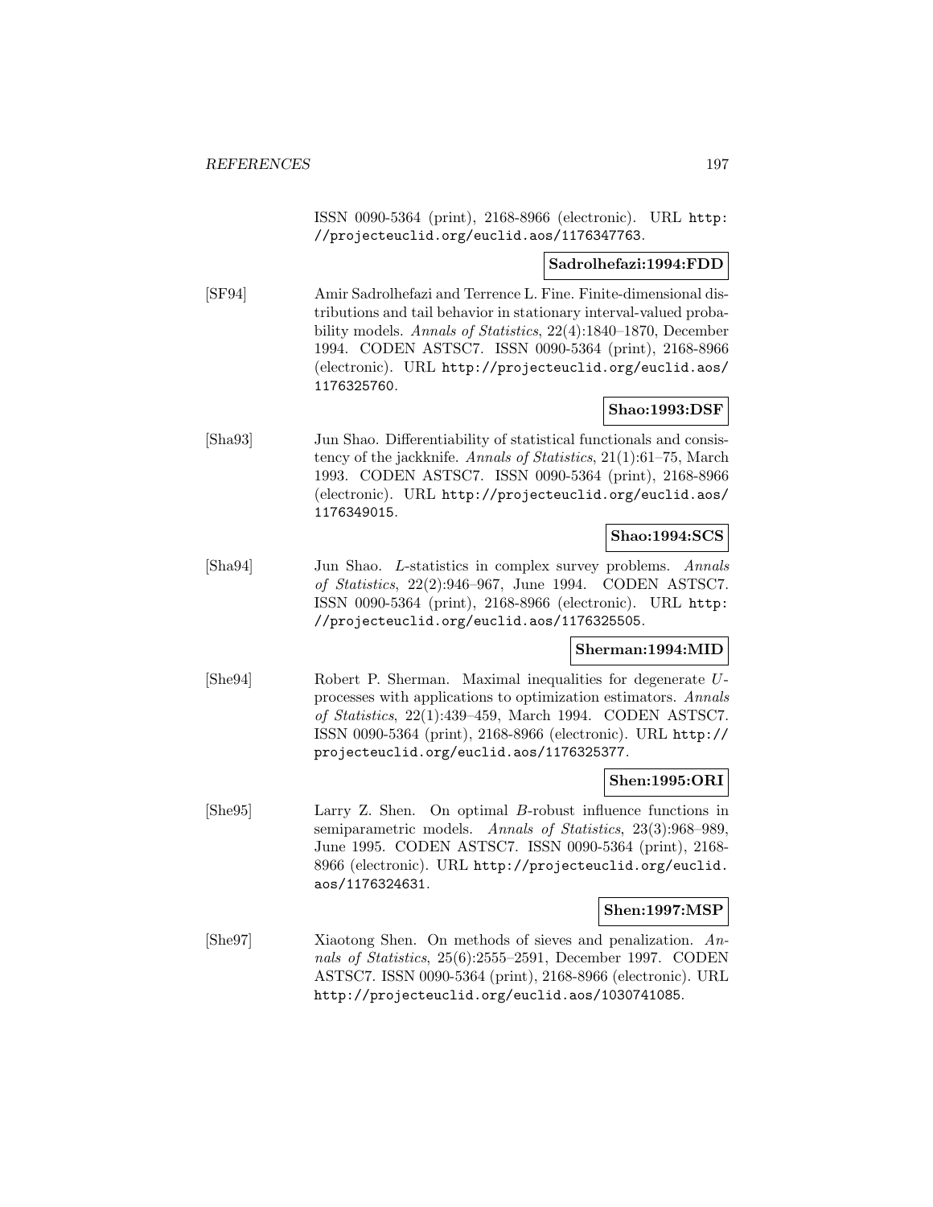ISSN 0090-5364 (print), 2168-8966 (electronic). URL http://projecteuclid.org/euclid.aos/1176347763.

**Sadrolhefazi:1994:FDD**

[SF94] Amir Sadrolhefazi and Terrence L. Fine. Finite-dimensional distributions and tail behavior in stationary interval-valued probability models. *Annals of Statistics*, 22(4):1840–1870, December 1994. CODEN ASTSC7. ISSN 0090-5364 (print), 2168-8966 (electronic). URL http://projecteuclid.org/euclid.aos/1176325760.

**Shao:1993:DSF**

[Sha93] Jun Shao. Differentiability of statistical functionals and consistency of the jackknife. *Annals of Statistics*, 21(1):61–75, March 1993. CODEN ASTSC7. ISSN 0090-5364 (print), 2168-8966 (electronic). URL http://projecteuclid.org/euclid.aos/1176349015.

**Shao:1994:SCS**

[Sha94] Jun Shao. $L$-statistics in complex survey problems. *Annals of Statistics*, 22(2):946–967, June 1994. CODEN ASTSC7. ISSN 0090-5364 (print), 2168-8966 (electronic). URL http://projecteuclid.org/euclid.aos/1176325505.

**Sherman:1994:MID**

[She94] Robert P. Sherman. Maximal inequalities for degenerate $U$-processes with applications to optimization estimators. *Annals of Statistics*, 22(1):439–459, March 1994. CODEN ASTSC7. ISSN 0090-5364 (print), 2168-8966 (electronic). URL http://projecteuclid.org/euclid.aos/1176325377.

**Shen:1995:ORI**

[She95] Larry Z. Shen. On optimal $B$-robust influence functions in semiparametric models. *Annals of Statistics*, 23(3):968–989, June 1995. CODEN ASTSC7. ISSN 0090-5364 (print), 2168-8966 (electronic). URL http://projecteuclid.org/euclid.aos/1176324631.

**Shen:1997:MSP**

[She97] Xiaotong Shen. On methods of sieves and penalization. *Annals of Statistics*, 25(6):2555–2591, December 1997. CODEN ASTSC7. ISSN 0090-5364 (print), 2168-8966 (electronic). URL http://projecteuclid.org/euclid.aos/1030741085.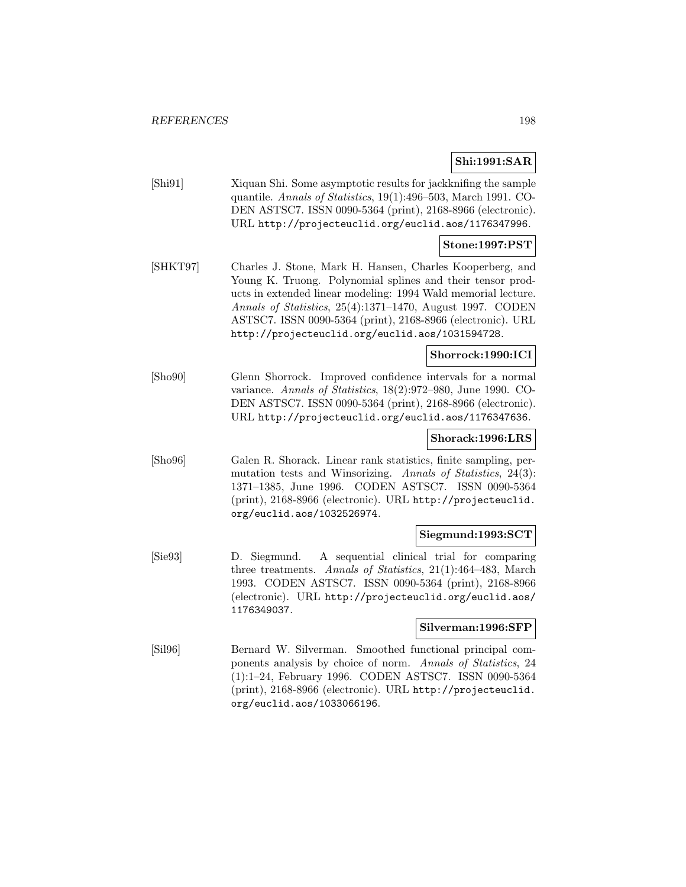**Shi:1991:SAR**

[Shi91] Xiquan Shi. Some asymptotic results for jackknifing the sample quantile. *Annals of Statistics*, 19(1):496–503, March 1991. CODEN ASTSC7. ISSN 0090-5364 (print), 2168-8966 (electronic). URL http://projecteuclid.org/euclid.aos/1176347996.

**Stone:1997:PST**

[SHKT97] Charles J. Stone, Mark H. Hansen, Charles Kooperberg, and Young K. Truong. Polynomial splines and their tensor products in extended linear modeling: 1994 Wald memorial lecture. *Annals of Statistics*, 25(4):1371–1470, August 1997. CODEN ASTSC7. ISSN 0090-5364 (print), 2168-8966 (electronic). URL http://projecteuclid.org/euclid.aos/1031594728.

**Shorrock:1990:ICI**

[Sho90] Glenn Shorrock. Improved confidence intervals for a normal variance. *Annals of Statistics*, 18(2):972–980, June 1990. CODEN ASTSC7. ISSN 0090-5364 (print), 2168-8966 (electronic). URL http://projecteuclid.org/euclid.aos/1176347636.

**Shorack:1996:LRS**

[Sho96] Galen R. Shorack. Linear rank statistics, finite sampling, permutation tests and Winsorizing. *Annals of Statistics*, 24(3): 1371–1385, June 1996. CODEN ASTSC7. ISSN 0090-5364 (print), 2168-8966 (electronic). URL http://projecteuclid.org/euclid.aos/1032526974.

**Siegmund:1993:SCT**

[Sie93] D. Siegmund. A sequential clinical trial for comparing three treatments. *Annals of Statistics*, 21(1):464–483, March 1993. CODEN ASTSC7. ISSN 0090-5364 (print), 2168-8966 (electronic). URL http://projecteuclid.org/euclid.aos/1176349037.

**Silverman:1996:SFP**

[Sil96] Bernard W. Silverman. Smoothed functional principal components analysis by choice of norm. *Annals of Statistics*, 24 (1):1–24, February 1996. CODEN ASTSC7. ISSN 0090-5364 (print), 2168-8966 (electronic). URL http://projecteuclid.org/euclid.aos/1033066196.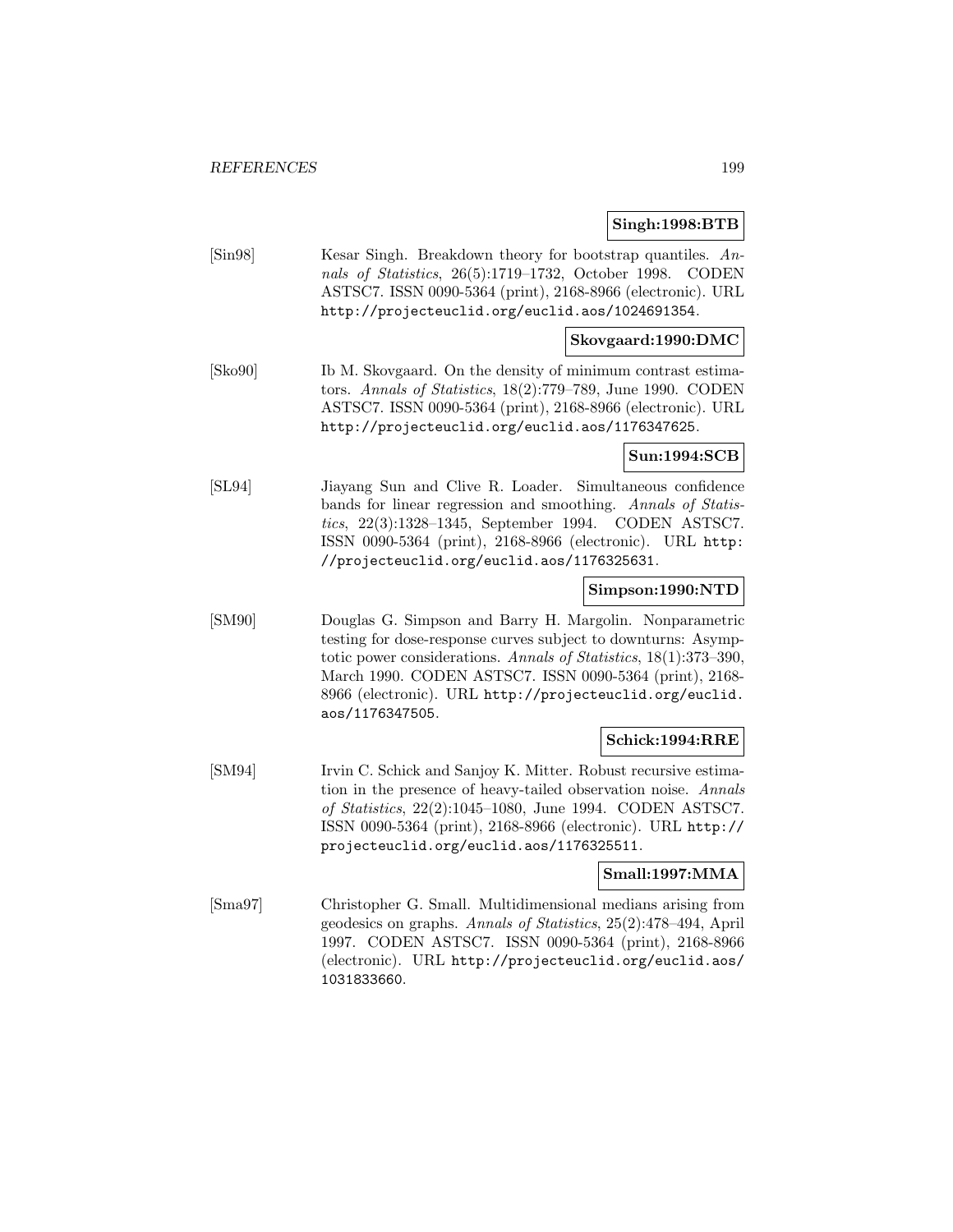**Singh:1998:BTB**

[Sin98] Kesar Singh. Breakdown theory for bootstrap quantiles. *Annals of Statistics*, 26(5):1719–1732, October 1998. CODEN ASTSC7. ISSN 0090-5364 (print), 2168-8966 (electronic). URL http://projecteuclid.org/euclid.aos/1024691354.

**Skovgaard:1990:DMC**

[Sko90] Ib M. Skovgaard. On the density of minimum contrast estimators. *Annals of Statistics*, 18(2):779–789, June 1990. CODEN ASTSC7. ISSN 0090-5364 (print), 2168-8966 (electronic). URL http://projecteuclid.org/euclid.aos/1176347625.

**Sun:1994:SCB**

[SL94] Jiayang Sun and Clive R. Loader. Simultaneous confidence bands for linear regression and smoothing. *Annals of Statistics*, 22(3):1328–1345, September 1994. CODEN ASTSC7. ISSN 0090-5364 (print), 2168-8966 (electronic). URL http://projecteuclid.org/euclid.aos/1176325631.

**Simpson:1990:NTD**

[SM90] Douglas G. Simpson and Barry H. Margolin. Nonparametric testing for dose-response curves subject to downturns: Asymptotic power considerations. *Annals of Statistics*, 18(1):373–390, March 1990. CODEN ASTSC7. ISSN 0090-5364 (print), 2168-8966 (electronic). URL http://projecteuclid.org/euclid.aos/1176347505.

**Schick:1994:RRE**

[SM94] Irvin C. Schick and Sanjoy K. Mitter. Robust recursive estimation in the presence of heavy-tailed observation noise. *Annals of Statistics*, 22(2):1045–1080, June 1994. CODEN ASTSC7. ISSN 0090-5364 (print), 2168-8966 (electronic). URL http://projecteuclid.org/euclid.aos/1176325511.

**Small:1997:MMA**

[Sma97] Christopher G. Small. Multidimensional medians arising from geodesics on graphs. *Annals of Statistics*, 25(2):478–494, April 1997. CODEN ASTSC7. ISSN 0090-5364 (print), 2168-8966 (electronic). URL http://projecteuclid.org/euclid.aos/1031833660.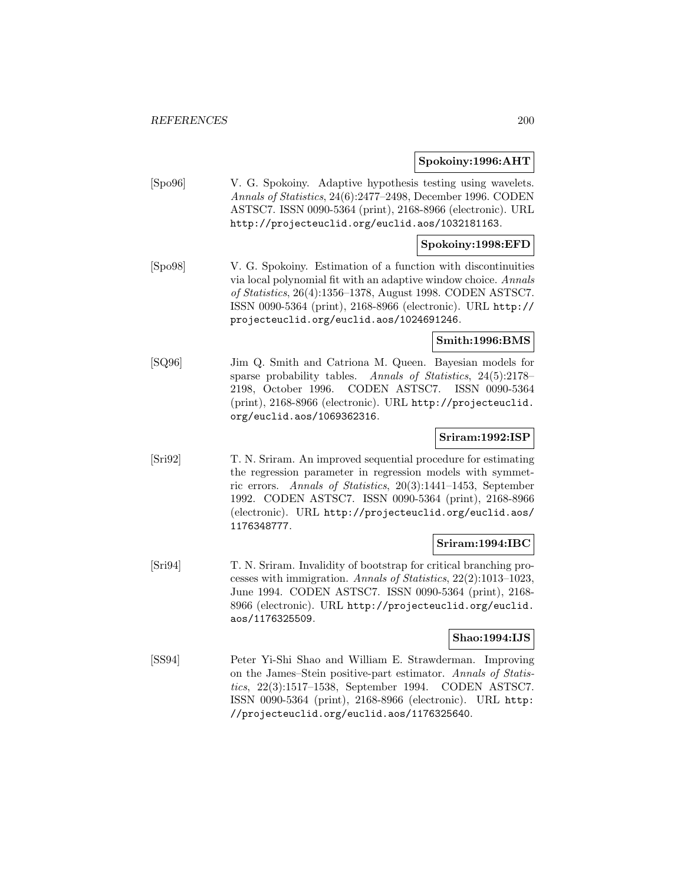**Spokoiny:1996:AHT**

[Spo96] V. G. Spokoiny. Adaptive hypothesis testing using wavelets. *Annals of Statistics*, 24(6):2477–2498, December 1996. CODEN ASTSC7. ISSN 0090-5364 (print), 2168-8966 (electronic). URL http://projecteuclid.org/euclid.aos/1032181163.

**Spokoiny:1998:EFD**

[Spo98] V. G. Spokoiny. Estimation of a function with discontinuities via local polynomial fit with an adaptive window choice. *Annals of Statistics*, 26(4):1356–1378, August 1998. CODEN ASTSC7. ISSN 0090-5364 (print), 2168-8966 (electronic). URL http://projecteuclid.org/euclid.aos/1024691246.

**Smith:1996:BMS**

[SQ96] Jim Q. Smith and Catriona M. Queen. Bayesian models for sparse probability tables. *Annals of Statistics*, 24(5):2178–2198, October 1996. CODEN ASTSC7. ISSN 0090-5364 (print), 2168-8966 (electronic). URL http://projecteuclid.org/euclid.aos/1069362316.

**Sriram:1992:ISP**

[Sri92] T. N. Sriram. An improved sequential procedure for estimating the regression parameter in regression models with symmetric errors. *Annals of Statistics*, 20(3):1441–1453, September 1992. CODEN ASTSC7. ISSN 0090-5364 (print), 2168-8966 (electronic). URL http://projecteuclid.org/euclid.aos/1176348777.

**Sriram:1994:IBC**

[Sri94] T. N. Sriram. Invalidity of bootstrap for critical branching processes with immigration. *Annals of Statistics*, 22(2):1013–1023, June 1994. CODEN ASTSC7. ISSN 0090-5364 (print), 2168-8966 (electronic). URL http://projecteuclid.org/euclid.aos/1176325509.

**Shao:1994:IJS**

[SS94] Peter Yi-Shi Shao and William E. Strawderman. Improving on the James–Stein positive-part estimator. *Annals of Statistics*, 22(3):1517–1538, September 1994. CODEN ASTSC7. ISSN 0090-5364 (print), 2168-8966 (electronic). URL http://projecteuclid.org/euclid.aos/1176325640.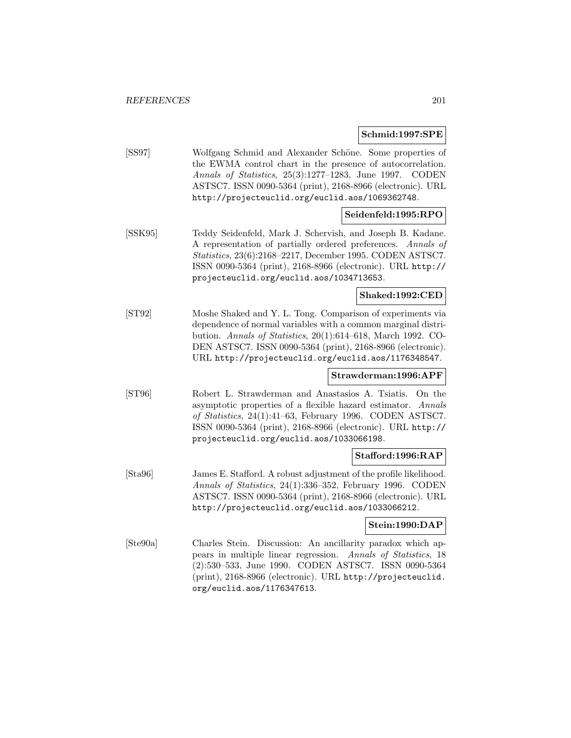**Schmid:1997:SPE**

[SS97] Wolfgang Schmid and Alexander Schöne. Some properties of the EWMA control chart in the presence of autocorrelation. *Annals of Statistics*, 25(3):1277–1283, June 1997. CODEN ASTSC7. ISSN 0090-5364 (print), 2168-8966 (electronic). URL http://projecteuclid.org/euclid.aos/1069362748.

**Seidenfeld:1995:RPO**

[SSK95] Teddy Seidenfeld, Mark J. Schervish, and Joseph B. Kadane. A representation of partially ordered preferences. *Annals of Statistics*, 23(6):2168–2217, December 1995. CODEN ASTSC7. ISSN 0090-5364 (print), 2168-8966 (electronic). URL http://projecteuclid.org/euclid.aos/1034713653.

**Shaked:1992:CED**

[ST92] Moshe Shaked and Y. L. Tong. Comparison of experiments via dependence of normal variables with a common marginal distribution. *Annals of Statistics*, 20(1):614–618, March 1992. CODEN ASTSC7. ISSN 0090-5364 (print), 2168-8966 (electronic). URL http://projecteuclid.org/euclid.aos/1176348547.

**Strawderman:1996:APF**

[ST96] Robert L. Strawderman and Anastasios A. Tsiatis. On the asymptotic properties of a flexible hazard estimator. *Annals of Statistics*, 24(1):41–63, February 1996. CODEN ASTSC7. ISSN 0090-5364 (print), 2168-8966 (electronic). URL http://projecteuclid.org/euclid.aos/1033066198.

**Stafford:1996:RAP**

[Sta96] James E. Stafford. A robust adjustment of the profile likelihood. *Annals of Statistics*, 24(1):336–352, February 1996. CODEN ASTSC7. ISSN 0090-5364 (print), 2168-8966 (electronic). URL http://projecteuclid.org/euclid.aos/1033066212.

**Stein:1990:DAP**

[Ste90a] Charles Stein. Discussion: An ancillarity paradox which appears in multiple linear regression. *Annals of Statistics*, 18 (2):530–533, June 1990. CODEN ASTSC7. ISSN 0090-5364 (print), 2168-8966 (electronic). URL http://projecteuclid.org/euclid.aos/1176347613.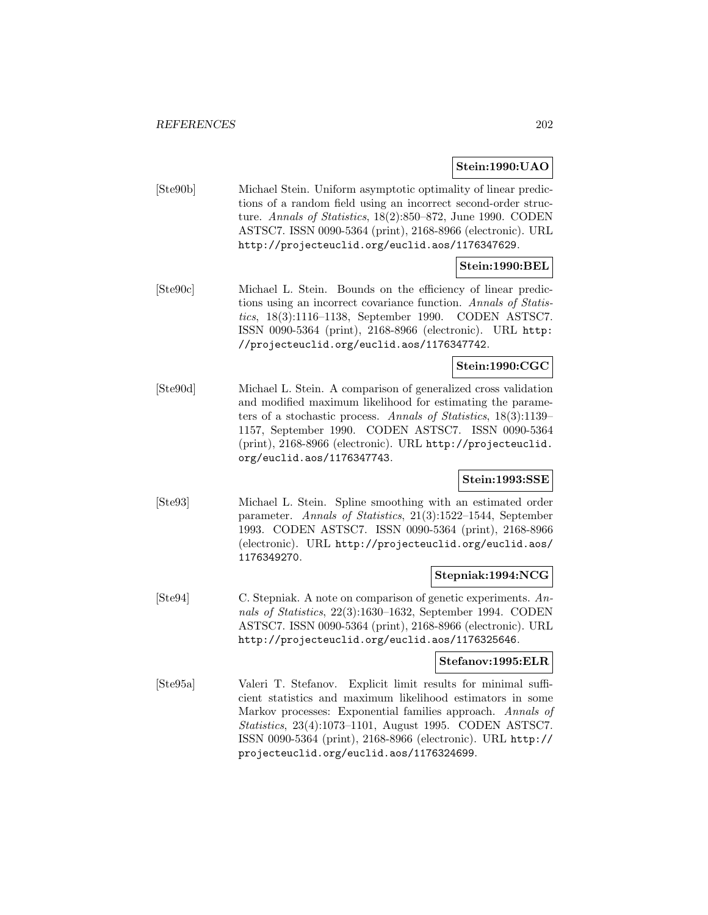**Stein:1990:UAO**

[Ste90b] Michael Stein. Uniform asymptotic optimality of linear predictions of a random field using an incorrect second-order structure. *Annals of Statistics*, 18(2):850–872, June 1990. CODEN ASTSC7. ISSN 0090-5364 (print), 2168-8966 (electronic). URL http://projecteuclid.org/euclid.aos/1176347629.

**Stein:1990:BEL**

[Ste90c] Michael L. Stein. Bounds on the efficiency of linear predictions using an incorrect covariance function. *Annals of Statistics*, 18(3):1116–1138, September 1990. CODEN ASTSC7. ISSN 0090-5364 (print), 2168-8966 (electronic). URL http://projecteuclid.org/euclid.aos/1176347742.

**Stein:1990:CGC**

[Ste90d] Michael L. Stein. A comparison of generalized cross validation and modified maximum likelihood for estimating the parameters of a stochastic process. *Annals of Statistics*, 18(3):1139–1157, September 1990. CODEN ASTSC7. ISSN 0090-5364 (print), 2168-8966 (electronic). URL http://projecteuclid.org/euclid.aos/1176347743.

**Stein:1993:SSE**

[Ste93] Michael L. Stein. Spline smoothing with an estimated order parameter. *Annals of Statistics*, 21(3):1522–1544, September 1993. CODEN ASTSC7. ISSN 0090-5364 (print), 2168-8966 (electronic). URL http://projecteuclid.org/euclid.aos/1176349270.

**Stepniak:1994:NCG**

[Ste94] C. Stepniak. A note on comparison of genetic experiments. *Annals of Statistics*, 22(3):1630–1632, September 1994. CODEN ASTSC7. ISSN 0090-5364 (print), 2168-8966 (electronic). URL http://projecteuclid.org/euclid.aos/1176325646.

**Stefanov:1995:ELR**

[Ste95a] Valeri T. Stefanov. Explicit limit results for minimal sufficient statistics and maximum likelihood estimators in some Markov processes: Exponential families approach. *Annals of Statistics*, 23(4):1073–1101, August 1995. CODEN ASTSC7. ISSN 0090-5364 (print), 2168-8966 (electronic). URL http://projecteuclid.org/euclid.aos/1176324699.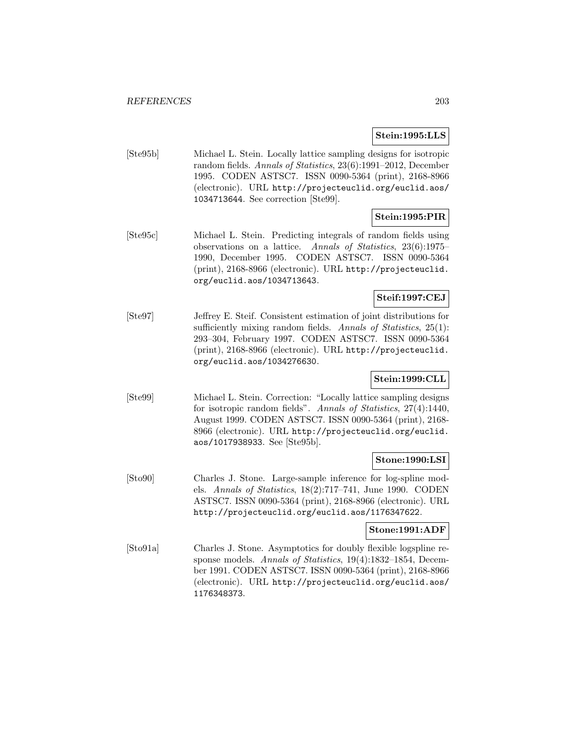**Stein:1995:LLS**

[Ste95b] Michael L. Stein. Locally lattice sampling designs for isotropic random fields. *Annals of Statistics*, 23(6):1991–2012, December 1995. CODEN ASTSC7. ISSN 0090-5364 (print), 2168-8966 (electronic). URL http://projecteuclid.org/euclid.aos/1034713644. See correction [Ste99].

**Stein:1995:PIR**

[Ste95c] Michael L. Stein. Predicting integrals of random fields using observations on a lattice. *Annals of Statistics*, 23(6):1975–1990, December 1995. CODEN ASTSC7. ISSN 0090-5364 (print), 2168-8966 (electronic). URL http://projecteuclid.org/euclid.aos/1034713643.

**Steif:1997:CEJ**

[Ste97] Jeffrey E. Steif. Consistent estimation of joint distributions for sufficiently mixing random fields. *Annals of Statistics*, 25(1):293–304, February 1997. CODEN ASTSC7. ISSN 0090-5364 (print), 2168-8966 (electronic). URL http://projecteuclid.org/euclid.aos/1034276630.

**Stein:1999:CLL**

[Ste99] Michael L. Stein. Correction: "Locally lattice sampling designs for isotropic random fields". *Annals of Statistics*, 27(4):1440, August 1999. CODEN ASTSC7. ISSN 0090-5364 (print), 2168-8966 (electronic). URL http://projecteuclid.org/euclid.aos/1017938933. See [Ste95b].

**Stone:1990:LSI**

[Sto90] Charles J. Stone. Large-sample inference for log-spline models. *Annals of Statistics*, 18(2):717–741, June 1990. CODEN ASTSC7. ISSN 0090-5364 (print), 2168-8966 (electronic). URL http://projecteuclid.org/euclid.aos/1176347622.

**Stone:1991:ADF**

[Sto91a] Charles J. Stone. Asymptotics for doubly flexible logspline response models. *Annals of Statistics*, 19(4):1832–1854, December 1991. CODEN ASTSC7. ISSN 0090-5364 (print), 2168-8966 (electronic). URL http://projecteuclid.org/euclid.aos/1176348373.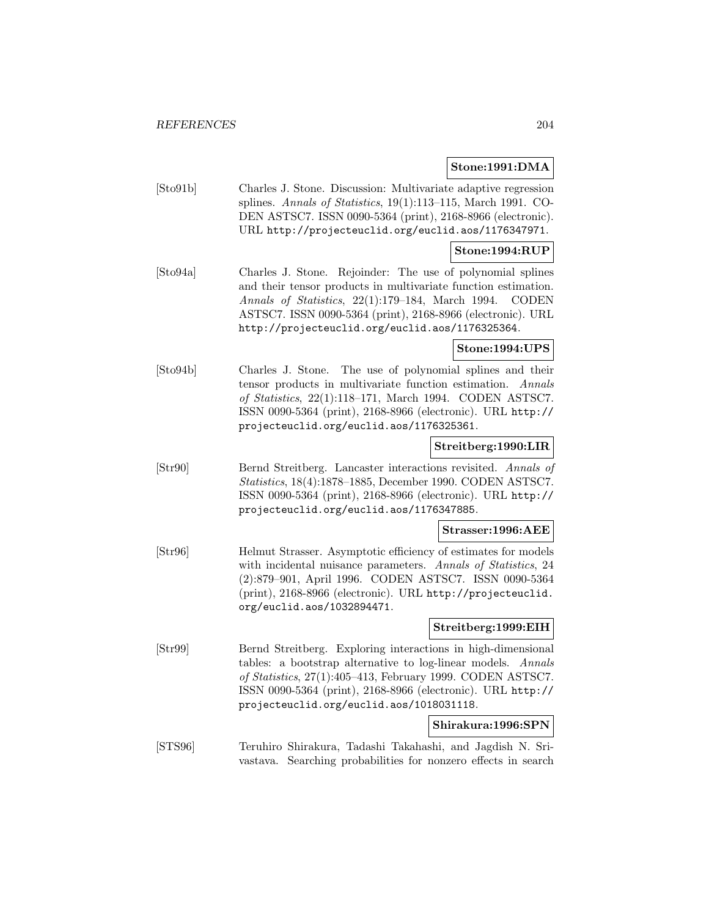**Stone:1991:DMA**

[Sto91b] Charles J. Stone. Discussion: Multivariate adaptive regression splines. *Annals of Statistics*, 19(1):113–115, March 1991. CODEN ASTSC7. ISSN 0090-5364 (print), 2168-8966 (electronic). URL http://projecteuclid.org/euclid.aos/1176347971.

**Stone:1994:RUP**

[Sto94a] Charles J. Stone. Rejoinder: The use of polynomial splines and their tensor products in multivariate function estimation. *Annals of Statistics*, 22(1):179–184, March 1994. CODEN ASTSC7. ISSN 0090-5364 (print), 2168-8966 (electronic). URL http://projecteuclid.org/euclid.aos/1176325364.

**Stone:1994:UPS**

[Sto94b] Charles J. Stone. The use of polynomial splines and their tensor products in multivariate function estimation. *Annals of Statistics*, 22(1):118–171, March 1994. CODEN ASTSC7. ISSN 0090-5364 (print), 2168-8966 (electronic). URL http://projecteuclid.org/euclid.aos/1176325361.

**Streitberg:1990:LIR**

[Str90] Bernd Streitberg. Lancaster interactions revisited. *Annals of Statistics*, 18(4):1878–1885, December 1990. CODEN ASTSC7. ISSN 0090-5364 (print), 2168-8966 (electronic). URL http://projecteuclid.org/euclid.aos/1176347885.

**Strasser:1996:AEE**

[Str96] Helmut Strasser. Asymptotic efficiency of estimates for models with incidental nuisance parameters. *Annals of Statistics*, 24 (2):879–901, April 1996. CODEN ASTSC7. ISSN 0090-5364 (print), 2168-8966 (electronic). URL http://projecteuclid.org/euclid.aos/1032894471.

**Streitberg:1999:EIH**

[Str99] Bernd Streitberg. Exploring interactions in high-dimensional tables: a bootstrap alternative to log-linear models. *Annals of Statistics*, 27(1):405–413, February 1999. CODEN ASTSC7. ISSN 0090-5364 (print), 2168-8966 (electronic). URL http://projecteuclid.org/euclid.aos/1018031118.

**Shirakura:1996:SPN**

[STS96] Teruhiro Shirakura, Tadashi Takahashi, and Jagdish N. Srivastava. Searching probabilities for nonzero effects in search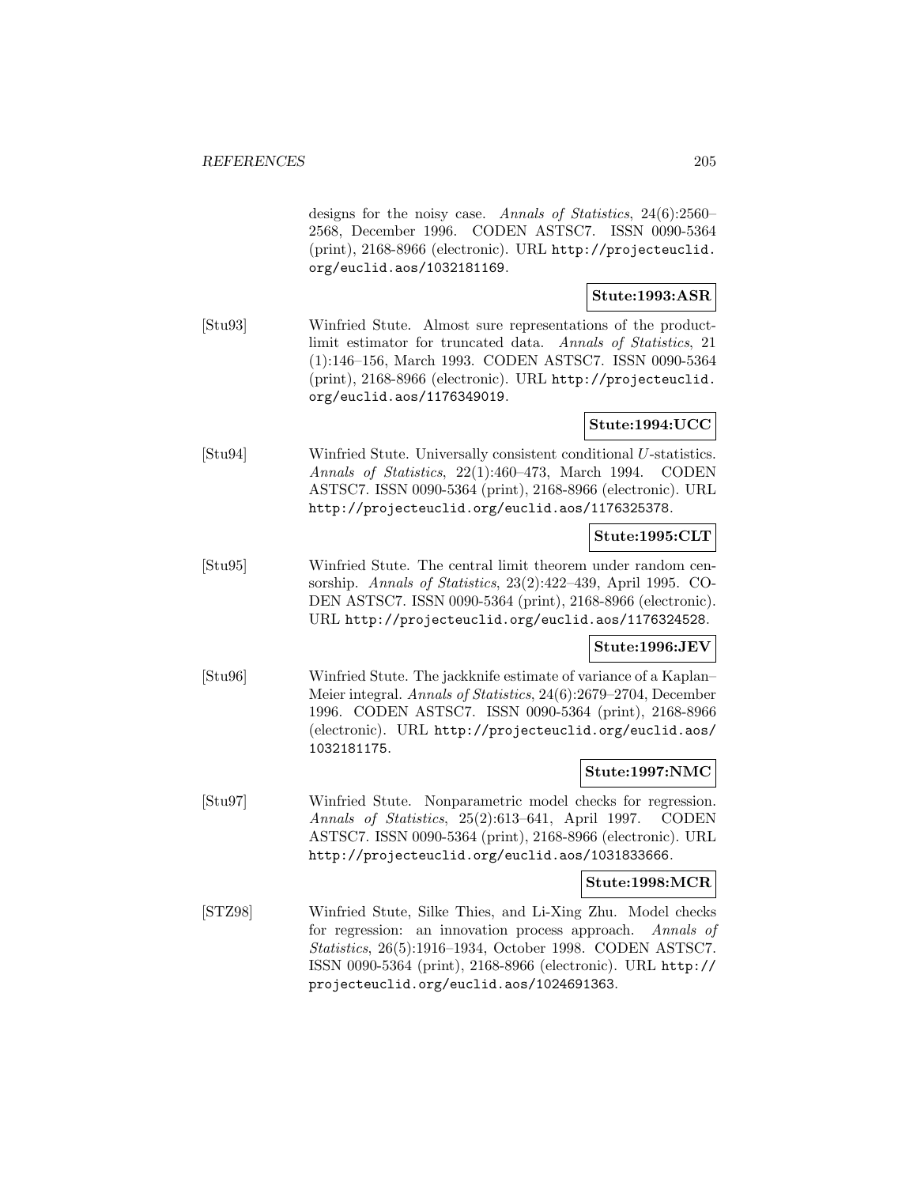designs for the noisy case. *Annals of Statistics*, 24(6):2560–2568, December 1996. CODEN ASTSC7. ISSN 0090-5364 (print), 2168-8966 (electronic). URL http://projecteuclid.org/euclid.aos/1032181169.

**Stute:1993:ASR**

[Stu93] Winfried Stute. Almost sure representations of the product-limit estimator for truncated data. *Annals of Statistics*, 21 (1):146–156, March 1993. CODEN ASTSC7. ISSN 0090-5364 (print), 2168-8966 (electronic). URL http://projecteuclid.org/euclid.aos/1176349019.

**Stute:1994:UCC**

[Stu94] Winfried Stute. Universally consistent conditional $U$-statistics. *Annals of Statistics*, 22(1):460–473, March 1994. CODEN ASTSC7. ISSN 0090-5364 (print), 2168-8966 (electronic). URL http://projecteuclid.org/euclid.aos/1176325378.

**Stute:1995:CLT**

[Stu95] Winfried Stute. The central limit theorem under random censorship. *Annals of Statistics*, 23(2):422–439, April 1995. CODEN ASTSC7. ISSN 0090-5364 (print), 2168-8966 (electronic). URL http://projecteuclid.org/euclid.aos/1176324528.

**Stute:1996:JEV**

[Stu96] Winfried Stute. The jackknife estimate of variance of a Kaplan–Meier integral. *Annals of Statistics*, 24(6):2679–2704, December 1996. CODEN ASTSC7. ISSN 0090-5364 (print), 2168-8966 (electronic). URL http://projecteuclid.org/euclid.aos/1032181175.

**Stute:1997:NMC**

[Stu97] Winfried Stute. Nonparametric model checks for regression. *Annals of Statistics*, 25(2):613–641, April 1997. CODEN ASTSC7. ISSN 0090-5364 (print), 2168-8966 (electronic). URL http://projecteuclid.org/euclid.aos/1031833666.

**Stute:1998:MCR**

[STZ98] Winfried Stute, Silke Thies, and Li-Xing Zhu. Model checks for regression: an innovation process approach. *Annals of Statistics*, 26(5):1916–1934, October 1998. CODEN ASTSC7. ISSN 0090-5364 (print), 2168-8966 (electronic). URL http://projecteuclid.org/euclid.aos/1024691363.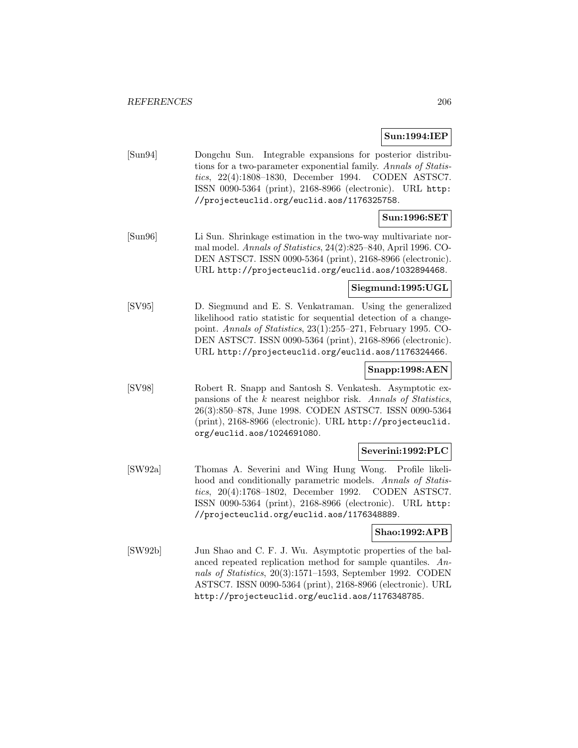**Sun:1994:IEP**

[Sun94] Dongchu Sun. Integrable expansions for posterior distributions for a two-parameter exponential family. *Annals of Statistics*, 22(4):1808–1830, December 1994. CODEN ASTSC7. ISSN 0090-5364 (print), 2168-8966 (electronic). URL http://projecteuclid.org/euclid.aos/1176325758.

**Sun:1996:SET**

[Sun96] Li Sun. Shrinkage estimation in the two-way multivariate normal model. *Annals of Statistics*, 24(2):825–840, April 1996. CODEN ASTSC7. ISSN 0090-5364 (print), 2168-8966 (electronic). URL http://projecteuclid.org/euclid.aos/1032894468.

**Siegmund:1995:UGL**

[SV95] D. Siegmund and E. S. Venkatraman. Using the generalized likelihood ratio statistic for sequential detection of a changepoint. *Annals of Statistics*, 23(1):255–271, February 1995. CODEN ASTSC7. ISSN 0090-5364 (print), 2168-8966 (electronic). URL http://projecteuclid.org/euclid.aos/1176324466.

**Snapp:1998:AEN**

[SV98] Robert R. Snapp and Santosh S. Venkatesh. Asymptotic expansions of the $k$ nearest neighbor risk. *Annals of Statistics*, 26(3):850–878, June 1998. CODEN ASTSC7. ISSN 0090-5364 (print), 2168-8966 (electronic). URL http://projecteuclid.org/euclid.aos/1024691080.

**Severini:1992:PLC**

[SW92a] Thomas A. Severini and Wing Hung Wong. Profile likelihood and conditionally parametric models. *Annals of Statistics*, 20(4):1768–1802, December 1992. CODEN ASTSC7. ISSN 0090-5364 (print), 2168-8966 (electronic). URL http://projecteuclid.org/euclid.aos/1176348889.

**Shao:1992:APB**

[SW92b] Jun Shao and C. F. J. Wu. Asymptotic properties of the balanced repeated replication method for sample quantiles. *Annals of Statistics*, 20(3):1571–1593, September 1992. CODEN ASTSC7. ISSN 0090-5364 (print), 2168-8966 (electronic). URL http://projecteuclid.org/euclid.aos/1176348785.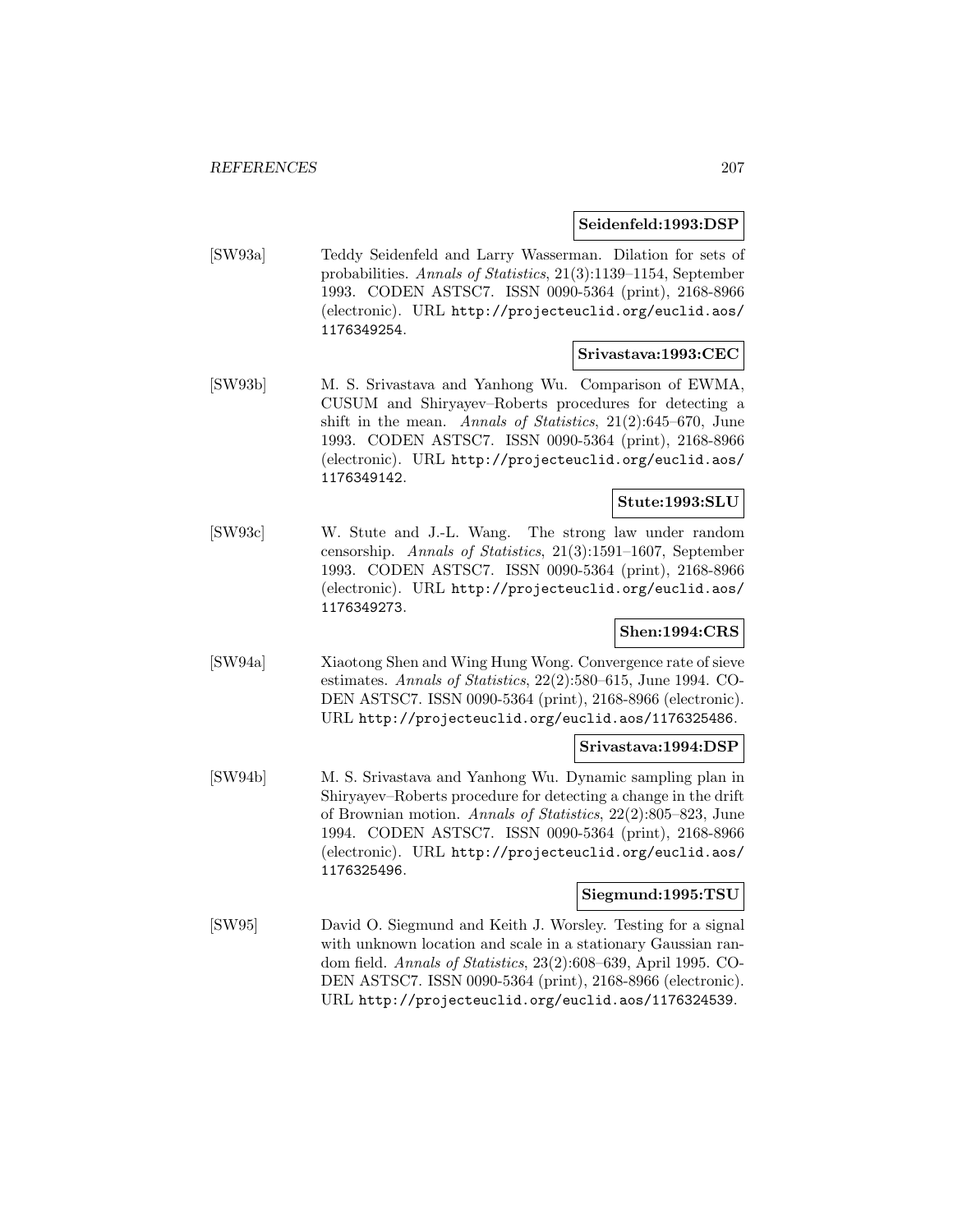**Seidenfeld:1993:DSP**

[SW93a] Teddy Seidenfeld and Larry Wasserman. Dilation for sets of probabilities. *Annals of Statistics*, 21(3):1139–1154, September 1993. CODEN ASTSC7. ISSN 0090-5364 (print), 2168-8966 (electronic). URL http://projecteuclid.org/euclid.aos/1176349254.

**Srivastava:1993:CEC**

[SW93b] M. S. Srivastava and Yanhong Wu. Comparison of EWMA, CUSUM and Shiryayev–Roberts procedures for detecting a shift in the mean. *Annals of Statistics*, 21(2):645–670, June 1993. CODEN ASTSC7. ISSN 0090-5364 (print), 2168-8966 (electronic). URL http://projecteuclid.org/euclid.aos/1176349142.

**Stute:1993:SLU**

[SW93c] W. Stute and J.-L. Wang. The strong law under random censorship. *Annals of Statistics*, 21(3):1591–1607, September 1993. CODEN ASTSC7. ISSN 0090-5364 (print), 2168-8966 (electronic). URL http://projecteuclid.org/euclid.aos/1176349273.

**Shen:1994:CRS**

[SW94a] Xiaotong Shen and Wing Hung Wong. Convergence rate of sieve estimates. *Annals of Statistics*, 22(2):580–615, June 1994. CODEN ASTSC7. ISSN 0090-5364 (print), 2168-8966 (electronic). URL http://projecteuclid.org/euclid.aos/1176325486.

**Srivastava:1994:DSP**

[SW94b] M. S. Srivastava and Yanhong Wu. Dynamic sampling plan in Shiryayev–Roberts procedure for detecting a change in the drift of Brownian motion. *Annals of Statistics*, 22(2):805–823, June 1994. CODEN ASTSC7. ISSN 0090-5364 (print), 2168-8966 (electronic). URL http://projecteuclid.org/euclid.aos/1176325496.

**Siegmund:1995:TSU**

[SW95] David O. Siegmund and Keith J. Worsley. Testing for a signal with unknown location and scale in a stationary Gaussian random field. *Annals of Statistics*, 23(2):608–639, April 1995. CODEN ASTSC7. ISSN 0090-5364 (print), 2168-8966 (electronic). URL http://projecteuclid.org/euclid.aos/1176324539.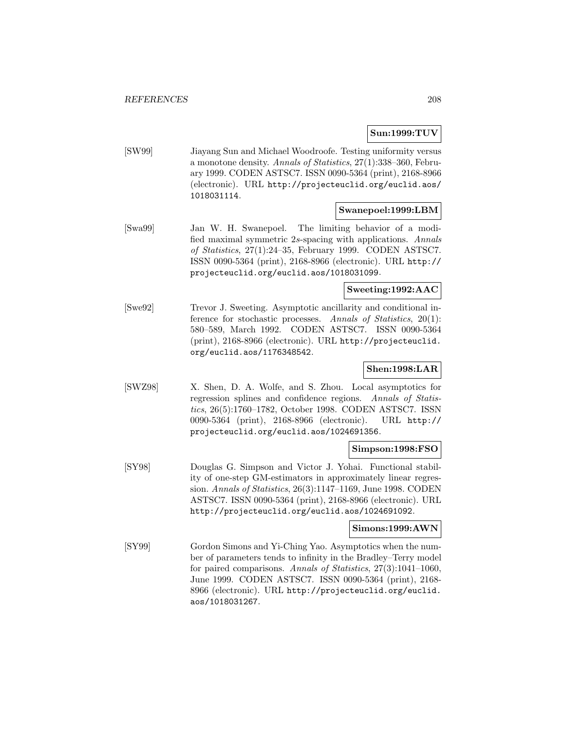**Sun:1999:TUV**

[SW99] Jiayang Sun and Michael Woodroofe. Testing uniformity versus a monotone density. *Annals of Statistics*, 27(1):338–360, February 1999. CODEN ASTSC7. ISSN 0090-5364 (print), 2168-8966 (electronic). URL http://projecteuclid.org/euclid.aos/1018031114.

**Swanepoel:1999:LBM**

[Swa99] Jan W. H. Swanepoel. The limiting behavior of a modified maximal symmetric 2$s$-spacing with applications. *Annals of Statistics*, 27(1):24–35, February 1999. CODEN ASTSC7. ISSN 0090-5364 (print), 2168-8966 (electronic). URL http://projecteuclid.org/euclid.aos/1018031099.

**Sweeting:1992:AAC**

[Swe92] Trevor J. Sweeting. Asymptotic ancillarity and conditional inference for stochastic processes. *Annals of Statistics*, 20(1): 580–589, March 1992. CODEN ASTSC7. ISSN 0090-5364 (print), 2168-8966 (electronic). URL http://projecteuclid.org/euclid.aos/1176348542.

**Shen:1998:LAR**

[SWZ98] X. Shen, D. A. Wolfe, and S. Zhou. Local asymptotics for regression splines and confidence regions. *Annals of Statistics*, 26(5):1760–1782, October 1998. CODEN ASTSC7. ISSN 0090-5364 (print), 2168-8966 (electronic). URL http://projecteuclid.org/euclid.aos/1024691356.

**Simpson:1998:FSO**

[SY98] Douglas G. Simpson and Victor J. Yohai. Functional stability of one-step GM-estimators in approximately linear regression. *Annals of Statistics*, 26(3):1147–1169, June 1998. CODEN ASTSC7. ISSN 0090-5364 (print), 2168-8966 (electronic). URL http://projecteuclid.org/euclid.aos/1024691092.

**Simons:1999:AWN**

[SY99] Gordon Simons and Yi-Ching Yao. Asymptotics when the number of parameters tends to infinity in the Bradley–Terry model for paired comparisons. *Annals of Statistics*, 27(3):1041–1060, June 1999. CODEN ASTSC7. ISSN 0090-5364 (print), 2168-8966 (electronic). URL http://projecteuclid.org/euclid.aos/1018031267.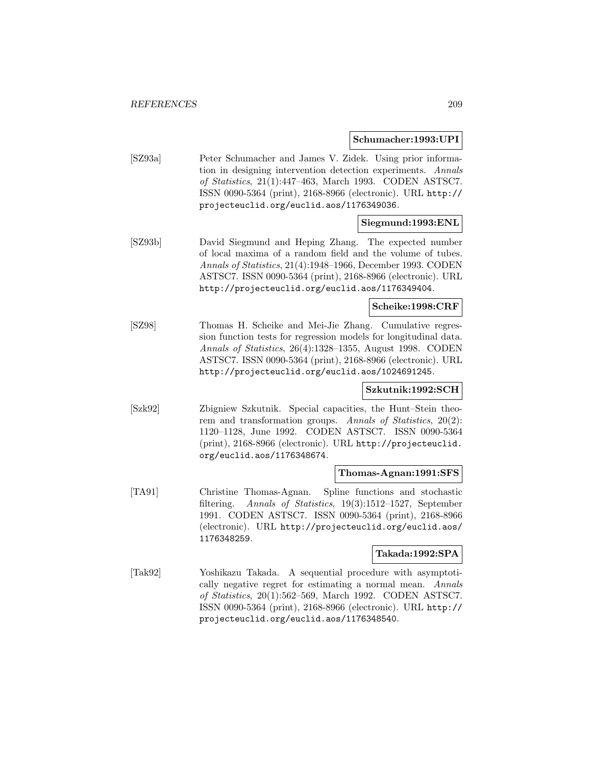**Schumacher:1993:UPI**

[SZ93a] Peter Schumacher and James V. Zidek. Using prior information in designing intervention detection experiments. *Annals of Statistics*, 21(1):447–463, March 1993. CODEN ASTSC7. ISSN 0090-5364 (print), 2168-8966 (electronic). URL http://projecteuclid.org/euclid.aos/1176349036.

**Siegmund:1993:ENL**

[SZ93b] David Siegmund and Heping Zhang. The expected number of local maxima of a random field and the volume of tubes. *Annals of Statistics*, 21(4):1948–1966, December 1993. CODEN ASTSC7. ISSN 0090-5364 (print), 2168-8966 (electronic). URL http://projecteuclid.org/euclid.aos/1176349404.

**Scheike:1998:CRF**

[SZ98] Thomas H. Scheike and Mei-Jie Zhang. Cumulative regression function tests for regression models for longitudinal data. *Annals of Statistics*, 26(4):1328–1355, August 1998. CODEN ASTSC7. ISSN 0090-5364 (print), 2168-8966 (electronic). URL http://projecteuclid.org/euclid.aos/1024691245.

**Szkutnik:1992:SCH**

[Szk92] Zbigniew Szkutnik. Special capacities, the Hunt–Stein theorem and transformation groups. *Annals of Statistics*, 20(2): 1120–1128, June 1992. CODEN ASTSC7. ISSN 0090-5364 (print), 2168-8966 (electronic). URL http://projecteuclid.org/euclid.aos/1176348674.

**Thomas-Agnan:1991:SFS**

[TA91] Christine Thomas-Agnan. Spline functions and stochastic filtering. *Annals of Statistics*, 19(3):1512–1527, September 1991. CODEN ASTSC7. ISSN 0090-5364 (print), 2168-8966 (electronic). URL http://projecteuclid.org/euclid.aos/1176348259.

**Takada:1992:SPA**

[Tak92] Yoshikazu Takada. A sequential procedure with asymptotically negative regret for estimating a normal mean. *Annals of Statistics*, 20(1):562–569, March 1992. CODEN ASTSC7. ISSN 0090-5364 (print), 2168-8966 (electronic). URL http://projecteuclid.org/euclid.aos/1176348540.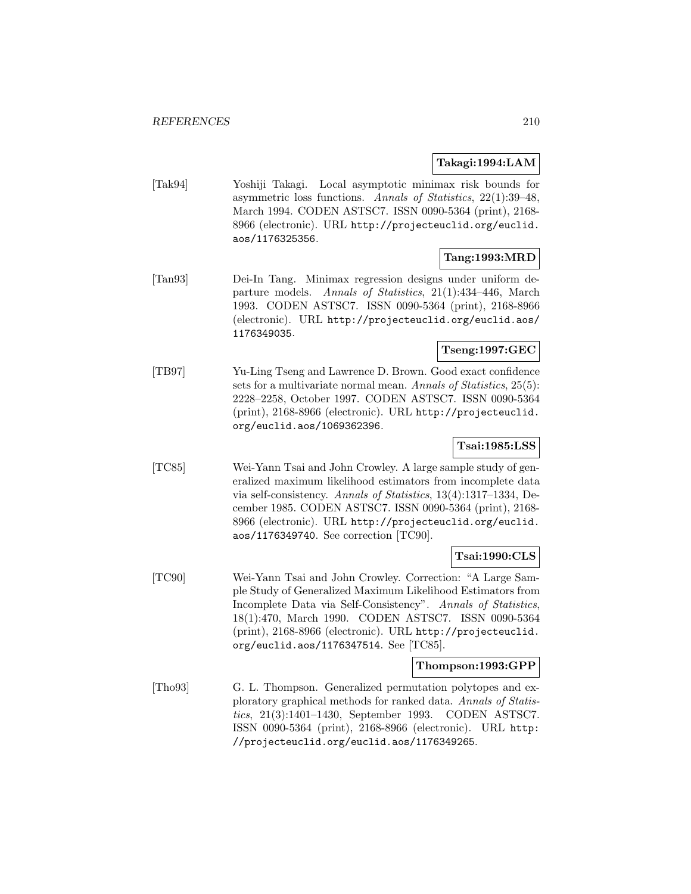**Takagi:1994:LAM**

[Tak94] Yoshiji Takagi. Local asymptotic minimax risk bounds for asymmetric loss functions. *Annals of Statistics*, 22(1):39–48, March 1994. CODEN ASTSC7. ISSN 0090-5364 (print), 2168-8966 (electronic). URL http://projecteuclid.org/euclid.aos/1176325356.

**Tang:1993:MRD**

[Tan93] Dei-In Tang. Minimax regression designs under uniform departure models. *Annals of Statistics*, 21(1):434–446, March 1993. CODEN ASTSC7. ISSN 0090-5364 (print), 2168-8966 (electronic). URL http://projecteuclid.org/euclid.aos/1176349035.

**Tseng:1997:GEC**

[TB97] Yu-Ling Tseng and Lawrence D. Brown. Good exact confidence sets for a multivariate normal mean. *Annals of Statistics*, 25(5): 2228–2258, October 1997. CODEN ASTSC7. ISSN 0090-5364 (print), 2168-8966 (electronic). URL http://projecteuclid.org/euclid.aos/1069362396.

**Tsai:1985:LSS**

[TC85] Wei-Yann Tsai and John Crowley. A large sample study of generalized maximum likelihood estimators from incomplete data via self-consistency. *Annals of Statistics*, 13(4):1317–1334, December 1985. CODEN ASTSC7. ISSN 0090-5364 (print), 2168-8966 (electronic). URL http://projecteuclid.org/euclid.aos/1176349740. See correction [TC90].

**Tsai:1990:CLS**

[TC90] Wei-Yann Tsai and John Crowley. Correction: "A Large Sample Study of Generalized Maximum Likelihood Estimators from Incomplete Data via Self-Consistency". *Annals of Statistics*, 18(1):470, March 1990. CODEN ASTSC7. ISSN 0090-5364 (print), 2168-8966 (electronic). URL http://projecteuclid.org/euclid.aos/1176347514. See [TC85].

**Thompson:1993:GPP**

[Tho93] G. L. Thompson. Generalized permutation polytopes and exploratory graphical methods for ranked data. *Annals of Statistics*, 21(3):1401–1430, September 1993. CODEN ASTSC7. ISSN 0090-5364 (print), 2168-8966 (electronic). URL http://projecteuclid.org/euclid.aos/1176349265.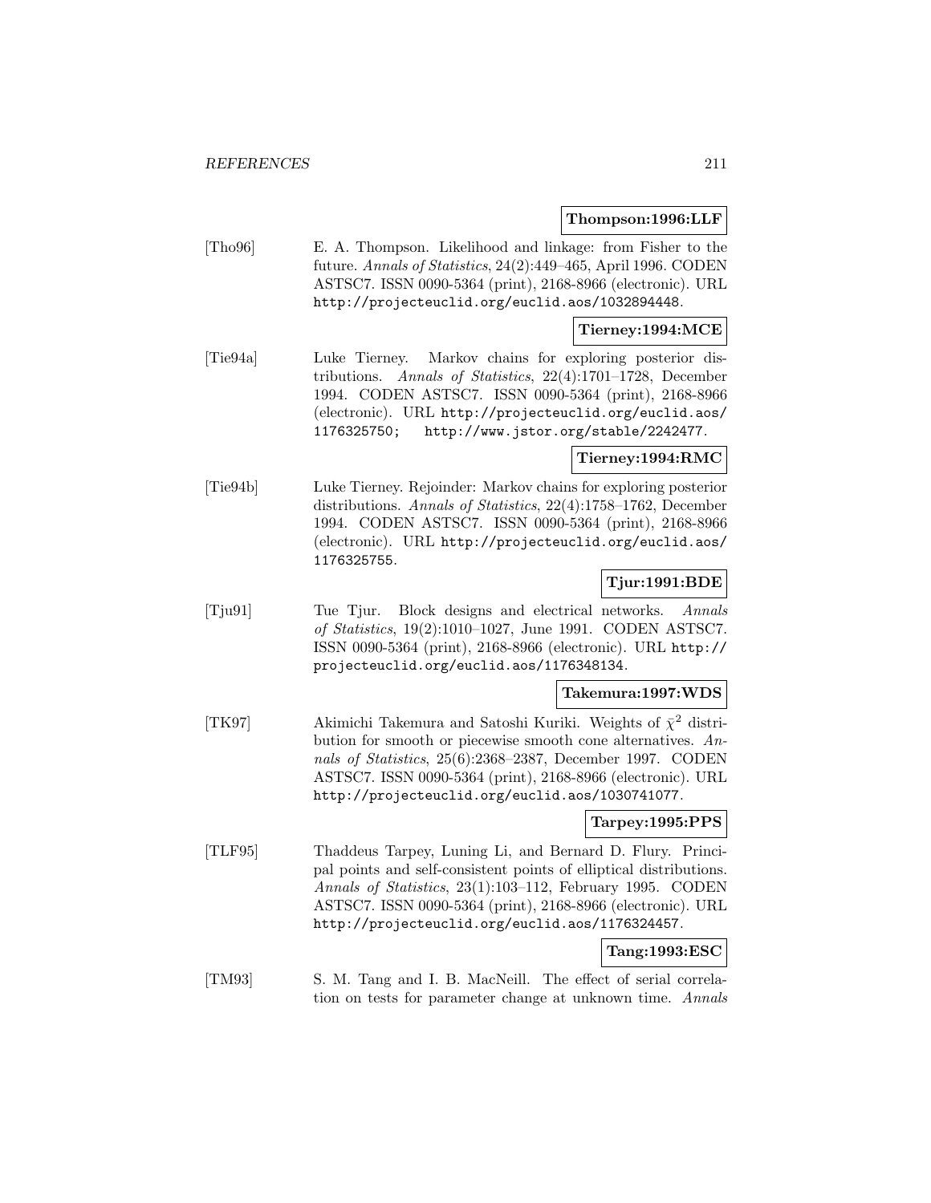**Thompson:1996:LLF**

[Tho96] E. A. Thompson. Likelihood and linkage: from Fisher to the future. *Annals of Statistics*, 24(2):449–465, April 1996. CODEN ASTSC7. ISSN 0090-5364 (print), 2168-8966 (electronic). URL http://projecteuclid.org/euclid.aos/1032894448.

**Tierney:1994:MCE**

[Tie94a] Luke Tierney. Markov chains for exploring posterior distributions. *Annals of Statistics*, 22(4):1701–1728, December 1994. CODEN ASTSC7. ISSN 0090-5364 (print), 2168-8966 (electronic). URL http://projecteuclid.org/euclid.aos/1176325750; http://www.jstor.org/stable/2242477.

**Tierney:1994:RMC**

[Tie94b] Luke Tierney. Rejoinder: Markov chains for exploring posterior distributions. *Annals of Statistics*, 22(4):1758–1762, December 1994. CODEN ASTSC7. ISSN 0090-5364 (print), 2168-8966 (electronic). URL http://projecteuclid.org/euclid.aos/1176325755.

**Tjur:1991:BDE**

[Tju91] Tue Tjur. Block designs and electrical networks. *Annals of Statistics*, 19(2):1010–1027, June 1991. CODEN ASTSC7. ISSN 0090-5364 (print), 2168-8966 (electronic). URL http://projecteuclid.org/euclid.aos/1176348134.

**Takemura:1997:WDS**

[TK97] Akimichi Takemura and Satoshi Kuriki. Weights of $\bar{\chi}^2$ distribution for smooth or piecewise smooth cone alternatives. *Annals of Statistics*, 25(6):2368–2387, December 1997. CODEN ASTSC7. ISSN 0090-5364 (print), 2168-8966 (electronic). URL http://projecteuclid.org/euclid.aos/1030741077.

**Tarpey:1995:PPS**

[TLF95] Thaddeus Tarpey, Luning Li, and Bernard D. Flury. Principal points and self-consistent points of elliptical distributions. *Annals of Statistics*, 23(1):103–112, February 1995. CODEN ASTSC7. ISSN 0090-5364 (print), 2168-8966 (electronic). URL http://projecteuclid.org/euclid.aos/1176324457.

**Tang:1993:ESC**

[TM93] S. M. Tang and I. B. MacNeill. The effect of serial correlation on tests for parameter change at unknown time. *Annals*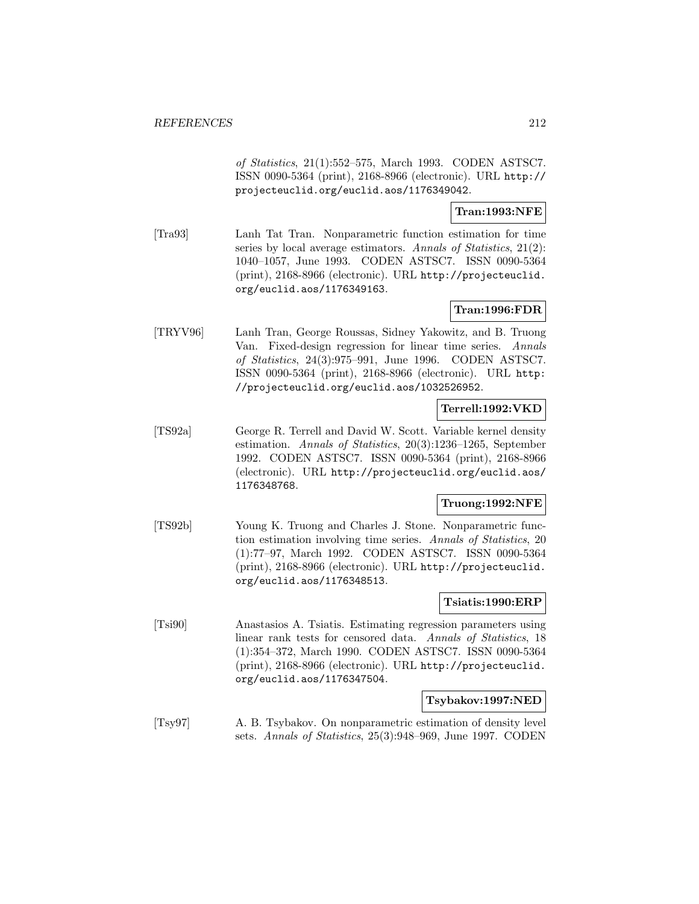*of Statistics*, 21(1):552–575, March 1993. CODEN ASTSC7. ISSN 0090-5364 (print), 2168-8966 (electronic). URL http://projecteuclid.org/euclid.aos/1176349042.

**Tran:1993:NFE**

[Tra93] Lanh Tat Tran. Nonparametric function estimation for time series by local average estimators. *Annals of Statistics*, 21(2): 1040–1057, June 1993. CODEN ASTSC7. ISSN 0090-5364 (print), 2168-8966 (electronic). URL http://projecteuclid.org/euclid.aos/1176349163.

**Tran:1996:FDR**

[TRYV96] Lanh Tran, George Roussas, Sidney Yakowitz, and B. Truong Van. Fixed-design regression for linear time series. *Annals of Statistics*, 24(3):975–991, June 1996. CODEN ASTSC7. ISSN 0090-5364 (print), 2168-8966 (electronic). URL http://projecteuclid.org/euclid.aos/1032526952.

**Terrell:1992:VKD**

[TS92a] George R. Terrell and David W. Scott. Variable kernel density estimation. *Annals of Statistics*, 20(3):1236–1265, September 1992. CODEN ASTSC7. ISSN 0090-5364 (print), 2168-8966 (electronic). URL http://projecteuclid.org/euclid.aos/1176348768.

**Truong:1992:NFE**

[TS92b] Young K. Truong and Charles J. Stone. Nonparametric function estimation involving time series. *Annals of Statistics*, 20 (1):77–97, March 1992. CODEN ASTSC7. ISSN 0090-5364 (print), 2168-8966 (electronic). URL http://projecteuclid.org/euclid.aos/1176348513.

**Tsiatis:1990:ERP**

[Tsi90] Anastasios A. Tsiatis. Estimating regression parameters using linear rank tests for censored data. *Annals of Statistics*, 18 (1):354–372, March 1990. CODEN ASTSC7. ISSN 0090-5364 (print), 2168-8966 (electronic). URL http://projecteuclid.org/euclid.aos/1176347504.

**Tsybakov:1997:NED**

[Tsy97] A. B. Tsybakov. On nonparametric estimation of density level sets. *Annals of Statistics*, 25(3):948–969, June 1997. CODEN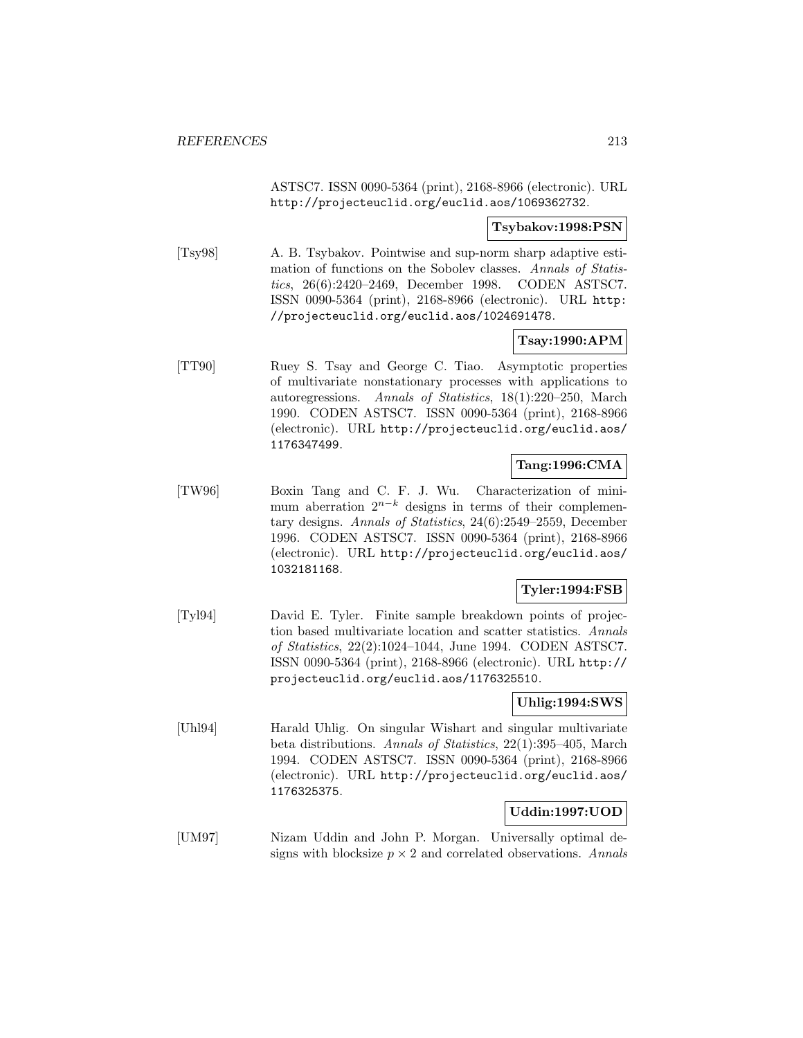ASTSC7. ISSN 0090-5364 (print), 2168-8966 (electronic). URL http://projecteuclid.org/euclid.aos/1069362732.

**Tsybakov:1998:PSN**

[Tsy98] A. B. Tsybakov. Pointwise and sup-norm sharp adaptive estimation of functions on the Sobolev classes. *Annals of Statistics*, 26(6):2420–2469, December 1998. CODEN ASTSC7. ISSN 0090-5364 (print), 2168-8966 (electronic). URL http://projecteuclid.org/euclid.aos/1024691478.

**Tsay:1990:APM**

[TT90] Ruey S. Tsay and George C. Tiao. Asymptotic properties of multivariate nonstationary processes with applications to autoregressions. *Annals of Statistics*, 18(1):220–250, March 1990. CODEN ASTSC7. ISSN 0090-5364 (print), 2168-8966 (electronic). URL http://projecteuclid.org/euclid.aos/1176347499.

**Tang:1996:CMA**

[TW96] Boxin Tang and C. F. J. Wu. Characterization of minimum aberration $2^{n-k}$ designs in terms of their complementary designs. *Annals of Statistics*, 24(6):2549–2559, December 1996. CODEN ASTSC7. ISSN 0090-5364 (print), 2168-8966 (electronic). URL http://projecteuclid.org/euclid.aos/1032181168.

**Tyler:1994:FSB**

[Tyl94] David E. Tyler. Finite sample breakdown points of projection based multivariate location and scatter statistics. *Annals of Statistics*, 22(2):1024–1044, June 1994. CODEN ASTSC7. ISSN 0090-5364 (print), 2168-8966 (electronic). URL http://projecteuclid.org/euclid.aos/1176325510.

**Uhlig:1994:SWS**

[Uhl94] Harald Uhlig. On singular Wishart and singular multivariate beta distributions. *Annals of Statistics*, 22(1):395–405, March 1994. CODEN ASTSC7. ISSN 0090-5364 (print), 2168-8966 (electronic). URL http://projecteuclid.org/euclid.aos/1176325375.

**Uddin:1997:UOD**

[UM97] Nizam Uddin and John P. Morgan. Universally optimal designs with blocksize $p \times 2$ and correlated observations. *Annals*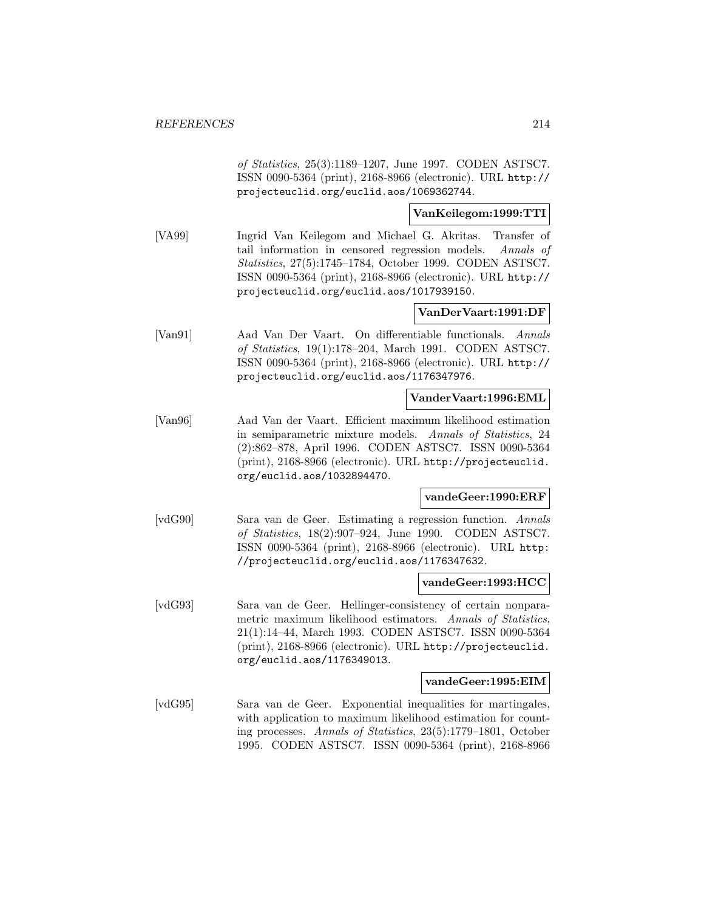*of Statistics*, 25(3):1189–1207, June 1997. CODEN ASTSC7. ISSN 0090-5364 (print), 2168-8966 (electronic). URL http://projecteuclid.org/euclid.aos/1069362744.

**VanKeilegom:1999:TTI**

[VA99] Ingrid Van Keilegom and Michael G. Akritas. Transfer of tail information in censored regression models. *Annals of Statistics*, 27(5):1745–1784, October 1999. CODEN ASTSC7. ISSN 0090-5364 (print), 2168-8966 (electronic). URL http://projecteuclid.org/euclid.aos/1017939150.

**VanDerVaart:1991:DF**

[Van91] Aad Van Der Vaart. On differentiable functionals. *Annals of Statistics*, 19(1):178–204, March 1991. CODEN ASTSC7. ISSN 0090-5364 (print), 2168-8966 (electronic). URL http://projecteuclid.org/euclid.aos/1176347976.

**VanderVaart:1996:EML**

[Van96] Aad Van der Vaart. Efficient maximum likelihood estimation in semiparametric mixture models. *Annals of Statistics*, 24 (2):862–878, April 1996. CODEN ASTSC7. ISSN 0090-5364 (print), 2168-8966 (electronic). URL http://projecteuclid.org/euclid.aos/1032894470.

**vandeGeer:1990:ERF**

[vdG90] Sara van de Geer. Estimating a regression function. *Annals of Statistics*, 18(2):907–924, June 1990. CODEN ASTSC7. ISSN 0090-5364 (print), 2168-8966 (electronic). URL http://projecteuclid.org/euclid.aos/1176347632.

**vandeGeer:1993:HCC**

[vdG93] Sara van de Geer. Hellinger-consistency of certain nonparametric maximum likelihood estimators. *Annals of Statistics*, 21(1):14–44, March 1993. CODEN ASTSC7. ISSN 0090-5364 (print), 2168-8966 (electronic). URL http://projecteuclid.org/euclid.aos/1176349013.

**vandeGeer:1995:EIM**

[vdG95] Sara van de Geer. Exponential inequalities for martingales, with application to maximum likelihood estimation for counting processes. *Annals of Statistics*, 23(5):1779–1801, October 1995. CODEN ASTSC7. ISSN 0090-5364 (print), 2168-8966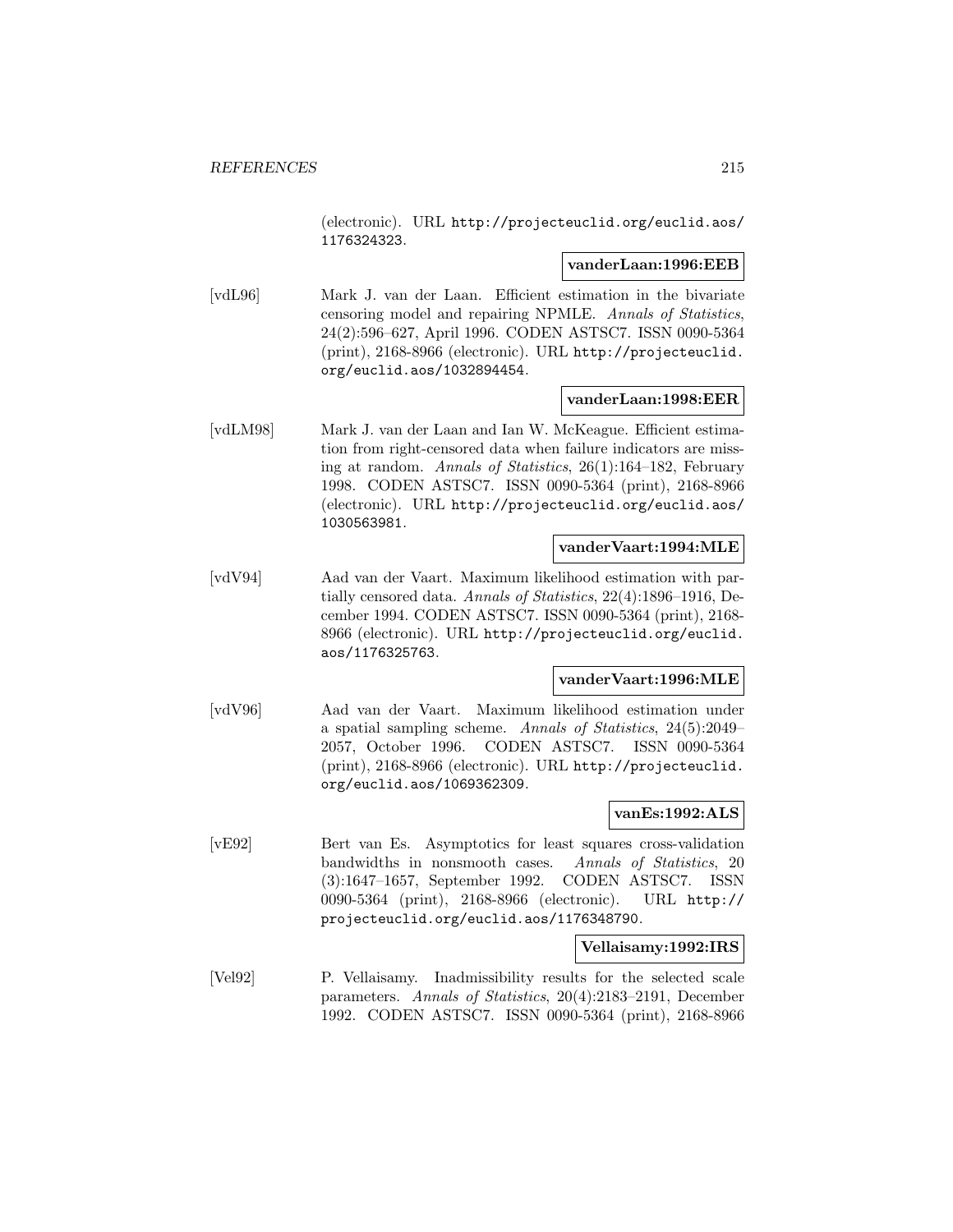(electronic). URL http://projecteuclid.org/euclid.aos/1176324323.

**vanderLaan:1996:EEB**

[vdL96] Mark J. van der Laan. Efficient estimation in the bivariate censoring model and repairing NPMLE. *Annals of Statistics*, 24(2):596–627, April 1996. CODEN ASTSC7. ISSN 0090-5364 (print), 2168-8966 (electronic). URL http://projecteuclid.org/euclid.aos/1032894454.

**vanderLaan:1998:EER**

[vdLM98] Mark J. van der Laan and Ian W. McKeague. Efficient estimation from right-censored data when failure indicators are missing at random. *Annals of Statistics*, 26(1):164–182, February 1998. CODEN ASTSC7. ISSN 0090-5364 (print), 2168-8966 (electronic). URL http://projecteuclid.org/euclid.aos/1030563981.

**vanderVaart:1994:MLE**

[vdV94] Aad van der Vaart. Maximum likelihood estimation with partially censored data. *Annals of Statistics*, 22(4):1896–1916, December 1994. CODEN ASTSC7. ISSN 0090-5364 (print), 2168-8966 (electronic). URL http://projecteuclid.org/euclid.aos/1176325763.

**vanderVaart:1996:MLE**

[vdV96] Aad van der Vaart. Maximum likelihood estimation under a spatial sampling scheme. *Annals of Statistics*, 24(5):2049–2057, October 1996. CODEN ASTSC7. ISSN 0090-5364 (print), 2168-8966 (electronic). URL http://projecteuclid.org/euclid.aos/1069362309.

**vanEs:1992:ALS**

[vE92] Bert van Es. Asymptotics for least squares cross-validation bandwidths in nonsmooth cases. *Annals of Statistics*, 20 (3):1647–1657, September 1992. CODEN ASTSC7. ISSN 0090-5364 (print), 2168-8966 (electronic). URL http://projecteuclid.org/euclid.aos/1176348790.

**Vellaisamy:1992:IRS**

[Vel92] P. Vellaisamy. Inadmissibility results for the selected scale parameters. *Annals of Statistics*, 20(4):2183–2191, December 1992. CODEN ASTSC7. ISSN 0090-5364 (print), 2168-8966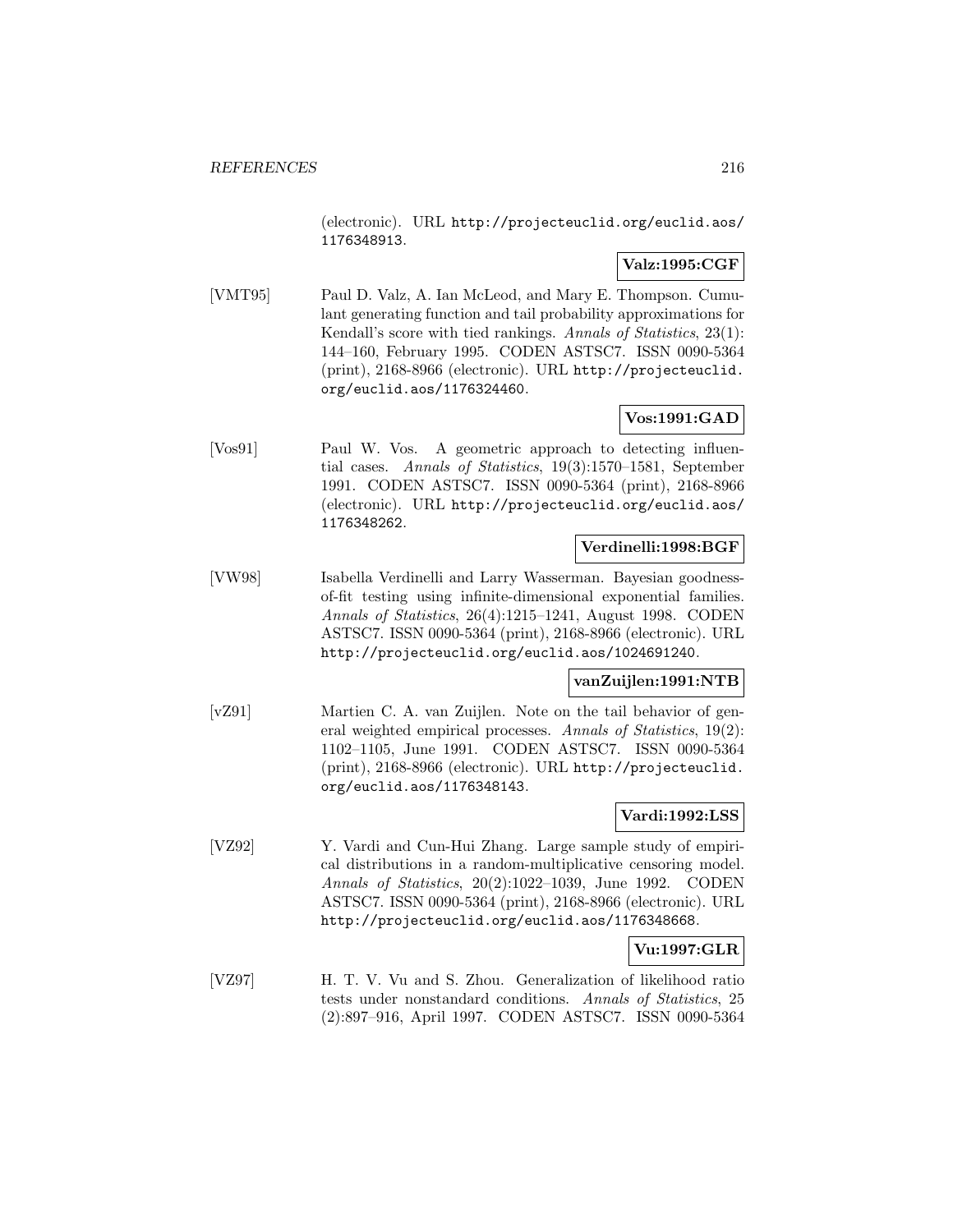(electronic). URL http://projecteuclid.org/euclid.aos/1176348913.

**Valz:1995:CGF**

[VMT95] Paul D. Valz, A. Ian McLeod, and Mary E. Thompson. Cumulant generating function and tail probability approximations for Kendall's score with tied rankings. *Annals of Statistics*, 23(1): 144–160, February 1995. CODEN ASTSC7. ISSN 0090-5364 (print), 2168-8966 (electronic). URL http://projecteuclid.org/euclid.aos/1176324460.

**Vos:1991:GAD**

[Vos91] Paul W. Vos. A geometric approach to detecting influential cases. *Annals of Statistics*, 19(3):1570–1581, September 1991. CODEN ASTSC7. ISSN 0090-5364 (print), 2168-8966 (electronic). URL http://projecteuclid.org/euclid.aos/1176348262.

**Verdinelli:1998:BGF**

[VW98] Isabella Verdinelli and Larry Wasserman. Bayesian goodness-of-fit testing using infinite-dimensional exponential families. *Annals of Statistics*, 26(4):1215–1241, August 1998. CODEN ASTSC7. ISSN 0090-5364 (print), 2168-8966 (electronic). URL http://projecteuclid.org/euclid.aos/1024691240.

**vanZuijlen:1991:NTB**

[vZ91] Martien C. A. van Zuijlen. Note on the tail behavior of general weighted empirical processes. *Annals of Statistics*, 19(2): 1102–1105, June 1991. CODEN ASTSC7. ISSN 0090-5364 (print), 2168-8966 (electronic). URL http://projecteuclid.org/euclid.aos/1176348143.

**Vardi:1992:LSS**

[VZ92] Y. Vardi and Cun-Hui Zhang. Large sample study of empirical distributions in a random-multiplicative censoring model. *Annals of Statistics*, 20(2):1022–1039, June 1992. CODEN ASTSC7. ISSN 0090-5364 (print), 2168-8966 (electronic). URL http://projecteuclid.org/euclid.aos/1176348668.

**Vu:1997:GLR**

[VZ97] H. T. V. Vu and S. Zhou. Generalization of likelihood ratio tests under nonstandard conditions. *Annals of Statistics*, 25 (2):897–916, April 1997. CODEN ASTSC7. ISSN 0090-5364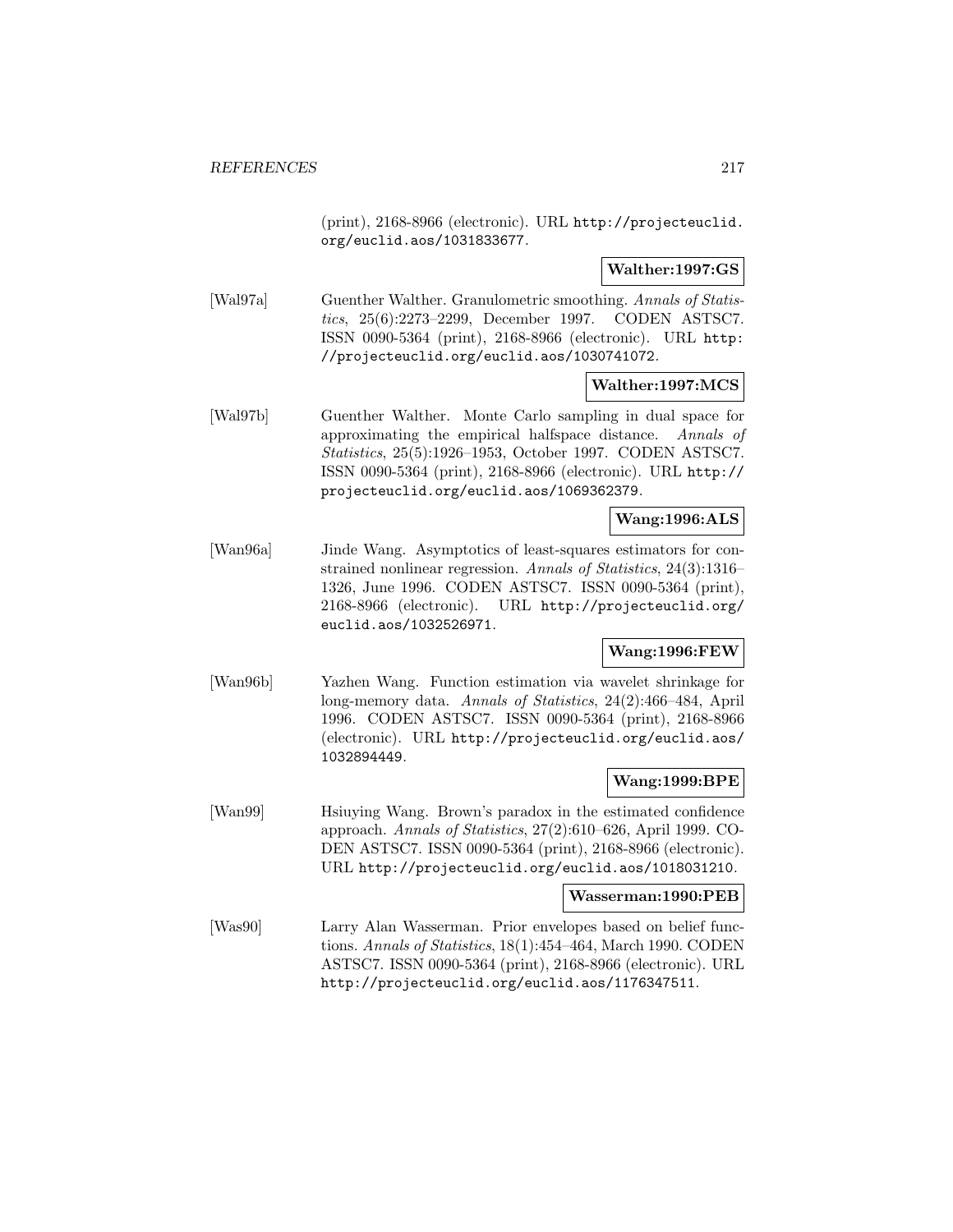(print), 2168-8966 (electronic). URL http://projecteuclid.org/euclid.aos/1031833677.

**Walther:1997:GS**

[Wal97a] Guenther Walther. Granulometric smoothing. *Annals of Statistics*, 25(6):2273–2299, December 1997. CODEN ASTSC7. ISSN 0090-5364 (print), 2168-8966 (electronic). URL http://projecteuclid.org/euclid.aos/1030741072.

**Walther:1997:MCS**

[Wal97b] Guenther Walther. Monte Carlo sampling in dual space for approximating the empirical halfspace distance. *Annals of Statistics*, 25(5):1926–1953, October 1997. CODEN ASTSC7. ISSN 0090-5364 (print), 2168-8966 (electronic). URL http://projecteuclid.org/euclid.aos/1069362379.

**Wang:1996:ALS**

[Wan96a] Jinde Wang. Asymptotics of least-squares estimators for constrained nonlinear regression. *Annals of Statistics*, 24(3):1316–1326, June 1996. CODEN ASTSC7. ISSN 0090-5364 (print), 2168-8966 (electronic). URL http://projecteuclid.org/euclid.aos/1032526971.

**Wang:1996:FEW**

[Wan96b] Yazhen Wang. Function estimation via wavelet shrinkage for long-memory data. *Annals of Statistics*, 24(2):466–484, April 1996. CODEN ASTSC7. ISSN 0090-5364 (print), 2168-8966 (electronic). URL http://projecteuclid.org/euclid.aos/1032894449.

**Wang:1999:BPE**

[Wan99] Hsiuying Wang. Brown's paradox in the estimated confidence approach. *Annals of Statistics*, 27(2):610–626, April 1999. CODEN ASTSC7. ISSN 0090-5364 (print), 2168-8966 (electronic). URL http://projecteuclid.org/euclid.aos/1018031210.

**Wasserman:1990:PEB**

[Was90] Larry Alan Wasserman. Prior envelopes based on belief functions. *Annals of Statistics*, 18(1):454–464, March 1990. CODEN ASTSC7. ISSN 0090-5364 (print), 2168-8966 (electronic). URL http://projecteuclid.org/euclid.aos/1176347511.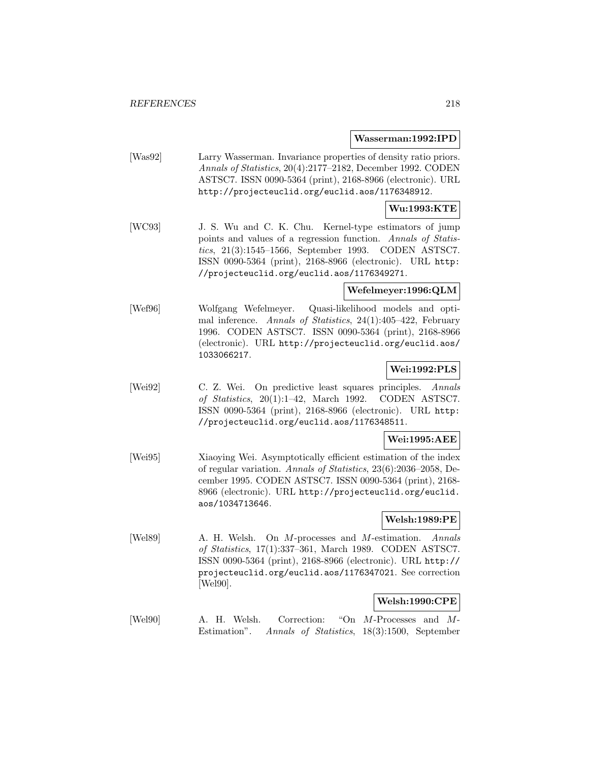**Wasserman:1992:IPD**

[Was92] Larry Wasserman. Invariance properties of density ratio priors. *Annals of Statistics*, 20(4):2177–2182, December 1992. CODEN ASTSC7. ISSN 0090-5364 (print), 2168-8966 (electronic). URL http://projecteuclid.org/euclid.aos/1176348912.

**Wu:1993:KTE**

[WC93] J. S. Wu and C. K. Chu. Kernel-type estimators of jump points and values of a regression function. *Annals of Statistics*, 21(3):1545–1566, September 1993. CODEN ASTSC7. ISSN 0090-5364 (print), 2168-8966 (electronic). URL http://projecteuclid.org/euclid.aos/1176349271.

**Wefelmeyer:1996:QLM**

[Wef96] Wolfgang Wefelmeyer. Quasi-likelihood models and optimal inference. *Annals of Statistics*, 24(1):405–422, February 1996. CODEN ASTSC7. ISSN 0090-5364 (print), 2168-8966 (electronic). URL http://projecteuclid.org/euclid.aos/1033066217.

**Wei:1992:PLS**

[Wei92] C. Z. Wei. On predictive least squares principles. *Annals of Statistics*, 20(1):1–42, March 1992. CODEN ASTSC7. ISSN 0090-5364 (print), 2168-8966 (electronic). URL http://projecteuclid.org/euclid.aos/1176348511.

**Wei:1995:AEE**

[Wei95] Xiaoying Wei. Asymptotically efficient estimation of the index of regular variation. *Annals of Statistics*, 23(6):2036–2058, December 1995. CODEN ASTSC7. ISSN 0090-5364 (print), 2168-8966 (electronic). URL http://projecteuclid.org/euclid.aos/1034713646.

**Welsh:1989:PE**

[Wel89] A. H. Welsh. On $M$-processes and $M$-estimation. *Annals of Statistics*, 17(1):337–361, March 1989. CODEN ASTSC7. ISSN 0090-5364 (print), 2168-8966 (electronic). URL http://projecteuclid.org/euclid.aos/1176347021. See correction [Wel90].

**Welsh:1990:CPE**

[Wel90] A. H. Welsh. Correction: "On $M$-Processes and $M$-Estimation". *Annals of Statistics*, 18(3):1500, September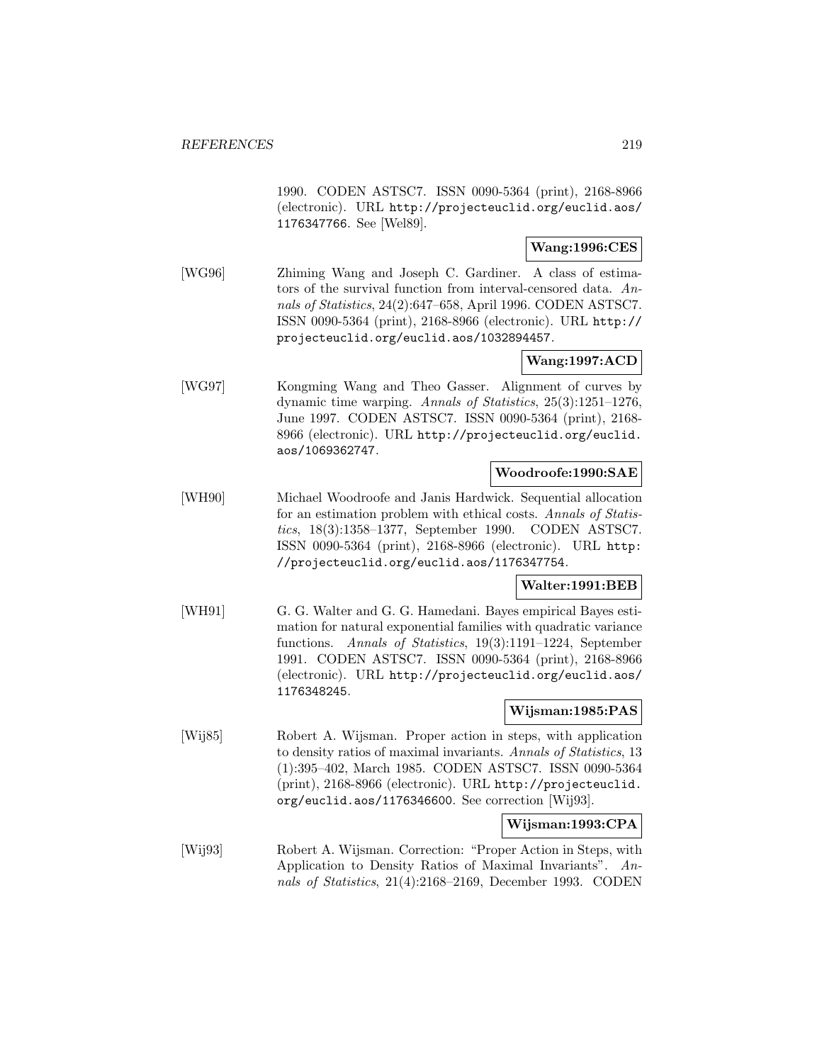1990. CODEN ASTSC7. ISSN 0090-5364 (print), 2168-8966 (electronic). URL http://projecteuclid.org/euclid.aos/1176347766. See [Wel89].

**Wang:1996:CES**

[WG96] Zhiming Wang and Joseph C. Gardiner. A class of estimators of the survival function from interval-censored data. *Annals of Statistics*, 24(2):647–658, April 1996. CODEN ASTSC7. ISSN 0090-5364 (print), 2168-8966 (electronic). URL http://projecteuclid.org/euclid.aos/1032894457.

**Wang:1997:ACD**

[WG97] Kongming Wang and Theo Gasser. Alignment of curves by dynamic time warping. *Annals of Statistics*, 25(3):1251–1276, June 1997. CODEN ASTSC7. ISSN 0090-5364 (print), 2168-8966 (electronic). URL http://projecteuclid.org/euclid.aos/1069362747.

**Woodroofe:1990:SAE**

[WH90] Michael Woodroofe and Janis Hardwick. Sequential allocation for an estimation problem with ethical costs. *Annals of Statistics*, 18(3):1358–1377, September 1990. CODEN ASTSC7. ISSN 0090-5364 (print), 2168-8966 (electronic). URL http://projecteuclid.org/euclid.aos/1176347754.

**Walter:1991:BEB**

[WH91] G. G. Walter and G. G. Hamedani. Bayes empirical Bayes estimation for natural exponential families with quadratic variance functions. *Annals of Statistics*, 19(3):1191–1224, September 1991. CODEN ASTSC7. ISSN 0090-5364 (print), 2168-8966 (electronic). URL http://projecteuclid.org/euclid.aos/1176348245.

**Wijsman:1985:PAS**

[Wij85] Robert A. Wijsman. Proper action in steps, with application to density ratios of maximal invariants. *Annals of Statistics*, 13 (1):395–402, March 1985. CODEN ASTSC7. ISSN 0090-5364 (print), 2168-8966 (electronic). URL http://projecteuclid.org/euclid.aos/1176346600. See correction [Wij93].

**Wijsman:1993:CPA**

[Wij93] Robert A. Wijsman. Correction: "Proper Action in Steps, with Application to Density Ratios of Maximal Invariants". *Annals of Statistics*, 21(4):2168–2169, December 1993. CODEN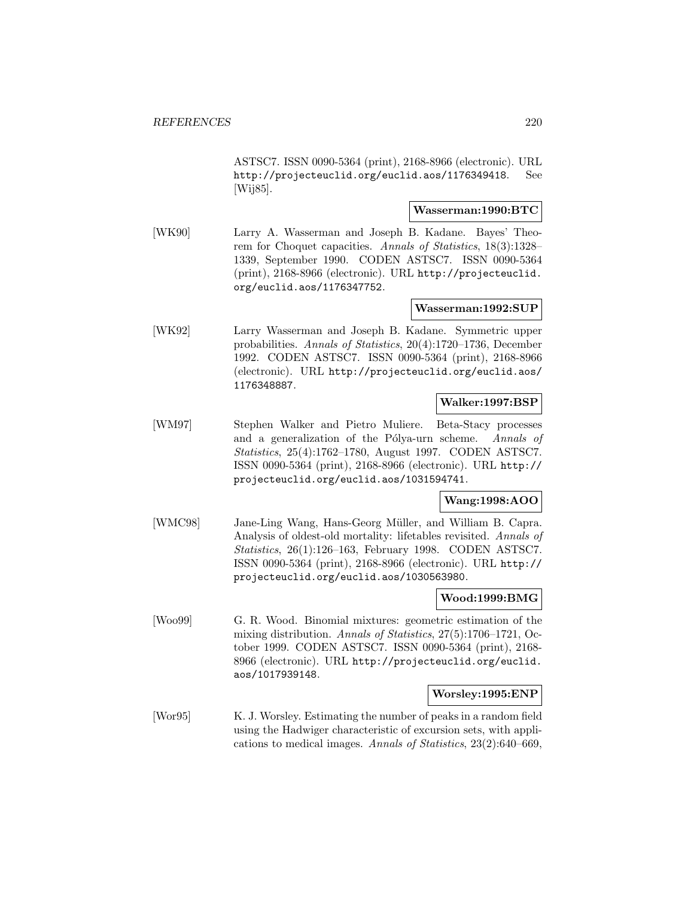ASTSC7. ISSN 0090-5364 (print), 2168-8966 (electronic). URL http://projecteuclid.org/euclid.aos/1176349418. See [Wij85].

**Wasserman:1990:BTC**

[WK90] Larry A. Wasserman and Joseph B. Kadane. Bayes' Theorem for Choquet capacities. *Annals of Statistics*, 18(3):1328–1339, September 1990. CODEN ASTSC7. ISSN 0090-5364 (print), 2168-8966 (electronic). URL http://projecteuclid.org/euclid.aos/1176347752.

**Wasserman:1992:SUP**

[WK92] Larry Wasserman and Joseph B. Kadane. Symmetric upper probabilities. *Annals of Statistics*, 20(4):1720–1736, December 1992. CODEN ASTSC7. ISSN 0090-5364 (print), 2168-8966 (electronic). URL http://projecteuclid.org/euclid.aos/1176348887.

**Walker:1997:BSP**

[WM97] Stephen Walker and Pietro Muliere. Beta-Stacy processes and a generalization of the Pólya-urn scheme. *Annals of Statistics*, 25(4):1762–1780, August 1997. CODEN ASTSC7. ISSN 0090-5364 (print), 2168-8966 (electronic). URL http://projecteuclid.org/euclid.aos/1031594741.

**Wang:1998:AOO**

[WMC98] Jane-Ling Wang, Hans-Georg Müller, and William B. Capra. Analysis of oldest-old mortality: lifetables revisited. *Annals of Statistics*, 26(1):126–163, February 1998. CODEN ASTSC7. ISSN 0090-5364 (print), 2168-8966 (electronic). URL http://projecteuclid.org/euclid.aos/1030563980.

**Wood:1999:BMG**

[Woo99] G. R. Wood. Binomial mixtures: geometric estimation of the mixing distribution. *Annals of Statistics*, 27(5):1706–1721, October 1999. CODEN ASTSC7. ISSN 0090-5364 (print), 2168-8966 (electronic). URL http://projecteuclid.org/euclid.aos/1017939148.

**Worsley:1995:ENP**

[Wor95] K. J. Worsley. Estimating the number of peaks in a random field using the Hadwiger characteristic of excursion sets, with applications to medical images. *Annals of Statistics*, 23(2):640–669,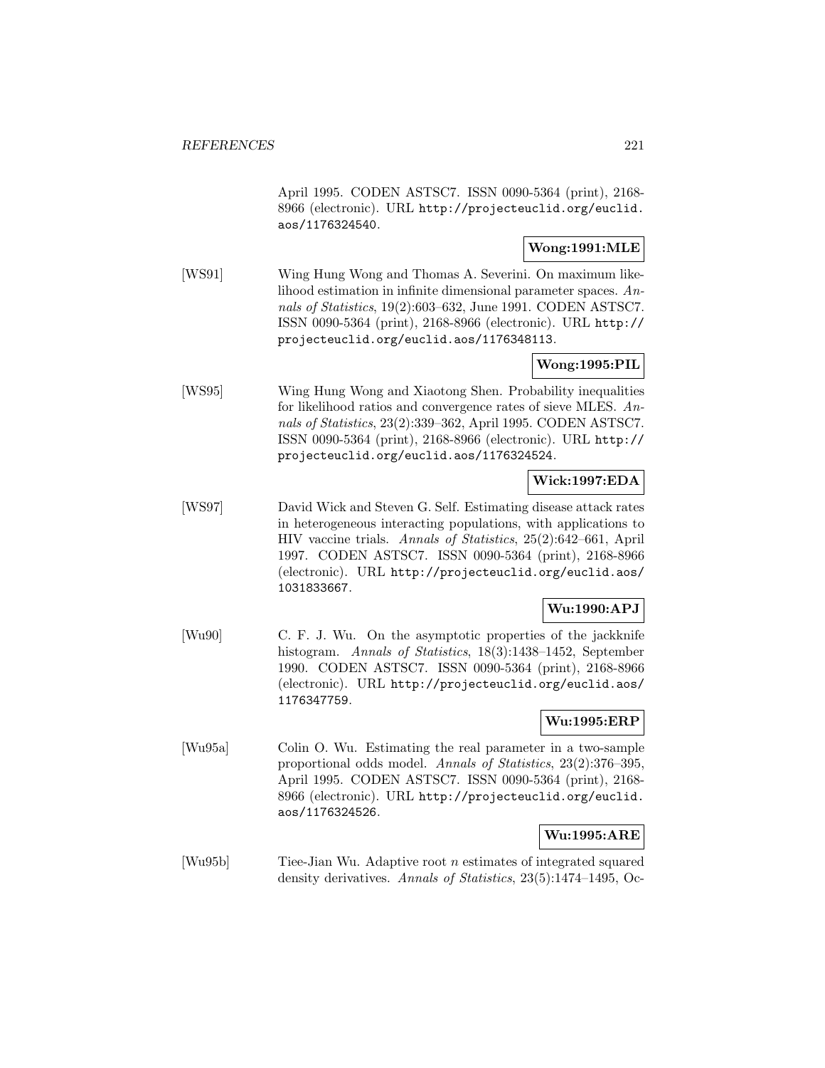April 1995. CODEN ASTSC7. ISSN 0090-5364 (print), 2168-8966 (electronic). URL http://projecteuclid.org/euclid.aos/1176324540.

**Wong:1991:MLE**

[WS91] Wing Hung Wong and Thomas A. Severini. On maximum likelihood estimation in infinite dimensional parameter spaces. *Annals of Statistics*, 19(2):603–632, June 1991. CODEN ASTSC7. ISSN 0090-5364 (print), 2168-8966 (electronic). URL http://projecteuclid.org/euclid.aos/1176348113.

**Wong:1995:PIL**

[WS95] Wing Hung Wong and Xiaotong Shen. Probability inequalities for likelihood ratios and convergence rates of sieve MLES. *Annals of Statistics*, 23(2):339–362, April 1995. CODEN ASTSC7. ISSN 0090-5364 (print), 2168-8966 (electronic). URL http://projecteuclid.org/euclid.aos/1176324524.

**Wick:1997:EDA**

[WS97] David Wick and Steven G. Self. Estimating disease attack rates in heterogeneous interacting populations, with applications to HIV vaccine trials. *Annals of Statistics*, 25(2):642–661, April 1997. CODEN ASTSC7. ISSN 0090-5364 (print), 2168-8966 (electronic). URL http://projecteuclid.org/euclid.aos/1031833667.

**Wu:1990:APJ**

[Wu90] C. F. J. Wu. On the asymptotic properties of the jackknife histogram. *Annals of Statistics*, 18(3):1438–1452, September 1990. CODEN ASTSC7. ISSN 0090-5364 (print), 2168-8966 (electronic). URL http://projecteuclid.org/euclid.aos/1176347759.

**Wu:1995:ERP**

[Wu95a] Colin O. Wu. Estimating the real parameter in a two-sample proportional odds model. *Annals of Statistics*, 23(2):376–395, April 1995. CODEN ASTSC7. ISSN 0090-5364 (print), 2168-8966 (electronic). URL http://projecteuclid.org/euclid.aos/1176324526.

**Wu:1995:ARE**

[Wu95b] Tiee-Jian Wu. Adaptive root $n$ estimates of integrated squared density derivatives. *Annals of Statistics*, 23(5):1474–1495, Oc-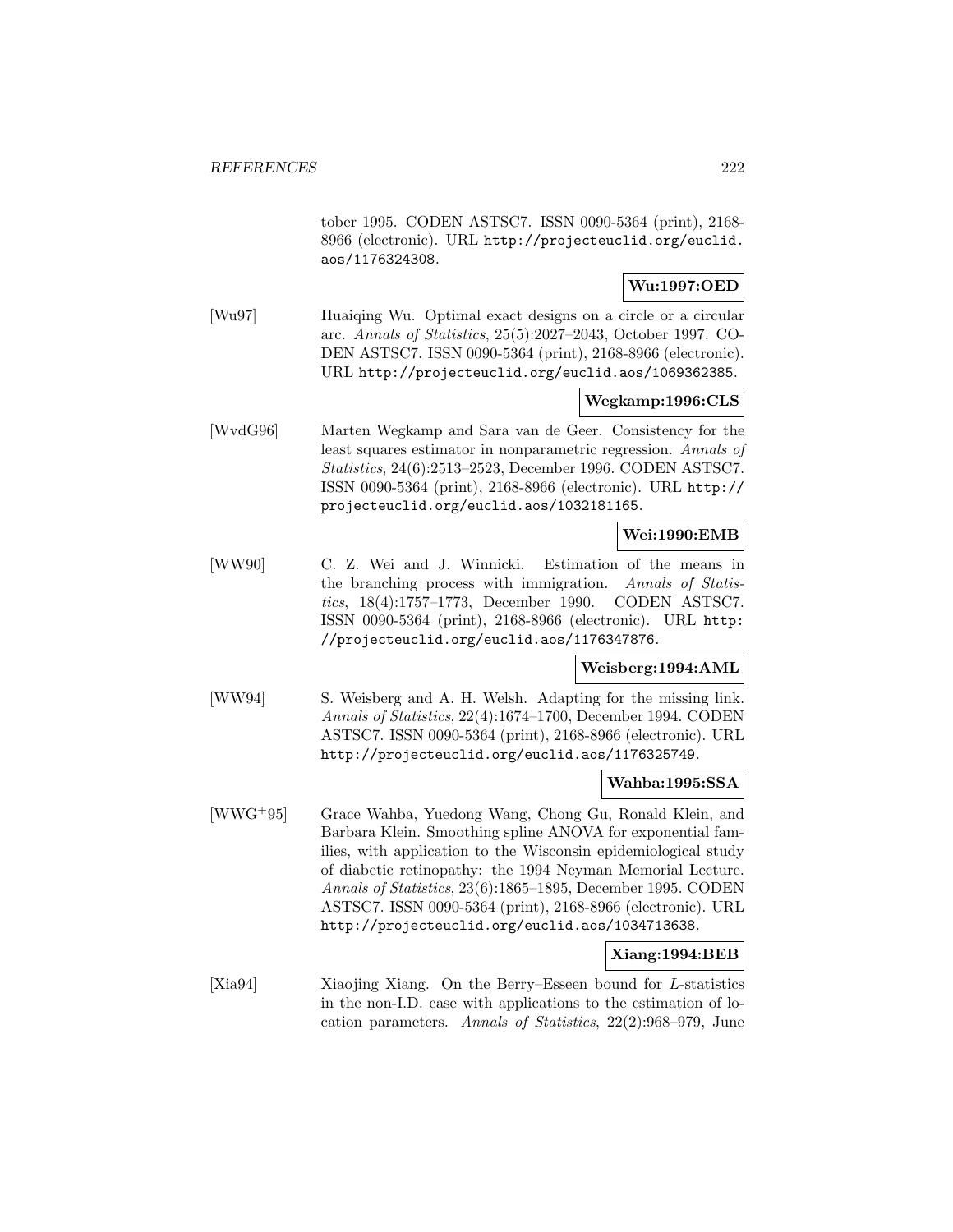tober 1995. CODEN ASTSC7. ISSN 0090-5364 (print), 2168-8966 (electronic). URL http://projecteuclid.org/euclid.aos/1176324308.

**Wu:1997:OED**

[Wu97] Huaiqing Wu. Optimal exact designs on a circle or a circular arc. *Annals of Statistics*, 25(5):2027–2043, October 1997. CODEN ASTSC7. ISSN 0090-5364 (print), 2168-8966 (electronic). URL http://projecteuclid.org/euclid.aos/1069362385.

**Wegkamp:1996:CLS**

[WvdG96] Marten Wegkamp and Sara van de Geer. Consistency for the least squares estimator in nonparametric regression. *Annals of Statistics*, 24(6):2513–2523, December 1996. CODEN ASTSC7. ISSN 0090-5364 (print), 2168-8966 (electronic). URL http://projecteuclid.org/euclid.aos/1032181165.

**Wei:1990:EMB**

[WW90] C. Z. Wei and J. Winnicki. Estimation of the means in the branching process with immigration. *Annals of Statistics*, 18(4):1757–1773, December 1990. CODEN ASTSC7. ISSN 0090-5364 (print), 2168-8966 (electronic). URL http://projecteuclid.org/euclid.aos/1176347876.

**Weisberg:1994:AML**

[WW94] S. Weisberg and A. H. Welsh. Adapting for the missing link. *Annals of Statistics*, 22(4):1674–1700, December 1994. CODEN ASTSC7. ISSN 0090-5364 (print), 2168-8966 (electronic). URL http://projecteuclid.org/euclid.aos/1176325749.

**Wahba:1995:SSA**

[WWG+95] Grace Wahba, Yuedong Wang, Chong Gu, Ronald Klein, and Barbara Klein. Smoothing spline ANOVA for exponential families, with application to the Wisconsin epidemiological study of diabetic retinopathy: the 1994 Neyman Memorial Lecture. *Annals of Statistics*, 23(6):1865–1895, December 1995. CODEN ASTSC7. ISSN 0090-5364 (print), 2168-8966 (electronic). URL http://projecteuclid.org/euclid.aos/1034713638.

**Xiang:1994:BEB**

[Xia94] Xiaojing Xiang. On the Berry–Esseen bound for $L$-statistics in the non-I.D. case with applications to the estimation of location parameters. *Annals of Statistics*, 22(2):968–979, June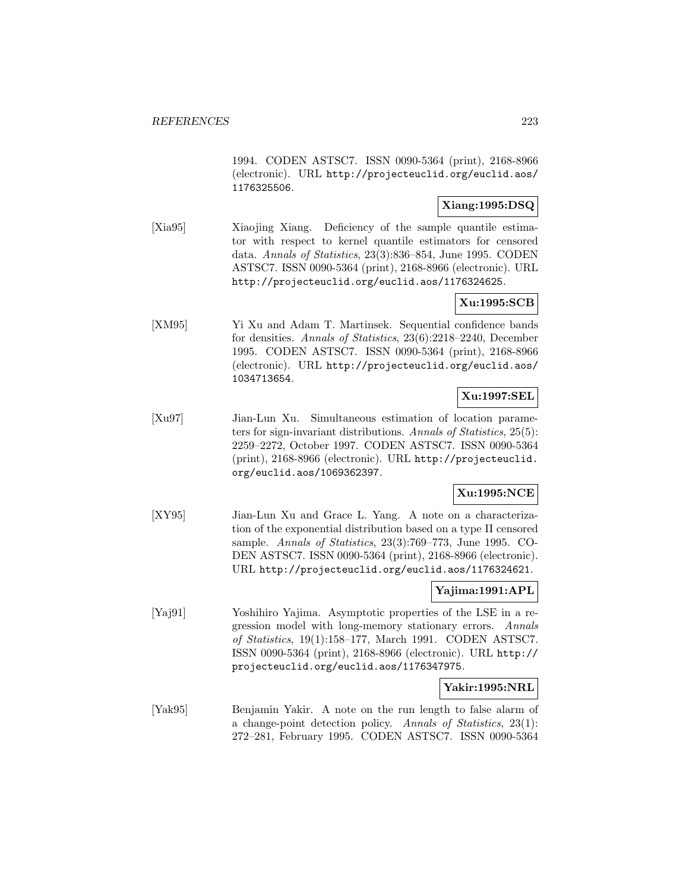1994. CODEN ASTSC7. ISSN 0090-5364 (print), 2168-8966 (electronic). URL http://projecteuclid.org/euclid.aos/1176325506.

**Xiang:1995:DSQ**

[Xia95] Xiaojing Xiang. Deficiency of the sample quantile estimator with respect to kernel quantile estimators for censored data. *Annals of Statistics*, 23(3):836–854, June 1995. CODEN ASTSC7. ISSN 0090-5364 (print), 2168-8966 (electronic). URL http://projecteuclid.org/euclid.aos/1176324625.

**Xu:1995:SCB**

[XM95] Yi Xu and Adam T. Martinsek. Sequential confidence bands for densities. *Annals of Statistics*, 23(6):2218–2240, December 1995. CODEN ASTSC7. ISSN 0090-5364 (print), 2168-8966 (electronic). URL http://projecteuclid.org/euclid.aos/1034713654.

**Xu:1997:SEL**

[Xu97] Jian-Lun Xu. Simultaneous estimation of location parameters for sign-invariant distributions. *Annals of Statistics*, 25(5): 2259–2272, October 1997. CODEN ASTSC7. ISSN 0090-5364 (print), 2168-8966 (electronic). URL http://projecteuclid.org/euclid.aos/1069362397.

**Xu:1995:NCE**

[XY95] Jian-Lun Xu and Grace L. Yang. A note on a characterization of the exponential distribution based on a type II censored sample. *Annals of Statistics*, 23(3):769–773, June 1995. CODEN ASTSC7. ISSN 0090-5364 (print), 2168-8966 (electronic). URL http://projecteuclid.org/euclid.aos/1176324621.

**Yajima:1991:APL**

[Yaj91] Yoshihiro Yajima. Asymptotic properties of the LSE in a regression model with long-memory stationary errors. *Annals of Statistics*, 19(1):158–177, March 1991. CODEN ASTSC7. ISSN 0090-5364 (print), 2168-8966 (electronic). URL http://projecteuclid.org/euclid.aos/1176347975.

**Yakir:1995:NRL**

[Yak95] Benjamin Yakir. A note on the run length to false alarm of a change-point detection policy. *Annals of Statistics*, 23(1): 272–281, February 1995. CODEN ASTSC7. ISSN 0090-5364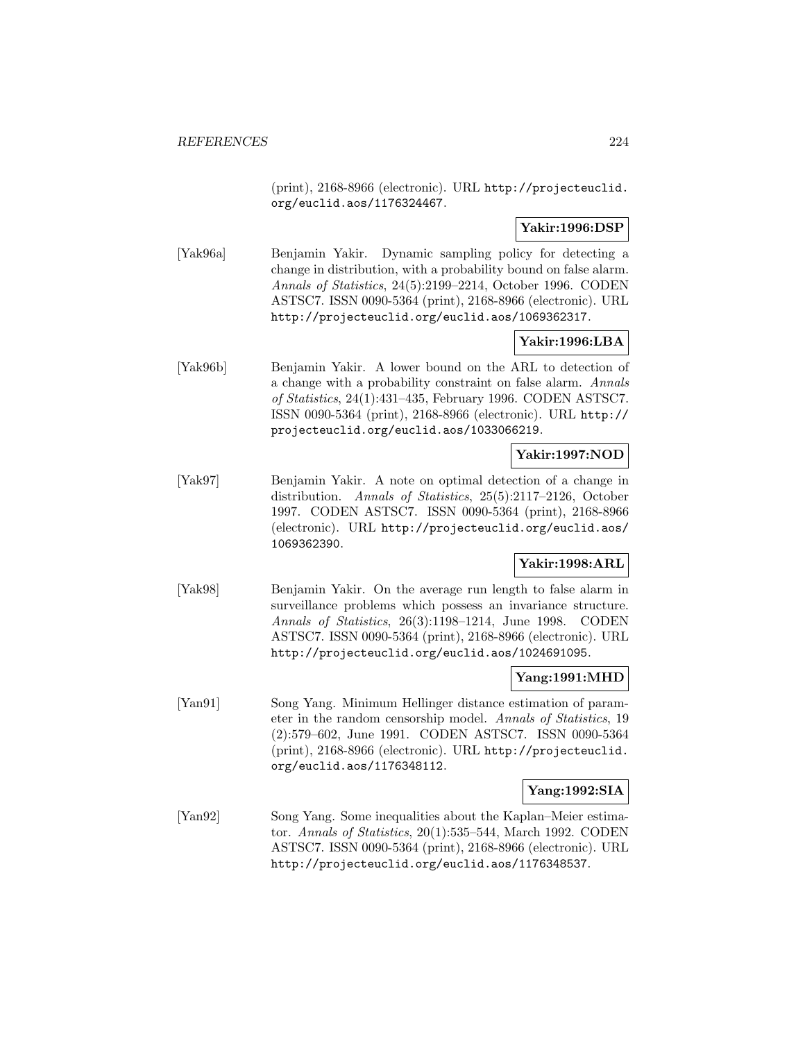(print), 2168-8966 (electronic). URL http://projecteuclid.org/euclid.aos/1176324467.

**Yakir:1996:DSP**

[Yak96a] Benjamin Yakir. Dynamic sampling policy for detecting a change in distribution, with a probability bound on false alarm. *Annals of Statistics*, 24(5):2199–2214, October 1996. CODEN ASTSC7. ISSN 0090-5364 (print), 2168-8966 (electronic). URL http://projecteuclid.org/euclid.aos/1069362317.

**Yakir:1996:LBA**

[Yak96b] Benjamin Yakir. A lower bound on the ARL to detection of a change with a probability constraint on false alarm. *Annals of Statistics*, 24(1):431–435, February 1996. CODEN ASTSC7. ISSN 0090-5364 (print), 2168-8966 (electronic). URL http://projecteuclid.org/euclid.aos/1033066219.

**Yakir:1997:NOD**

[Yak97] Benjamin Yakir. A note on optimal detection of a change in distribution. *Annals of Statistics*, 25(5):2117–2126, October 1997. CODEN ASTSC7. ISSN 0090-5364 (print), 2168-8966 (electronic). URL http://projecteuclid.org/euclid.aos/1069362390.

**Yakir:1998:ARL**

[Yak98] Benjamin Yakir. On the average run length to false alarm in surveillance problems which possess an invariance structure. *Annals of Statistics*, 26(3):1198–1214, June 1998. CODEN ASTSC7. ISSN 0090-5364 (print), 2168-8966 (electronic). URL http://projecteuclid.org/euclid.aos/1024691095.

**Yang:1991:MHD**

[Yan91] Song Yang. Minimum Hellinger distance estimation of parameter in the random censorship model. *Annals of Statistics*, 19 (2):579–602, June 1991. CODEN ASTSC7. ISSN 0090-5364 (print), 2168-8966 (electronic). URL http://projecteuclid.org/euclid.aos/1176348112.

**Yang:1992:SIA**

[Yan92] Song Yang. Some inequalities about the Kaplan–Meier estimator. *Annals of Statistics*, 20(1):535–544, March 1992. CODEN ASTSC7. ISSN 0090-5364 (print), 2168-8966 (electronic). URL http://projecteuclid.org/euclid.aos/1176348537.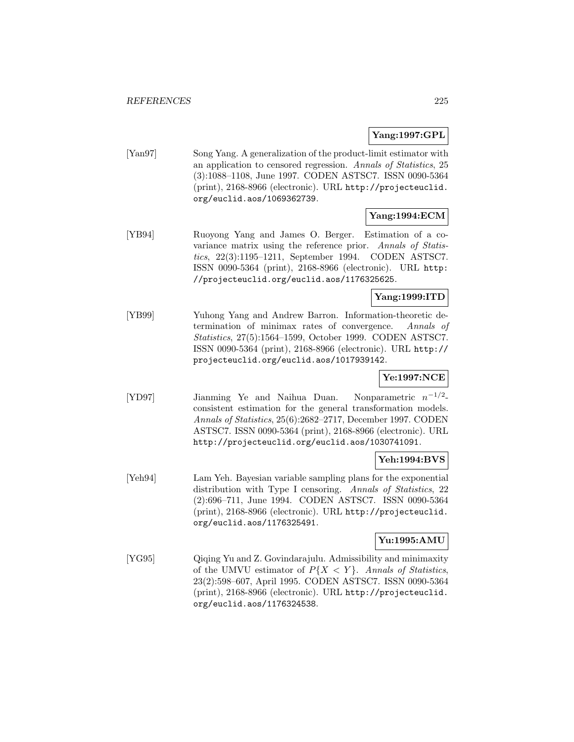**Yang:1997:GPL**

[Yan97] Song Yang. A generalization of the product-limit estimator with an application to censored regression. *Annals of Statistics*, 25 (3):1088–1108, June 1997. CODEN ASTSC7. ISSN 0090-5364 (print), 2168-8966 (electronic). URL http://projecteuclid.org/euclid.aos/1069362739.

**Yang:1994:ECM**

[YB94] Ruoyong Yang and James O. Berger. Estimation of a covariance matrix using the reference prior. *Annals of Statistics*, 22(3):1195–1211, September 1994. CODEN ASTSC7. ISSN 0090-5364 (print), 2168-8966 (electronic). URL http://projecteuclid.org/euclid.aos/1176325625.

**Yang:1999:ITD**

[YB99] Yuhong Yang and Andrew Barron. Information-theoretic determination of minimax rates of convergence. *Annals of Statistics*, 27(5):1564–1599, October 1999. CODEN ASTSC7. ISSN 0090-5364 (print), 2168-8966 (electronic). URL http://projecteuclid.org/euclid.aos/1017939142.

**Ye:1997:NCE**

[YD97] Jianming Ye and Naihua Duan. Nonparametric $n^{-1/2}$-consistent estimation for the general transformation models. *Annals of Statistics*, 25(6):2682–2717, December 1997. CODEN ASTSC7. ISSN 0090-5364 (print), 2168-8966 (electronic). URL http://projecteuclid.org/euclid.aos/1030741091.

**Yeh:1994:BVS**

[Yeh94] Lam Yeh. Bayesian variable sampling plans for the exponential distribution with Type I censoring. *Annals of Statistics*, 22 (2):696–711, June 1994. CODEN ASTSC7. ISSN 0090-5364 (print), 2168-8966 (electronic). URL http://projecteuclid.org/euclid.aos/1176325491.

**Yu:1995:AMU**

[YG95] Qiqing Yu and Z. Govindarajulu. Admissibility and minimaxity of the UMVU estimator of $P\{X < Y\}$. *Annals of Statistics*, 23(2):598–607, April 1995. CODEN ASTSC7. ISSN 0090-5364 (print), 2168-8966 (electronic). URL http://projecteuclid.org/euclid.aos/1176324538.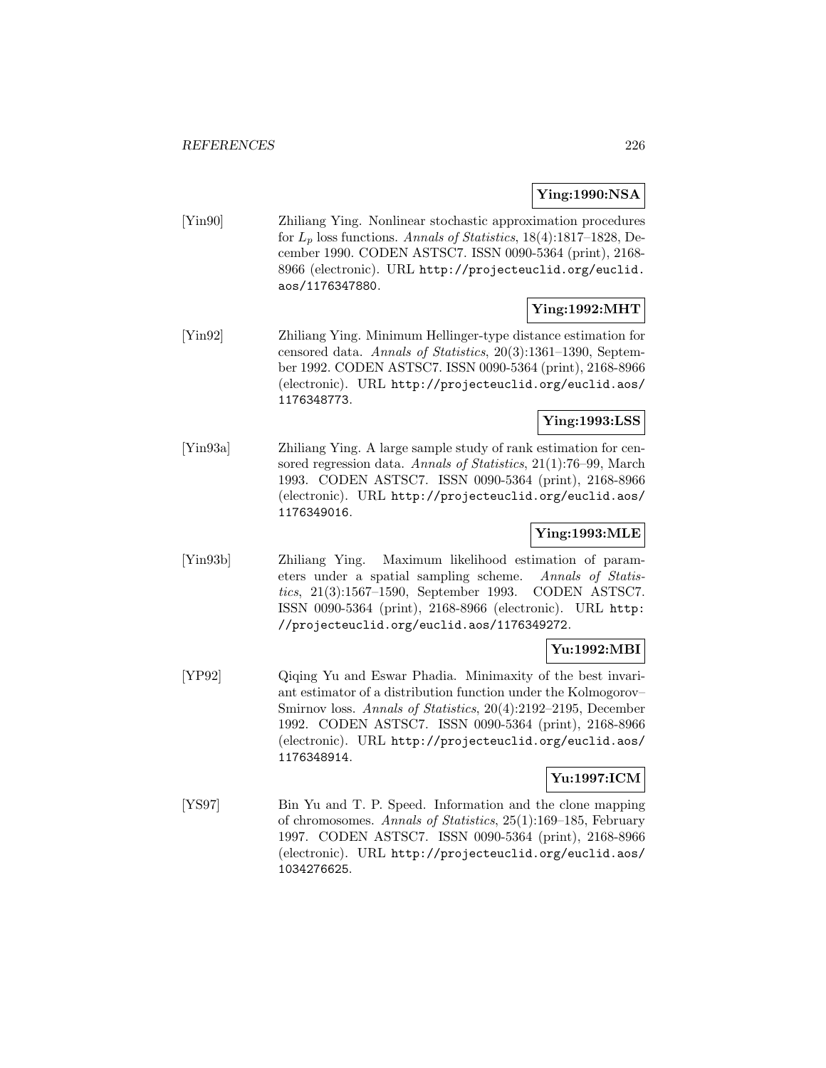**Ying:1990:NSA**

[Yin90] Zhiliang Ying. Nonlinear stochastic approximation procedures for $L_p$ loss functions. *Annals of Statistics*, 18(4):1817–1828, December 1990. CODEN ASTSC7. ISSN 0090-5364 (print), 2168-8966 (electronic). URL http://projecteuclid.org/euclid.aos/1176347880.

**Ying:1992:MHT**

[Yin92] Zhiliang Ying. Minimum Hellinger-type distance estimation for censored data. *Annals of Statistics*, 20(3):1361–1390, September 1992. CODEN ASTSC7. ISSN 0090-5364 (print), 2168-8966 (electronic). URL http://projecteuclid.org/euclid.aos/1176348773.

**Ying:1993:LSS**

[Yin93a] Zhiliang Ying. A large sample study of rank estimation for censored regression data. *Annals of Statistics*, 21(1):76–99, March 1993. CODEN ASTSC7. ISSN 0090-5364 (print), 2168-8966 (electronic). URL http://projecteuclid.org/euclid.aos/1176349016.

**Ying:1993:MLE**

[Yin93b] Zhiliang Ying. Maximum likelihood estimation of parameters under a spatial sampling scheme. *Annals of Statistics*, 21(3):1567–1590, September 1993. CODEN ASTSC7. ISSN 0090-5364 (print), 2168-8966 (electronic). URL http://projecteuclid.org/euclid.aos/1176349272.

**Yu:1992:MBI**

[YP92] Qiqing Yu and Eswar Phadia. Minimaxity of the best invariant estimator of a distribution function under the Kolmogorov–Smirnov loss. *Annals of Statistics*, 20(4):2192–2195, December 1992. CODEN ASTSC7. ISSN 0090-5364 (print), 2168-8966 (electronic). URL http://projecteuclid.org/euclid.aos/1176348914.

**Yu:1997:ICM**

[YS97] Bin Yu and T. P. Speed. Information and the clone mapping of chromosomes. *Annals of Statistics*, 25(1):169–185, February 1997. CODEN ASTSC7. ISSN 0090-5364 (print), 2168-8966 (electronic). URL http://projecteuclid.org/euclid.aos/1034276625.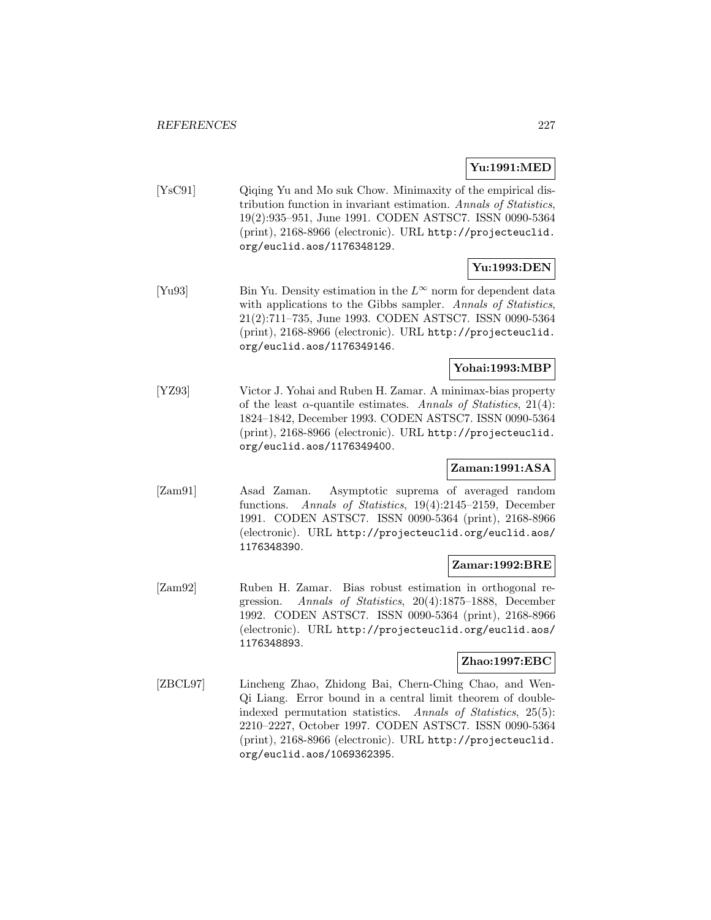**Yu:1991:MED**

[YsC91] Qiqing Yu and Mo suk Chow. Minimaxity of the empirical distribution function in invariant estimation. *Annals of Statistics*, 19(2):935–951, June 1991. CODEN ASTSC7. ISSN 0090-5364 (print), 2168-8966 (electronic). URL http://projecteuclid.org/euclid.aos/1176348129.

**Yu:1993:DEN**

[Yu93] Bin Yu. Density estimation in the $L^\infty$ norm for dependent data with applications to the Gibbs sampler. *Annals of Statistics*, 21(2):711–735, June 1993. CODEN ASTSC7. ISSN 0090-5364 (print), 2168-8966 (electronic). URL http://projecteuclid.org/euclid.aos/1176349146.

**Yohai:1993:MBP**

[YZ93] Victor J. Yohai and Ruben H. Zamar. A minimax-bias property of the least $\alpha$-quantile estimates. *Annals of Statistics*, 21(4):1824–1842, December 1993. CODEN ASTSC7. ISSN 0090-5364 (print), 2168-8966 (electronic). URL http://projecteuclid.org/euclid.aos/1176349400.

**Zaman:1991:ASA**

[Zam91] Asad Zaman. Asymptotic suprema of averaged random functions. *Annals of Statistics*, 19(4):2145–2159, December 1991. CODEN ASTSC7. ISSN 0090-5364 (print), 2168-8966 (electronic). URL http://projecteuclid.org/euclid.aos/1176348390.

**Zamar:1992:BRE**

[Zam92] Ruben H. Zamar. Bias robust estimation in orthogonal regression. *Annals of Statistics*, 20(4):1875–1888, December 1992. CODEN ASTSC7. ISSN 0090-5364 (print), 2168-8966 (electronic). URL http://projecteuclid.org/euclid.aos/1176348893.

**Zhao:1997:EBC**

[ZBCL97] Lincheng Zhao, Zhidong Bai, Chern-Ching Chao, and Wen-Qi Liang. Error bound in a central limit theorem of double-indexed permutation statistics. *Annals of Statistics*, 25(5):2210–2227, October 1997. CODEN ASTSC7. ISSN 0090-5364 (print), 2168-8966 (electronic). URL http://projecteuclid.org/euclid.aos/1069362395.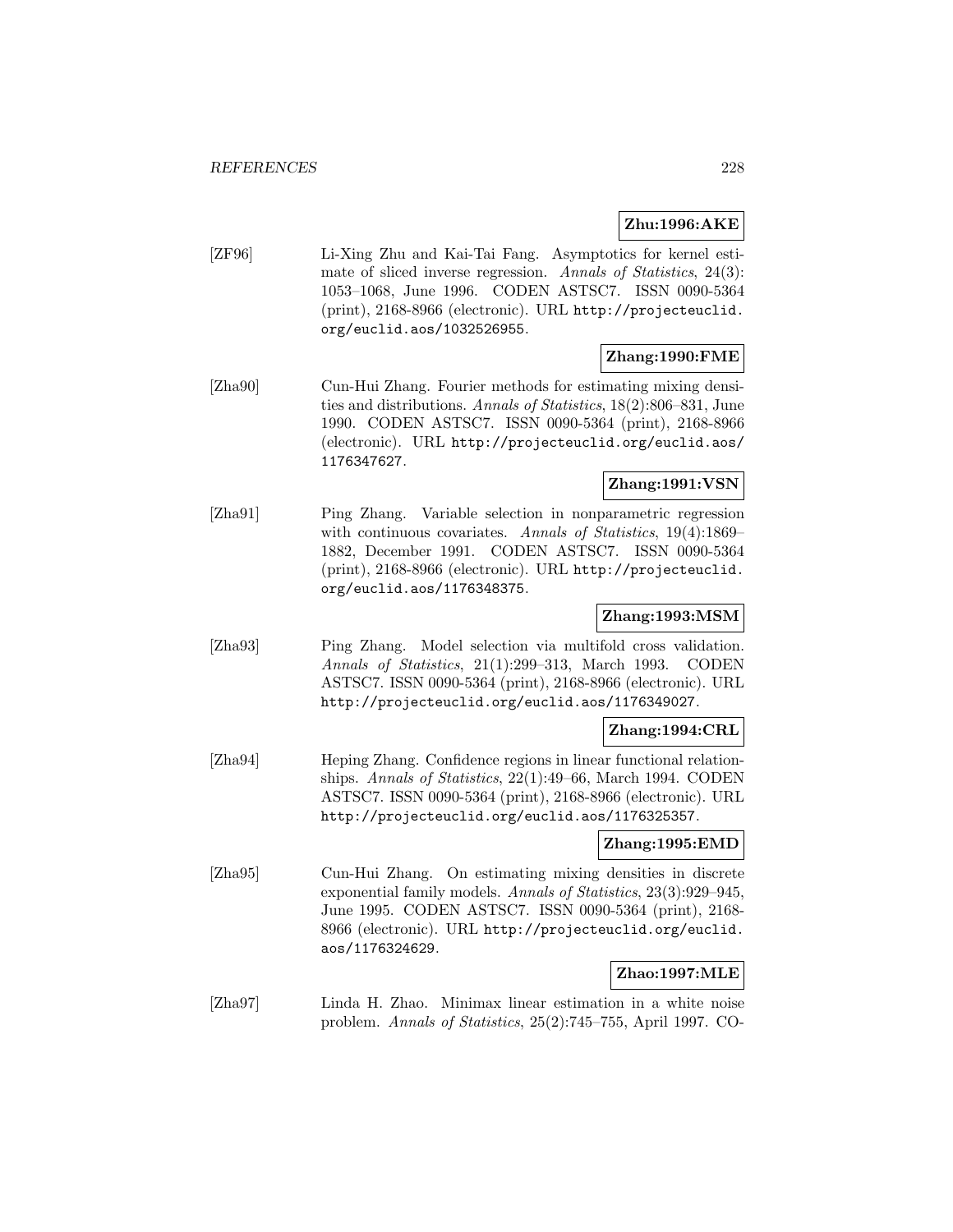**Zhu:1996:AKE**

[ZF96] Li-Xing Zhu and Kai-Tai Fang. Asymptotics for kernel estimate of sliced inverse regression. *Annals of Statistics*, 24(3): 1053–1068, June 1996. CODEN ASTSC7. ISSN 0090-5364 (print), 2168-8966 (electronic). URL http://projecteuclid.org/euclid.aos/1032526955.

**Zhang:1990:FME**

[Zha90] Cun-Hui Zhang. Fourier methods for estimating mixing densities and distributions. *Annals of Statistics*, 18(2):806–831, June 1990. CODEN ASTSC7. ISSN 0090-5364 (print), 2168-8966 (electronic). URL http://projecteuclid.org/euclid.aos/1176347627.

**Zhang:1991:VSN**

[Zha91] Ping Zhang. Variable selection in nonparametric regression with continuous covariates. *Annals of Statistics*, 19(4):1869–1882, December 1991. CODEN ASTSC7. ISSN 0090-5364 (print), 2168-8966 (electronic). URL http://projecteuclid.org/euclid.aos/1176348375.

**Zhang:1993:MSM**

[Zha93] Ping Zhang. Model selection via multifold cross validation. *Annals of Statistics*, 21(1):299–313, March 1993. CODEN ASTSC7. ISSN 0090-5364 (print), 2168-8966 (electronic). URL http://projecteuclid.org/euclid.aos/1176349027.

**Zhang:1994:CRL**

[Zha94] Heping Zhang. Confidence regions in linear functional relationships. *Annals of Statistics*, 22(1):49–66, March 1994. CODEN ASTSC7. ISSN 0090-5364 (print), 2168-8966 (electronic). URL http://projecteuclid.org/euclid.aos/1176325357.

**Zhang:1995:EMD**

[Zha95] Cun-Hui Zhang. On estimating mixing densities in discrete exponential family models. *Annals of Statistics*, 23(3):929–945, June 1995. CODEN ASTSC7. ISSN 0090-5364 (print), 2168-8966 (electronic). URL http://projecteuclid.org/euclid.aos/1176324629.

**Zhao:1997:MLE**

[Zha97] Linda H. Zhao. Minimax linear estimation in a white noise problem. *Annals of Statistics*, 25(2):745–755, April 1997. CO-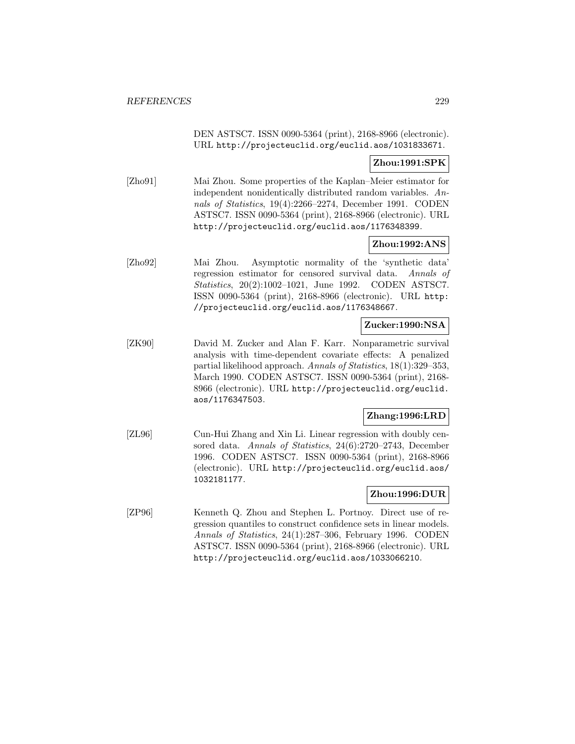DEN ASTSC7. ISSN 0090-5364 (print), 2168-8966 (electronic). URL http://projecteuclid.org/euclid.aos/1031833671.

**Zhou:1991:SPK**

[Zho91] Mai Zhou. Some properties of the Kaplan–Meier estimator for independent nonidentically distributed random variables. *Annals of Statistics*, 19(4):2266–2274, December 1991. CODEN ASTSC7. ISSN 0090-5364 (print), 2168-8966 (electronic). URL http://projecteuclid.org/euclid.aos/1176348399.

**Zhou:1992:ANS**

[Zho92] Mai Zhou. Asymptotic normality of the 'synthetic data' regression estimator for censored survival data. *Annals of Statistics*, 20(2):1002–1021, June 1992. CODEN ASTSC7. ISSN 0090-5364 (print), 2168-8966 (electronic). URL http://projecteuclid.org/euclid.aos/1176348667.

**Zucker:1990:NSA**

[ZK90] David M. Zucker and Alan F. Karr. Nonparametric survival analysis with time-dependent covariate effects: A penalized partial likelihood approach. *Annals of Statistics*, 18(1):329–353, March 1990. CODEN ASTSC7. ISSN 0090-5364 (print), 2168-8966 (electronic). URL http://projecteuclid.org/euclid.aos/1176347503.

**Zhang:1996:LRD**

[ZL96] Cun-Hui Zhang and Xin Li. Linear regression with doubly censored data. *Annals of Statistics*, 24(6):2720–2743, December 1996. CODEN ASTSC7. ISSN 0090-5364 (print), 2168-8966 (electronic). URL http://projecteuclid.org/euclid.aos/1032181177.

**Zhou:1996:DUR**

[ZP96] Kenneth Q. Zhou and Stephen L. Portnoy. Direct use of regression quantiles to construct confidence sets in linear models. *Annals of Statistics*, 24(1):287–306, February 1996. CODEN ASTSC7. ISSN 0090-5364 (print), 2168-8966 (electronic). URL http://projecteuclid.org/euclid.aos/1033066210.